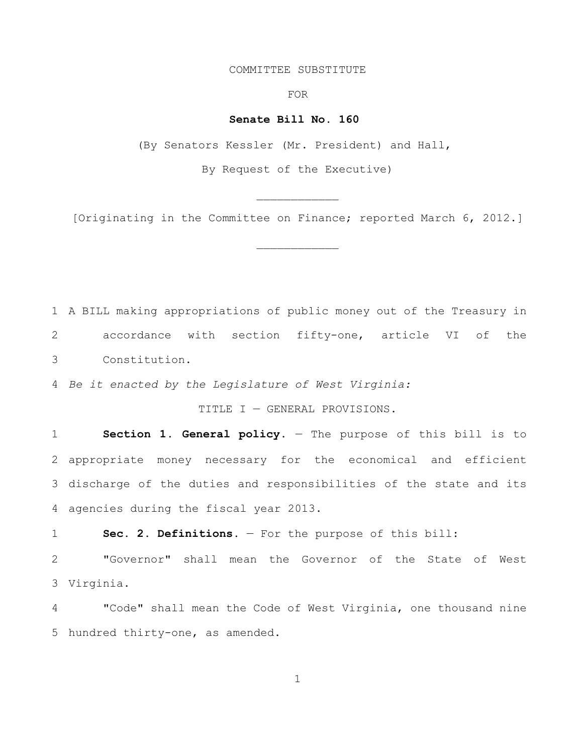COMMITTEE SUBSTITUTE

FOR

**Senate Bill No. 160**

(By Senators Kessler (Mr. President) and Hall,

By Request of the Executive)

____________

[Originating in the Committee on Finance; reported March 6, 2012.]

____________

1 A BILL making appropriations of public money out of the Treasury in
2 accordance with section fifty-one, article VI of the
3 Constitution.

4 *Be it enacted by the Legislature of West Virginia:*

TITLE I — GENERAL PROVISIONS.

1 **Section 1. General policy.** — The purpose of this bill is to
2 appropriate money necessary for the economical and efficient
3 discharge of the duties and responsibilities of the state and its
4 agencies during the fiscal year 2013.

1 **Sec. 2. Definitions.** — For the purpose of this bill:

2 "Governor" shall mean the Governor of the State of West
3 Virginia.

4 "Code" shall mean the Code of West Virginia, one thousand nine
5 hundred thirty-one, as amended.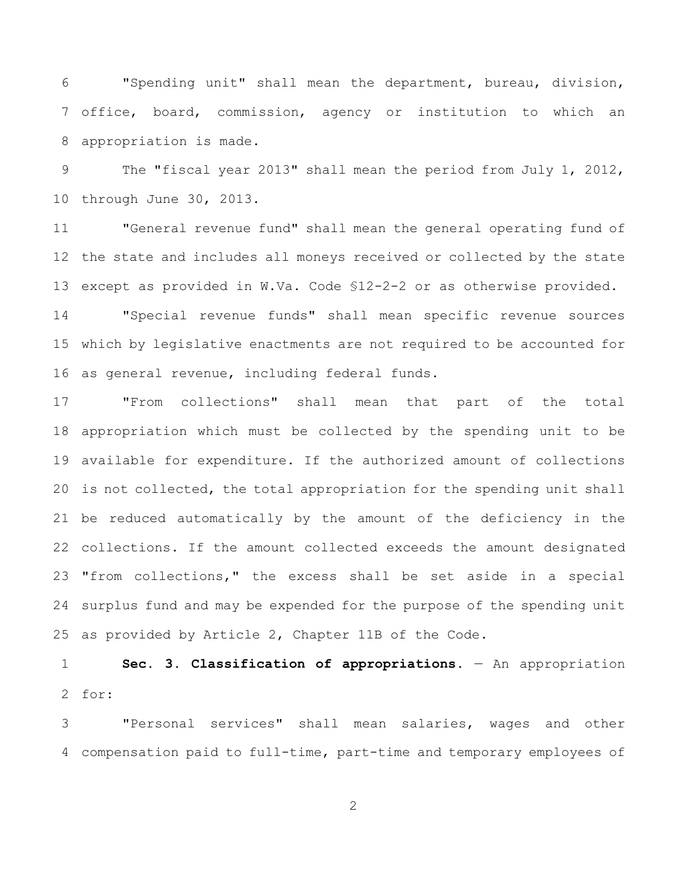"Spending unit" shall mean the department, bureau, division, office, board, commission, agency or institution to which an appropriation is made.

The "fiscal year 2013" shall mean the period from July 1, 2012, through June 30, 2013.

"General revenue fund" shall mean the general operating fund of the state and includes all moneys received or collected by the state except as provided in W.Va. Code §12-2-2 or as otherwise provided.

"Special revenue funds" shall mean specific revenue sources which by legislative enactments are not required to be accounted for as general revenue, including federal funds.

"From collections" shall mean that part of the total appropriation which must be collected by the spending unit to be available for expenditure. If the authorized amount of collections is not collected, the total appropriation for the spending unit shall be reduced automatically by the amount of the deficiency in the collections. If the amount collected exceeds the amount designated "from collections," the excess shall be set aside in a special surplus fund and may be expended for the purpose of the spending unit as provided by Article 2, Chapter 11B of the Code.

**Sec. 3. Classification of appropriations.** — An appropriation for:

"Personal services" shall mean salaries, wages and other compensation paid to full-time, part-time and temporary employees of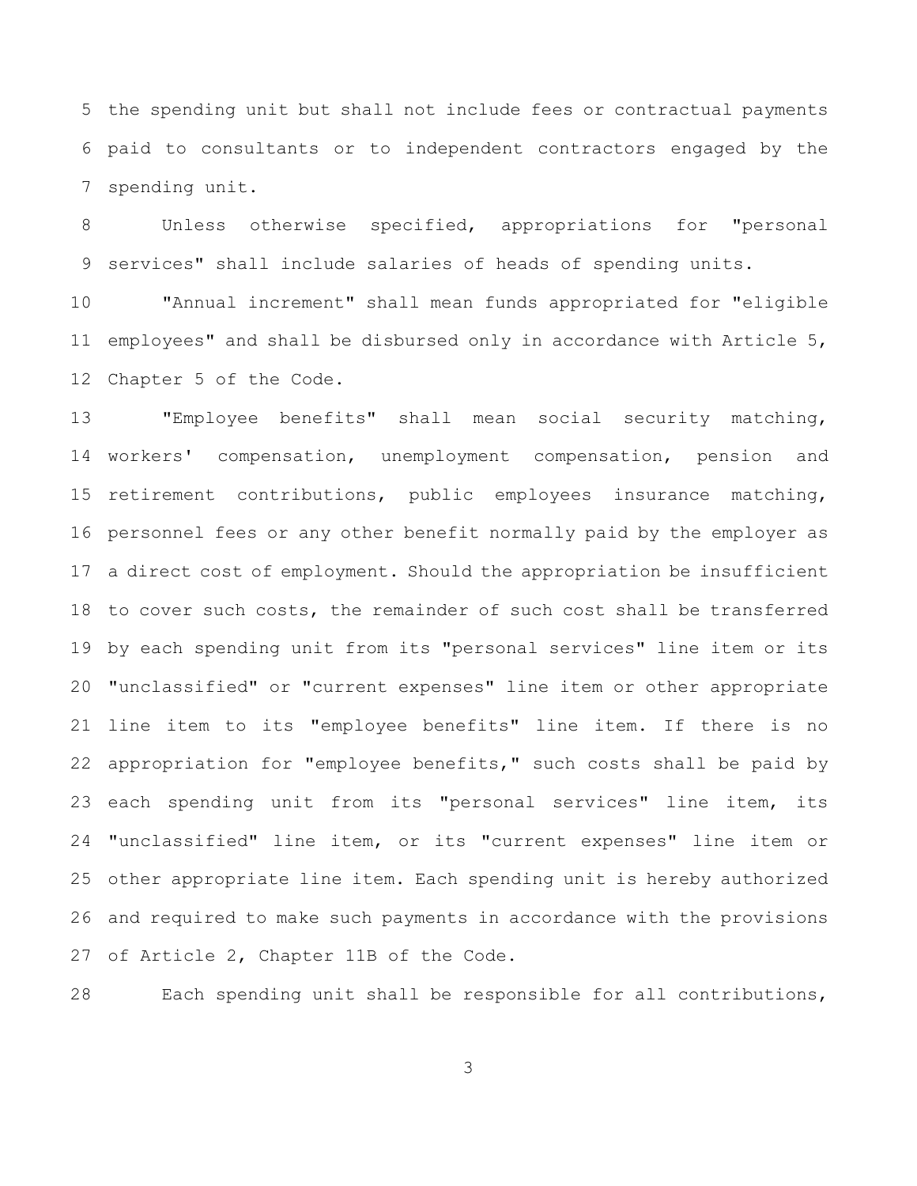the spending unit but shall not include fees or contractual payments paid to consultants or to independent contractors engaged by the spending unit.

Unless otherwise specified, appropriations for "personal services" shall include salaries of heads of spending units.

"Annual increment" shall mean funds appropriated for "eligible employees" and shall be disbursed only in accordance with Article 5, Chapter 5 of the Code.

"Employee benefits" shall mean social security matching, workers' compensation, unemployment compensation, pension and retirement contributions, public employees insurance matching, personnel fees or any other benefit normally paid by the employer as a direct cost of employment. Should the appropriation be insufficient to cover such costs, the remainder of such cost shall be transferred by each spending unit from its "personal services" line item or its "unclassified" or "current expenses" line item or other appropriate line item to its "employee benefits" line item. If there is no appropriation for "employee benefits," such costs shall be paid by each spending unit from its "personal services" line item, its "unclassified" line item, or its "current expenses" line item or other appropriate line item. Each spending unit is hereby authorized and required to make such payments in accordance with the provisions of Article 2, Chapter 11B of the Code.

Each spending unit shall be responsible for all contributions,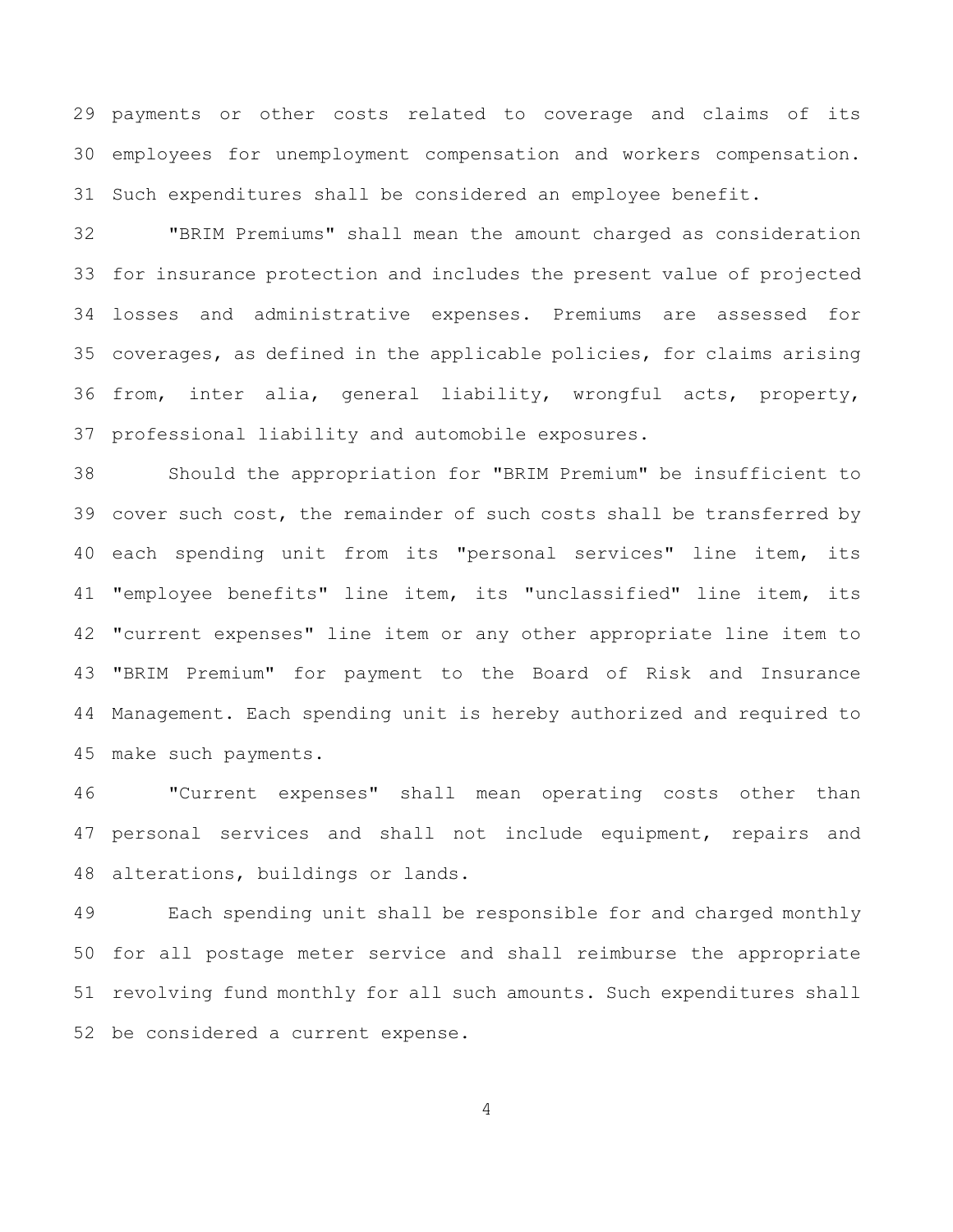payments or other costs related to coverage and claims of its employees for unemployment compensation and workers compensation. Such expenditures shall be considered an employee benefit.

"BRIM Premiums" shall mean the amount charged as consideration for insurance protection and includes the present value of projected losses and administrative expenses. Premiums are assessed for coverages, as defined in the applicable policies, for claims arising from, inter alia, general liability, wrongful acts, property, professional liability and automobile exposures.

Should the appropriation for "BRIM Premium" be insufficient to cover such cost, the remainder of such costs shall be transferred by each spending unit from its "personal services" line item, its "employee benefits" line item, its "unclassified" line item, its "current expenses" line item or any other appropriate line item to "BRIM Premium" for payment to the Board of Risk and Insurance Management. Each spending unit is hereby authorized and required to make such payments.

"Current expenses" shall mean operating costs other than personal services and shall not include equipment, repairs and alterations, buildings or lands.

Each spending unit shall be responsible for and charged monthly for all postage meter service and shall reimburse the appropriate revolving fund monthly for all such amounts. Such expenditures shall be considered a current expense.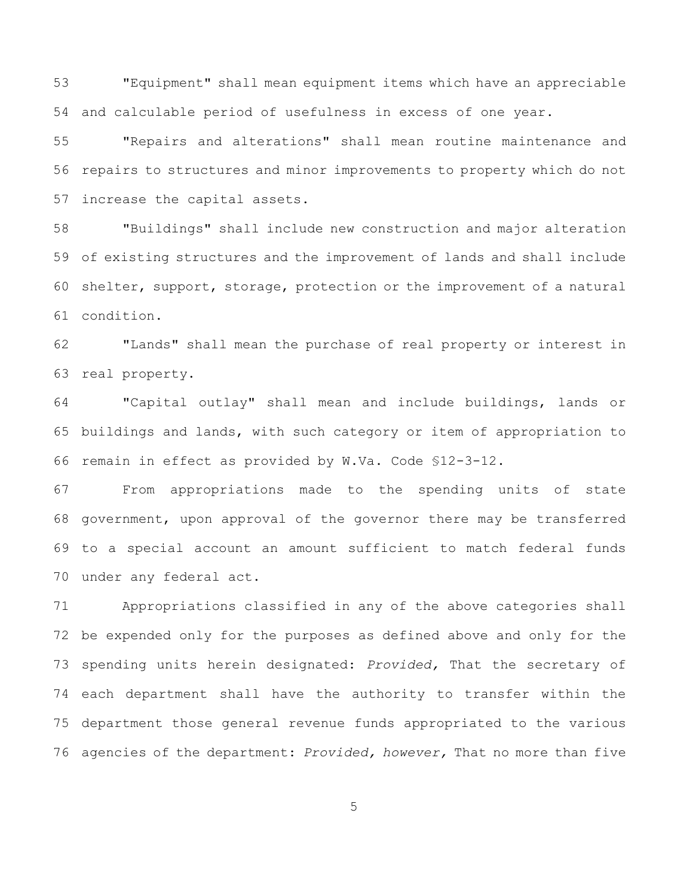"Equipment" shall mean equipment items which have an appreciable and calculable period of usefulness in excess of one year.

"Repairs and alterations" shall mean routine maintenance and repairs to structures and minor improvements to property which do not increase the capital assets.

"Buildings" shall include new construction and major alteration of existing structures and the improvement of lands and shall include shelter, support, storage, protection or the improvement of a natural condition.

"Lands" shall mean the purchase of real property or interest in real property.

"Capital outlay" shall mean and include buildings, lands or buildings and lands, with such category or item of appropriation to remain in effect as provided by W.Va. Code §12-3-12.

From appropriations made to the spending units of state government, upon approval of the governor there may be transferred to a special account an amount sufficient to match federal funds under any federal act.

Appropriations classified in any of the above categories shall be expended only for the purposes as defined above and only for the spending units herein designated: *Provided,* That the secretary of each department shall have the authority to transfer within the department those general revenue funds appropriated to the various agencies of the department: *Provided, however,* That no more than five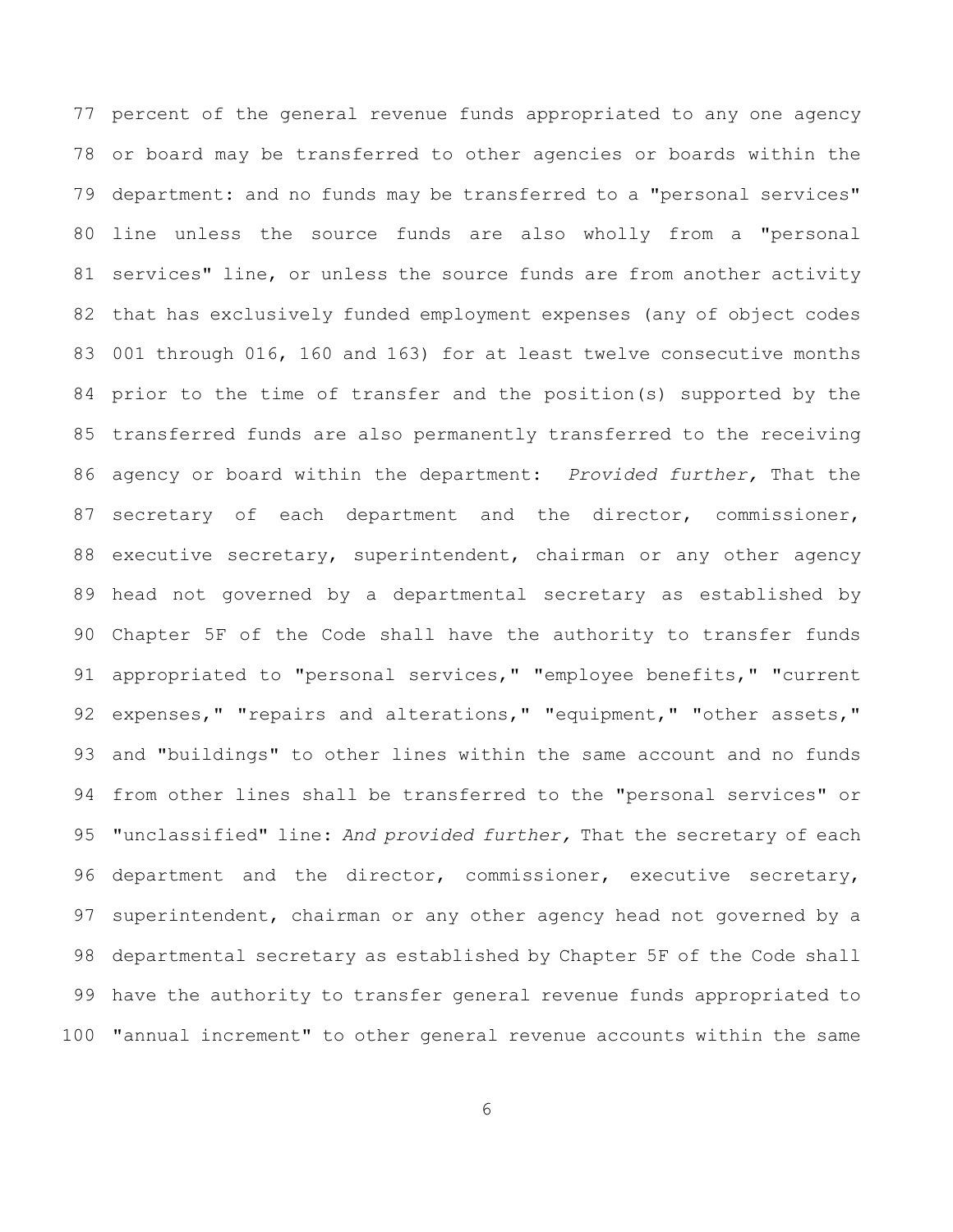percent of the general revenue funds appropriated to any one agency or board may be transferred to other agencies or boards within the department: and no funds may be transferred to a "personal services" line unless the source funds are also wholly from a "personal services" line, or unless the source funds are from another activity that has exclusively funded employment expenses (any of object codes 001 through 016, 160 and 163) for at least twelve consecutive months prior to the time of transfer and the position(s) supported by the transferred funds are also permanently transferred to the receiving agency or board within the department: *Provided further,* That the secretary of each department and the director, commissioner, executive secretary, superintendent, chairman or any other agency head not governed by a departmental secretary as established by Chapter 5F of the Code shall have the authority to transfer funds appropriated to "personal services," "employee benefits," "current expenses," "repairs and alterations," "equipment," "other assets," and "buildings" to other lines within the same account and no funds from other lines shall be transferred to the "personal services" or "unclassified" line: *And provided further,* That the secretary of each department and the director, commissioner, executive secretary, superintendent, chairman or any other agency head not governed by a departmental secretary as established by Chapter 5F of the Code shall have the authority to transfer general revenue funds appropriated to "annual increment" to other general revenue accounts within the same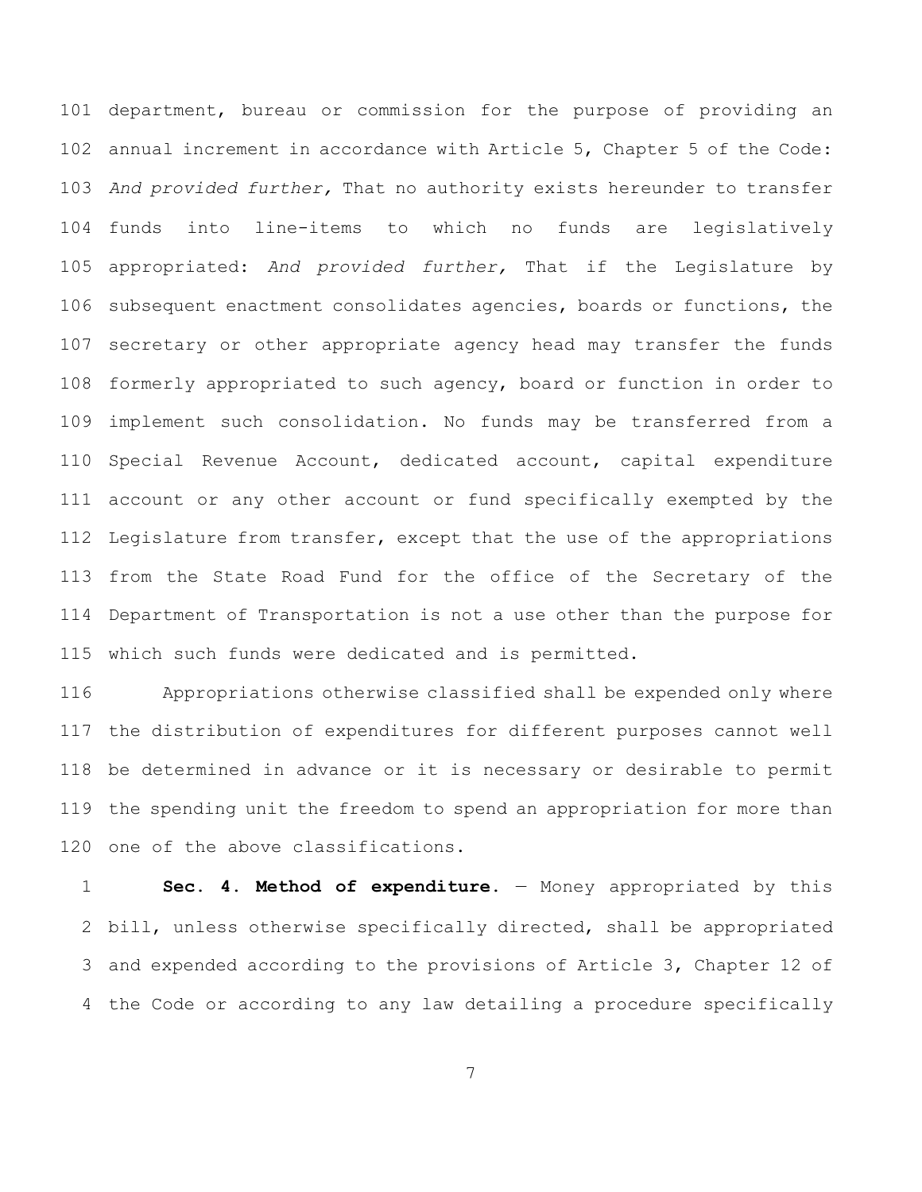department, bureau or commission for the purpose of providing an annual increment in accordance with Article 5, Chapter 5 of the Code: *And provided further,* That no authority exists hereunder to transfer funds into line-items to which no funds are legislatively appropriated: *And provided further,* That if the Legislature by subsequent enactment consolidates agencies, boards or functions, the secretary or other appropriate agency head may transfer the funds formerly appropriated to such agency, board or function in order to implement such consolidation. No funds may be transferred from a Special Revenue Account, dedicated account, capital expenditure account or any other account or fund specifically exempted by the Legislature from transfer, except that the use of the appropriations from the State Road Fund for the office of the Secretary of the Department of Transportation is not a use other than the purpose for which such funds were dedicated and is permitted.

Appropriations otherwise classified shall be expended only where the distribution of expenditures for different purposes cannot well be determined in advance or it is necessary or desirable to permit the spending unit the freedom to spend an appropriation for more than one of the above classifications.

**Sec. 4. Method of expenditure.** — Money appropriated by this bill, unless otherwise specifically directed, shall be appropriated and expended according to the provisions of Article 3, Chapter 12 of the Code or according to any law detailing a procedure specifically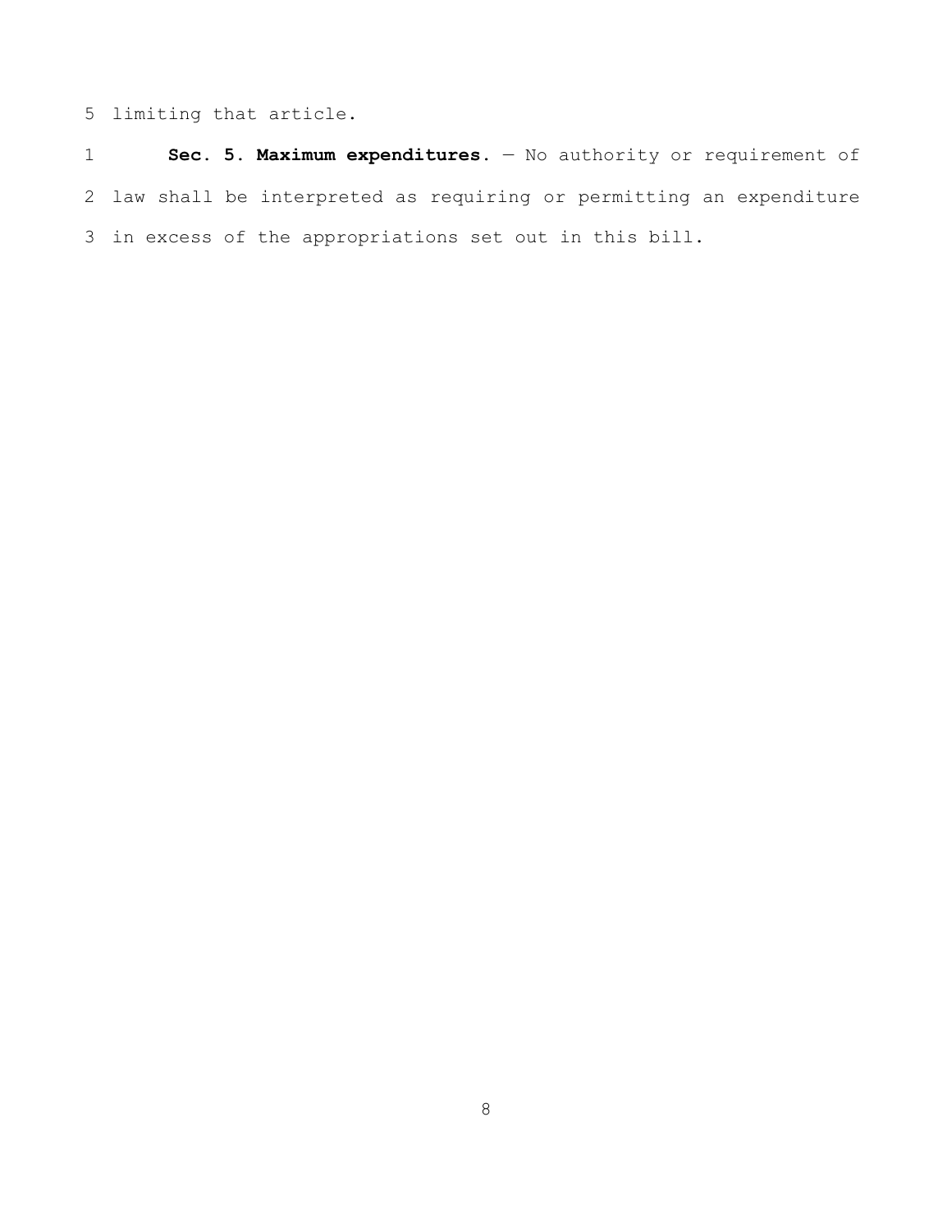limiting that article.

**Sec. 5. Maximum expenditures.** — No authority or requirement of law shall be interpreted as requiring or permitting an expenditure in excess of the appropriations set out in this bill.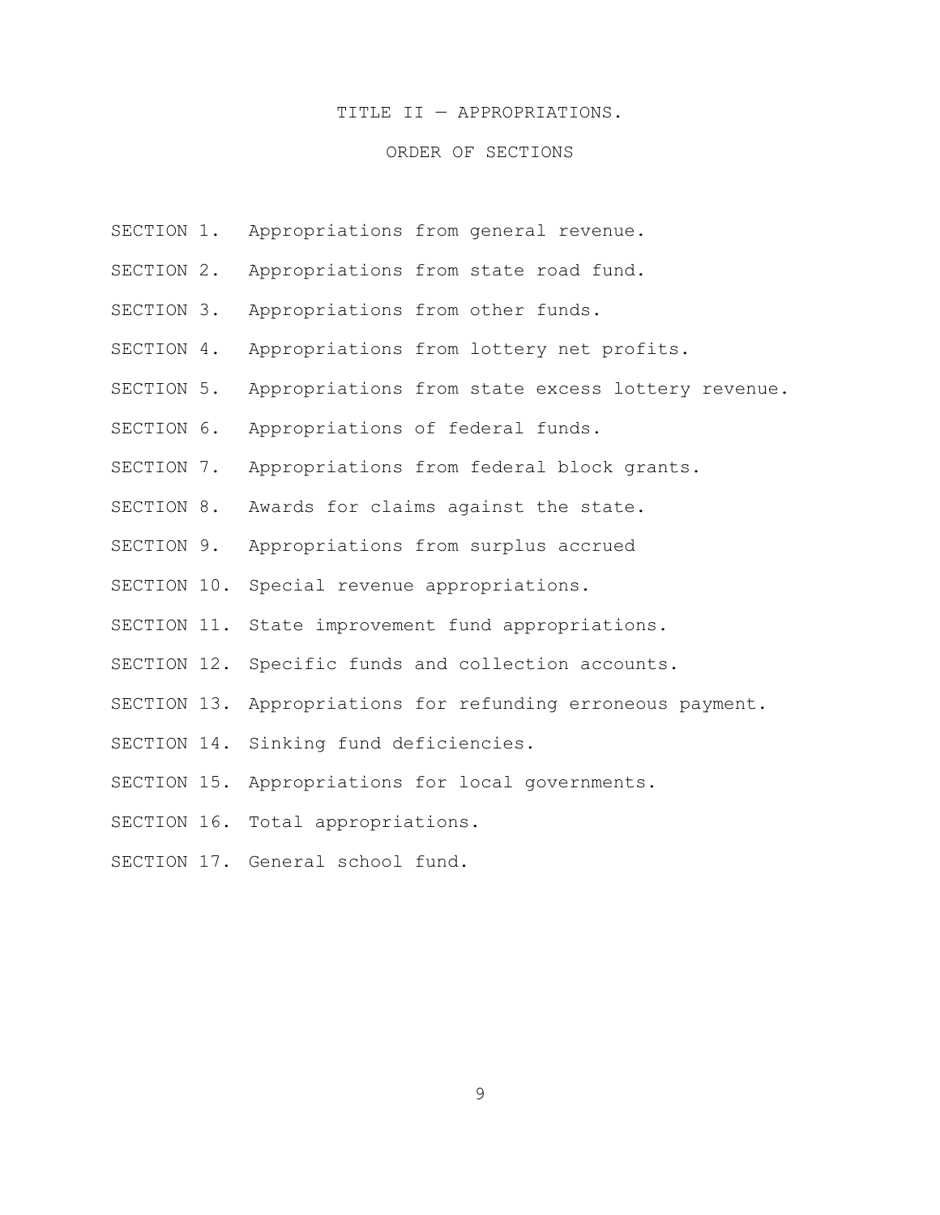# TITLE II — APPROPRIATIONS.

## ORDER OF SECTIONS

SECTION 1. Appropriations from general revenue.

SECTION 2. Appropriations from state road fund.

SECTION 3. Appropriations from other funds.

SECTION 4. Appropriations from lottery net profits.

SECTION 5. Appropriations from state excess lottery revenue.

SECTION 6. Appropriations of federal funds.

SECTION 7. Appropriations from federal block grants.

SECTION 8. Awards for claims against the state.

SECTION 9. Appropriations from surplus accrued

SECTION 10. Special revenue appropriations.

SECTION 11. State improvement fund appropriations.

SECTION 12. Specific funds and collection accounts.

SECTION 13. Appropriations for refunding erroneous payment.

SECTION 14. Sinking fund deficiencies.

SECTION 15. Appropriations for local governments.

SECTION 16. Total appropriations.

SECTION 17. General school fund.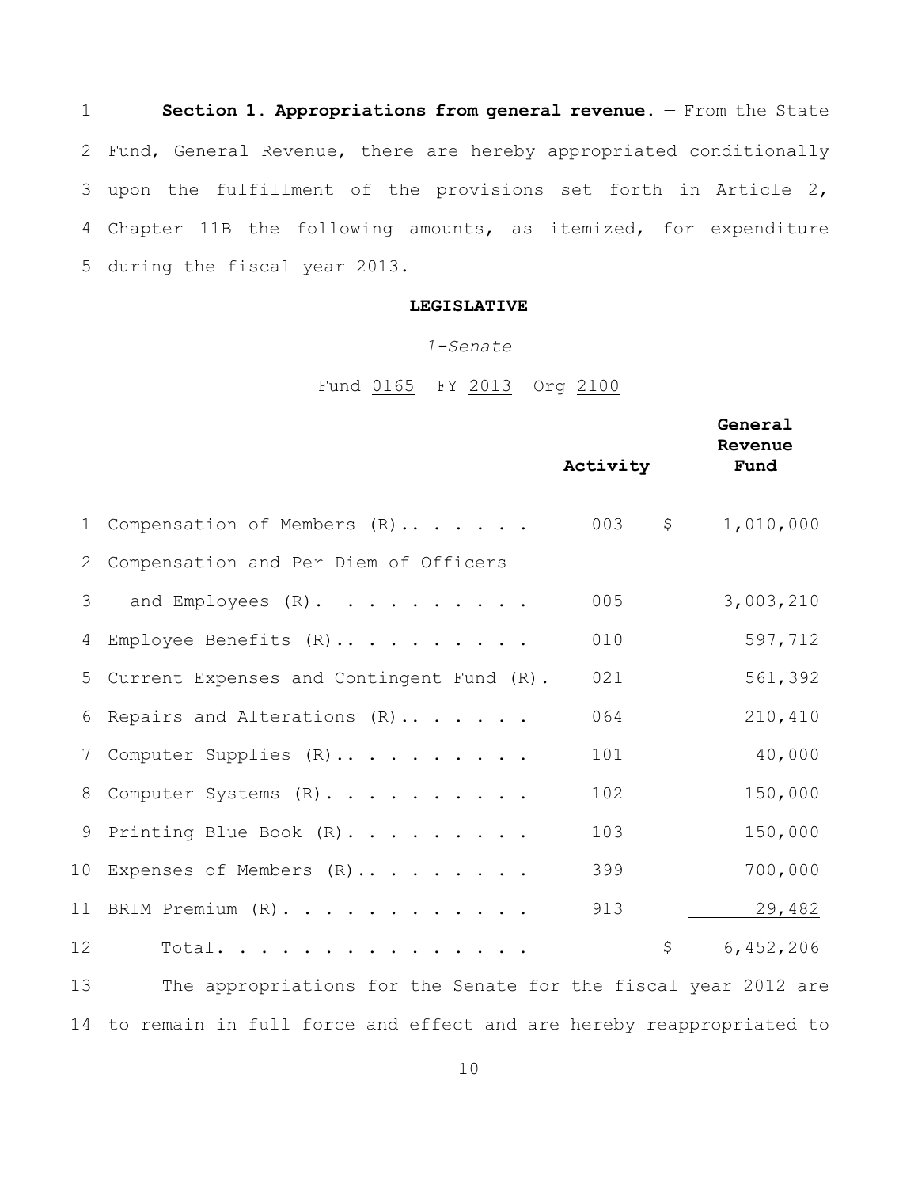**Section 1. Appropriations from general revenue.** — From the State Fund, General Revenue, there are hereby appropriated conditionally upon the fulfillment of the provisions set forth in Article 2, Chapter 11B the following amounts, as itemized, for expenditure during the fiscal year 2013.

**LEGISLATIVE**

*1-Senate*

Fund 0165 FY 2013 Org 2100

| | Activity | General Revenue Fund |
|---|---|---|
| Compensation of Members (R) | 003 | $ 1,010,000 |
| Compensation and Per Diem of Officers and Employees (R) | 005 | 3,003,210 |
| Employee Benefits (R) | 010 | 597,712 |
| Current Expenses and Contingent Fund (R) | 021 | 561,392 |
| Repairs and Alterations (R) | 064 | 210,410 |
| Computer Supplies (R) | 101 | 40,000 |
| Computer Systems (R) | 102 | 150,000 |
| Printing Blue Book (R) | 103 | 150,000 |
| Expenses of Members (R) | 399 | 700,000 |
| BRIM Premium (R) | 913 | 29,482 |
| Total | | $ 6,452,206 |

The appropriations for the Senate for the fiscal year 2012 are to remain in full force and effect and are hereby reappropriated to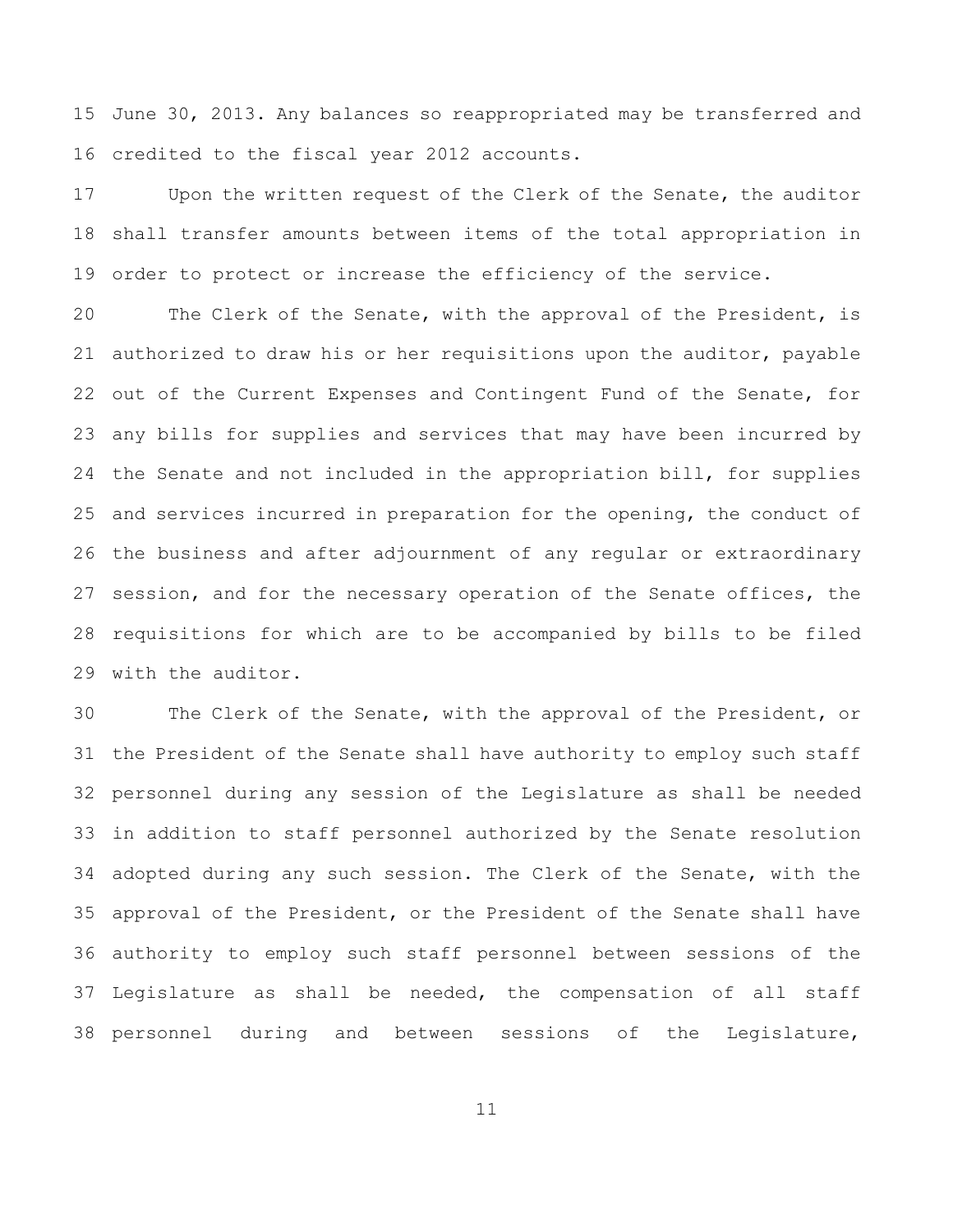June 30, 2013. Any balances so reappropriated may be transferred and credited to the fiscal year 2012 accounts.

Upon the written request of the Clerk of the Senate, the auditor shall transfer amounts between items of the total appropriation in order to protect or increase the efficiency of the service.

The Clerk of the Senate, with the approval of the President, is authorized to draw his or her requisitions upon the auditor, payable out of the Current Expenses and Contingent Fund of the Senate, for any bills for supplies and services that may have been incurred by the Senate and not included in the appropriation bill, for supplies and services incurred in preparation for the opening, the conduct of the business and after adjournment of any regular or extraordinary session, and for the necessary operation of the Senate offices, the requisitions for which are to be accompanied by bills to be filed with the auditor.

The Clerk of the Senate, with the approval of the President, or the President of the Senate shall have authority to employ such staff personnel during any session of the Legislature as shall be needed in addition to staff personnel authorized by the Senate resolution adopted during any such session. The Clerk of the Senate, with the approval of the President, or the President of the Senate shall have authority to employ such staff personnel between sessions of the Legislature as shall be needed, the compensation of all staff personnel during and between sessions of the Legislature,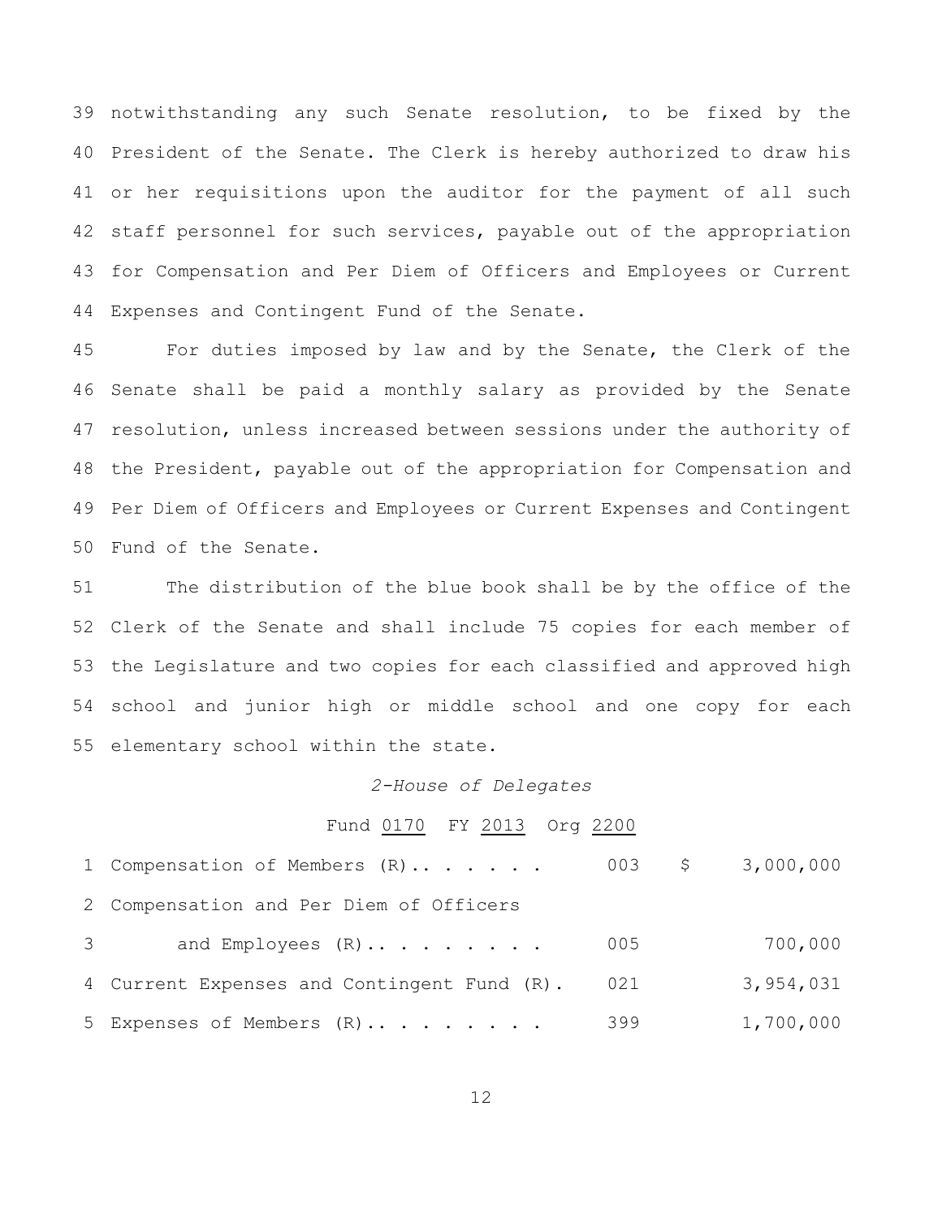39 notwithstanding any such Senate resolution, to be fixed by the 40 President of the Senate. The Clerk is hereby authorized to draw his 41 or her requisitions upon the auditor for the payment of all such 42 staff personnel for such services, payable out of the appropriation 43 for Compensation and Per Diem of Officers and Employees or Current 44 Expenses and Contingent Fund of the Senate.

45 For duties imposed by law and by the Senate, the Clerk of the 46 Senate shall be paid a monthly salary as provided by the Senate 47 resolution, unless increased between sessions under the authority of 48 the President, payable out of the appropriation for Compensation and 49 Per Diem of Officers and Employees or Current Expenses and Contingent 50 Fund of the Senate.

51 The distribution of the blue book shall be by the office of the 52 Clerk of the Senate and shall include 75 copies for each member of 53 the Legislature and two copies for each classified and approved high 54 school and junior high or middle school and one copy for each 55 elementary school within the state.

*2-House of Delegates*

Fund 0170 FY 2013 Org 2200

| | | | | |
|---|---|---|---|---|
| 1 | Compensation of Members (R). . . . . . . | 003 | $ | 3,000,000 |
| 2 | Compensation and Per Diem of Officers | | | |
| 3 | and Employees (R). . . . . . . . . | 005 | | 700,000 |
| 4 | Current Expenses and Contingent Fund (R). | 021 | | 3,954,031 |
| 5 | Expenses of Members (R). . . . . . . . . | 399 | | 1,700,000 |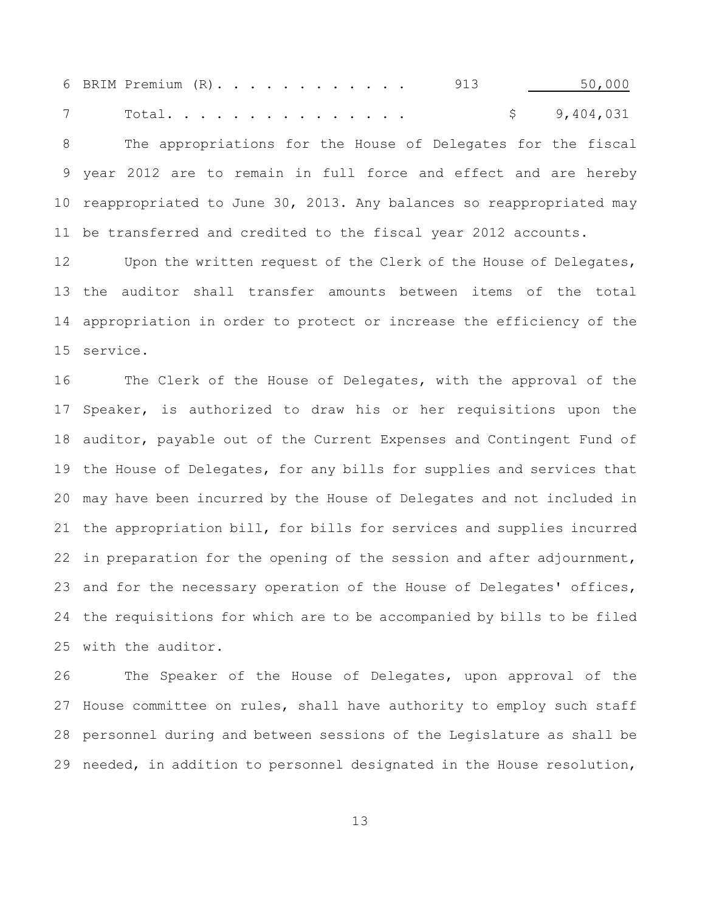| | | |
|---|---|---|
| BRIM Premium (R). . . . . . . . . . . . | 913 | 50,000 |
| Total. . . . . . . . . . . . . . . | | $ 9,404,031 |

The appropriations for the House of Delegates for the fiscal year 2012 are to remain in full force and effect and are hereby reappropriated to June 30, 2013. Any balances so reappropriated may be transferred and credited to the fiscal year 2012 accounts.

Upon the written request of the Clerk of the House of Delegates, the auditor shall transfer amounts between items of the total appropriation in order to protect or increase the efficiency of the service.

The Clerk of the House of Delegates, with the approval of the Speaker, is authorized to draw his or her requisitions upon the auditor, payable out of the Current Expenses and Contingent Fund of the House of Delegates, for any bills for supplies and services that may have been incurred by the House of Delegates and not included in the appropriation bill, for bills for services and supplies incurred in preparation for the opening of the session and after adjournment, and for the necessary operation of the House of Delegates' offices, the requisitions for which are to be accompanied by bills to be filed with the auditor.

The Speaker of the House of Delegates, upon approval of the House committee on rules, shall have authority to employ such staff personnel during and between sessions of the Legislature as shall be needed, in addition to personnel designated in the House resolution,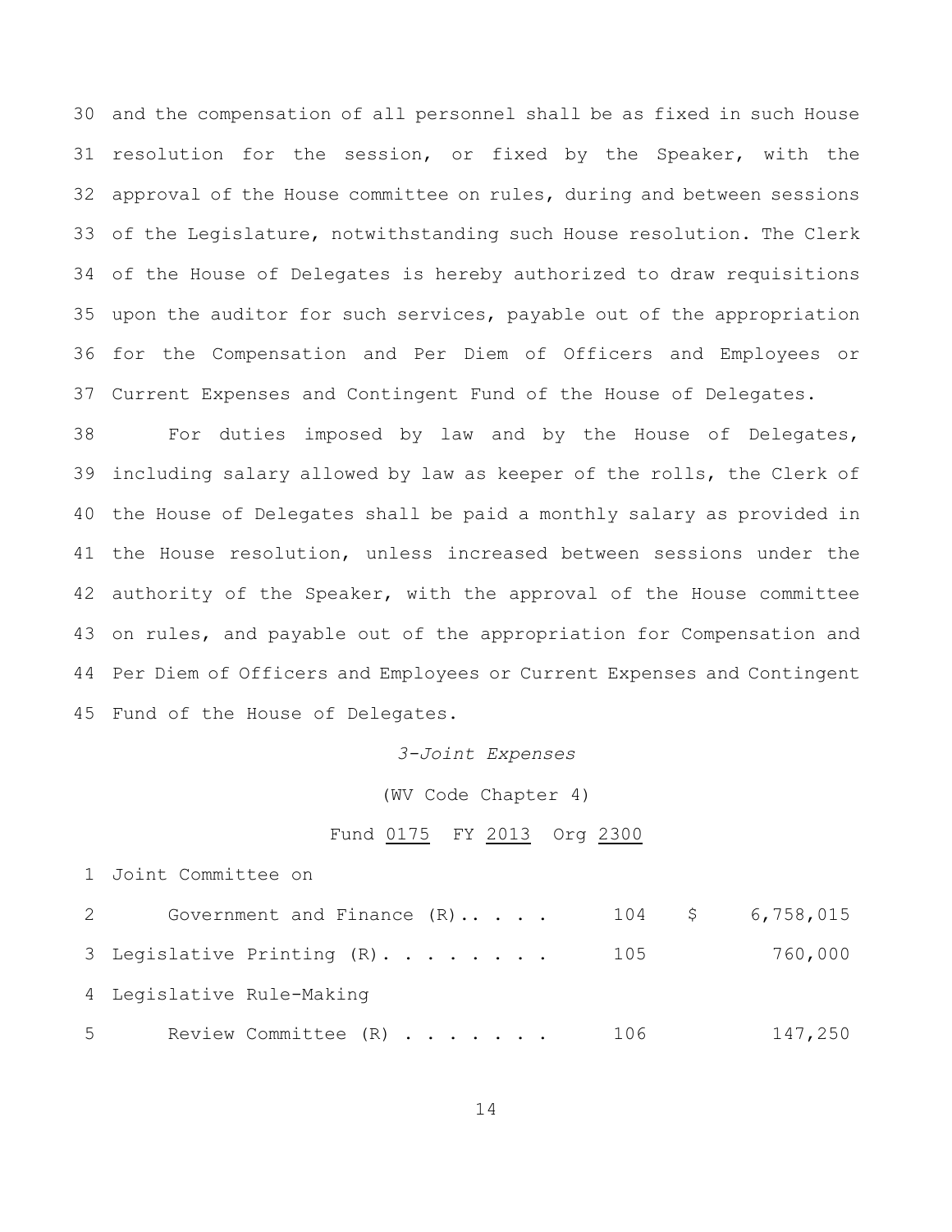and the compensation of all personnel shall be as fixed in such House resolution for the session, or fixed by the Speaker, with the approval of the House committee on rules, during and between sessions of the Legislature, notwithstanding such House resolution. The Clerk of the House of Delegates is hereby authorized to draw requisitions upon the auditor for such services, payable out of the appropriation for the Compensation and Per Diem of Officers and Employees or Current Expenses and Contingent Fund of the House of Delegates.

For duties imposed by law and by the House of Delegates, including salary allowed by law as keeper of the rolls, the Clerk of the House of Delegates shall be paid a monthly salary as provided in the House resolution, unless increased between sessions under the authority of the Speaker, with the approval of the House committee on rules, and payable out of the appropriation for Compensation and Per Diem of Officers and Employees or Current Expenses and Contingent Fund of the House of Delegates.

*3-Joint Expenses*

(WV Code Chapter 4)

Fund 0175 FY 2013 Org 2300

| | | |
|---|---|---|
| Joint Committee on Government and Finance (R) | 104 | $ 6,758,015 |
| Legislative Printing (R) | 105 | 760,000 |
| Legislative Rule-Making Review Committee (R) | 106 | 147,250 |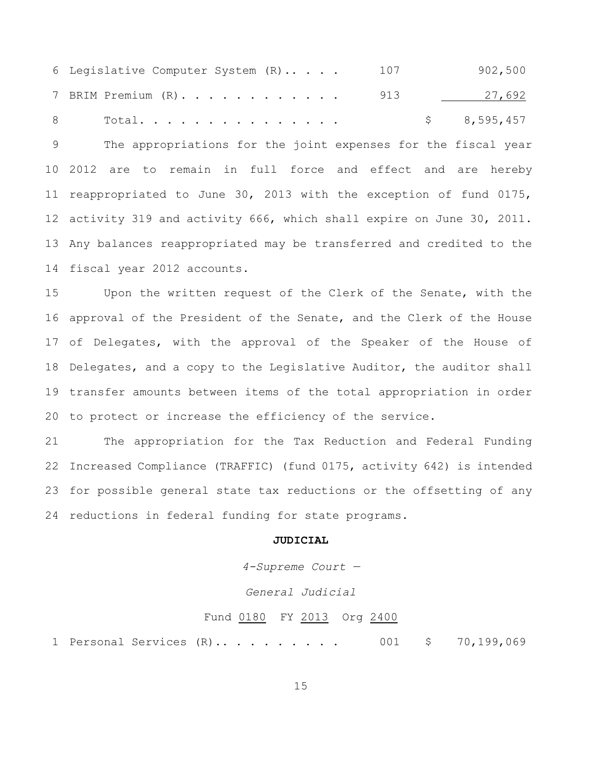| | | |
|---|---|---|
| 6 Legislative Computer System (R).. . . . | 107 | 902,500 |
| 7 BRIM Premium (R). . . . . . . . . . . . | 913 | 27,692 |
| 8 Total. . . . . . . . . . . . . . . | | $ 8,595,457 |

9 The appropriations for the joint expenses for the fiscal year 10 2012 are to remain in full force and effect and are hereby 11 reappropriated to June 30, 2013 with the exception of fund 0175, 12 activity 319 and activity 666, which shall expire on June 30, 2011. 13 Any balances reappropriated may be transferred and credited to the 14 fiscal year 2012 accounts.

15 Upon the written request of the Clerk of the Senate, with the 16 approval of the President of the Senate, and the Clerk of the House 17 of Delegates, with the approval of the Speaker of the House of 18 Delegates, and a copy to the Legislative Auditor, the auditor shall 19 transfer amounts between items of the total appropriation in order 20 to protect or increase the efficiency of the service.

21 The appropriation for the Tax Reduction and Federal Funding 22 Increased Compliance (TRAFFIC) (fund 0175, activity 642) is intended 23 for possible general state tax reductions or the offsetting of any 24 reductions in federal funding for state programs.

**JUDICIAL**

*4-Supreme Court —*

*General Judicial*

Fund 0180 FY 2013 Org 2400

| | | |
|---|---|---|
| 1 Personal Services (R).. . . . . . . . . | 001 | $ 70,199,069 |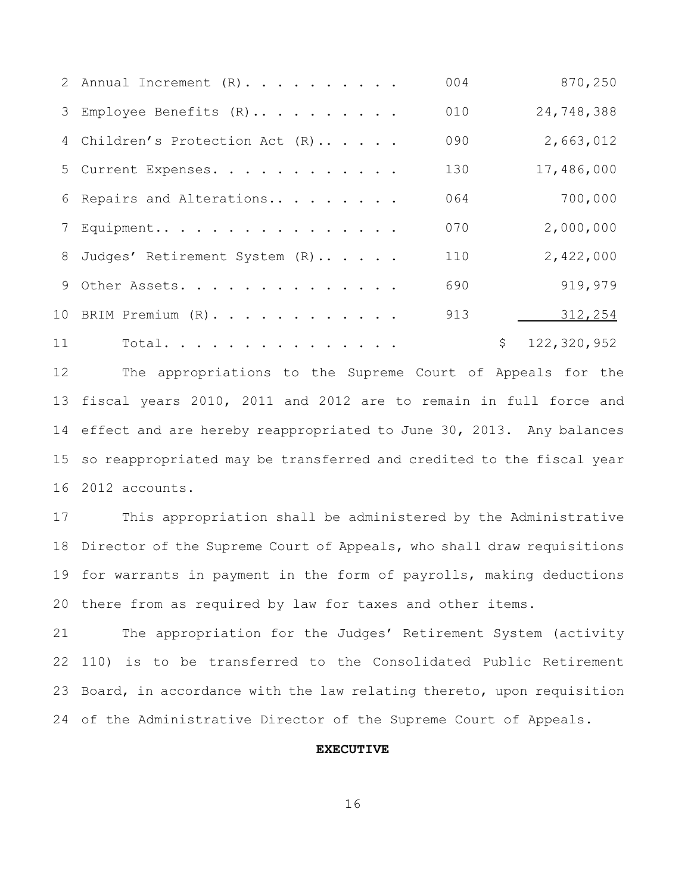| | | |
|---|---|---|
| Annual Increment (R). . . . . . . . . . | 004 | 870,250 |
| Employee Benefits (R).. . . . . . . . . | 010 | 24,748,388 |
| Children's Protection Act (R).. . . . . | 090 | 2,663,012 |
| Current Expenses. . . . . . . . . . . . | 130 | 17,486,000 |
| Repairs and Alterations.. . . . . . . . | 064 | 700,000 |
| Equipment.. . . . . . . . . . . . . . . | 070 | 2,000,000 |
| Judges' Retirement System (R).. . . . . | 110 | 2,422,000 |
| Other Assets. . . . . . . . . . . . . . | 690 | 919,979 |
| BRIM Premium (R). . . . . . . . . . . . | 913 | 312,254 |
| Total. . . . . . . . . . . . . . . | | $ 122,320,952 |

The appropriations to the Supreme Court of Appeals for the fiscal years 2010, 2011 and 2012 are to remain in full force and effect and are hereby reappropriated to June 30, 2013. Any balances so reappropriated may be transferred and credited to the fiscal year 2012 accounts.

This appropriation shall be administered by the Administrative Director of the Supreme Court of Appeals, who shall draw requisitions for warrants in payment in the form of payrolls, making deductions there from as required by law for taxes and other items.

The appropriation for the Judges' Retirement System (activity 110) is to be transferred to the Consolidated Public Retirement Board, in accordance with the law relating thereto, upon requisition of the Administrative Director of the Supreme Court of Appeals.

**EXECUTIVE**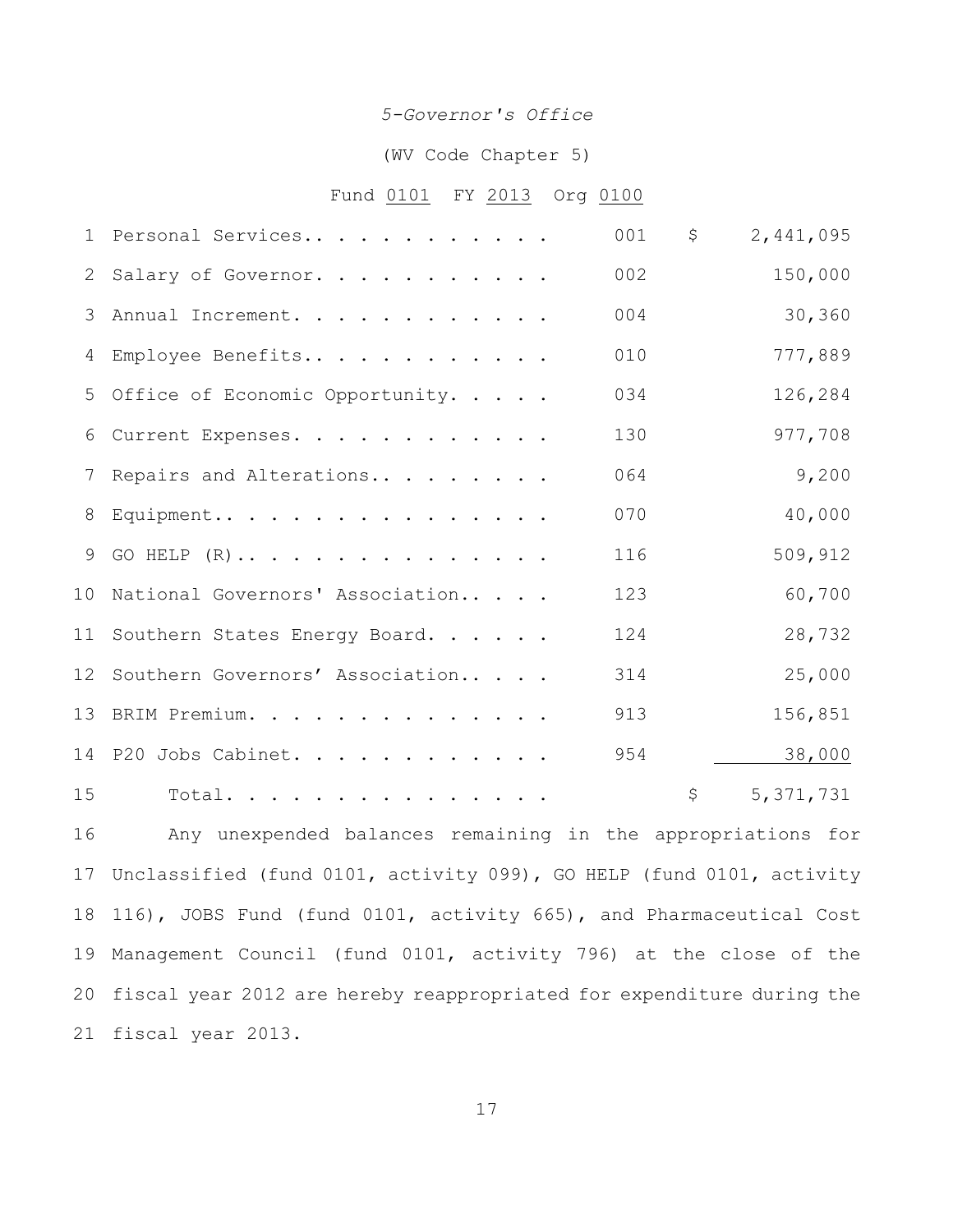*5-Governor's Office*

(WV Code Chapter 5)

Fund 0101 FY 2013 Org 0100

| | Item | Activity | Amount |
|---|---|---|---|
| 1 | Personal Services.. . . . . . . . . . . | 001 | $ 2,441,095 |
| 2 | Salary of Governor. . . . . . . . . . . | 002 | 150,000 |
| 3 | Annual Increment. . . . . . . . . . . . | 004 | 30,360 |
| 4 | Employee Benefits.. . . . . . . . . . . | 010 | 777,889 |
| 5 | Office of Economic Opportunity. . . . . | 034 | 126,284 |
| 6 | Current Expenses. . . . . . . . . . . . | 130 | 977,708 |
| 7 | Repairs and Alterations.. . . . . . . . | 064 | 9,200 |
| 8 | Equipment.. . . . . . . . . . . . . . . | 070 | 40,000 |
| 9 | GO HELP (R).. . . . . . . . . . . . . . | 116 | 509,912 |
| 10 | National Governors' Association.. . . . | 123 | 60,700 |
| 11 | Southern States Energy Board. . . . . . | 124 | 28,732 |
| 12 | Southern Governors' Association.. . . . | 314 | 25,000 |
| 13 | BRIM Premium. . . . . . . . . . . . . . | 913 | 156,851 |
| 14 | P20 Jobs Cabinet. . . . . . . . . . . . | 954 | 38,000 |
| 15 | Total. . . . . . . . . . . . . . . | | $ 5,371,731 |

16 Any unexpended balances remaining in the appropriations for
17 Unclassified (fund 0101, activity 099), GO HELP (fund 0101, activity
18 116), JOBS Fund (fund 0101, activity 665), and Pharmaceutical Cost
19 Management Council (fund 0101, activity 796) at the close of the
20 fiscal year 2012 are hereby reappropriated for expenditure during the
21 fiscal year 2013.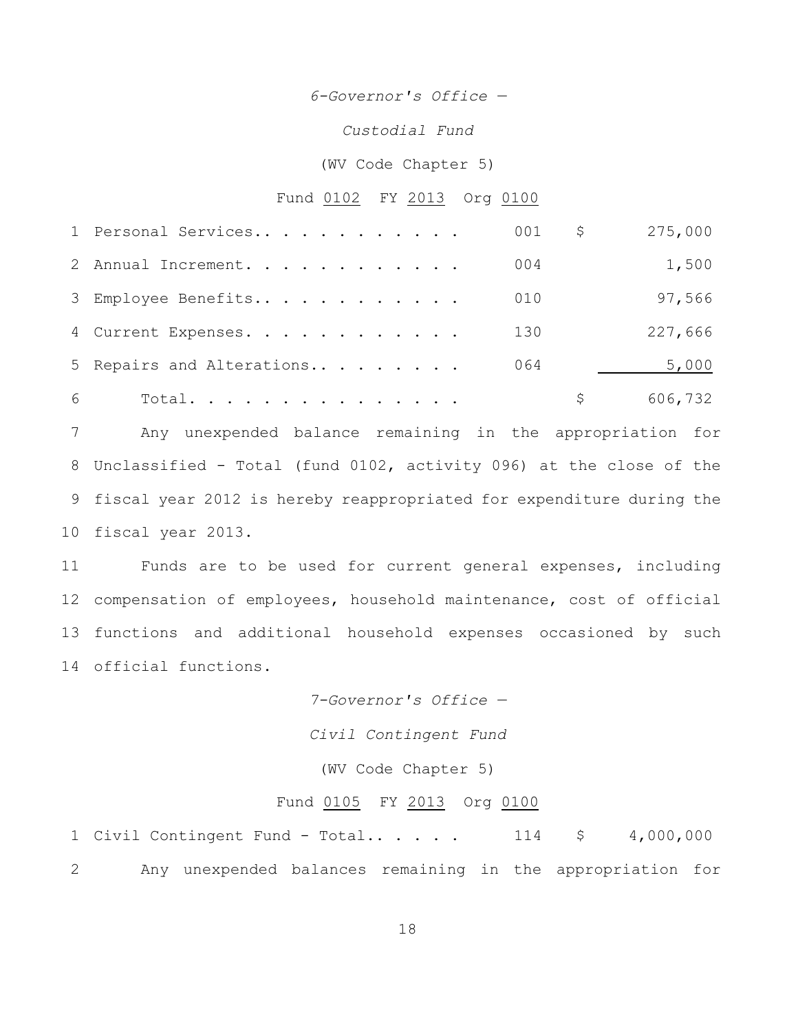*6-Governor's Office —*

*Custodial Fund*

(WV Code Chapter 5)

Fund 0102 FY 2013 Org 0100

| | | | |
|---|---|---|---|
| 1 Personal Services. . . . . . . . . . . . | 001 | $ | 275,000 |
| 2 Annual Increment. . . . . . . . . . . . | 004 | | 1,500 |
| 3 Employee Benefits. . . . . . . . . . . . | 010 | | 97,566 |
| 4 Current Expenses. . . . . . . . . . . . | 130 | | 227,666 |
| 5 Repairs and Alterations. . . . . . . . . | 064 | | 5,000 |
| 6 Total. . . . . . . . . . . . . . . . | | $ | 606,732 |

7 Any unexpended balance remaining in the appropriation for 8 Unclassified - Total (fund 0102, activity 096) at the close of the 9 fiscal year 2012 is hereby reappropriated for expenditure during the 10 fiscal year 2013.

11 Funds are to be used for current general expenses, including 12 compensation of employees, household maintenance, cost of official 13 functions and additional household expenses occasioned by such 14 official functions.

*7-Governor's Office —*

*Civil Contingent Fund*

(WV Code Chapter 5)

Fund 0105 FY 2013 Org 0100

| | | | |
|---|---|---|---|
| 1 Civil Contingent Fund - Total. . . . . . | 114 | $ | 4,000,000 |

2 Any unexpended balances remaining in the appropriation for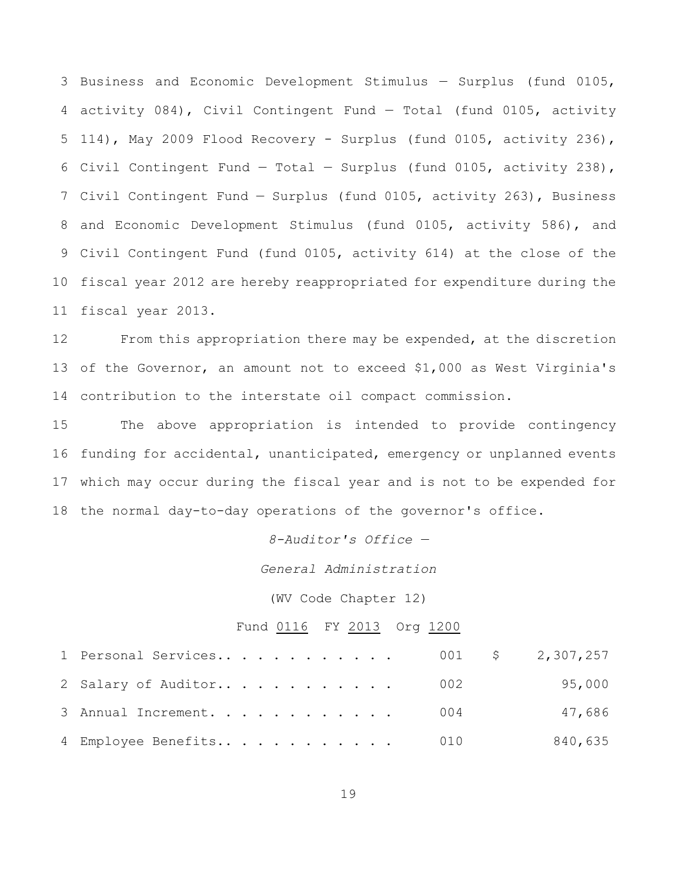Business and Economic Development Stimulus — Surplus (fund 0105, activity 084), Civil Contingent Fund — Total (fund 0105, activity 114), May 2009 Flood Recovery - Surplus (fund 0105, activity 236), Civil Contingent Fund — Total — Surplus (fund 0105, activity 238), Civil Contingent Fund — Surplus (fund 0105, activity 263), Business and Economic Development Stimulus (fund 0105, activity 586), and Civil Contingent Fund (fund 0105, activity 614) at the close of the fiscal year 2012 are hereby reappropriated for expenditure during the fiscal year 2013.

From this appropriation there may be expended, at the discretion of the Governor, an amount not to exceed $1,000 as West Virginia's contribution to the interstate oil compact commission.

The above appropriation is intended to provide contingency funding for accidental, unanticipated, emergency or unplanned events which may occur during the fiscal year and is not to be expended for the normal day-to-day operations of the governor's office.

*8-Auditor's Office —*

*General Administration*

(WV Code Chapter 12)

Fund 0116 FY 2013 Org 1200

| | | | |
|---|---|---|---|
| 1 Personal Services.. . . . . . . . . . . | 001 | $ | 2,307,257 |
| 2 Salary of Auditor.. . . . . . . . . . . | 002 | | 95,000 |
| 3 Annual Increment. . . . . . . . . . . . | 004 | | 47,686 |
| 4 Employee Benefits.. . . . . . . . . . . | 010 | | 840,635 |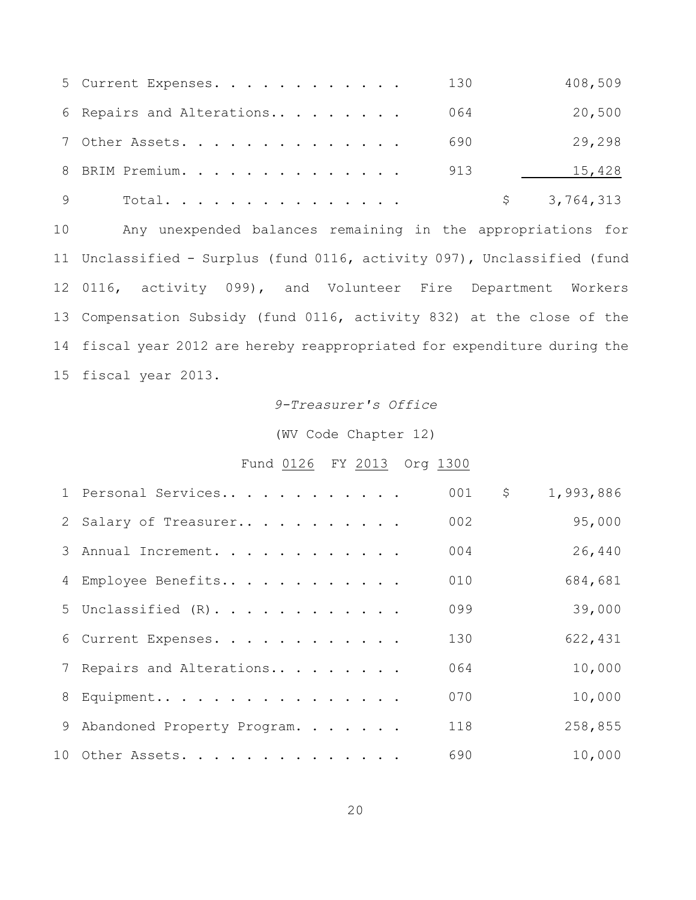| | | | |
|---|---|---|---|
| 5 Current Expenses. . . . . . . . . . . . | 130 | | 408,509 |
| 6 Repairs and Alterations.. . . . . . . . | 064 | | 20,500 |
| 7 Other Assets. . . . . . . . . . . . . . | 690 | | 29,298 |
| 8 BRIM Premium. . . . . . . . . . . . . . | 913 | | 15,428 |
| 9 Total. . . . . . . . . . . . . . . | | $ | 3,764,313 |

10 Any unexpended balances remaining in the appropriations for 11 Unclassified - Surplus (fund 0116, activity 097), Unclassified (fund 12 0116, activity 099), and Volunteer Fire Department Workers 13 Compensation Subsidy (fund 0116, activity 832) at the close of the 14 fiscal year 2012 are hereby reappropriated for expenditure during the 15 fiscal year 2013.

*9-Treasurer's Office*

(WV Code Chapter 12)

Fund 0126 FY 2013 Org 1300

| | | | |
|---|---|---|---|
| 1 Personal Services.. . . . . . . . . . . | 001 | $ | 1,993,886 |
| 2 Salary of Treasurer.. . . . . . . . . . | 002 | | 95,000 |
| 3 Annual Increment. . . . . . . . . . . . | 004 | | 26,440 |
| 4 Employee Benefits.. . . . . . . . . . . | 010 | | 684,681 |
| 5 Unclassified (R). . . . . . . . . . . . | 099 | | 39,000 |
| 6 Current Expenses. . . . . . . . . . . . | 130 | | 622,431 |
| 7 Repairs and Alterations.. . . . . . . . | 064 | | 10,000 |
| 8 Equipment.. . . . . . . . . . . . . . . | 070 | | 10,000 |
| 9 Abandoned Property Program. . . . . . . | 118 | | 258,855 |
| 10 Other Assets. . . . . . . . . . . . . . | 690 | | 10,000 |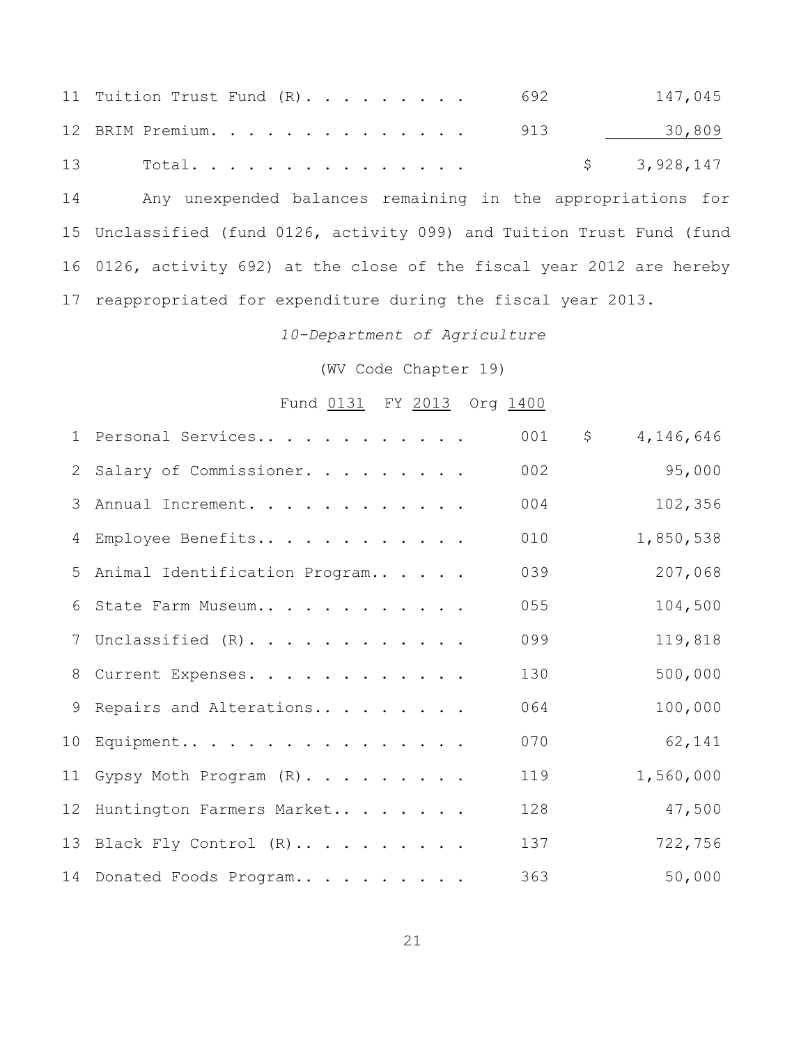| | | | |
|---|---|---|---|
| 11 | Tuition Trust Fund (R). . . . . . . . . | 692 | 147,045 |
| 12 | BRIM Premium. . . . . . . . . . . . . . | 913 | 30,809 |
| 13 | Total. . . . . . . . . . . . . . . | | $ 3,928,147 |

14 Any unexpended balances remaining in the appropriations for 15 Unclassified (fund 0126, activity 099) and Tuition Trust Fund (fund 16 0126, activity 692) at the close of the fiscal year 2012 are hereby 17 reappropriated for expenditure during the fiscal year 2013.

*10-Department of Agriculture*

(WV Code Chapter 19)

Fund 0131 FY 2013 Org 1400

| | | | |
|---|---|---|---|
| 1 | Personal Services.. . . . . . . . . . . | 001 | $ 4,146,646 |
| 2 | Salary of Commissioner. . . . . . . . . | 002 | 95,000 |
| 3 | Annual Increment. . . . . . . . . . . . | 004 | 102,356 |
| 4 | Employee Benefits.. . . . . . . . . . . | 010 | 1,850,538 |
| 5 | Animal Identification Program.. . . . . | 039 | 207,068 |
| 6 | State Farm Museum.. . . . . . . . . . . | 055 | 104,500 |
| 7 | Unclassified (R). . . . . . . . . . . . | 099 | 119,818 |
| 8 | Current Expenses. . . . . . . . . . . . | 130 | 500,000 |
| 9 | Repairs and Alterations.. . . . . . . . | 064 | 100,000 |
| 10 | Equipment.. . . . . . . . . . . . . . . | 070 | 62,141 |
| 11 | Gypsy Moth Program (R). . . . . . . . . | 119 | 1,560,000 |
| 12 | Huntington Farmers Market.. . . . . . . | 128 | 47,500 |
| 13 | Black Fly Control (R).. . . . . . . . . | 137 | 722,756 |
| 14 | Donated Foods Program.. . . . . . . . . | 363 | 50,000 |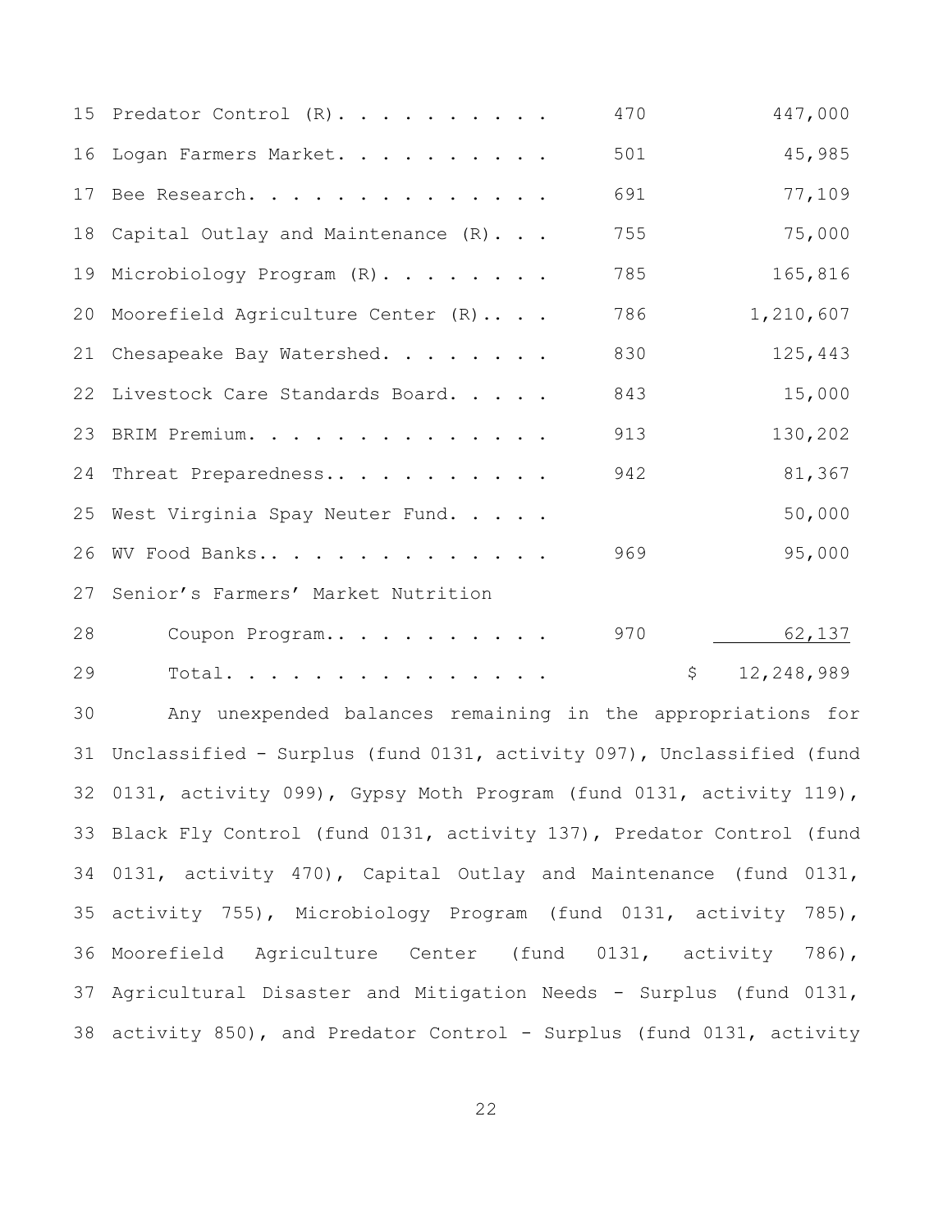| | | |
|---|---|---|
| Predator Control (R). . . . . . . . . . | 470 | 447,000 |
| Logan Farmers Market. . . . . . . . . . | 501 | 45,985 |
| Bee Research. . . . . . . . . . . . . . | 691 | 77,109 |
| Capital Outlay and Maintenance (R). . . | 755 | 75,000 |
| Microbiology Program (R). . . . . . . . | 785 | 165,816 |
| Moorefield Agriculture Center (R).. . . | 786 | 1,210,607 |
| Chesapeake Bay Watershed. . . . . . . . | 830 | 125,443 |
| Livestock Care Standards Board. . . . . | 843 | 15,000 |
| BRIM Premium. . . . . . . . . . . . . . | 913 | 130,202 |
| Threat Preparedness.. . . . . . . . . . | 942 | 81,367 |
| West Virginia Spay Neuter Fund. . . . . | | 50,000 |
| WV Food Banks.. . . . . . . . . . . . . | 969 | 95,000 |
| Senior's Farmers' Market Nutrition Coupon Program.. . . . . . . . . . . | 970 | 62,137 |
| Total. . . . . . . . . . . . . . . . | | $ 12,248,989 |

Any unexpended balances remaining in the appropriations for Unclassified - Surplus (fund 0131, activity 097), Unclassified (fund 0131, activity 099), Gypsy Moth Program (fund 0131, activity 119), Black Fly Control (fund 0131, activity 137), Predator Control (fund 0131, activity 470), Capital Outlay and Maintenance (fund 0131, activity 755), Microbiology Program (fund 0131, activity 785), Moorefield Agriculture Center (fund 0131, activity 786), Agricultural Disaster and Mitigation Needs - Surplus (fund 0131, activity 850), and Predator Control - Surplus (fund 0131, activity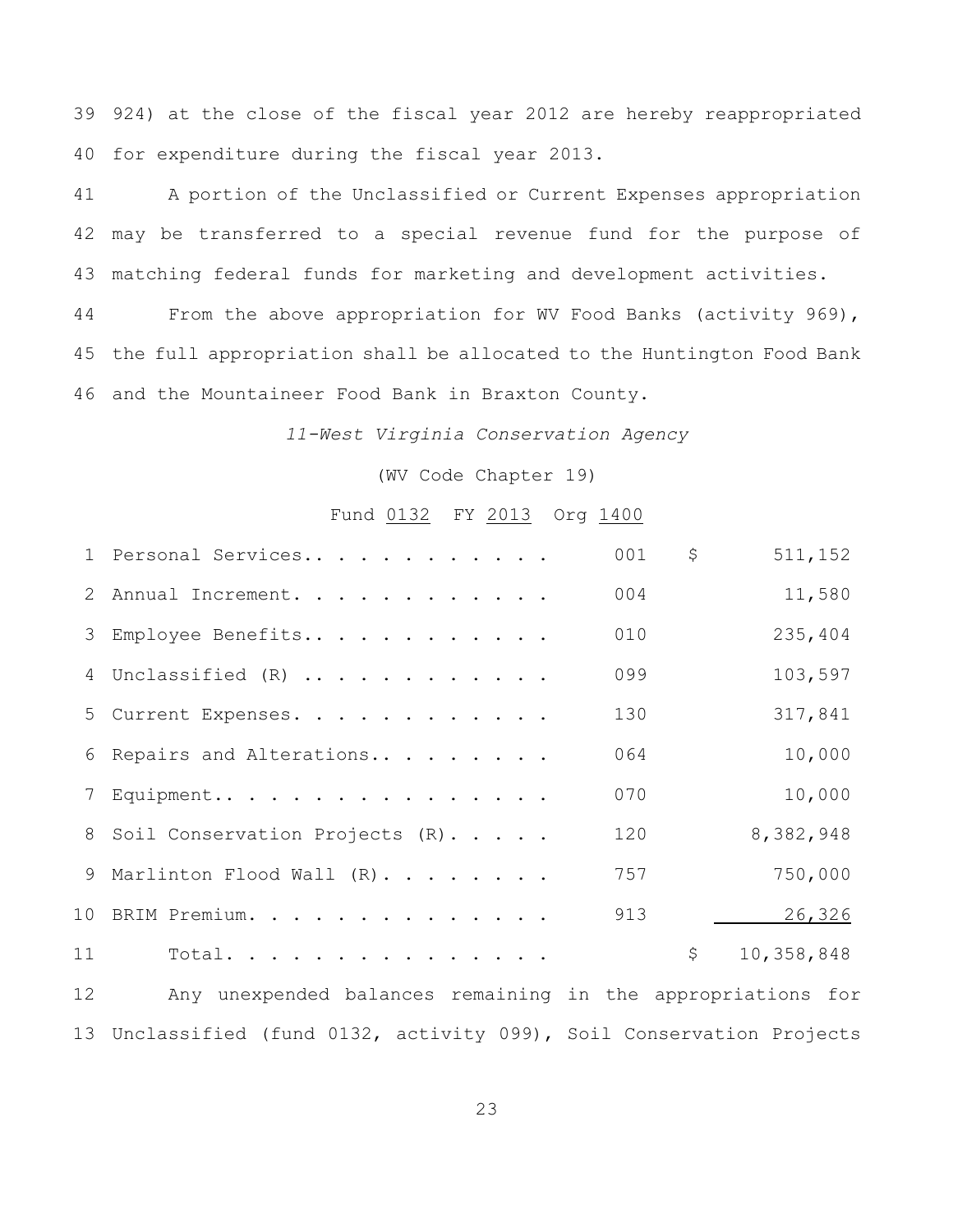39 924) at the close of the fiscal year 2012 are hereby reappropriated
40 for expenditure during the fiscal year 2013.

41 A portion of the Unclassified or Current Expenses appropriation
42 may be transferred to a special revenue fund for the purpose of
43 matching federal funds for marketing and development activities.

44 From the above appropriation for WV Food Banks (activity 969),
45 the full appropriation shall be allocated to the Huntington Food Bank
46 and the Mountaineer Food Bank in Braxton County.

*11-West Virginia Conservation Agency*

(WV Code Chapter 19)

Fund 0132 FY 2013 Org 1400

| | | | |
|---|---|---|---|
| 1 | Personal Services.. . . . . . . . . . . | 001 | $ 511,152 |
| 2 | Annual Increment. . . . . . . . . . . . | 004 | 11,580 |
| 3 | Employee Benefits.. . . . . . . . . . . | 010 | 235,404 |
| 4 | Unclassified (R) .. . . . . . . . . . . | 099 | 103,597 |
| 5 | Current Expenses. . . . . . . . . . . . | 130 | 317,841 |
| 6 | Repairs and Alterations.. . . . . . . . | 064 | 10,000 |
| 7 | Equipment.. . . . . . . . . . . . . . . | 070 | 10,000 |
| 8 | Soil Conservation Projects (R). . . . . | 120 | 8,382,948 |
| 9 | Marlinton Flood Wall (R). . . . . . . . | 757 | 750,000 |
| 10 | BRIM Premium. . . . . . . . . . . . . . | 913 | 26,326 |
| 11 | Total. . . . . . . . . . . . . . . | | $ 10,358,848 |

12 Any unexpended balances remaining in the appropriations for
13 Unclassified (fund 0132, activity 099), Soil Conservation Projects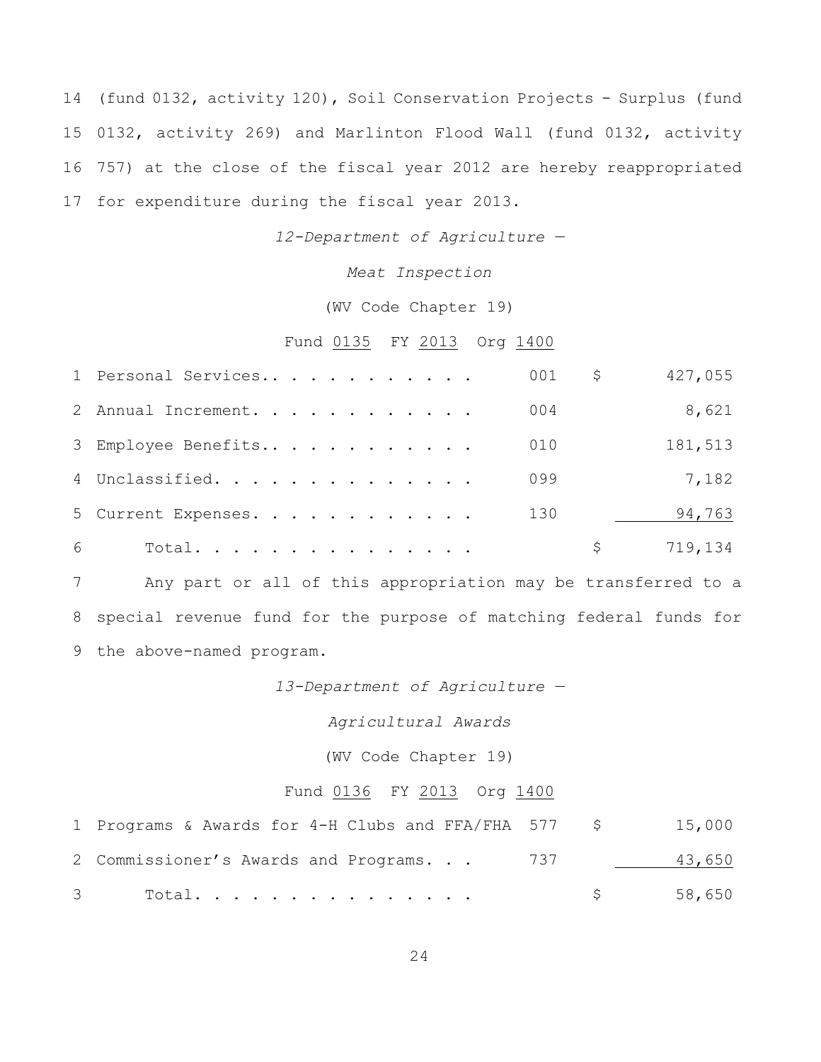14 (fund 0132, activity 120), Soil Conservation Projects - Surplus (fund 15 0132, activity 269) and Marlinton Flood Wall (fund 0132, activity 16 757) at the close of the fiscal year 2012 are hereby reappropriated 17 for expenditure during the fiscal year 2013.

*12-Department of Agriculture —*

*Meat Inspection*

(WV Code Chapter 19)

Fund 0135 FY 2013 Org 1400

| | | | | |
|---|---|---|---|---|
| 1 | Personal Services.. . . . . . . . . . . | 001 | $ | 427,055 |
| 2 | Annual Increment. . . . . . . . . . . . | 004 | | 8,621 |
| 3 | Employee Benefits.. . . . . . . . . . . | 010 | | 181,513 |
| 4 | Unclassified. . . . . . . . . . . . . . | 099 | | 7,182 |
| 5 | Current Expenses. . . . . . . . . . . . | 130 | | 94,763 |
| 6 | Total. . . . . . . . . . . . . . . | | $ | 719,134 |

7 Any part or all of this appropriation may be transferred to a 8 special revenue fund for the purpose of matching federal funds for 9 the above-named program.

*13-Department of Agriculture —*

*Agricultural Awards*

(WV Code Chapter 19)

Fund 0136 FY 2013 Org 1400

| | | | | |
|---|---|---|---|---|
| 1 | Programs & Awards for 4-H Clubs and FFA/FHA | 577 | $ | 15,000 |
| 2 | Commissioner's Awards and Programs. . . | 737 | | 43,650 |
| 3 | Total. . . . . . . . . . . . . . . | | $ | 58,650 |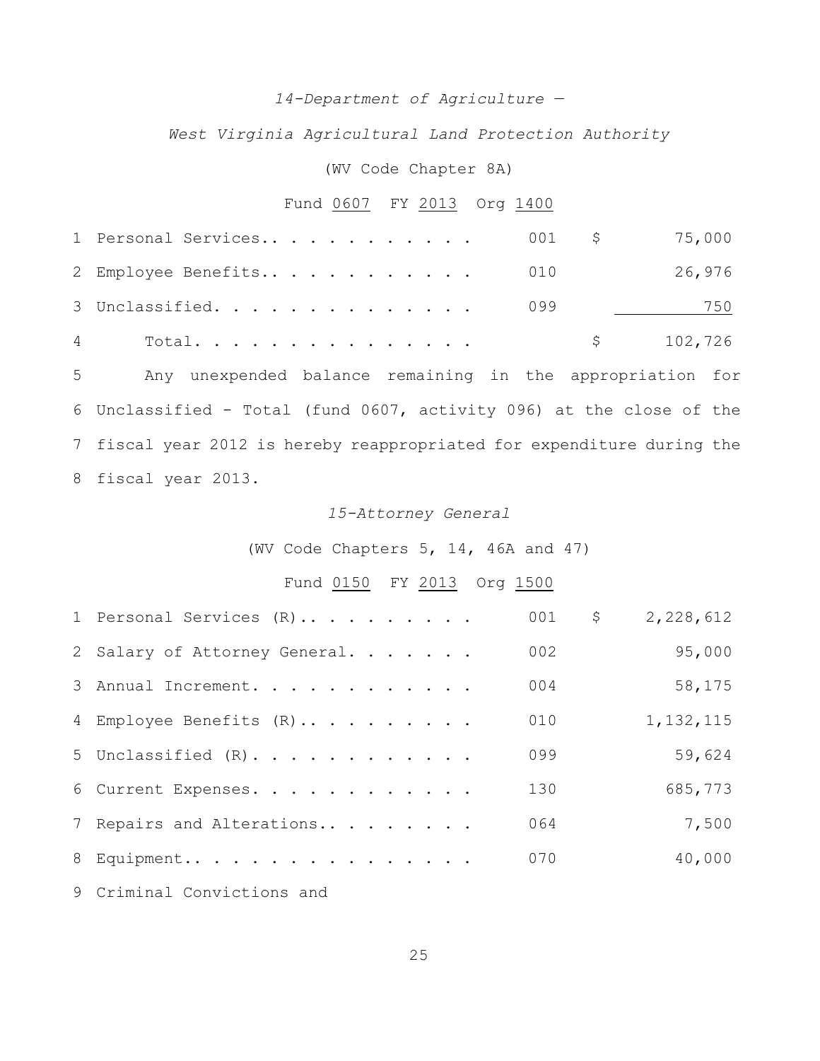*14-Department of Agriculture —*

*West Virginia Agricultural Land Protection Authority*

(WV Code Chapter 8A)

Fund 0607 FY 2013 Org 1400

| | | | | |
|---|---|---|---|---|
| 1 | Personal Services.. . . . . . . . . . . | 001 | $ | 75,000 |
| 2 | Employee Benefits.. . . . . . . . . . . | 010 | | 26,976 |
| 3 | Unclassified. . . . . . . . . . . . . . | 099 | | 750 |
| 4 | Total. . . . . . . . . . . . . . . | | $ | 102,726 |

5 Any unexpended balance remaining in the appropriation for
6 Unclassified - Total (fund 0607, activity 096) at the close of the
7 fiscal year 2012 is hereby reappropriated for expenditure during the
8 fiscal year 2013.

*15-Attorney General*

(WV Code Chapters 5, 14, 46A and 47)

Fund 0150 FY 2013 Org 1500

| | | | | |
|---|---|---|---|---|
| 1 | Personal Services (R).. . . . . . . . . | 001 | $ | 2,228,612 |
| 2 | Salary of Attorney General. . . . . . . | 002 | | 95,000 |
| 3 | Annual Increment. . . . . . . . . . . . | 004 | | 58,175 |
| 4 | Employee Benefits (R).. . . . . . . . . | 010 | | 1,132,115 |
| 5 | Unclassified (R). . . . . . . . . . . . | 099 | | 59,624 |
| 6 | Current Expenses. . . . . . . . . . . . | 130 | | 685,773 |
| 7 | Repairs and Alterations.. . . . . . . . | 064 | | 7,500 |
| 8 | Equipment.. . . . . . . . . . . . . . . | 070 | | 40,000 |
| 9 | Criminal Convictions and | | | |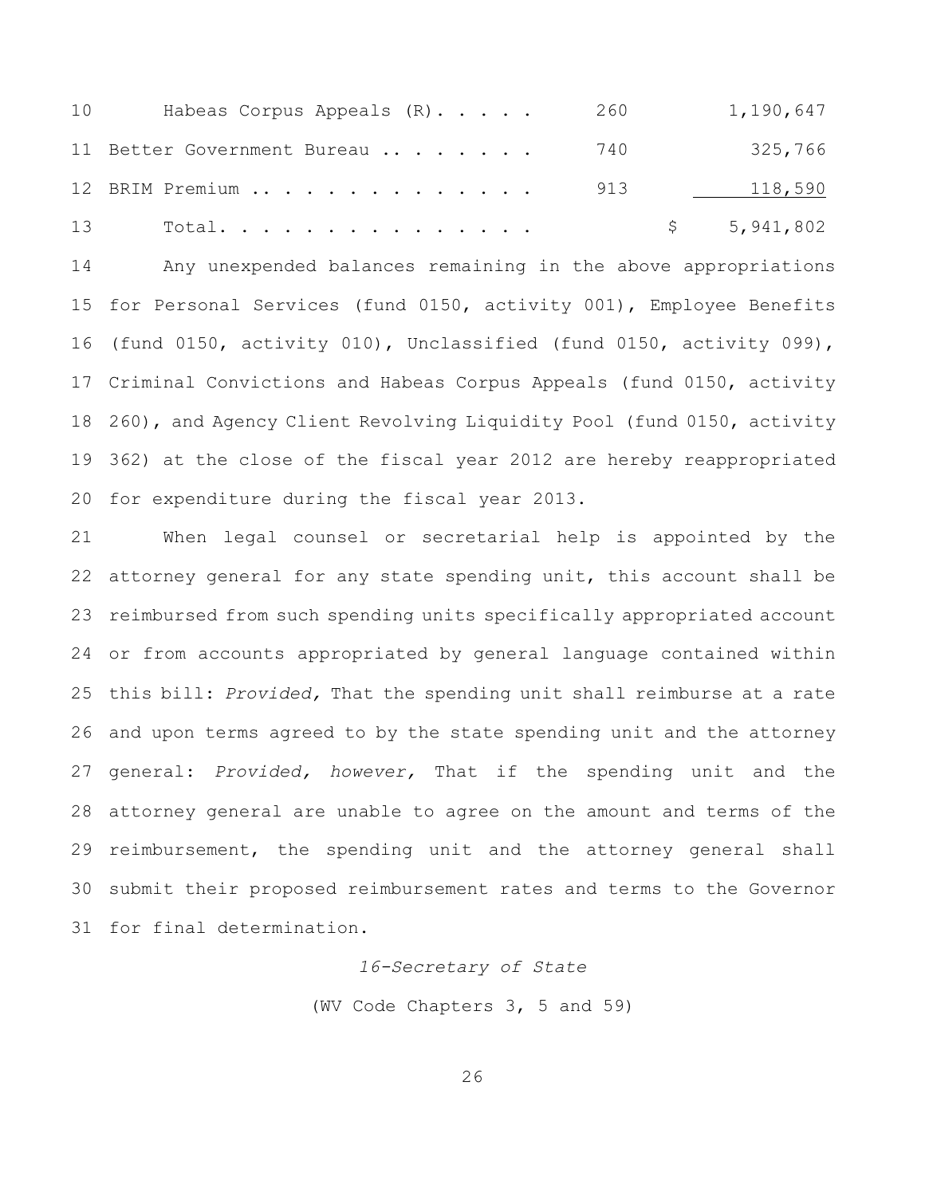| | | | |
|---|---|---|---|
| 10 | Habeas Corpus Appeals (R). . . . . | 260 | 1,190,647 |
| 11 | Better Government Bureau . . . . . . . . | 740 | 325,766 |
| 12 | BRIM Premium . . . . . . . . . . . . . . | 913 | 118,590 |
| 13 | Total. . . . . . . . . . . . . . . . | | $ 5,941,802 |

14 Any unexpended balances remaining in the above appropriations 15 for Personal Services (fund 0150, activity 001), Employee Benefits 16 (fund 0150, activity 010), Unclassified (fund 0150, activity 099), 17 Criminal Convictions and Habeas Corpus Appeals (fund 0150, activity 18 260), and Agency Client Revolving Liquidity Pool (fund 0150, activity 19 362) at the close of the fiscal year 2012 are hereby reappropriated 20 for expenditure during the fiscal year 2013.

21 When legal counsel or secretarial help is appointed by the 22 attorney general for any state spending unit, this account shall be 23 reimbursed from such spending units specifically appropriated account 24 or from accounts appropriated by general language contained within 25 this bill: *Provided,* That the spending unit shall reimburse at a rate 26 and upon terms agreed to by the state spending unit and the attorney 27 general: *Provided, however,* That if the spending unit and the 28 attorney general are unable to agree on the amount and terms of the 29 reimbursement, the spending unit and the attorney general shall 30 submit their proposed reimbursement rates and terms to the Governor 31 for final determination.

*16-Secretary of State*

(WV Code Chapters 3, 5 and 59)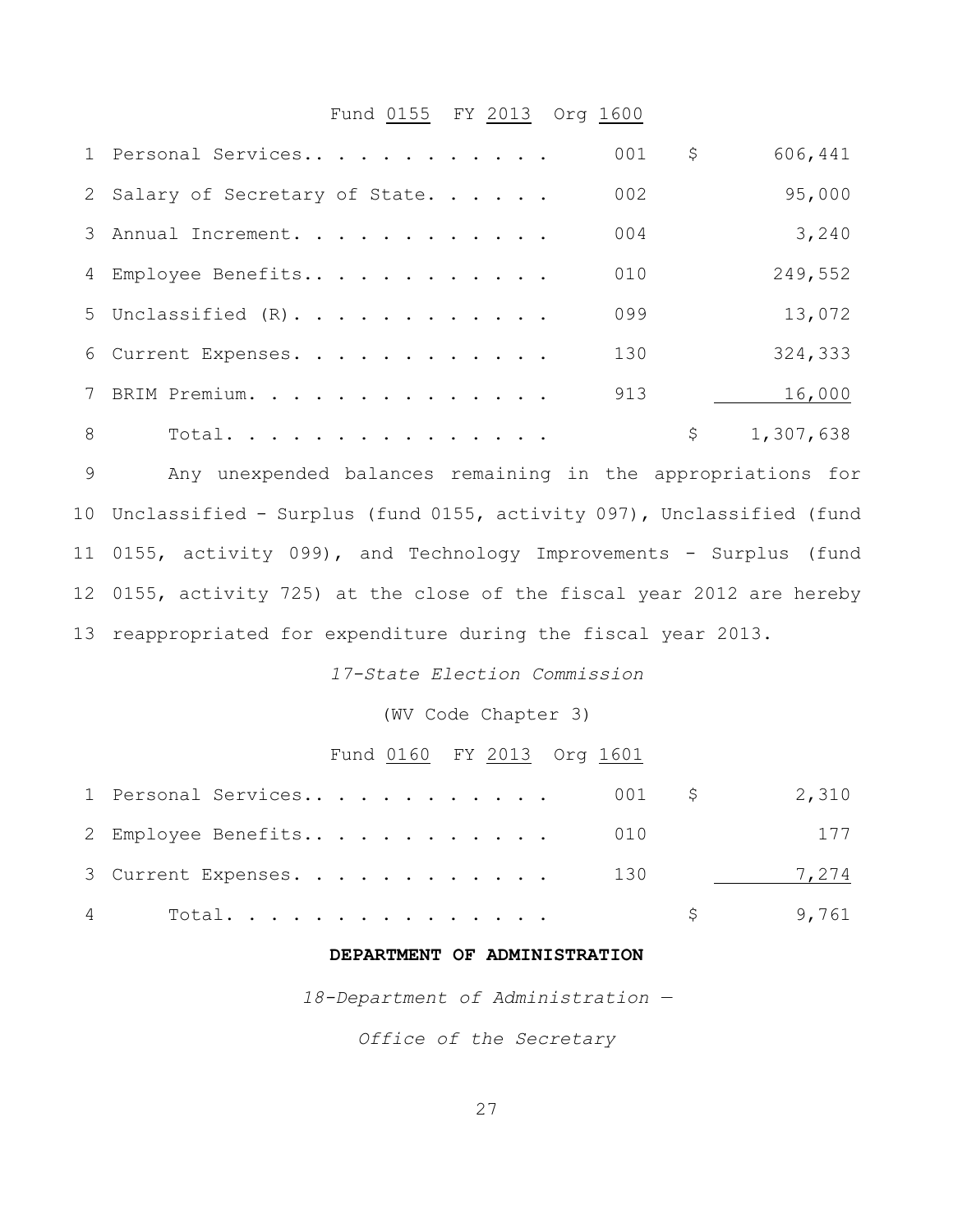Fund 0155 FY 2013 Org 1600

| | | | | |
|---|---|---|---|---|
| 1 | Personal Services.. . . . . . . . . . . | 001 | $ | 606,441 |
| 2 | Salary of Secretary of State. . . . . . | 002 | | 95,000 |
| 3 | Annual Increment. . . . . . . . . . . . | 004 | | 3,240 |
| 4 | Employee Benefits.. . . . . . . . . . . | 010 | | 249,552 |
| 5 | Unclassified (R). . . . . . . . . . . . | 099 | | 13,072 |
| 6 | Current Expenses. . . . . . . . . . . . | 130 | | 324,333 |
| 7 | BRIM Premium. . . . . . . . . . . . . . | 913 | | 16,000 |
| 8 | Total. . . . . . . . . . . . . . . | | $ | 1,307,638 |

9 Any unexpended balances remaining in the appropriations for
10 Unclassified - Surplus (fund 0155, activity 097), Unclassified (fund
11 0155, activity 099), and Technology Improvements - Surplus (fund
12 0155, activity 725) at the close of the fiscal year 2012 are hereby
13 reappropriated for expenditure during the fiscal year 2013.

*17-State Election Commission*

(WV Code Chapter 3)

Fund 0160 FY 2013 Org 1601

| | | | | |
|---|---|---|---|---|
| 1 | Personal Services.. . . . . . . . . . . | 001 | $ | 2,310 |
| 2 | Employee Benefits.. . . . . . . . . . . | 010 | | 177 |
| 3 | Current Expenses. . . . . . . . . . . . | 130 | | 7,274 |
| 4 | Total. . . . . . . . . . . . . . . | | $ | 9,761 |

**DEPARTMENT OF ADMINISTRATION**

*18-Department of Administration —*

*Office of the Secretary*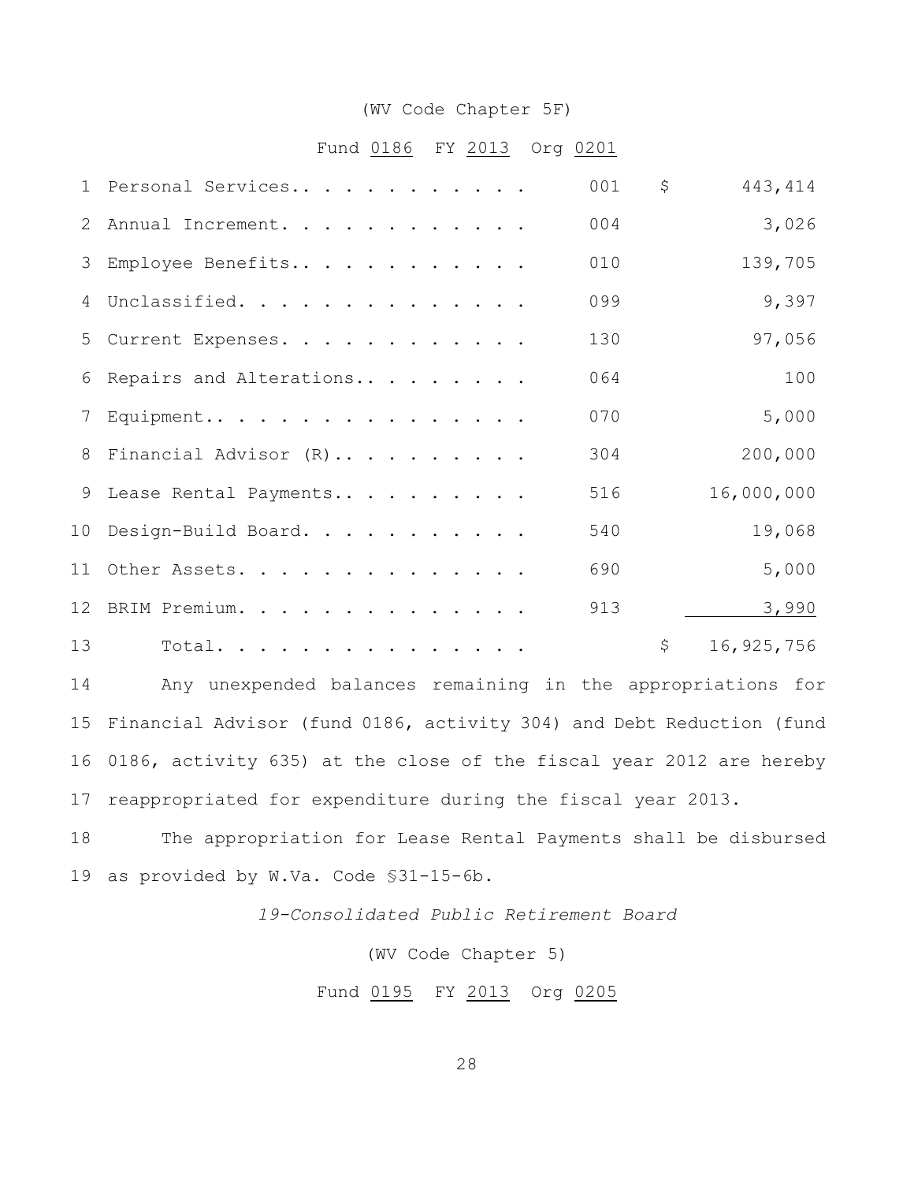(WV Code Chapter 5F)

Fund 0186 FY 2013 Org 0201

| | | | |
|---|---|---|---|
| 1 | Personal Services. . . . . . . . . . . . | 001 | $ 443,414 |
| 2 | Annual Increment. . . . . . . . . . . . | 004 | 3,026 |
| 3 | Employee Benefits. . . . . . . . . . . . | 010 | 139,705 |
| 4 | Unclassified. . . . . . . . . . . . . . | 099 | 9,397 |
| 5 | Current Expenses. . . . . . . . . . . . | 130 | 97,056 |
| 6 | Repairs and Alterations. . . . . . . . . | 064 | 100 |
| 7 | Equipment. . . . . . . . . . . . . . . . | 070 | 5,000 |
| 8 | Financial Advisor (R). . . . . . . . . . | 304 | 200,000 |
| 9 | Lease Rental Payments. . . . . . . . . . | 516 | 16,000,000 |
| 10 | Design-Build Board. . . . . . . . . . . | 540 | 19,068 |
| 11 | Other Assets. . . . . . . . . . . . . . | 690 | 5,000 |
| 12 | BRIM Premium. . . . . . . . . . . . . . | 913 | 3,990 |
| 13 | Total. . . . . . . . . . . . . . . . | | $ 16,925,756 |

14 Any unexpended balances remaining in the appropriations for
15 Financial Advisor (fund 0186, activity 304) and Debt Reduction (fund
16 0186, activity 635) at the close of the fiscal year 2012 are hereby
17 reappropriated for expenditure during the fiscal year 2013.

18 The appropriation for Lease Rental Payments shall be disbursed
19 as provided by W.Va. Code §31-15-6b.

*19-Consolidated Public Retirement Board*

(WV Code Chapter 5)

Fund 0195 FY 2013 Org 0205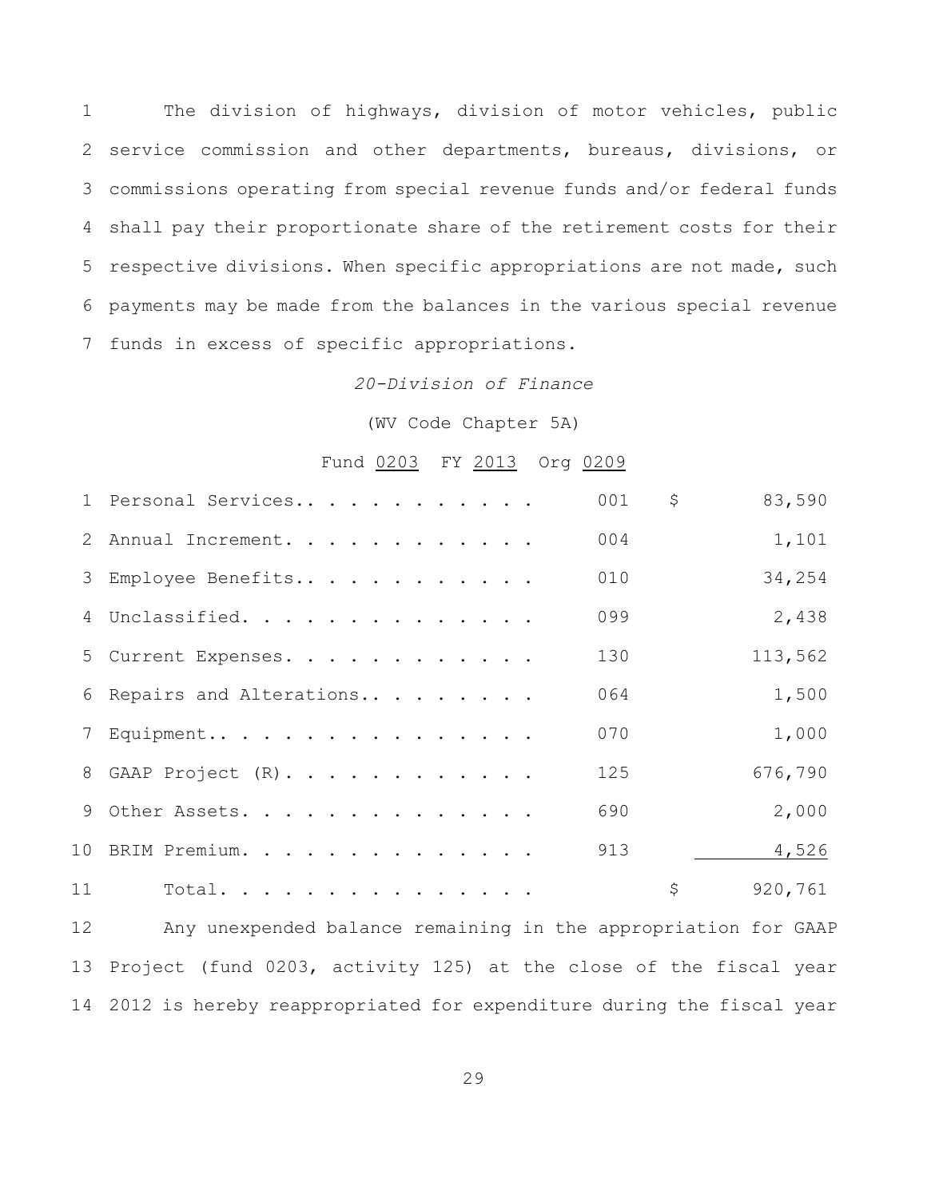The division of highways, division of motor vehicles, public service commission and other departments, bureaus, divisions, or commissions operating from special revenue funds and/or federal funds shall pay their proportionate share of the retirement costs for their respective divisions. When specific appropriations are not made, such payments may be made from the balances in the various special revenue funds in excess of specific appropriations.

*20-Division of Finance*

(WV Code Chapter 5A)

Fund 0203 FY 2013 Org 0209

| | | | |
|---|---|---|---|
| Personal Services | 001 | $ | 83,590 |
| Annual Increment | 004 | | 1,101 |
| Employee Benefits | 010 | | 34,254 |
| Unclassified | 099 | | 2,438 |
| Current Expenses | 130 | | 113,562 |
| Repairs and Alterations | 064 | | 1,500 |
| Equipment | 070 | | 1,000 |
| GAAP Project (R) | 125 | | 676,790 |
| Other Assets | 690 | | 2,000 |
| BRIM Premium | 913 | | 4,526 |
| Total | | $ | 920,761 |

Any unexpended balance remaining in the appropriation for GAAP Project (fund 0203, activity 125) at the close of the fiscal year 2012 is hereby reappropriated for expenditure during the fiscal year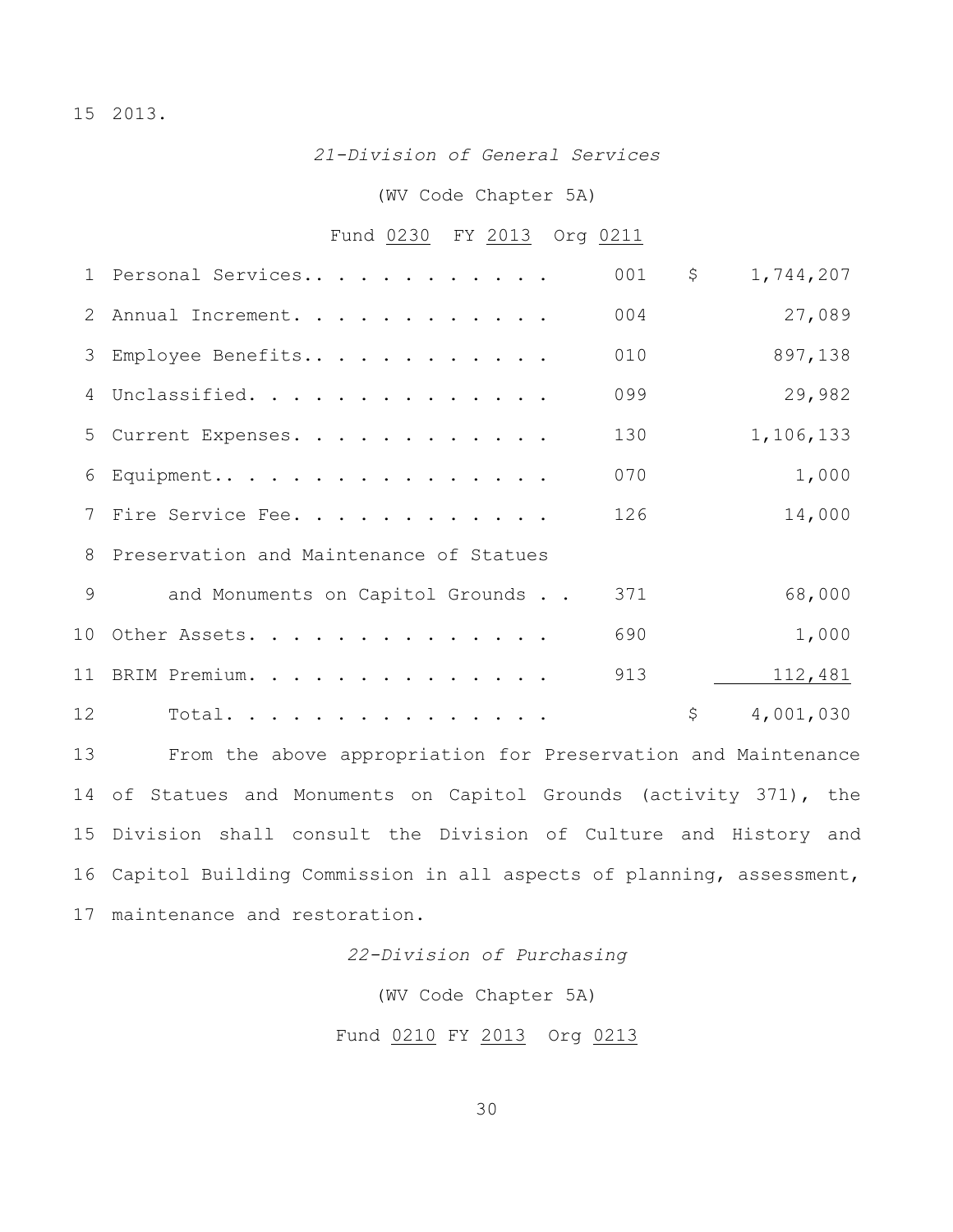15 2013.

*21-Division of General Services*

(WV Code Chapter 5A)

Fund 0230 FY 2013 Org 0211

| | | | |
|---|---|---|---|
| 1 | Personal Services.. . . . . . . . . . . . | 001 | $ 1,744,207 |
| 2 | Annual Increment. . . . . . . . . . . . . | 004 | 27,089 |
| 3 | Employee Benefits.. . . . . . . . . . . . | 010 | 897,138 |
| 4 | Unclassified. . . . . . . . . . . . . . . | 099 | 29,982 |
| 5 | Current Expenses. . . . . . . . . . . . . | 130 | 1,106,133 |
| 6 | Equipment.. . . . . . . . . . . . . . . . | 070 | 1,000 |
| 7 | Fire Service Fee. . . . . . . . . . . . . | 126 | 14,000 |
| 8 | Preservation and Maintenance of Statues | | |
| 9 | and Monuments on Capitol Grounds . . | 371 | 68,000 |
| 10 | Other Assets. . . . . . . . . . . . . . . | 690 | 1,000 |
| 11 | BRIM Premium. . . . . . . . . . . . . . . | 913 | 112,481 |
| 12 | Total. . . . . . . . . . . . . . . . | | $ 4,001,030 |

13 From the above appropriation for Preservation and Maintenance 14 of Statues and Monuments on Capitol Grounds (activity 371), the 15 Division shall consult the Division of Culture and History and 16 Capitol Building Commission in all aspects of planning, assessment, 17 maintenance and restoration.

*22-Division of Purchasing*

(WV Code Chapter 5A)

Fund 0210 FY 2013 Org 0213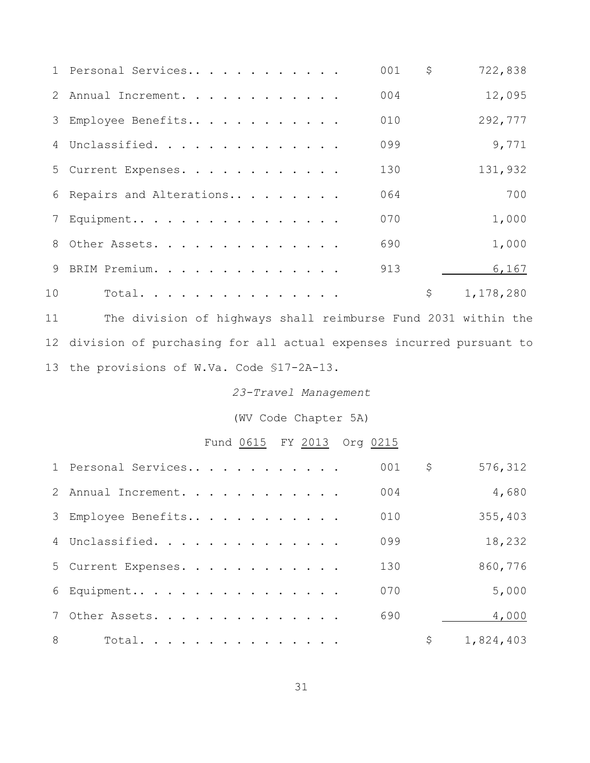| | | | | |
|---|---|---|---|---|
| 1 | Personal Services.. . . . . . . . . . . | 001 | $ | 722,838 |
| 2 | Annual Increment. . . . . . . . . . . . | 004 | | 12,095 |
| 3 | Employee Benefits.. . . . . . . . . . . | 010 | | 292,777 |
| 4 | Unclassified. . . . . . . . . . . . . . | 099 | | 9,771 |
| 5 | Current Expenses. . . . . . . . . . . . | 130 | | 131,932 |
| 6 | Repairs and Alterations.. . . . . . . . | 064 | | 700 |
| 7 | Equipment.. . . . . . . . . . . . . . . | 070 | | 1,000 |
| 8 | Other Assets. . . . . . . . . . . . . . | 690 | | 1,000 |
| 9 | BRIM Premium. . . . . . . . . . . . . . | 913 | | 6,167 |
| 10 | Total. . . . . . . . . . . . . . . . | | $ | 1,178,280 |

11 The division of highways shall reimburse Fund 2031 within the
12 division of purchasing for all actual expenses incurred pursuant to
13 the provisions of W.Va. Code §17-2A-13.

*23-Travel Management*

(WV Code Chapter 5A)

Fund 0615 FY 2013 Org 0215

| | | | | |
|---|---|---|---|---|
| 1 | Personal Services.. . . . . . . . . . . | 001 | $ | 576,312 |
| 2 | Annual Increment. . . . . . . . . . . . | 004 | | 4,680 |
| 3 | Employee Benefits.. . . . . . . . . . . | 010 | | 355,403 |
| 4 | Unclassified. . . . . . . . . . . . . . | 099 | | 18,232 |
| 5 | Current Expenses. . . . . . . . . . . . | 130 | | 860,776 |
| 6 | Equipment.. . . . . . . . . . . . . . . | 070 | | 5,000 |
| 7 | Other Assets. . . . . . . . . . . . . . | 690 | | 4,000 |
| 8 | Total. . . . . . . . . . . . . . . . | | $ | 1,824,403 |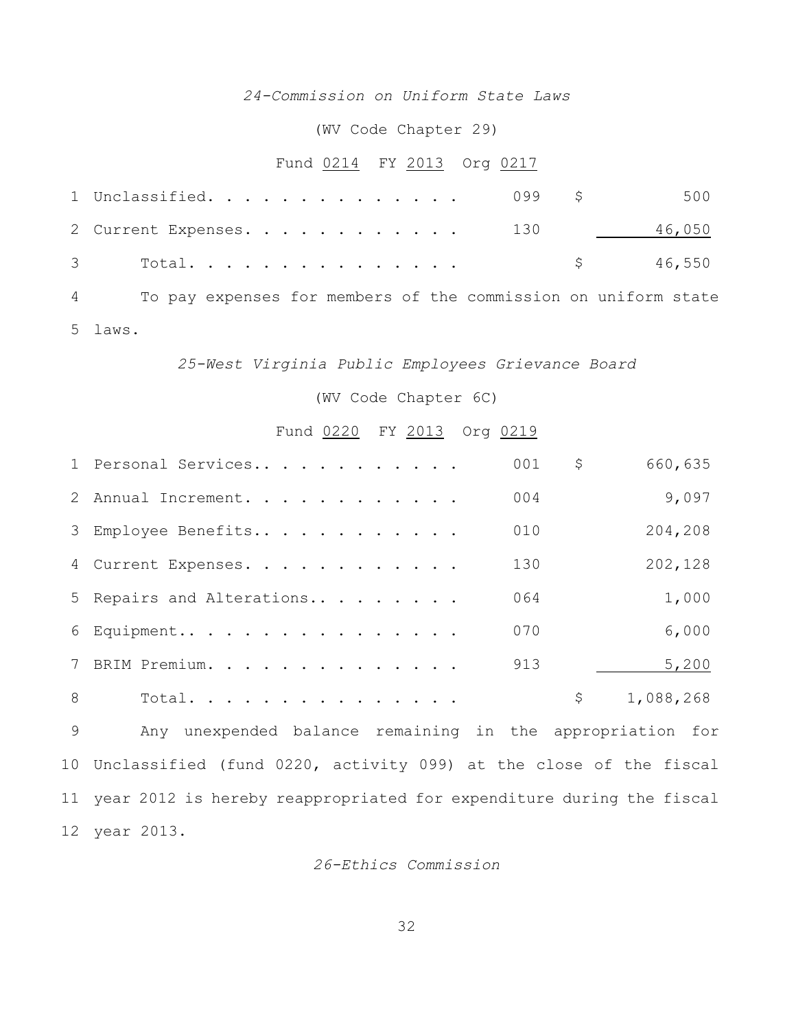*24-Commission on Uniform State Laws*

(WV Code Chapter 29)

Fund 0214 FY 2013 Org 0217

| Line | Item | Code | | Amount |
|---|---|---|---|---|
| 1 | Unclassified. . . . . . . . . . . . . . . | 099 | $ | 500 |
| 2 | Current Expenses. . . . . . . . . . . . | 130 | | 46,050 |
| 3 | Total. . . . . . . . . . . . . . . . | | $ | 46,550 |

4 To pay expenses for members of the commission on uniform state
5 laws.

*25-West Virginia Public Employees Grievance Board*

(WV Code Chapter 6C)

Fund 0220 FY 2013 Org 0219

| Line | Item | Code | | Amount |
|---|---|---|---|---|
| 1 | Personal Services.. . . . . . . . . . . | 001 | $ | 660,635 |
| 2 | Annual Increment. . . . . . . . . . . . | 004 | | 9,097 |
| 3 | Employee Benefits.. . . . . . . . . . . | 010 | | 204,208 |
| 4 | Current Expenses. . . . . . . . . . . . | 130 | | 202,128 |
| 5 | Repairs and Alterations.. . . . . . . . | 064 | | 1,000 |
| 6 | Equipment.. . . . . . . . . . . . . . . | 070 | | 6,000 |
| 7 | BRIM Premium. . . . . . . . . . . . . . | 913 | | 5,200 |
| 8 | Total. . . . . . . . . . . . . . . . | | $ | 1,088,268 |

9 Any unexpended balance remaining in the appropriation for
10 Unclassified (fund 0220, activity 099) at the close of the fiscal
11 year 2012 is hereby reappropriated for expenditure during the fiscal
12 year 2013.

*26-Ethics Commission*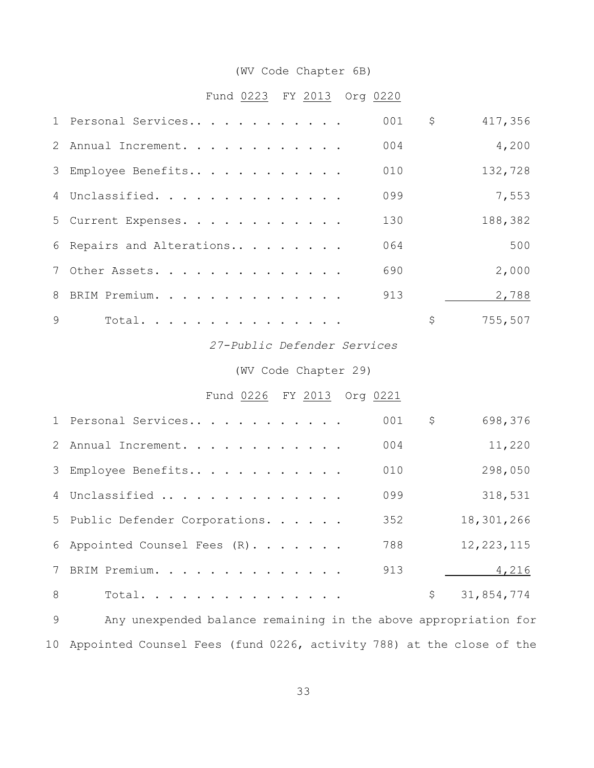(WV Code Chapter 6B)

Fund 0223 FY 2013 Org 0220

| | | | |
|---|---|---|---|
| 1 | Personal Services. . . . . . . . . . . . | 001 | $ 417,356 |
| 2 | Annual Increment. . . . . . . . . . . . | 004 | 4,200 |
| 3 | Employee Benefits.. . . . . . . . . . . | 010 | 132,728 |
| 4 | Unclassified. . . . . . . . . . . . . . | 099 | 7,553 |
| 5 | Current Expenses. . . . . . . . . . . . | 130 | 188,382 |
| 6 | Repairs and Alterations.. . . . . . . . | 064 | 500 |
| 7 | Other Assets. . . . . . . . . . . . . . | 690 | 2,000 |
| 8 | BRIM Premium. . . . . . . . . . . . . . | 913 | 2,788 |
| 9 | Total. . . . . . . . . . . . . . . . | | $ 755,507 |

*27-Public Defender Services*

(WV Code Chapter 29)

Fund 0226 FY 2013 Org 0221

| | | | |
|---|---|---|---|
| 1 | Personal Services.. . . . . . . . . . . | 001 | $ 698,376 |
| 2 | Annual Increment. . . . . . . . . . . . | 004 | 11,220 |
| 3 | Employee Benefits.. . . . . . . . . . . | 010 | 298,050 |
| 4 | Unclassified . . . . . . . . . . . . . . | 099 | 318,531 |
| 5 | Public Defender Corporations. . . . . . | 352 | 18,301,266 |
| 6 | Appointed Counsel Fees (R). . . . . . . | 788 | 12,223,115 |
| 7 | BRIM Premium. . . . . . . . . . . . . . | 913 | 4,216 |
| 8 | Total. . . . . . . . . . . . . . . . | | $ 31,854,774 |

9 Any unexpended balance remaining in the above appropriation for
10 Appointed Counsel Fees (fund 0226, activity 788) at the close of the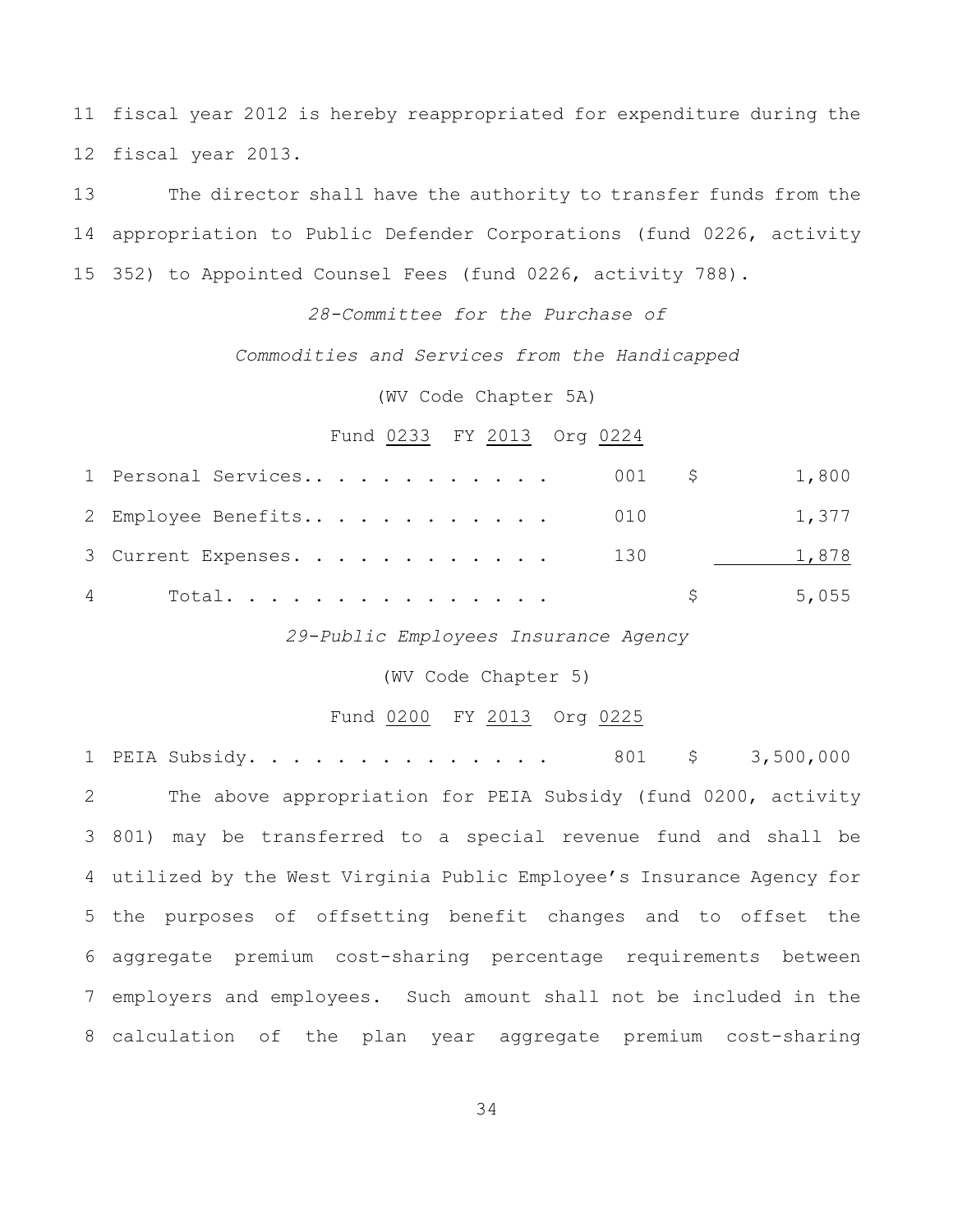11 fiscal year 2012 is hereby reappropriated for expenditure during the
12 fiscal year 2013.

13 The director shall have the authority to transfer funds from the
14 appropriation to Public Defender Corporations (fund 0226, activity
15 352) to Appointed Counsel Fees (fund 0226, activity 788).

*28-Committee for the Purchase of*

*Commodities and Services from the Handicapped*

(WV Code Chapter 5A)

Fund 0233 FY 2013 Org 0224

| | | | | |
|---|---|---|---|---|
| 1 | Personal Services. . . . . . . . . . . . | 001 | $ | 1,800 |
| 2 | Employee Benefits. . . . . . . . . . . . | 010 | | 1,377 |
| 3 | Current Expenses. . . . . . . . . . . . | 130 | | 1,878 |
| 4 | Total. . . . . . . . . . . . . . . | | $ | 5,055 |

*29-Public Employees Insurance Agency*

(WV Code Chapter 5)

Fund 0200 FY 2013 Org 0225

| | | | | |
|---|---|---|---|---|
| 1 | PEIA Subsidy. . . . . . . . . . . . . . | 801 | $ | 3,500,000 |

2 The above appropriation for PEIA Subsidy (fund 0200, activity
3 801) may be transferred to a special revenue fund and shall be
4 utilized by the West Virginia Public Employee's Insurance Agency for
5 the purposes of offsetting benefit changes and to offset the
6 aggregate premium cost-sharing percentage requirements between
7 employers and employees. Such amount shall not be included in the
8 calculation of the plan year aggregate premium cost-sharing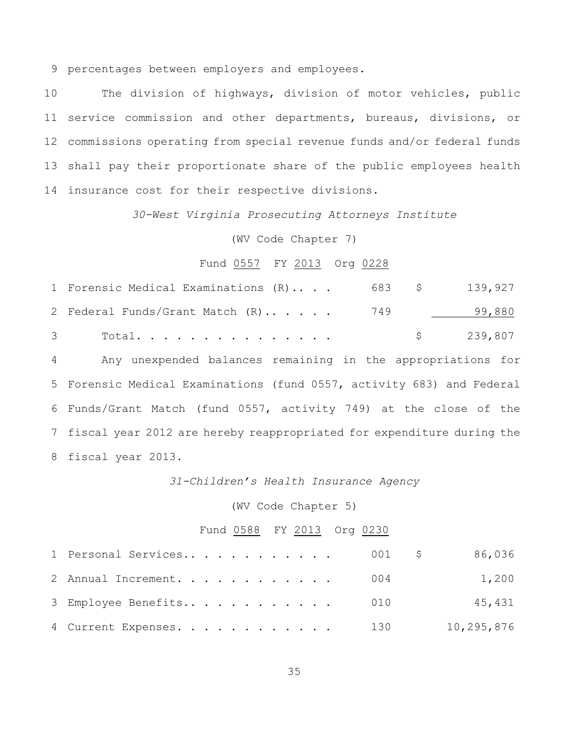9 percentages between employers and employees.

10 The division of highways, division of motor vehicles, public 11 service commission and other departments, bureaus, divisions, or 12 commissions operating from special revenue funds and/or federal funds 13 shall pay their proportionate share of the public employees health 14 insurance cost for their respective divisions.

*30-West Virginia Prosecuting Attorneys Institute*

(WV Code Chapter 7)

Fund 0557 FY 2013 Org 0228

| | | | |
|---|---|---|---|
| 1 | Forensic Medical Examinations (R).. . . | 683 | $ 139,927 |
| 2 | Federal Funds/Grant Match (R).. . . . . | 749 | 99,880 |
| 3 | Total. . . . . . . . . . . . . . . | | $ 239,807 |

4 Any unexpended balances remaining in the appropriations for 5 Forensic Medical Examinations (fund 0557, activity 683) and Federal 6 Funds/Grant Match (fund 0557, activity 749) at the close of the 7 fiscal year 2012 are hereby reappropriated for expenditure during the 8 fiscal year 2013.

*31-Children's Health Insurance Agency*

(WV Code Chapter 5)

Fund 0588 FY 2013 Org 0230

| | | | |
|---|---|---|---|
| 1 | Personal Services.. . . . . . . . . . . | 001 | $ 86,036 |
| 2 | Annual Increment. . . . . . . . . . . . | 004 | 1,200 |
| 3 | Employee Benefits.. . . . . . . . . . . | 010 | 45,431 |
| 4 | Current Expenses. . . . . . . . . . . . | 130 | 10,295,876 |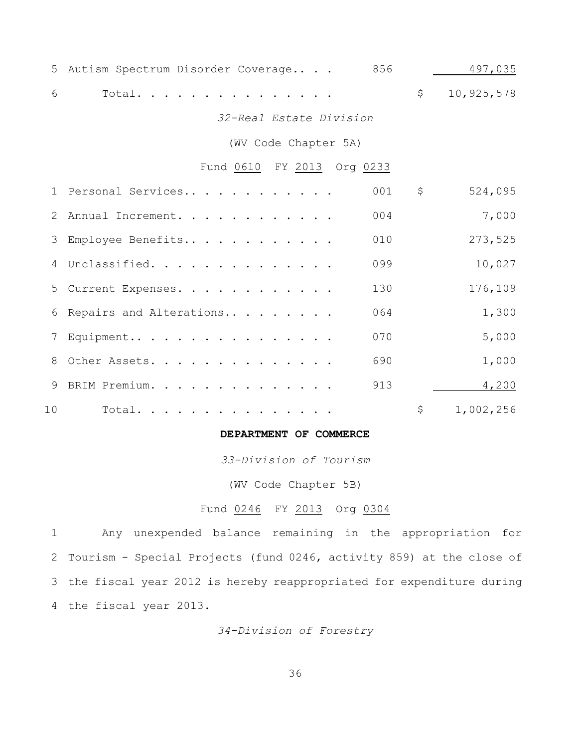| | | | | |
|---|---|---|---|---|
| 5 | Autism Spectrum Disorder Coverage.. . . | 856 | | 497,035 |
| 6 | Total. . . . . . . . . . . . . . . | | $ | 10,925,578 |

*32-Real Estate Division*

(WV Code Chapter 5A)

Fund 0610 FY 2013 Org 0233

| | | | | |
|---|---|---|---|---|
| 1 | Personal Services.. . . . . . . . . . . . | 001 | $ | 524,095 |
| 2 | Annual Increment. . . . . . . . . . . . | 004 | | 7,000 |
| 3 | Employee Benefits.. . . . . . . . . . . | 010 | | 273,525 |
| 4 | Unclassified. . . . . . . . . . . . . . | 099 | | 10,027 |
| 5 | Current Expenses. . . . . . . . . . . . | 130 | | 176,109 |
| 6 | Repairs and Alterations.. . . . . . . . | 064 | | 1,300 |
| 7 | Equipment.. . . . . . . . . . . . . . . | 070 | | 5,000 |
| 8 | Other Assets. . . . . . . . . . . . . . | 690 | | 1,000 |
| 9 | BRIM Premium. . . . . . . . . . . . . . | 913 | | 4,200 |
| 10 | Total. . . . . . . . . . . . . . . | | $ | 1,002,256 |

**DEPARTMENT OF COMMERCE**

*33-Division of Tourism*

(WV Code Chapter 5B)

Fund 0246 FY 2013 Org 0304

1 Any unexpended balance remaining in the appropriation for
2 Tourism - Special Projects (fund 0246, activity 859) at the close of
3 the fiscal year 2012 is hereby reappropriated for expenditure during
4 the fiscal year 2013.

*34-Division of Forestry*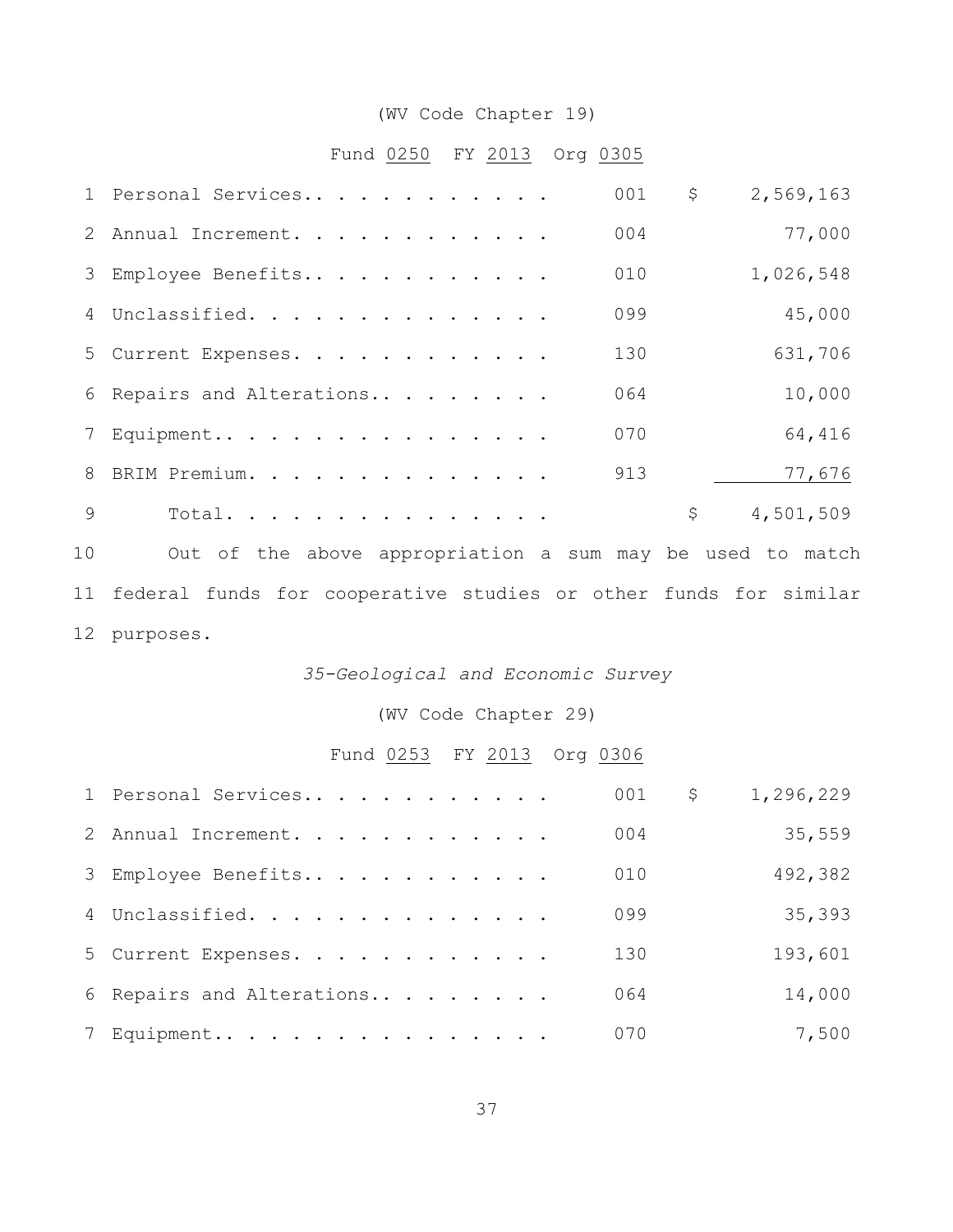(WV Code Chapter 19)

Fund 0250 FY 2013 Org 0305

| | | | |
|---|---|---|---|
| 1 | Personal Services.. . . . . . . . . . . . | 001 | $ 2,569,163 |
| 2 | Annual Increment. . . . . . . . . . . . | 004 | 77,000 |
| 3 | Employee Benefits.. . . . . . . . . . . . | 010 | 1,026,548 |
| 4 | Unclassified. . . . . . . . . . . . . . . | 099 | 45,000 |
| 5 | Current Expenses. . . . . . . . . . . . | 130 | 631,706 |
| 6 | Repairs and Alterations.. . . . . . . . | 064 | 10,000 |
| 7 | Equipment.. . . . . . . . . . . . . . . . | 070 | 64,416 |
| 8 | BRIM Premium. . . . . . . . . . . . . . | 913 | 77,676 |
| 9 | Total. . . . . . . . . . . . . . . . | | $ 4,501,509 |

10 Out of the above appropriation a sum may be used to match
11 federal funds for cooperative studies or other funds for similar
12 purposes.

*35-Geological and Economic Survey*

(WV Code Chapter 29)

Fund 0253 FY 2013 Org 0306

| | | | |
|---|---|---|---|
| 1 | Personal Services.. . . . . . . . . . . . | 001 | $ 1,296,229 |
| 2 | Annual Increment. . . . . . . . . . . . | 004 | 35,559 |
| 3 | Employee Benefits.. . . . . . . . . . . . | 010 | 492,382 |
| 4 | Unclassified. . . . . . . . . . . . . . . | 099 | 35,393 |
| 5 | Current Expenses. . . . . . . . . . . . | 130 | 193,601 |
| 6 | Repairs and Alterations.. . . . . . . . | 064 | 14,000 |
| 7 | Equipment.. . . . . . . . . . . . . . . . | 070 | 7,500 |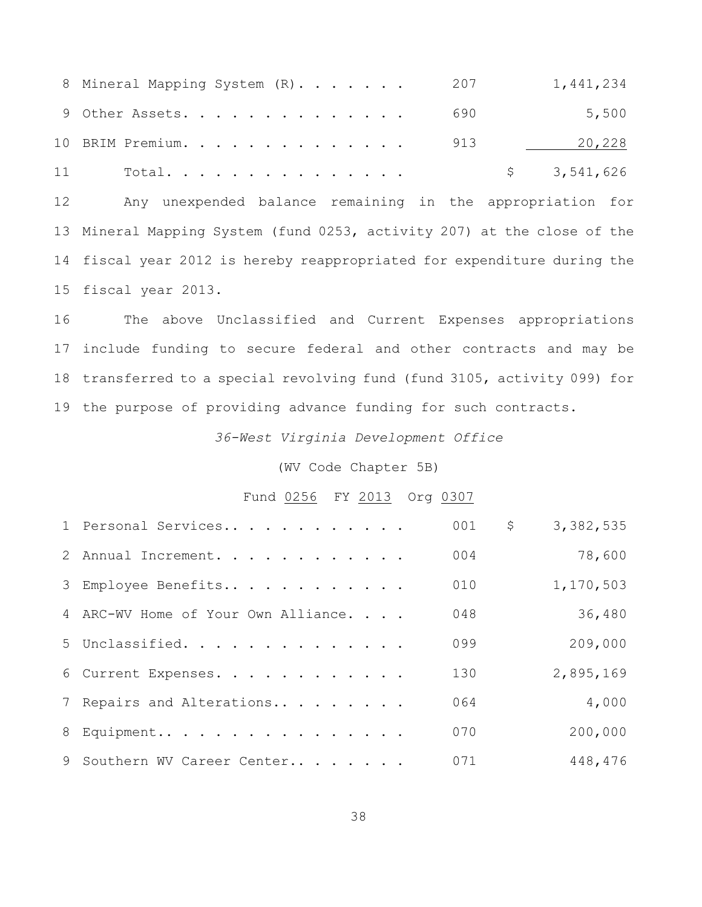| | | | |
|---|---|---|---|
| 8 | Mineral Mapping System (R). . . . . . . | 207 | 1,441,234 |
| 9 | Other Assets. . . . . . . . . . . . . . . | 690 | 5,500 |
| 10 | BRIM Premium. . . . . . . . . . . . . . . | 913 | 20,228 |
| 11 | Total. . . . . . . . . . . . . . . . | | $ 3,541,626 |

12 Any unexpended balance remaining in the appropriation for 13 Mineral Mapping System (fund 0253, activity 207) at the close of the 14 fiscal year 2012 is hereby reappropriated for expenditure during the 15 fiscal year 2013.

16 The above Unclassified and Current Expenses appropriations 17 include funding to secure federal and other contracts and may be 18 transferred to a special revolving fund (fund 3105, activity 099) for 19 the purpose of providing advance funding for such contracts.

*36-West Virginia Development Office*

(WV Code Chapter 5B)

Fund 0256 FY 2013 Org 0307

| | | | |
|---|---|---|---|
| 1 | Personal Services.. . . . . . . . . . . . | 001 | $ 3,382,535 |
| 2 | Annual Increment. . . . . . . . . . . . . | 004 | 78,600 |
| 3 | Employee Benefits.. . . . . . . . . . . . | 010 | 1,170,503 |
| 4 | ARC-WV Home of Your Own Alliance. . . . | 048 | 36,480 |
| 5 | Unclassified. . . . . . . . . . . . . . . | 099 | 209,000 |
| 6 | Current Expenses. . . . . . . . . . . . . | 130 | 2,895,169 |
| 7 | Repairs and Alterations.. . . . . . . . . | 064 | 4,000 |
| 8 | Equipment.. . . . . . . . . . . . . . . . | 070 | 200,000 |
| 9 | Southern WV Career Center.. . . . . . . . | 071 | 448,476 |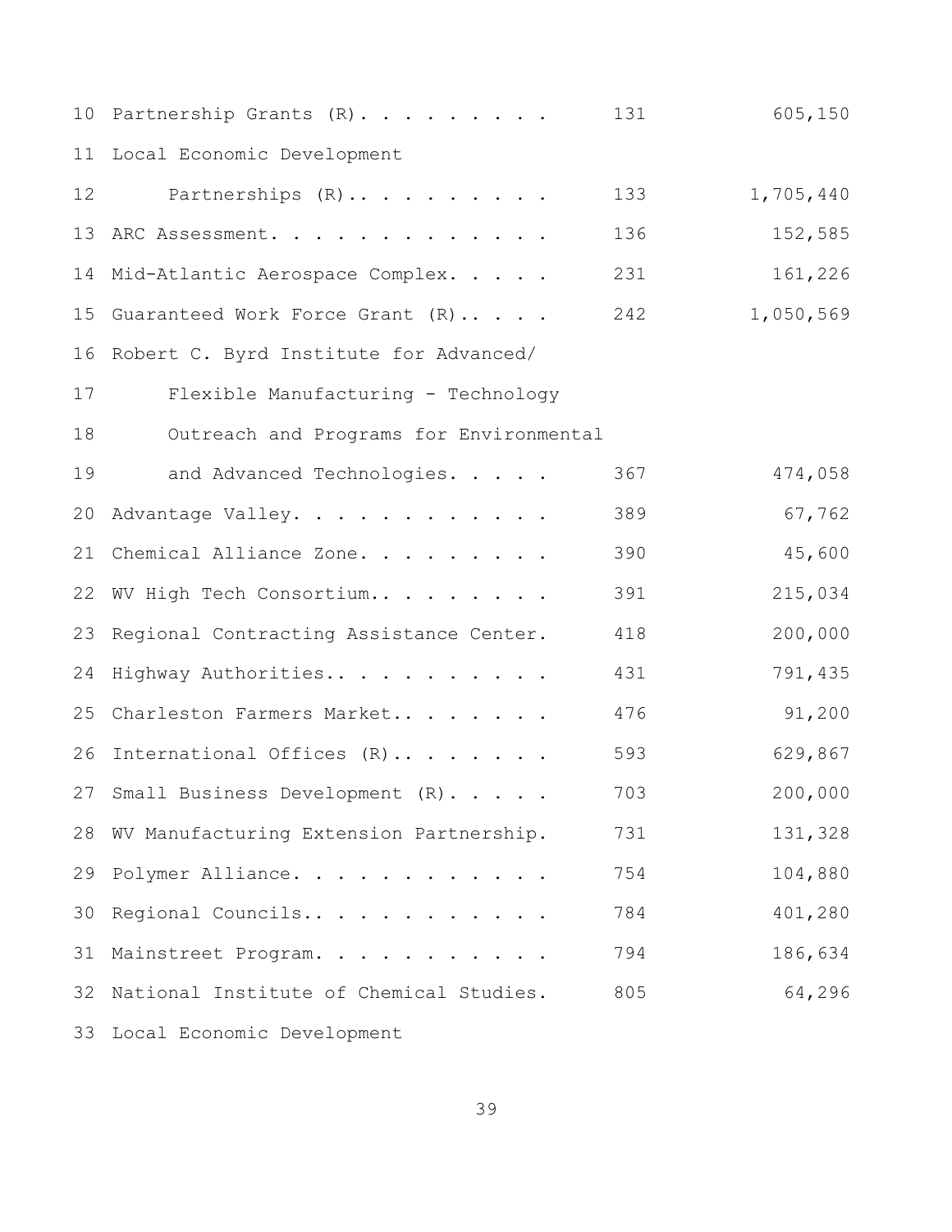| | | |
|---|---|---|
| Partnership Grants (R). . . . . . . . . | 131 | 605,150 |
| Local Economic Development Partnerships (R).. . . . . . . . . | 133 | 1,705,440 |
| ARC Assessment. . . . . . . . . . . . . | 136 | 152,585 |
| Mid-Atlantic Aerospace Complex. . . . . | 231 | 161,226 |
| Guaranteed Work Force Grant (R).. . . . | 242 | 1,050,569 |
| Robert C. Byrd Institute for Advanced/ Flexible Manufacturing - Technology Outreach and Programs for Environmental and Advanced Technologies. . . . . | 367 | 474,058 |
| Advantage Valley. . . . . . . . . . . . | 389 | 67,762 |
| Chemical Alliance Zone. . . . . . . . . | 390 | 45,600 |
| WV High Tech Consortium.. . . . . . . . | 391 | 215,034 |
| Regional Contracting Assistance Center. | 418 | 200,000 |
| Highway Authorities.. . . . . . . . . . | 431 | 791,435 |
| Charleston Farmers Market.. . . . . . . | 476 | 91,200 |
| International Offices (R).. . . . . . . | 593 | 629,867 |
| Small Business Development (R). . . . . | 703 | 200,000 |
| WV Manufacturing Extension Partnership. | 731 | 131,328 |
| Polymer Alliance. . . . . . . . . . . . | 754 | 104,880 |
| Regional Councils.. . . . . . . . . . . | 784 | 401,280 |
| Mainstreet Program. . . . . . . . . . . | 794 | 186,634 |
| National Institute of Chemical Studies. | 805 | 64,296 |
| Local Economic Development | | |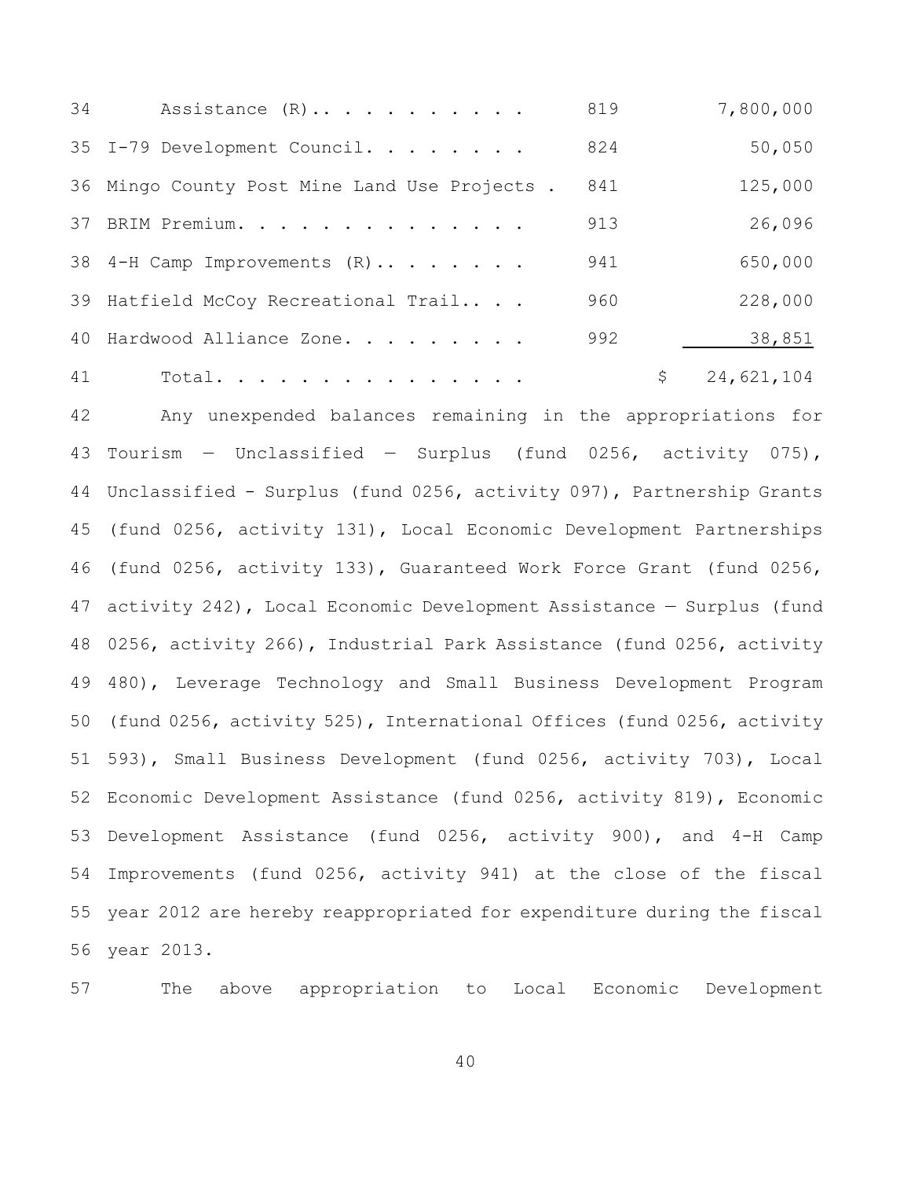| | | | |
|---|---|---|---|
| 34 | Assistance (R).. . . . . . . . . . | 819 | 7,800,000 |
| 35 | I-79 Development Council. . . . . . . . | 824 | 50,050 |
| 36 | Mingo County Post Mine Land Use Projects . | 841 | 125,000 |
| 37 | BRIM Premium. . . . . . . . . . . . . . | 913 | 26,096 |
| 38 | 4-H Camp Improvements (R).. . . . . . . | 941 | 650,000 |
| 39 | Hatfield McCoy Recreational Trail.. . . | 960 | 228,000 |
| 40 | Hardwood Alliance Zone. . . . . . . . . | 992 | 38,851 |
| 41 | Total. . . . . . . . . . . . . . . | | $ 24,621,104 |

42 Any unexpended balances remaining in the appropriations for
43 Tourism — Unclassified — Surplus (fund 0256, activity 075),
44 Unclassified - Surplus (fund 0256, activity 097), Partnership Grants
45 (fund 0256, activity 131), Local Economic Development Partnerships
46 (fund 0256, activity 133), Guaranteed Work Force Grant (fund 0256,
47 activity 242), Local Economic Development Assistance — Surplus (fund
48 0256, activity 266), Industrial Park Assistance (fund 0256, activity
49 480), Leverage Technology and Small Business Development Program
50 (fund 0256, activity 525), International Offices (fund 0256, activity
51 593), Small Business Development (fund 0256, activity 703), Local
52 Economic Development Assistance (fund 0256, activity 819), Economic
53 Development Assistance (fund 0256, activity 900), and 4-H Camp
54 Improvements (fund 0256, activity 941) at the close of the fiscal
55 year 2012 are hereby reappropriated for expenditure during the fiscal
56 year 2013.

57 The above appropriation to Local Economic Development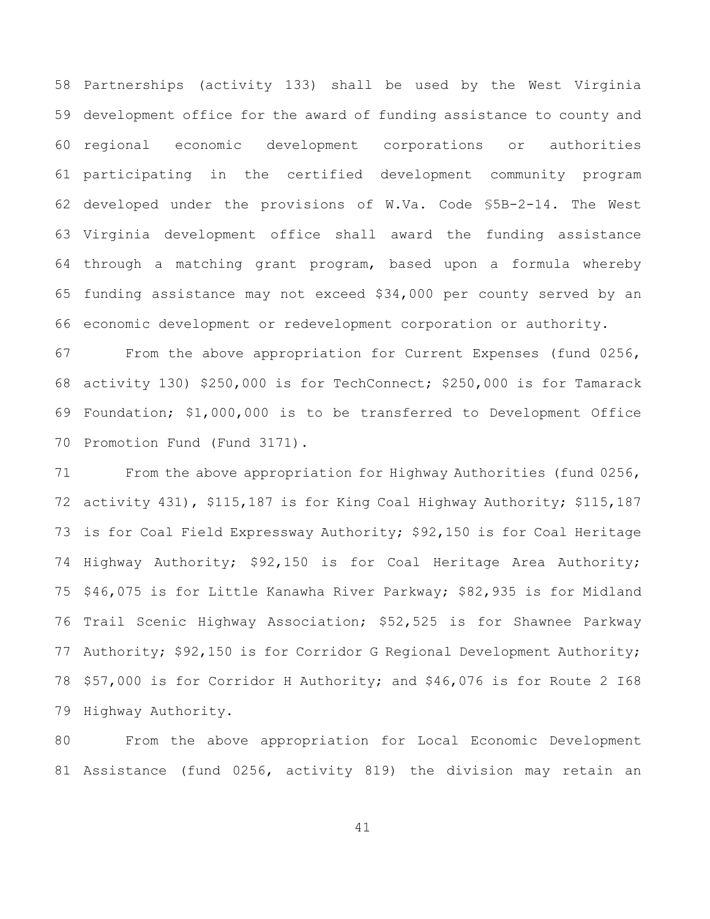Partnerships (activity 133) shall be used by the West Virginia development office for the award of funding assistance to county and regional economic development corporations or authorities participating in the certified development community program developed under the provisions of W.Va. Code §5B-2-14. The West Virginia development office shall award the funding assistance through a matching grant program, based upon a formula whereby funding assistance may not exceed $34,000 per county served by an economic development or redevelopment corporation or authority.

From the above appropriation for Current Expenses (fund 0256, activity 130) $250,000 is for TechConnect; $250,000 is for Tamarack Foundation; $1,000,000 is to be transferred to Development Office Promotion Fund (Fund 3171).

From the above appropriation for Highway Authorities (fund 0256, activity 431), $115,187 is for King Coal Highway Authority; $115,187 is for Coal Field Expressway Authority; $92,150 is for Coal Heritage Highway Authority; $92,150 is for Coal Heritage Area Authority; $46,075 is for Little Kanawha River Parkway; $82,935 is for Midland Trail Scenic Highway Association; $52,525 is for Shawnee Parkway Authority; $92,150 is for Corridor G Regional Development Authority; $57,000 is for Corridor H Authority; and $46,076 is for Route 2 I68 Highway Authority.

From the above appropriation for Local Economic Development Assistance (fund 0256, activity 819) the division may retain an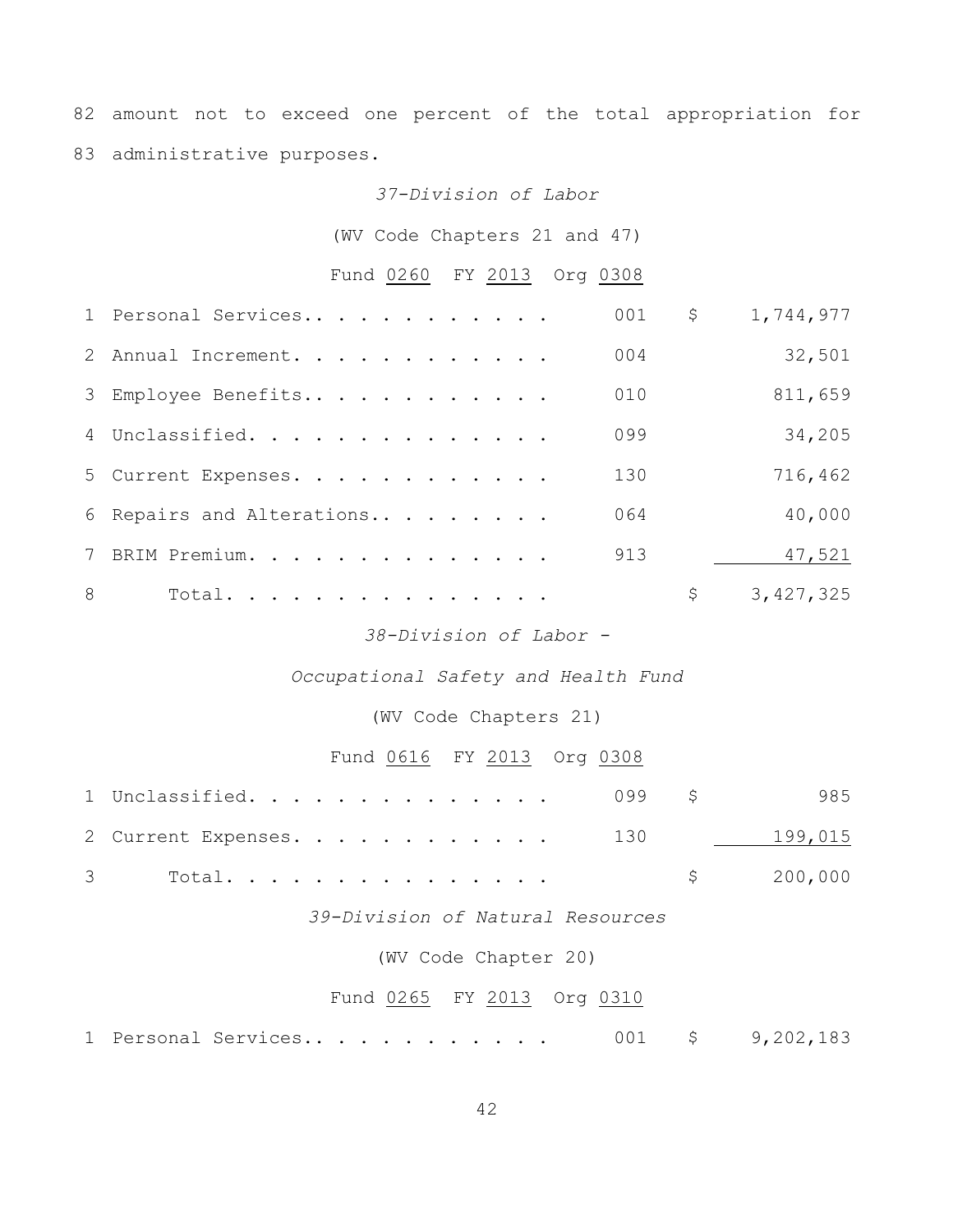82 amount not to exceed one percent of the total appropriation for
83 administrative purposes.

*37-Division of Labor*

(WV Code Chapters 21 and 47)

Fund <u>0260</u> FY <u>2013</u> Org <u>0308</u>

| | | | |
|---|---|---|---|
| 1 | Personal Services.. . . . . . . . . . . . | 001 | $ 1,744,977 |
| 2 | Annual Increment. . . . . . . . . . . . . | 004 | 32,501 |
| 3 | Employee Benefits.. . . . . . . . . . . . | 010 | 811,659 |
| 4 | Unclassified. . . . . . . . . . . . . . . | 099 | 34,205 |
| 5 | Current Expenses. . . . . . . . . . . . . | 130 | 716,462 |
| 6 | Repairs and Alterations.. . . . . . . . . | 064 | 40,000 |
| 7 | BRIM Premium. . . . . . . . . . . . . . . | 913 | 47,521 |
| 8 | Total. . . . . . . . . . . . . . . . | | $ 3,427,325 |

*38-Division of Labor -*

*Occupational Safety and Health Fund*

(WV Code Chapters 21)

Fund <u>0616</u> FY <u>2013</u> Org <u>0308</u>

| | | | |
|---|---|---|---|
| 1 | Unclassified. . . . . . . . . . . . . . . | 099 | $ 985 |
| 2 | Current Expenses. . . . . . . . . . . . . | 130 | 199,015 |
| 3 | Total. . . . . . . . . . . . . . . . | | $ 200,000 |

*39-Division of Natural Resources*

(WV Code Chapter 20)

Fund <u>0265</u> FY <u>2013</u> Org <u>0310</u>

| | | | |
|---|---|---|---|
| 1 | Personal Services.. . . . . . . . . . . . | 001 | $ 9,202,183 |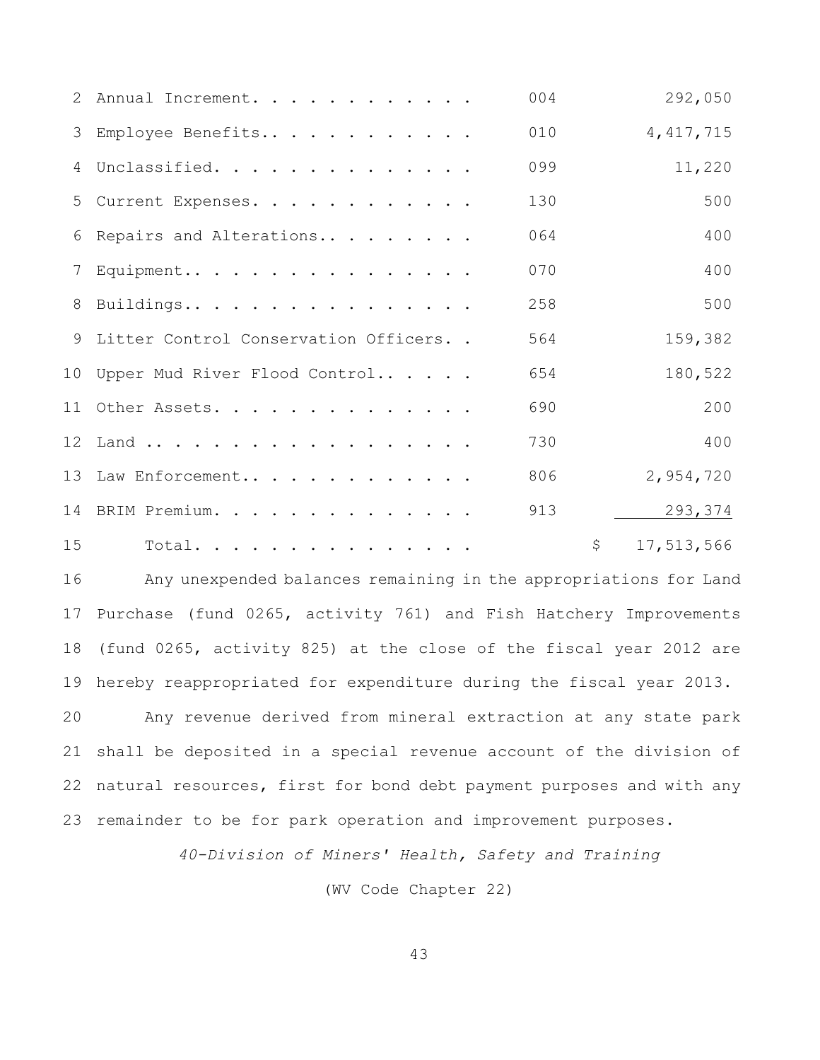| | | | |
|---|---|---|---|
| 2 | Annual Increment. . . . . . . . . . . . | 004 | 292,050 |
| 3 | Employee Benefits.. . . . . . . . . . . | 010 | 4,417,715 |
| 4 | Unclassified. . . . . . . . . . . . . . | 099 | 11,220 |
| 5 | Current Expenses. . . . . . . . . . . . | 130 | 500 |
| 6 | Repairs and Alterations.. . . . . . . . | 064 | 400 |
| 7 | Equipment.. . . . . . . . . . . . . . . | 070 | 400 |
| 8 | Buildings.. . . . . . . . . . . . . . . | 258 | 500 |
| 9 | Litter Control Conservation Officers. . | 564 | 159,382 |
| 10 | Upper Mud River Flood Control.. . . . . | 654 | 180,522 |
| 11 | Other Assets. . . . . . . . . . . . . . | 690 | 200 |
| 12 | Land .. . . . . . . . . . . . . . . . . | 730 | 400 |
| 13 | Law Enforcement.. . . . . . . . . . . . | 806 | 2,954,720 |
| 14 | BRIM Premium. . . . . . . . . . . . . . | 913 | 293,374 |
| 15 | Total. . . . . . . . . . . . . . . | | $ 17,513,566 |

16 Any unexpended balances remaining in the appropriations for Land 17 Purchase (fund 0265, activity 761) and Fish Hatchery Improvements 18 (fund 0265, activity 825) at the close of the fiscal year 2012 are 19 hereby reappropriated for expenditure during the fiscal year 2013.

20 Any revenue derived from mineral extraction at any state park 21 shall be deposited in a special revenue account of the division of 22 natural resources, first for bond debt payment purposes and with any 23 remainder to be for park operation and improvement purposes.

*40-Division of Miners' Health, Safety and Training*

(WV Code Chapter 22)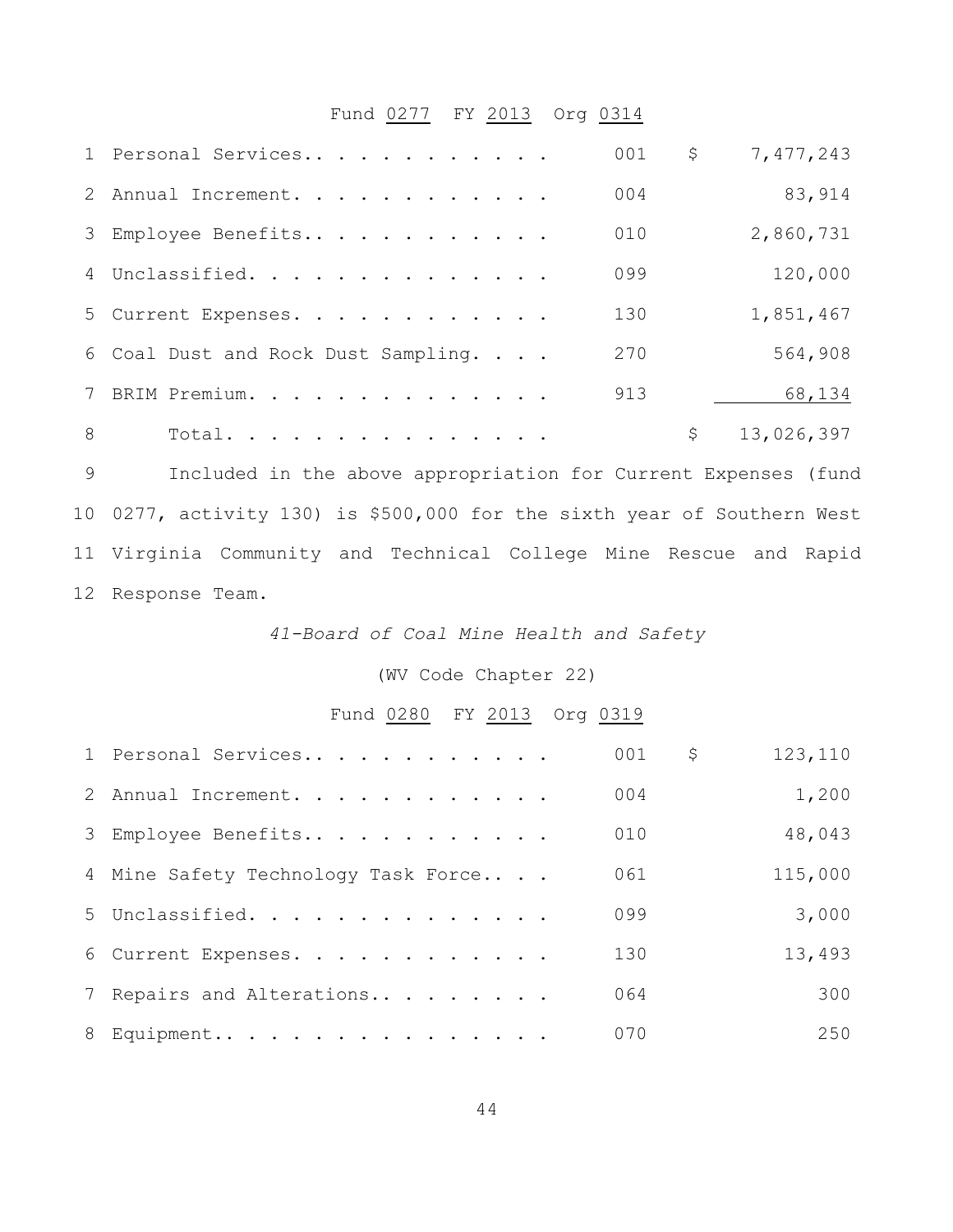Fund <u>0277</u> FY <u>2013</u> Org <u>0314</u>

| | | | | |
|---|---|---|---|---|
| 1 | Personal Services.. . . . . . . . . . . . | 001 | $ | 7,477,243 |
| 2 | Annual Increment. . . . . . . . . . . . . | 004 | | 83,914 |
| 3 | Employee Benefits.. . . . . . . . . . . . | 010 | | 2,860,731 |
| 4 | Unclassified. . . . . . . . . . . . . . | 099 | | 120,000 |
| 5 | Current Expenses. . . . . . . . . . . . | 130 | | 1,851,467 |
| 6 | Coal Dust and Rock Dust Sampling. . . . | 270 | | 564,908 |
| 7 | BRIM Premium. . . . . . . . . . . . . . | 913 | | 68,134 |
| 8 | Total. . . . . . . . . . . . . . . | | $ | 13,026,397 |

9 Included in the above appropriation for Current Expenses (fund
10 0277, activity 130) is $500,000 for the sixth year of Southern West
11 Virginia Community and Technical College Mine Rescue and Rapid
12 Response Team.

*41-Board of Coal Mine Health and Safety*

(WV Code Chapter 22)

Fund <u>0280</u> FY <u>2013</u> Org <u>0319</u>

| | | | | |
|---|---|---|---|---|
| 1 | Personal Services.. . . . . . . . . . . . | 001 | $ | 123,110 |
| 2 | Annual Increment. . . . . . . . . . . . . | 004 | | 1,200 |
| 3 | Employee Benefits.. . . . . . . . . . . . | 010 | | 48,043 |
| 4 | Mine Safety Technology Task Force.. . . | 061 | | 115,000 |
| 5 | Unclassified. . . . . . . . . . . . . . | 099 | | 3,000 |
| 6 | Current Expenses. . . . . . . . . . . . | 130 | | 13,493 |
| 7 | Repairs and Alterations.. . . . . . . . . | 064 | | 300 |
| 8 | Equipment.. . . . . . . . . . . . . . . . | 070 | | 250 |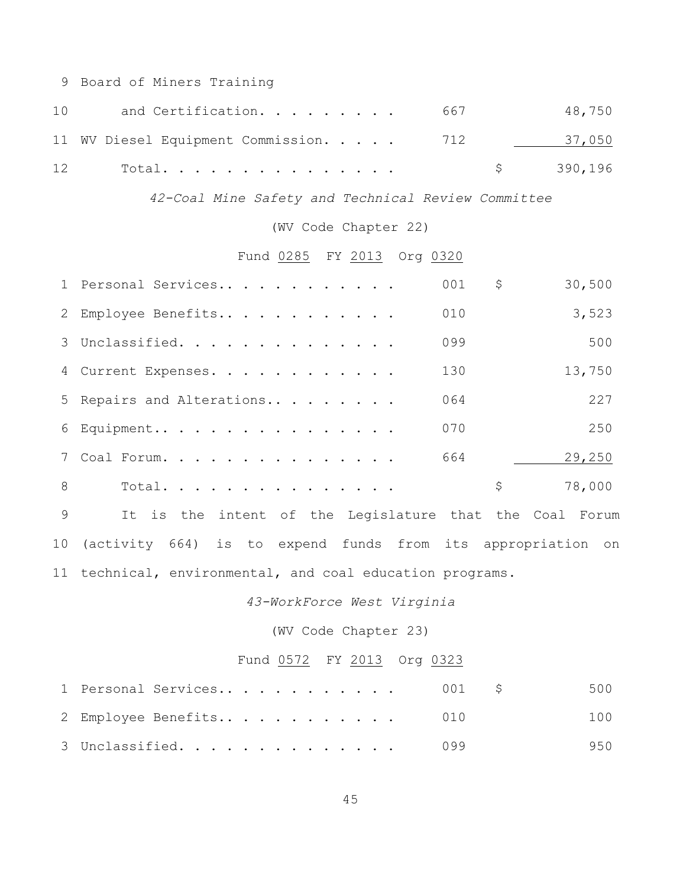| | | | | |
|---|---|---|---|---|
| 9 | Board of Miners Training | | | |
| 10 | and Certification. . . . . . . . . | 667 | | 48,750 |
| 11 | WV Diesel Equipment Commission. . . . . | 712 | | 37,050 |
| 12 | Total. . . . . . . . . . . . . . . . | | $ | 390,196 |

*42-Coal Mine Safety and Technical Review Committee*

(WV Code Chapter 22)

Fund 0285 FY 2013 Org 0320

| | | | | |
|---|---|---|---|---|
| 1 | Personal Services.. . . . . . . . . . . | 001 | $ | 30,500 |
| 2 | Employee Benefits.. . . . . . . . . . . | 010 | | 3,523 |
| 3 | Unclassified. . . . . . . . . . . . . . | 099 | | 500 |
| 4 | Current Expenses. . . . . . . . . . . . | 130 | | 13,750 |
| 5 | Repairs and Alterations.. . . . . . . . | 064 | | 227 |
| 6 | Equipment.. . . . . . . . . . . . . . . | 070 | | 250 |
| 7 | Coal Forum. . . . . . . . . . . . . . . | 664 | | 29,250 |
| 8 | Total. . . . . . . . . . . . . . . . | | $ | 78,000 |

9 It is the intent of the Legislature that the Coal Forum
10 (activity 664) is to expend funds from its appropriation on
11 technical, environmental, and coal education programs.

*43-WorkForce West Virginia*

(WV Code Chapter 23)

Fund 0572 FY 2013 Org 0323

| | | | | |
|---|---|---|---|---|
| 1 | Personal Services.. . . . . . . . . . . | 001 | $ | 500 |
| 2 | Employee Benefits.. . . . . . . . . . . | 010 | | 100 |
| 3 | Unclassified. . . . . . . . . . . . . . | 099 | | 950 |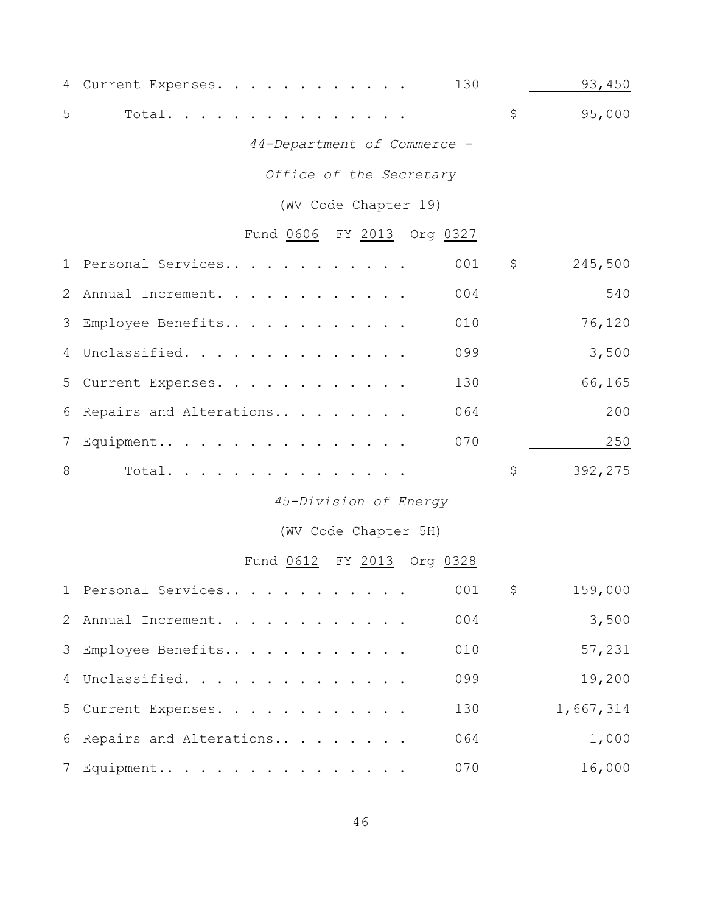| | | | | |
|---|---|---|---|---|
| 4 | Current Expenses. . . . . . . . . . . . | 130 | | 93,450 |
| 5 | Total. . . . . . . . . . . . . . . | | $ | 95,000 |

*44-Department of Commerce -*

*Office of the Secretary*

(WV Code Chapter 19)

Fund 0606 FY 2013 Org 0327

| | | | | |
|---|---|---|---|---|
| 1 | Personal Services.. . . . . . . . . . . | 001 | $ | 245,500 |
| 2 | Annual Increment. . . . . . . . . . . . | 004 | | 540 |
| 3 | Employee Benefits.. . . . . . . . . . . | 010 | | 76,120 |
| 4 | Unclassified. . . . . . . . . . . . . . | 099 | | 3,500 |
| 5 | Current Expenses. . . . . . . . . . . . | 130 | | 66,165 |
| 6 | Repairs and Alterations.. . . . . . . . | 064 | | 200 |
| 7 | Equipment.. . . . . . . . . . . . . . . | 070 | | 250 |
| 8 | Total. . . . . . . . . . . . . . . | | $ | 392,275 |

*45-Division of Energy*

(WV Code Chapter 5H)

Fund 0612 FY 2013 Org 0328

| | | | | |
|---|---|---|---|---|
| 1 | Personal Services.. . . . . . . . . . . | 001 | $ | 159,000 |
| 2 | Annual Increment. . . . . . . . . . . . | 004 | | 3,500 |
| 3 | Employee Benefits.. . . . . . . . . . . | 010 | | 57,231 |
| 4 | Unclassified. . . . . . . . . . . . . . | 099 | | 19,200 |
| 5 | Current Expenses. . . . . . . . . . . . | 130 | | 1,667,314 |
| 6 | Repairs and Alterations.. . . . . . . . | 064 | | 1,000 |
| 7 | Equipment.. . . . . . . . . . . . . . . | 070 | | 16,000 |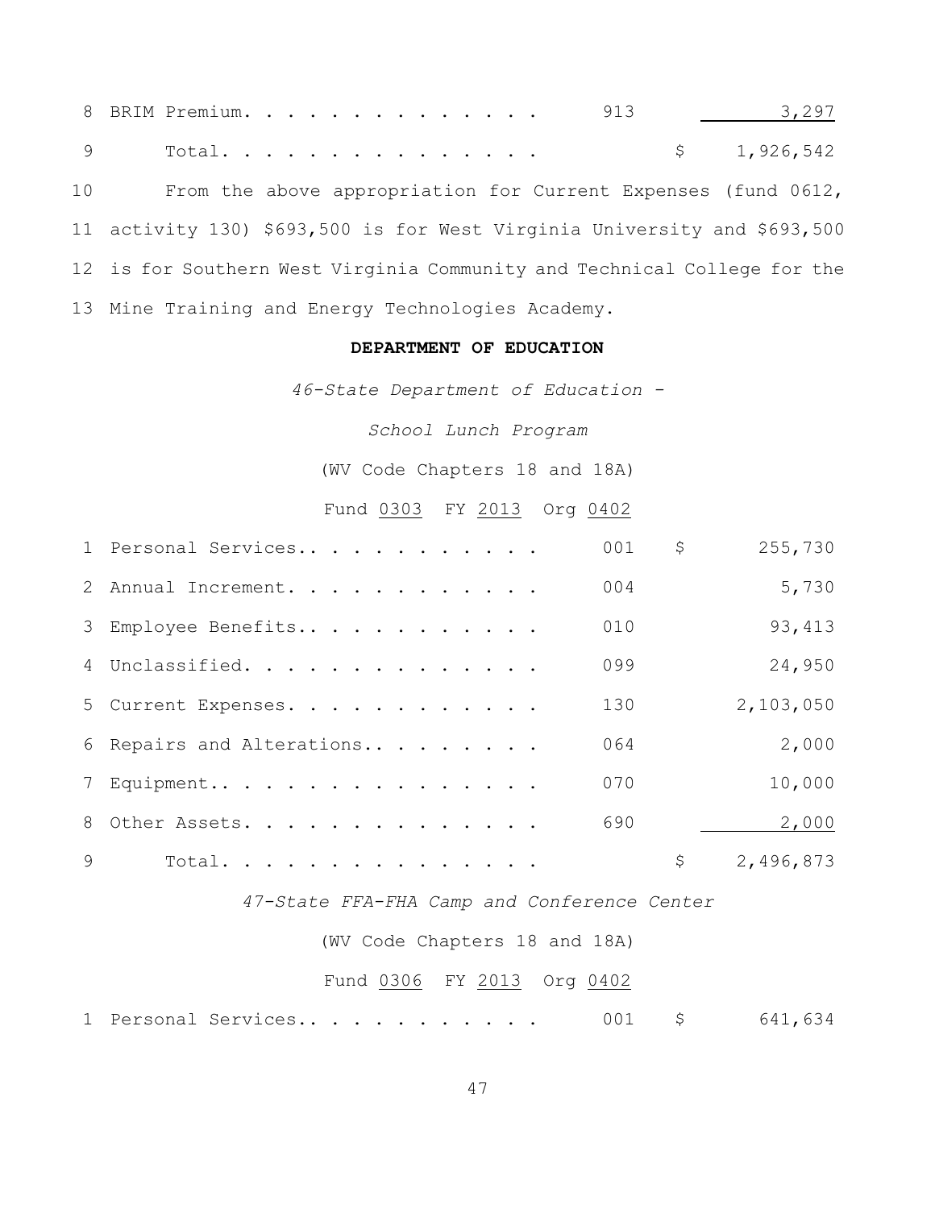| | | | | |
|---|---|---|---|---|
| 8 | BRIM Premium. . . . . . . . . . . . . . | 913 | | 3,297 |
| 9 | Total. . . . . . . . . . . . . . . . | | $ | 1,926,542 |

10 From the above appropriation for Current Expenses (fund 0612, 11 activity 130) $693,500 is for West Virginia University and $693,500 12 is for Southern West Virginia Community and Technical College for the 13 Mine Training and Energy Technologies Academy.

**DEPARTMENT OF EDUCATION**

*46-State Department of Education -*

*School Lunch Program*

(WV Code Chapters 18 and 18A)

Fund 0303 FY 2013 Org 0402

| | | | | |
|---|---|---|---|---|
| 1 | Personal Services.. . . . . . . . . . . | 001 | $ | 255,730 |
| 2 | Annual Increment. . . . . . . . . . . . | 004 | | 5,730 |
| 3 | Employee Benefits.. . . . . . . . . . . | 010 | | 93,413 |
| 4 | Unclassified. . . . . . . . . . . . . . | 099 | | 24,950 |
| 5 | Current Expenses. . . . . . . . . . . . | 130 | | 2,103,050 |
| 6 | Repairs and Alterations.. . . . . . . . | 064 | | 2,000 |
| 7 | Equipment.. . . . . . . . . . . . . . . | 070 | | 10,000 |
| 8 | Other Assets. . . . . . . . . . . . . . | 690 | | 2,000 |
| 9 | Total. . . . . . . . . . . . . . . . | | $ | 2,496,873 |

*47-State FFA-FHA Camp and Conference Center*

(WV Code Chapters 18 and 18A)

Fund 0306 FY 2013 Org 0402

| | | | | |
|---|---|---|---|---|
| 1 | Personal Services.. . . . . . . . . . . | 001 | $ | 641,634 |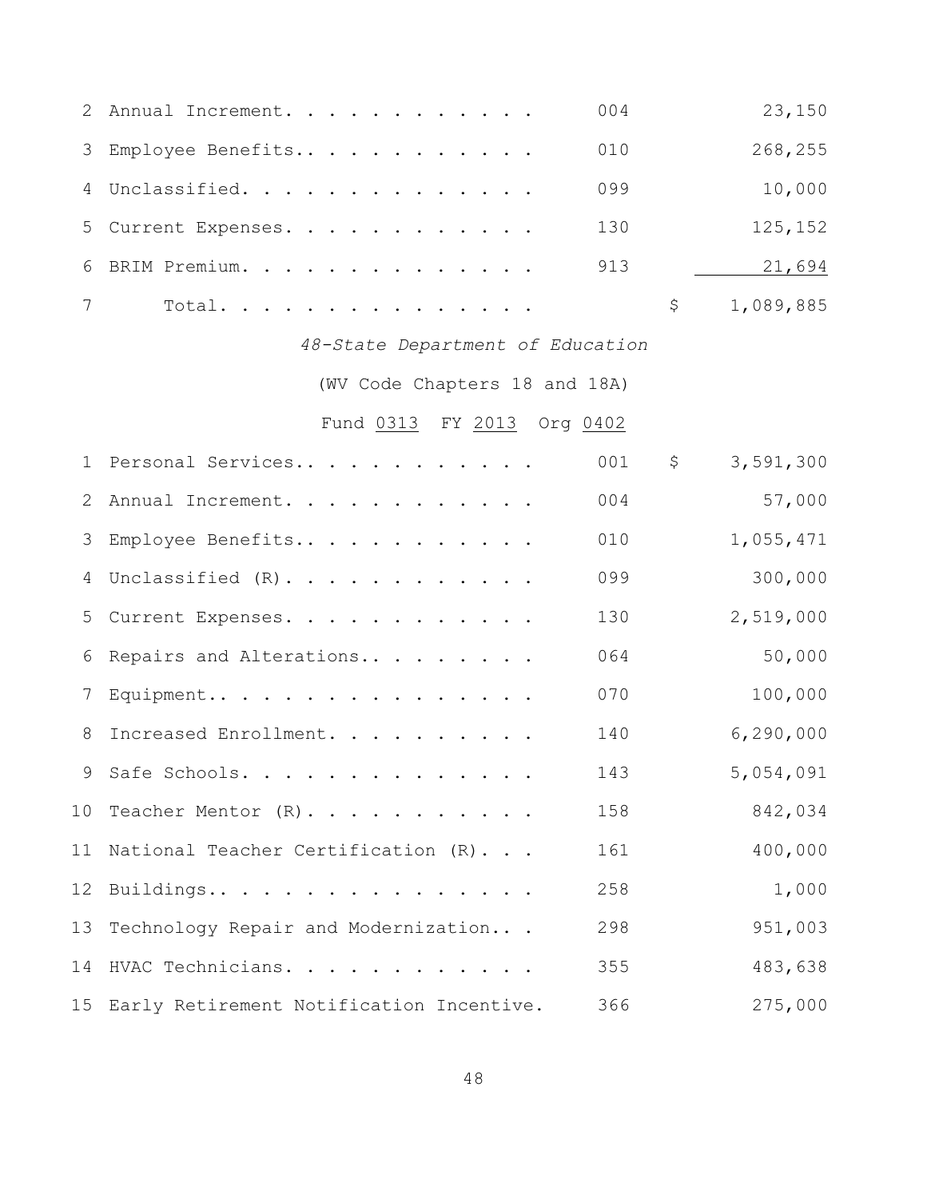| | | | | |
|---|---|---|---|---|
| 2 | Annual Increment. . . . . . . . . . . . | 004 | | 23,150 |
| 3 | Employee Benefits.. . . . . . . . . . . | 010 | | 268,255 |
| 4 | Unclassified. . . . . . . . . . . . . . | 099 | | 10,000 |
| 5 | Current Expenses. . . . . . . . . . . . | 130 | | 125,152 |
| 6 | BRIM Premium. . . . . . . . . . . . . . | 913 | | 21,694 |
| 7 | Total. . . . . . . . . . . . . . . | | $ | 1,089,885 |

*48-State Department of Education*

(WV Code Chapters 18 and 18A)

Fund 0313 FY 2013 Org 0402

| | | | | |
|---|---|---|---|---|
| 1 | Personal Services.. . . . . . . . . . . | 001 | $ | 3,591,300 |
| 2 | Annual Increment. . . . . . . . . . . . | 004 | | 57,000 |
| 3 | Employee Benefits.. . . . . . . . . . . | 010 | | 1,055,471 |
| 4 | Unclassified (R). . . . . . . . . . . . | 099 | | 300,000 |
| 5 | Current Expenses. . . . . . . . . . . . | 130 | | 2,519,000 |
| 6 | Repairs and Alterations.. . . . . . . . | 064 | | 50,000 |
| 7 | Equipment.. . . . . . . . . . . . . . . | 070 | | 100,000 |
| 8 | Increased Enrollment. . . . . . . . . . | 140 | | 6,290,000 |
| 9 | Safe Schools. . . . . . . . . . . . . . | 143 | | 5,054,091 |
| 10 | Teacher Mentor (R). . . . . . . . . . . | 158 | | 842,034 |
| 11 | National Teacher Certification (R). . . | 161 | | 400,000 |
| 12 | Buildings.. . . . . . . . . . . . . . . | 258 | | 1,000 |
| 13 | Technology Repair and Modernization.. . | 298 | | 951,003 |
| 14 | HVAC Technicians. . . . . . . . . . . . | 355 | | 483,638 |
| 15 | Early Retirement Notification Incentive. | 366 | | 275,000 |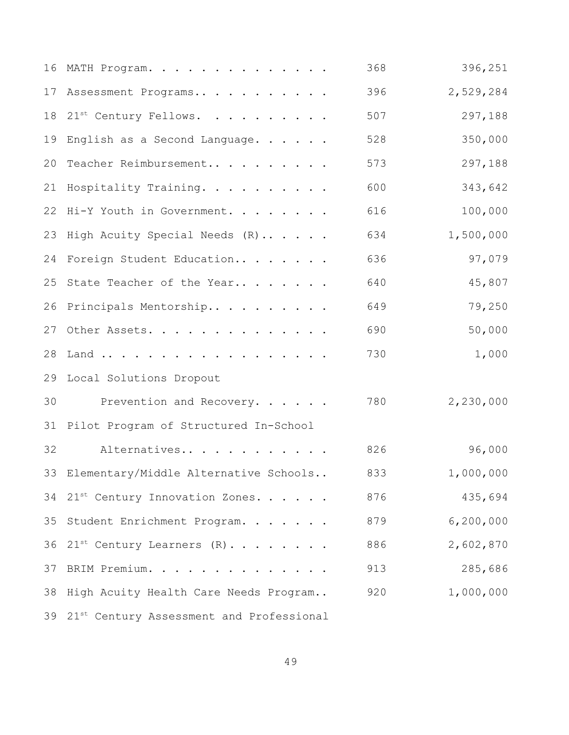| | | | |
|---|---|---|---|
| 16 | MATH Program. . . . . . . . . . . . . . | 368 | 396,251 |
| 17 | Assessment Programs.. . . . . . . . . . | 396 | 2,529,284 |
| 18 | 21st Century Fellows. . . . . . . . . . | 507 | 297,188 |
| 19 | English as a Second Language. . . . . . | 528 | 350,000 |
| 20 | Teacher Reimbursement.. . . . . . . . . | 573 | 297,188 |
| 21 | Hospitality Training. . . . . . . . . . | 600 | 343,642 |
| 22 | Hi-Y Youth in Government. . . . . . . . | 616 | 100,000 |
| 23 | High Acuity Special Needs (R).. . . . . | 634 | 1,500,000 |
| 24 | Foreign Student Education.. . . . . . . | 636 | 97,079 |
| 25 | State Teacher of the Year.. . . . . . . | 640 | 45,807 |
| 26 | Principals Mentorship.. . . . . . . . . | 649 | 79,250 |
| 27 | Other Assets. . . . . . . . . . . . . . | 690 | 50,000 |
| 28 | Land .. . . . . . . . . . . . . . . . . | 730 | 1,000 |
| 29 | Local Solutions Dropout | | |
| 30 | Prevention and Recovery. . . . . . | 780 | 2,230,000 |
| 31 | Pilot Program of Structured In-School | | |
| 32 | Alternatives.. . . . . . . . . . . . | 826 | 96,000 |
| 33 | Elementary/Middle Alternative Schools.. | 833 | 1,000,000 |
| 34 | 21st Century Innovation Zones. . . . . . | 876 | 435,694 |
| 35 | Student Enrichment Program. . . . . . . | 879 | 6,200,000 |
| 36 | 21st Century Learners (R). . . . . . . . | 886 | 2,602,870 |
| 37 | BRIM Premium. . . . . . . . . . . . . . | 913 | 285,686 |
| 38 | High Acuity Health Care Needs Program.. | 920 | 1,000,000 |
| 39 | 21st Century Assessment and Professional | | |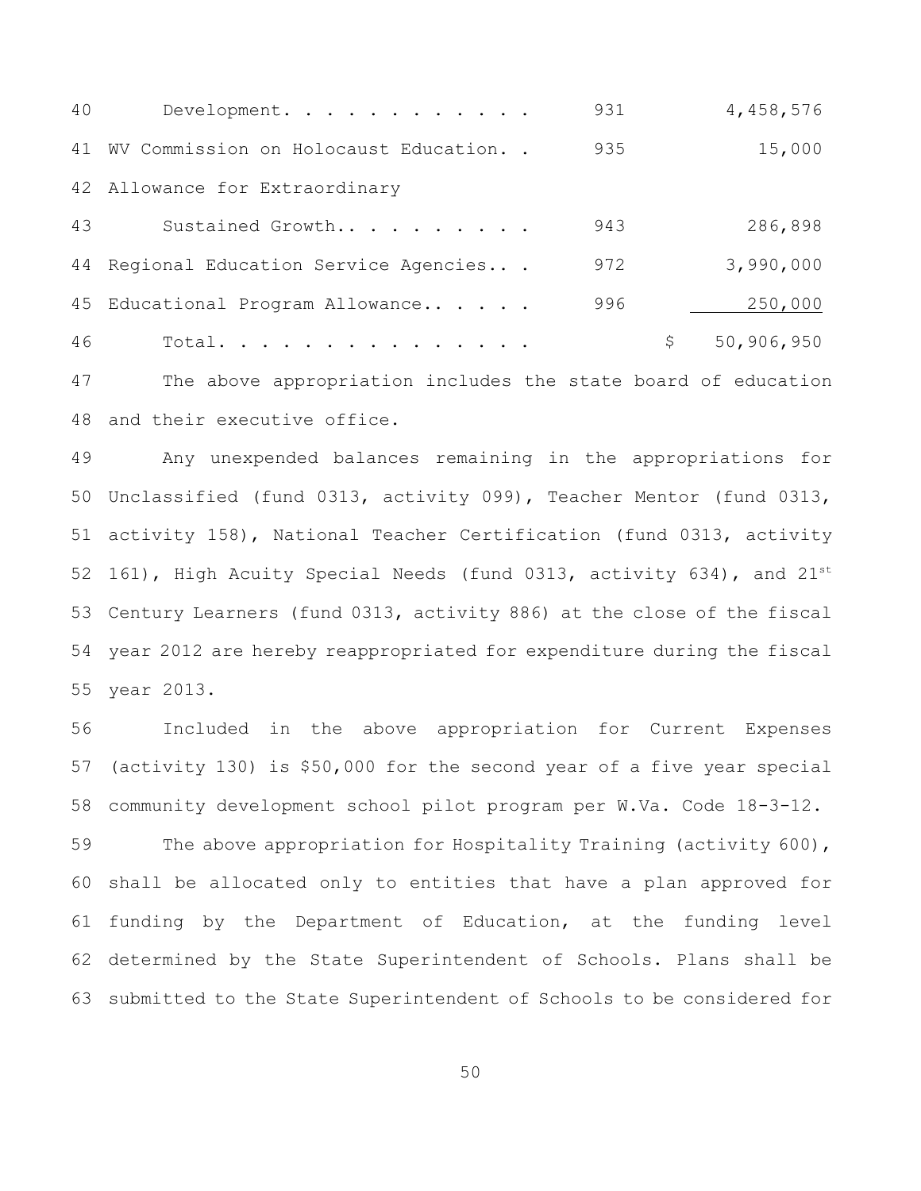| | | |
|---|---|---|
| Development. . . . . . . . . . . . | 931 | 4,458,576 |
| WV Commission on Holocaust Education. . | 935 | 15,000 |
| Allowance for Extraordinary Sustained Growth.. . . . . . . . . | 943 | 286,898 |
| Regional Education Service Agencies.. . | 972 | 3,990,000 |
| Educational Program Allowance.. . . . . | 996 | 250,000 |
| Total. . . . . . . . . . . . . . . | | $ 50,906,950 |

The above appropriation includes the state board of education and their executive office.

Any unexpended balances remaining in the appropriations for Unclassified (fund 0313, activity 099), Teacher Mentor (fund 0313, activity 158), National Teacher Certification (fund 0313, activity 161), High Acuity Special Needs (fund 0313, activity 634), and 21st Century Learners (fund 0313, activity 886) at the close of the fiscal year 2012 are hereby reappropriated for expenditure during the fiscal year 2013.

Included in the above appropriation for Current Expenses (activity 130) is $50,000 for the second year of a five year special community development school pilot program per W.Va. Code 18-3-12.

The above appropriation for Hospitality Training (activity 600), shall be allocated only to entities that have a plan approved for funding by the Department of Education, at the funding level determined by the State Superintendent of Schools. Plans shall be submitted to the State Superintendent of Schools to be considered for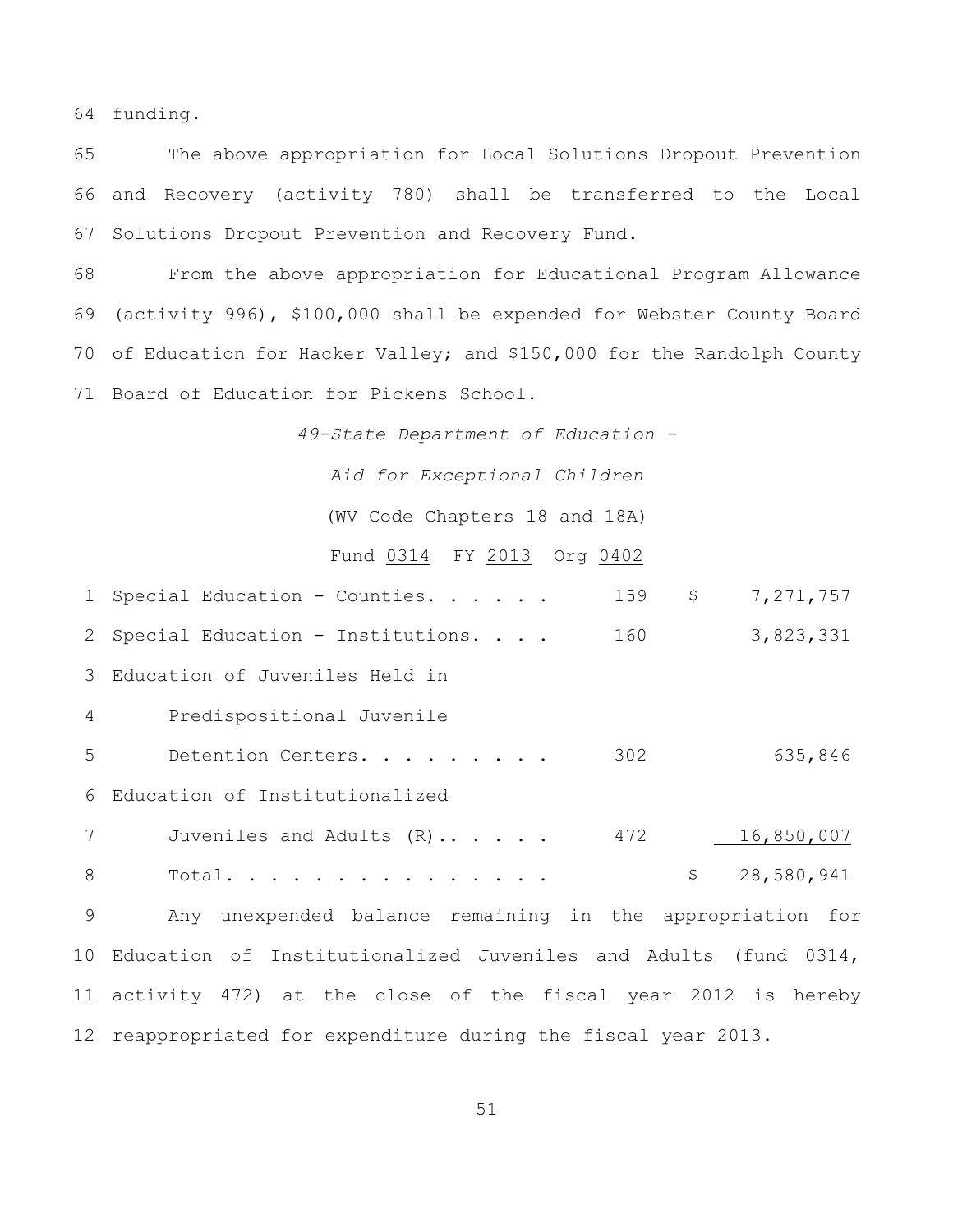64 funding.

65 The above appropriation for Local Solutions Dropout Prevention 66 and Recovery (activity 780) shall be transferred to the Local 67 Solutions Dropout Prevention and Recovery Fund.

68 From the above appropriation for Educational Program Allowance 69 (activity 996), $100,000 shall be expended for Webster County Board 70 of Education for Hacker Valley; and $150,000 for the Randolph County 71 Board of Education for Pickens School.

*49-State Department of Education -*

*Aid for Exceptional Children*

(WV Code Chapters 18 and 18A)

Fund 0314 FY 2013 Org 0402

| | | | |
|---|---|---|---|
| 1 | Special Education - Counties. . . . . . | 159 | $ 7,271,757 |
| 2 | Special Education - Institutions. . . . | 160 | 3,823,331 |
| 3 | Education of Juveniles Held in | | |
| 4 | Predispositional Juvenile | | |
| 5 | Detention Centers. . . . . . . . . | 302 | 635,846 |
| 6 | Education of Institutionalized | | |
| 7 | Juveniles and Adults (R).. . . . . | 472 | 16,850,007 |
| 8 | Total. . . . . . . . . . . . . . . | | $ 28,580,941 |

9 Any unexpended balance remaining in the appropriation for 10 Education of Institutionalized Juveniles and Adults (fund 0314, 11 activity 472) at the close of the fiscal year 2012 is hereby 12 reappropriated for expenditure during the fiscal year 2013.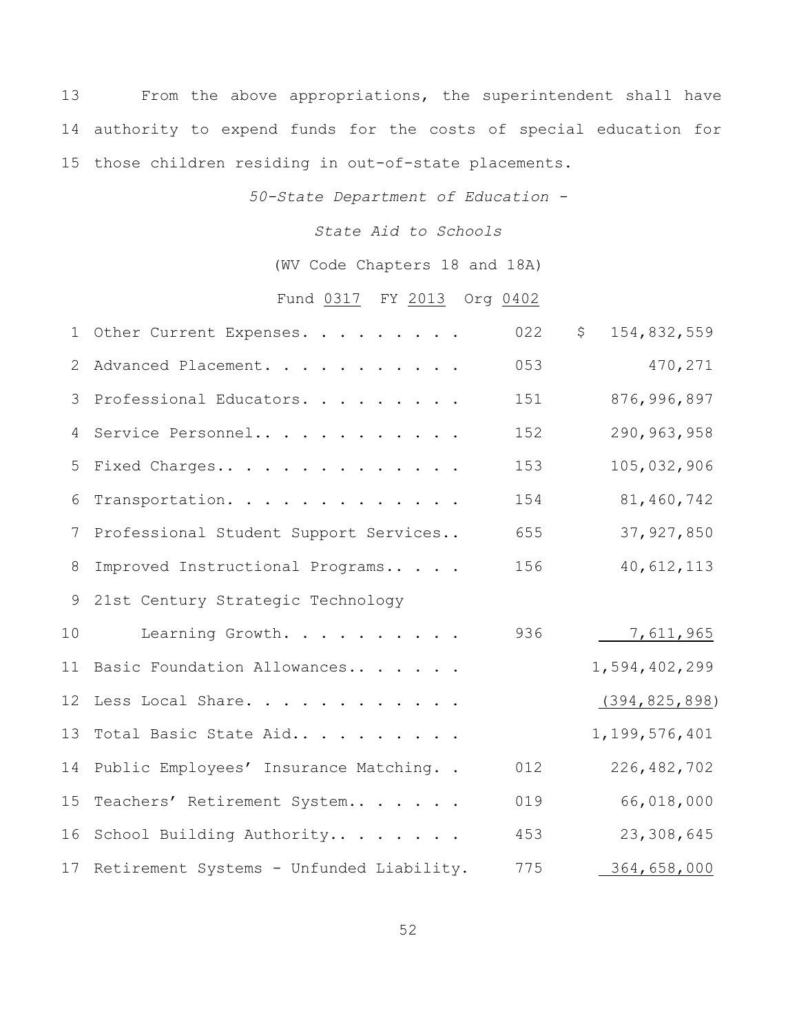13 From the above appropriations, the superintendent shall have
14 authority to expend funds for the costs of special education for
15 those children residing in out-of-state placements.

*50-State Department of Education -*

*State Aid to Schools*

(WV Code Chapters 18 and 18A)

Fund 0317 FY 2013 Org 0402

| | | | |
|---|---|---|---|
| 1 | Other Current Expenses. . . . . . . . . | 022 | $ 154,832,559 |
| 2 | Advanced Placement. . . . . . . . . . . | 053 | 470,271 |
| 3 | Professional Educators. . . . . . . . . | 151 | 876,996,897 |
| 4 | Service Personnel.. . . . . . . . . . . | 152 | 290,963,958 |
| 5 | Fixed Charges.. . . . . . . . . . . . . | 153 | 105,032,906 |
| 6 | Transportation. . . . . . . . . . . . . | 154 | 81,460,742 |
| 7 | Professional Student Support Services.. | 655 | 37,927,850 |
| 8 | Improved Instructional Programs.. . . . | 156 | 40,612,113 |
| 9 | 21st Century Strategic Technology | | |
| 10 | Learning Growth. . . . . . . . . . | 936 | 7,611,965 |
| 11 | Basic Foundation Allowances.. . . . . . | | 1,594,402,299 |
| 12 | Less Local Share. . . . . . . . . . . . | | (394,825,898) |
| 13 | Total Basic State Aid.. . . . . . . . . | | 1,199,576,401 |
| 14 | Public Employees' Insurance Matching. . | 012 | 226,482,702 |
| 15 | Teachers' Retirement System.. . . . . . | 019 | 66,018,000 |
| 16 | School Building Authority.. . . . . . . | 453 | 23,308,645 |
| 17 | Retirement Systems - Unfunded Liability. | 775 | 364,658,000 |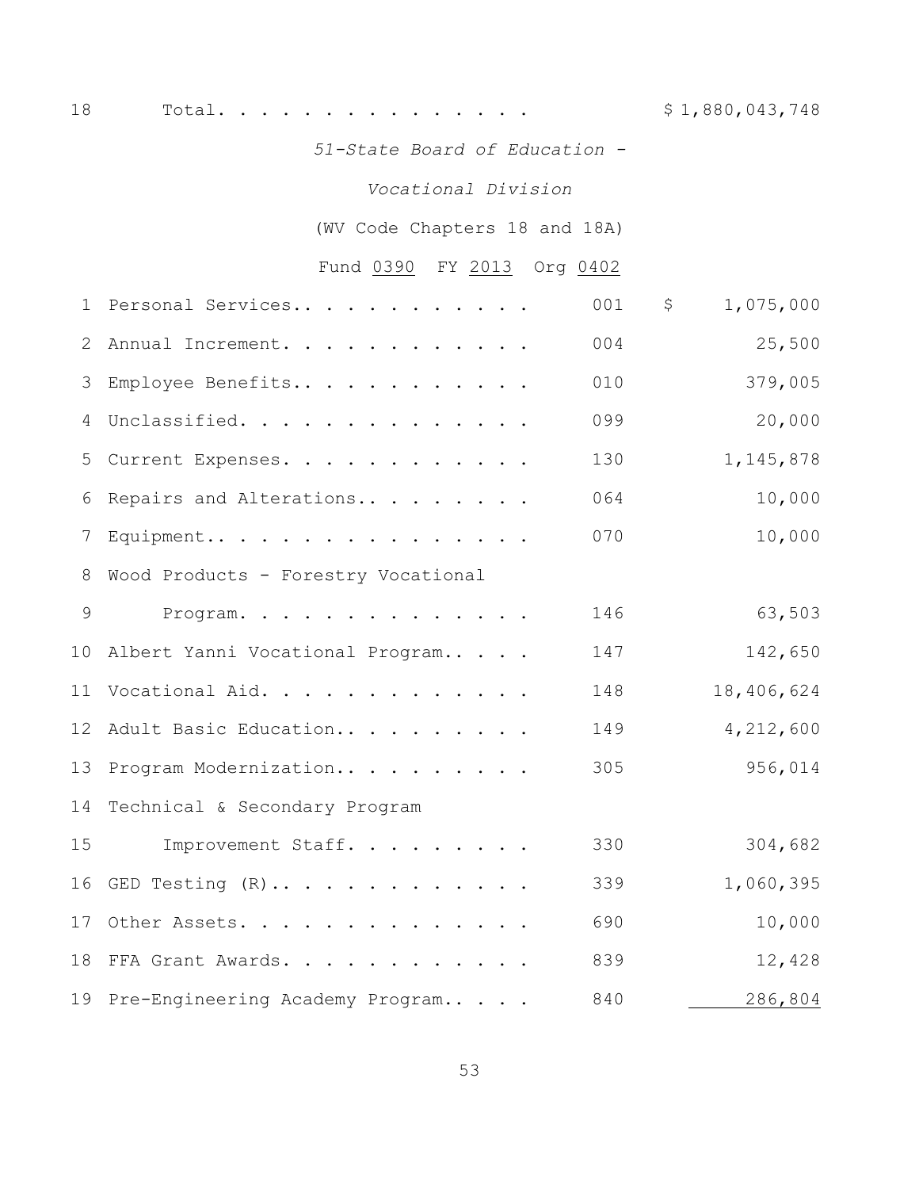18 Total. . . . . . . . . . . . . . . $ 1,880,043,748

*51-State Board of Education -*

*Vocational Division*

(WV Code Chapters 18 and 18A)

Fund 0390 FY 2013 Org 0402

| | | | |
|---|---|---|---|
| 1 | Personal Services.. . . . . . . . . . . | 001 | $ 1,075,000 |
| 2 | Annual Increment. . . . . . . . . . . . | 004 | 25,500 |
| 3 | Employee Benefits.. . . . . . . . . . . | 010 | 379,005 |
| 4 | Unclassified. . . . . . . . . . . . . . | 099 | 20,000 |
| 5 | Current Expenses. . . . . . . . . . . . | 130 | 1,145,878 |
| 6 | Repairs and Alterations.. . . . . . . . | 064 | 10,000 |
| 7 | Equipment.. . . . . . . . . . . . . . . | 070 | 10,000 |
| 8 | Wood Products - Forestry Vocational | | |
| 9 | Program. . . . . . . . . . . . . . . | 146 | 63,503 |
| 10 | Albert Yanni Vocational Program.. . . . | 147 | 142,650 |
| 11 | Vocational Aid. . . . . . . . . . . . . | 148 | 18,406,624 |
| 12 | Adult Basic Education.. . . . . . . . . | 149 | 4,212,600 |
| 13 | Program Modernization.. . . . . . . . . | 305 | 956,014 |
| 14 | Technical & Secondary Program | | |
| 15 | Improvement Staff. . . . . . . . . | 330 | 304,682 |
| 16 | GED Testing (R).. . . . . . . . . . . . | 339 | 1,060,395 |
| 17 | Other Assets. . . . . . . . . . . . . . | 690 | 10,000 |
| 18 | FFA Grant Awards. . . . . . . . . . . . | 839 | 12,428 |
| 19 | Pre-Engineering Academy Program.. . . . | 840 | 286,804 |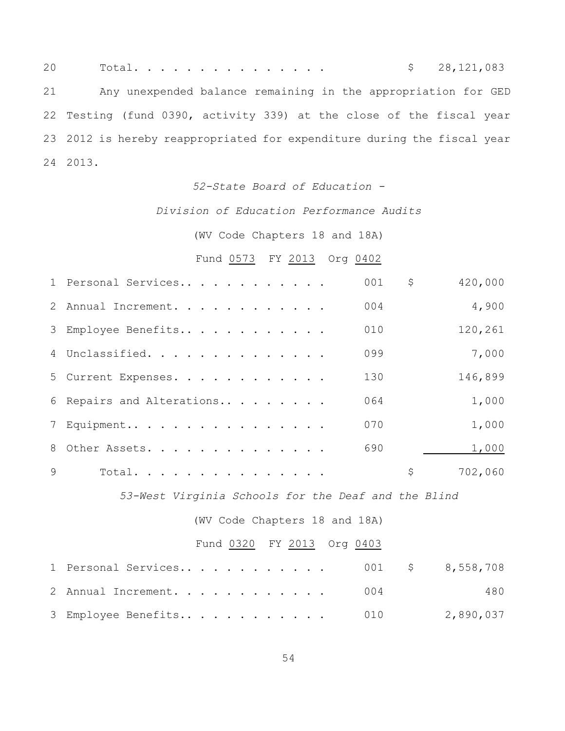| | | | |
|---|---|---|---|
| 20 | Total. . . . . . . . . . . . . . . | | $ 28,121,083 |

21 Any unexpended balance remaining in the appropriation for GED
22 Testing (fund 0390, activity 339) at the close of the fiscal year
23 2012 is hereby reappropriated for expenditure during the fiscal year
24 2013.

*52-State Board of Education -*

*Division of Education Performance Audits*

(WV Code Chapters 18 and 18A)

Fund 0573 FY 2013 Org 0402

| | | | |
|---|---|---|---|
| 1 | Personal Services.. . . . . . . . . . . . | 001 | $ 420,000 |
| 2 | Annual Increment. . . . . . . . . . . . | 004 | 4,900 |
| 3 | Employee Benefits.. . . . . . . . . . . | 010 | 120,261 |
| 4 | Unclassified. . . . . . . . . . . . . . | 099 | 7,000 |
| 5 | Current Expenses. . . . . . . . . . . . | 130 | 146,899 |
| 6 | Repairs and Alterations.. . . . . . . . | 064 | 1,000 |
| 7 | Equipment.. . . . . . . . . . . . . . . | 070 | 1,000 |
| 8 | Other Assets. . . . . . . . . . . . . . | 690 | 1,000 |
| 9 | Total. . . . . . . . . . . . . . . | | $ 702,060 |

*53-West Virginia Schools for the Deaf and the Blind*

(WV Code Chapters 18 and 18A)

Fund 0320 FY 2013 Org 0403

| | | | |
|---|---|---|---|
| 1 | Personal Services.. . . . . . . . . . . . | 001 | $ 8,558,708 |
| 2 | Annual Increment. . . . . . . . . . . . | 004 | 480 |
| 3 | Employee Benefits.. . . . . . . . . . . | 010 | 2,890,037 |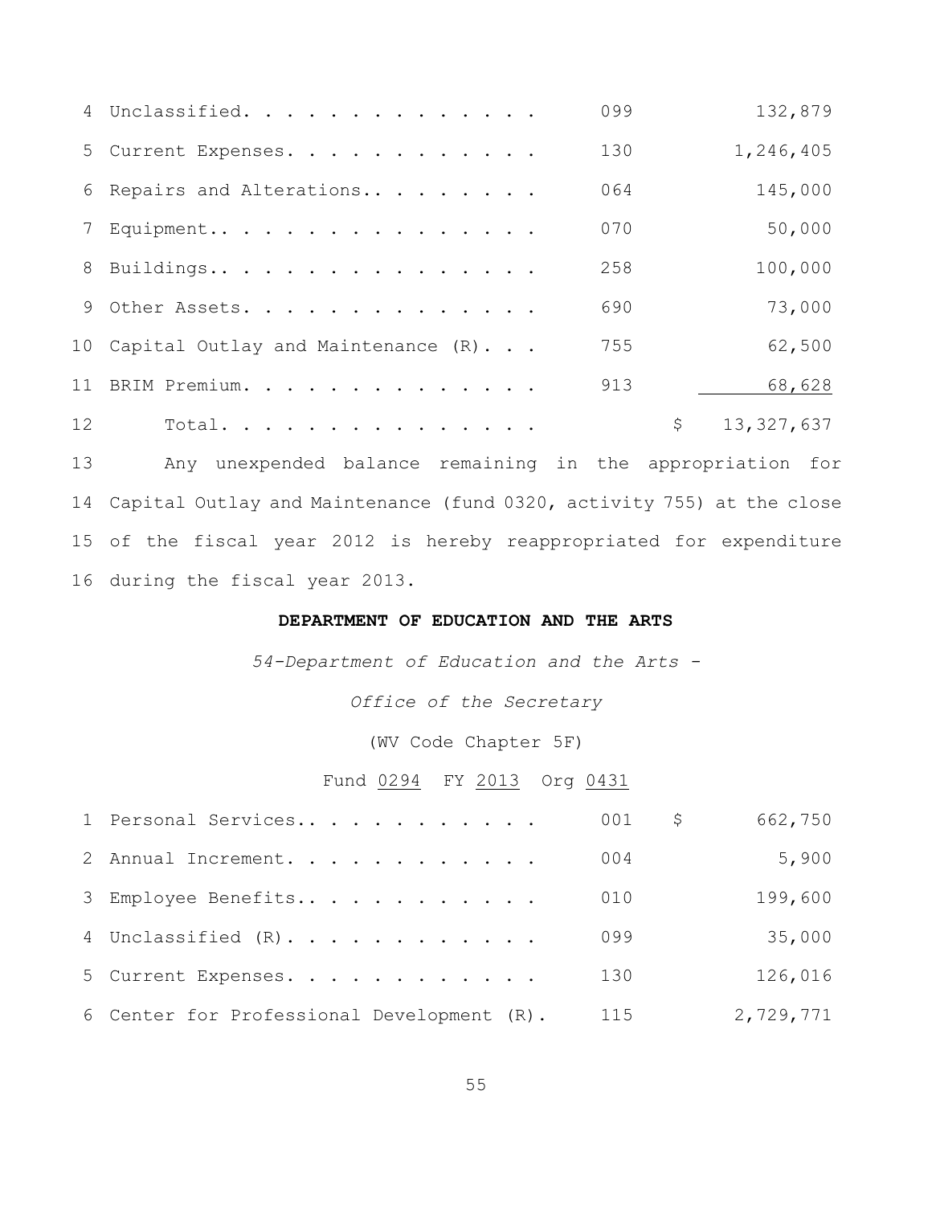| | | | | |
|---|---|---|---|---|
| 4 | Unclassified. . . . . . . . . . . . . . | 099 | | 132,879 |
| 5 | Current Expenses. . . . . . . . . . . . | 130 | | 1,246,405 |
| 6 | Repairs and Alterations.. . . . . . . . | 064 | | 145,000 |
| 7 | Equipment.. . . . . . . . . . . . . . . | 070 | | 50,000 |
| 8 | Buildings.. . . . . . . . . . . . . . . | 258 | | 100,000 |
| 9 | Other Assets. . . . . . . . . . . . . . | 690 | | 73,000 |
| 10 | Capital Outlay and Maintenance (R). . . | 755 | | 62,500 |
| 11 | BRIM Premium. . . . . . . . . . . . . . | 913 | | 68,628 |
| 12 | Total. . . . . . . . . . . . . . . | | $ | 13,327,637 |

13 Any unexpended balance remaining in the appropriation for
14 Capital Outlay and Maintenance (fund 0320, activity 755) at the close
15 of the fiscal year 2012 is hereby reappropriated for expenditure
16 during the fiscal year 2013.

**DEPARTMENT OF EDUCATION AND THE ARTS**

*54-Department of Education and the Arts -*

*Office of the Secretary*

(WV Code Chapter 5F)

Fund 0294 FY 2013 Org 0431

| | | | | |
|---|---|---|---|---|
| 1 | Personal Services.. . . . . . . . . . . | 001 | $ | 662,750 |
| 2 | Annual Increment. . . . . . . . . . . . | 004 | | 5,900 |
| 3 | Employee Benefits.. . . . . . . . . . . | 010 | | 199,600 |
| 4 | Unclassified (R). . . . . . . . . . . . | 099 | | 35,000 |
| 5 | Current Expenses. . . . . . . . . . . . | 130 | | 126,016 |
| 6 | Center for Professional Development (R). | 115 | | 2,729,771 |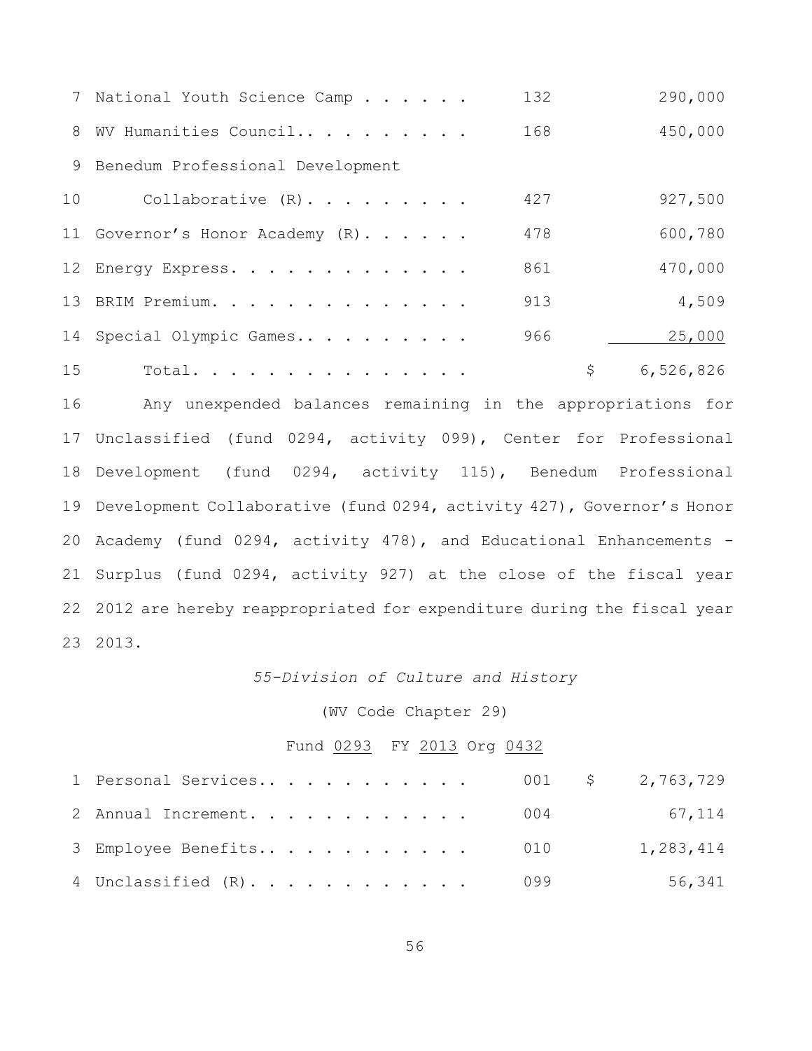| Line | Item | Activity | Amount |
|---|---|---|---|
| 7 | National Youth Science Camp . . . . . . | 132 | 290,000 |
| 8 | WV Humanities Council.. . . . . . . . . | 168 | 450,000 |
| 9 | Benedum Professional Development | | |
| 10 | Collaborative (R). . . . . . . . . | 427 | 927,500 |
| 11 | Governor's Honor Academy (R). . . . . . | 478 | 600,780 |
| 12 | Energy Express. . . . . . . . . . . . . | 861 | 470,000 |
| 13 | BRIM Premium. . . . . . . . . . . . . . | 913 | 4,509 |
| 14 | Special Olympic Games.. . . . . . . . . | 966 | 25,000 |
| 15 | Total. . . . . . . . . . . . . . . | | $ 6,526,826 |

16 Any unexpended balances remaining in the appropriations for 17 Unclassified (fund 0294, activity 099), Center for Professional 18 Development (fund 0294, activity 115), Benedum Professional 19 Development Collaborative (fund 0294, activity 427), Governor's Honor 20 Academy (fund 0294, activity 478), and Educational Enhancements - 21 Surplus (fund 0294, activity 927) at the close of the fiscal year 22 2012 are hereby reappropriated for expenditure during the fiscal year 23 2013.

*55-Division of Culture and History*

(WV Code Chapter 29)

Fund 0293 FY 2013 Org 0432

| Line | Item | Activity | Amount |
|---|---|---|---|
| 1 | Personal Services.. . . . . . . . . . . | 001 | $ 2,763,729 |
| 2 | Annual Increment. . . . . . . . . . . . | 004 | 67,114 |
| 3 | Employee Benefits.. . . . . . . . . . . | 010 | 1,283,414 |
| 4 | Unclassified (R). . . . . . . . . . . . | 099 | 56,341 |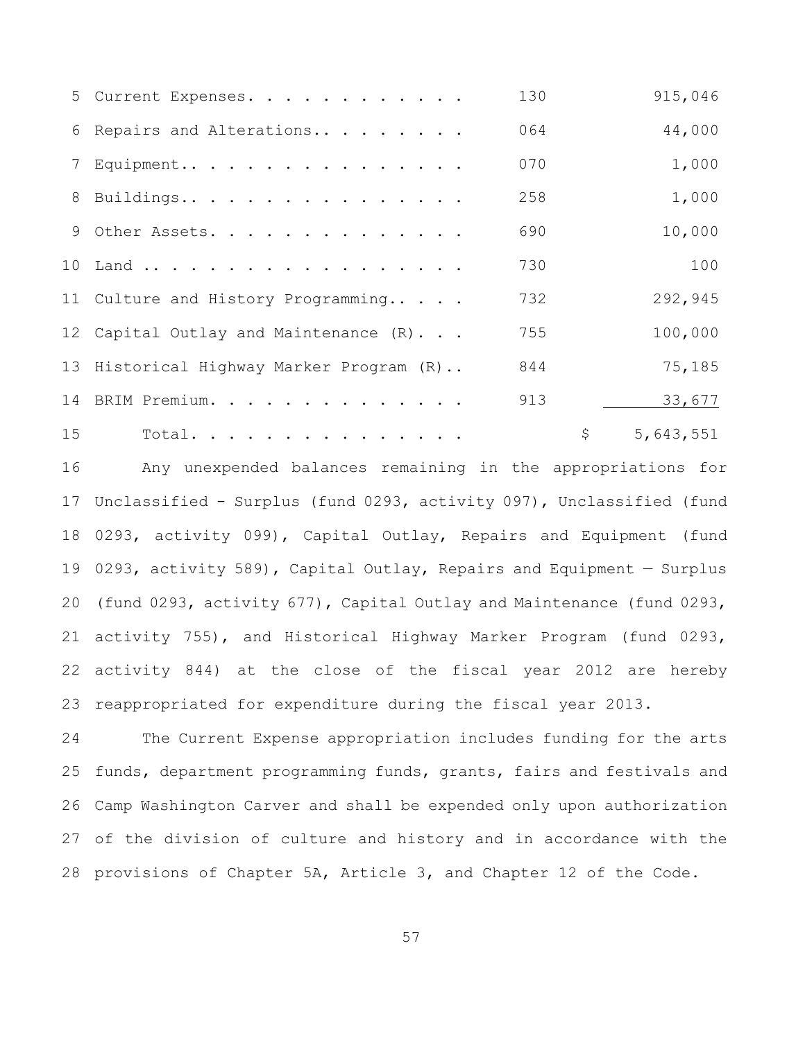| | | |
|---|---|---|
| Current Expenses | 130 | 915,046 |
| Repairs and Alterations | 064 | 44,000 |
| Equipment | 070 | 1,000 |
| Buildings | 258 | 1,000 |
| Other Assets | 690 | 10,000 |
| Land | 730 | 100 |
| Culture and History Programming | 732 | 292,945 |
| Capital Outlay and Maintenance (R) | 755 | 100,000 |
| Historical Highway Marker Program (R) | 844 | 75,185 |
| BRIM Premium | 913 | 33,677 |
| Total | | $ 5,643,551 |

Any unexpended balances remaining in the appropriations for Unclassified - Surplus (fund 0293, activity 097), Unclassified (fund 0293, activity 099), Capital Outlay, Repairs and Equipment (fund 0293, activity 589), Capital Outlay, Repairs and Equipment — Surplus (fund 0293, activity 677), Capital Outlay and Maintenance (fund 0293, activity 755), and Historical Highway Marker Program (fund 0293, activity 844) at the close of the fiscal year 2012 are hereby reappropriated for expenditure during the fiscal year 2013.

The Current Expense appropriation includes funding for the arts funds, department programming funds, grants, fairs and festivals and Camp Washington Carver and shall be expended only upon authorization of the division of culture and history and in accordance with the provisions of Chapter 5A, Article 3, and Chapter 12 of the Code.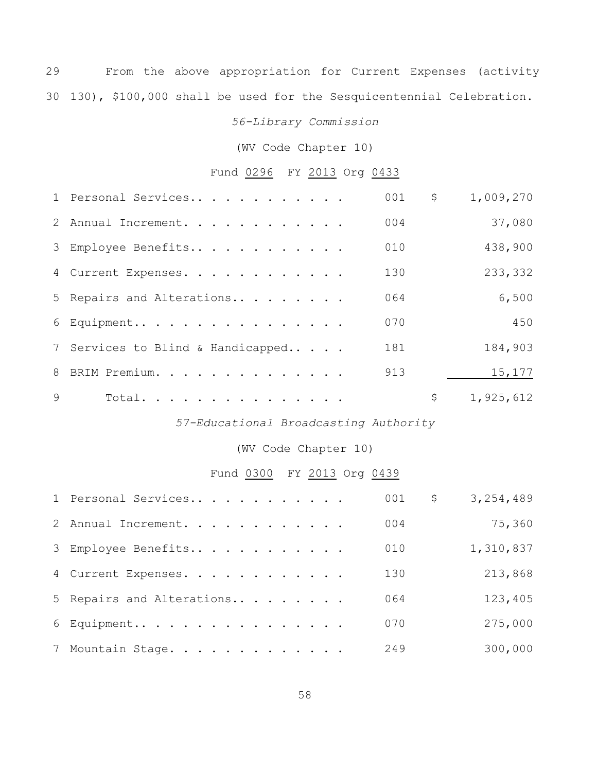29 From the above appropriation for Current Expenses (activity 30 130), $100,000 shall be used for the Sesquicentennial Celebration.

*56-Library Commission*

(WV Code Chapter 10)

Fund <u>0296</u> FY <u>2013</u> Org <u>0433</u>

| | | | |
|---|---|---|---|
| 1 | Personal Services. . . . . . . . . . . . | 001 | $ 1,009,270 |
| 2 | Annual Increment. . . . . . . . . . . . | 004 | 37,080 |
| 3 | Employee Benefits. . . . . . . . . . . . | 010 | 438,900 |
| 4 | Current Expenses. . . . . . . . . . . . | 130 | 233,332 |
| 5 | Repairs and Alterations. . . . . . . . . | 064 | 6,500 |
| 6 | Equipment. . . . . . . . . . . . . . . . | 070 | 450 |
| 7 | Services to Blind & Handicapped. . . . . | 181 | 184,903 |
| 8 | BRIM Premium. . . . . . . . . . . . . . | 913 | 15,177 |
| 9 | Total. . . . . . . . . . . . . . . . | | $ 1,925,612 |

*57-Educational Broadcasting Authority*

(WV Code Chapter 10)

Fund <u>0300</u> FY <u>2013</u> Org <u>0439</u>

| | | | |
|---|---|---|---|
| 1 | Personal Services. . . . . . . . . . . . | 001 | $ 3,254,489 |
| 2 | Annual Increment. . . . . . . . . . . . | 004 | 75,360 |
| 3 | Employee Benefits. . . . . . . . . . . . | 010 | 1,310,837 |
| 4 | Current Expenses. . . . . . . . . . . . | 130 | 213,868 |
| 5 | Repairs and Alterations. . . . . . . . . | 064 | 123,405 |
| 6 | Equipment. . . . . . . . . . . . . . . . | 070 | 275,000 |
| 7 | Mountain Stage. . . . . . . . . . . . . | 249 | 300,000 |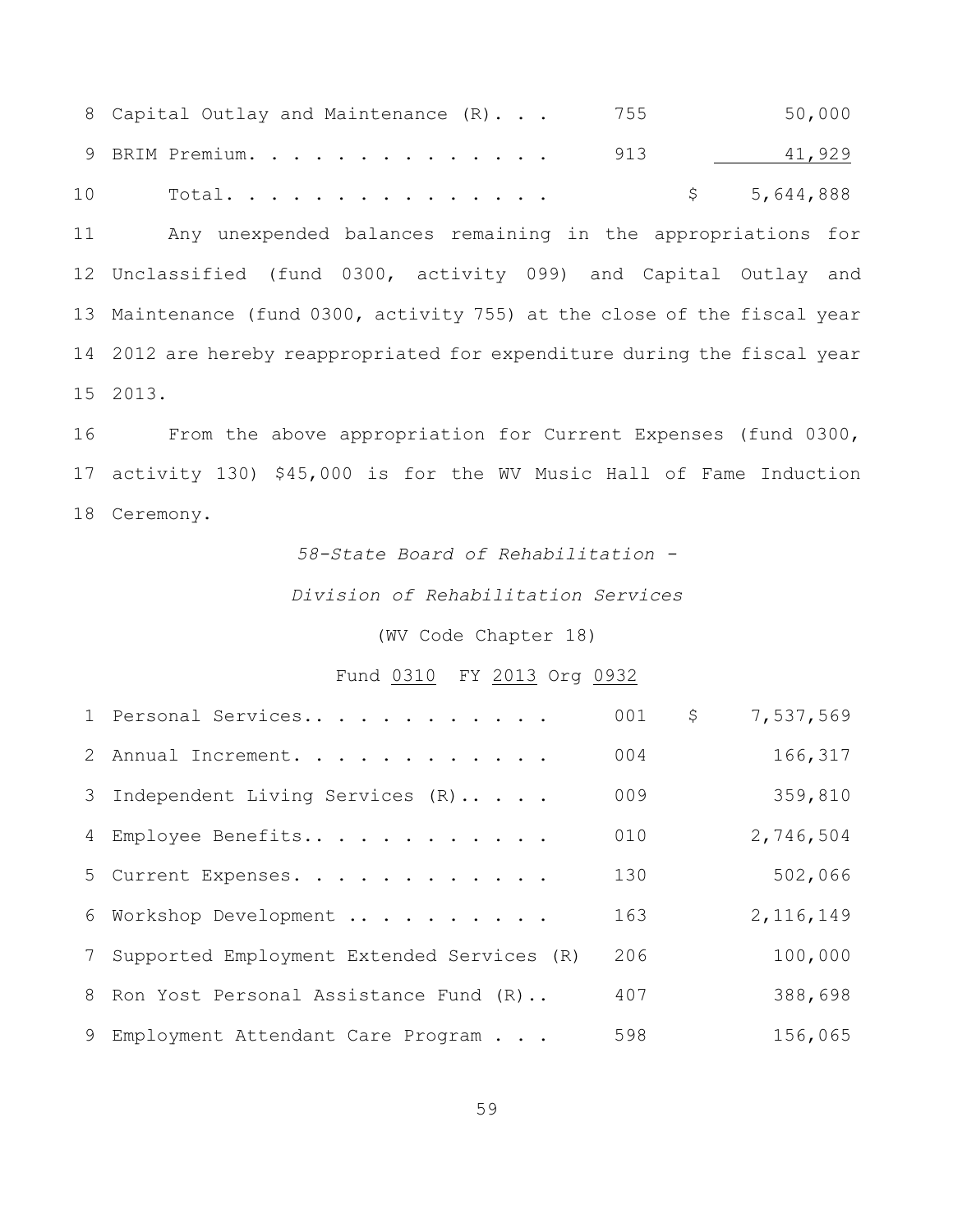| | | | |
|---|---|---|---|
| 8 Capital Outlay and Maintenance (R). . . | 755 | | 50,000 |
| 9 BRIM Premium. . . . . . . . . . . . . . . | 913 | | 41,929 |
| 10 Total. . . . . . . . . . . . . . . . | | $ | 5,644,888 |

11 Any unexpended balances remaining in the appropriations for 12 Unclassified (fund 0300, activity 099) and Capital Outlay and 13 Maintenance (fund 0300, activity 755) at the close of the fiscal year 14 2012 are hereby reappropriated for expenditure during the fiscal year 15 2013.

16 From the above appropriation for Current Expenses (fund 0300, 17 activity 130) $45,000 is for the WV Music Hall of Fame Induction 18 Ceremony.

*58-State Board of Rehabilitation -*

*Division of Rehabilitation Services*

(WV Code Chapter 18)

Fund 0310 FY 2013 Org 0932

| | | | |
|---|---|---|---|
| 1 Personal Services.. . . . . . . . . . . | 001 | $ | 7,537,569 |
| 2 Annual Increment. . . . . . . . . . . . | 004 | | 166,317 |
| 3 Independent Living Services (R).. . . . | 009 | | 359,810 |
| 4 Employee Benefits.. . . . . . . . . . . | 010 | | 2,746,504 |
| 5 Current Expenses. . . . . . . . . . . . | 130 | | 502,066 |
| 6 Workshop Development .. . . . . . . . . | 163 | | 2,116,149 |
| 7 Supported Employment Extended Services (R) | 206 | | 100,000 |
| 8 Ron Yost Personal Assistance Fund (R).. | 407 | | 388,698 |
| 9 Employment Attendant Care Program . . . | 598 | | 156,065 |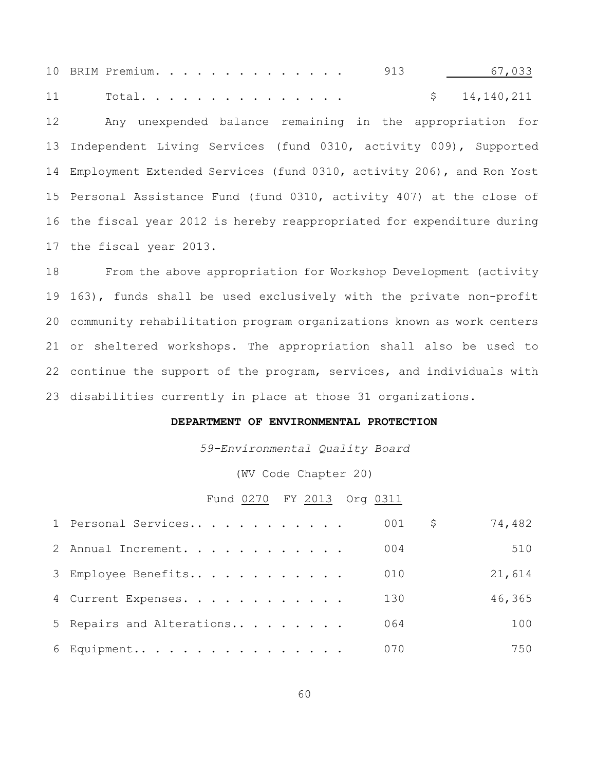| | | | |
|---|---|---|---|
| 10 BRIM Premium. . . . . . . . . . . . . . | 913 | | 67,033 |
| 11 Total. . . . . . . . . . . . . . . | | $ | 14,140,211 |

12 Any unexpended balance remaining in the appropriation for 13 Independent Living Services (fund 0310, activity 009), Supported 14 Employment Extended Services (fund 0310, activity 206), and Ron Yost 15 Personal Assistance Fund (fund 0310, activity 407) at the close of 16 the fiscal year 2012 is hereby reappropriated for expenditure during 17 the fiscal year 2013.

18 From the above appropriation for Workshop Development (activity 19 163), funds shall be used exclusively with the private non-profit 20 community rehabilitation program organizations known as work centers 21 or sheltered workshops. The appropriation shall also be used to 22 continue the support of the program, services, and individuals with 23 disabilities currently in place at those 31 organizations.

**DEPARTMENT OF ENVIRONMENTAL PROTECTION**

*59-Environmental Quality Board*

(WV Code Chapter 20)

Fund 0270 FY 2013 Org 0311

| | | | |
|---|---|---|---|
| 1 Personal Services.. . . . . . . . . . . | 001 | $ | 74,482 |
| 2 Annual Increment. . . . . . . . . . . . | 004 | | 510 |
| 3 Employee Benefits.. . . . . . . . . . . | 010 | | 21,614 |
| 4 Current Expenses. . . . . . . . . . . . | 130 | | 46,365 |
| 5 Repairs and Alterations.. . . . . . . . | 064 | | 100 |
| 6 Equipment.. . . . . . . . . . . . . . . | 070 | | 750 |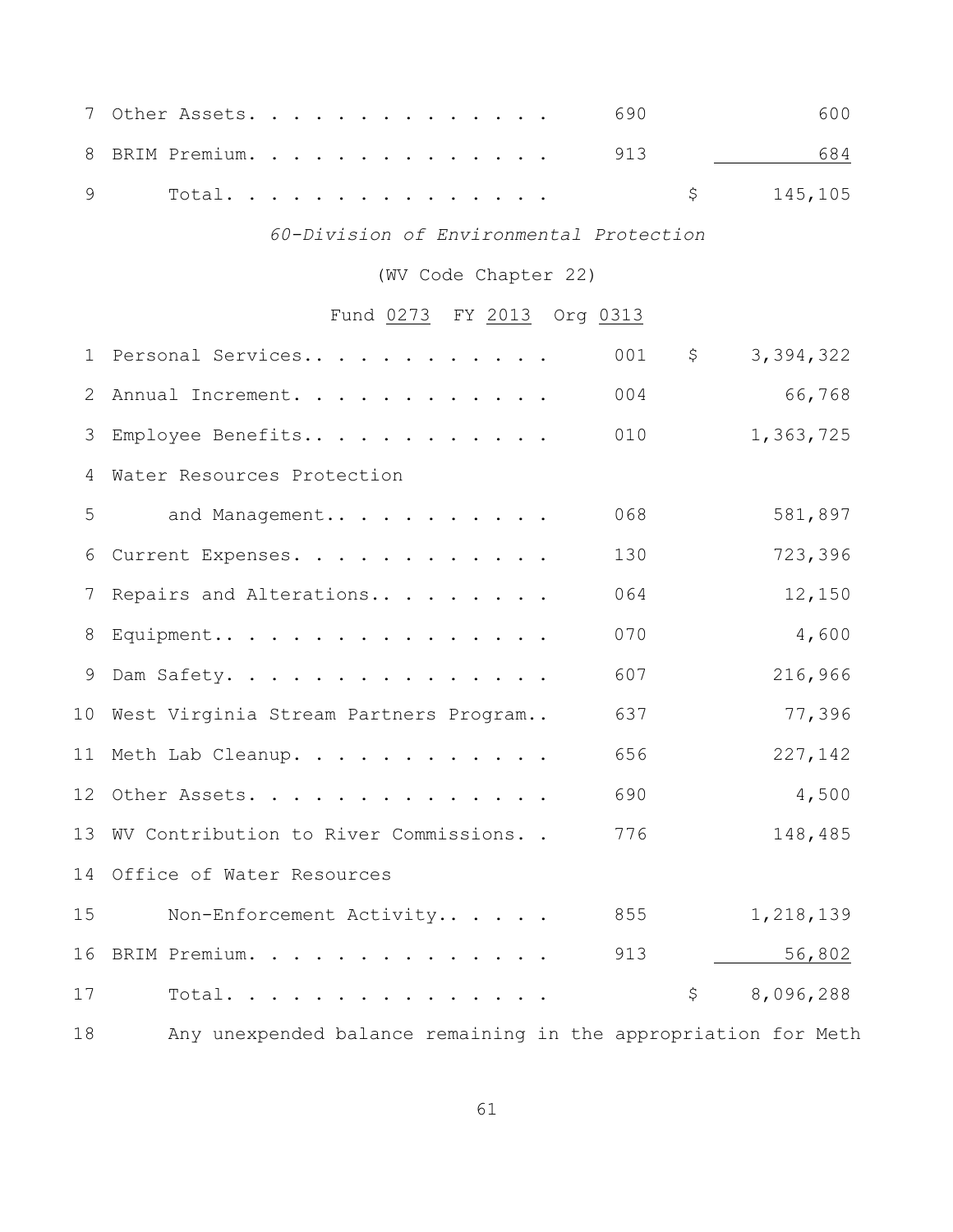| | | | |
|---|---|---|---|
| 7 Other Assets. . . . . . . . . . . . . . | 690 | | 600 |
| 8 BRIM Premium. . . . . . . . . . . . . . | 913 | | 684 |
| 9 Total. . . . . . . . . . . . . . . | | $ | 145,105 |

*60-Division of Environmental Protection*

(WV Code Chapter 22)

Fund 0273 FY 2013 Org 0313

| | | | |
|---|---|---|---|
| 1 Personal Services.. . . . . . . . . . . | 001 | $ | 3,394,322 |
| 2 Annual Increment. . . . . . . . . . . . | 004 | | 66,768 |
| 3 Employee Benefits.. . . . . . . . . . . | 010 | | 1,363,725 |
| 4 Water Resources Protection | | | |
| 5 and Management.. . . . . . . . . . | 068 | | 581,897 |
| 6 Current Expenses. . . . . . . . . . . . | 130 | | 723,396 |
| 7 Repairs and Alterations.. . . . . . . . | 064 | | 12,150 |
| 8 Equipment.. . . . . . . . . . . . . . . | 070 | | 4,600 |
| 9 Dam Safety. . . . . . . . . . . . . . . | 607 | | 216,966 |
| 10 West Virginia Stream Partners Program.. | 637 | | 77,396 |
| 11 Meth Lab Cleanup. . . . . . . . . . . . | 656 | | 227,142 |
| 12 Other Assets. . . . . . . . . . . . . . | 690 | | 4,500 |
| 13 WV Contribution to River Commissions. . | 776 | | 148,485 |
| 14 Office of Water Resources | | | |
| 15 Non-Enforcement Activity.. . . . . | 855 | | 1,218,139 |
| 16 BRIM Premium. . . . . . . . . . . . . . | 913 | | 56,802 |
| 17 Total. . . . . . . . . . . . . . . | | $ | 8,096,288 |

18 Any unexpended balance remaining in the appropriation for Meth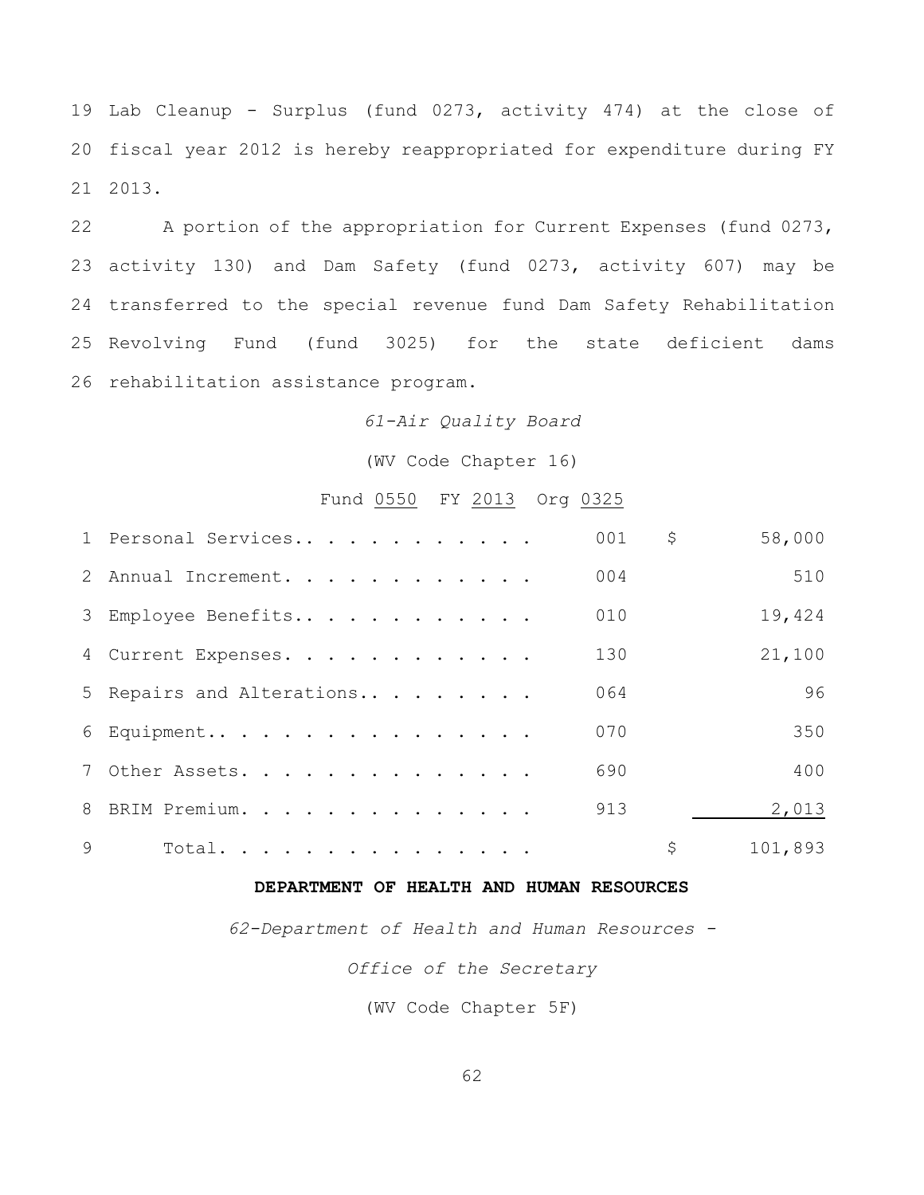19 Lab Cleanup - Surplus (fund 0273, activity 474) at the close of
20 fiscal year 2012 is hereby reappropriated for expenditure during FY
21 2013.

22 A portion of the appropriation for Current Expenses (fund 0273,
23 activity 130) and Dam Safety (fund 0273, activity 607) may be
24 transferred to the special revenue fund Dam Safety Rehabilitation
25 Revolving Fund (fund 3025) for the state deficient dams
26 rehabilitation assistance program.

*61-Air Quality Board*

(WV Code Chapter 16)

Fund 0550 FY 2013 Org 0325

| | | | | |
|---|---|---|---|---|
| 1 | Personal Services. . . . . . . . . . . . | 001 | $ | 58,000 |
| 2 | Annual Increment. . . . . . . . . . . . | 004 | | 510 |
| 3 | Employee Benefits. . . . . . . . . . . . | 010 | | 19,424 |
| 4 | Current Expenses. . . . . . . . . . . . | 130 | | 21,100 |
| 5 | Repairs and Alterations. . . . . . . . . | 064 | | 96 |
| 6 | Equipment. . . . . . . . . . . . . . . . | 070 | | 350 |
| 7 | Other Assets. . . . . . . . . . . . . . | 690 | | 400 |
| 8 | BRIM Premium. . . . . . . . . . . . . . | 913 | | 2,013 |
| 9 | Total. . . . . . . . . . . . . . . . | | $ | 101,893 |

**DEPARTMENT OF HEALTH AND HUMAN RESOURCES**

*62-Department of Health and Human Resources -*

*Office of the Secretary*

(WV Code Chapter 5F)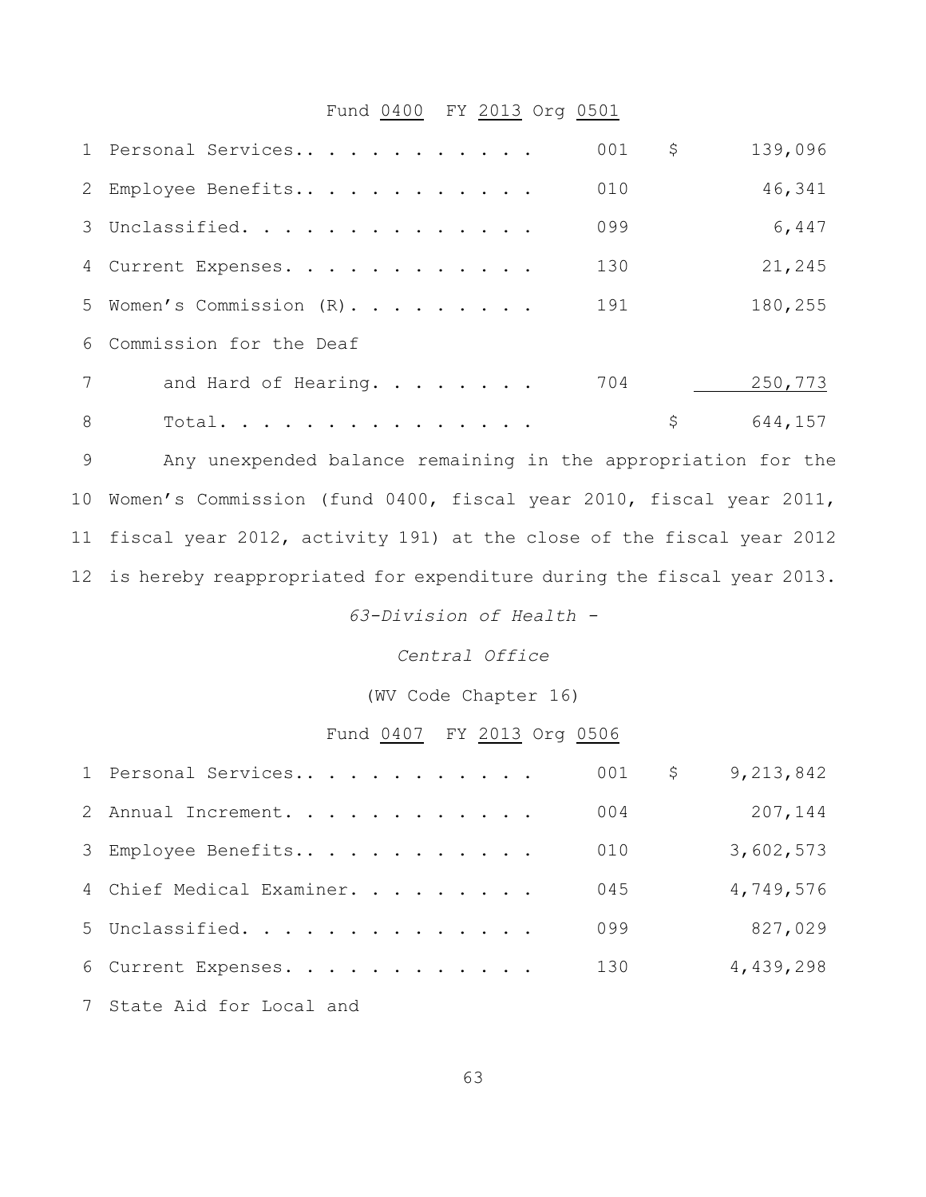Fund 0400 FY 2013 Org 0501

| | | | | |
|---|---|---|---|---|
| 1 | Personal Services.. . . . . . . . . . . . | 001 | $ | 139,096 |
| 2 | Employee Benefits.. . . . . . . . . . . . | 010 | | 46,341 |
| 3 | Unclassified. . . . . . . . . . . . . . . | 099 | | 6,447 |
| 4 | Current Expenses. . . . . . . . . . . . | 130 | | 21,245 |
| 5 | Women's Commission (R). . . . . . . . . | 191 | | 180,255 |
| 6 | Commission for the Deaf | | | |
| 7 | and Hard of Hearing. . . . . . . . | 704 | | 250,773 |
| 8 | Total. . . . . . . . . . . . . . . . | | $ | 644,157 |

9 Any unexpended balance remaining in the appropriation for the
10 Women's Commission (fund 0400, fiscal year 2010, fiscal year 2011,
11 fiscal year 2012, activity 191) at the close of the fiscal year 2012
12 is hereby reappropriated for expenditure during the fiscal year 2013.

*63-Division of Health -*

*Central Office*

(WV Code Chapter 16)

Fund 0407 FY 2013 Org 0506

| | | | | |
|---|---|---|---|---|
| 1 | Personal Services.. . . . . . . . . . . . | 001 | $ | 9,213,842 |
| 2 | Annual Increment. . . . . . . . . . . . | 004 | | 207,144 |
| 3 | Employee Benefits.. . . . . . . . . . . . | 010 | | 3,602,573 |
| 4 | Chief Medical Examiner. . . . . . . . . | 045 | | 4,749,576 |
| 5 | Unclassified. . . . . . . . . . . . . . . | 099 | | 827,029 |
| 6 | Current Expenses. . . . . . . . . . . . | 130 | | 4,439,298 |
| 7 | State Aid for Local and | | | |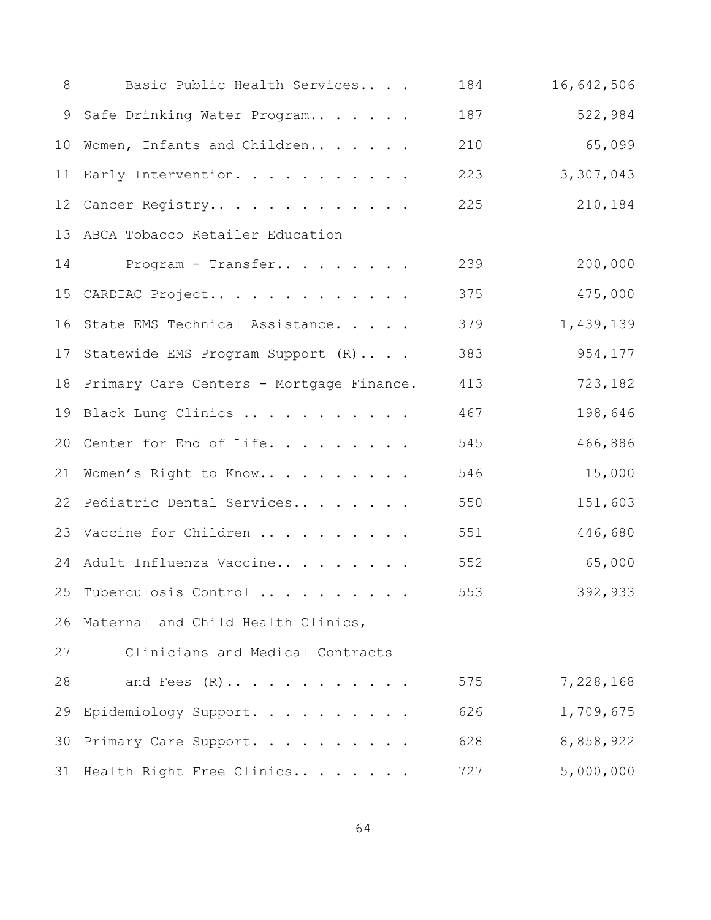| | | |
|---|---|---|
| Basic Public Health Services.. . . | 184 | 16,642,506 |
| Safe Drinking Water Program.. . . . . . | 187 | 522,984 |
| Women, Infants and Children.. . . . . . | 210 | 65,099 |
| Early Intervention. . . . . . . . . . . | 223 | 3,307,043 |
| Cancer Registry.. . . . . . . . . . . . | 225 | 210,184 |
| ABCA Tobacco Retailer Education Program - Transfer.. . . . . . . . | 239 | 200,000 |
| CARDIAC Project.. . . . . . . . . . . . | 375 | 475,000 |
| State EMS Technical Assistance. . . . . | 379 | 1,439,139 |
| Statewide EMS Program Support (R).. . . | 383 | 954,177 |
| Primary Care Centers - Mortgage Finance. | 413 | 723,182 |
| Black Lung Clinics . . . . . . . . . . | 467 | 198,646 |
| Center for End of Life. . . . . . . . . | 545 | 466,886 |
| Women's Right to Know.. . . . . . . . . | 546 | 15,000 |
| Pediatric Dental Services.. . . . . . . | 550 | 151,603 |
| Vaccine for Children . . . . . . . . . | 551 | 446,680 |
| Adult Influenza Vaccine.. . . . . . . . | 552 | 65,000 |
| Tuberculosis Control . . . . . . . . . | 553 | 392,933 |
| Maternal and Child Health Clinics, Clinicians and Medical Contracts and Fees (R).. . . . . . . . . . . | 575 | 7,228,168 |
| Epidemiology Support. . . . . . . . . . | 626 | 1,709,675 |
| Primary Care Support. . . . . . . . . . | 628 | 8,858,922 |
| Health Right Free Clinics.. . . . . . . | 727 | 5,000,000 |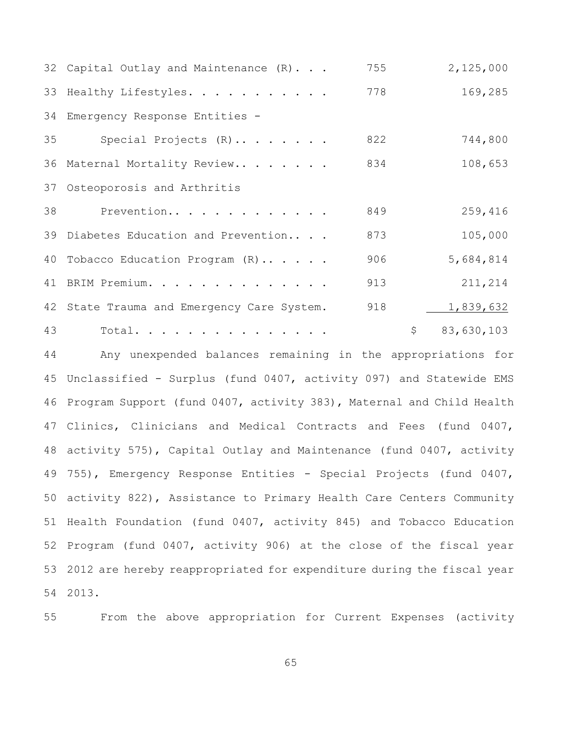| | | |
|---|---|---|
| Capital Outlay and Maintenance (R). . . | 755 | 2,125,000 |
| Healthy Lifestyles. . . . . . . . . . . | 778 | 169,285 |
| Emergency Response Entities - Special Projects (R).. . . . . . . | 822 | 744,800 |
| Maternal Mortality Review.. . . . . . . | 834 | 108,653 |
| Osteoporosis and Arthritis Prevention.. . . . . . . . . . . . | 849 | 259,416 |
| Diabetes Education and Prevention.. . . | 873 | 105,000 |
| Tobacco Education Program (R).. . . . . | 906 | 5,684,814 |
| BRIM Premium. . . . . . . . . . . . . . | 913 | 211,214 |
| State Trauma and Emergency Care System. | 918 | 1,839,632 |
| Total. . . . . . . . . . . . . . . | | $ 83,630,103 |

Any unexpended balances remaining in the appropriations for Unclassified - Surplus (fund 0407, activity 097) and Statewide EMS Program Support (fund 0407, activity 383), Maternal and Child Health Clinics, Clinicians and Medical Contracts and Fees (fund 0407, activity 575), Capital Outlay and Maintenance (fund 0407, activity 755), Emergency Response Entities - Special Projects (fund 0407, activity 822), Assistance to Primary Health Care Centers Community Health Foundation (fund 0407, activity 845) and Tobacco Education Program (fund 0407, activity 906) at the close of the fiscal year 2012 are hereby reappropriated for expenditure during the fiscal year 2013.

From the above appropriation for Current Expenses (activity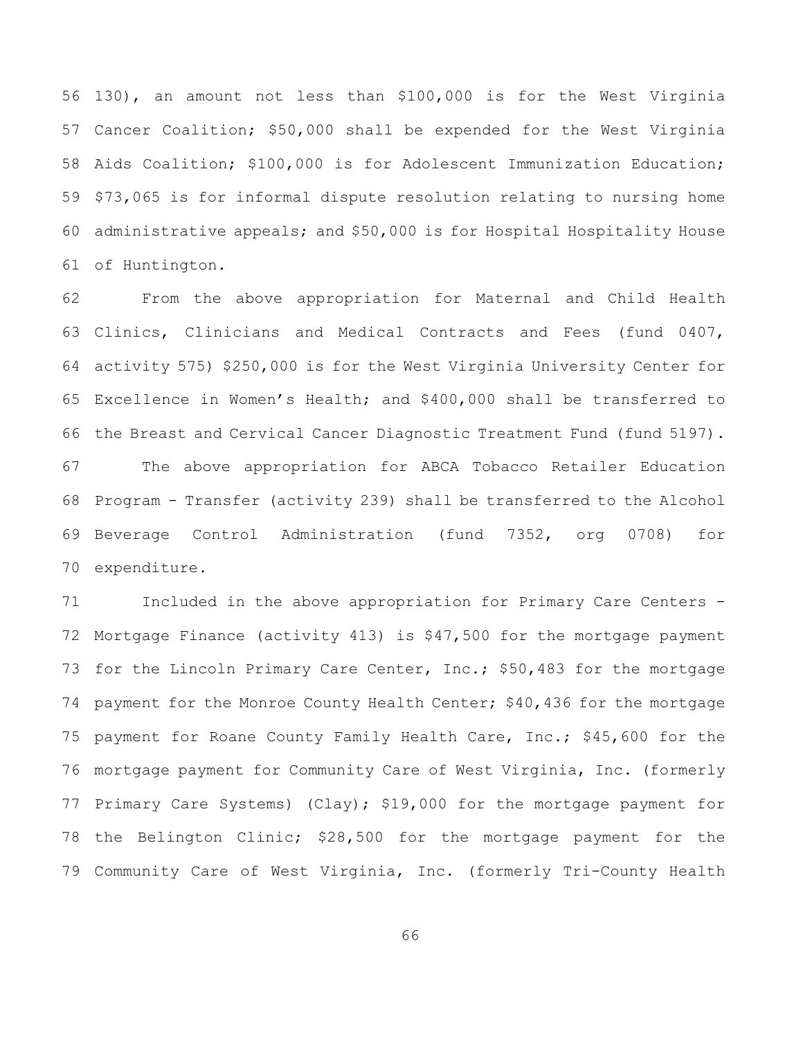130), an amount not less than $100,000 is for the West Virginia Cancer Coalition; $50,000 shall be expended for the West Virginia Aids Coalition; $100,000 is for Adolescent Immunization Education; $73,065 is for informal dispute resolution relating to nursing home administrative appeals; and $50,000 is for Hospital Hospitality House of Huntington.

From the above appropriation for Maternal and Child Health Clinics, Clinicians and Medical Contracts and Fees (fund 0407, activity 575) $250,000 is for the West Virginia University Center for Excellence in Women's Health; and $400,000 shall be transferred to the Breast and Cervical Cancer Diagnostic Treatment Fund (fund 5197).

The above appropriation for ABCA Tobacco Retailer Education Program - Transfer (activity 239) shall be transferred to the Alcohol Beverage Control Administration (fund 7352, org 0708) for expenditure.

Included in the above appropriation for Primary Care Centers - Mortgage Finance (activity 413) is $47,500 for the mortgage payment for the Lincoln Primary Care Center, Inc.; $50,483 for the mortgage payment for the Monroe County Health Center; $40,436 for the mortgage payment for Roane County Family Health Care, Inc.; $45,600 for the mortgage payment for Community Care of West Virginia, Inc. (formerly Primary Care Systems) (Clay); $19,000 for the mortgage payment for the Belington Clinic; $28,500 for the mortgage payment for the Community Care of West Virginia, Inc. (formerly Tri-County Health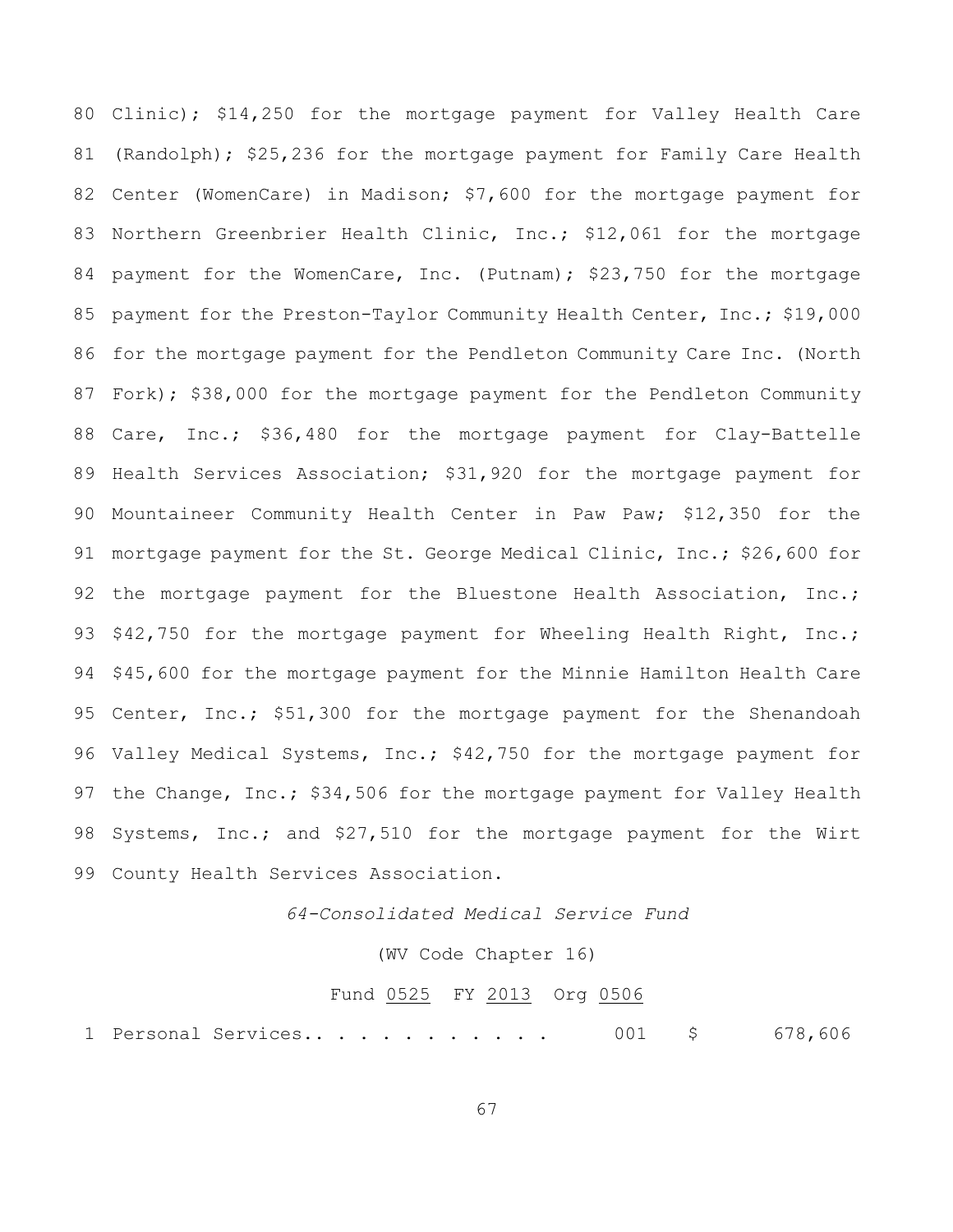80 Clinic); $14,250 for the mortgage payment for Valley Health Care
81 (Randolph); $25,236 for the mortgage payment for Family Care Health
82 Center (WomenCare) in Madison; $7,600 for the mortgage payment for
83 Northern Greenbrier Health Clinic, Inc.; $12,061 for the mortgage
84 payment for the WomenCare, Inc. (Putnam); $23,750 for the mortgage
85 payment for the Preston-Taylor Community Health Center, Inc.; $19,000
86 for the mortgage payment for the Pendleton Community Care Inc. (North
87 Fork); $38,000 for the mortgage payment for the Pendleton Community
88 Care, Inc.; $36,480 for the mortgage payment for Clay-Battelle
89 Health Services Association; $31,920 for the mortgage payment for
90 Mountaineer Community Health Center in Paw Paw; $12,350 for the
91 mortgage payment for the St. George Medical Clinic, Inc.; $26,600 for
92 the mortgage payment for the Bluestone Health Association, Inc.;
93 $42,750 for the mortgage payment for Wheeling Health Right, Inc.;
94 $45,600 for the mortgage payment for the Minnie Hamilton Health Care
95 Center, Inc.; $51,300 for the mortgage payment for the Shenandoah
96 Valley Medical Systems, Inc.; $42,750 for the mortgage payment for
97 the Change, Inc.; $34,506 for the mortgage payment for Valley Health
98 Systems, Inc.; and $27,510 for the mortgage payment for the Wirt
99 County Health Services Association.

*64-Consolidated Medical Service Fund*

(WV Code Chapter 16)

Fund <u>0525</u> FY <u>2013</u> Org <u>0506</u>

1 Personal Services.. . . . . . . . . . . 001 $ 678,606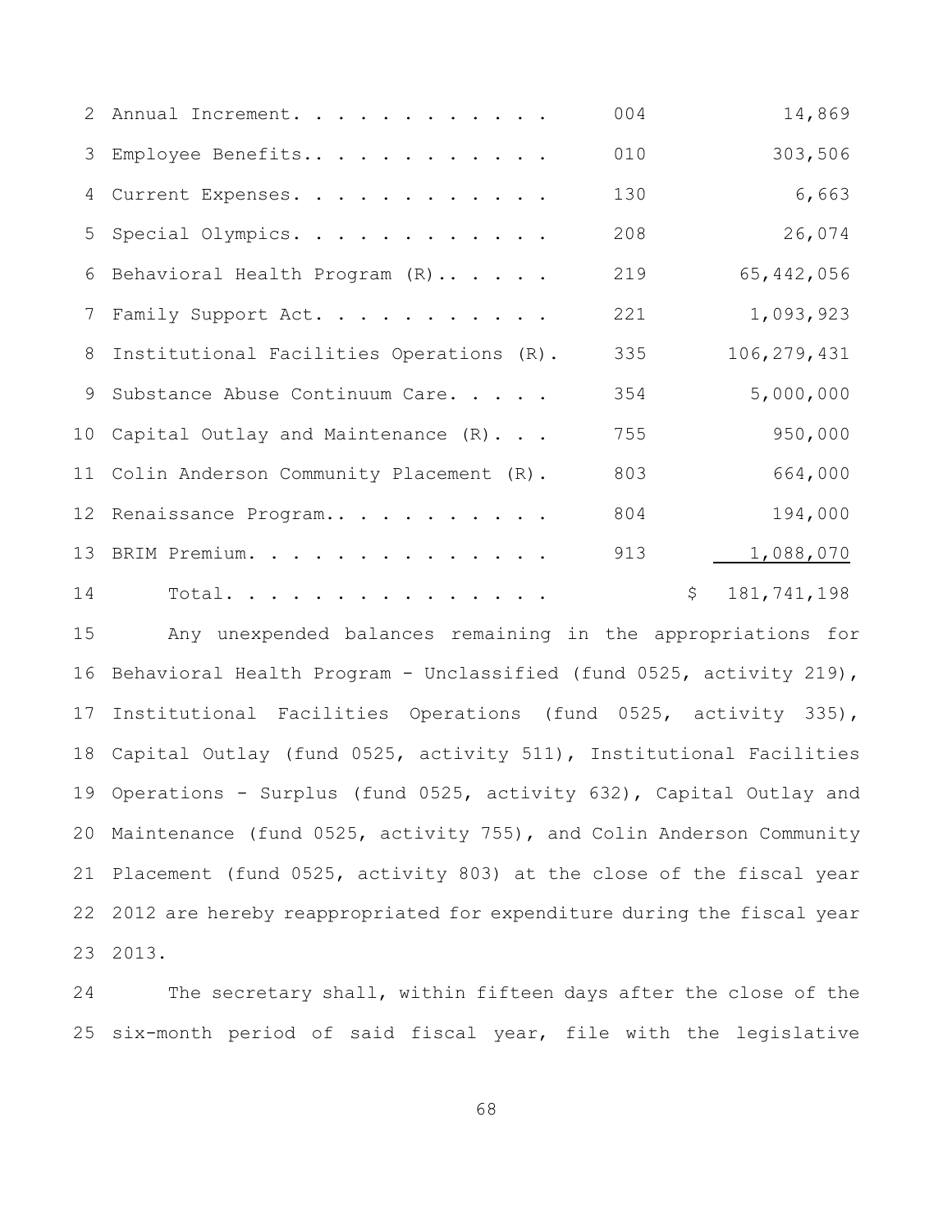| | | |
|---|---|---|
| Annual Increment. . . . . . . . . . . . | 004 | 14,869 |
| Employee Benefits.. . . . . . . . . . . | 010 | 303,506 |
| Current Expenses. . . . . . . . . . . . | 130 | 6,663 |
| Special Olympics. . . . . . . . . . . . | 208 | 26,074 |
| Behavioral Health Program (R).. . . . . | 219 | 65,442,056 |
| Family Support Act. . . . . . . . . . . | 221 | 1,093,923 |
| Institutional Facilities Operations (R). | 335 | 106,279,431 |
| Substance Abuse Continuum Care. . . . . | 354 | 5,000,000 |
| Capital Outlay and Maintenance (R). . . | 755 | 950,000 |
| Colin Anderson Community Placement (R). | 803 | 664,000 |
| Renaissance Program.. . . . . . . . . . | 804 | 194,000 |
| BRIM Premium. . . . . . . . . . . . . . | 913 | 1,088,070 |
| Total. . . . . . . . . . . . . . . | | $ 181,741,198 |

Any unexpended balances remaining in the appropriations for Behavioral Health Program - Unclassified (fund 0525, activity 219), Institutional Facilities Operations (fund 0525, activity 335), Capital Outlay (fund 0525, activity 511), Institutional Facilities Operations - Surplus (fund 0525, activity 632), Capital Outlay and Maintenance (fund 0525, activity 755), and Colin Anderson Community Placement (fund 0525, activity 803) at the close of the fiscal year 2012 are hereby reappropriated for expenditure during the fiscal year 2013.

The secretary shall, within fifteen days after the close of the six-month period of said fiscal year, file with the legislative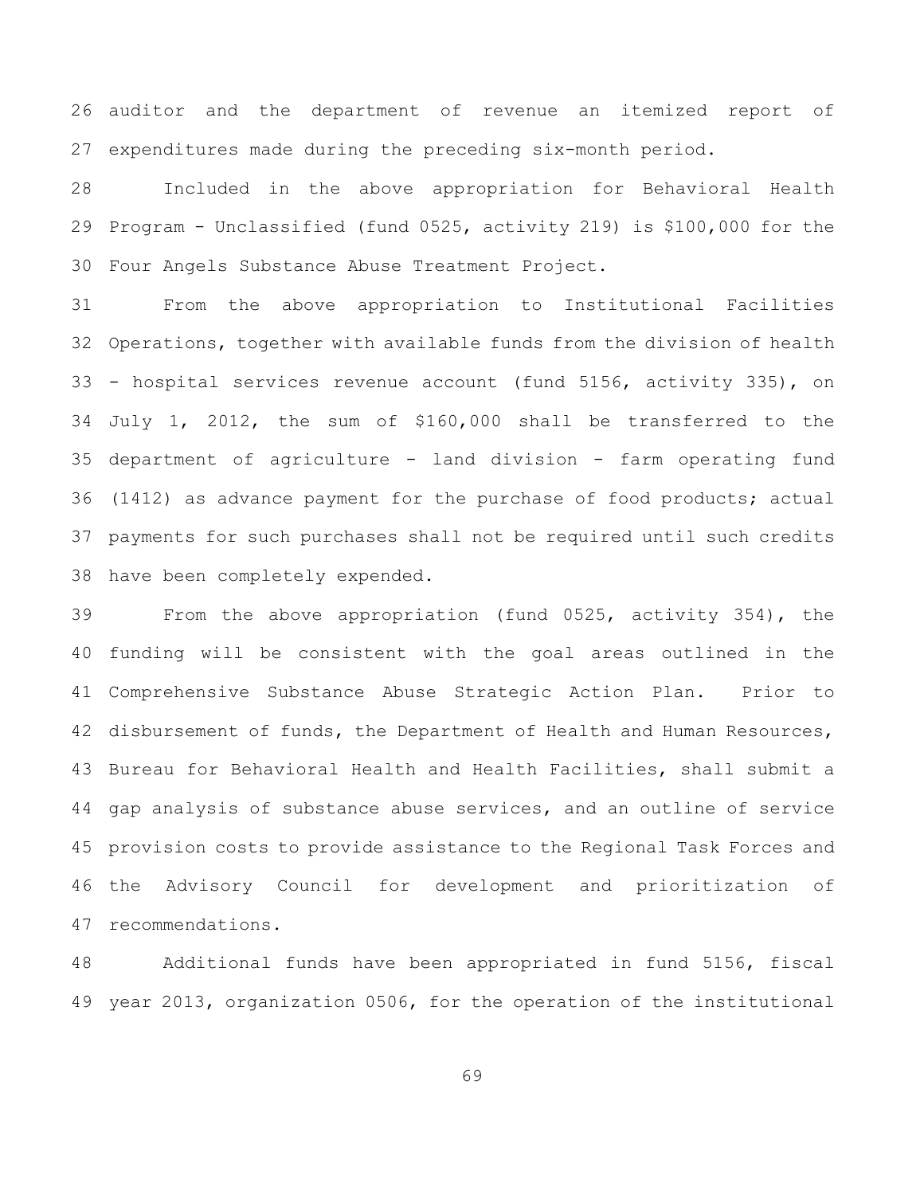auditor and the department of revenue an itemized report of expenditures made during the preceding six-month period.

Included in the above appropriation for Behavioral Health Program - Unclassified (fund 0525, activity 219) is $100,000 for the Four Angels Substance Abuse Treatment Project.

From the above appropriation to Institutional Facilities Operations, together with available funds from the division of health - hospital services revenue account (fund 5156, activity 335), on July 1, 2012, the sum of $160,000 shall be transferred to the department of agriculture - land division - farm operating fund (1412) as advance payment for the purchase of food products; actual payments for such purchases shall not be required until such credits have been completely expended.

From the above appropriation (fund 0525, activity 354), the funding will be consistent with the goal areas outlined in the Comprehensive Substance Abuse Strategic Action Plan. Prior to disbursement of funds, the Department of Health and Human Resources, Bureau for Behavioral Health and Health Facilities, shall submit a gap analysis of substance abuse services, and an outline of service provision costs to provide assistance to the Regional Task Forces and the Advisory Council for development and prioritization of recommendations.

Additional funds have been appropriated in fund 5156, fiscal year 2013, organization 0506, for the operation of the institutional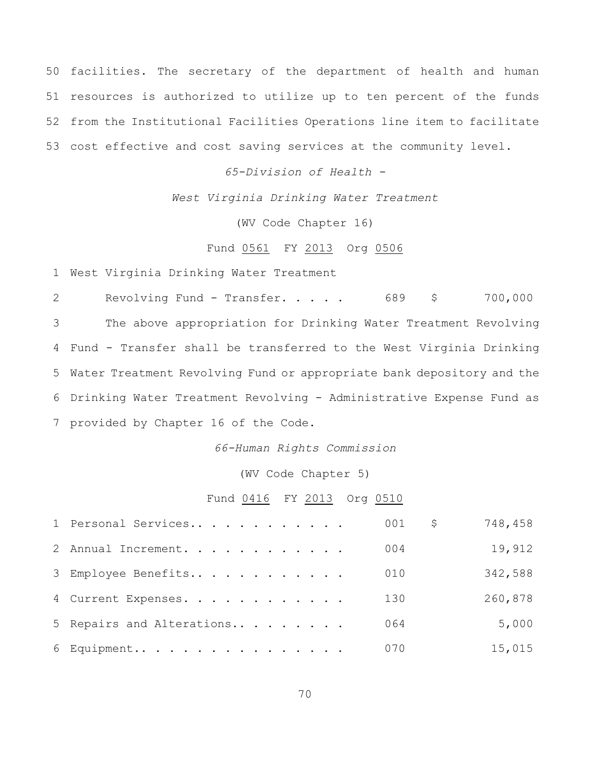50 facilities. The secretary of the department of health and human
51 resources is authorized to utilize up to ten percent of the funds
52 from the Institutional Facilities Operations line item to facilitate
53 cost effective and cost saving services at the community level.

*65-Division of Health -*

*West Virginia Drinking Water Treatment*

(WV Code Chapter 16)

Fund 0561 FY 2013 Org 0506

| | | | | |
|---|---|---|---|---|
| 1 | West Virginia Drinking Water Treatment | | | |
| 2 | Revolving Fund - Transfer. . . . . | 689 | $ | 700,000 |

3 The above appropriation for Drinking Water Treatment Revolving
4 Fund - Transfer shall be transferred to the West Virginia Drinking
5 Water Treatment Revolving Fund or appropriate bank depository and the
6 Drinking Water Treatment Revolving - Administrative Expense Fund as
7 provided by Chapter 16 of the Code.

*66-Human Rights Commission*

(WV Code Chapter 5)

Fund 0416 FY 2013 Org 0510

| | | | | |
|---|---|---|---|---|
| 1 | Personal Services.. . . . . . . . . . . | 001 | $ | 748,458 |
| 2 | Annual Increment. . . . . . . . . . . . | 004 | | 19,912 |
| 3 | Employee Benefits.. . . . . . . . . . . | 010 | | 342,588 |
| 4 | Current Expenses. . . . . . . . . . . . | 130 | | 260,878 |
| 5 | Repairs and Alterations.. . . . . . . . | 064 | | 5,000 |
| 6 | Equipment.. . . . . . . . . . . . . . . | 070 | | 15,015 |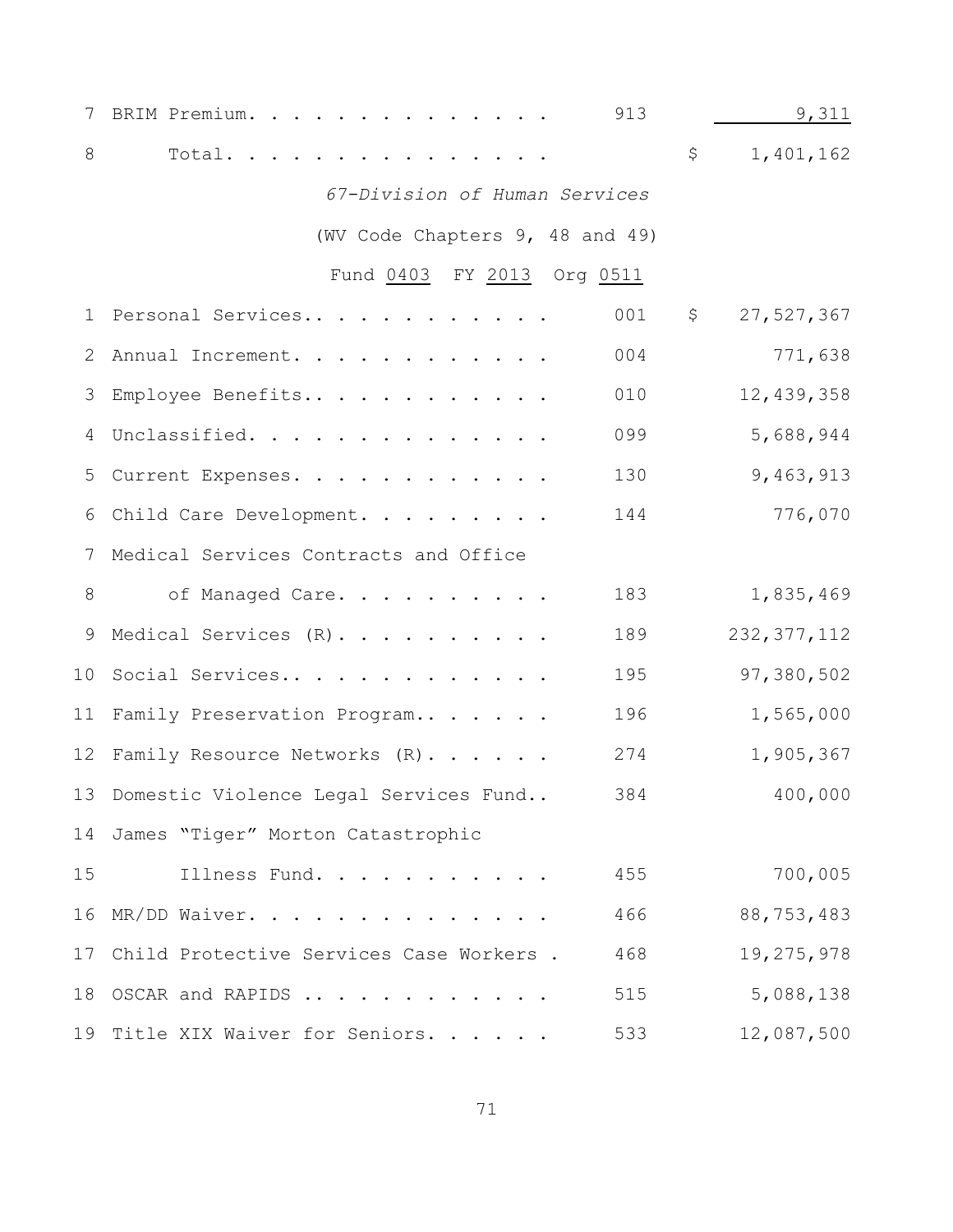| | | | |
|---|---|---|---|
| 7 | BRIM Premium. . . . . . . . . . . . . . | 913 | 9,311 |
| 8 | Total. . . . . . . . . . . . . . . | | $ 1,401,162 |

*67-Division of Human Services*

(WV Code Chapters 9, 48 and 49)

Fund 0403 FY 2013 Org 0511

| | | | |
|---|---|---|---|
| 1 | Personal Services.. . . . . . . . . . . . | 001 | $ 27,527,367 |
| 2 | Annual Increment. . . . . . . . . . . . | 004 | 771,638 |
| 3 | Employee Benefits.. . . . . . . . . . . | 010 | 12,439,358 |
| 4 | Unclassified. . . . . . . . . . . . . . | 099 | 5,688,944 |
| 5 | Current Expenses. . . . . . . . . . . . | 130 | 9,463,913 |
| 6 | Child Care Development. . . . . . . . . | 144 | 776,070 |
| 7 | Medical Services Contracts and Office | | |
| 8 | of Managed Care. . . . . . . . . . | 183 | 1,835,469 |
| 9 | Medical Services (R). . . . . . . . . . | 189 | 232,377,112 |
| 10 | Social Services.. . . . . . . . . . . . | 195 | 97,380,502 |
| 11 | Family Preservation Program.. . . . . . | 196 | 1,565,000 |
| 12 | Family Resource Networks (R). . . . . . | 274 | 1,905,367 |
| 13 | Domestic Violence Legal Services Fund.. | 384 | 400,000 |
| 14 | James "Tiger" Morton Catastrophic | | |
| 15 | Illness Fund. . . . . . . . . . . | 455 | 700,005 |
| 16 | MR/DD Waiver. . . . . . . . . . . . . . | 466 | 88,753,483 |
| 17 | Child Protective Services Case Workers . | 468 | 19,275,978 |
| 18 | OSCAR and RAPIDS .. . . . . . . . . . . | 515 | 5,088,138 |
| 19 | Title XIX Waiver for Seniors. . . . . . | 533 | 12,087,500 |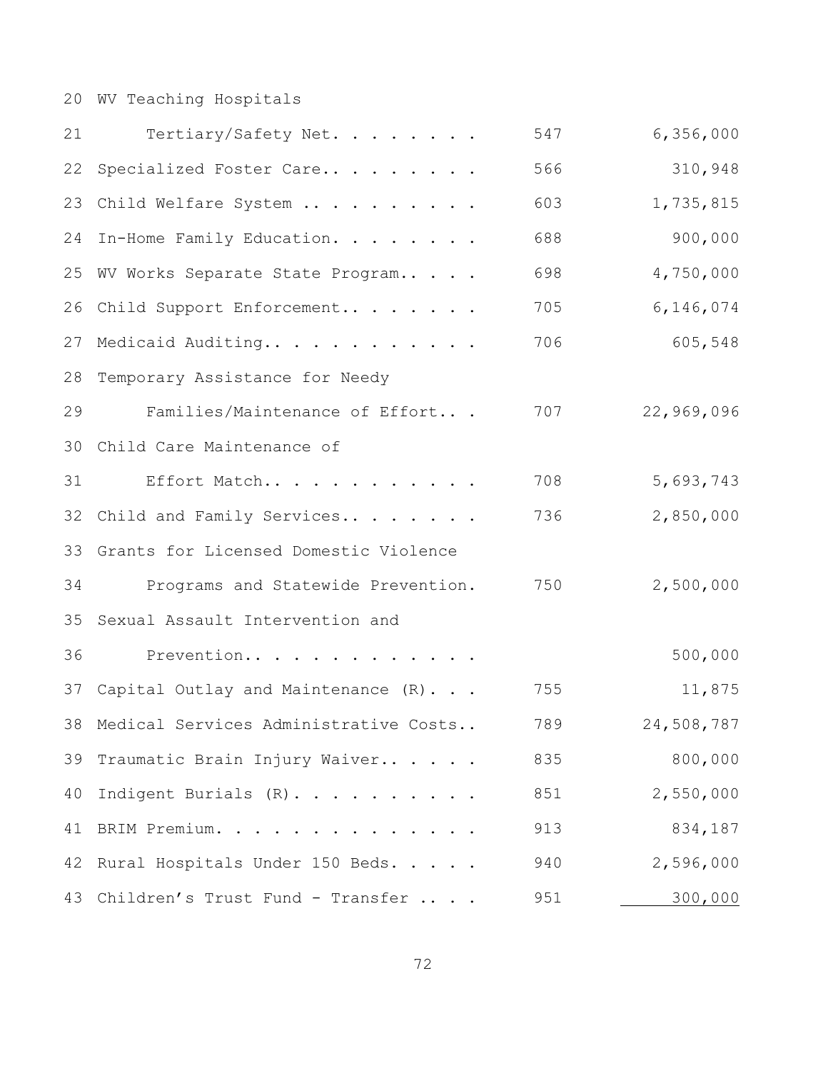| | | |
|---|---|---|
| WV Teaching Hospitals Tertiary/Safety Net. . . . . . . . | 547 | 6,356,000 |
| Specialized Foster Care.. . . . . . . . | 566 | 310,948 |
| Child Welfare System .. . . . . . . . . | 603 | 1,735,815 |
| In-Home Family Education. . . . . . . . | 688 | 900,000 |
| WV Works Separate State Program.. . . . | 698 | 4,750,000 |
| Child Support Enforcement.. . . . . . . | 705 | 6,146,074 |
| Medicaid Auditing.. . . . . . . . . . . | 706 | 605,548 |
| Temporary Assistance for Needy Families/Maintenance of Effort.. . | 707 | 22,969,096 |
| Child Care Maintenance of Effort Match.. . . . . . . . . . . | 708 | 5,693,743 |
| Child and Family Services.. . . . . . . | 736 | 2,850,000 |
| Grants for Licensed Domestic Violence Programs and Statewide Prevention. | 750 | 2,500,000 |
| Sexual Assault Intervention and Prevention.. . . . . . . . . . . . . | | 500,000 |
| Capital Outlay and Maintenance (R). . . | 755 | 11,875 |
| Medical Services Administrative Costs.. | 789 | 24,508,787 |
| Traumatic Brain Injury Waiver.. . . . . | 835 | 800,000 |
| Indigent Burials (R). . . . . . . . . . | 851 | 2,550,000 |
| BRIM Premium. . . . . . . . . . . . . . | 913 | 834,187 |
| Rural Hospitals Under 150 Beds. . . . . | 940 | 2,596,000 |
| Children's Trust Fund - Transfer .. . . | 951 | 300,000 |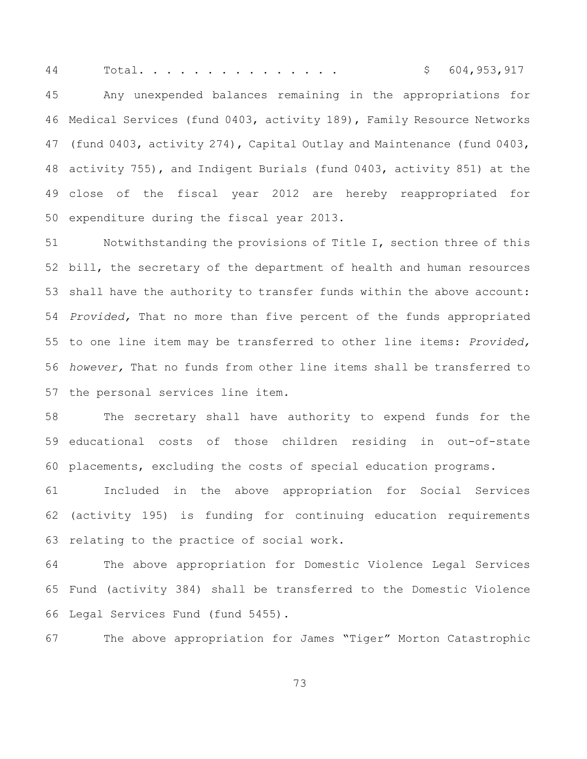Total. . . . . . . . . . . . . . . $ 604,953,917

Any unexpended balances remaining in the appropriations for Medical Services (fund 0403, activity 189), Family Resource Networks (fund 0403, activity 274), Capital Outlay and Maintenance (fund 0403, activity 755), and Indigent Burials (fund 0403, activity 851) at the close of the fiscal year 2012 are hereby reappropriated for expenditure during the fiscal year 2013.

Notwithstanding the provisions of Title I, section three of this bill, the secretary of the department of health and human resources shall have the authority to transfer funds within the above account: *Provided,* That no more than five percent of the funds appropriated to one line item may be transferred to other line items: *Provided, however,* That no funds from other line items shall be transferred to the personal services line item.

The secretary shall have authority to expend funds for the educational costs of those children residing in out-of-state placements, excluding the costs of special education programs.

Included in the above appropriation for Social Services (activity 195) is funding for continuing education requirements relating to the practice of social work.

The above appropriation for Domestic Violence Legal Services Fund (activity 384) shall be transferred to the Domestic Violence Legal Services Fund (fund 5455).

The above appropriation for James "Tiger" Morton Catastrophic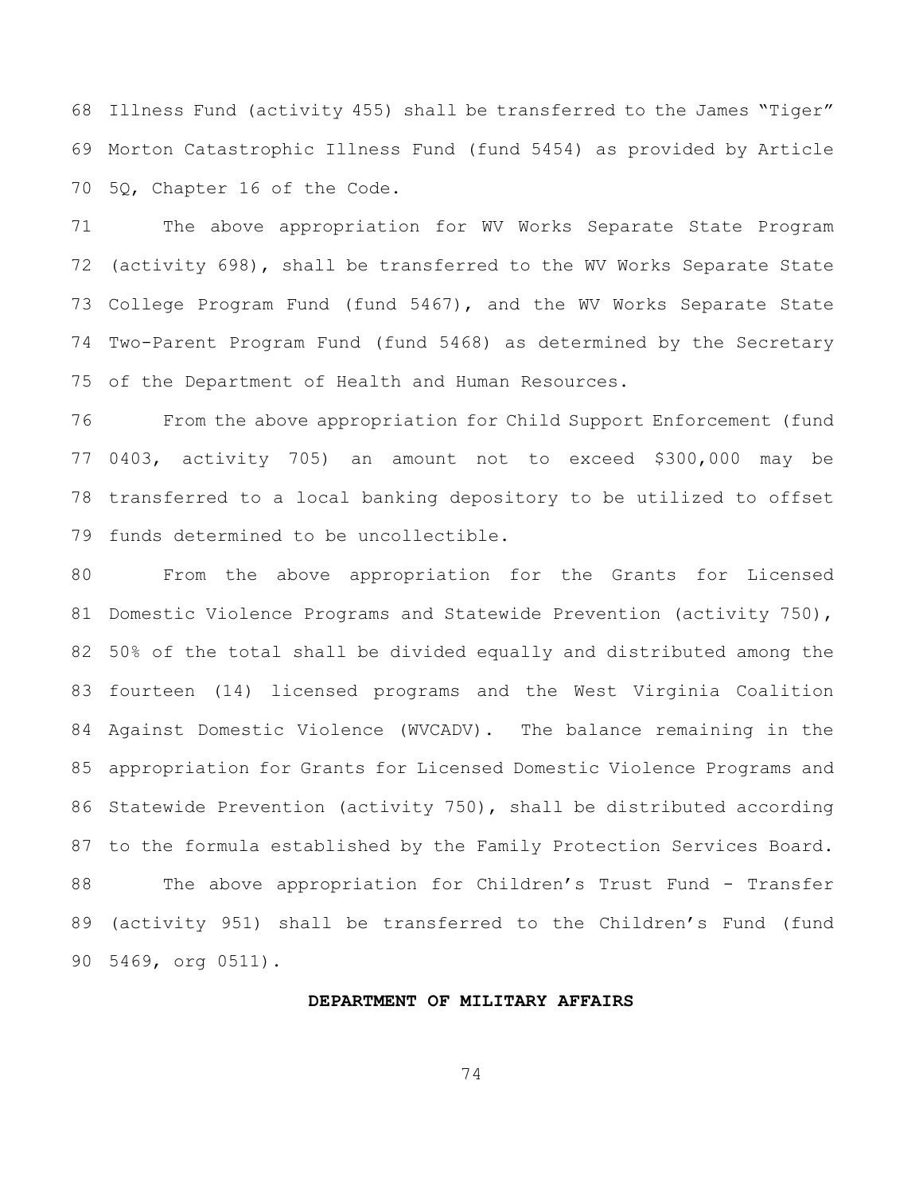Illness Fund (activity 455) shall be transferred to the James "Tiger" Morton Catastrophic Illness Fund (fund 5454) as provided by Article 5Q, Chapter 16 of the Code.

The above appropriation for WV Works Separate State Program (activity 698), shall be transferred to the WV Works Separate State College Program Fund (fund 5467), and the WV Works Separate State Two-Parent Program Fund (fund 5468) as determined by the Secretary of the Department of Health and Human Resources.

From the above appropriation for Child Support Enforcement (fund 0403, activity 705) an amount not to exceed $300,000 may be transferred to a local banking depository to be utilized to offset funds determined to be uncollectible.

From the above appropriation for the Grants for Licensed Domestic Violence Programs and Statewide Prevention (activity 750), 50% of the total shall be divided equally and distributed among the fourteen (14) licensed programs and the West Virginia Coalition Against Domestic Violence (WVCADV). The balance remaining in the appropriation for Grants for Licensed Domestic Violence Programs and Statewide Prevention (activity 750), shall be distributed according to the formula established by the Family Protection Services Board.

The above appropriation for Children's Trust Fund - Transfer (activity 951) shall be transferred to the Children's Fund (fund 5469, org 0511).

**DEPARTMENT OF MILITARY AFFAIRS**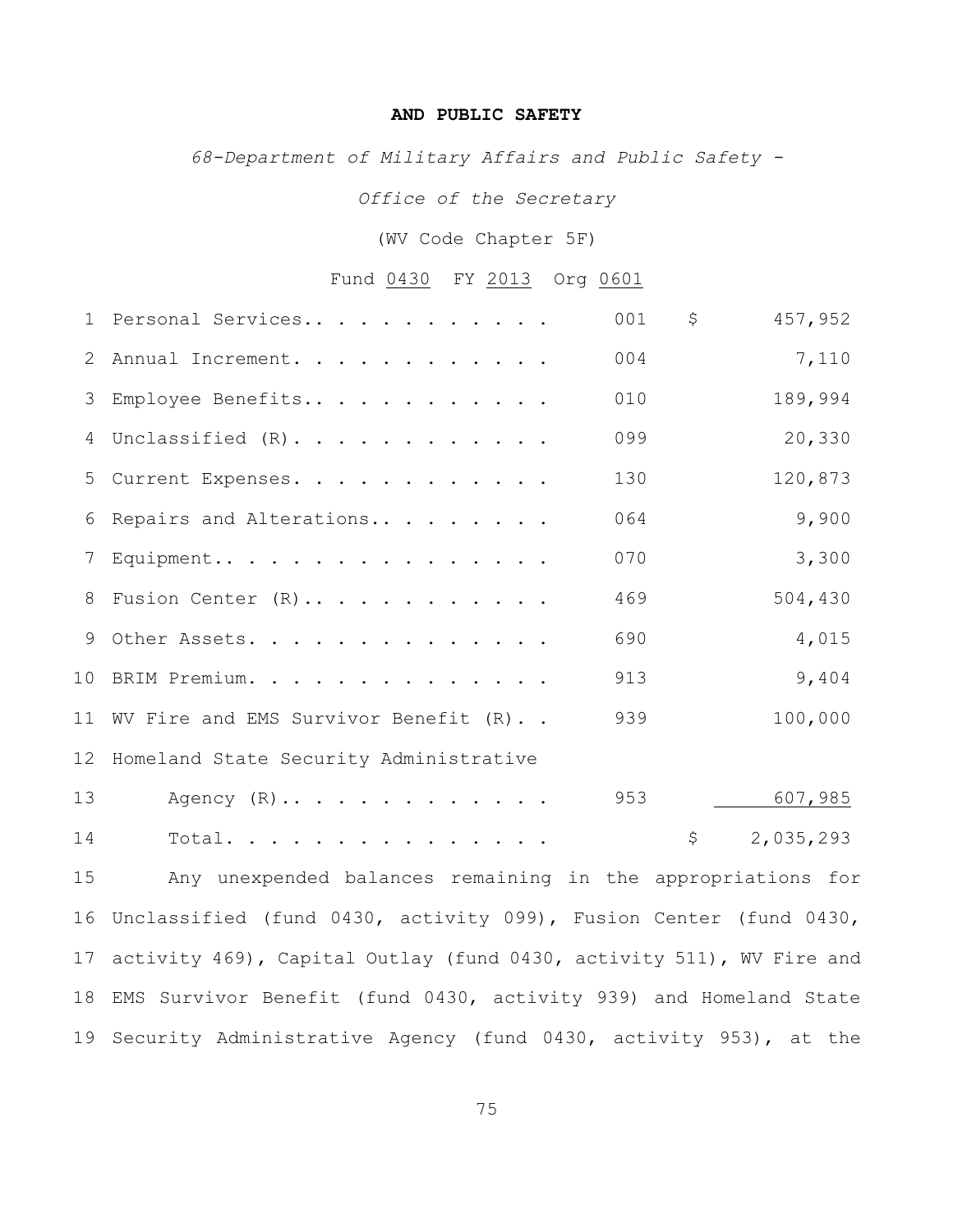**AND PUBLIC SAFETY**

*68-Department of Military Affairs and Public Safety -*

*Office of the Secretary*

(WV Code Chapter 5F)

Fund 0430 FY 2013 Org 0601

| Line | Item | Activity | Amount |
|---|---|---|---|
| 1 | Personal Services | 001 | $ 457,952 |
| 2 | Annual Increment | 004 | 7,110 |
| 3 | Employee Benefits | 010 | 189,994 |
| 4 | Unclassified (R) | 099 | 20,330 |
| 5 | Current Expenses | 130 | 120,873 |
| 6 | Repairs and Alterations | 064 | 9,900 |
| 7 | Equipment | 070 | 3,300 |
| 8 | Fusion Center (R) | 469 | 504,430 |
| 9 | Other Assets | 690 | 4,015 |
| 10 | BRIM Premium | 913 | 9,404 |
| 11 | WV Fire and EMS Survivor Benefit (R) | 939 | 100,000 |
| 12-13 | Homeland State Security Administrative Agency (R) | 953 | 607,985 |
| 14 | Total | | $ 2,035,293 |

15 Any unexpended balances remaining in the appropriations for 16 Unclassified (fund 0430, activity 099), Fusion Center (fund 0430, 17 activity 469), Capital Outlay (fund 0430, activity 511), WV Fire and 18 EMS Survivor Benefit (fund 0430, activity 939) and Homeland State 19 Security Administrative Agency (fund 0430, activity 953), at the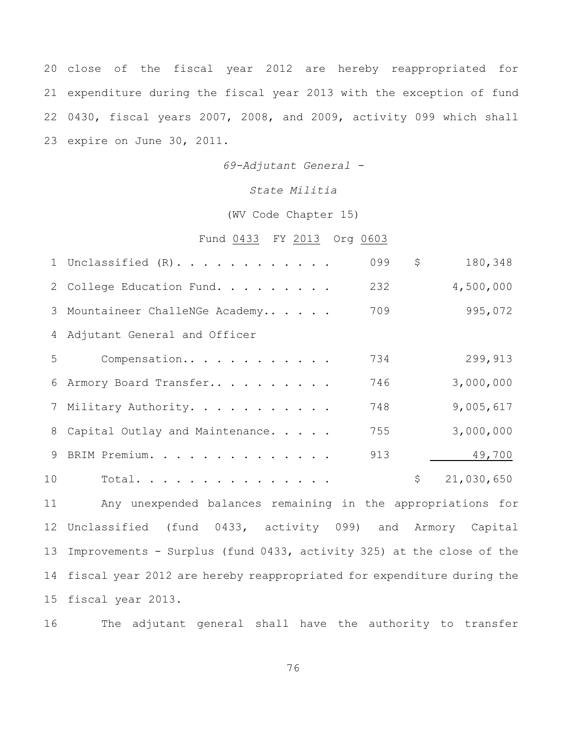20 close of the fiscal year 2012 are hereby reappropriated for 21 expenditure during the fiscal year 2013 with the exception of fund 22 0430, fiscal years 2007, 2008, and 2009, activity 099 which shall 23 expire on June 30, 2011.

*69-Adjutant General -*

*State Militia*

(WV Code Chapter 15)

Fund 0433 FY 2013 Org 0603

| | | | |
|---|---|---|---|
| 1 | Unclassified (R). . . . . . . . . . . . . | 099 | $ 180,348 |
| 2 | College Education Fund. . . . . . . . . | 232 | 4,500,000 |
| 3 | Mountaineer ChalleNGe Academy.. . . . . | 709 | 995,072 |
| 4 | Adjutant General and Officer | | |
| 5 | Compensation.. . . . . . . . . . . . | 734 | 299,913 |
| 6 | Armory Board Transfer.. . . . . . . . . | 746 | 3,000,000 |
| 7 | Military Authority. . . . . . . . . . . | 748 | 9,005,617 |
| 8 | Capital Outlay and Maintenance. . . . . | 755 | 3,000,000 |
| 9 | BRIM Premium. . . . . . . . . . . . . . | 913 | 49,700 |
| 10 | Total. . . . . . . . . . . . . . . . | | $ 21,030,650 |

11 Any unexpended balances remaining in the appropriations for 12 Unclassified (fund 0433, activity 099) and Armory Capital 13 Improvements - Surplus (fund 0433, activity 325) at the close of the 14 fiscal year 2012 are hereby reappropriated for expenditure during the 15 fiscal year 2013.

16 The adjutant general shall have the authority to transfer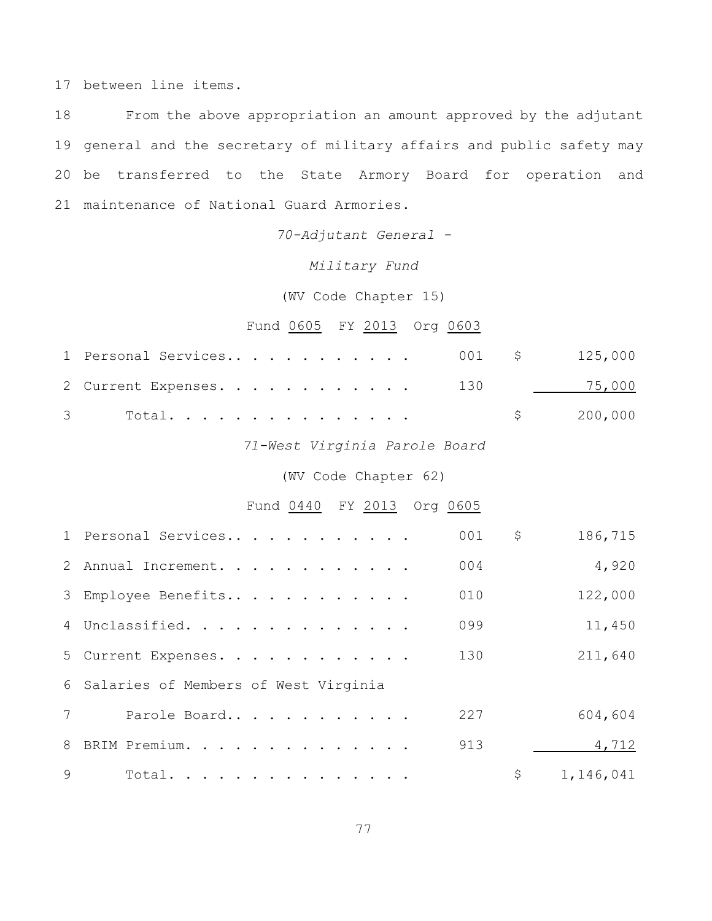17 between line items.

18 From the above appropriation an amount approved by the adjutant 19 general and the secretary of military affairs and public safety may 20 be transferred to the State Armory Board for operation and 21 maintenance of National Guard Armories.

*70-Adjutant General -*

*Military Fund*

(WV Code Chapter 15)

Fund 0605 FY 2013 Org 0603

| | | | | |
|---|---|---|---|---|
| 1 | Personal Services.. . . . . . . . . . . | 001 | $ | 125,000 |
| 2 | Current Expenses. . . . . . . . . . . . | 130 | | 75,000 |
| 3 | Total. . . . . . . . . . . . . . . . | | $ | 200,000 |

*71-West Virginia Parole Board*

(WV Code Chapter 62)

Fund 0440 FY 2013 Org 0605

| | | | | |
|---|---|---|---|---|
| 1 | Personal Services.. . . . . . . . . . . | 001 | $ | 186,715 |
| 2 | Annual Increment. . . . . . . . . . . . | 004 | | 4,920 |
| 3 | Employee Benefits.. . . . . . . . . . . | 010 | | 122,000 |
| 4 | Unclassified. . . . . . . . . . . . . . | 099 | | 11,450 |
| 5 | Current Expenses. . . . . . . . . . . . | 130 | | 211,640 |
| 6 | Salaries of Members of West Virginia | | | |
| 7 | Parole Board.. . . . . . . . . . . . | 227 | | 604,604 |
| 8 | BRIM Premium. . . . . . . . . . . . . . | 913 | | 4,712 |
| 9 | Total. . . . . . . . . . . . . . . . | | $ | 1,146,041 |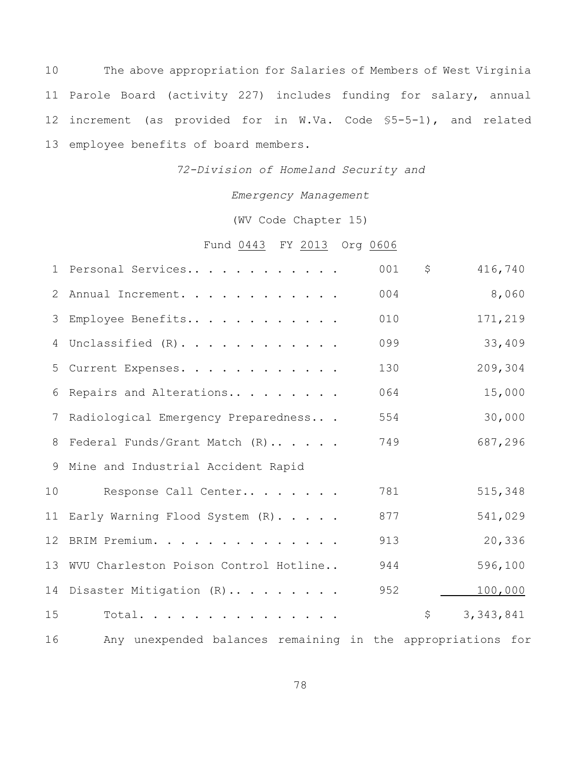The above appropriation for Salaries of Members of West Virginia Parole Board (activity 227) includes funding for salary, annual increment (as provided for in W.Va. Code §5-5-1), and related employee benefits of board members.

*72-Division of Homeland Security and*

*Emergency Management*

(WV Code Chapter 15)

Fund 0443 FY 2013 Org 0606

| Item | Activity | Amount |
|---|---|---|
| Personal Services | 001 | $ 416,740 |
| Annual Increment | 004 | 8,060 |
| Employee Benefits | 010 | 171,219 |
| Unclassified (R) | 099 | 33,409 |
| Current Expenses | 130 | 209,304 |
| Repairs and Alterations | 064 | 15,000 |
| Radiological Emergency Preparedness | 554 | 30,000 |
| Federal Funds/Grant Match (R) | 749 | 687,296 |
| Mine and Industrial Accident Rapid Response Call Center | 781 | 515,348 |
| Early Warning Flood System (R) | 877 | 541,029 |
| BRIM Premium | 913 | 20,336 |
| WVU Charleston Poison Control Hotline | 944 | 596,100 |
| Disaster Mitigation (R) | 952 | 100,000 |
| Total | | $ 3,343,841 |

Any unexpended balances remaining in the appropriations for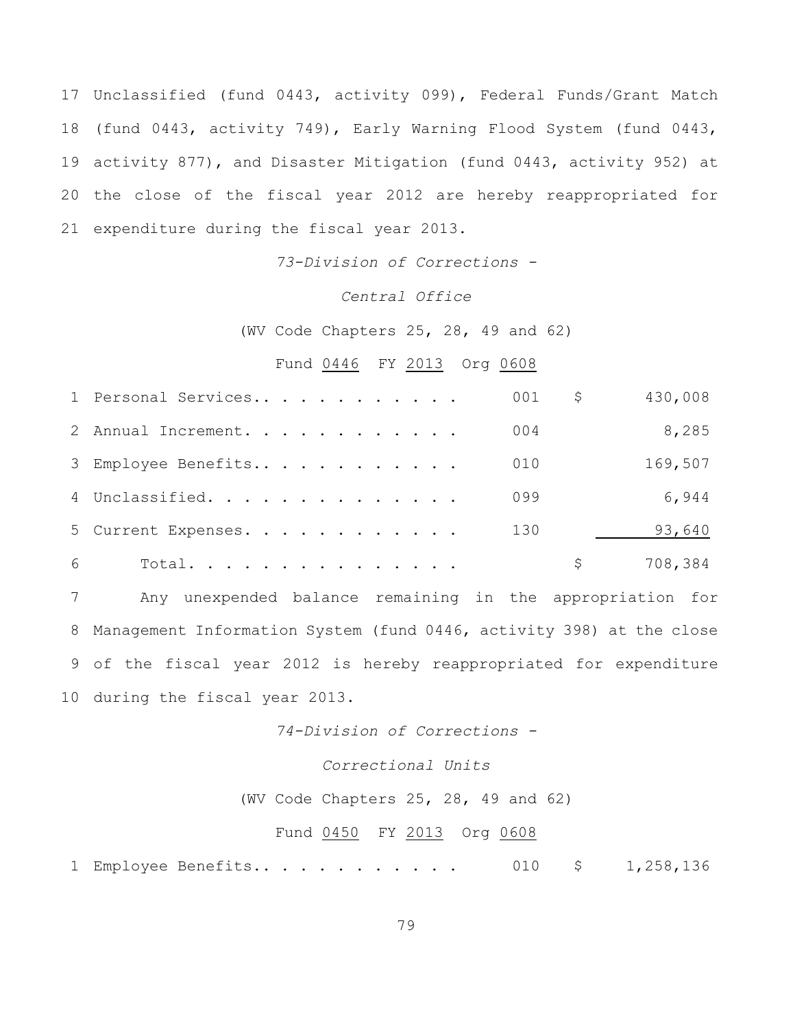17 Unclassified (fund 0443, activity 099), Federal Funds/Grant Match
18 (fund 0443, activity 749), Early Warning Flood System (fund 0443,
19 activity 877), and Disaster Mitigation (fund 0443, activity 952) at
20 the close of the fiscal year 2012 are hereby reappropriated for
21 expenditure during the fiscal year 2013.

*73-Division of Corrections -*

*Central Office*

(WV Code Chapters 25, 28, 49 and 62)

Fund 0446 FY 2013 Org 0608

| | | | | |
|---|---|---|---|---|
| 1 | Personal Services.. . . . . . . . . . . . | 001 | $ | 430,008 |
| 2 | Annual Increment. . . . . . . . . . . . . | 004 | | 8,285 |
| 3 | Employee Benefits.. . . . . . . . . . . . | 010 | | 169,507 |
| 4 | Unclassified. . . . . . . . . . . . . . . | 099 | | 6,944 |
| 5 | Current Expenses. . . . . . . . . . . . . | 130 | | 93,640 |
| 6 | Total. . . . . . . . . . . . . . . | | $ | 708,384 |

7 Any unexpended balance remaining in the appropriation for
8 Management Information System (fund 0446, activity 398) at the close
9 of the fiscal year 2012 is hereby reappropriated for expenditure
10 during the fiscal year 2013.

*74-Division of Corrections -*

*Correctional Units*

(WV Code Chapters 25, 28, 49 and 62)

Fund 0450 FY 2013 Org 0608

| | | | | |
|---|---|---|---|---|
| 1 | Employee Benefits.. . . . . . . . . . . . | 010 | $ | 1,258,136 |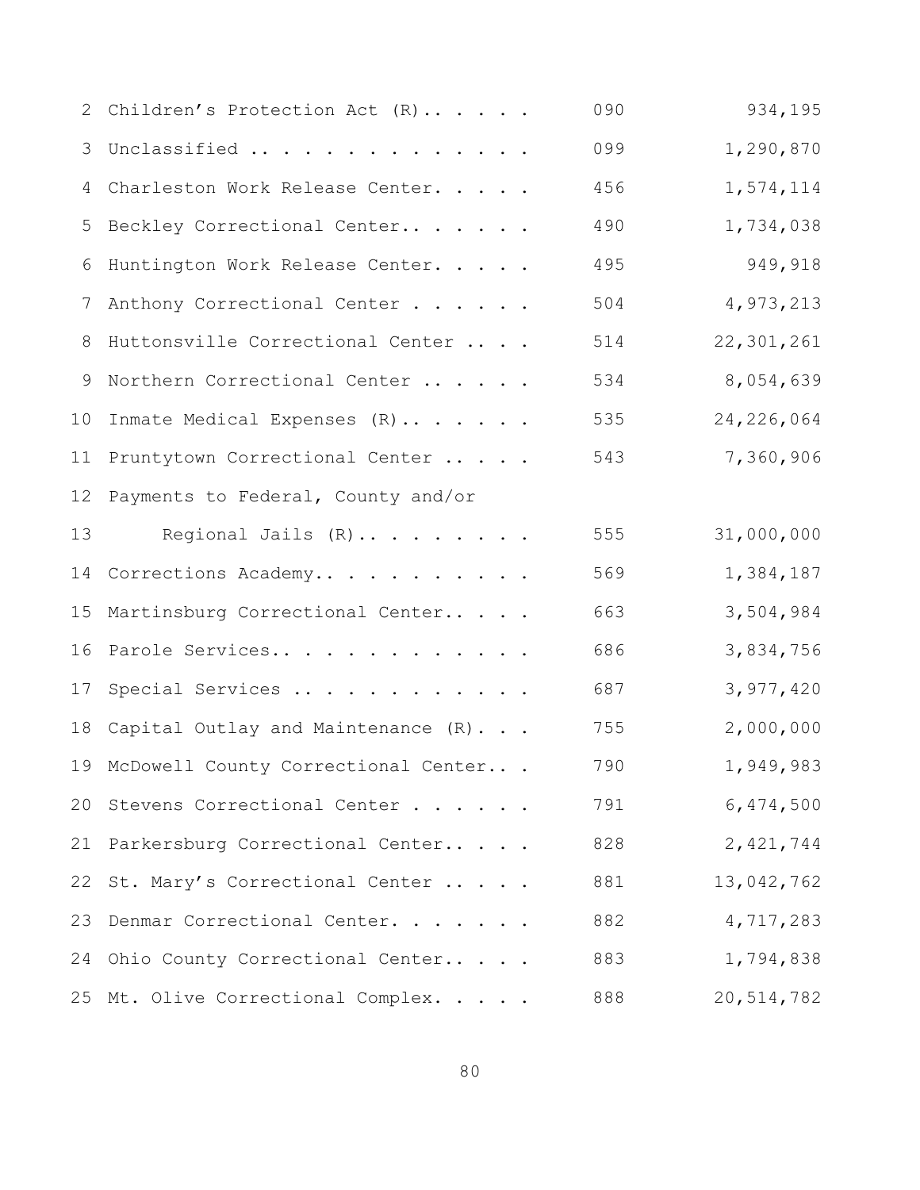| | | | |
|---|---|---|---|
| 2 | Children's Protection Act (R).. . . . . | 090 | 934,195 |
| 3 | Unclassified . . . . . . . . . . . . . . | 099 | 1,290,870 |
| 4 | Charleston Work Release Center. . . . . | 456 | 1,574,114 |
| 5 | Beckley Correctional Center.. . . . . . | 490 | 1,734,038 |
| 6 | Huntington Work Release Center. . . . . | 495 | 949,918 |
| 7 | Anthony Correctional Center . . . . . . | 504 | 4,973,213 |
| 8 | Huttonsville Correctional Center .. . . | 514 | 22,301,261 |
| 9 | Northern Correctional Center .. . . . . | 534 | 8,054,639 |
| 10 | Inmate Medical Expenses (R).. . . . . . | 535 | 24,226,064 |
| 11 | Pruntytown Correctional Center .. . . . | 543 | 7,360,906 |
| 12 | Payments to Federal, County and/or | | |
| 13 | Regional Jails (R).. . . . . . . . | 555 | 31,000,000 |
| 14 | Corrections Academy.. . . . . . . . . . | 569 | 1,384,187 |
| 15 | Martinsburg Correctional Center.. . . . | 663 | 3,504,984 |
| 16 | Parole Services.. . . . . . . . . . . . | 686 | 3,834,756 |
| 17 | Special Services .. . . . . . . . . . . | 687 | 3,977,420 |
| 18 | Capital Outlay and Maintenance (R). . . | 755 | 2,000,000 |
| 19 | McDowell County Correctional Center.. . | 790 | 1,949,983 |
| 20 | Stevens Correctional Center . . . . . . | 791 | 6,474,500 |
| 21 | Parkersburg Correctional Center.. . . . | 828 | 2,421,744 |
| 22 | St. Mary's Correctional Center .. . . . | 881 | 13,042,762 |
| 23 | Denmar Correctional Center. . . . . . . | 882 | 4,717,283 |
| 24 | Ohio County Correctional Center.. . . . | 883 | 1,794,838 |
| 25 | Mt. Olive Correctional Complex. . . . . | 888 | 20,514,782 |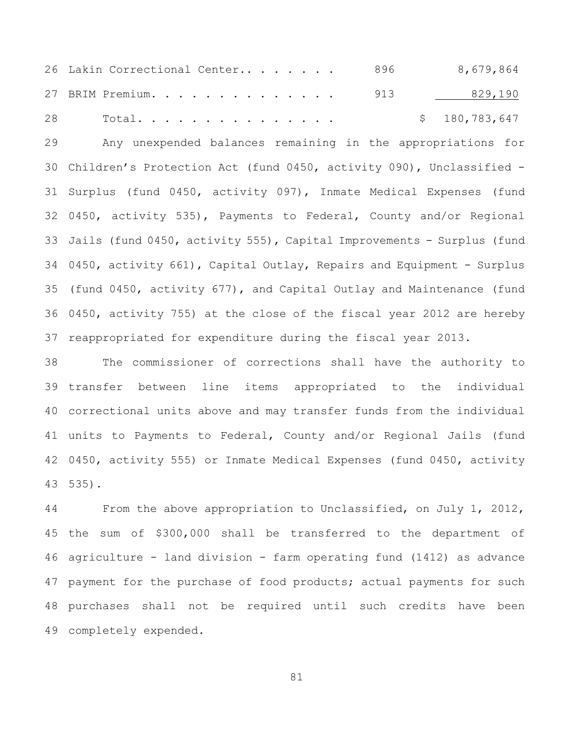| | | |
|---|---|---|
| Lakin Correctional Center.. . . . . . . | 896 | 8,679,864 |
| BRIM Premium. . . . . . . . . . . . . . . | 913 | 829,190 |
| Total. . . . . . . . . . . . . . . | | $ 180,783,647 |

Any unexpended balances remaining in the appropriations for Children's Protection Act (fund 0450, activity 090), Unclassified - Surplus (fund 0450, activity 097), Inmate Medical Expenses (fund 0450, activity 535), Payments to Federal, County and/or Regional Jails (fund 0450, activity 555), Capital Improvements - Surplus (fund 0450, activity 661), Capital Outlay, Repairs and Equipment - Surplus (fund 0450, activity 677), and Capital Outlay and Maintenance (fund 0450, activity 755) at the close of the fiscal year 2012 are hereby reappropriated for expenditure during the fiscal year 2013.

The commissioner of corrections shall have the authority to transfer between line items appropriated to the individual correctional units above and may transfer funds from the individual units to Payments to Federal, County and/or Regional Jails (fund 0450, activity 555) or Inmate Medical Expenses (fund 0450, activity 535).

From the above appropriation to Unclassified, on July 1, 2012, the sum of $300,000 shall be transferred to the department of agriculture - land division - farm operating fund (1412) as advance payment for the purchase of food products; actual payments for such purchases shall not be required until such credits have been completely expended.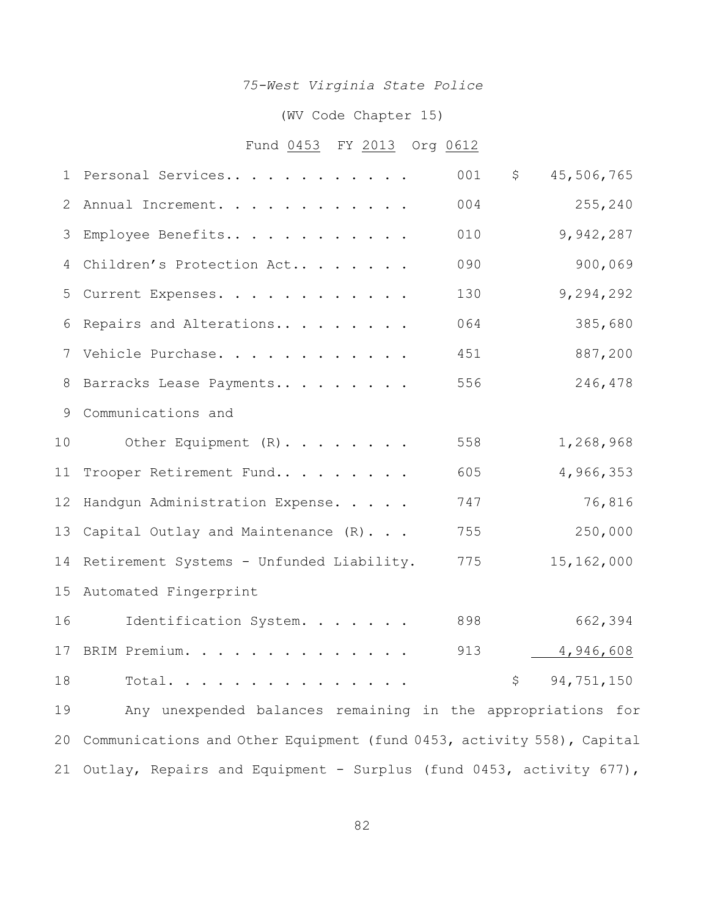*75-West Virginia State Police*

(WV Code Chapter 15)

Fund 0453 FY 2013 Org 0612

| Line | Item | Activity | Amount |
|---|---|---|---|
| 1 | Personal Services.. . . . . . . . . . . | 001 | $ 45,506,765 |
| 2 | Annual Increment. . . . . . . . . . . . | 004 | 255,240 |
| 3 | Employee Benefits.. . . . . . . . . . . | 010 | 9,942,287 |
| 4 | Children's Protection Act.. . . . . . . | 090 | 900,069 |
| 5 | Current Expenses. . . . . . . . . . . . | 130 | 9,294,292 |
| 6 | Repairs and Alterations.. . . . . . . . | 064 | 385,680 |
| 7 | Vehicle Purchase. . . . . . . . . . . . | 451 | 887,200 |
| 8 | Barracks Lease Payments.. . . . . . . . | 556 | 246,478 |
| 9 | Communications and | | |
| 10 | Other Equipment (R). . . . . . . . | 558 | 1,268,968 |
| 11 | Trooper Retirement Fund.. . . . . . . . | 605 | 4,966,353 |
| 12 | Handgun Administration Expense. . . . . | 747 | 76,816 |
| 13 | Capital Outlay and Maintenance (R). . . | 755 | 250,000 |
| 14 | Retirement Systems - Unfunded Liability. | 775 | 15,162,000 |
| 15 | Automated Fingerprint | | |
| 16 | Identification System. . . . . . . | 898 | 662,394 |
| 17 | BRIM Premium. . . . . . . . . . . . . . | 913 | 4,946,608 |
| 18 | Total. . . . . . . . . . . . . . . . | | $ 94,751,150 |

19 Any unexpended balances remaining in the appropriations for
20 Communications and Other Equipment (fund 0453, activity 558), Capital
21 Outlay, Repairs and Equipment - Surplus (fund 0453, activity 677),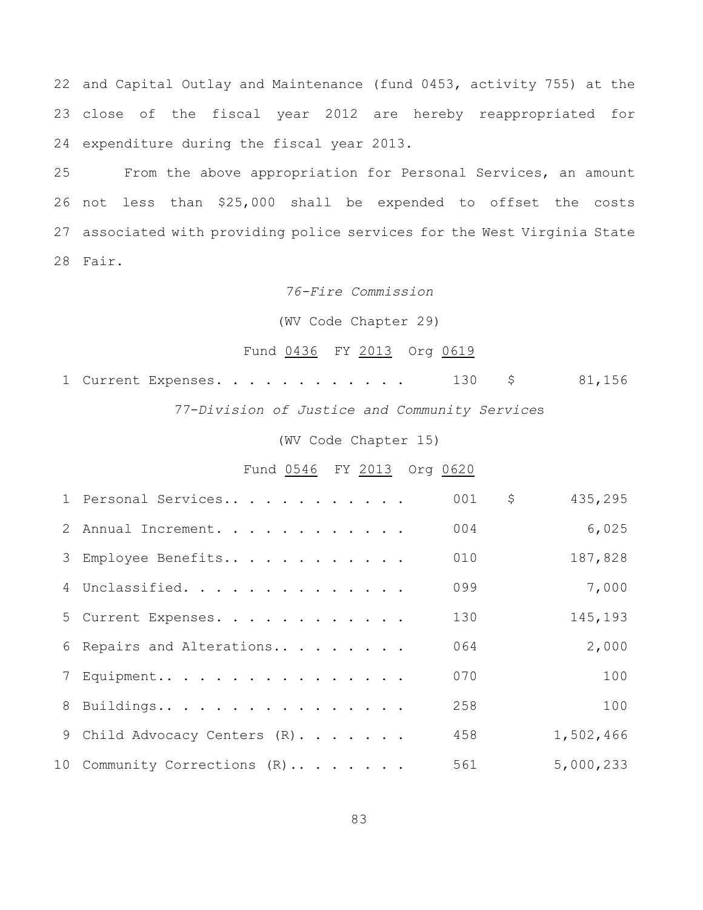22 and Capital Outlay and Maintenance (fund 0453, activity 755) at the
23 close of the fiscal year 2012 are hereby reappropriated for
24 expenditure during the fiscal year 2013.

25 From the above appropriation for Personal Services, an amount
26 not less than $25,000 shall be expended to offset the costs
27 associated with providing police services for the West Virginia State
28 Fair.

*76-Fire Commission*

(WV Code Chapter 29)

Fund 0436 FY 2013 Org 0619

| | | | |
|---|---|---|---|
| 1 Current Expenses. . . . . . . . . . . . | 130 | $ | 81,156 |

*77-Division of Justice and Community Services*

(WV Code Chapter 15)

Fund 0546 FY 2013 Org 0620

| | | | |
|---|---|---|---|
| 1 Personal Services.. . . . . . . . . . . | 001 | $ | 435,295 |
| 2 Annual Increment. . . . . . . . . . . . | 004 | | 6,025 |
| 3 Employee Benefits.. . . . . . . . . . . | 010 | | 187,828 |
| 4 Unclassified. . . . . . . . . . . . . . | 099 | | 7,000 |
| 5 Current Expenses. . . . . . . . . . . . | 130 | | 145,193 |
| 6 Repairs and Alterations.. . . . . . . . | 064 | | 2,000 |
| 7 Equipment.. . . . . . . . . . . . . . . | 070 | | 100 |
| 8 Buildings.. . . . . . . . . . . . . . . | 258 | | 100 |
| 9 Child Advocacy Centers (R). . . . . . . | 458 | | 1,502,466 |
| 10 Community Corrections (R).. . . . . . . | 561 | | 5,000,233 |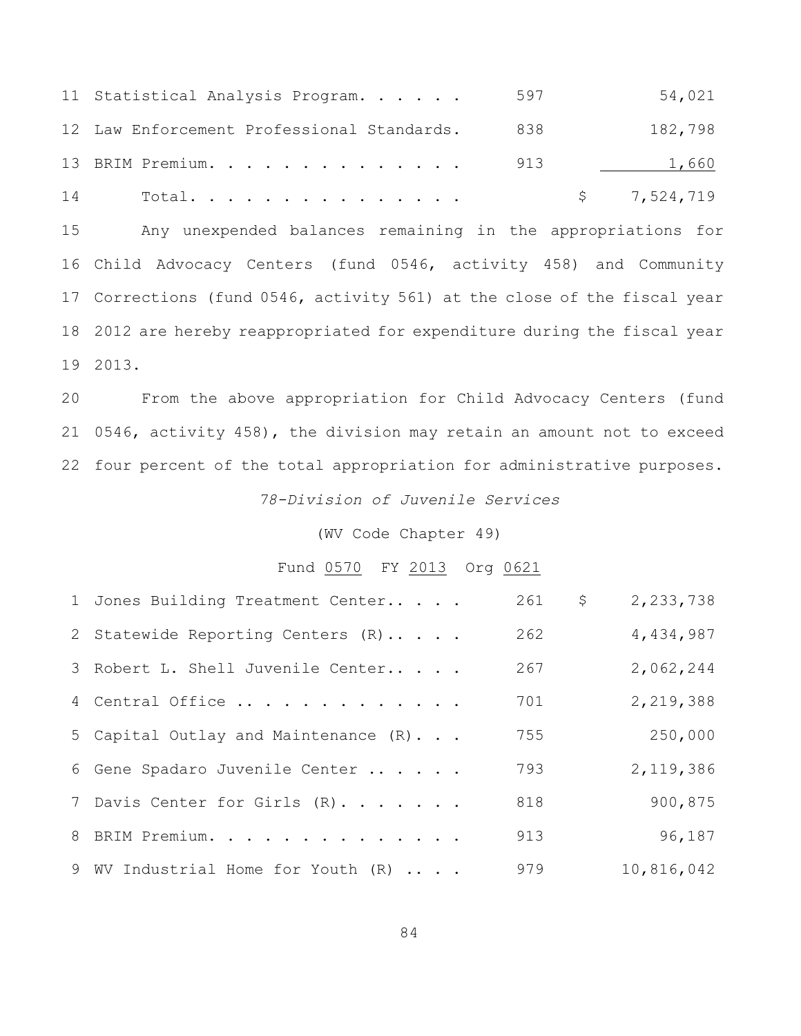| | | | |
|---|---|---|---|
| 11 Statistical Analysis Program. . . . . . | 597 | | 54,021 |
| 12 Law Enforcement Professional Standards. | 838 | | 182,798 |
| 13 BRIM Premium. . . . . . . . . . . . . . | 913 | | 1,660 |
| 14 Total. . . . . . . . . . . . . . . | | $ | 7,524,719 |

15 Any unexpended balances remaining in the appropriations for 16 Child Advocacy Centers (fund 0546, activity 458) and Community 17 Corrections (fund 0546, activity 561) at the close of the fiscal year 18 2012 are hereby reappropriated for expenditure during the fiscal year 19 2013.

20 From the above appropriation for Child Advocacy Centers (fund 21 0546, activity 458), the division may retain an amount not to exceed 22 four percent of the total appropriation for administrative purposes.

*78-Division of Juvenile Services*

(WV Code Chapter 49)

Fund 0570 FY 2013 Org 0621

| | | | |
|---|---|---|---|
| 1 Jones Building Treatment Center.. . . . | 261 | $ | 2,233,738 |
| 2 Statewide Reporting Centers (R).. . . . | 262 | | 4,434,987 |
| 3 Robert L. Shell Juvenile Center.. . . . | 267 | | 2,062,244 |
| 4 Central Office .. . . . . . . . . . . . | 701 | | 2,219,388 |
| 5 Capital Outlay and Maintenance (R). . . | 755 | | 250,000 |
| 6 Gene Spadaro Juvenile Center .. . . . . | 793 | | 2,119,386 |
| 7 Davis Center for Girls (R). . . . . . . | 818 | | 900,875 |
| 8 BRIM Premium. . . . . . . . . . . . . . | 913 | | 96,187 |
| 9 WV Industrial Home for Youth (R) .. . . | 979 | | 10,816,042 |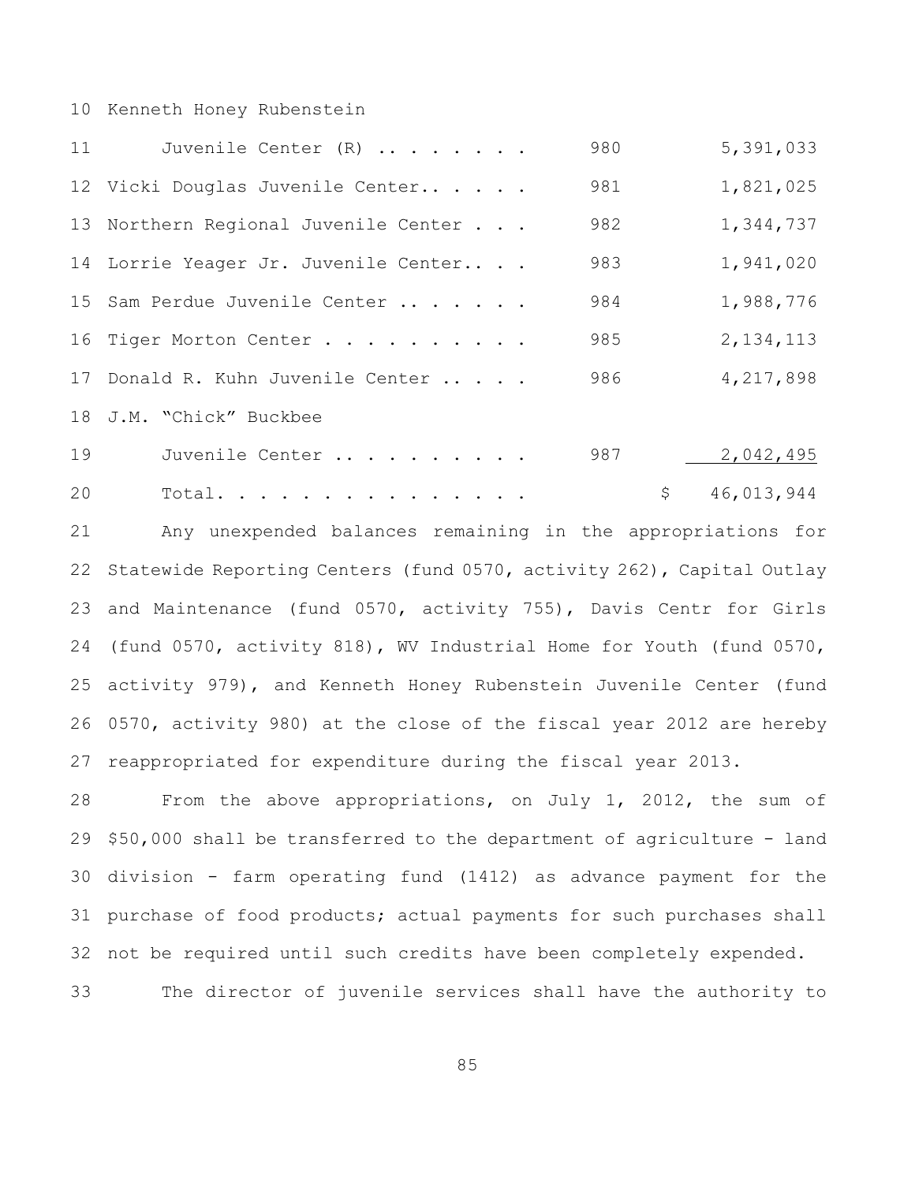| | | |
|---|---|---|
| Kenneth Honey Rubenstein Juvenile Center (R) | 980 | 5,391,033 |
| Vicki Douglas Juvenile Center | 981 | 1,821,025 |
| Northern Regional Juvenile Center | 982 | 1,344,737 |
| Lorrie Yeager Jr. Juvenile Center | 983 | 1,941,020 |
| Sam Perdue Juvenile Center | 984 | 1,988,776 |
| Tiger Morton Center | 985 | 2,134,113 |
| Donald R. Kuhn Juvenile Center | 986 | 4,217,898 |
| J.M. "Chick" Buckbee Juvenile Center | 987 | 2,042,495 |
| Total | | $ 46,013,944 |

Any unexpended balances remaining in the appropriations for Statewide Reporting Centers (fund 0570, activity 262), Capital Outlay and Maintenance (fund 0570, activity 755), Davis Centr for Girls (fund 0570, activity 818), WV Industrial Home for Youth (fund 0570, activity 979), and Kenneth Honey Rubenstein Juvenile Center (fund 0570, activity 980) at the close of the fiscal year 2012 are hereby reappropriated for expenditure during the fiscal year 2013.

From the above appropriations, on July 1, 2012, the sum of $50,000 shall be transferred to the department of agriculture - land division - farm operating fund (1412) as advance payment for the purchase of food products; actual payments for such purchases shall not be required until such credits have been completely expended.

The director of juvenile services shall have the authority to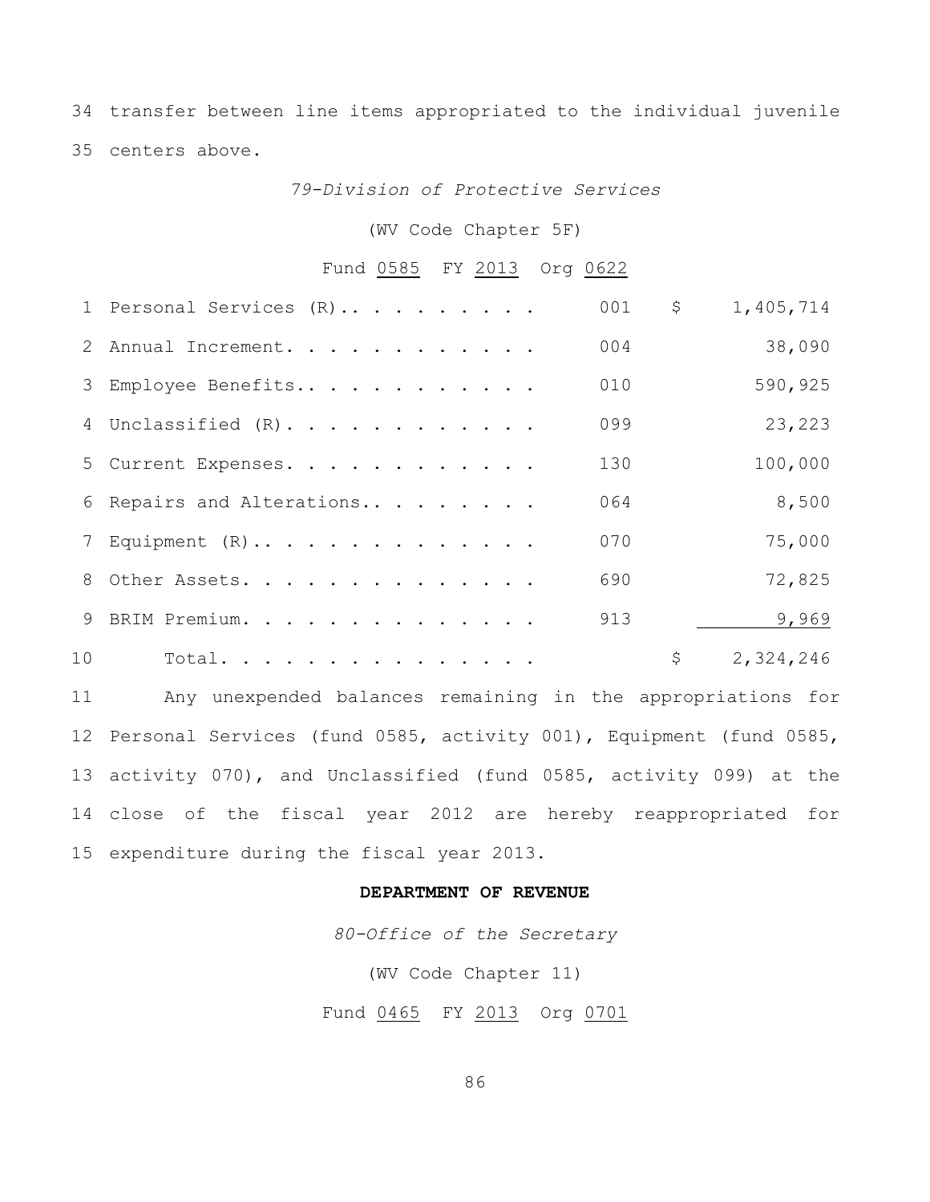34 transfer between line items appropriated to the individual juvenile
35 centers above.

*79-Division of Protective Services*

(WV Code Chapter 5F)

Fund 0585 FY 2013 Org 0622

| | | | |
|---|---|---|---|
| 1 | Personal Services (R).. . . . . . . . . | 001 | $ 1,405,714 |
| 2 | Annual Increment. . . . . . . . . . . . | 004 | 38,090 |
| 3 | Employee Benefits.. . . . . . . . . . . | 010 | 590,925 |
| 4 | Unclassified (R). . . . . . . . . . . . | 099 | 23,223 |
| 5 | Current Expenses. . . . . . . . . . . . | 130 | 100,000 |
| 6 | Repairs and Alterations.. . . . . . . . | 064 | 8,500 |
| 7 | Equipment (R).. . . . . . . . . . . . . | 070 | 75,000 |
| 8 | Other Assets. . . . . . . . . . . . . . | 690 | 72,825 |
| 9 | BRIM Premium. . . . . . . . . . . . . . | 913 | 9,969 |
| 10 | Total. . . . . . . . . . . . . . . | | $ 2,324,246 |

11 Any unexpended balances remaining in the appropriations for
12 Personal Services (fund 0585, activity 001), Equipment (fund 0585,
13 activity 070), and Unclassified (fund 0585, activity 099) at the
14 close of the fiscal year 2012 are hereby reappropriated for
15 expenditure during the fiscal year 2013.

**DEPARTMENT OF REVENUE**

*80-Office of the Secretary*

(WV Code Chapter 11)

Fund 0465 FY 2013 Org 0701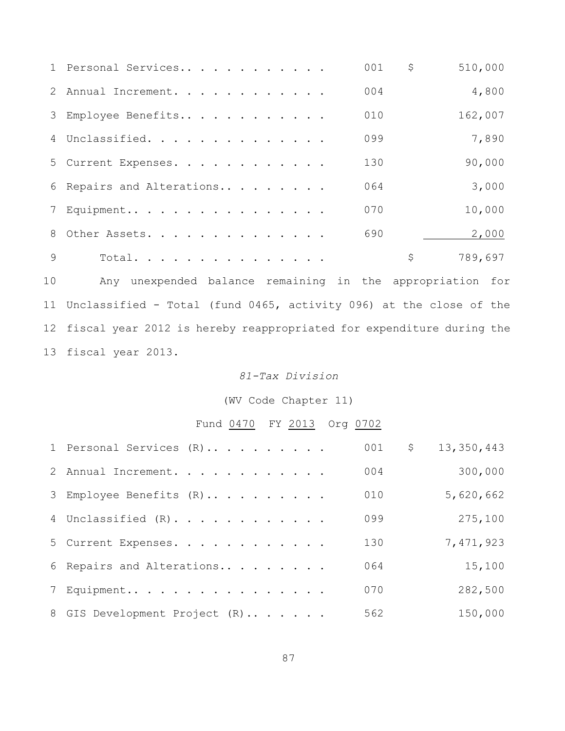| | | | |
|---|---|---|---|
| 1 Personal Services. . . . . . . . . . . . | 001 | $ | 510,000 |
| 2 Annual Increment. . . . . . . . . . . . . | 004 | | 4,800 |
| 3 Employee Benefits. . . . . . . . . . . . | 010 | | 162,007 |
| 4 Unclassified. . . . . . . . . . . . . . . | 099 | | 7,890 |
| 5 Current Expenses. . . . . . . . . . . . . | 130 | | 90,000 |
| 6 Repairs and Alterations. . . . . . . . . | 064 | | 3,000 |
| 7 Equipment. . . . . . . . . . . . . . . . | 070 | | 10,000 |
| 8 Other Assets. . . . . . . . . . . . . . . | 690 | | 2,000 |
| 9 Total. . . . . . . . . . . . . . . . | | $ | 789,697 |

10 Any unexpended balance remaining in the appropriation for
11 Unclassified - Total (fund 0465, activity 096) at the close of the
12 fiscal year 2012 is hereby reappropriated for expenditure during the
13 fiscal year 2013.

*81-Tax Division*

(WV Code Chapter 11)

Fund 0470 FY 2013 Org 0702

| | | | |
|---|---|---|---|
| 1 Personal Services (R). . . . . . . . . . | 001 | $ | 13,350,443 |
| 2 Annual Increment. . . . . . . . . . . . . | 004 | | 300,000 |
| 3 Employee Benefits (R). . . . . . . . . . | 010 | | 5,620,662 |
| 4 Unclassified (R). . . . . . . . . . . . . | 099 | | 275,100 |
| 5 Current Expenses. . . . . . . . . . . . . | 130 | | 7,471,923 |
| 6 Repairs and Alterations. . . . . . . . . | 064 | | 15,100 |
| 7 Equipment. . . . . . . . . . . . . . . . | 070 | | 282,500 |
| 8 GIS Development Project (R). . . . . . . | 562 | | 150,000 |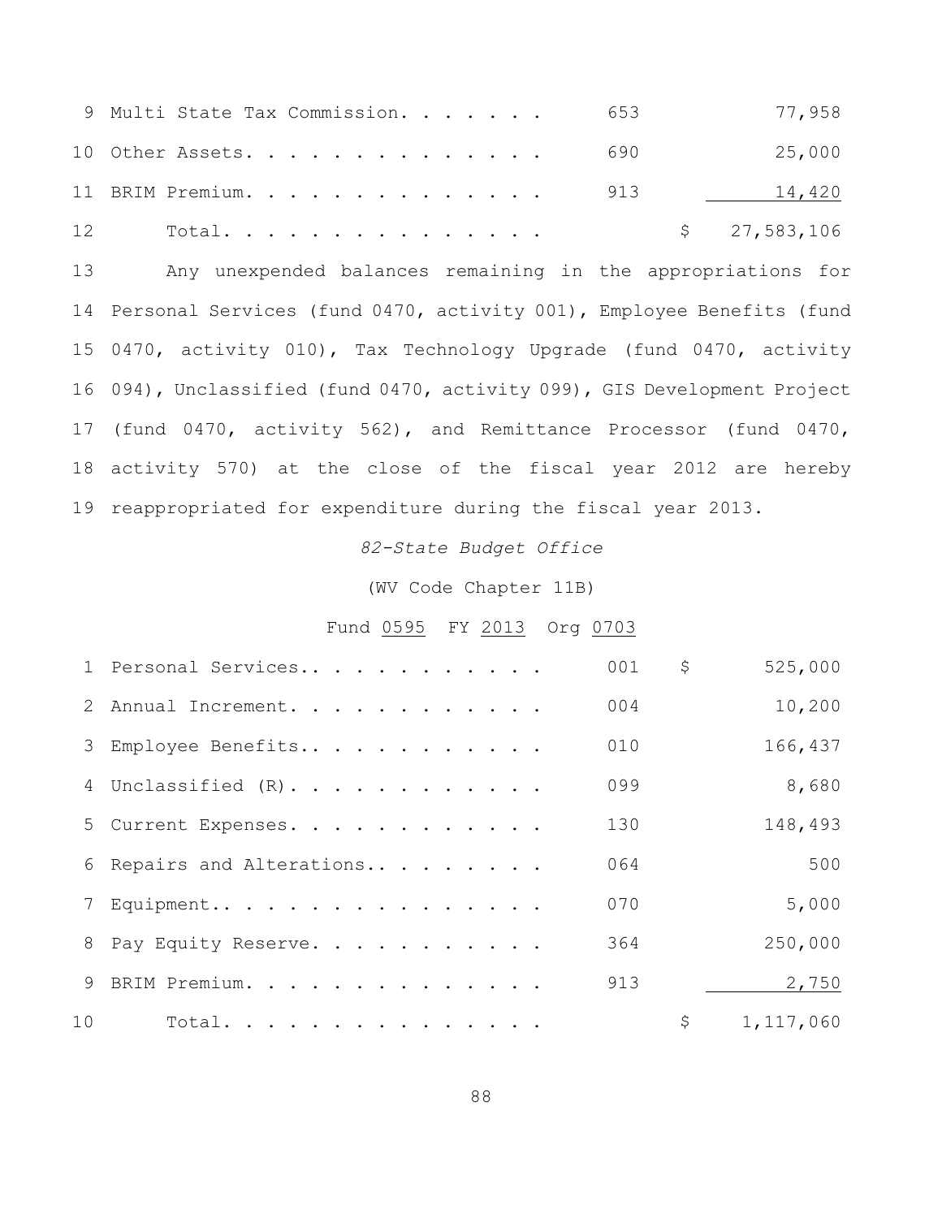| | | | |
|---|---|---|---|
| 9 | Multi State Tax Commission. . . . . . . | 653 | 77,958 |
| 10 | Other Assets. . . . . . . . . . . . . . . | 690 | 25,000 |
| 11 | BRIM Premium. . . . . . . . . . . . . . . | 913 | 14,420 |
| 12 | Total. . . . . . . . . . . . . . . . | | $ 27,583,106 |

13 Any unexpended balances remaining in the appropriations for 14 Personal Services (fund 0470, activity 001), Employee Benefits (fund 15 0470, activity 010), Tax Technology Upgrade (fund 0470, activity 16 094), Unclassified (fund 0470, activity 099), GIS Development Project 17 (fund 0470, activity 562), and Remittance Processor (fund 0470, 18 activity 570) at the close of the fiscal year 2012 are hereby 19 reappropriated for expenditure during the fiscal year 2013.

*82-State Budget Office*

(WV Code Chapter 11B)

Fund 0595 FY 2013 Org 0703

| | | | |
|---|---|---|---|
| 1 | Personal Services.. . . . . . . . . . . . | 001 | $ 525,000 |
| 2 | Annual Increment. . . . . . . . . . . . . | 004 | 10,200 |
| 3 | Employee Benefits.. . . . . . . . . . . . | 010 | 166,437 |
| 4 | Unclassified (R). . . . . . . . . . . . . | 099 | 8,680 |
| 5 | Current Expenses. . . . . . . . . . . . . | 130 | 148,493 |
| 6 | Repairs and Alterations.. . . . . . . . . | 064 | 500 |
| 7 | Equipment.. . . . . . . . . . . . . . . . | 070 | 5,000 |
| 8 | Pay Equity Reserve. . . . . . . . . . . . | 364 | 250,000 |
| 9 | BRIM Premium. . . . . . . . . . . . . . . | 913 | 2,750 |
| 10 | Total. . . . . . . . . . . . . . . . | | $ 1,117,060 |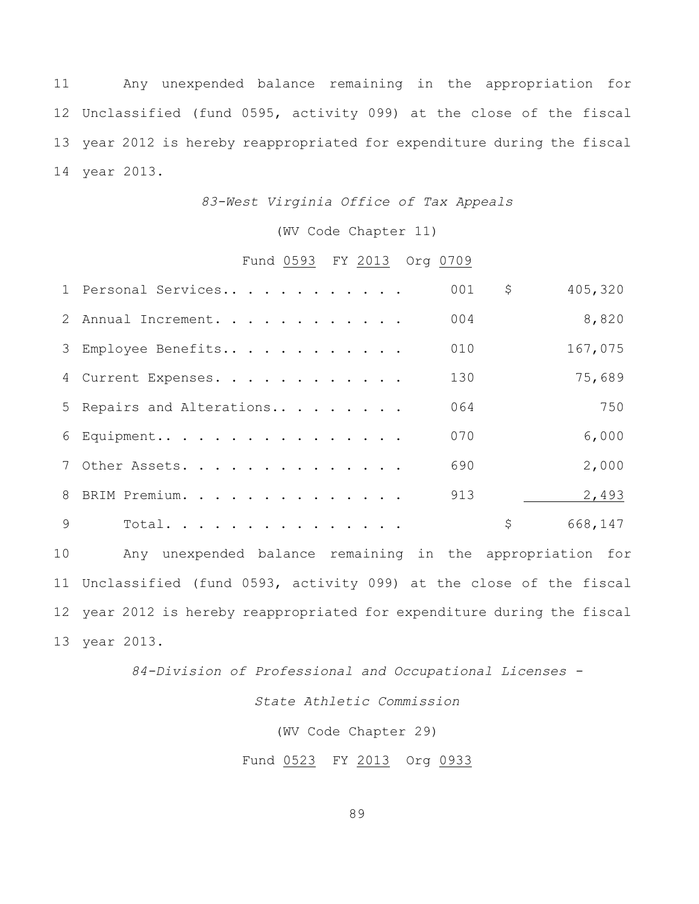11 Any unexpended balance remaining in the appropriation for 12 Unclassified (fund 0595, activity 099) at the close of the fiscal 13 year 2012 is hereby reappropriated for expenditure during the fiscal 14 year 2013.

*83-West Virginia Office of Tax Appeals*

(WV Code Chapter 11)

Fund 0593 FY 2013 Org 0709

| | | | |
|---|---|---|---|
| 1 | Personal Services.. . . . . . . . . . . | 001 | $ 405,320 |
| 2 | Annual Increment. . . . . . . . . . . . | 004 | 8,820 |
| 3 | Employee Benefits.. . . . . . . . . . . | 010 | 167,075 |
| 4 | Current Expenses. . . . . . . . . . . . | 130 | 75,689 |
| 5 | Repairs and Alterations.. . . . . . . . | 064 | 750 |
| 6 | Equipment.. . . . . . . . . . . . . . . | 070 | 6,000 |
| 7 | Other Assets. . . . . . . . . . . . . . | 690 | 2,000 |
| 8 | BRIM Premium. . . . . . . . . . . . . . | 913 | 2,493 |
| 9 | Total. . . . . . . . . . . . . . . . | | $ 668,147 |

10 Any unexpended balance remaining in the appropriation for 11 Unclassified (fund 0593, activity 099) at the close of the fiscal 12 year 2012 is hereby reappropriated for expenditure during the fiscal 13 year 2013.

*84-Division of Professional and Occupational Licenses -*

*State Athletic Commission*

(WV Code Chapter 29)

Fund 0523 FY 2013 Org 0933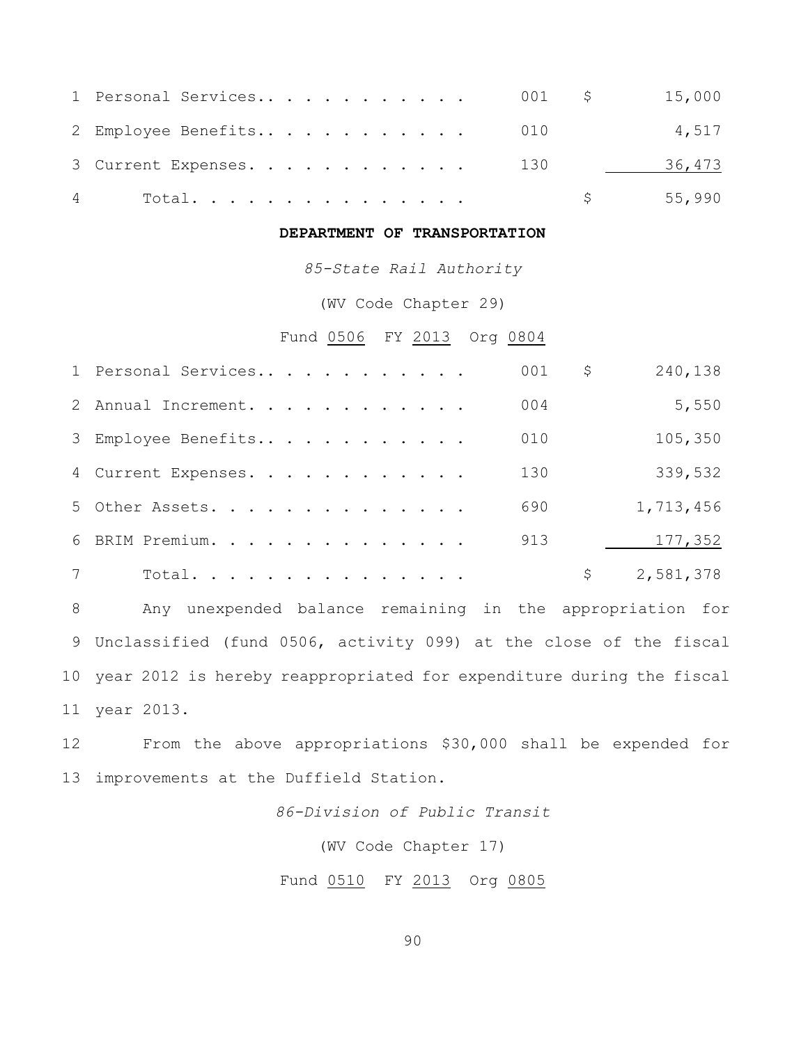| | | | | |
|---|---|---|---|---|
| 1 | Personal Services. . . . . . . . . . . . | 001 | $ | 15,000 |
| 2 | Employee Benefits. . . . . . . . . . . . | 010 | | 4,517 |
| 3 | Current Expenses. . . . . . . . . . . . | 130 | | 36,473 |
| 4 | Total. . . . . . . . . . . . . . . . | | $ | 55,990 |

**DEPARTMENT OF TRANSPORTATION**

*85-State Rail Authority*

(WV Code Chapter 29)

Fund 0506 FY 2013 Org 0804

| | | | | |
|---|---|---|---|---|
| 1 | Personal Services. . . . . . . . . . . . | 001 | $ | 240,138 |
| 2 | Annual Increment. . . . . . . . . . . . | 004 | | 5,550 |
| 3 | Employee Benefits. . . . . . . . . . . . | 010 | | 105,350 |
| 4 | Current Expenses. . . . . . . . . . . . | 130 | | 339,532 |
| 5 | Other Assets. . . . . . . . . . . . . . | 690 | | 1,713,456 |
| 6 | BRIM Premium. . . . . . . . . . . . . . | 913 | | 177,352 |
| 7 | Total. . . . . . . . . . . . . . . . | | $ | 2,581,378 |

8 Any unexpended balance remaining in the appropriation for
9 Unclassified (fund 0506, activity 099) at the close of the fiscal
10 year 2012 is hereby reappropriated for expenditure during the fiscal
11 year 2013.

12 From the above appropriations $30,000 shall be expended for
13 improvements at the Duffield Station.

*86-Division of Public Transit*

(WV Code Chapter 17)

Fund 0510 FY 2013 Org 0805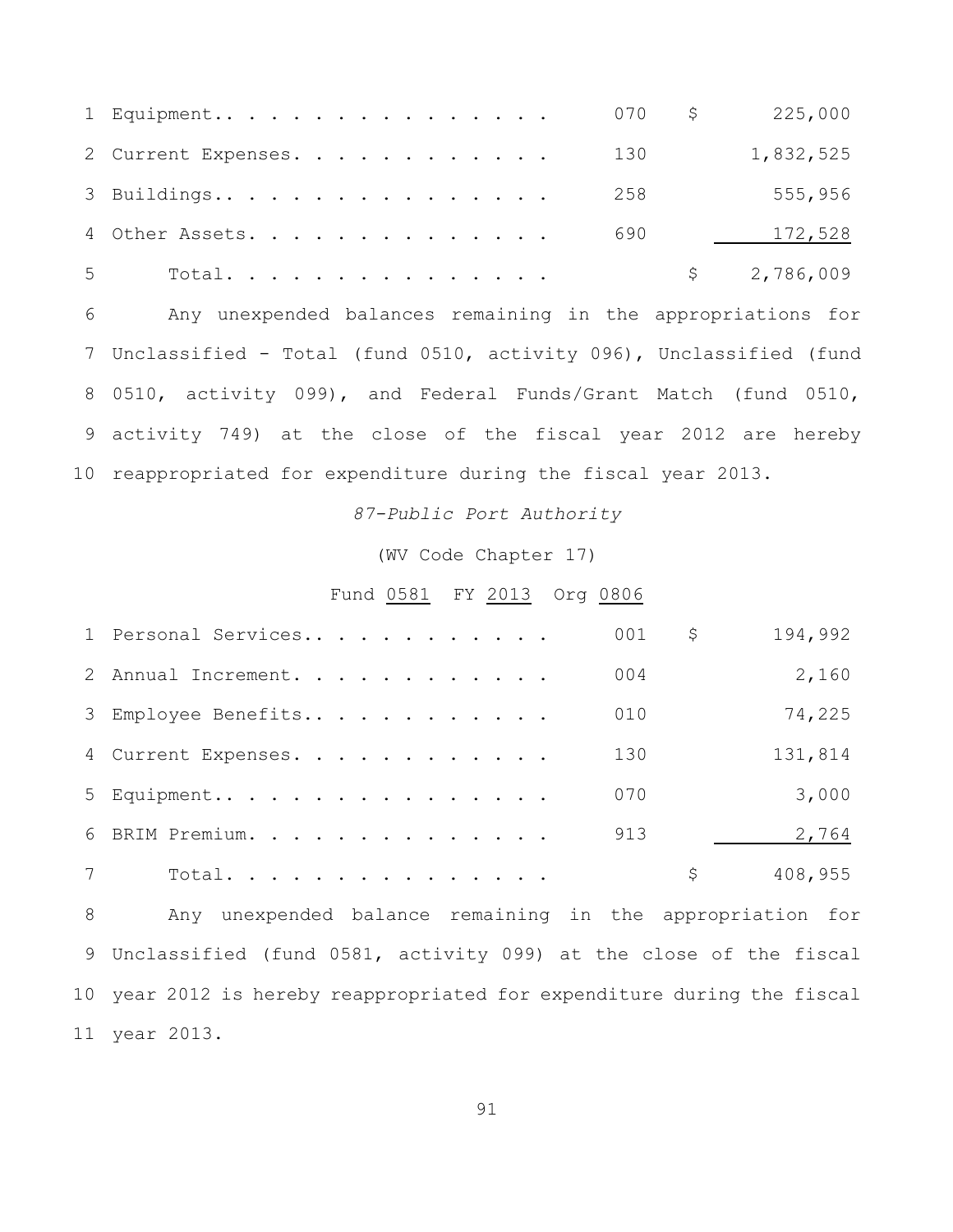| | | | |
|---|---|---|---|
| 1 Equipment.. . . . . . . . . . . . . . . | 070 | $ | 225,000 |
| 2 Current Expenses. . . . . . . . . . . . | 130 | | 1,832,525 |
| 3 Buildings.. . . . . . . . . . . . . . . | 258 | | 555,956 |
| 4 Other Assets. . . . . . . . . . . . . . | 690 | | 172,528 |
| 5 Total. . . . . . . . . . . . . . . | | $ | 2,786,009 |

6 Any unexpended balances remaining in the appropriations for 7 Unclassified - Total (fund 0510, activity 096), Unclassified (fund 8 0510, activity 099), and Federal Funds/Grant Match (fund 0510, 9 activity 749) at the close of the fiscal year 2012 are hereby 10 reappropriated for expenditure during the fiscal year 2013.

*87-Public Port Authority*

(WV Code Chapter 17)

Fund 0581 FY 2013 Org 0806

| | | | |
|---|---|---|---|
| 1 Personal Services.. . . . . . . . . . . | 001 | $ | 194,992 |
| 2 Annual Increment. . . . . . . . . . . . | 004 | | 2,160 |
| 3 Employee Benefits.. . . . . . . . . . . | 010 | | 74,225 |
| 4 Current Expenses. . . . . . . . . . . . | 130 | | 131,814 |
| 5 Equipment.. . . . . . . . . . . . . . . | 070 | | 3,000 |
| 6 BRIM Premium. . . . . . . . . . . . . . | 913 | | 2,764 |
| 7 Total. . . . . . . . . . . . . . . | | $ | 408,955 |

8 Any unexpended balance remaining in the appropriation for 9 Unclassified (fund 0581, activity 099) at the close of the fiscal 10 year 2012 is hereby reappropriated for expenditure during the fiscal 11 year 2013.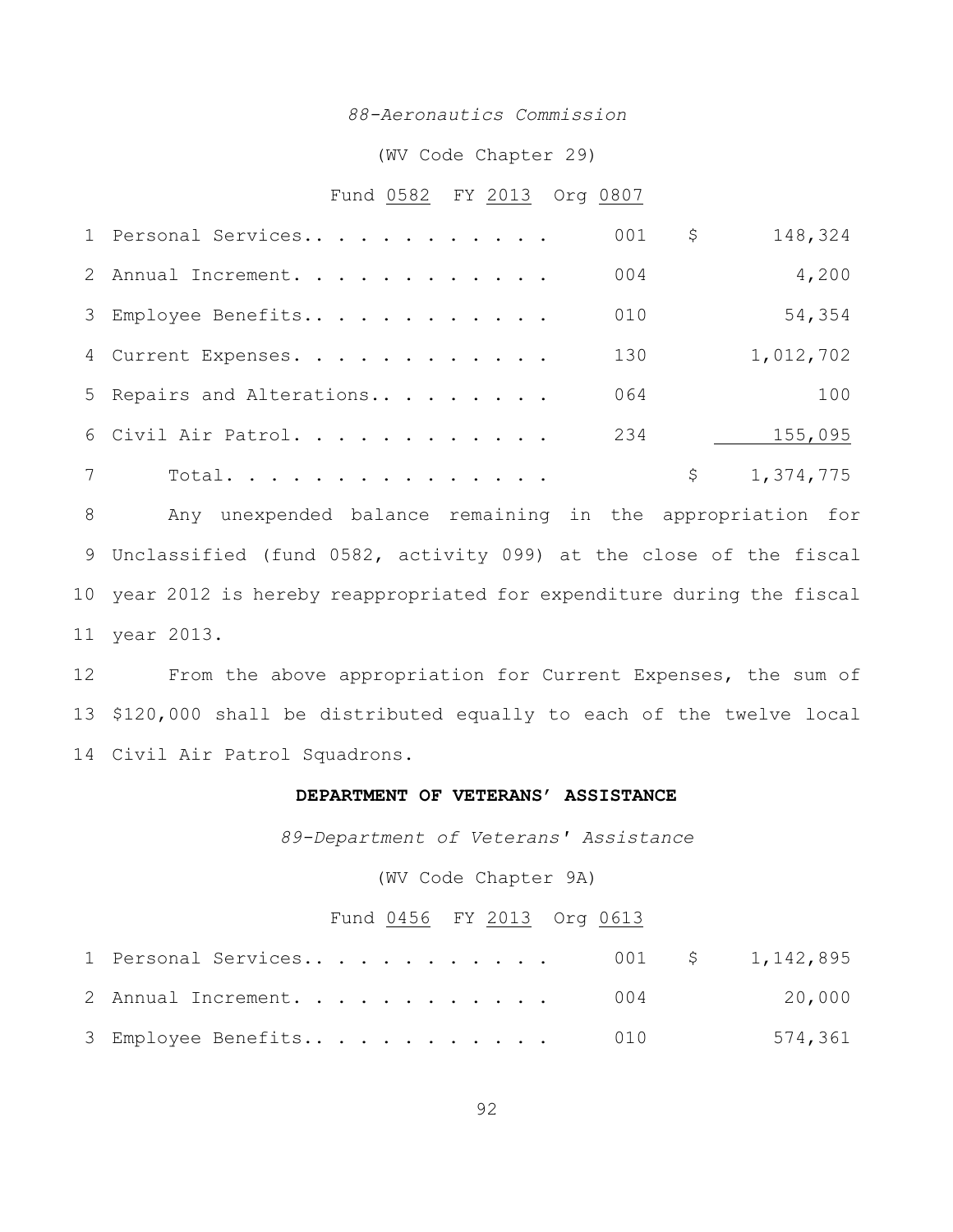*88-Aeronautics Commission*

(WV Code Chapter 29)

Fund 0582 FY 2013 Org 0807

| | | | | |
|---|---|---|---|---|
| 1 | Personal Services. . . . . . . . . . . . | 001 | $ | 148,324 |
| 2 | Annual Increment. . . . . . . . . . . . | 004 | | 4,200 |
| 3 | Employee Benefits. . . . . . . . . . . . | 010 | | 54,354 |
| 4 | Current Expenses. . . . . . . . . . . . | 130 | | 1,012,702 |
| 5 | Repairs and Alterations. . . . . . . . . | 064 | | 100 |
| 6 | Civil Air Patrol. . . . . . . . . . . . | 234 | | 155,095 |
| 7 | Total. . . . . . . . . . . . . . . . | | $ | 1,374,775 |

8 Any unexpended balance remaining in the appropriation for 9 Unclassified (fund 0582, activity 099) at the close of the fiscal 10 year 2012 is hereby reappropriated for expenditure during the fiscal 11 year 2013.

12 From the above appropriation for Current Expenses, the sum of 13 $120,000 shall be distributed equally to each of the twelve local 14 Civil Air Patrol Squadrons.

**DEPARTMENT OF VETERANS' ASSISTANCE**

*89-Department of Veterans' Assistance*

(WV Code Chapter 9A)

Fund 0456 FY 2013 Org 0613

| | | | | |
|---|---|---|---|---|
| 1 | Personal Services. . . . . . . . . . . . | 001 | $ | 1,142,895 |
| 2 | Annual Increment. . . . . . . . . . . . | 004 | | 20,000 |
| 3 | Employee Benefits. . . . . . . . . . . . | 010 | | 574,361 |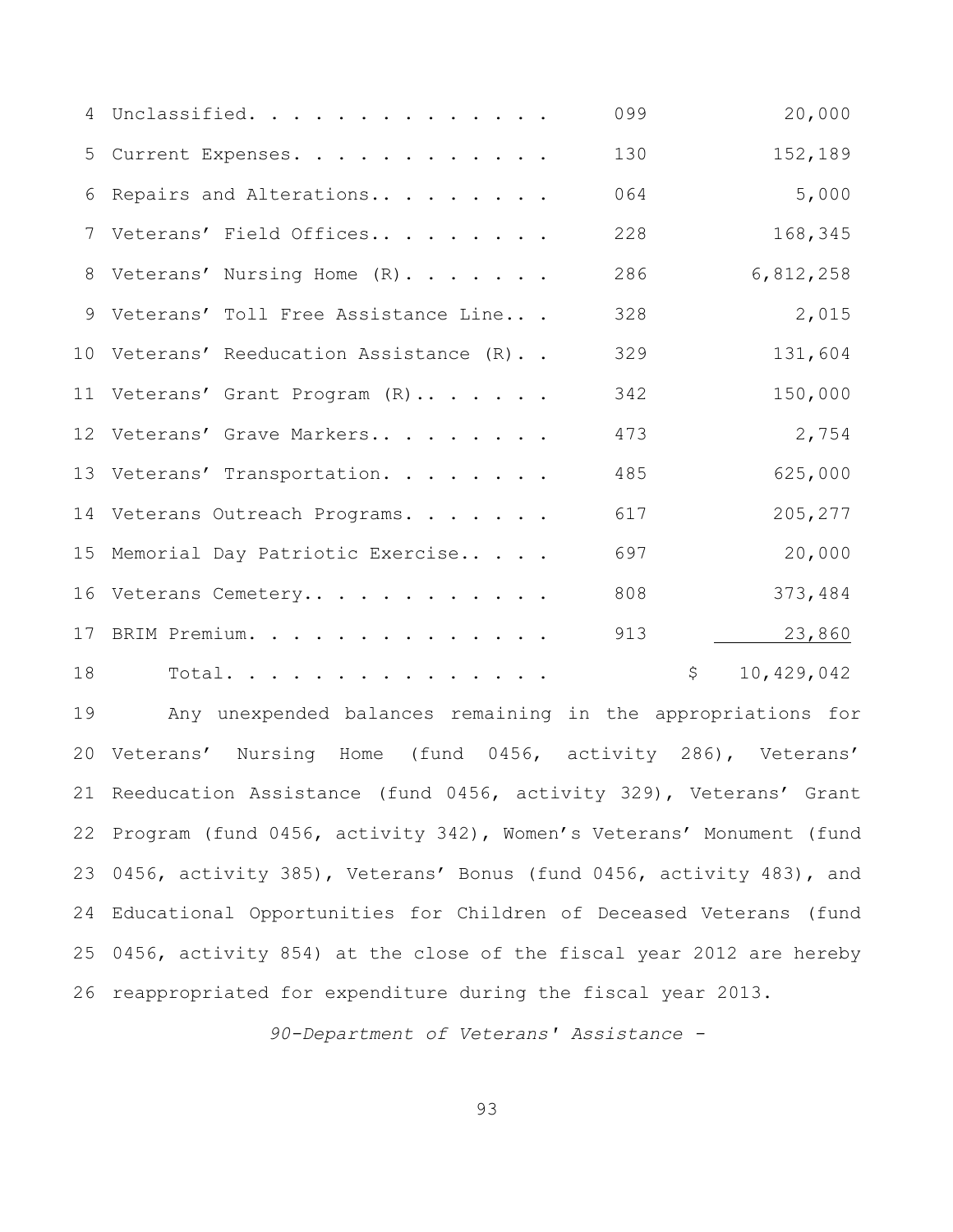| | | |
|---|---|---|
| Unclassified. . . . . . . . . . . . . . | 099 | 20,000 |
| Current Expenses. . . . . . . . . . . . | 130 | 152,189 |
| Repairs and Alterations.. . . . . . . . | 064 | 5,000 |
| Veterans' Field Offices.. . . . . . . . | 228 | 168,345 |
| Veterans' Nursing Home (R). . . . . . . | 286 | 6,812,258 |
| Veterans' Toll Free Assistance Line.. . | 328 | 2,015 |
| Veterans' Reeducation Assistance (R). . | 329 | 131,604 |
| Veterans' Grant Program (R).. . . . . . | 342 | 150,000 |
| Veterans' Grave Markers.. . . . . . . . | 473 | 2,754 |
| Veterans' Transportation. . . . . . . . | 485 | 625,000 |
| Veterans Outreach Programs. . . . . . . | 617 | 205,277 |
| Memorial Day Patriotic Exercise.. . . . | 697 | 20,000 |
| Veterans Cemetery.. . . . . . . . . . . | 808 | 373,484 |
| BRIM Premium. . . . . . . . . . . . . . | 913 | 23,860 |
| Total. . . . . . . . . . . . . . . | | $ 10,429,042 |

Any unexpended balances remaining in the appropriations for Veterans' Nursing Home (fund 0456, activity 286), Veterans' Reeducation Assistance (fund 0456, activity 329), Veterans' Grant Program (fund 0456, activity 342), Women's Veterans' Monument (fund 0456, activity 385), Veterans' Bonus (fund 0456, activity 483), and Educational Opportunities for Children of Deceased Veterans (fund 0456, activity 854) at the close of the fiscal year 2012 are hereby reappropriated for expenditure during the fiscal year 2013.

*90-Department of Veterans' Assistance -*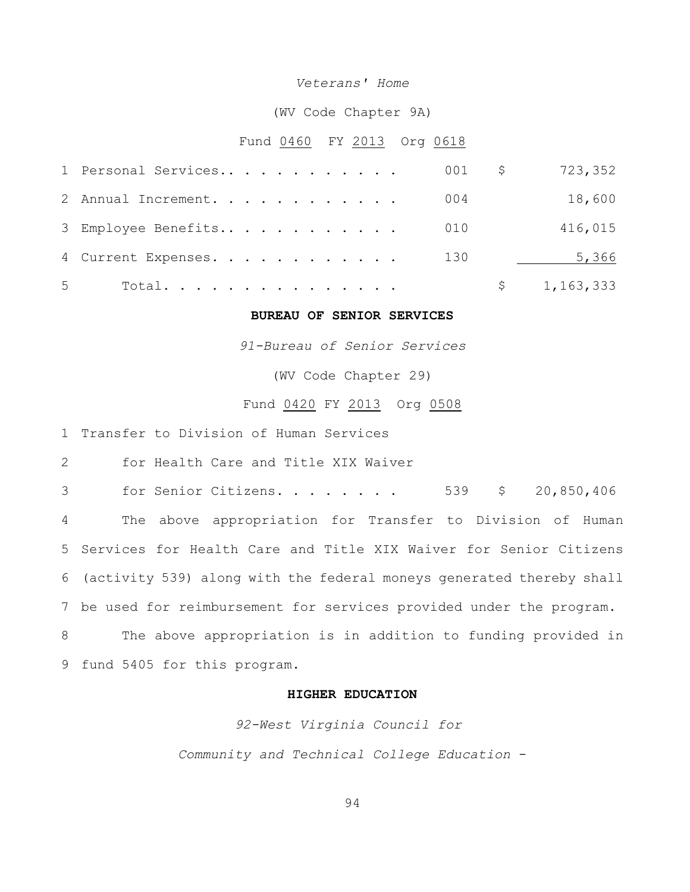*Veterans' Home*

(WV Code Chapter 9A)

Fund 0460 FY 2013 Org 0618

| | | | | |
|---|---|---|---|---|
| 1 | Personal Services.. . . . . . . . . . . . | 001 | $ | 723,352 |
| 2 | Annual Increment. . . . . . . . . . . . | 004 | | 18,600 |
| 3 | Employee Benefits.. . . . . . . . . . . . | 010 | | 416,015 |
| 4 | Current Expenses. . . . . . . . . . . . | 130 | | 5,366 |
| 5 | Total. . . . . . . . . . . . . . . | | $ | 1,163,333 |

**BUREAU OF SENIOR SERVICES**

*91-Bureau of Senior Services*

(WV Code Chapter 29)

Fund 0420 FY 2013 Org 0508

1 Transfer to Division of Human Services
2 for Health Care and Title XIX Waiver
3 for Senior Citizens. . . . . . . . 539 $ 20,850,406

4 The above appropriation for Transfer to Division of Human
5 Services for Health Care and Title XIX Waiver for Senior Citizens
6 (activity 539) along with the federal moneys generated thereby shall
7 be used for reimbursement for services provided under the program.

8 The above appropriation is in addition to funding provided in
9 fund 5405 for this program.

**HIGHER EDUCATION**

*92-West Virginia Council for*

*Community and Technical College Education -*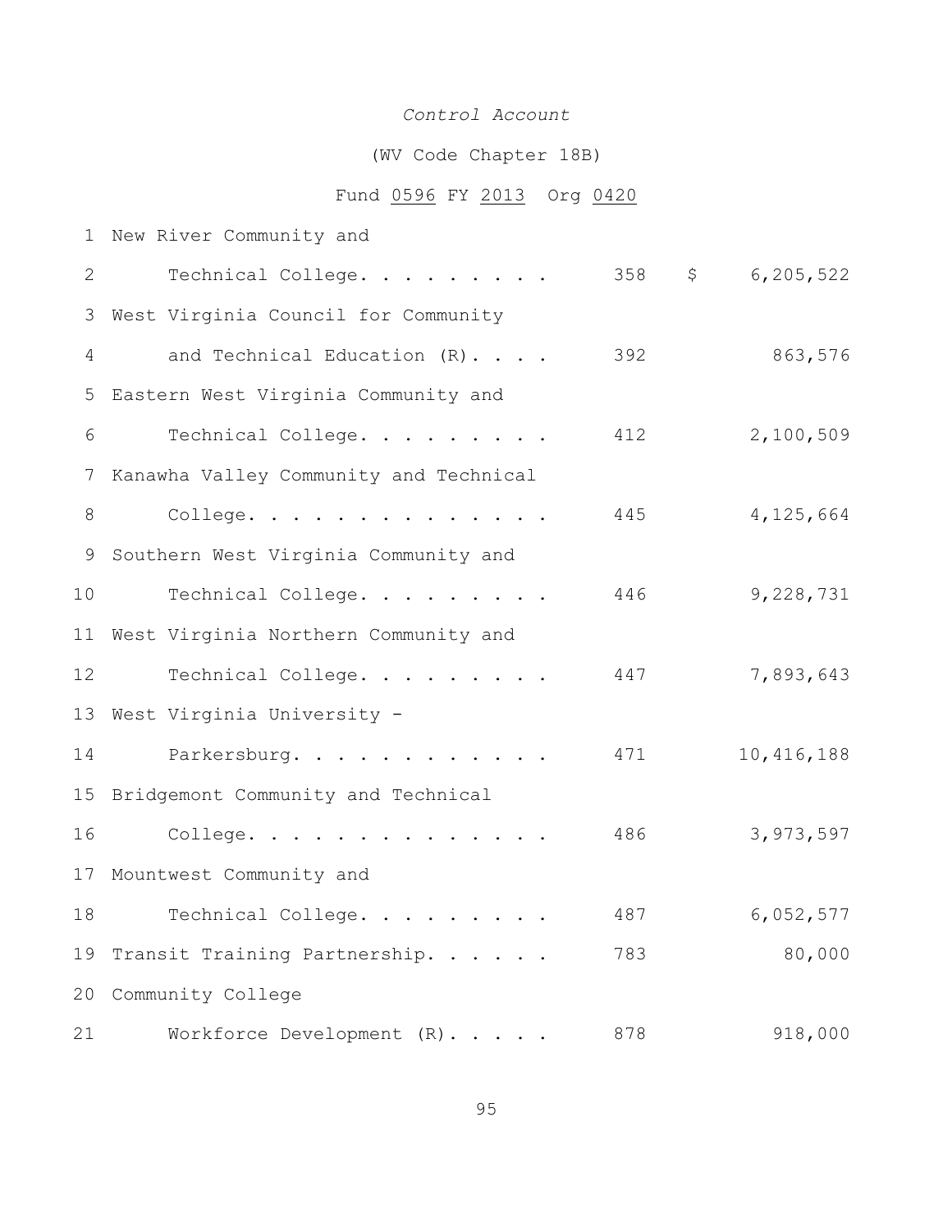*Control Account*

(WV Code Chapter 18B)

Fund 0596 FY 2013 Org 0420

| Line | Item | Appropriation | Amount |
|---|---|---|---|
| 1-2 | New River Community and Technical College. . . . . . . . . | 358 | $ 6,205,522 |
| 3-4 | West Virginia Council for Community and Technical Education (R). . . . | 392 | 863,576 |
| 5-6 | Eastern West Virginia Community and Technical College. . . . . . . . . | 412 | 2,100,509 |
| 7-8 | Kanawha Valley Community and Technical College. . . . . . . . . . . . . . | 445 | 4,125,664 |
| 9-10 | Southern West Virginia Community and Technical College. . . . . . . . . | 446 | 9,228,731 |
| 11-12 | West Virginia Northern Community and Technical College. . . . . . . . . | 447 | 7,893,643 |
| 13-14 | West Virginia University - Parkersburg. . . . . . . . . . . . | 471 | 10,416,188 |
| 15-16 | Bridgemont Community and Technical College. . . . . . . . . . . . . . | 486 | 3,973,597 |
| 17-18 | Mountwest Community and Technical College. . . . . . . . . | 487 | 6,052,577 |
| 19 | Transit Training Partnership. . . . . . | 783 | 80,000 |
| 20-21 | Community College Workforce Development (R). . . . . | 878 | 918,000 |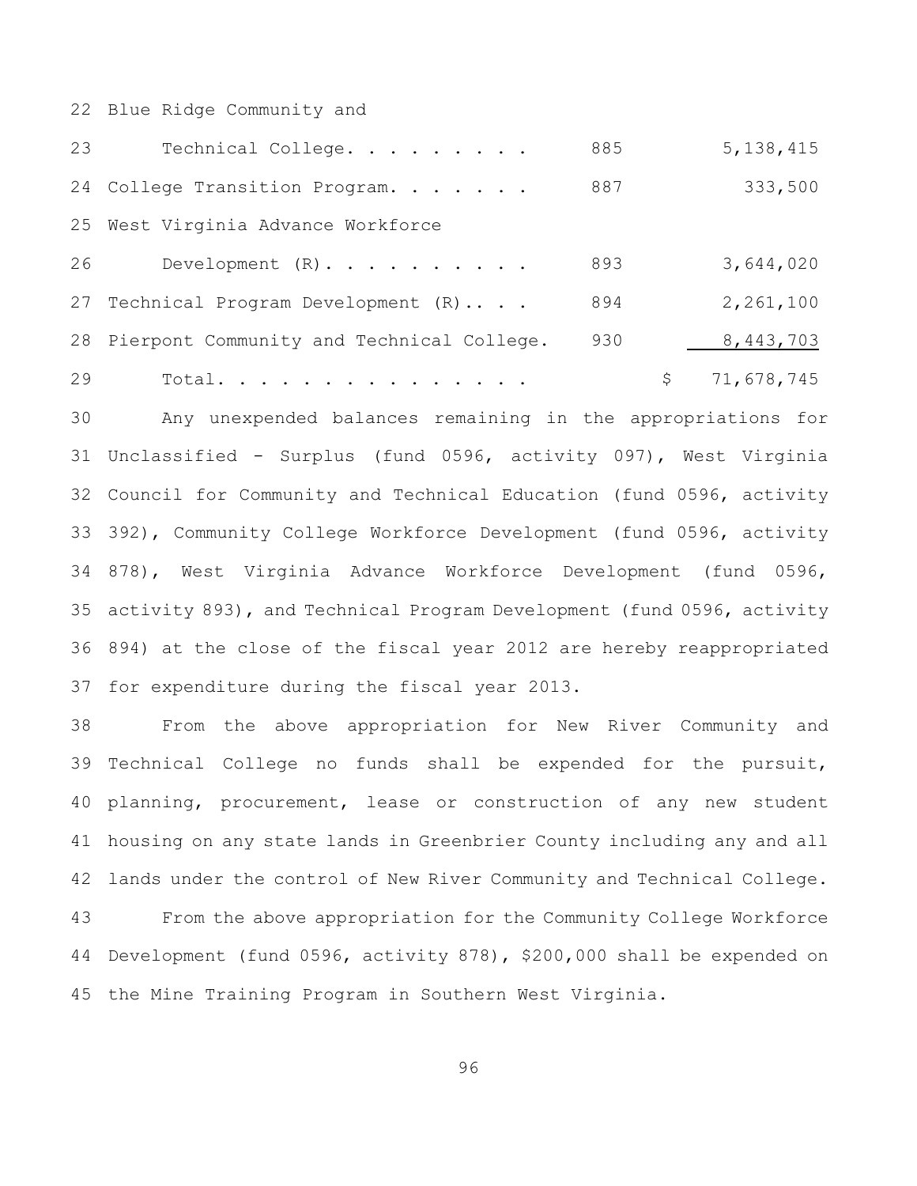| | | |
|---|---|---|
| Blue Ridge Community and Technical College | 885 | 5,138,415 |
| College Transition Program | 887 | 333,500 |
| West Virginia Advance Workforce Development (R) | 893 | 3,644,020 |
| Technical Program Development (R) | 894 | 2,261,100 |
| Pierpont Community and Technical College | 930 | 8,443,703 |
| Total | | $ 71,678,745 |

Any unexpended balances remaining in the appropriations for Unclassified - Surplus (fund 0596, activity 097), West Virginia Council for Community and Technical Education (fund 0596, activity 392), Community College Workforce Development (fund 0596, activity 878), West Virginia Advance Workforce Development (fund 0596, activity 893), and Technical Program Development (fund 0596, activity 894) at the close of the fiscal year 2012 are hereby reappropriated for expenditure during the fiscal year 2013.

From the above appropriation for New River Community and Technical College no funds shall be expended for the pursuit, planning, procurement, lease or construction of any new student housing on any state lands in Greenbrier County including any and all lands under the control of New River Community and Technical College.

From the above appropriation for the Community College Workforce Development (fund 0596, activity 878), $200,000 shall be expended on the Mine Training Program in Southern West Virginia.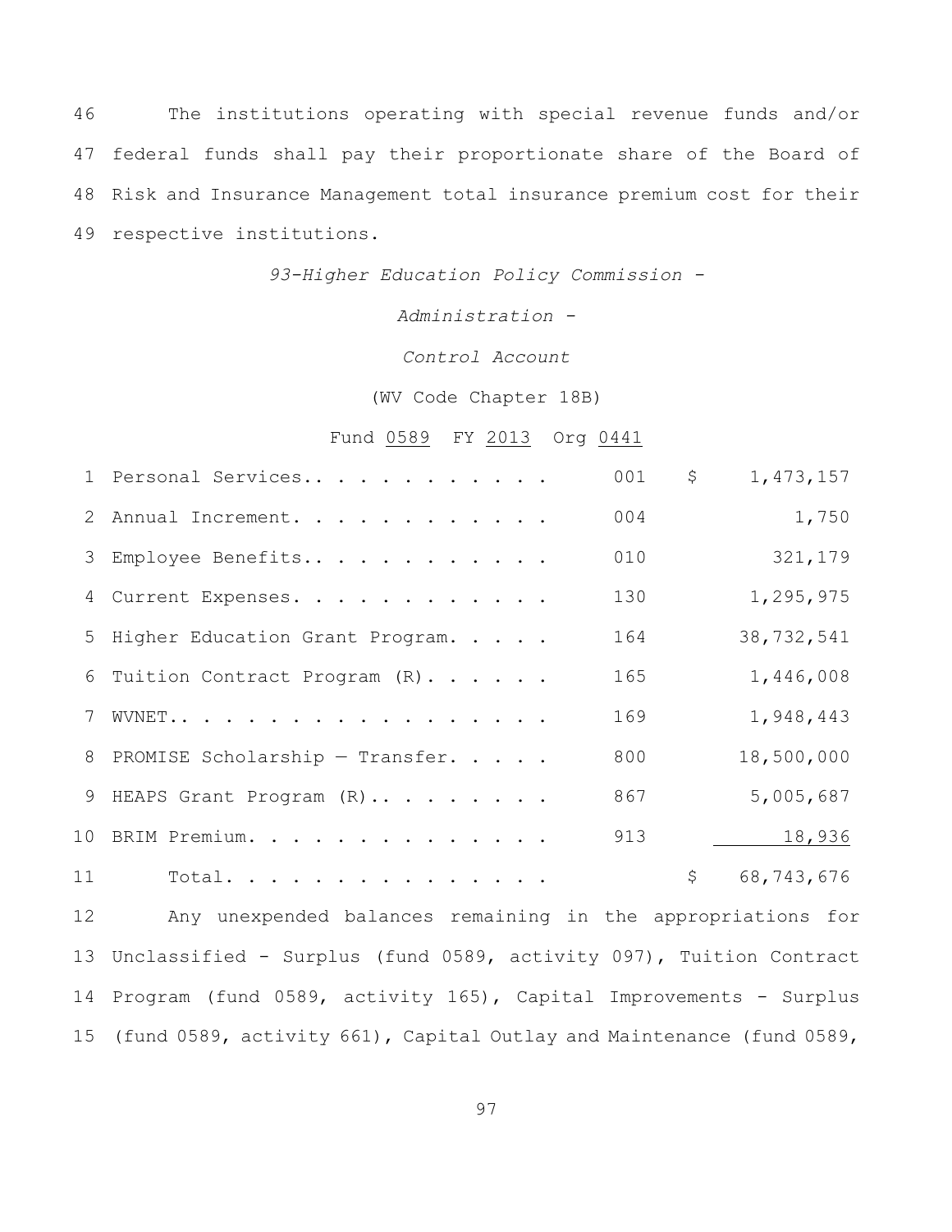46 The institutions operating with special revenue funds and/or 47 federal funds shall pay their proportionate share of the Board of 48 Risk and Insurance Management total insurance premium cost for their 49 respective institutions.

*93-Higher Education Policy Commission -*

*Administration -*

*Control Account*

(WV Code Chapter 18B)

Fund 0589 FY 2013 Org 0441

| | | | |
|---|---|---|---|
| 1 | Personal Services.. . . . . . . . . . . . | 001 | $ 1,473,157 |
| 2 | Annual Increment. . . . . . . . . . . . . | 004 | 1,750 |
| 3 | Employee Benefits.. . . . . . . . . . . . | 010 | 321,179 |
| 4 | Current Expenses. . . . . . . . . . . . . | 130 | 1,295,975 |
| 5 | Higher Education Grant Program. . . . . | 164 | 38,732,541 |
| 6 | Tuition Contract Program (R). . . . . . | 165 | 1,446,008 |
| 7 | WVNET.. . . . . . . . . . . . . . . . . . | 169 | 1,948,443 |
| 8 | PROMISE Scholarship — Transfer. . . . . | 800 | 18,500,000 |
| 9 | HEAPS Grant Program (R).. . . . . . . . . | 867 | 5,005,687 |
| 10 | BRIM Premium. . . . . . . . . . . . . . . | 913 | 18,936 |
| 11 | Total. . . . . . . . . . . . . . . . | | $ 68,743,676 |

12 Any unexpended balances remaining in the appropriations for 13 Unclassified - Surplus (fund 0589, activity 097), Tuition Contract 14 Program (fund 0589, activity 165), Capital Improvements - Surplus 15 (fund 0589, activity 661), Capital Outlay and Maintenance (fund 0589,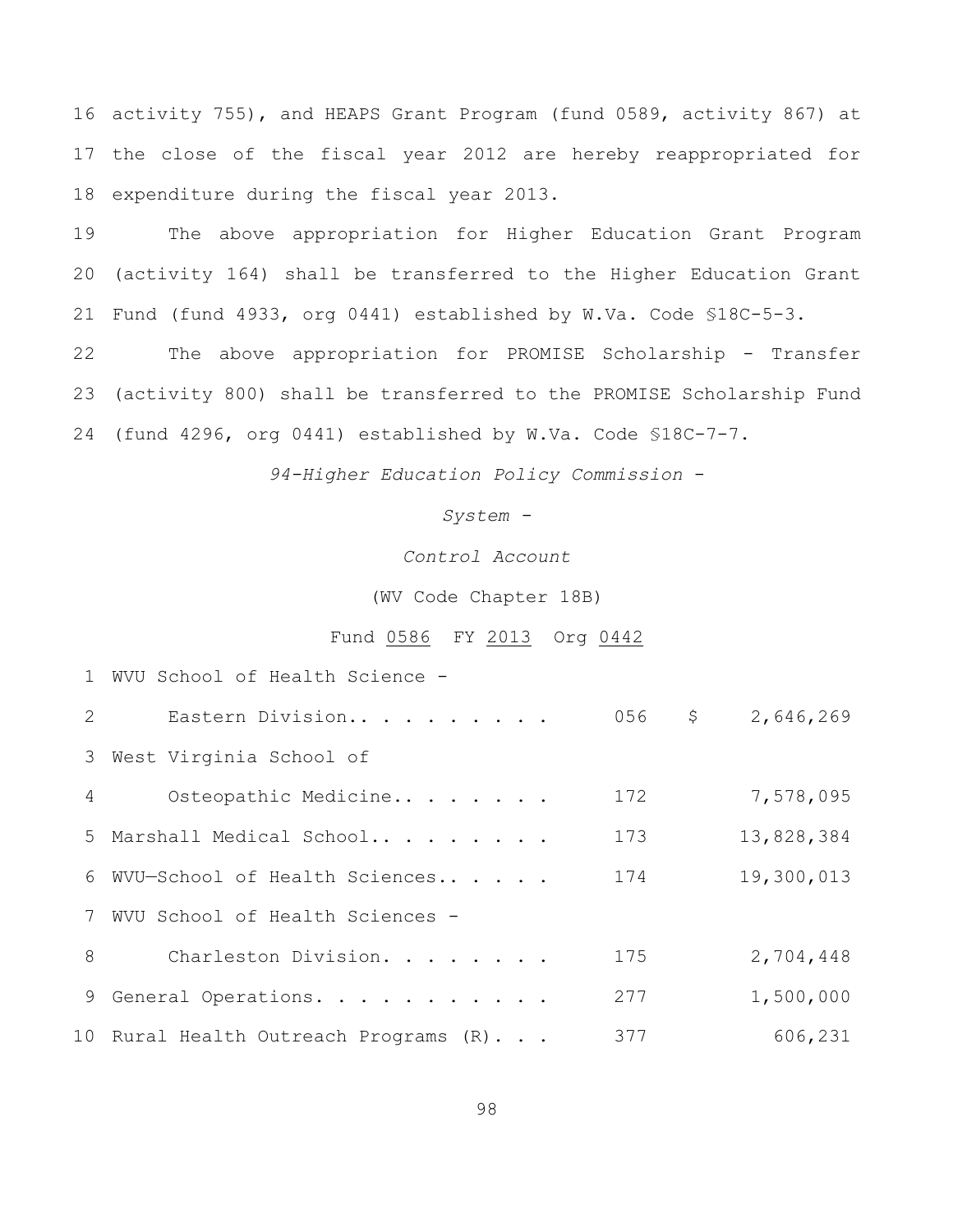16 activity 755), and HEAPS Grant Program (fund 0589, activity 867) at
17 the close of the fiscal year 2012 are hereby reappropriated for
18 expenditure during the fiscal year 2013.

19 The above appropriation for Higher Education Grant Program
20 (activity 164) shall be transferred to the Higher Education Grant
21 Fund (fund 4933, org 0441) established by W.Va. Code §18C-5-3.

22 The above appropriation for PROMISE Scholarship - Transfer
23 (activity 800) shall be transferred to the PROMISE Scholarship Fund
24 (fund 4296, org 0441) established by W.Va. Code §18C-7-7.

*94-Higher Education Policy Commission -*

*System -*

*Control Account*

(WV Code Chapter 18B)

Fund 0586 FY 2013 Org 0442

| | | | |
|---|---|---|---|
| 1 | WVU School of Health Science - | | |
| 2 | Eastern Division.. . . . . . . . . | 056 | $ 2,646,269 |
| 3 | West Virginia School of | | |
| 4 | Osteopathic Medicine.. . . . . . . | 172 | 7,578,095 |
| 5 | Marshall Medical School.. . . . . . . . | 173 | 13,828,384 |
| 6 | WVU—School of Health Sciences.. . . . . | 174 | 19,300,013 |
| 7 | WVU School of Health Sciences - | | |
| 8 | Charleston Division. . . . . . . . | 175 | 2,704,448 |
| 9 | General Operations. . . . . . . . . . . | 277 | 1,500,000 |
| 10 | Rural Health Outreach Programs (R). . . | 377 | 606,231 |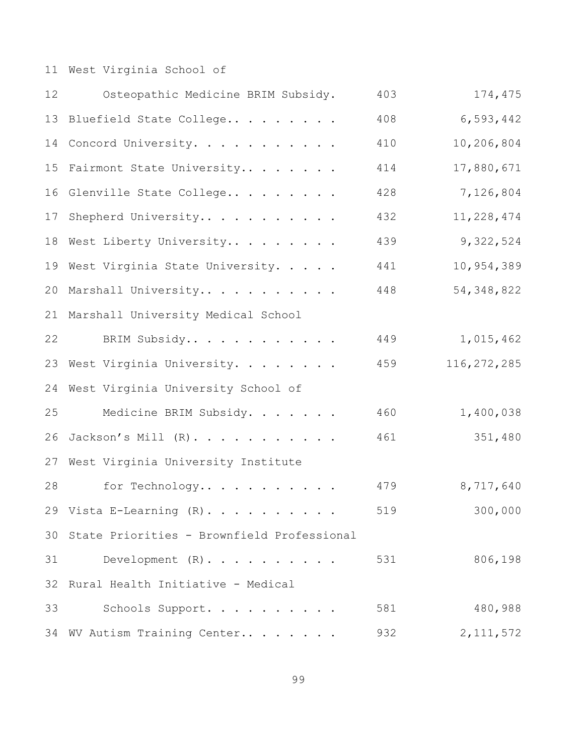| | | |
|---|---|---|
| West Virginia School of Osteopathic Medicine BRIM Subsidy. | 403 | 174,475 |
| Bluefield State College.. . . . . . . . | 408 | 6,593,442 |
| Concord University. . . . . . . . . . . | 410 | 10,206,804 |
| Fairmont State University.. . . . . . . | 414 | 17,880,671 |
| Glenville State College.. . . . . . . . | 428 | 7,126,804 |
| Shepherd University.. . . . . . . . . . | 432 | 11,228,474 |
| West Liberty University.. . . . . . . . | 439 | 9,322,524 |
| West Virginia State University. . . . . | 441 | 10,954,389 |
| Marshall University.. . . . . . . . . . | 448 | 54,348,822 |
| Marshall University Medical School BRIM Subsidy.. . . . . . . . . . . | 449 | 1,015,462 |
| West Virginia University. . . . . . . . | 459 | 116,272,285 |
| West Virginia University School of Medicine BRIM Subsidy. . . . . . . | 460 | 1,400,038 |
| Jackson's Mill (R). . . . . . . . . . . | 461 | 351,480 |
| West Virginia University Institute for Technology.. . . . . . . . . . | 479 | 8,717,640 |
| Vista E-Learning (R). . . . . . . . . . | 519 | 300,000 |
| State Priorities - Brownfield Professional Development (R). . . . . . . . . . | 531 | 806,198 |
| Rural Health Initiative - Medical Schools Support. . . . . . . . . . | 581 | 480,988 |
| WV Autism Training Center.. . . . . . . | 932 | 2,111,572 |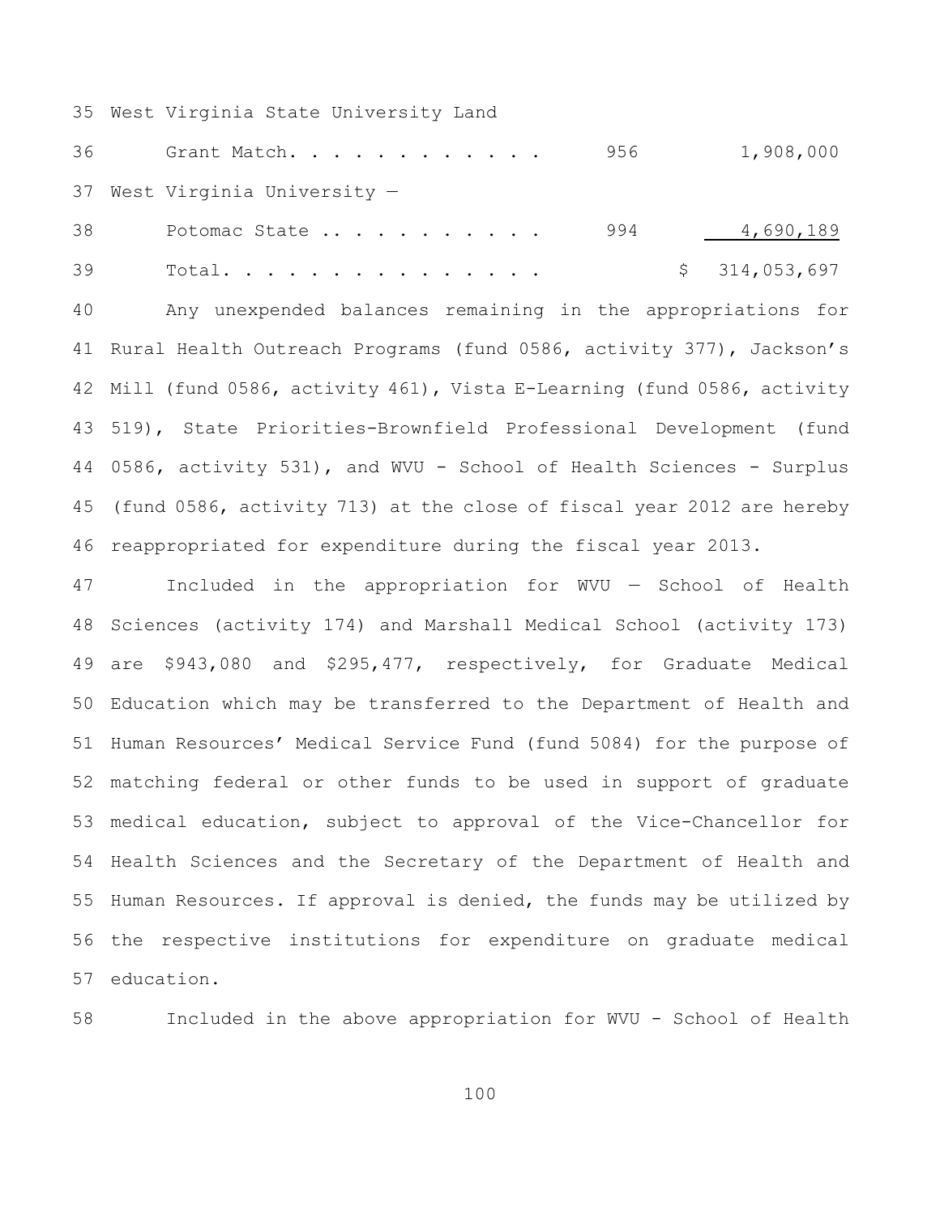| | | |
|---|---|---|
| West Virginia State University Land Grant Match. . . . . . . . . . . . | 956 | 1,908,000 |
| West Virginia University — Potomac State . . . . . . . . . . . | 994 | 4,690,189 |
| Total. . . . . . . . . . . . . . . | | $ 314,053,697 |

Any unexpended balances remaining in the appropriations for Rural Health Outreach Programs (fund 0586, activity 377), Jackson's Mill (fund 0586, activity 461), Vista E-Learning (fund 0586, activity 519), State Priorities-Brownfield Professional Development (fund 0586, activity 531), and WVU - School of Health Sciences - Surplus (fund 0586, activity 713) at the close of fiscal year 2012 are hereby reappropriated for expenditure during the fiscal year 2013.

Included in the appropriation for WVU — School of Health Sciences (activity 174) and Marshall Medical School (activity 173) are $943,080 and $295,477, respectively, for Graduate Medical Education which may be transferred to the Department of Health and Human Resources' Medical Service Fund (fund 5084) for the purpose of matching federal or other funds to be used in support of graduate medical education, subject to approval of the Vice-Chancellor for Health Sciences and the Secretary of the Department of Health and Human Resources. If approval is denied, the funds may be utilized by the respective institutions for expenditure on graduate medical education.

Included in the above appropriation for WVU - School of Health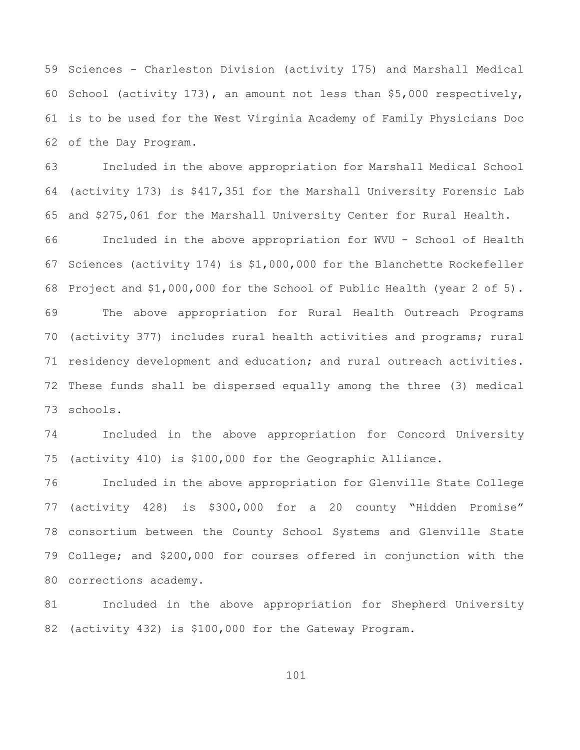Sciences - Charleston Division (activity 175) and Marshall Medical School (activity 173), an amount not less than $5,000 respectively, is to be used for the West Virginia Academy of Family Physicians Doc of the Day Program.

Included in the above appropriation for Marshall Medical School (activity 173) is $417,351 for the Marshall University Forensic Lab and $275,061 for the Marshall University Center for Rural Health.

Included in the above appropriation for WVU - School of Health Sciences (activity 174) is $1,000,000 for the Blanchette Rockefeller Project and $1,000,000 for the School of Public Health (year 2 of 5).

The above appropriation for Rural Health Outreach Programs (activity 377) includes rural health activities and programs; rural residency development and education; and rural outreach activities. These funds shall be dispersed equally among the three (3) medical schools.

Included in the above appropriation for Concord University (activity 410) is $100,000 for the Geographic Alliance.

Included in the above appropriation for Glenville State College (activity 428) is $300,000 for a 20 county "Hidden Promise" consortium between the County School Systems and Glenville State College; and $200,000 for courses offered in conjunction with the corrections academy.

Included in the above appropriation for Shepherd University (activity 432) is $100,000 for the Gateway Program.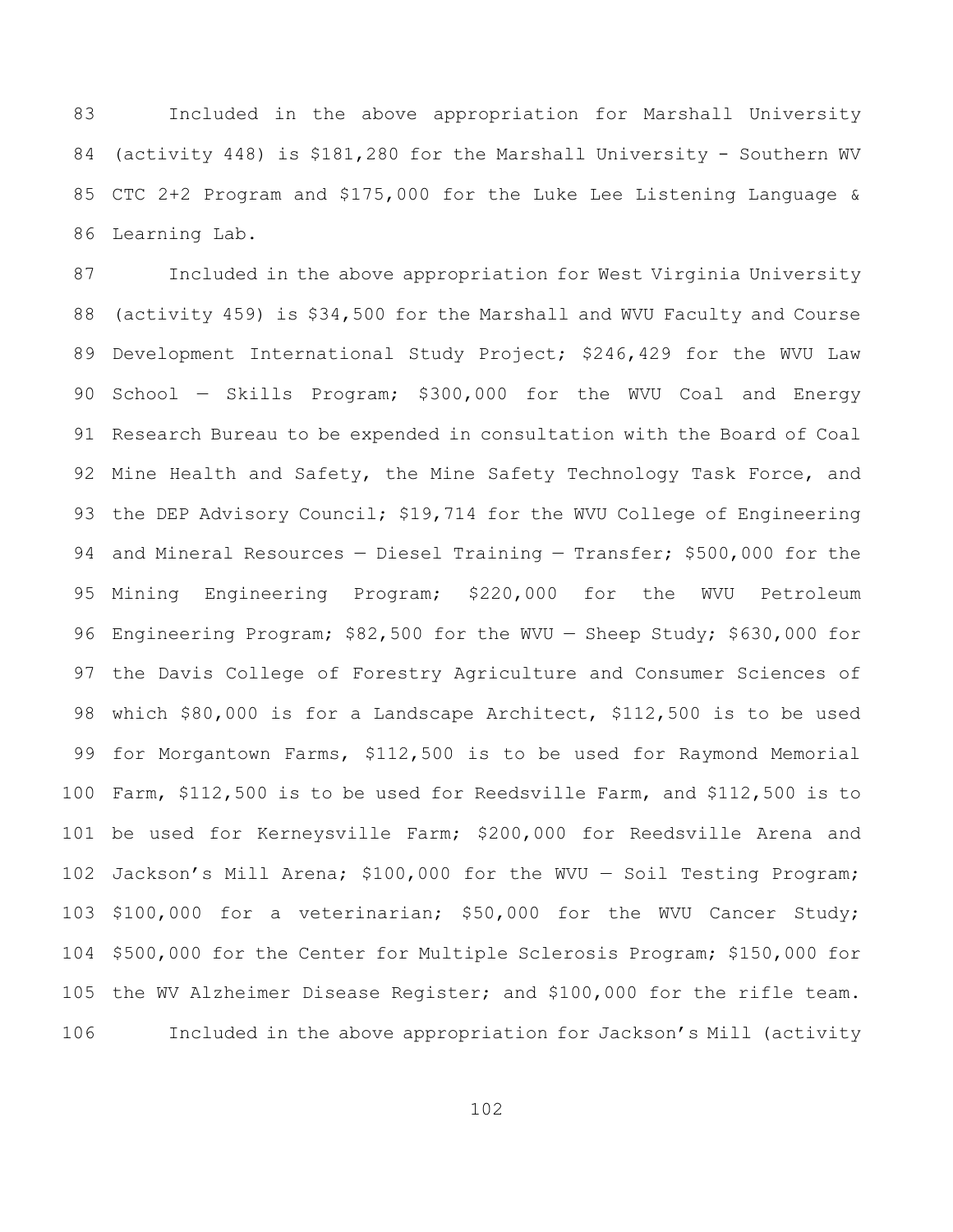Included in the above appropriation for Marshall University (activity 448) is $181,280 for the Marshall University - Southern WV CTC 2+2 Program and $175,000 for the Luke Lee Listening Language & Learning Lab.

Included in the above appropriation for West Virginia University (activity 459) is $34,500 for the Marshall and WVU Faculty and Course Development International Study Project; $246,429 for the WVU Law School — Skills Program; $300,000 for the WVU Coal and Energy Research Bureau to be expended in consultation with the Board of Coal Mine Health and Safety, the Mine Safety Technology Task Force, and the DEP Advisory Council; $19,714 for the WVU College of Engineering and Mineral Resources — Diesel Training — Transfer; $500,000 for the Mining Engineering Program; $220,000 for the WVU Petroleum Engineering Program; $82,500 for the WVU — Sheep Study; $630,000 for the Davis College of Forestry Agriculture and Consumer Sciences of which $80,000 is for a Landscape Architect, $112,500 is to be used for Morgantown Farms, $112,500 is to be used for Raymond Memorial Farm, $112,500 is to be used for Reedsville Farm, and $112,500 is to be used for Kerneysville Farm; $200,000 for Reedsville Arena and Jackson's Mill Arena; $100,000 for the WVU — Soil Testing Program; $100,000 for a veterinarian; $50,000 for the WVU Cancer Study; $500,000 for the Center for Multiple Sclerosis Program; $150,000 for the WV Alzheimer Disease Register; and $100,000 for the rifle team.

Included in the above appropriation for Jackson's Mill (activity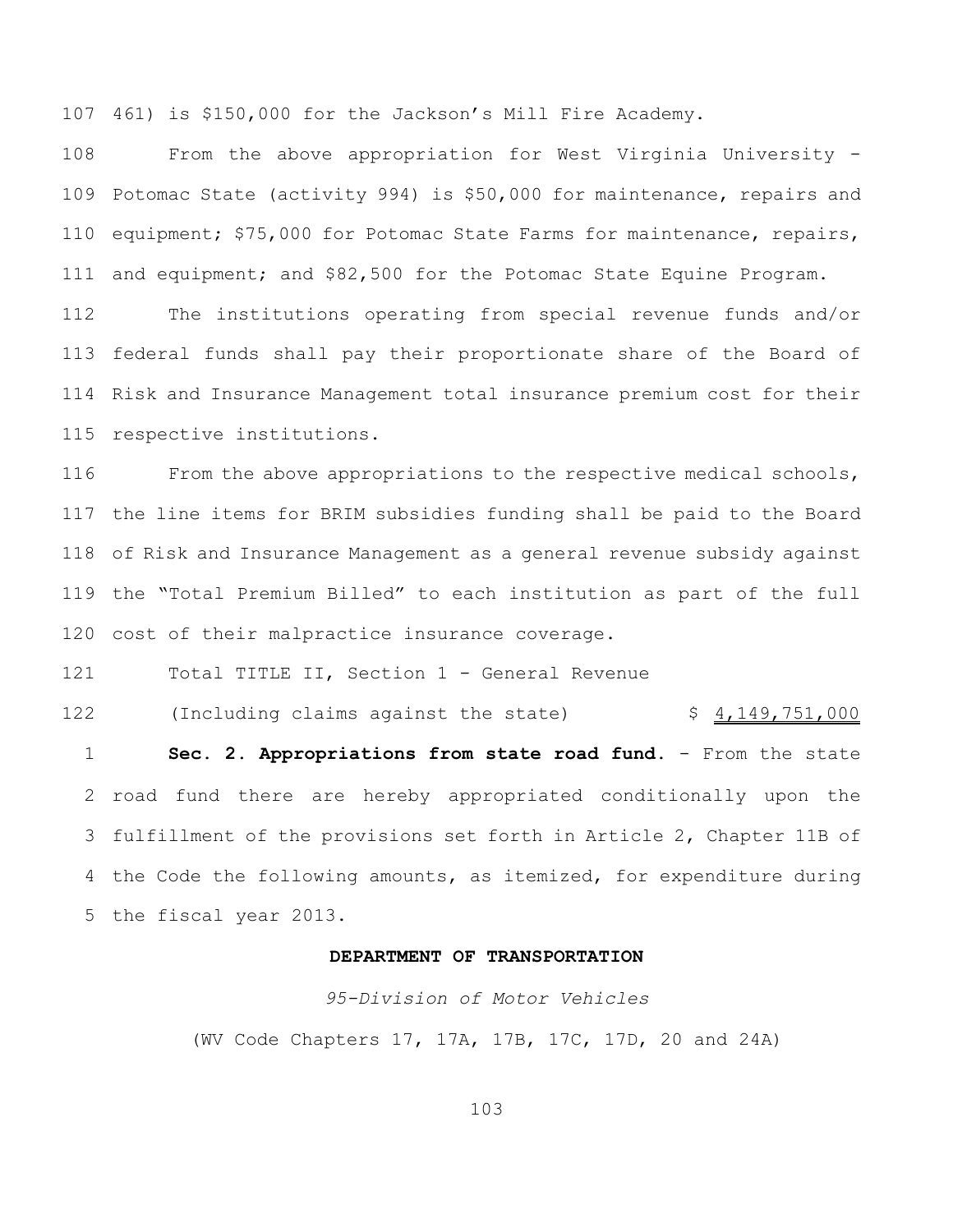461) is $150,000 for the Jackson's Mill Fire Academy.

From the above appropriation for West Virginia University - Potomac State (activity 994) is $50,000 for maintenance, repairs and equipment; $75,000 for Potomac State Farms for maintenance, repairs, and equipment; and $82,500 for the Potomac State Equine Program.

The institutions operating from special revenue funds and/or federal funds shall pay their proportionate share of the Board of Risk and Insurance Management total insurance premium cost for their respective institutions.

From the above appropriations to the respective medical schools, the line items for BRIM subsidies funding shall be paid to the Board of Risk and Insurance Management as a general revenue subsidy against the "Total Premium Billed" to each institution as part of the full cost of their malpractice insurance coverage.

Total TITLE II, Section 1 - General Revenue

(Including claims against the state) $ 4,149,751,000

**Sec. 2. Appropriations from state road fund.** - From the state road fund there are hereby appropriated conditionally upon the fulfillment of the provisions set forth in Article 2, Chapter 11B of the Code the following amounts, as itemized, for expenditure during the fiscal year 2013.

**DEPARTMENT OF TRANSPORTATION**

*95-Division of Motor Vehicles*

(WV Code Chapters 17, 17A, 17B, 17C, 17D, 20 and 24A)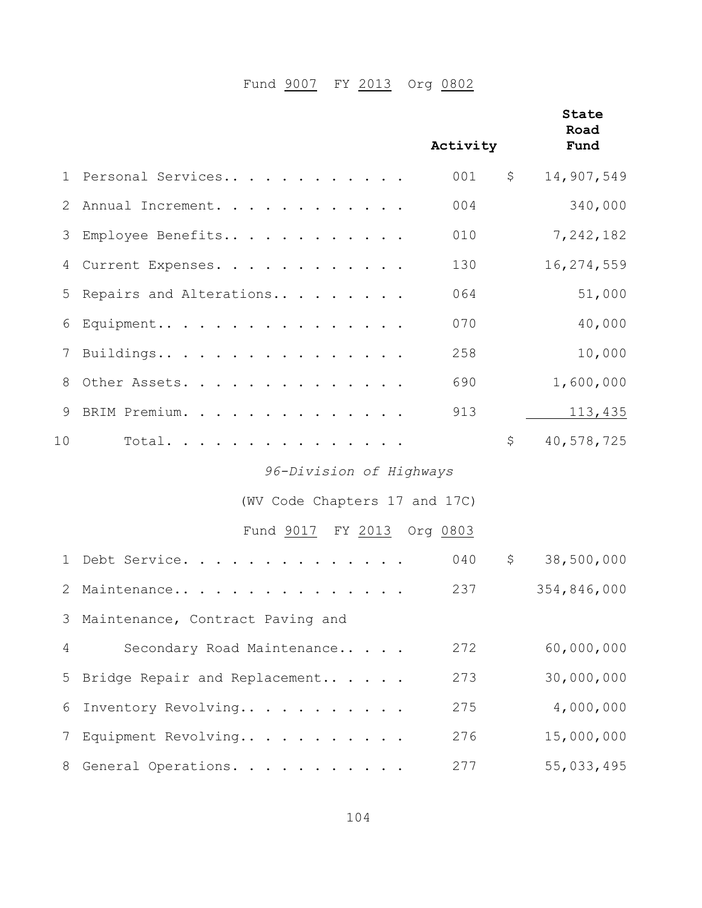Fund 9007 FY 2013 Org 0802

| | | Activity | State Road Fund |
|---|---|---|---|
| 1 | Personal Services. . . . . . . . . . . . | 001 | $ 14,907,549 |
| 2 | Annual Increment. . . . . . . . . . . . | 004 | 340,000 |
| 3 | Employee Benefits. . . . . . . . . . . . | 010 | 7,242,182 |
| 4 | Current Expenses. . . . . . . . . . . . | 130 | 16,274,559 |
| 5 | Repairs and Alterations. . . . . . . . . | 064 | 51,000 |
| 6 | Equipment. . . . . . . . . . . . . . . . | 070 | 40,000 |
| 7 | Buildings. . . . . . . . . . . . . . . . | 258 | 10,000 |
| 8 | Other Assets. . . . . . . . . . . . . . | 690 | 1,600,000 |
| 9 | BRIM Premium. . . . . . . . . . . . . . | 913 | 113,435 |
| 10 | Total. . . . . . . . . . . . . . . . | | $ 40,578,725 |

*96-Division of Highways*

(WV Code Chapters 17 and 17C)

Fund 9017 FY 2013 Org 0803

| | | Activity | State Road Fund |
|---|---|---|---|
| 1 | Debt Service. . . . . . . . . . . . . . | 040 | $ 38,500,000 |
| 2 | Maintenance. . . . . . . . . . . . . . . | 237 | 354,846,000 |
| 3 | Maintenance, Contract Paving and | | |
| 4 | Secondary Road Maintenance. . . . . | 272 | 60,000,000 |
| 5 | Bridge Repair and Replacement. . . . . | 273 | 30,000,000 |
| 6 | Inventory Revolving. . . . . . . . . . . | 275 | 4,000,000 |
| 7 | Equipment Revolving. . . . . . . . . . . | 276 | 15,000,000 |
| 8 | General Operations. . . . . . . . . . . | 277 | 55,033,495 |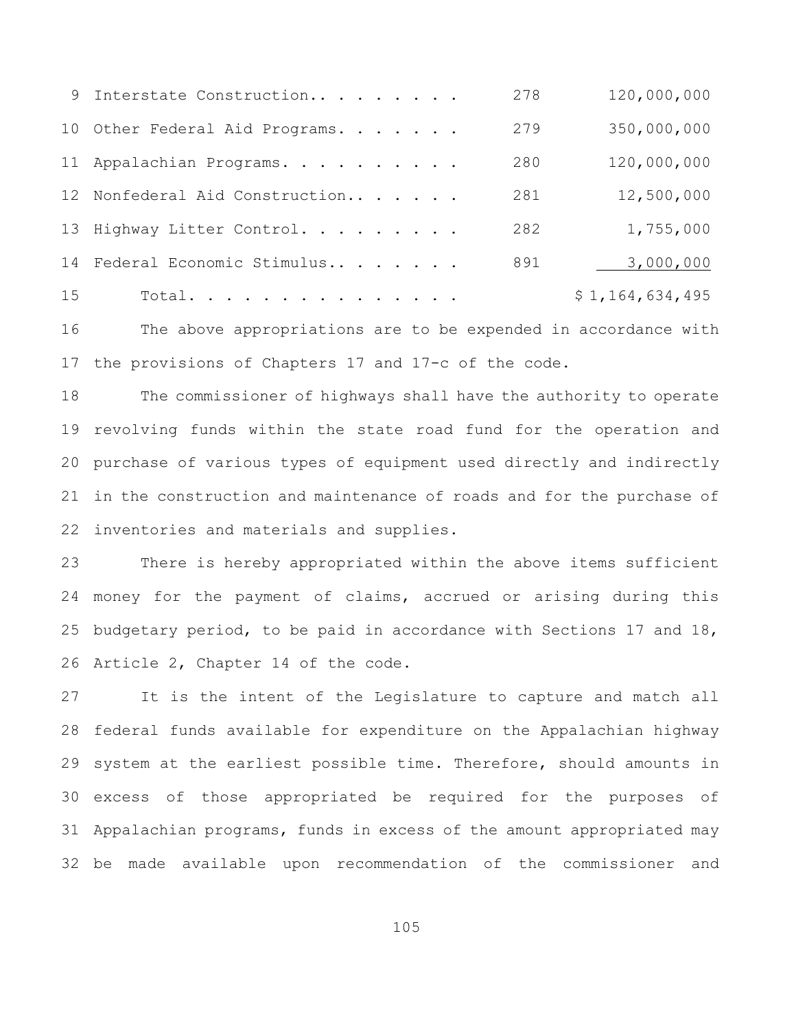| | | |
|---|---|---|
| Interstate Construction. . . . . . . . | 278 | 120,000,000 |
| Other Federal Aid Programs. . . . . . . | 279 | 350,000,000 |
| Appalachian Programs. . . . . . . . . . | 280 | 120,000,000 |
| Nonfederal Aid Construction. . . . . . | 281 | 12,500,000 |
| Highway Litter Control. . . . . . . . . | 282 | 1,755,000 |
| Federal Economic Stimulus. . . . . . . | 891 | 3,000,000 |
| Total. . . . . . . . . . . . . . . | | $ 1,164,634,495 |

The above appropriations are to be expended in accordance with the provisions of Chapters 17 and 17-c of the code.

The commissioner of highways shall have the authority to operate revolving funds within the state road fund for the operation and purchase of various types of equipment used directly and indirectly in the construction and maintenance of roads and for the purchase of inventories and materials and supplies.

There is hereby appropriated within the above items sufficient money for the payment of claims, accrued or arising during this budgetary period, to be paid in accordance with Sections 17 and 18, Article 2, Chapter 14 of the code.

It is the intent of the Legislature to capture and match all federal funds available for expenditure on the Appalachian highway system at the earliest possible time. Therefore, should amounts in excess of those appropriated be required for the purposes of Appalachian programs, funds in excess of the amount appropriated may be made available upon recommendation of the commissioner and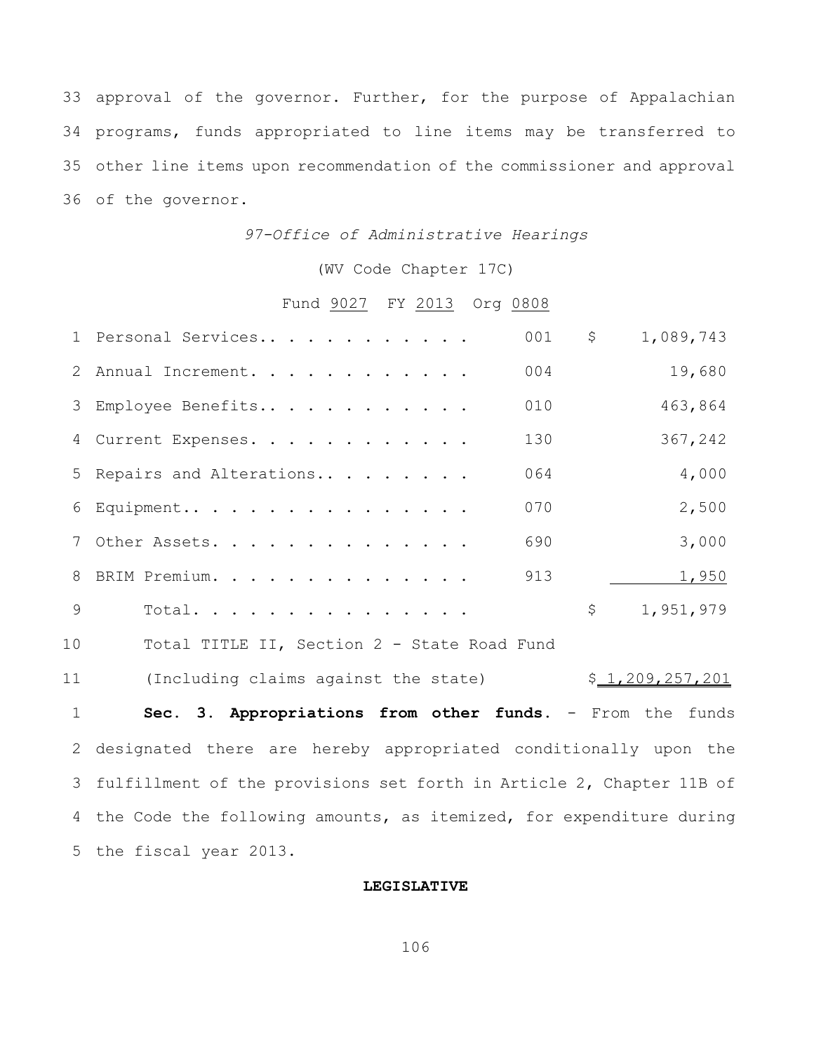33 approval of the governor. Further, for the purpose of Appalachian 34 programs, funds appropriated to line items may be transferred to 35 other line items upon recommendation of the commissioner and approval 36 of the governor.

*97-Office of Administrative Hearings*

(WV Code Chapter 17C)

Fund 9027 FY 2013 Org 0808

| | | | |
|---|---|---|---|
| 1 | Personal Services.. . . . . . . . . . . . | 001 | $ 1,089,743 |
| 2 | Annual Increment. . . . . . . . . . . . . | 004 | 19,680 |
| 3 | Employee Benefits.. . . . . . . . . . . . | 010 | 463,864 |
| 4 | Current Expenses. . . . . . . . . . . . . | 130 | 367,242 |
| 5 | Repairs and Alterations.. . . . . . . . . | 064 | 4,000 |
| 6 | Equipment.. . . . . . . . . . . . . . . . | 070 | 2,500 |
| 7 | Other Assets. . . . . . . . . . . . . . . | 690 | 3,000 |
| 8 | BRIM Premium. . . . . . . . . . . . . . . | 913 | 1,950 |
| 9 | Total. . . . . . . . . . . . . . . . | | $ 1,951,979 |
| 10 | Total TITLE II, Section 2 - State Road Fund | | |
| 11 | (Including claims against the state) | | $ 1,209,257,201 |

1 **Sec. 3. Appropriations from other funds.** - From the funds 2 designated there are hereby appropriated conditionally upon the 3 fulfillment of the provisions set forth in Article 2, Chapter 11B of 4 the Code the following amounts, as itemized, for expenditure during 5 the fiscal year 2013.

**LEGISLATIVE**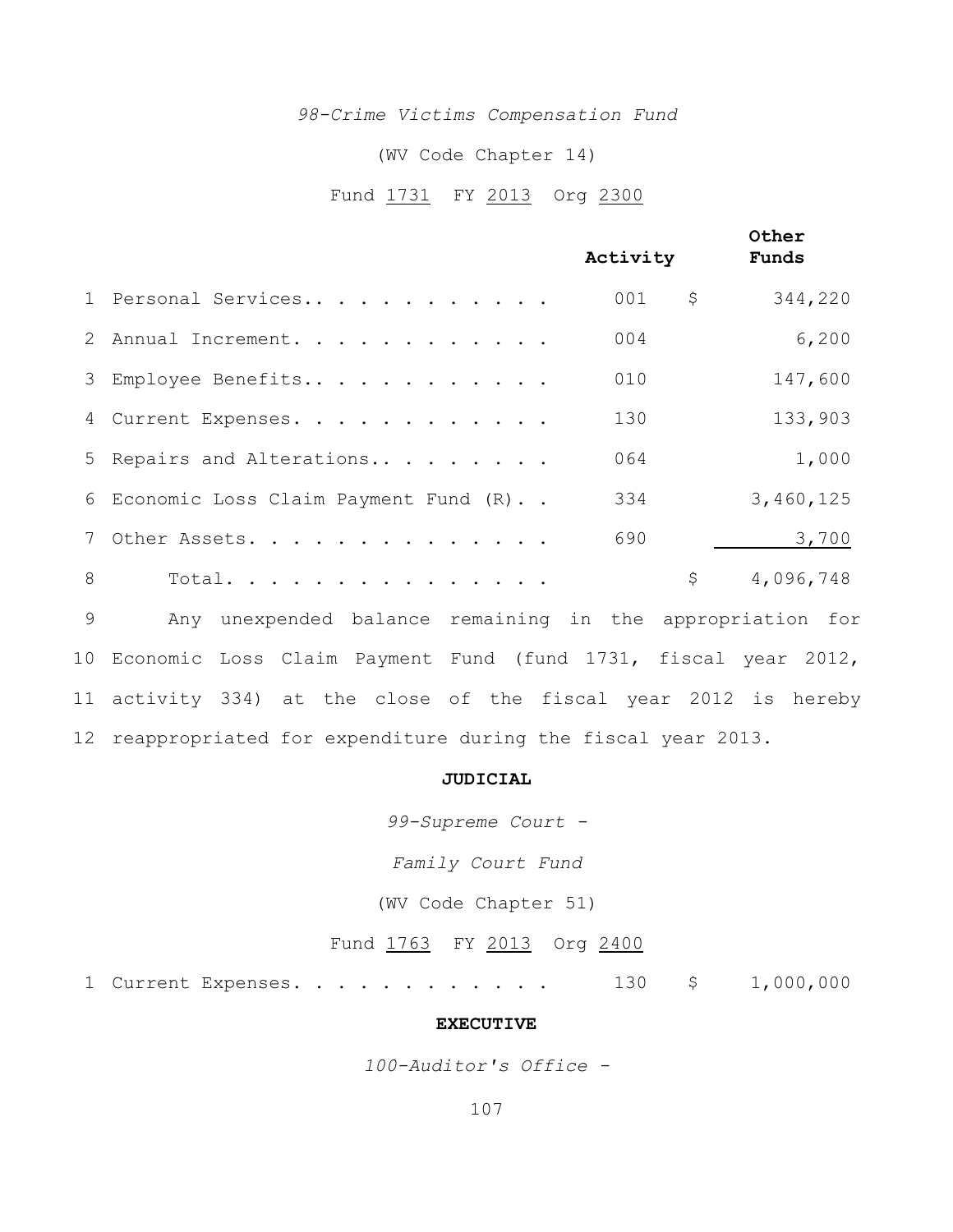*98-Crime Victims Compensation Fund*

(WV Code Chapter 14)

Fund 1731 FY 2013 Org 2300

| | | Activity | | Other Funds |
|---|---|---|---|---|
| 1 | Personal Services.. . . . . . . . . . . | 001 | $ | 344,220 |
| 2 | Annual Increment. . . . . . . . . . . . | 004 | | 6,200 |
| 3 | Employee Benefits.. . . . . . . . . . . | 010 | | 147,600 |
| 4 | Current Expenses. . . . . . . . . . . . | 130 | | 133,903 |
| 5 | Repairs and Alterations.. . . . . . . . | 064 | | 1,000 |
| 6 | Economic Loss Claim Payment Fund (R). . | 334 | | 3,460,125 |
| 7 | Other Assets. . . . . . . . . . . . . . | 690 | | 3,700 |
| 8 | Total. . . . . . . . . . . . . . . | | $ | 4,096,748 |

9 Any unexpended balance remaining in the appropriation for
10 Economic Loss Claim Payment Fund (fund 1731, fiscal year 2012,
11 activity 334) at the close of the fiscal year 2012 is hereby
12 reappropriated for expenditure during the fiscal year 2013.

**JUDICIAL**

*99-Supreme Court -*

*Family Court Fund*

(WV Code Chapter 51)

Fund 1763 FY 2013 Org 2400

| | | Activity | | Other Funds |
|---|---|---|---|---|
| 1 | Current Expenses. . . . . . . . . . . . | 130 | $ | 1,000,000 |

**EXECUTIVE**

*100-Auditor's Office -*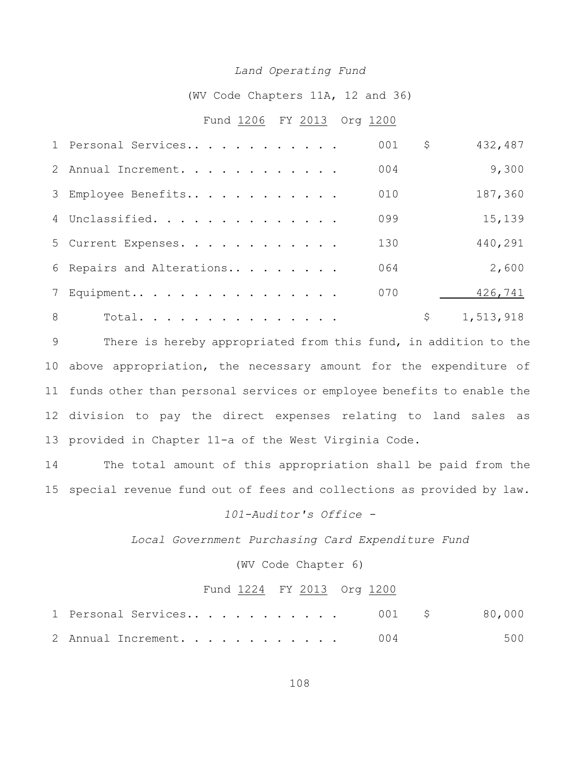*Land Operating Fund*

(WV Code Chapters 11A, 12 and 36)

Fund 1206 FY 2013 Org 1200

| | | | |
|---|---|---|---|
| 1 | Personal Services.. . . . . . . . . . . | 001 | $ 432,487 |
| 2 | Annual Increment. . . . . . . . . . . . | 004 | 9,300 |
| 3 | Employee Benefits.. . . . . . . . . . . | 010 | 187,360 |
| 4 | Unclassified. . . . . . . . . . . . . . | 099 | 15,139 |
| 5 | Current Expenses. . . . . . . . . . . . | 130 | 440,291 |
| 6 | Repairs and Alterations.. . . . . . . . | 064 | 2,600 |
| 7 | Equipment.. . . . . . . . . . . . . . . | 070 | 426,741 |
| 8 | Total. . . . . . . . . . . . . . . | | $ 1,513,918 |

9 There is hereby appropriated from this fund, in addition to the
10 above appropriation, the necessary amount for the expenditure of
11 funds other than personal services or employee benefits to enable the
12 division to pay the direct expenses relating to land sales as
13 provided in Chapter 11-a of the West Virginia Code.

14 The total amount of this appropriation shall be paid from the
15 special revenue fund out of fees and collections as provided by law.

*101-Auditor's Office -*

*Local Government Purchasing Card Expenditure Fund*

(WV Code Chapter 6)

Fund 1224 FY 2013 Org 1200

| | | | |
|---|---|---|---|
| 1 | Personal Services.. . . . . . . . . . . | 001 | $ 80,000 |
| 2 | Annual Increment. . . . . . . . . . . . | 004 | 500 |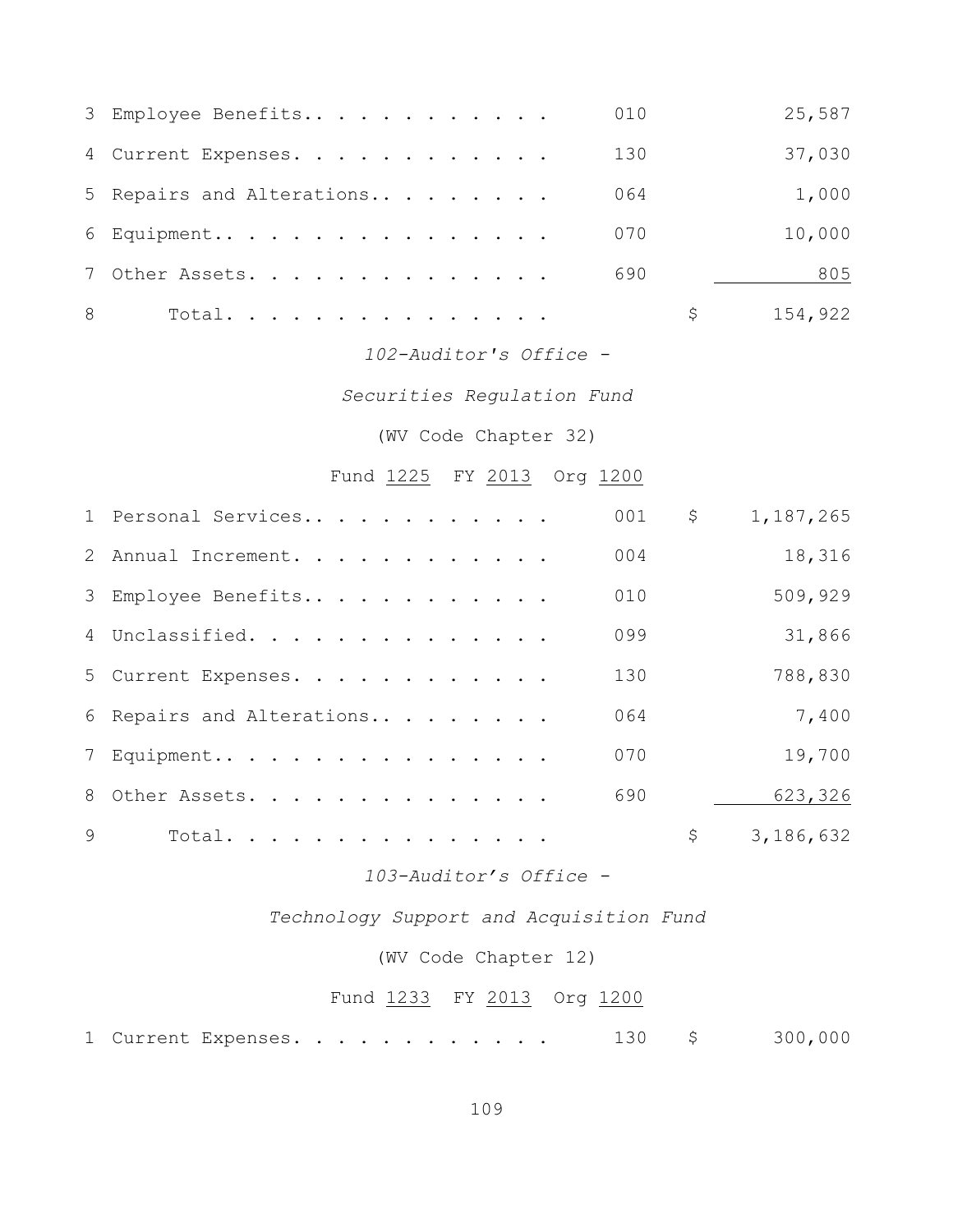| | | | | |
|---|---|---|---|---|
| 3 | Employee Benefits. . . . . . . . . . . . | 010 | | 25,587 |
| 4 | Current Expenses. . . . . . . . . . . . | 130 | | 37,030 |
| 5 | Repairs and Alterations. . . . . . . . . | 064 | | 1,000 |
| 6 | Equipment. . . . . . . . . . . . . . . . | 070 | | 10,000 |
| 7 | Other Assets. . . . . . . . . . . . . . | 690 | | 805 |
| 8 | Total. . . . . . . . . . . . . . . . | | $ | 154,922 |

*102-Auditor's Office -*

*Securities Regulation Fund*

(WV Code Chapter 32)

Fund 1225 FY 2013 Org 1200

| | | | | |
|---|---|---|---|---|
| 1 | Personal Services. . . . . . . . . . . . | 001 | $ | 1,187,265 |
| 2 | Annual Increment. . . . . . . . . . . . | 004 | | 18,316 |
| 3 | Employee Benefits. . . . . . . . . . . . | 010 | | 509,929 |
| 4 | Unclassified. . . . . . . . . . . . . . | 099 | | 31,866 |
| 5 | Current Expenses. . . . . . . . . . . . | 130 | | 788,830 |
| 6 | Repairs and Alterations. . . . . . . . . | 064 | | 7,400 |
| 7 | Equipment. . . . . . . . . . . . . . . . | 070 | | 19,700 |
| 8 | Other Assets. . . . . . . . . . . . . . | 690 | | 623,326 |
| 9 | Total. . . . . . . . . . . . . . . . | | $ | 3,186,632 |

*103-Auditor's Office -*

*Technology Support and Acquisition Fund*

(WV Code Chapter 12)

Fund 1233 FY 2013 Org 1200

| | | | | |
|---|---|---|---|---|
| 1 | Current Expenses. . . . . . . . . . . . | 130 | $ | 300,000 |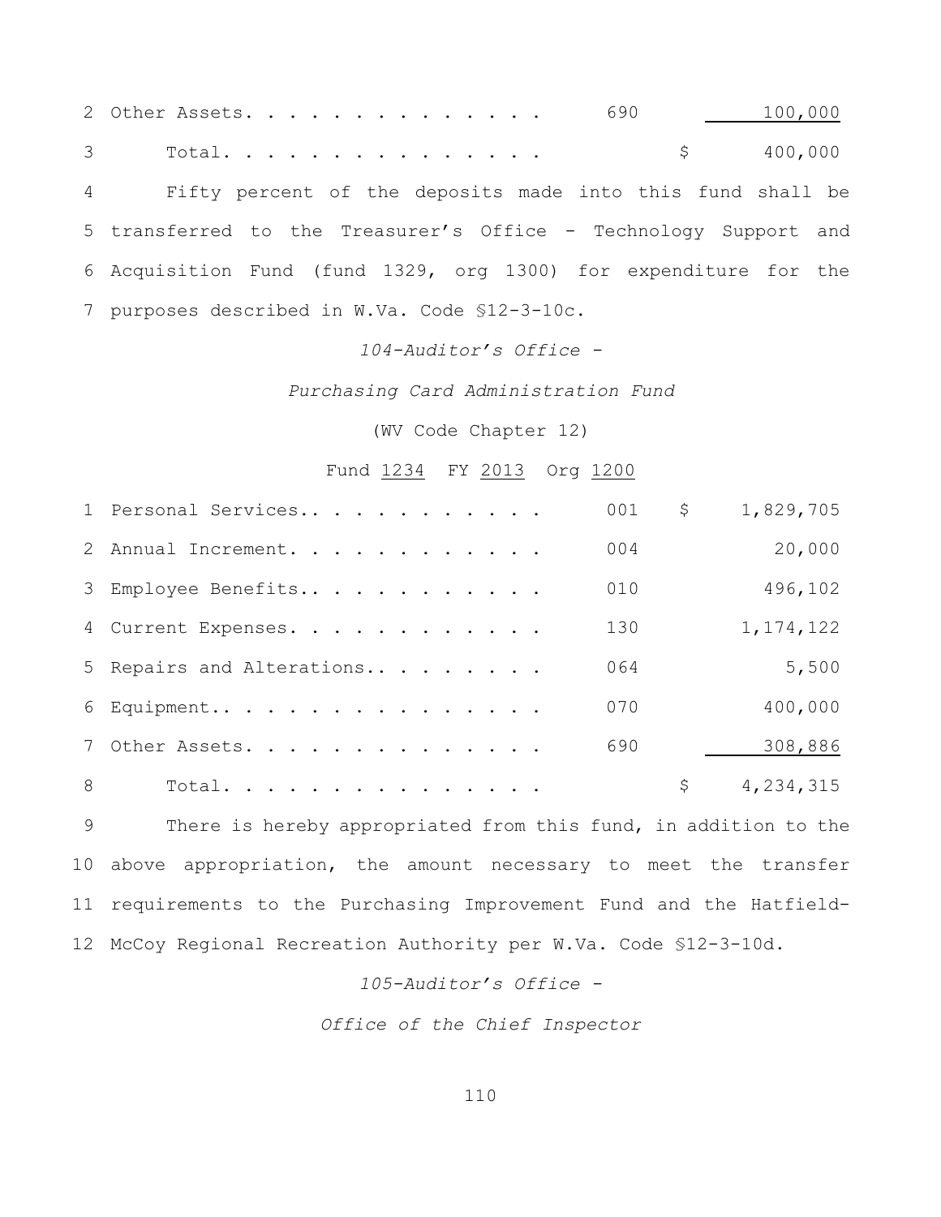| | | | |
|---|---|---|---|
| 2 Other Assets. . . . . . . . . . . . . . | 690 | | 100,000 |
| 3 Total. . . . . . . . . . . . . . . | | $ | 400,000 |

4 Fifty percent of the deposits made into this fund shall be 5 transferred to the Treasurer's Office - Technology Support and 6 Acquisition Fund (fund 1329, org 1300) for expenditure for the 7 purposes described in W.Va. Code §12-3-10c.

*104-Auditor's Office -*

*Purchasing Card Administration Fund*

(WV Code Chapter 12)

Fund 1234 FY 2013 Org 1200

| | | | |
|---|---|---|---|
| 1 Personal Services.. . . . . . . . . . . | 001 | $ | 1,829,705 |
| 2 Annual Increment. . . . . . . . . . . . | 004 | | 20,000 |
| 3 Employee Benefits.. . . . . . . . . . . | 010 | | 496,102 |
| 4 Current Expenses. . . . . . . . . . . . | 130 | | 1,174,122 |
| 5 Repairs and Alterations.. . . . . . . . | 064 | | 5,500 |
| 6 Equipment.. . . . . . . . . . . . . . . | 070 | | 400,000 |
| 7 Other Assets. . . . . . . . . . . . . . | 690 | | 308,886 |
| 8 Total. . . . . . . . . . . . . . . | | $ | 4,234,315 |

9 There is hereby appropriated from this fund, in addition to the 10 above appropriation, the amount necessary to meet the transfer 11 requirements to the Purchasing Improvement Fund and the Hatfield-12 McCoy Regional Recreation Authority per W.Va. Code §12-3-10d.

*105-Auditor's Office -*

*Office of the Chief Inspector*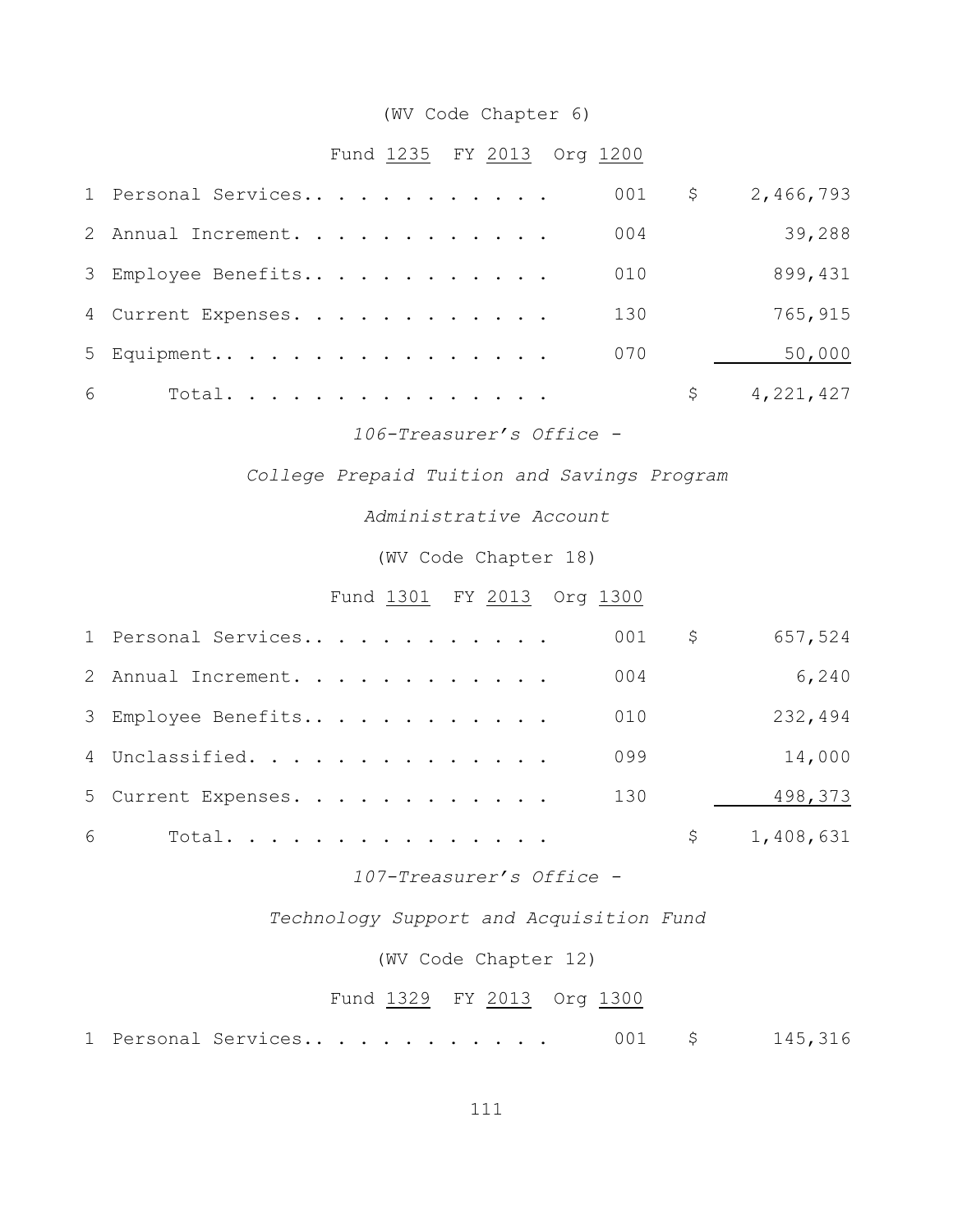(WV Code Chapter 6)

Fund 1235 FY 2013 Org 1200

| | | | | |
|---|---|---|---|---|
| 1 | Personal Services.. . . . . . . . . . . . | 001 | $ | 2,466,793 |
| 2 | Annual Increment. . . . . . . . . . . . . | 004 | | 39,288 |
| 3 | Employee Benefits.. . . . . . . . . . . . | 010 | | 899,431 |
| 4 | Current Expenses. . . . . . . . . . . . . | 130 | | 765,915 |
| 5 | Equipment.. . . . . . . . . . . . . . . . | 070 | | 50,000 |
| 6 | Total. . . . . . . . . . . . . . . . | | $ | 4,221,427 |

*106-Treasurer's Office -*

*College Prepaid Tuition and Savings Program*

*Administrative Account*

(WV Code Chapter 18)

Fund 1301 FY 2013 Org 1300

| | | | | |
|---|---|---|---|---|
| 1 | Personal Services.. . . . . . . . . . . . | 001 | $ | 657,524 |
| 2 | Annual Increment. . . . . . . . . . . . . | 004 | | 6,240 |
| 3 | Employee Benefits.. . . . . . . . . . . . | 010 | | 232,494 |
| 4 | Unclassified. . . . . . . . . . . . . . . | 099 | | 14,000 |
| 5 | Current Expenses. . . . . . . . . . . . . | 130 | | 498,373 |
| 6 | Total. . . . . . . . . . . . . . . . | | $ | 1,408,631 |

*107-Treasurer's Office -*

*Technology Support and Acquisition Fund*

(WV Code Chapter 12)

Fund 1329 FY 2013 Org 1300

| | | | | |
|---|---|---|---|---|
| 1 | Personal Services.. . . . . . . . . . . . | 001 | $ | 145,316 |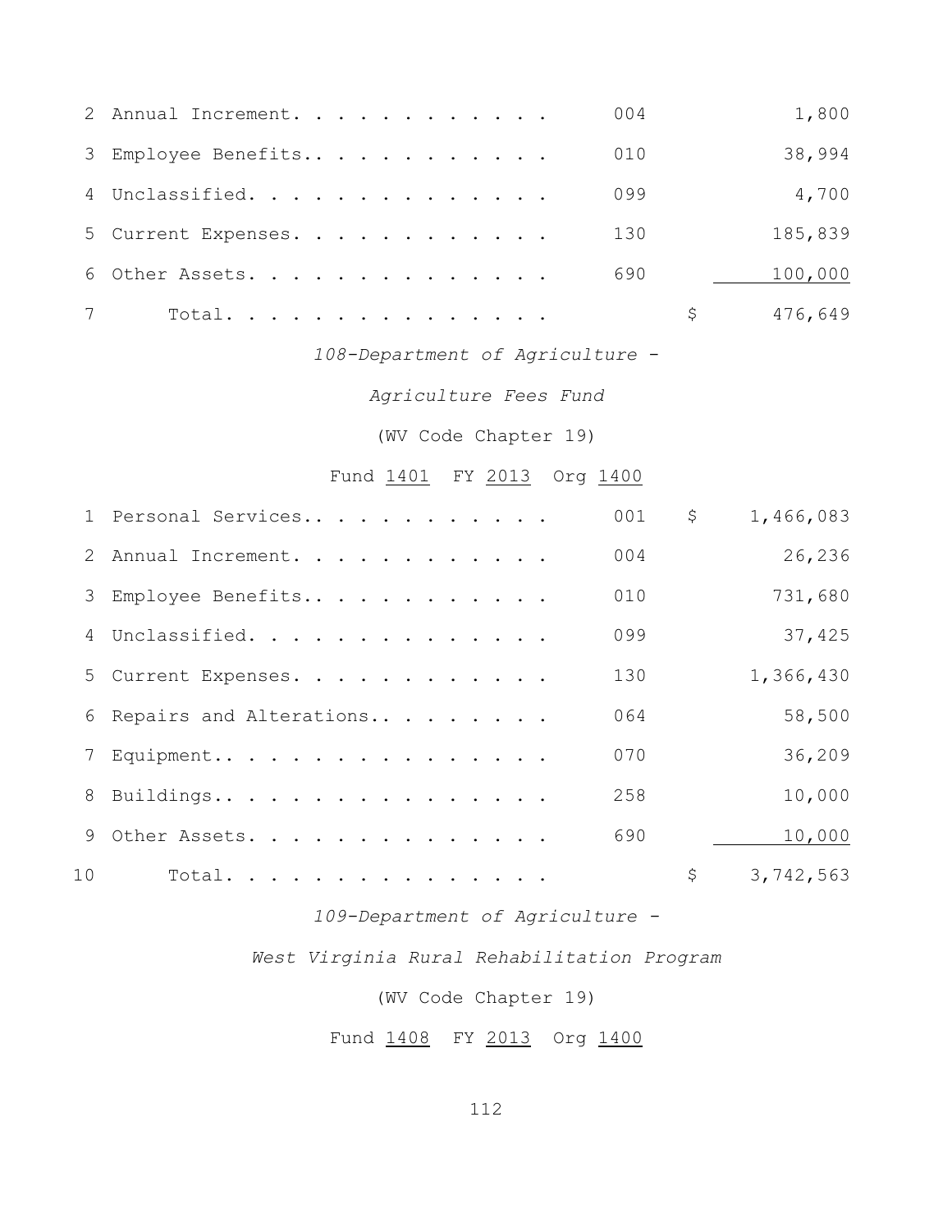| | | | | |
|---|---|---|---|---|
| 2 | Annual Increment. . . . . . . . . . . . | 004 | | 1,800 |
| 3 | Employee Benefits.. . . . . . . . . . . | 010 | | 38,994 |
| 4 | Unclassified. . . . . . . . . . . . . . | 099 | | 4,700 |
| 5 | Current Expenses. . . . . . . . . . . . | 130 | | 185,839 |
| 6 | Other Assets. . . . . . . . . . . . . . | 690 | | 100,000 |
| 7 | Total. . . . . . . . . . . . . . . | | $ | 476,649 |

*108-Department of Agriculture -*

*Agriculture Fees Fund*

(WV Code Chapter 19)

Fund 1401 FY 2013 Org 1400

| | | | | |
|---|---|---|---|---|
| 1 | Personal Services.. . . . . . . . . . . | 001 | $ | 1,466,083 |
| 2 | Annual Increment. . . . . . . . . . . . | 004 | | 26,236 |
| 3 | Employee Benefits.. . . . . . . . . . . | 010 | | 731,680 |
| 4 | Unclassified. . . . . . . . . . . . . . | 099 | | 37,425 |
| 5 | Current Expenses. . . . . . . . . . . . | 130 | | 1,366,430 |
| 6 | Repairs and Alterations.. . . . . . . . | 064 | | 58,500 |
| 7 | Equipment.. . . . . . . . . . . . . . . | 070 | | 36,209 |
| 8 | Buildings.. . . . . . . . . . . . . . . | 258 | | 10,000 |
| 9 | Other Assets. . . . . . . . . . . . . . | 690 | | 10,000 |
| 10 | Total. . . . . . . . . . . . . . . | | $ | 3,742,563 |

*109-Department of Agriculture -*

*West Virginia Rural Rehabilitation Program*

(WV Code Chapter 19)

Fund 1408 FY 2013 Org 1400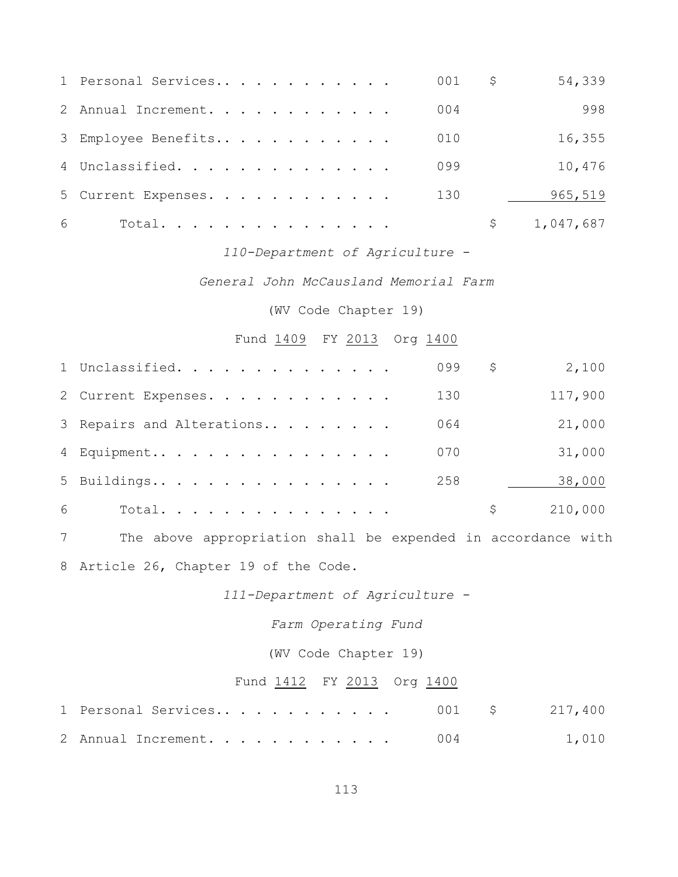| | | | | |
|---|---|---|---|---|
| 1 | Personal Services | 001 | $ | 54,339 |
| 2 | Annual Increment | 004 | | 998 |
| 3 | Employee Benefits | 010 | | 16,355 |
| 4 | Unclassified | 099 | | 10,476 |
| 5 | Current Expenses | 130 | | 965,519 |
| 6 | Total | | $ | 1,047,687 |

*110-Department of Agriculture -*

*General John McCausland Memorial Farm*

(WV Code Chapter 19)

Fund 1409 FY 2013 Org 1400

| | | | | |
|---|---|---|---|---|
| 1 | Unclassified | 099 | $ | 2,100 |
| 2 | Current Expenses | 130 | | 117,900 |
| 3 | Repairs and Alterations | 064 | | 21,000 |
| 4 | Equipment | 070 | | 31,000 |
| 5 | Buildings | 258 | | 38,000 |
| 6 | Total | | $ | 210,000 |

7 The above appropriation shall be expended in accordance with
8 Article 26, Chapter 19 of the Code.

*111-Department of Agriculture -*

*Farm Operating Fund*

(WV Code Chapter 19)

Fund 1412 FY 2013 Org 1400

| | | | | |
|---|---|---|---|---|
| 1 | Personal Services | 001 | $ | 217,400 |
| 2 | Annual Increment | 004 | | 1,010 |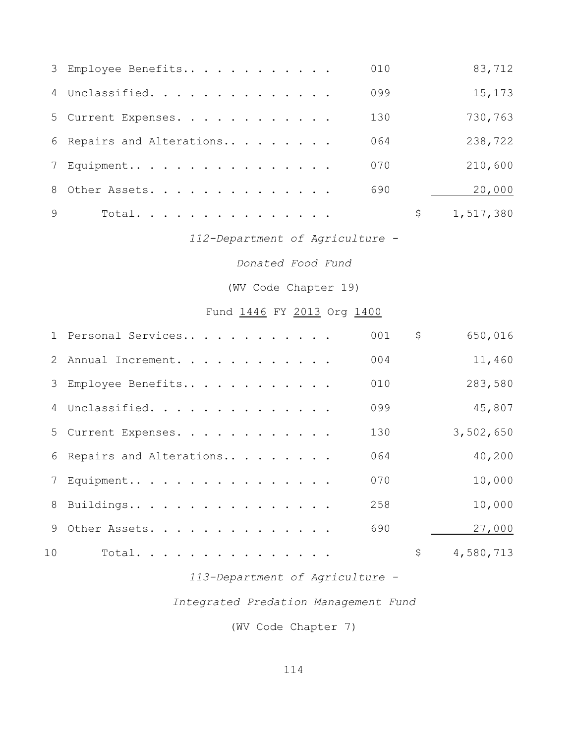| | | | |
|---|---|---|---|
| 3 | Employee Benefits.. . . . . . . . . . . | 010 | 83,712 |
| 4 | Unclassified. . . . . . . . . . . . . . | 099 | 15,173 |
| 5 | Current Expenses. . . . . . . . . . . . | 130 | 730,763 |
| 6 | Repairs and Alterations.. . . . . . . . | 064 | 238,722 |
| 7 | Equipment.. . . . . . . . . . . . . . . | 070 | 210,600 |
| 8 | Other Assets. . . . . . . . . . . . . . | 690 | 20,000 |
| 9 | Total. . . . . . . . . . . . . . . | | $ 1,517,380 |

*112-Department of Agriculture -*

*Donated Food Fund*

(WV Code Chapter 19)

Fund 1446 FY 2013 Org 1400

| | | | |
|---|---|---|---|
| 1 | Personal Services.. . . . . . . . . . . | 001 | $ 650,016 |
| 2 | Annual Increment. . . . . . . . . . . . | 004 | 11,460 |
| 3 | Employee Benefits.. . . . . . . . . . . | 010 | 283,580 |
| 4 | Unclassified. . . . . . . . . . . . . . | 099 | 45,807 |
| 5 | Current Expenses. . . . . . . . . . . . | 130 | 3,502,650 |
| 6 | Repairs and Alterations.. . . . . . . . | 064 | 40,200 |
| 7 | Equipment.. . . . . . . . . . . . . . . | 070 | 10,000 |
| 8 | Buildings.. . . . . . . . . . . . . . . | 258 | 10,000 |
| 9 | Other Assets. . . . . . . . . . . . . . | 690 | 27,000 |
| 10 | Total. . . . . . . . . . . . . . . | | $ 4,580,713 |

*113-Department of Agriculture -*

*Integrated Predation Management Fund*

(WV Code Chapter 7)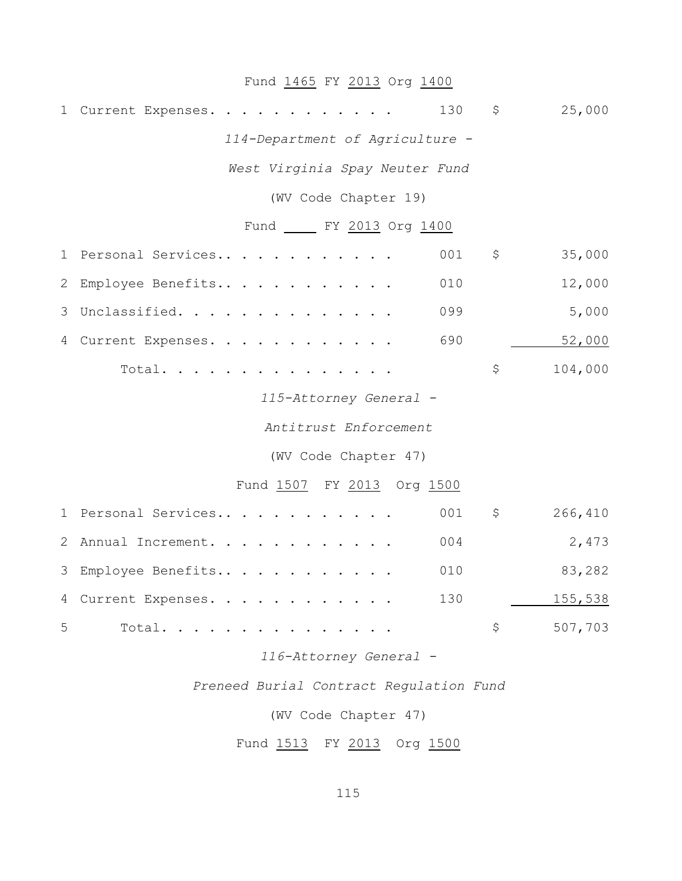Fund 1465 FY 2013 Org 1400

| | | | | |
|---|---|---|---|---|
| 1 | Current Expenses. . . . . . . . . . . . | 130 | $ | 25,000 |

*114-Department of Agriculture -*

*West Virginia Spay Neuter Fund*

(WV Code Chapter 19)

Fund ____ FY 2013 Org 1400

| | | | | |
|---|---|---|---|---|
| 1 | Personal Services.. . . . . . . . . . . | 001 | $ | 35,000 |
| 2 | Employee Benefits.. . . . . . . . . . . | 010 | | 12,000 |
| 3 | Unclassified. . . . . . . . . . . . . . | 099 | | 5,000 |
| 4 | Current Expenses. . . . . . . . . . . . | 690 | | 52,000 |
| | Total. . . . . . . . . . . . . . . | | $ | 104,000 |

*115-Attorney General -*

*Antitrust Enforcement*

(WV Code Chapter 47)

Fund 1507 FY 2013 Org 1500

| | | | | |
|---|---|---|---|---|
| 1 | Personal Services.. . . . . . . . . . . | 001 | $ | 266,410 |
| 2 | Annual Increment. . . . . . . . . . . . | 004 | | 2,473 |
| 3 | Employee Benefits.. . . . . . . . . . . | 010 | | 83,282 |
| 4 | Current Expenses. . . . . . . . . . . . | 130 | | 155,538 |
| 5 | Total. . . . . . . . . . . . . . . | | $ | 507,703 |

*116-Attorney General -*

*Preneed Burial Contract Regulation Fund*

(WV Code Chapter 47)

Fund 1513 FY 2013 Org 1500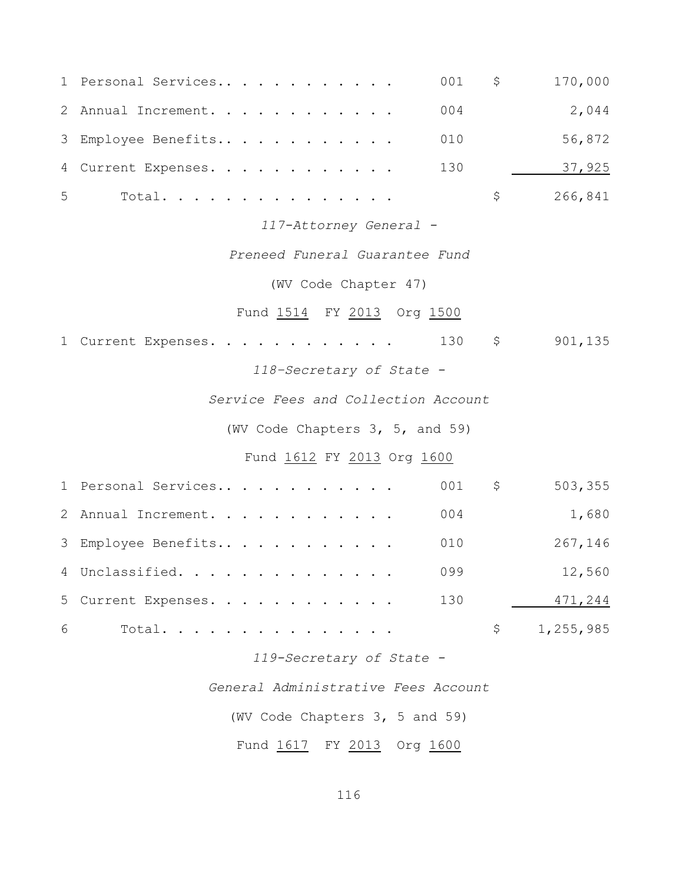| | | | | |
|---|---|---|---|---|
| 1 | Personal Services.. . . . . . . . . . . | 001 | $ | 170,000 |
| 2 | Annual Increment. . . . . . . . . . . . | 004 | | 2,044 |
| 3 | Employee Benefits.. . . . . . . . . . . | 010 | | 56,872 |
| 4 | Current Expenses. . . . . . . . . . . . | 130 | | 37,925 |
| 5 | Total. . . . . . . . . . . . . . . | | $ | 266,841 |

*117-Attorney General -*

*Preneed Funeral Guarantee Fund*

(WV Code Chapter 47)

Fund 1514 FY 2013 Org 1500

| | | | | |
|---|---|---|---|---|
| 1 | Current Expenses. . . . . . . . . . . . | 130 | $ | 901,135 |

*118-Secretary of State -*

*Service Fees and Collection Account*

(WV Code Chapters 3, 5, and 59)

Fund 1612 FY 2013 Org 1600

| | | | | |
|---|---|---|---|---|
| 1 | Personal Services.. . . . . . . . . . . | 001 | $ | 503,355 |
| 2 | Annual Increment. . . . . . . . . . . . | 004 | | 1,680 |
| 3 | Employee Benefits.. . . . . . . . . . . | 010 | | 267,146 |
| 4 | Unclassified. . . . . . . . . . . . . . | 099 | | 12,560 |
| 5 | Current Expenses. . . . . . . . . . . . | 130 | | 471,244 |
| 6 | Total. . . . . . . . . . . . . . . | | $ | 1,255,985 |

*119-Secretary of State -*

*General Administrative Fees Account*

(WV Code Chapters 3, 5 and 59)

Fund 1617 FY 2013 Org 1600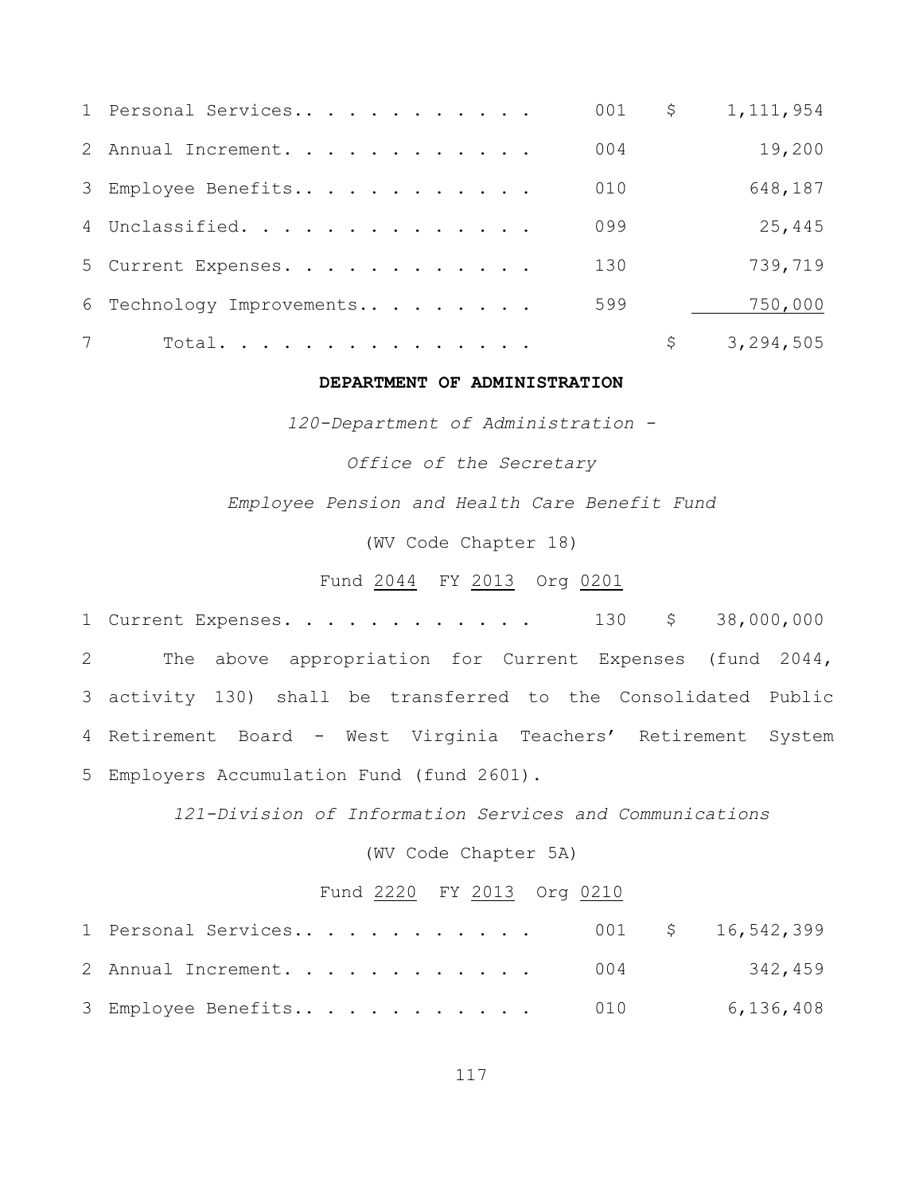| | | | |
|---|---|---|---|
| 1 | Personal Services. . . . . . . . . . . . | 001 | $ 1,111,954 |
| 2 | Annual Increment. . . . . . . . . . . . | 004 | 19,200 |
| 3 | Employee Benefits. . . . . . . . . . . . | 010 | 648,187 |
| 4 | Unclassified. . . . . . . . . . . . . . | 099 | 25,445 |
| 5 | Current Expenses. . . . . . . . . . . . | 130 | 739,719 |
| 6 | Technology Improvements. . . . . . . . . | 599 | 750,000 |
| 7 | Total. . . . . . . . . . . . . . . | | $ 3,294,505 |

**DEPARTMENT OF ADMINISTRATION**

*120-Department of Administration -*

*Office of the Secretary*

*Employee Pension and Health Care Benefit Fund*

(WV Code Chapter 18)

Fund 2044 FY 2013 Org 0201

| | | | |
|---|---|---|---|
| 1 | Current Expenses. . . . . . . . . . . . | 130 | $ 38,000,000 |

2 The above appropriation for Current Expenses (fund 2044,
3 activity 130) shall be transferred to the Consolidated Public
4 Retirement Board - West Virginia Teachers' Retirement System
5 Employers Accumulation Fund (fund 2601).

*121-Division of Information Services and Communications*

(WV Code Chapter 5A)

Fund 2220 FY 2013 Org 0210

| | | | |
|---|---|---|---|
| 1 | Personal Services. . . . . . . . . . . . | 001 | $ 16,542,399 |
| 2 | Annual Increment. . . . . . . . . . . . | 004 | 342,459 |
| 3 | Employee Benefits. . . . . . . . . . . . | 010 | 6,136,408 |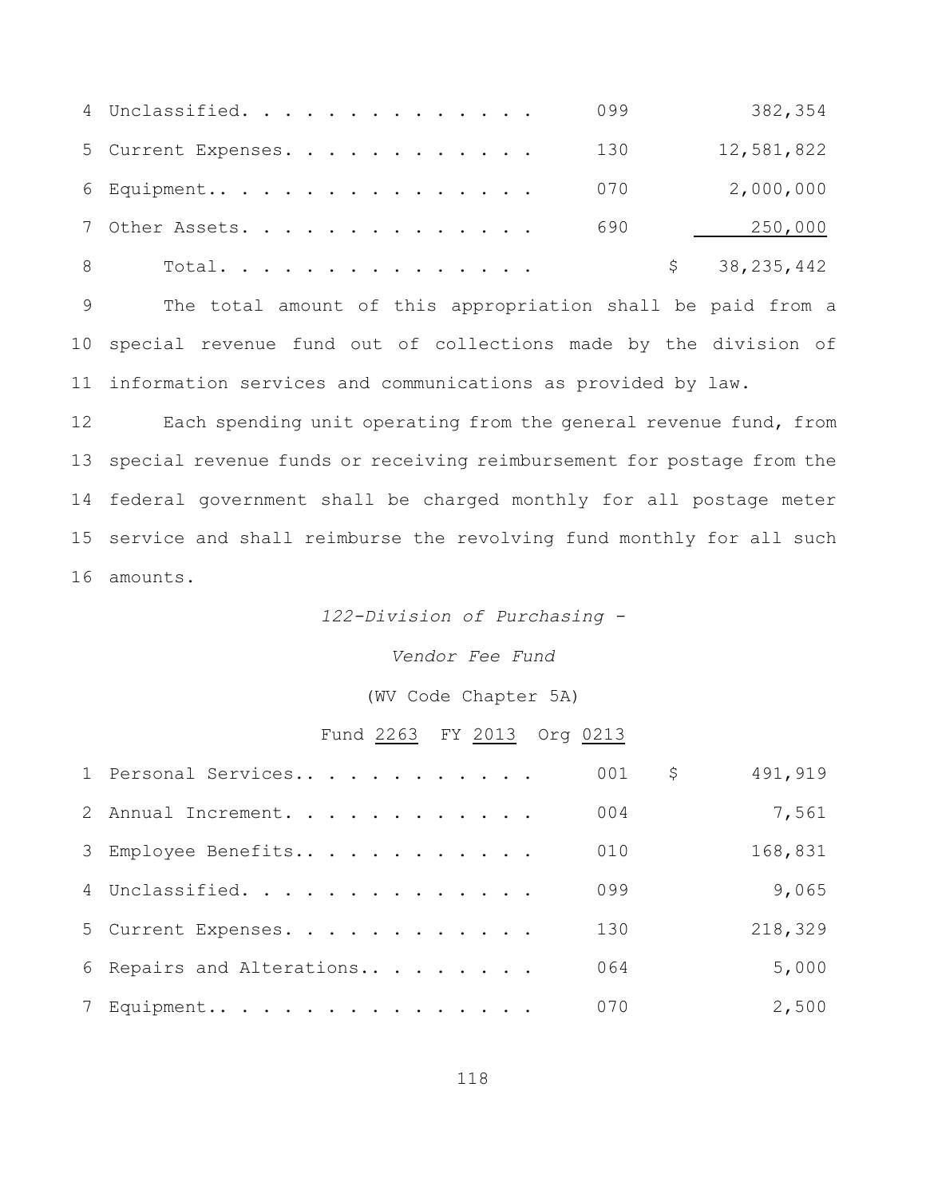| | | | |
|---|---|---|---|
| 4 Unclassified. . . . . . . . . . . . . . | 099 | | 382,354 |
| 5 Current Expenses. . . . . . . . . . . . | 130 | | 12,581,822 |
| 6 Equipment.. . . . . . . . . . . . . . . | 070 | | 2,000,000 |
| 7 Other Assets. . . . . . . . . . . . . . | 690 | | 250,000 |
| 8 Total. . . . . . . . . . . . . . . | | $ | 38,235,442 |

9 The total amount of this appropriation shall be paid from a 10 special revenue fund out of collections made by the division of 11 information services and communications as provided by law.

12 Each spending unit operating from the general revenue fund, from 13 special revenue funds or receiving reimbursement for postage from the 14 federal government shall be charged monthly for all postage meter 15 service and shall reimburse the revolving fund monthly for all such 16 amounts.

*122-Division of Purchasing -*

*Vendor Fee Fund*

(WV Code Chapter 5A)

Fund 2263 FY 2013 Org 0213

| | | | |
|---|---|---|---|
| 1 Personal Services.. . . . . . . . . . . | 001 | $ | 491,919 |
| 2 Annual Increment. . . . . . . . . . . . | 004 | | 7,561 |
| 3 Employee Benefits.. . . . . . . . . . . | 010 | | 168,831 |
| 4 Unclassified. . . . . . . . . . . . . . | 099 | | 9,065 |
| 5 Current Expenses. . . . . . . . . . . . | 130 | | 218,329 |
| 6 Repairs and Alterations.. . . . . . . . | 064 | | 5,000 |
| 7 Equipment.. . . . . . . . . . . . . . . | 070 | | 2,500 |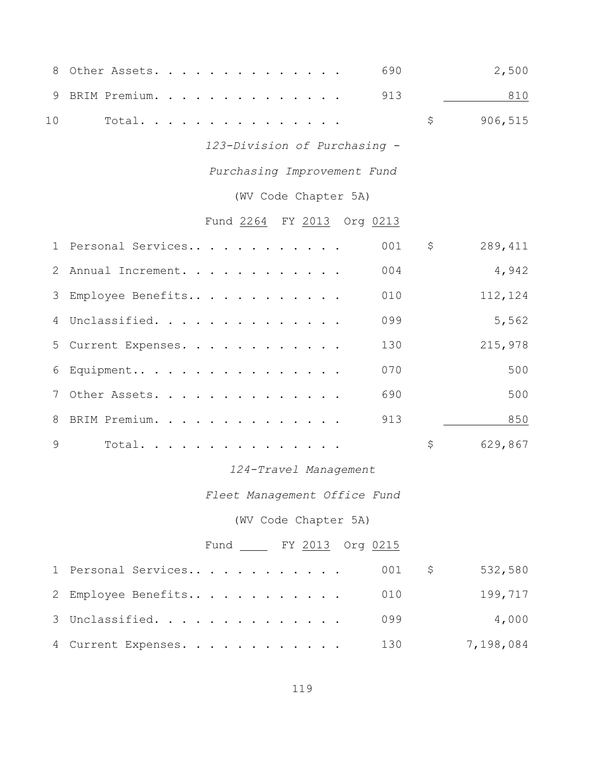| | | | | |
|---|---|---|---|---|
| 8 | Other Assets. . . . . . . . . . . . . . | 690 | | 2,500 |
| 9 | BRIM Premium. . . . . . . . . . . . . . | 913 | | 810 |
| 10 | Total. . . . . . . . . . . . . . . | | $ | 906,515 |

*123-Division of Purchasing -*

*Purchasing Improvement Fund*

(WV Code Chapter 5A)

Fund 2264 FY 2013 Org 0213

| | | | | |
|---|---|---|---|---|
| 1 | Personal Services.. . . . . . . . . . . | 001 | $ | 289,411 |
| 2 | Annual Increment. . . . . . . . . . . . | 004 | | 4,942 |
| 3 | Employee Benefits.. . . . . . . . . . . | 010 | | 112,124 |
| 4 | Unclassified. . . . . . . . . . . . . . | 099 | | 5,562 |
| 5 | Current Expenses. . . . . . . . . . . . | 130 | | 215,978 |
| 6 | Equipment.. . . . . . . . . . . . . . . | 070 | | 500 |
| 7 | Other Assets. . . . . . . . . . . . . . | 690 | | 500 |
| 8 | BRIM Premium. . . . . . . . . . . . . . | 913 | | 850 |
| 9 | Total. . . . . . . . . . . . . . . | | $ | 629,867 |

*124-Travel Management*

*Fleet Management Office Fund*

(WV Code Chapter 5A)

Fund ____ FY 2013 Org 0215

| | | | | |
|---|---|---|---|---|
| 1 | Personal Services.. . . . . . . . . . . | 001 | $ | 532,580 |
| 2 | Employee Benefits.. . . . . . . . . . . | 010 | | 199,717 |
| 3 | Unclassified. . . . . . . . . . . . . . | 099 | | 4,000 |
| 4 | Current Expenses. . . . . . . . . . . . | 130 | | 7,198,084 |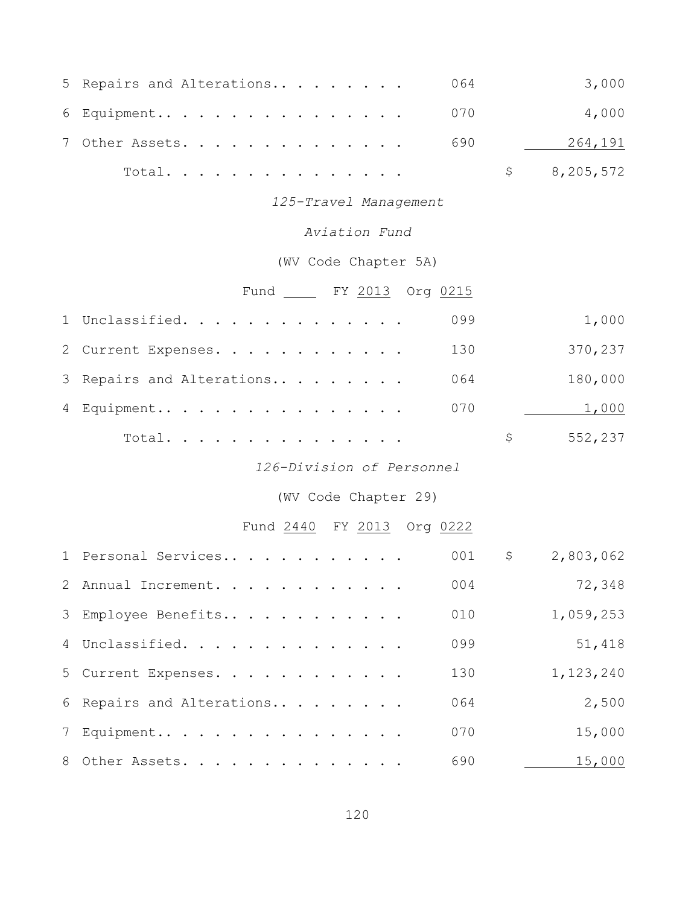| | | | |
|---|---|---|---|
| 5 Repairs and Alterations. . . . . . . . . | 064 | | 3,000 |
| 6 Equipment. . . . . . . . . . . . . . . . | 070 | | 4,000 |
| 7 Other Assets. . . . . . . . . . . . . . | 690 | | 264,191 |
| Total. . . . . . . . . . . . . . . . | | $ | 8,205,572 |

*125-Travel Management*

*Aviation Fund*

(WV Code Chapter 5A)

Fund ____ FY 2013 Org 0215

| | | | |
|---|---|---|---|
| 1 Unclassified. . . . . . . . . . . . . . | 099 | | 1,000 |
| 2 Current Expenses. . . . . . . . . . . . | 130 | | 370,237 |
| 3 Repairs and Alterations. . . . . . . . . | 064 | | 180,000 |
| 4 Equipment. . . . . . . . . . . . . . . . | 070 | | 1,000 |
| Total. . . . . . . . . . . . . . . . | | $ | 552,237 |

*126-Division of Personnel*

(WV Code Chapter 29)

Fund 2440 FY 2013 Org 0222

| | | | |
|---|---|---|---|
| 1 Personal Services. . . . . . . . . . . . | 001 | $ | 2,803,062 |
| 2 Annual Increment. . . . . . . . . . . . | 004 | | 72,348 |
| 3 Employee Benefits. . . . . . . . . . . . | 010 | | 1,059,253 |
| 4 Unclassified. . . . . . . . . . . . . . | 099 | | 51,418 |
| 5 Current Expenses. . . . . . . . . . . . | 130 | | 1,123,240 |
| 6 Repairs and Alterations. . . . . . . . . | 064 | | 2,500 |
| 7 Equipment. . . . . . . . . . . . . . . . | 070 | | 15,000 |
| 8 Other Assets. . . . . . . . . . . . . . | 690 | | 15,000 |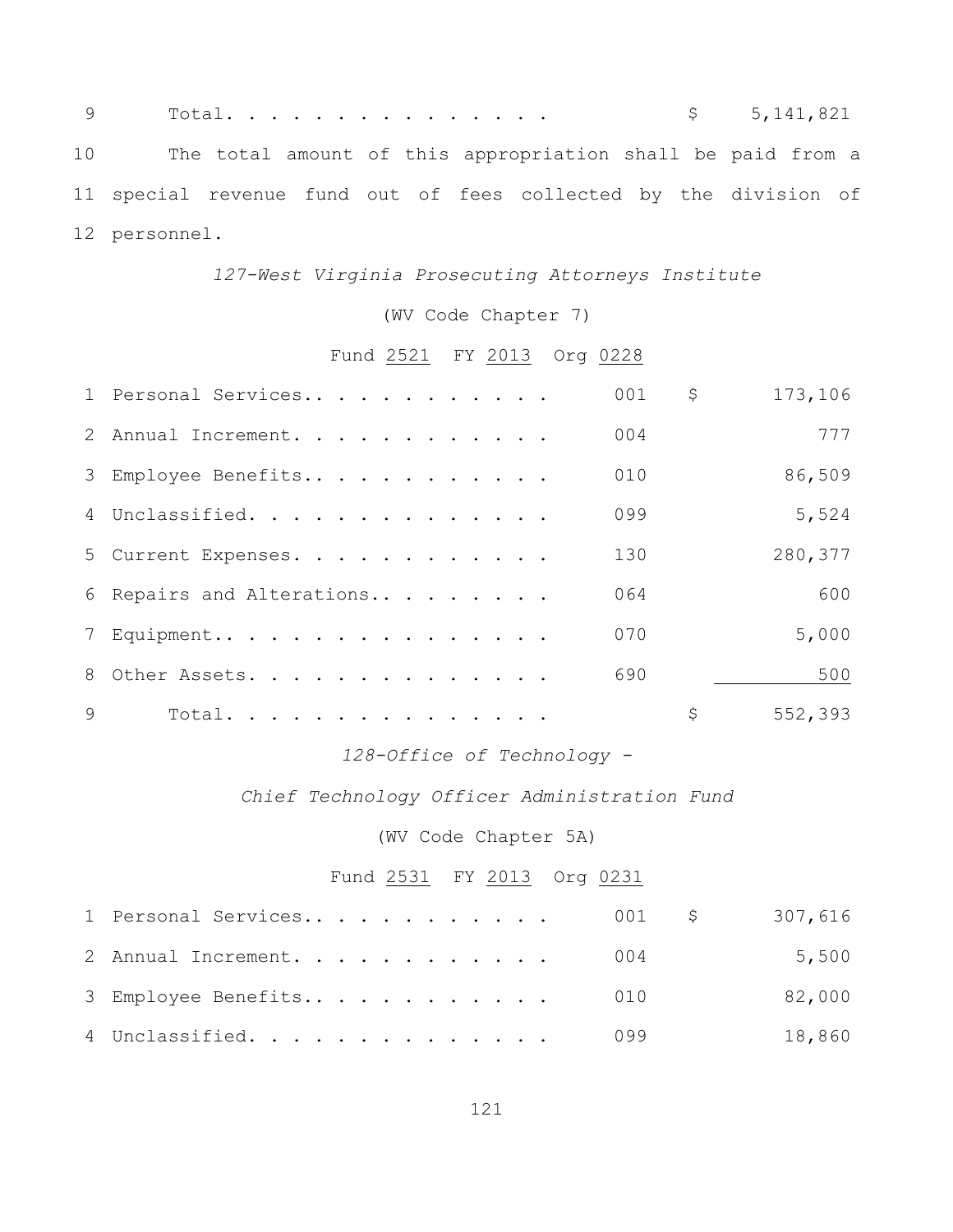| | | | | |
|---|---|---|---|---|
| 9 | Total. . . . . . . . . . . . . . . | | $ | 5,141,821 |

10 The total amount of this appropriation shall be paid from a 11 special revenue fund out of fees collected by the division of 12 personnel.

*127-West Virginia Prosecuting Attorneys Institute*

(WV Code Chapter 7)

Fund 2521 FY 2013 Org 0228

| | | | | |
|---|---|---|---|---|
| 1 | Personal Services.. . . . . . . . . . . | 001 | $ | 173,106 |
| 2 | Annual Increment. . . . . . . . . . . . | 004 | | 777 |
| 3 | Employee Benefits.. . . . . . . . . . . | 010 | | 86,509 |
| 4 | Unclassified. . . . . . . . . . . . . . | 099 | | 5,524 |
| 5 | Current Expenses. . . . . . . . . . . . | 130 | | 280,377 |
| 6 | Repairs and Alterations.. . . . . . . . | 064 | | 600 |
| 7 | Equipment.. . . . . . . . . . . . . . . | 070 | | 5,000 |
| 8 | Other Assets. . . . . . . . . . . . . . | 690 | | 500 |
| 9 | Total. . . . . . . . . . . . . . . | | $ | 552,393 |

*128-Office of Technology -*

*Chief Technology Officer Administration Fund*

(WV Code Chapter 5A)

Fund 2531 FY 2013 Org 0231

| | | | | |
|---|---|---|---|---|
| 1 | Personal Services.. . . . . . . . . . . | 001 | $ | 307,616 |
| 2 | Annual Increment. . . . . . . . . . . . | 004 | | 5,500 |
| 3 | Employee Benefits.. . . . . . . . . . . | 010 | | 82,000 |
| 4 | Unclassified. . . . . . . . . . . . . . | 099 | | 18,860 |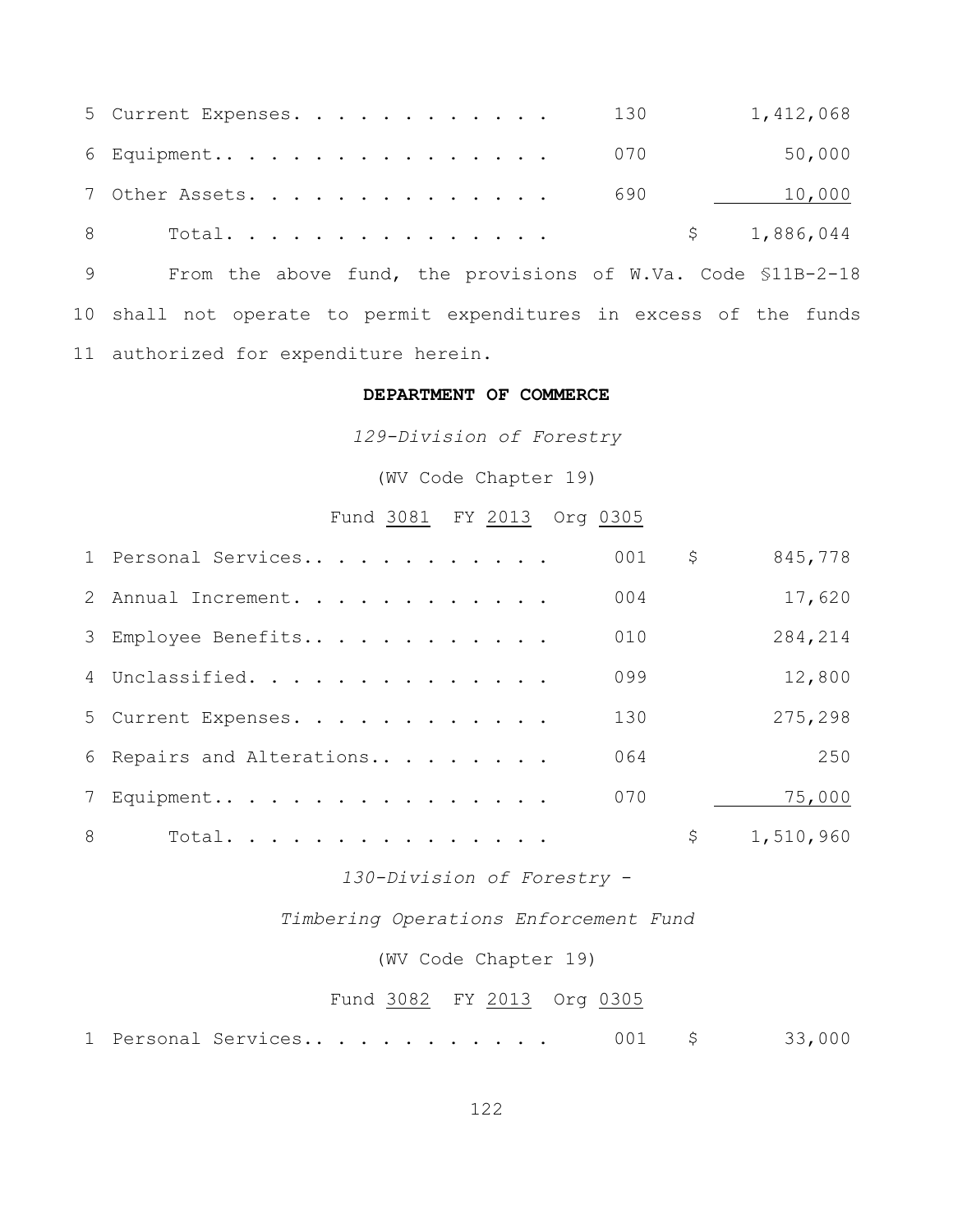| | | | |
|---|---|---|---|
| 5 Current Expenses. . . . . . . . . . . . | 130 | | 1,412,068 |
| 6 Equipment.. . . . . . . . . . . . . . . | 070 | | 50,000 |
| 7 Other Assets. . . . . . . . . . . . . . | 690 | | 10,000 |
| 8 Total. . . . . . . . . . . . . . . | | $ | 1,886,044 |

9 From the above fund, the provisions of W.Va. Code §11B-2-18
10 shall not operate to permit expenditures in excess of the funds
11 authorized for expenditure herein.

**DEPARTMENT OF COMMERCE**

*129-Division of Forestry*

(WV Code Chapter 19)

Fund 3081 FY 2013 Org 0305

| | | | |
|---|---|---|---|
| 1 Personal Services.. . . . . . . . . . . | 001 | $ | 845,778 |
| 2 Annual Increment. . . . . . . . . . . . | 004 | | 17,620 |
| 3 Employee Benefits.. . . . . . . . . . . | 010 | | 284,214 |
| 4 Unclassified. . . . . . . . . . . . . . | 099 | | 12,800 |
| 5 Current Expenses. . . . . . . . . . . . | 130 | | 275,298 |
| 6 Repairs and Alterations.. . . . . . . . | 064 | | 250 |
| 7 Equipment.. . . . . . . . . . . . . . . | 070 | | 75,000 |
| 8 Total. . . . . . . . . . . . . . . | | $ | 1,510,960 |

*130-Division of Forestry -*

*Timbering Operations Enforcement Fund*

(WV Code Chapter 19)

Fund 3082 FY 2013 Org 0305

| | | | |
|---|---|---|---|
| 1 Personal Services.. . . . . . . . . . . | 001 | $ | 33,000 |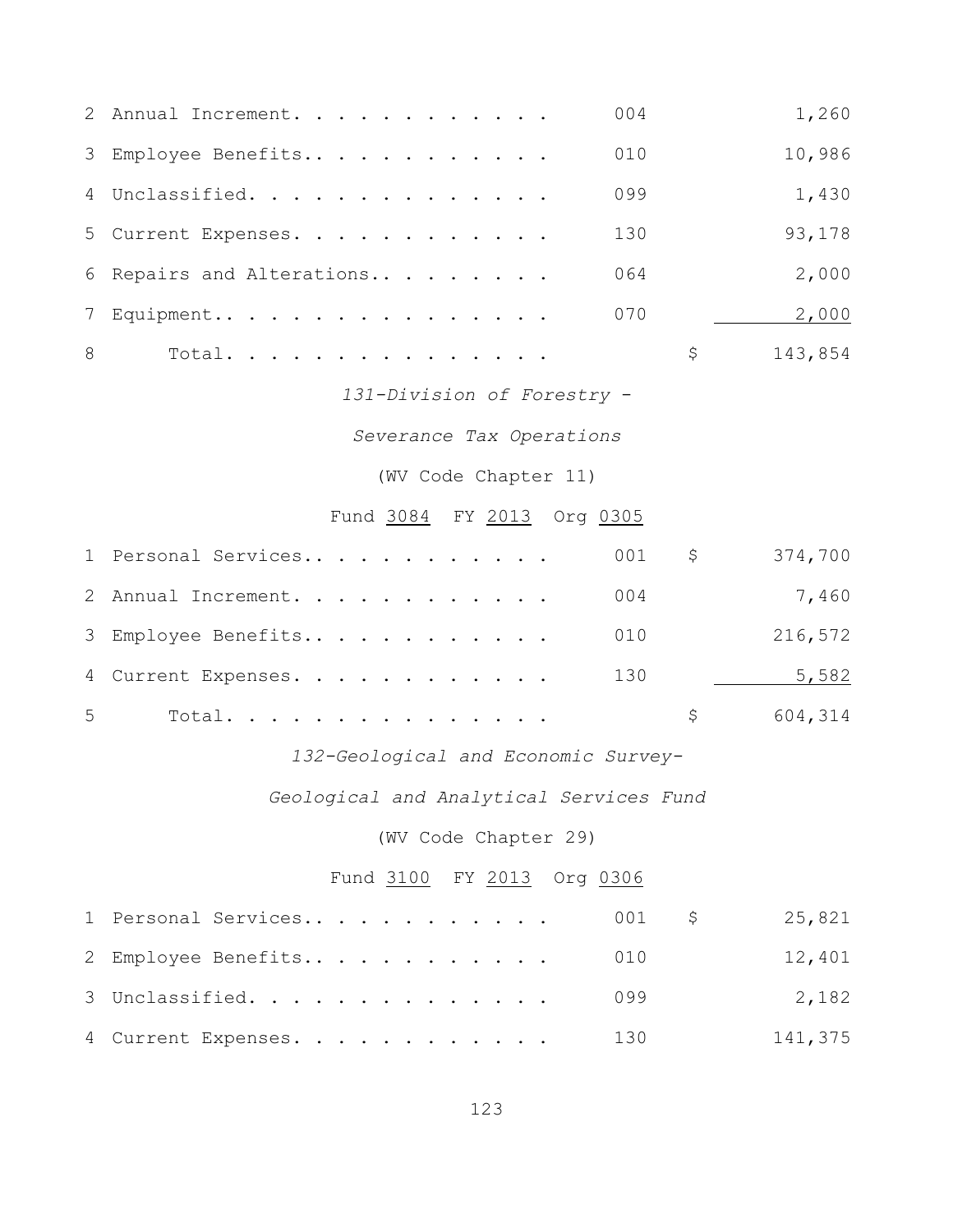| | | | | |
|---|---|---|---|---|
| 2 | Annual Increment. . . . . . . . . . . . | 004 | | 1,260 |
| 3 | Employee Benefits.. . . . . . . . . . . | 010 | | 10,986 |
| 4 | Unclassified. . . . . . . . . . . . . . | 099 | | 1,430 |
| 5 | Current Expenses. . . . . . . . . . . . | 130 | | 93,178 |
| 6 | Repairs and Alterations.. . . . . . . . | 064 | | 2,000 |
| 7 | Equipment.. . . . . . . . . . . . . . . | 070 | | 2,000 |
| 8 | Total. . . . . . . . . . . . . . . | | $ | 143,854 |

*131-Division of Forestry -*

*Severance Tax Operations*

(WV Code Chapter 11)

Fund 3084 FY 2013 Org 0305

| | | | | |
|---|---|---|---|---|
| 1 | Personal Services.. . . . . . . . . . . | 001 | $ | 374,700 |
| 2 | Annual Increment. . . . . . . . . . . . | 004 | | 7,460 |
| 3 | Employee Benefits.. . . . . . . . . . . | 010 | | 216,572 |
| 4 | Current Expenses. . . . . . . . . . . . | 130 | | 5,582 |
| 5 | Total. . . . . . . . . . . . . . . | | $ | 604,314 |

*132-Geological and Economic Survey-*

*Geological and Analytical Services Fund*

(WV Code Chapter 29)

Fund 3100 FY 2013 Org 0306

| | | | | |
|---|---|---|---|---|
| 1 | Personal Services.. . . . . . . . . . . | 001 | $ | 25,821 |
| 2 | Employee Benefits.. . . . . . . . . . . | 010 | | 12,401 |
| 3 | Unclassified. . . . . . . . . . . . . . | 099 | | 2,182 |
| 4 | Current Expenses. . . . . . . . . . . . | 130 | | 141,375 |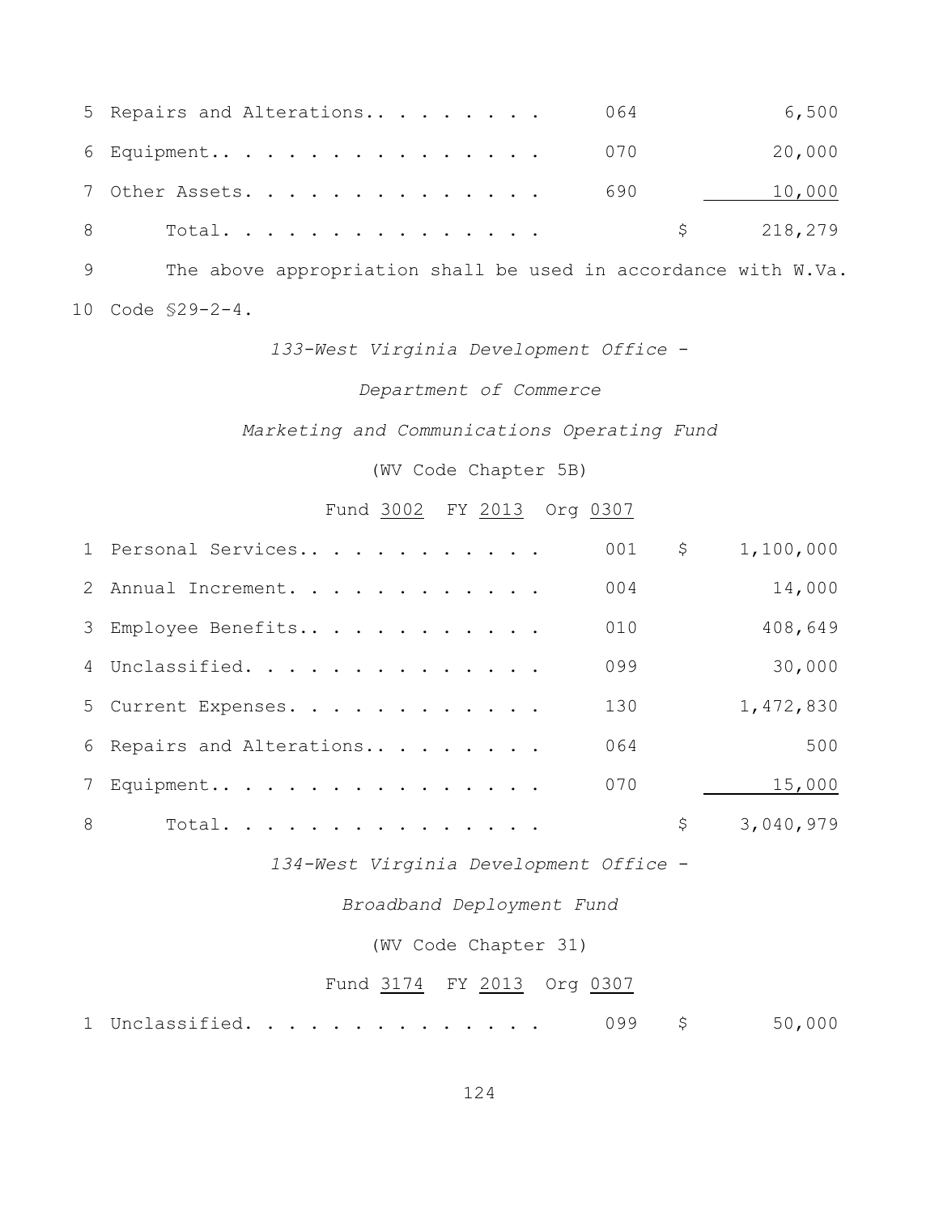| | | | | |
|---|---|---|---|---|
| 5 | Repairs and Alterations. . . . . . . . . | 064 | | 6,500 |
| 6 | Equipment. . . . . . . . . . . . . . . . . | 070 | | 20,000 |
| 7 | Other Assets. . . . . . . . . . . . . . . | 690 | | 10,000 |
| 8 | Total. . . . . . . . . . . . . . . . | | $ | 218,279 |

9 The above appropriation shall be used in accordance with W.Va.
10 Code §29-2-4.

*133-West Virginia Development Office -*

*Department of Commerce*

*Marketing and Communications Operating Fund*

(WV Code Chapter 5B)

Fund 3002 FY 2013 Org 0307

| | | | | |
|---|---|---|---|---|
| 1 | Personal Services. . . . . . . . . . . . | 001 | $ | 1,100,000 |
| 2 | Annual Increment. . . . . . . . . . . . | 004 | | 14,000 |
| 3 | Employee Benefits. . . . . . . . . . . . | 010 | | 408,649 |
| 4 | Unclassified. . . . . . . . . . . . . . . | 099 | | 30,000 |
| 5 | Current Expenses. . . . . . . . . . . . | 130 | | 1,472,830 |
| 6 | Repairs and Alterations. . . . . . . . . | 064 | | 500 |
| 7 | Equipment. . . . . . . . . . . . . . . . . | 070 | | 15,000 |
| 8 | Total. . . . . . . . . . . . . . . . | | $ | 3,040,979 |

*134-West Virginia Development Office -*

*Broadband Deployment Fund*

(WV Code Chapter 31)

Fund 3174 FY 2013 Org 0307

| | | | | |
|---|---|---|---|---|
| 1 | Unclassified. . . . . . . . . . . . . . . | 099 | $ | 50,000 |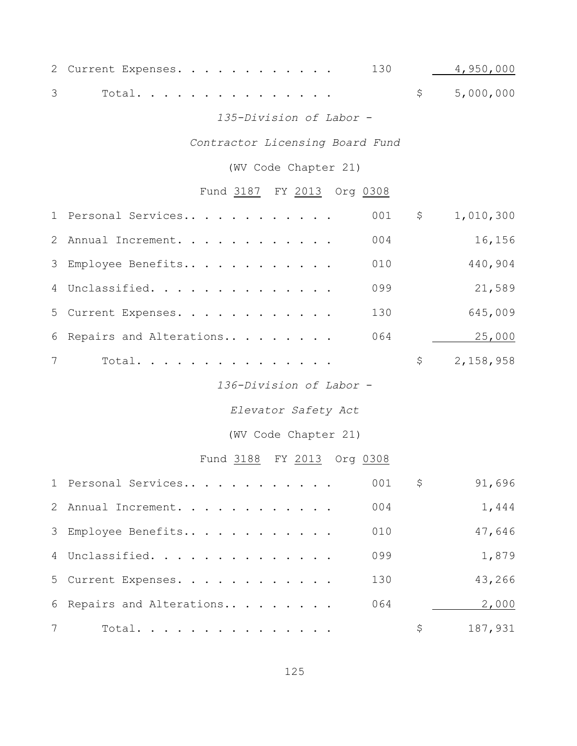| | | | | |
|---|---|---|---|---|
| 2 | Current Expenses. . . . . . . . . . . . | 130 | | 4,950,000 |
| 3 | Total. . . . . . . . . . . . . . . | | $ | 5,000,000 |

*135-Division of Labor -*

*Contractor Licensing Board Fund*

(WV Code Chapter 21)

Fund 3187 FY 2013 Org 0308

| | | | | |
|---|---|---|---|---|
| 1 | Personal Services.. . . . . . . . . . . | 001 | $ | 1,010,300 |
| 2 | Annual Increment. . . . . . . . . . . . | 004 | | 16,156 |
| 3 | Employee Benefits.. . . . . . . . . . . | 010 | | 440,904 |
| 4 | Unclassified. . . . . . . . . . . . . . | 099 | | 21,589 |
| 5 | Current Expenses. . . . . . . . . . . . | 130 | | 645,009 |
| 6 | Repairs and Alterations.. . . . . . . . | 064 | | 25,000 |
| 7 | Total. . . . . . . . . . . . . . . | | $ | 2,158,958 |

*136-Division of Labor -*

*Elevator Safety Act*

(WV Code Chapter 21)

Fund 3188 FY 2013 Org 0308

| | | | | |
|---|---|---|---|---|
| 1 | Personal Services.. . . . . . . . . . . | 001 | $ | 91,696 |
| 2 | Annual Increment. . . . . . . . . . . . | 004 | | 1,444 |
| 3 | Employee Benefits.. . . . . . . . . . . | 010 | | 47,646 |
| 4 | Unclassified. . . . . . . . . . . . . . | 099 | | 1,879 |
| 5 | Current Expenses. . . . . . . . . . . . | 130 | | 43,266 |
| 6 | Repairs and Alterations.. . . . . . . . | 064 | | 2,000 |
| 7 | Total. . . . . . . . . . . . . . . | | $ | 187,931 |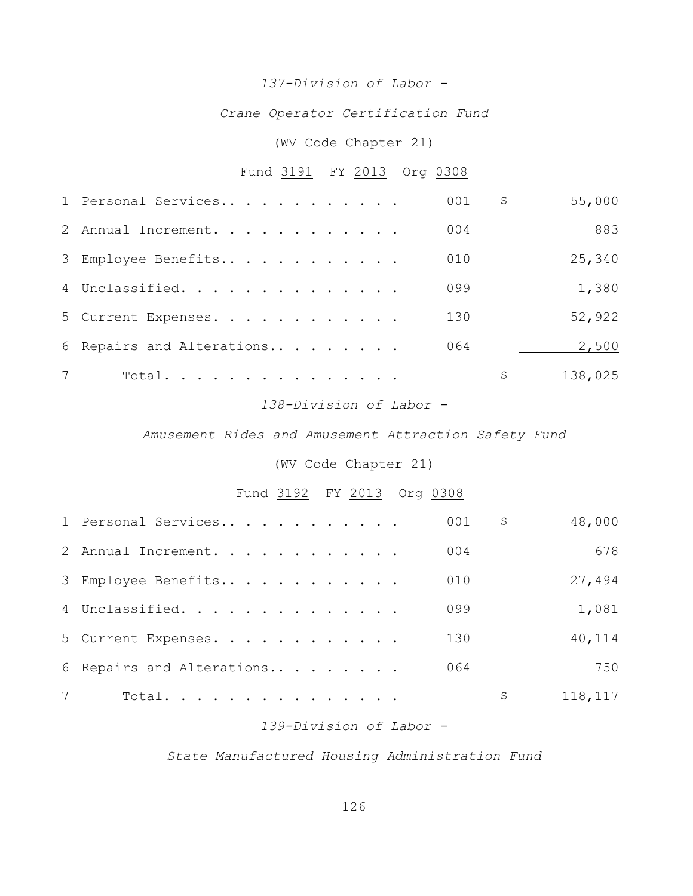*137-Division of Labor -*

*Crane Operator Certification Fund*

(WV Code Chapter 21)

Fund 3191 FY 2013 Org 0308

| | | | | |
|---|---|---|---|---|
| 1 | Personal Services. . . . . . . . . . . . | 001 | $ | 55,000 |
| 2 | Annual Increment. . . . . . . . . . . . | 004 | | 883 |
| 3 | Employee Benefits. . . . . . . . . . . . | 010 | | 25,340 |
| 4 | Unclassified. . . . . . . . . . . . . . | 099 | | 1,380 |
| 5 | Current Expenses. . . . . . . . . . . . | 130 | | 52,922 |
| 6 | Repairs and Alterations. . . . . . . . . | 064 | | 2,500 |
| 7 | Total. . . . . . . . . . . . . . . | | $ | 138,025 |

*138-Division of Labor -*

*Amusement Rides and Amusement Attraction Safety Fund*

(WV Code Chapter 21)

Fund 3192 FY 2013 Org 0308

| | | | | |
|---|---|---|---|---|
| 1 | Personal Services. . . . . . . . . . . . | 001 | $ | 48,000 |
| 2 | Annual Increment. . . . . . . . . . . . | 004 | | 678 |
| 3 | Employee Benefits. . . . . . . . . . . . | 010 | | 27,494 |
| 4 | Unclassified. . . . . . . . . . . . . . | 099 | | 1,081 |
| 5 | Current Expenses. . . . . . . . . . . . | 130 | | 40,114 |
| 6 | Repairs and Alterations. . . . . . . . . | 064 | | 750 |
| 7 | Total. . . . . . . . . . . . . . . | | $ | 118,117 |

*139-Division of Labor -*

*State Manufactured Housing Administration Fund*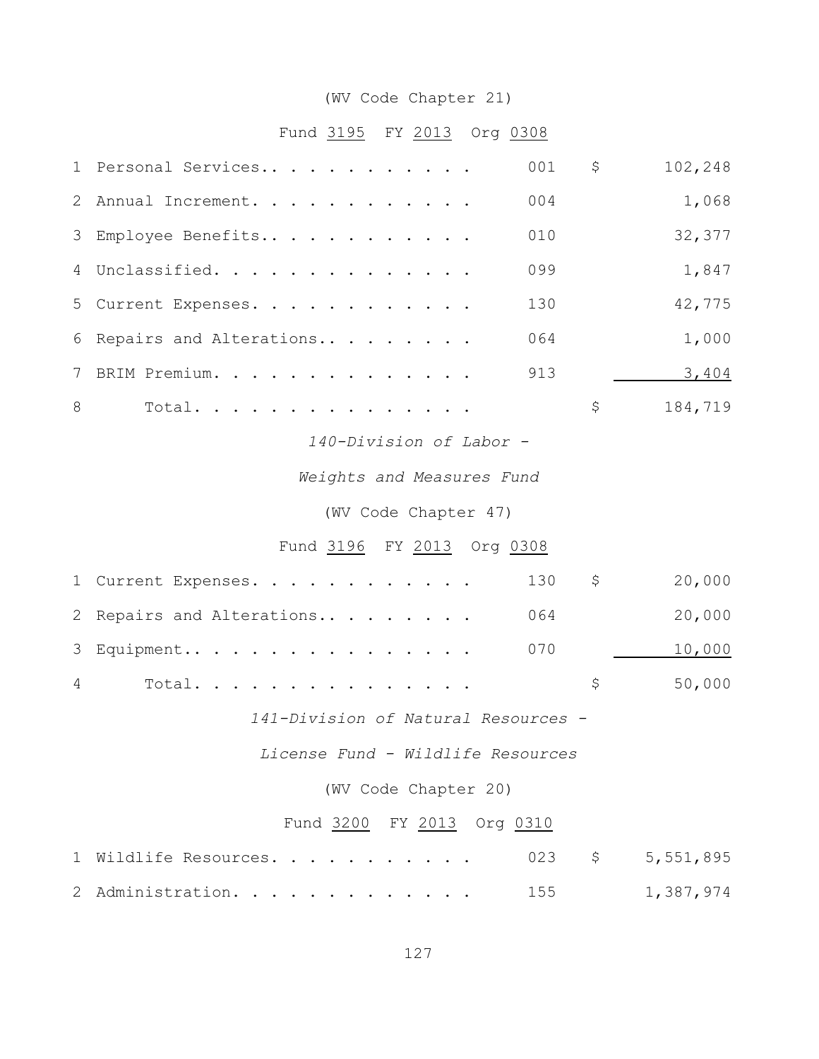(WV Code Chapter 21)

Fund 3195 FY 2013 Org 0308

| | | | | |
|---|---|---|---|---|
| 1 | Personal Services.. . . . . . . . . . . | 001 | $ | 102,248 |
| 2 | Annual Increment. . . . . . . . . . . . | 004 | | 1,068 |
| 3 | Employee Benefits.. . . . . . . . . . . | 010 | | 32,377 |
| 4 | Unclassified. . . . . . . . . . . . . . | 099 | | 1,847 |
| 5 | Current Expenses. . . . . . . . . . . . | 130 | | 42,775 |
| 6 | Repairs and Alterations.. . . . . . . . | 064 | | 1,000 |
| 7 | BRIM Premium. . . . . . . . . . . . . . | 913 | | 3,404 |
| 8 | Total. . . . . . . . . . . . . . . | | $ | 184,719 |

*140-Division of Labor -*

*Weights and Measures Fund*

(WV Code Chapter 47)

Fund 3196 FY 2013 Org 0308

| | | | | |
|---|---|---|---|---|
| 1 | Current Expenses. . . . . . . . . . . . | 130 | $ | 20,000 |
| 2 | Repairs and Alterations.. . . . . . . . | 064 | | 20,000 |
| 3 | Equipment.. . . . . . . . . . . . . . . | 070 | | 10,000 |
| 4 | Total. . . . . . . . . . . . . . . | | $ | 50,000 |

*141-Division of Natural Resources -*

*License Fund - Wildlife Resources*

(WV Code Chapter 20)

Fund 3200 FY 2013 Org 0310

| | | | | |
|---|---|---|---|---|
| 1 | Wildlife Resources. . . . . . . . . . . | 023 | $ | 5,551,895 |
| 2 | Administration. . . . . . . . . . . . . | 155 | | 1,387,974 |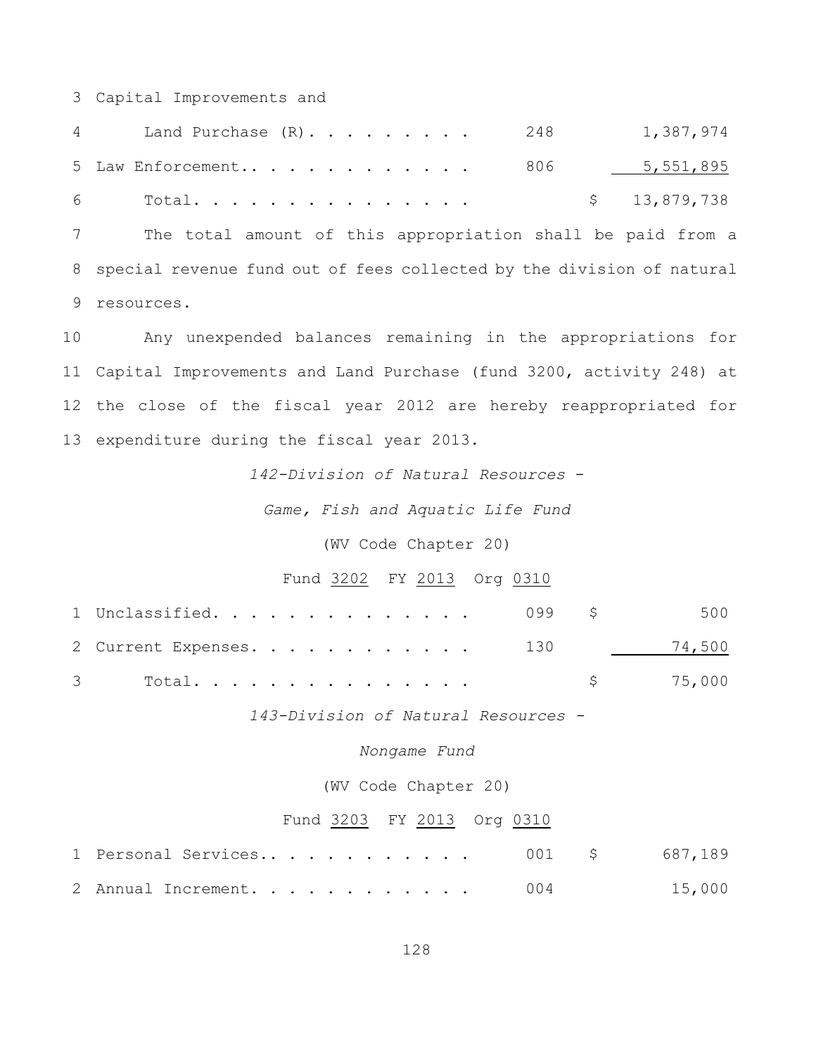| | | | |
|---|---|---|---|
| 3 Capital Improvements and | | | |
| 4 Land Purchase (R). . . . . . . . . | 248 | | 1,387,974 |
| 5 Law Enforcement.. . . . . . . . . . . . | 806 | | 5,551,895 |
| 6 Total. . . . . . . . . . . . . . . . | | $ | 13,879,738 |

7 The total amount of this appropriation shall be paid from a 8 special revenue fund out of fees collected by the division of natural 9 resources.

10 Any unexpended balances remaining in the appropriations for 11 Capital Improvements and Land Purchase (fund 3200, activity 248) at 12 the close of the fiscal year 2012 are hereby reappropriated for 13 expenditure during the fiscal year 2013.

*142-Division of Natural Resources -*

*Game, Fish and Aquatic Life Fund*

(WV Code Chapter 20)

Fund 3202 FY 2013 Org 0310

| | | | |
|---|---|---|---|
| 1 Unclassified. . . . . . . . . . . . . . | 099 | $ | 500 |
| 2 Current Expenses. . . . . . . . . . . . | 130 | | 74,500 |
| 3 Total. . . . . . . . . . . . . . . . | | $ | 75,000 |

*143-Division of Natural Resources -*

*Nongame Fund*

(WV Code Chapter 20)

Fund 3203 FY 2013 Org 0310

| | | | |
|---|---|---|---|
| 1 Personal Services.. . . . . . . . . . . | 001 | $ | 687,189 |
| 2 Annual Increment. . . . . . . . . . . . | 004 | | 15,000 |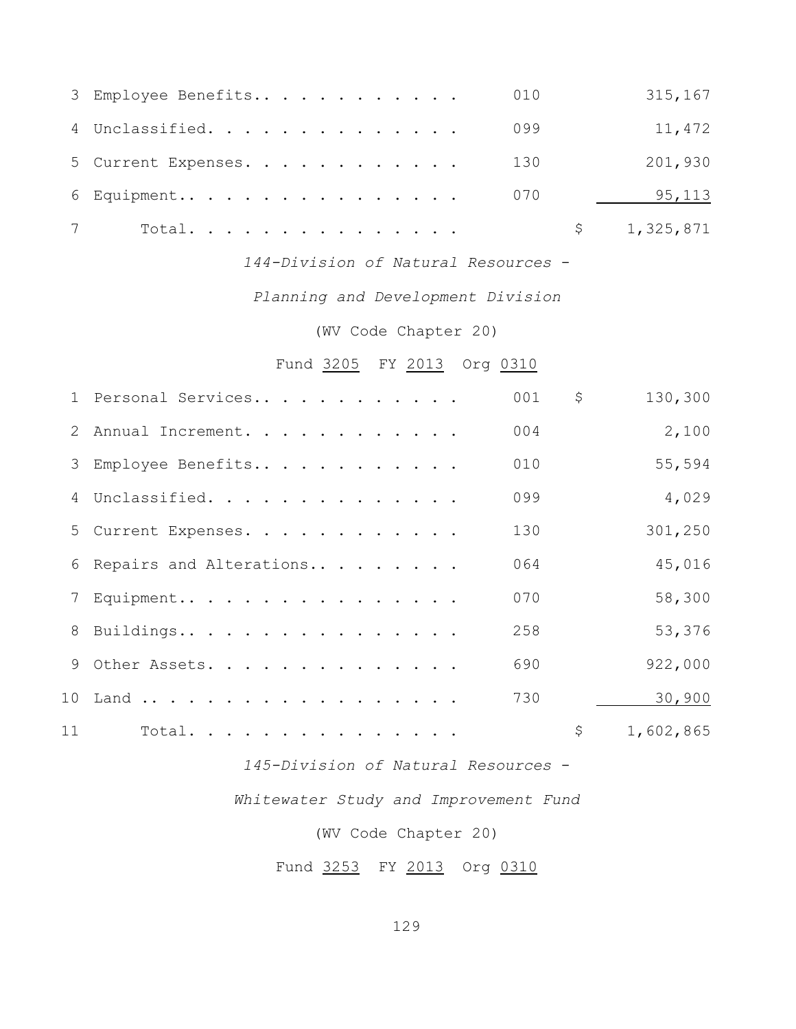| | | | | |
|---|---|---|---|---|
| 3 | Employee Benefits. . . . . . . . . . . . | 010 | | 315,167 |
| 4 | Unclassified. . . . . . . . . . . . . . . | 099 | | 11,472 |
| 5 | Current Expenses. . . . . . . . . . . . | 130 | | 201,930 |
| 6 | Equipment. . . . . . . . . . . . . . . . | 070 | | 95,113 |
| 7 | Total. . . . . . . . . . . . . . . | | $ | 1,325,871 |

*144-Division of Natural Resources -*

*Planning and Development Division*

(WV Code Chapter 20)

Fund 3205 FY 2013 Org 0310

| | | | | |
|---|---|---|---|---|
| 1 | Personal Services. . . . . . . . . . . . | 001 | $ | 130,300 |
| 2 | Annual Increment. . . . . . . . . . . . | 004 | | 2,100 |
| 3 | Employee Benefits. . . . . . . . . . . . | 010 | | 55,594 |
| 4 | Unclassified. . . . . . . . . . . . . . . | 099 | | 4,029 |
| 5 | Current Expenses. . . . . . . . . . . . | 130 | | 301,250 |
| 6 | Repairs and Alterations. . . . . . . . . | 064 | | 45,016 |
| 7 | Equipment. . . . . . . . . . . . . . . . | 070 | | 58,300 |
| 8 | Buildings. . . . . . . . . . . . . . . . | 258 | | 53,376 |
| 9 | Other Assets. . . . . . . . . . . . . . . | 690 | | 922,000 |
| 10 | Land . . . . . . . . . . . . . . . . . . | 730 | | 30,900 |
| 11 | Total. . . . . . . . . . . . . . . | | $ | 1,602,865 |

*145-Division of Natural Resources -*

*Whitewater Study and Improvement Fund*

(WV Code Chapter 20)

Fund 3253 FY 2013 Org 0310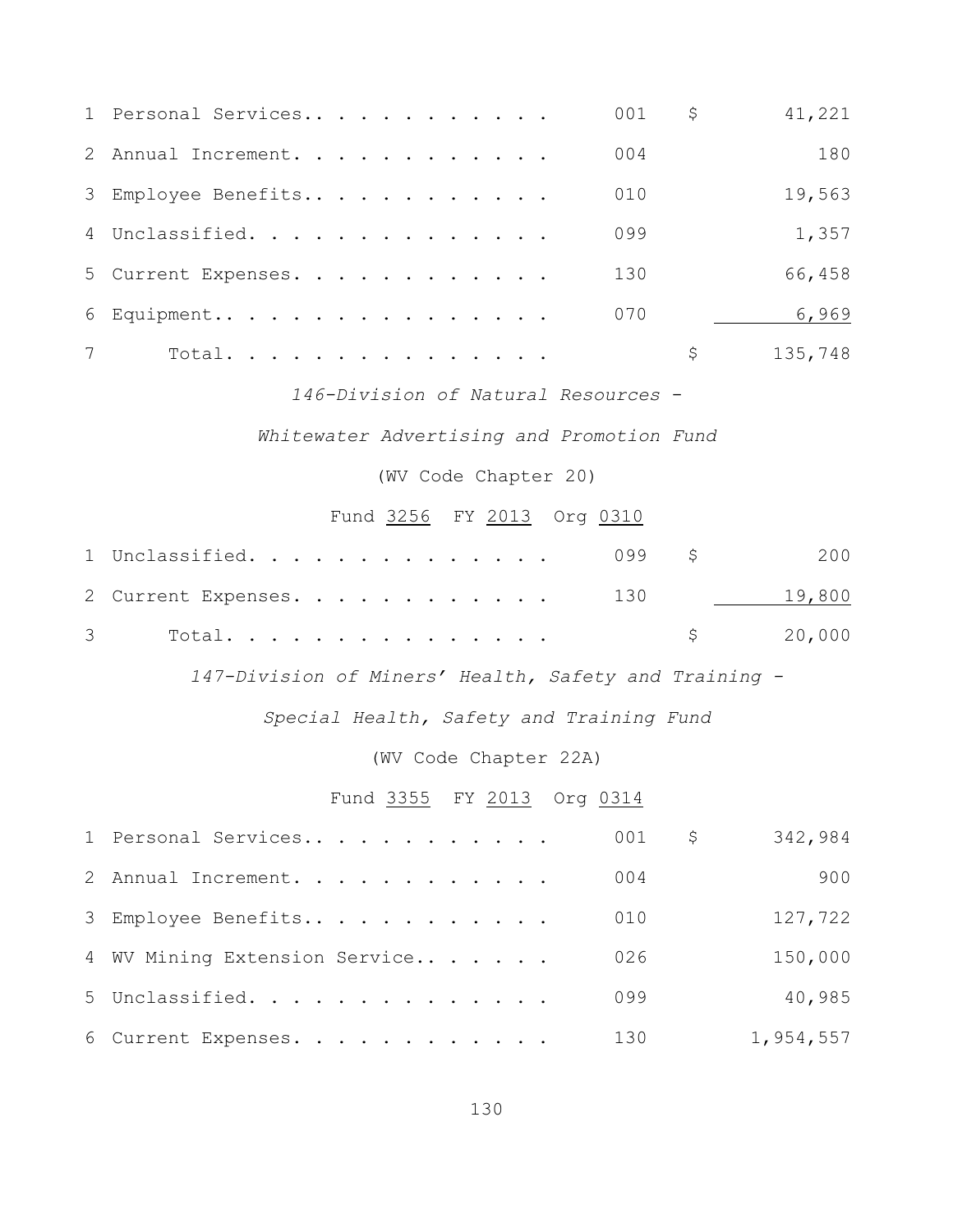| | | | | |
|---|---|---|---|---|
| 1 | Personal Services. . . . . . . . . . . . | 001 | $ | 41,221 |
| 2 | Annual Increment. . . . . . . . . . . . | 004 | | 180 |
| 3 | Employee Benefits. . . . . . . . . . . . | 010 | | 19,563 |
| 4 | Unclassified. . . . . . . . . . . . . . | 099 | | 1,357 |
| 5 | Current Expenses. . . . . . . . . . . . | 130 | | 66,458 |
| 6 | Equipment. . . . . . . . . . . . . . . | 070 | | 6,969 |
| 7 | Total. . . . . . . . . . . . . . . | | $ | 135,748 |

*146-Division of Natural Resources -*

*Whitewater Advertising and Promotion Fund*

(WV Code Chapter 20)

Fund 3256 FY 2013 Org 0310

| | | | | |
|---|---|---|---|---|
| 1 | Unclassified. . . . . . . . . . . . . . | 099 | $ | 200 |
| 2 | Current Expenses. . . . . . . . . . . . | 130 | | 19,800 |
| 3 | Total. . . . . . . . . . . . . . . | | $ | 20,000 |

*147-Division of Miners' Health, Safety and Training -*

*Special Health, Safety and Training Fund*

(WV Code Chapter 22A)

Fund 3355 FY 2013 Org 0314

| | | | | |
|---|---|---|---|---|
| 1 | Personal Services. . . . . . . . . . . . | 001 | $ | 342,984 |
| 2 | Annual Increment. . . . . . . . . . . . | 004 | | 900 |
| 3 | Employee Benefits. . . . . . . . . . . . | 010 | | 127,722 |
| 4 | WV Mining Extension Service. . . . . . . | 026 | | 150,000 |
| 5 | Unclassified. . . . . . . . . . . . . . | 099 | | 40,985 |
| 6 | Current Expenses. . . . . . . . . . . . | 130 | | 1,954,557 |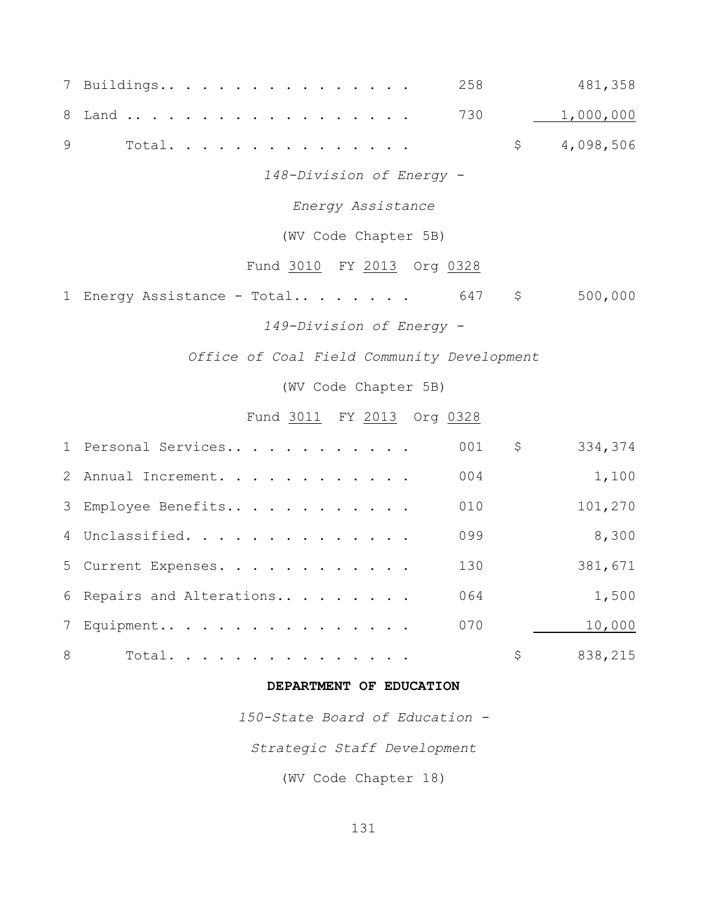| | | | | |
|---|---|---|---|---|
| 7 | Buildings.. . . . . . . . . . . . . . . | 258 | | 481,358 |
| 8 | Land .. . . . . . . . . . . . . . . . . | 730 | | 1,000,000 |
| 9 | Total. . . . . . . . . . . . . . . | | $ | 4,098,506 |

*148-Division of Energy -*

*Energy Assistance*

(WV Code Chapter 5B)

Fund 3010 FY 2013 Org 0328

| | | | | |
|---|---|---|---|---|
| 1 | Energy Assistance - Total.. . . . . . . | 647 | $ | 500,000 |

*149-Division of Energy -*

*Office of Coal Field Community Development*

(WV Code Chapter 5B)

Fund 3011 FY 2013 Org 0328

| | | | | |
|---|---|---|---|---|
| 1 | Personal Services.. . . . . . . . . . . | 001 | $ | 334,374 |
| 2 | Annual Increment. . . . . . . . . . . . | 004 | | 1,100 |
| 3 | Employee Benefits.. . . . . . . . . . . | 010 | | 101,270 |
| 4 | Unclassified. . . . . . . . . . . . . . | 099 | | 8,300 |
| 5 | Current Expenses. . . . . . . . . . . . | 130 | | 381,671 |
| 6 | Repairs and Alterations.. . . . . . . . | 064 | | 1,500 |
| 7 | Equipment.. . . . . . . . . . . . . . . | 070 | | 10,000 |
| 8 | Total. . . . . . . . . . . . . . . | | $ | 838,215 |

**DEPARTMENT OF EDUCATION**

*150-State Board of Education -*

*Strategic Staff Development*

(WV Code Chapter 18)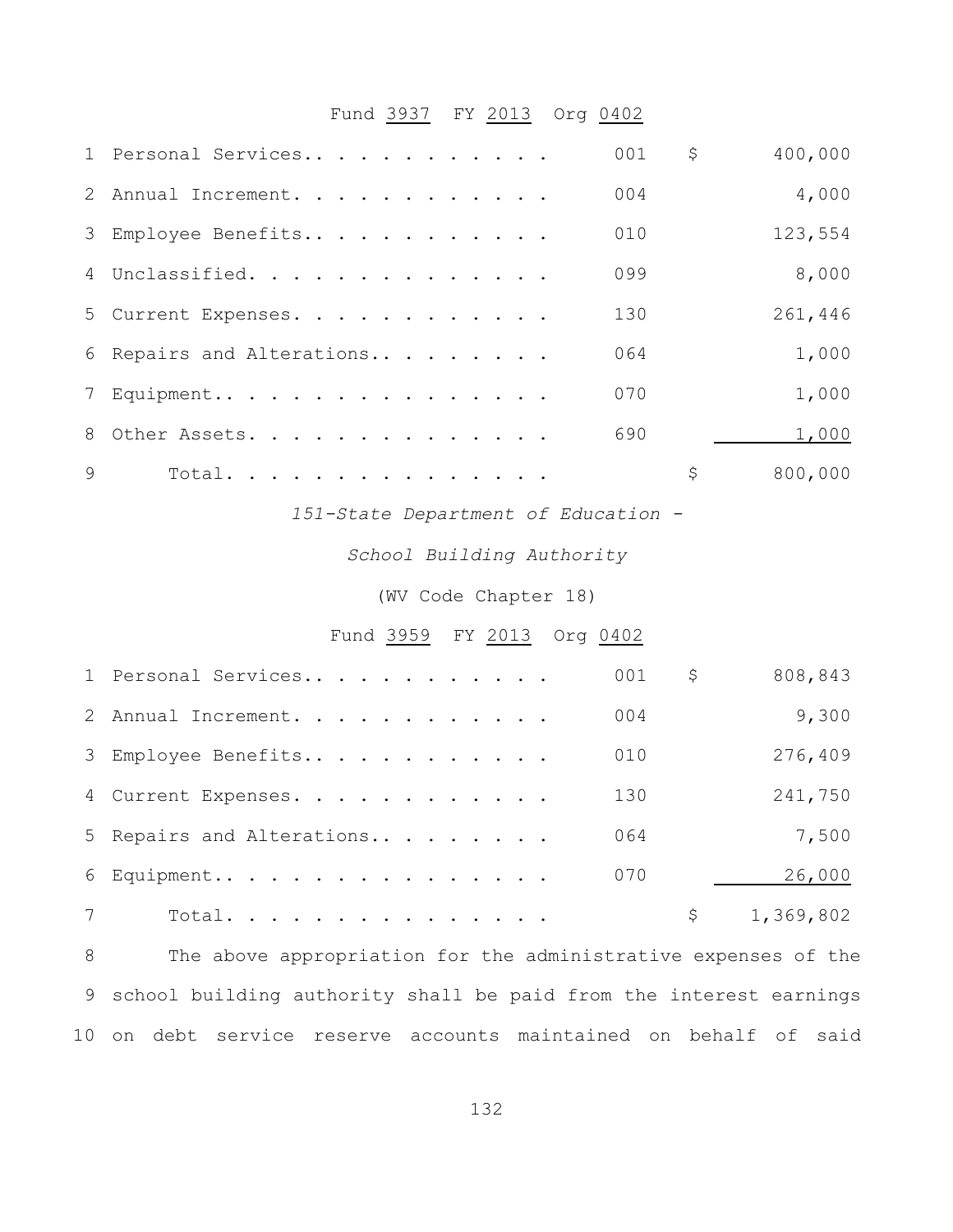Fund 3937 FY 2013 Org 0402

| | | | |
|---|---|---|---|
| 1 | Personal Services. . . . . . . . . . . . | 001 | $ 400,000 |
| 2 | Annual Increment. . . . . . . . . . . . | 004 | 4,000 |
| 3 | Employee Benefits. . . . . . . . . . . . | 010 | 123,554 |
| 4 | Unclassified. . . . . . . . . . . . . . | 099 | 8,000 |
| 5 | Current Expenses. . . . . . . . . . . . | 130 | 261,446 |
| 6 | Repairs and Alterations. . . . . . . . . | 064 | 1,000 |
| 7 | Equipment. . . . . . . . . . . . . . . . | 070 | 1,000 |
| 8 | Other Assets. . . . . . . . . . . . . . | 690 | 1,000 |
| 9 | Total. . . . . . . . . . . . . . . . | | $ 800,000 |

*151-State Department of Education -*

*School Building Authority*

(WV Code Chapter 18)

Fund 3959 FY 2013 Org 0402

| | | | |
|---|---|---|---|
| 1 | Personal Services. . . . . . . . . . . . | 001 | $ 808,843 |
| 2 | Annual Increment. . . . . . . . . . . . | 004 | 9,300 |
| 3 | Employee Benefits. . . . . . . . . . . . | 010 | 276,409 |
| 4 | Current Expenses. . . . . . . . . . . . | 130 | 241,750 |
| 5 | Repairs and Alterations. . . . . . . . . | 064 | 7,500 |
| 6 | Equipment. . . . . . . . . . . . . . . . | 070 | 26,000 |
| 7 | Total. . . . . . . . . . . . . . . . | | $ 1,369,802 |

8 The above appropriation for the administrative expenses of the
9 school building authority shall be paid from the interest earnings
10 on debt service reserve accounts maintained on behalf of said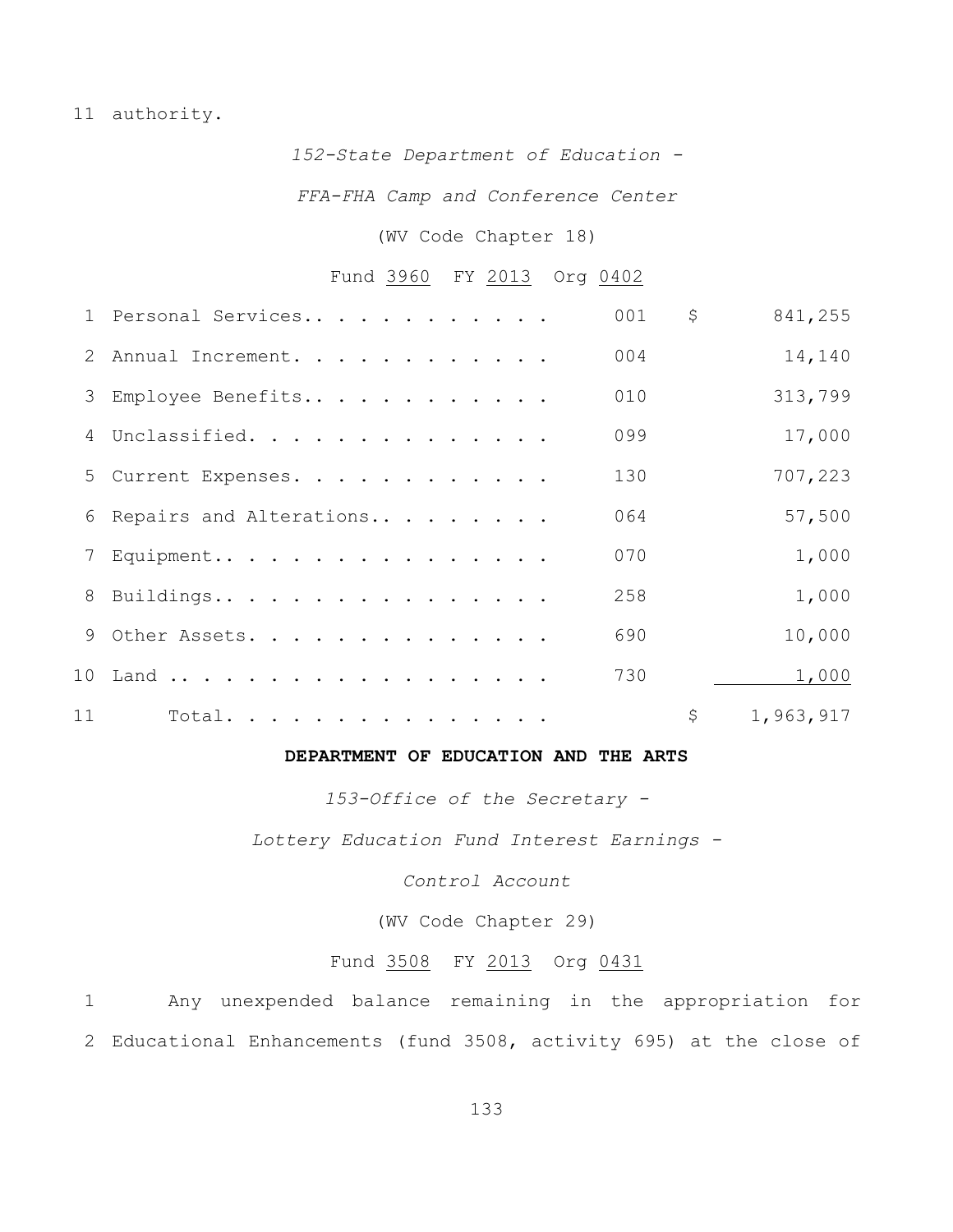11 authority.

*152-State Department of Education -*

*FFA-FHA Camp and Conference Center*

(WV Code Chapter 18)

Fund 3960 FY 2013 Org 0402

| | | | | |
|---|---|---|---|---|
| 1 | Personal Services.. . . . . . . . . . . . | 001 | $ | 841,255 |
| 2 | Annual Increment. . . . . . . . . . . . . | 004 | | 14,140 |
| 3 | Employee Benefits.. . . . . . . . . . . . | 010 | | 313,799 |
| 4 | Unclassified. . . . . . . . . . . . . . . | 099 | | 17,000 |
| 5 | Current Expenses. . . . . . . . . . . . . | 130 | | 707,223 |
| 6 | Repairs and Alterations.. . . . . . . . . | 064 | | 57,500 |
| 7 | Equipment.. . . . . . . . . . . . . . . . | 070 | | 1,000 |
| 8 | Buildings.. . . . . . . . . . . . . . . . | 258 | | 1,000 |
| 9 | Other Assets. . . . . . . . . . . . . . . | 690 | | 10,000 |
| 10 | Land .. . . . . . . . . . . . . . . . . . | 730 | | 1,000 |
| 11 | Total. . . . . . . . . . . . . . . . | | $ | 1,963,917 |

**DEPARTMENT OF EDUCATION AND THE ARTS**

*153-Office of the Secretary -*

*Lottery Education Fund Interest Earnings -*

*Control Account*

(WV Code Chapter 29)

Fund 3508 FY 2013 Org 0431

1 Any unexpended balance remaining in the appropriation for
2 Educational Enhancements (fund 3508, activity 695) at the close of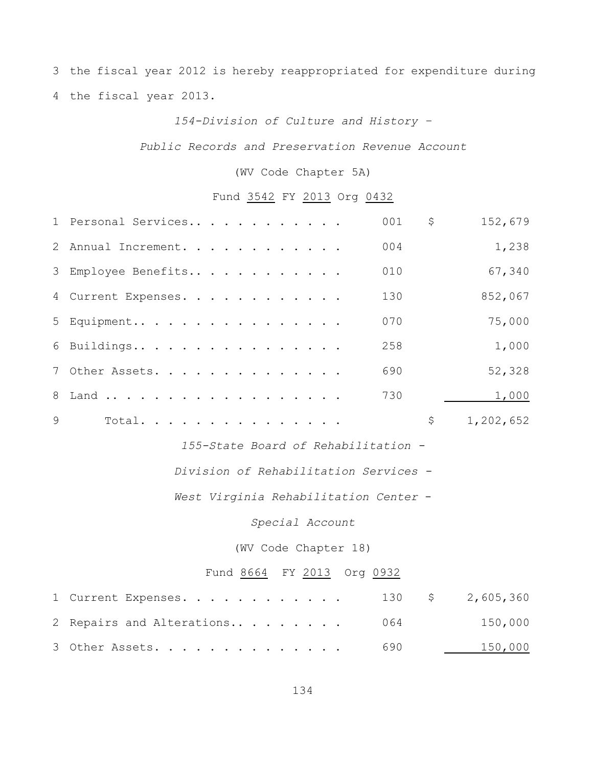3 the fiscal year 2012 is hereby reappropriated for expenditure during
4 the fiscal year 2013.

*154-Division of Culture and History –*

*Public Records and Preservation Revenue Account*

(WV Code Chapter 5A)

Fund 3542 FY 2013 Org 0432

| | | | |
|---|---|---|---|
| 1 | Personal Services.. . . . . . . . . . . | 001 | $ 152,679 |
| 2 | Annual Increment. . . . . . . . . . . . | 004 | 1,238 |
| 3 | Employee Benefits.. . . . . . . . . . . | 010 | 67,340 |
| 4 | Current Expenses. . . . . . . . . . . . | 130 | 852,067 |
| 5 | Equipment.. . . . . . . . . . . . . . . | 070 | 75,000 |
| 6 | Buildings.. . . . . . . . . . . . . . . | 258 | 1,000 |
| 7 | Other Assets. . . . . . . . . . . . . . | 690 | 52,328 |
| 8 | Land .. . . . . . . . . . . . . . . . . | 730 | 1,000 |
| 9 | Total. . . . . . . . . . . . . . . | | $ 1,202,652 |

*155-State Board of Rehabilitation -*

*Division of Rehabilitation Services -*

*West Virginia Rehabilitation Center -*

*Special Account*

(WV Code Chapter 18)

Fund 8664 FY 2013 Org 0932

| | | | |
|---|---|---|---|
| 1 | Current Expenses. . . . . . . . . . . . | 130 | $ 2,605,360 |
| 2 | Repairs and Alterations.. . . . . . . . | 064 | 150,000 |
| 3 | Other Assets. . . . . . . . . . . . . . | 690 | 150,000 |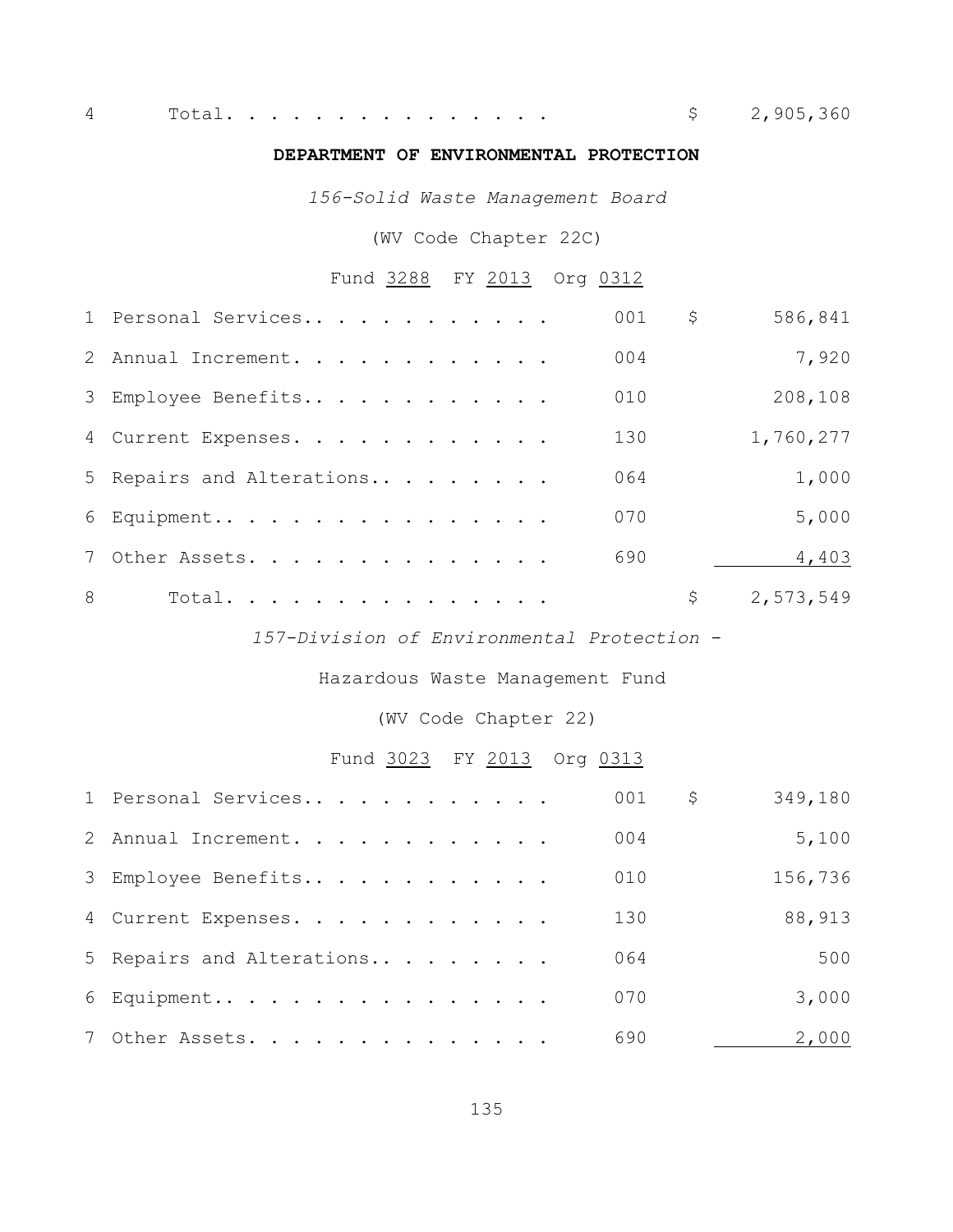| | | | |
|---|---|---|---|
| 4 | Total. . . . . . . . . . . . . . . | | $ 2,905,360 |

**DEPARTMENT OF ENVIRONMENTAL PROTECTION**

*156-Solid Waste Management Board*

(WV Code Chapter 22C)

Fund 3288 FY 2013 Org 0312

| | | | |
|---|---|---|---|
| 1 | Personal Services.. . . . . . . . . . . | 001 | $ 586,841 |
| 2 | Annual Increment. . . . . . . . . . . . | 004 | 7,920 |
| 3 | Employee Benefits.. . . . . . . . . . . | 010 | 208,108 |
| 4 | Current Expenses. . . . . . . . . . . . | 130 | 1,760,277 |
| 5 | Repairs and Alterations.. . . . . . . . | 064 | 1,000 |
| 6 | Equipment.. . . . . . . . . . . . . . . | 070 | 5,000 |
| 7 | Other Assets. . . . . . . . . . . . . . | 690 | 4,403 |
| 8 | Total. . . . . . . . . . . . . . . | | $ 2,573,549 |

*157-Division of Environmental Protection -*

Hazardous Waste Management Fund

(WV Code Chapter 22)

Fund 3023 FY 2013 Org 0313

| | | | |
|---|---|---|---|
| 1 | Personal Services.. . . . . . . . . . . | 001 | $ 349,180 |
| 2 | Annual Increment. . . . . . . . . . . . | 004 | 5,100 |
| 3 | Employee Benefits.. . . . . . . . . . . | 010 | 156,736 |
| 4 | Current Expenses. . . . . . . . . . . . | 130 | 88,913 |
| 5 | Repairs and Alterations.. . . . . . . . | 064 | 500 |
| 6 | Equipment.. . . . . . . . . . . . . . . | 070 | 3,000 |
| 7 | Other Assets. . . . . . . . . . . . . . | 690 | 2,000 |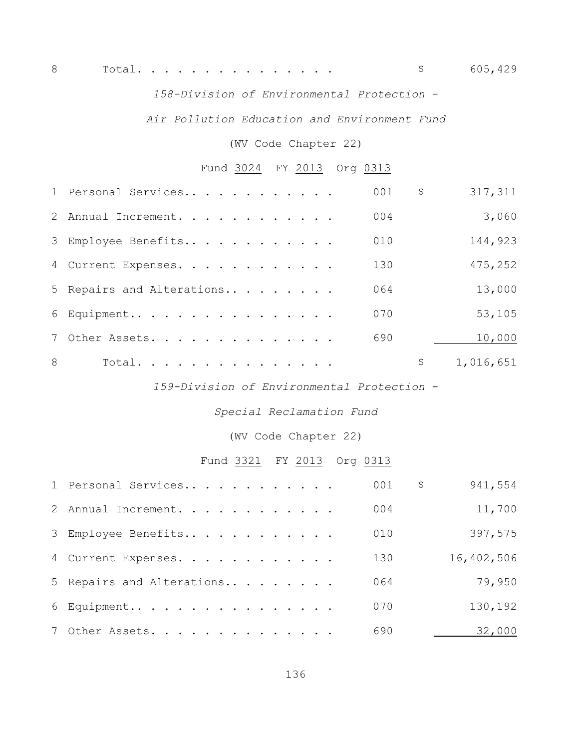| | | | |
|---|---|---|---|
| 8 | Total. . . . . . . . . . . . . . . | | $ 605,429 |

*158-Division of Environmental Protection -*

*Air Pollution Education and Environment Fund*

(WV Code Chapter 22)

Fund 3024 FY 2013 Org 0313

| | | | |
|---|---|---|---|
| 1 | Personal Services.. . . . . . . . . . . | 001 | $ 317,311 |
| 2 | Annual Increment. . . . . . . . . . . . | 004 | 3,060 |
| 3 | Employee Benefits.. . . . . . . . . . . | 010 | 144,923 |
| 4 | Current Expenses. . . . . . . . . . . . | 130 | 475,252 |
| 5 | Repairs and Alterations.. . . . . . . . | 064 | 13,000 |
| 6 | Equipment.. . . . . . . . . . . . . . . | 070 | 53,105 |
| 7 | Other Assets. . . . . . . . . . . . . . | 690 | 10,000 |
| 8 | Total. . . . . . . . . . . . . . . | | $ 1,016,651 |

*159-Division of Environmental Protection -*

*Special Reclamation Fund*

(WV Code Chapter 22)

Fund 3321 FY 2013 Org 0313

| | | | |
|---|---|---|---|
| 1 | Personal Services.. . . . . . . . . . . | 001 | $ 941,554 |
| 2 | Annual Increment. . . . . . . . . . . . | 004 | 11,700 |
| 3 | Employee Benefits.. . . . . . . . . . . | 010 | 397,575 |
| 4 | Current Expenses. . . . . . . . . . . . | 130 | 16,402,506 |
| 5 | Repairs and Alterations.. . . . . . . . | 064 | 79,950 |
| 6 | Equipment.. . . . . . . . . . . . . . . | 070 | 130,192 |
| 7 | Other Assets. . . . . . . . . . . . . . | 690 | 32,000 |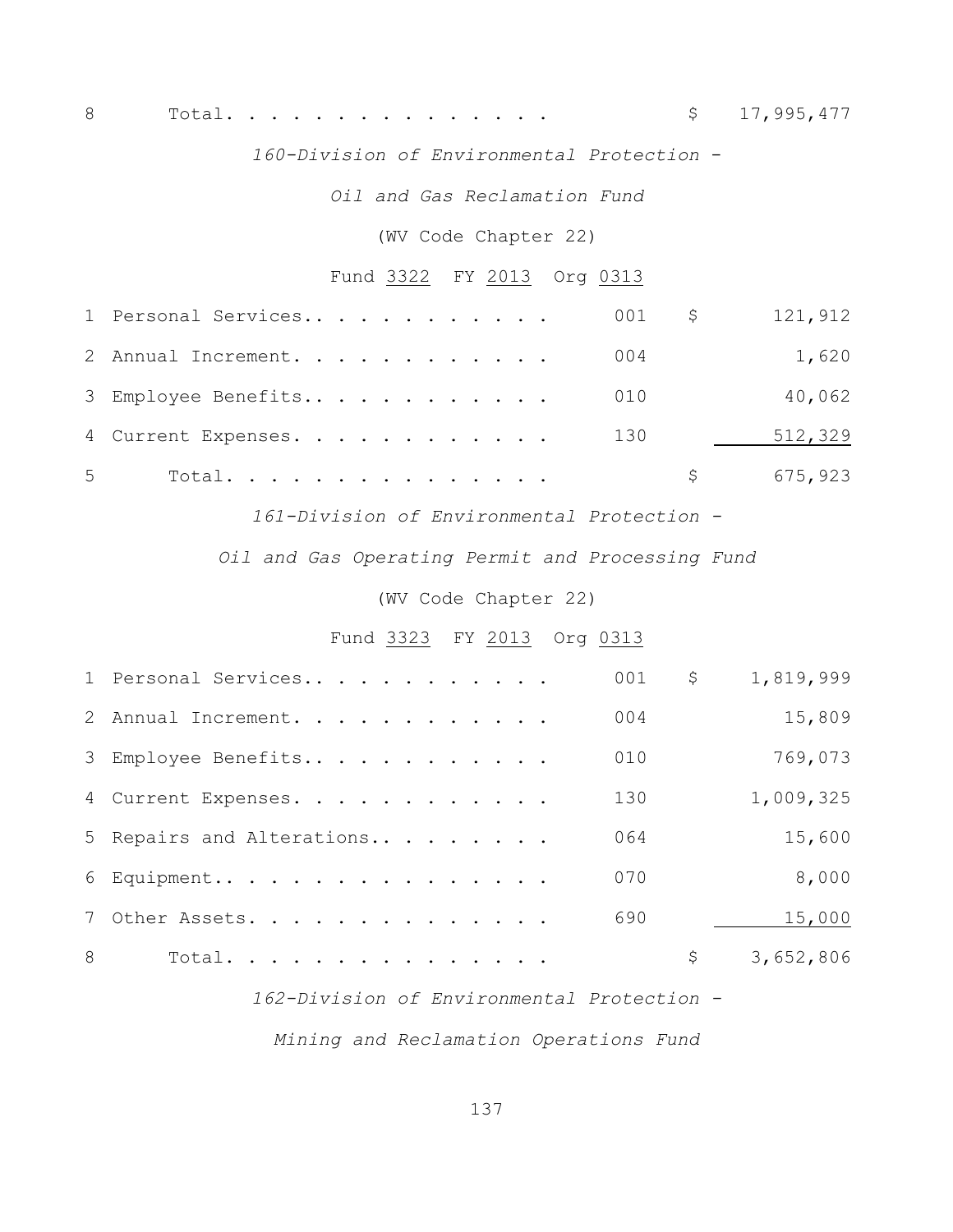| | | | |
|---|---|---|---|
| 8 | Total. . . . . . . . . . . . . . . | | $ 17,995,477 |

*160-Division of Environmental Protection -*

*Oil and Gas Reclamation Fund*

(WV Code Chapter 22)

Fund 3322 FY 2013 Org 0313

| | | | |
|---|---|---|---|
| 1 | Personal Services.. . . . . . . . . . . | 001 | $ 121,912 |
| 2 | Annual Increment. . . . . . . . . . . . | 004 | 1,620 |
| 3 | Employee Benefits.. . . . . . . . . . . | 010 | 40,062 |
| 4 | Current Expenses. . . . . . . . . . . . | 130 | 512,329 |
| 5 | Total. . . . . . . . . . . . . . . | | $ 675,923 |

*161-Division of Environmental Protection -*

*Oil and Gas Operating Permit and Processing Fund*

(WV Code Chapter 22)

Fund 3323 FY 2013 Org 0313

| | | | |
|---|---|---|---|
| 1 | Personal Services.. . . . . . . . . . . | 001 | $ 1,819,999 |
| 2 | Annual Increment. . . . . . . . . . . . | 004 | 15,809 |
| 3 | Employee Benefits.. . . . . . . . . . . | 010 | 769,073 |
| 4 | Current Expenses. . . . . . . . . . . . | 130 | 1,009,325 |
| 5 | Repairs and Alterations.. . . . . . . . | 064 | 15,600 |
| 6 | Equipment.. . . . . . . . . . . . . . . | 070 | 8,000 |
| 7 | Other Assets. . . . . . . . . . . . . . | 690 | 15,000 |
| 8 | Total. . . . . . . . . . . . . . . | | $ 3,652,806 |

*162-Division of Environmental Protection -*

*Mining and Reclamation Operations Fund*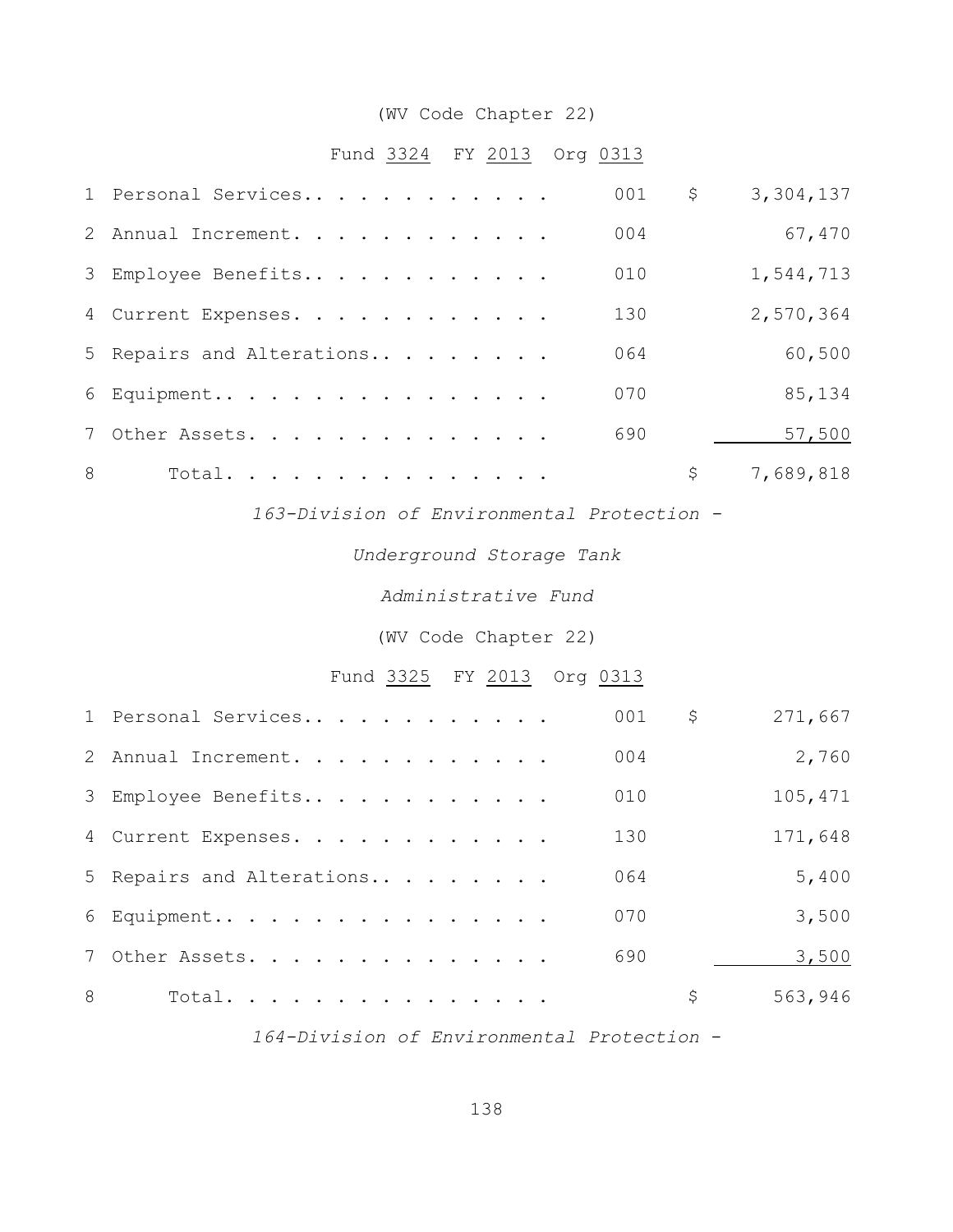(WV Code Chapter 22)

Fund 3324 FY 2013 Org 0313

| | | | |
|---|---|---|---|
| 1 | Personal Services | 001 | $ 3,304,137 |
| 2 | Annual Increment | 004 | 67,470 |
| 3 | Employee Benefits | 010 | 1,544,713 |
| 4 | Current Expenses | 130 | 2,570,364 |
| 5 | Repairs and Alterations | 064 | 60,500 |
| 6 | Equipment | 070 | 85,134 |
| 7 | Other Assets | 690 | 57,500 |
| 8 | Total | | $ 7,689,818 |

*163-Division of Environmental Protection -*

*Underground Storage Tank*

*Administrative Fund*

(WV Code Chapter 22)

Fund 3325 FY 2013 Org 0313

| | | | |
|---|---|---|---|
| 1 | Personal Services | 001 | $ 271,667 |
| 2 | Annual Increment | 004 | 2,760 |
| 3 | Employee Benefits | 010 | 105,471 |
| 4 | Current Expenses | 130 | 171,648 |
| 5 | Repairs and Alterations | 064 | 5,400 |
| 6 | Equipment | 070 | 3,500 |
| 7 | Other Assets | 690 | 3,500 |
| 8 | Total | | $ 563,946 |

*164-Division of Environmental Protection -*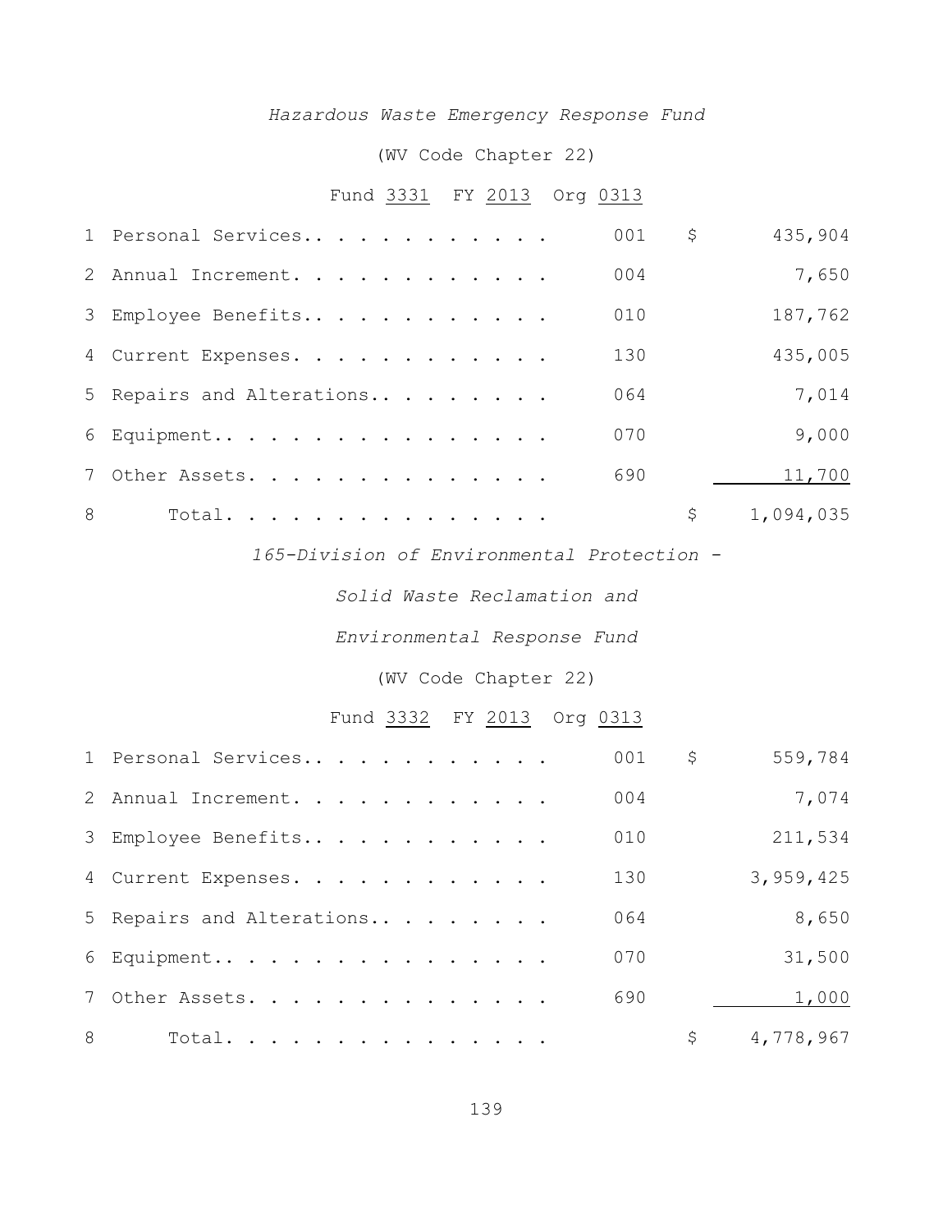*Hazardous Waste Emergency Response Fund*

(WV Code Chapter 22)

Fund 3331 FY 2013 Org 0313

| | | | | |
|---|---|---|---|---|
| 1 | Personal Services. . . . . . . . . . . . | 001 | $ | 435,904 |
| 2 | Annual Increment. . . . . . . . . . . . | 004 | | 7,650 |
| 3 | Employee Benefits. . . . . . . . . . . . | 010 | | 187,762 |
| 4 | Current Expenses. . . . . . . . . . . . | 130 | | 435,005 |
| 5 | Repairs and Alterations. . . . . . . . . | 064 | | 7,014 |
| 6 | Equipment. . . . . . . . . . . . . . . . | 070 | | 9,000 |
| 7 | Other Assets. . . . . . . . . . . . . . | 690 | | 11,700 |
| 8 | Total. . . . . . . . . . . . . . . . | | $ | 1,094,035 |

*165-Division of Environmental Protection -*

*Solid Waste Reclamation and*

*Environmental Response Fund*

(WV Code Chapter 22)

Fund 3332 FY 2013 Org 0313

| | | | | |
|---|---|---|---|---|
| 1 | Personal Services. . . . . . . . . . . . | 001 | $ | 559,784 |
| 2 | Annual Increment. . . . . . . . . . . . | 004 | | 7,074 |
| 3 | Employee Benefits. . . . . . . . . . . . | 010 | | 211,534 |
| 4 | Current Expenses. . . . . . . . . . . . | 130 | | 3,959,425 |
| 5 | Repairs and Alterations. . . . . . . . . | 064 | | 8,650 |
| 6 | Equipment. . . . . . . . . . . . . . . . | 070 | | 31,500 |
| 7 | Other Assets. . . . . . . . . . . . . . | 690 | | 1,000 |
| 8 | Total. . . . . . . . . . . . . . . . | | $ | 4,778,967 |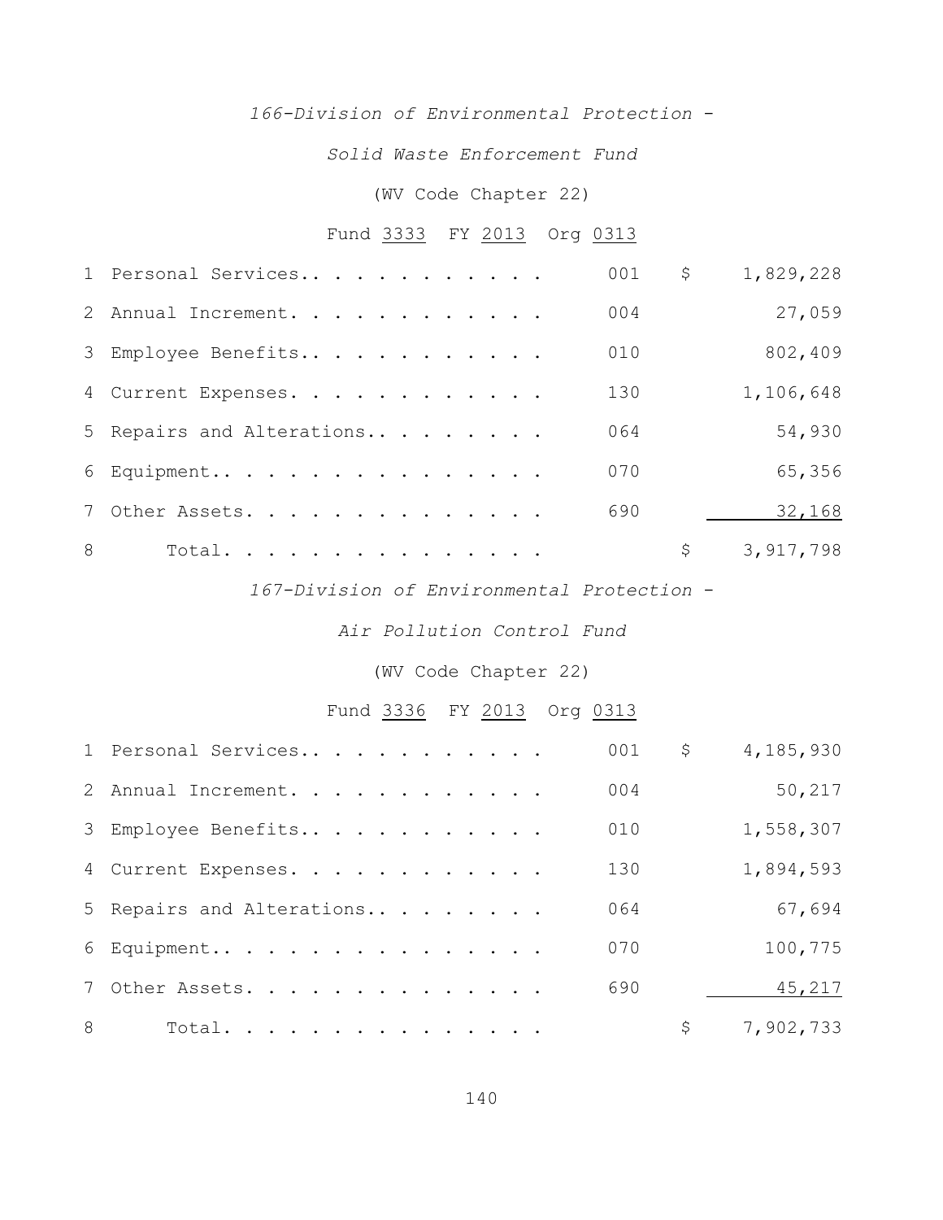*166-Division of Environmental Protection -*

*Solid Waste Enforcement Fund*

(WV Code Chapter 22)

Fund 3333 FY 2013 Org 0313

| | | | | |
|---|---|---|---|---|
| 1 | Personal Services. . . . . . . . . . . . | 001 | $ | 1,829,228 |
| 2 | Annual Increment. . . . . . . . . . . . | 004 | | 27,059 |
| 3 | Employee Benefits. . . . . . . . . . . . | 010 | | 802,409 |
| 4 | Current Expenses. . . . . . . . . . . . | 130 | | 1,106,648 |
| 5 | Repairs and Alterations. . . . . . . . . | 064 | | 54,930 |
| 6 | Equipment. . . . . . . . . . . . . . . . | 070 | | 65,356 |
| 7 | Other Assets. . . . . . . . . . . . . . | 690 | | 32,168 |
| 8 | Total. . . . . . . . . . . . . . . . | | $ | 3,917,798 |

*167-Division of Environmental Protection -*

*Air Pollution Control Fund*

(WV Code Chapter 22)

Fund 3336 FY 2013 Org 0313

| | | | | |
|---|---|---|---|---|
| 1 | Personal Services. . . . . . . . . . . . | 001 | $ | 4,185,930 |
| 2 | Annual Increment. . . . . . . . . . . . | 004 | | 50,217 |
| 3 | Employee Benefits. . . . . . . . . . . . | 010 | | 1,558,307 |
| 4 | Current Expenses. . . . . . . . . . . . | 130 | | 1,894,593 |
| 5 | Repairs and Alterations. . . . . . . . . | 064 | | 67,694 |
| 6 | Equipment. . . . . . . . . . . . . . . . | 070 | | 100,775 |
| 7 | Other Assets. . . . . . . . . . . . . . | 690 | | 45,217 |
| 8 | Total. . . . . . . . . . . . . . . . | | $ | 7,902,733 |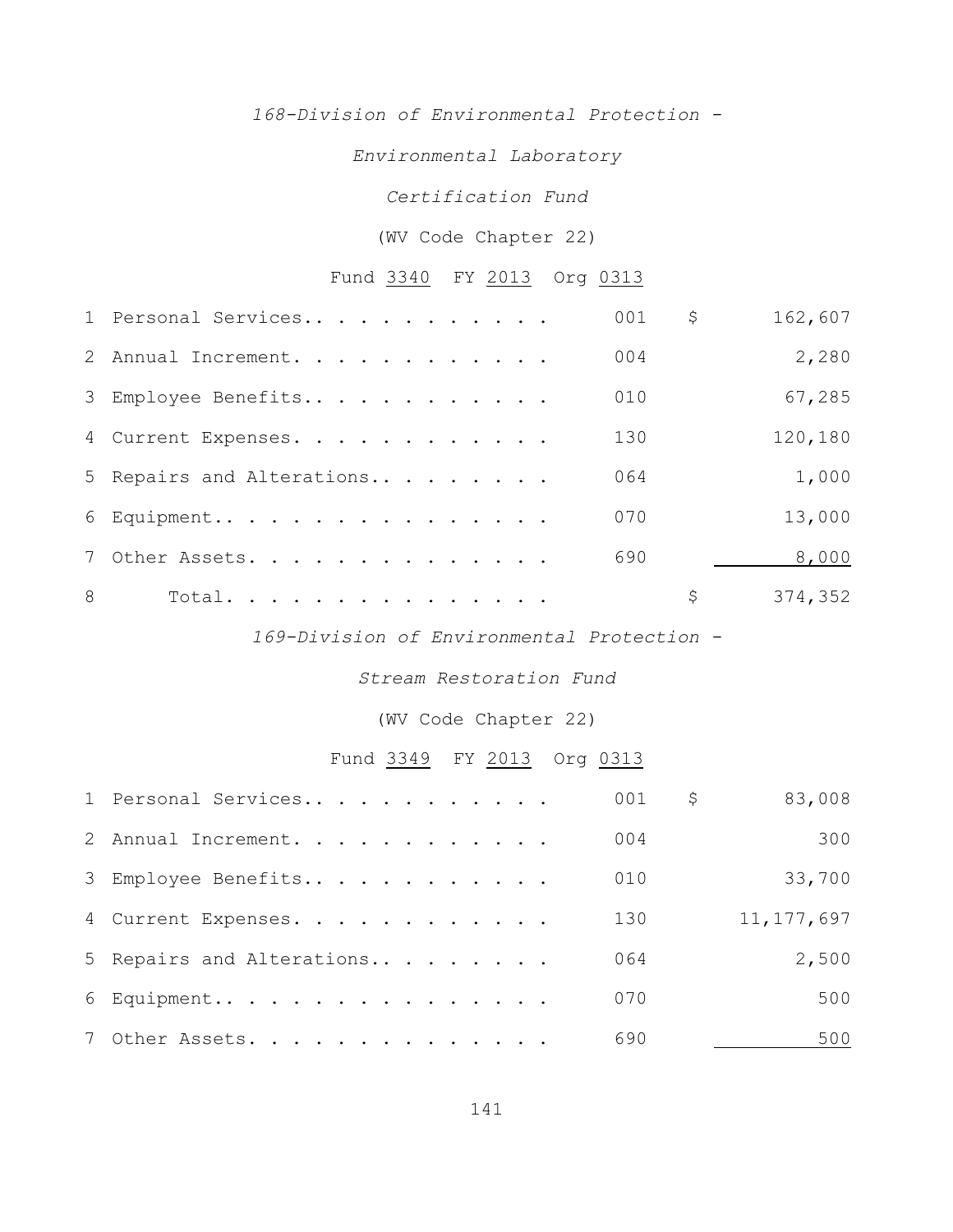*168-Division of Environmental Protection -*

*Environmental Laboratory*

*Certification Fund*

(WV Code Chapter 22)

Fund 3340 FY 2013 Org 0313

| | | | | |
|---|---|---|---|---|
| 1 | Personal Services.. . . . . . . . . . . | 001 | $ | 162,607 |
| 2 | Annual Increment. . . . . . . . . . . . | 004 | | 2,280 |
| 3 | Employee Benefits.. . . . . . . . . . . | 010 | | 67,285 |
| 4 | Current Expenses. . . . . . . . . . . . | 130 | | 120,180 |
| 5 | Repairs and Alterations.. . . . . . . . | 064 | | 1,000 |
| 6 | Equipment.. . . . . . . . . . . . . . . | 070 | | 13,000 |
| 7 | Other Assets. . . . . . . . . . . . . . | 690 | | 8,000 |
| 8 | Total. . . . . . . . . . . . . . . | | $ | 374,352 |

*169-Division of Environmental Protection -*

*Stream Restoration Fund*

(WV Code Chapter 22)

Fund 3349 FY 2013 Org 0313

| | | | | |
|---|---|---|---|---|
| 1 | Personal Services.. . . . . . . . . . . | 001 | $ | 83,008 |
| 2 | Annual Increment. . . . . . . . . . . . | 004 | | 300 |
| 3 | Employee Benefits.. . . . . . . . . . . | 010 | | 33,700 |
| 4 | Current Expenses. . . . . . . . . . . . | 130 | | 11,177,697 |
| 5 | Repairs and Alterations.. . . . . . . . | 064 | | 2,500 |
| 6 | Equipment.. . . . . . . . . . . . . . . | 070 | | 500 |
| 7 | Other Assets. . . . . . . . . . . . . . | 690 | | 500 |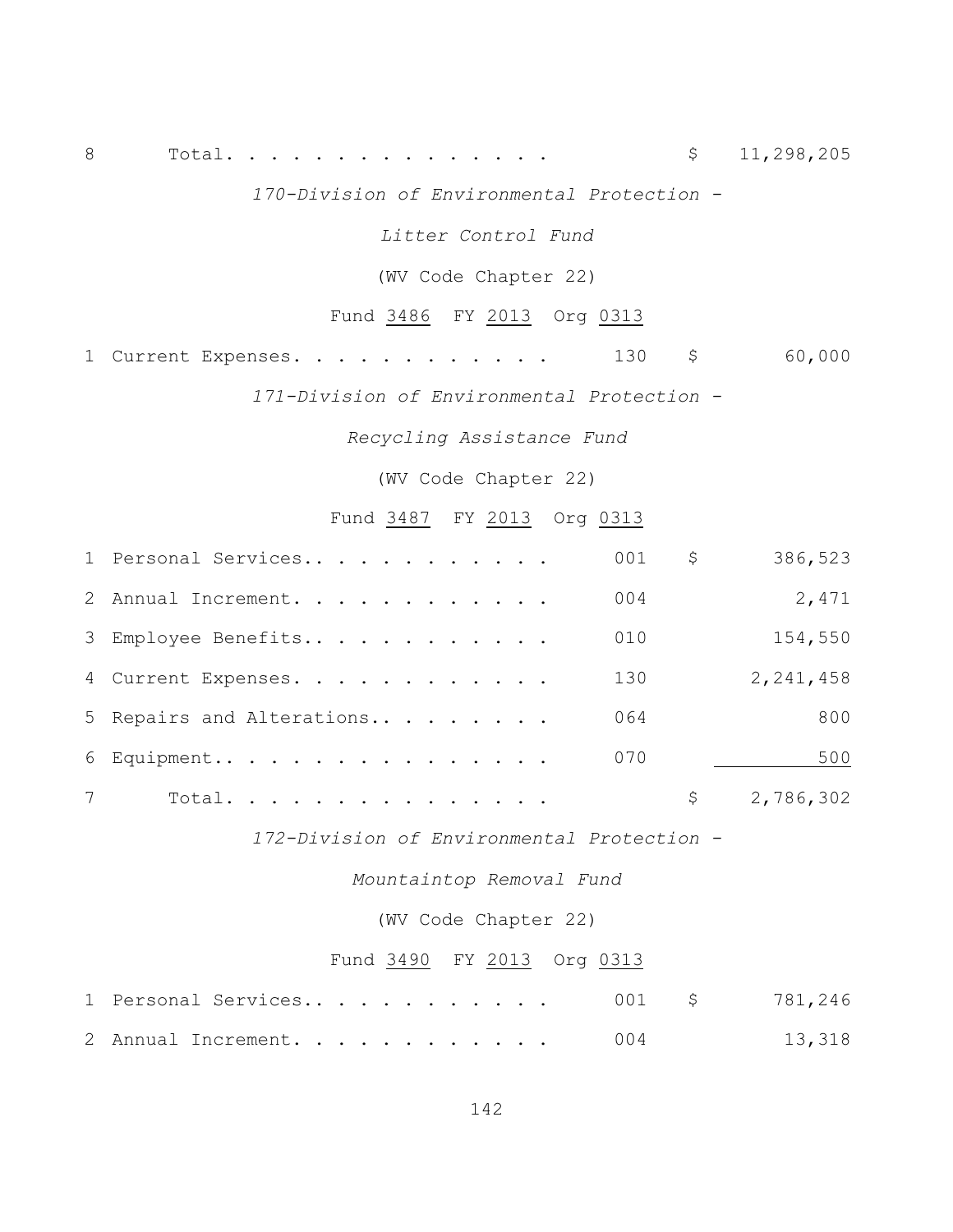| | | | |
|---|---|---|---|
| 8 | Total. . . . . . . . . . . . . . . | | $ 11,298,205 |

*170-Division of Environmental Protection -*

*Litter Control Fund*

(WV Code Chapter 22)

Fund 3486 FY 2013 Org 0313

| | | | |
|---|---|---|---|
| 1 | Current Expenses. . . . . . . . . . . . | 130 | $ 60,000 |

*171-Division of Environmental Protection -*

*Recycling Assistance Fund*

(WV Code Chapter 22)

Fund 3487 FY 2013 Org 0313

| | | | |
|---|---|---|---|
| 1 | Personal Services.. . . . . . . . . . . | 001 | $ 386,523 |
| 2 | Annual Increment. . . . . . . . . . . . | 004 | 2,471 |
| 3 | Employee Benefits.. . . . . . . . . . . | 010 | 154,550 |
| 4 | Current Expenses. . . . . . . . . . . . | 130 | 2,241,458 |
| 5 | Repairs and Alterations.. . . . . . . . | 064 | 800 |
| 6 | Equipment.. . . . . . . . . . . . . . . | 070 | 500 |
| 7 | Total. . . . . . . . . . . . . . . | | $ 2,786,302 |

*172-Division of Environmental Protection -*

*Mountaintop Removal Fund*

(WV Code Chapter 22)

Fund 3490 FY 2013 Org 0313

| | | | |
|---|---|---|---|
| 1 | Personal Services.. . . . . . . . . . . | 001 | $ 781,246 |
| 2 | Annual Increment. . . . . . . . . . . . | 004 | 13,318 |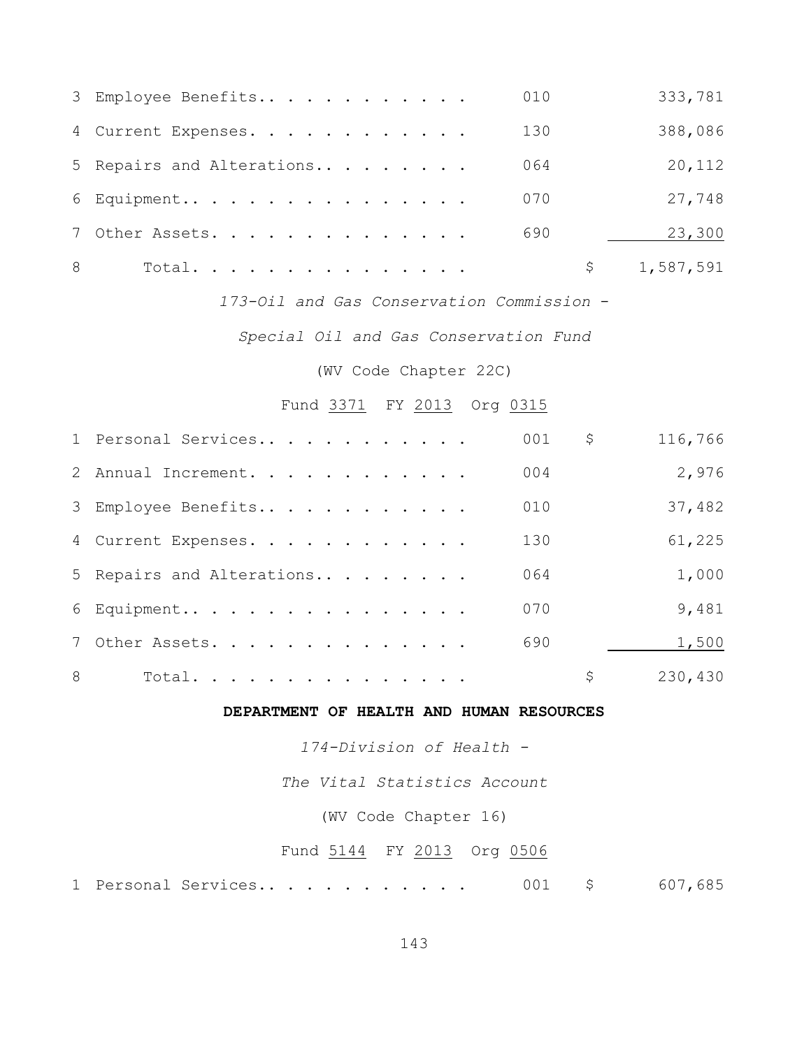| | | | | |
|---|---|---|---|---|
| 3 | Employee Benefits. . . . . . . . . . . . | 010 | | 333,781 |
| 4 | Current Expenses. . . . . . . . . . . . | 130 | | 388,086 |
| 5 | Repairs and Alterations. . . . . . . . . | 064 | | 20,112 |
| 6 | Equipment. . . . . . . . . . . . . . . . | 070 | | 27,748 |
| 7 | Other Assets. . . . . . . . . . . . . . | 690 | | 23,300 |
| 8 | Total. . . . . . . . . . . . . . . . | | $ | 1,587,591 |

*173-Oil and Gas Conservation Commission -*

*Special Oil and Gas Conservation Fund*

(WV Code Chapter 22C)

Fund 3371 FY 2013 Org 0315

| | | | | |
|---|---|---|---|---|
| 1 | Personal Services. . . . . . . . . . . . | 001 | $ | 116,766 |
| 2 | Annual Increment. . . . . . . . . . . . | 004 | | 2,976 |
| 3 | Employee Benefits. . . . . . . . . . . . | 010 | | 37,482 |
| 4 | Current Expenses. . . . . . . . . . . . | 130 | | 61,225 |
| 5 | Repairs and Alterations. . . . . . . . . | 064 | | 1,000 |
| 6 | Equipment. . . . . . . . . . . . . . . . | 070 | | 9,481 |
| 7 | Other Assets. . . . . . . . . . . . . . | 690 | | 1,500 |
| 8 | Total. . . . . . . . . . . . . . . . | | $ | 230,430 |

**DEPARTMENT OF HEALTH AND HUMAN RESOURCES**

*174-Division of Health -*

*The Vital Statistics Account*

(WV Code Chapter 16)

Fund 5144 FY 2013 Org 0506

| | | | | |
|---|---|---|---|---|
| 1 | Personal Services. . . . . . . . . . . . | 001 | $ | 607,685 |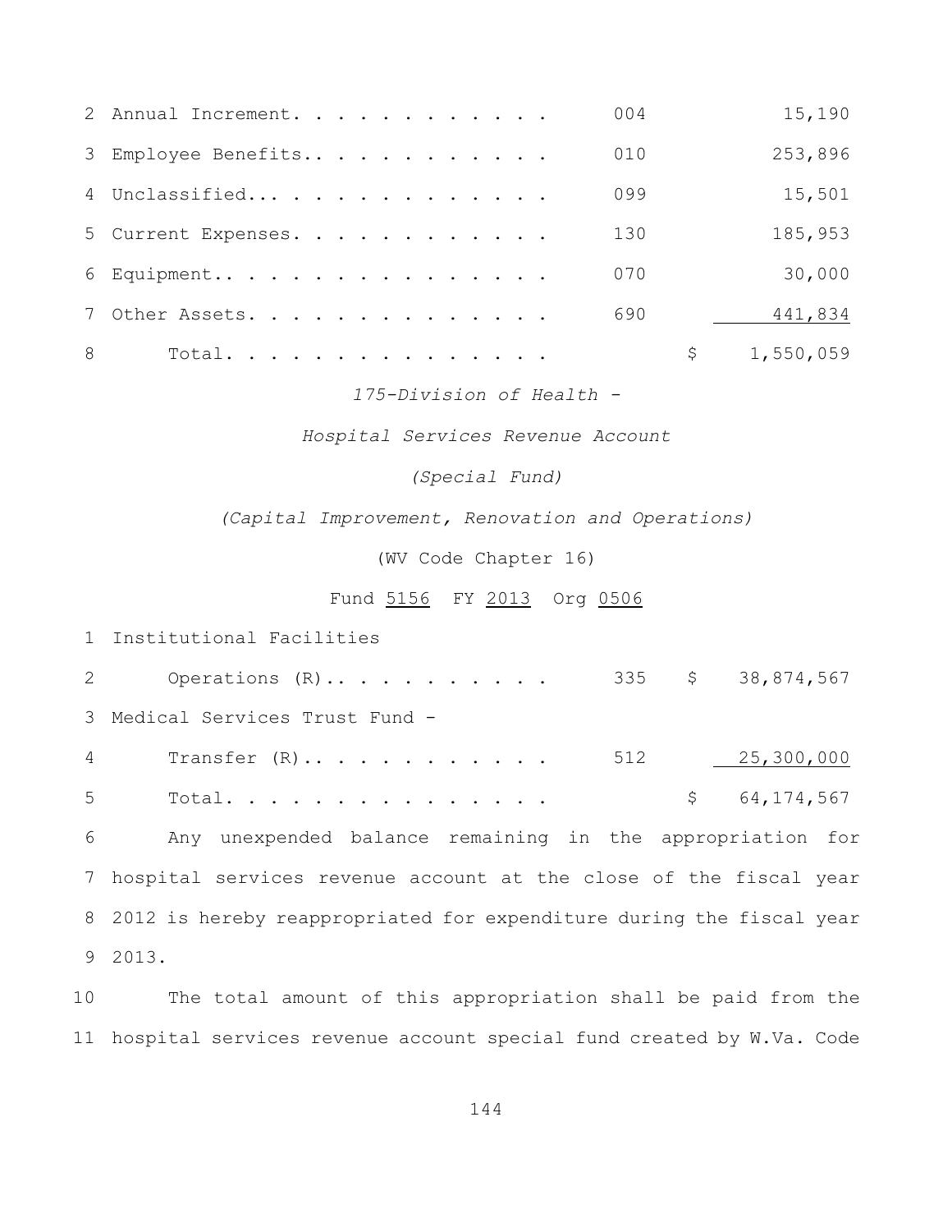| | | | |
|---|---|---|---|
| 2 | Annual Increment. . . . . . . . . . . . | 004 | 15,190 |
| 3 | Employee Benefits.. . . . . . . . . . . | 010 | 253,896 |
| 4 | Unclassified... . . . . . . . . . . . . | 099 | 15,501 |
| 5 | Current Expenses. . . . . . . . . . . . | 130 | 185,953 |
| 6 | Equipment.. . . . . . . . . . . . . . . | 070 | 30,000 |
| 7 | Other Assets. . . . . . . . . . . . . . | 690 | 441,834 |
| 8 | Total. . . . . . . . . . . . . . . | | $ 1,550,059 |

*175-Division of Health -*

*Hospital Services Revenue Account*

*(Special Fund)*

*(Capital Improvement, Renovation and Operations)*

(WV Code Chapter 16)

Fund 5156 FY 2013 Org 0506

| | | | |
|---|---|---|---|
| 1 | Institutional Facilities | | |
| 2 | Operations (R).. . . . . . . . . . . | 335 | $ 38,874,567 |
| 3 | Medical Services Trust Fund - | | |
| 4 | Transfer (R).. . . . . . . . . . . . | 512 | 25,300,000 |
| 5 | Total. . . . . . . . . . . . . . . | | $ 64,174,567 |

6 Any unexpended balance remaining in the appropriation for 7 hospital services revenue account at the close of the fiscal year 8 2012 is hereby reappropriated for expenditure during the fiscal year 9 2013.

10 The total amount of this appropriation shall be paid from the 11 hospital services revenue account special fund created by W.Va. Code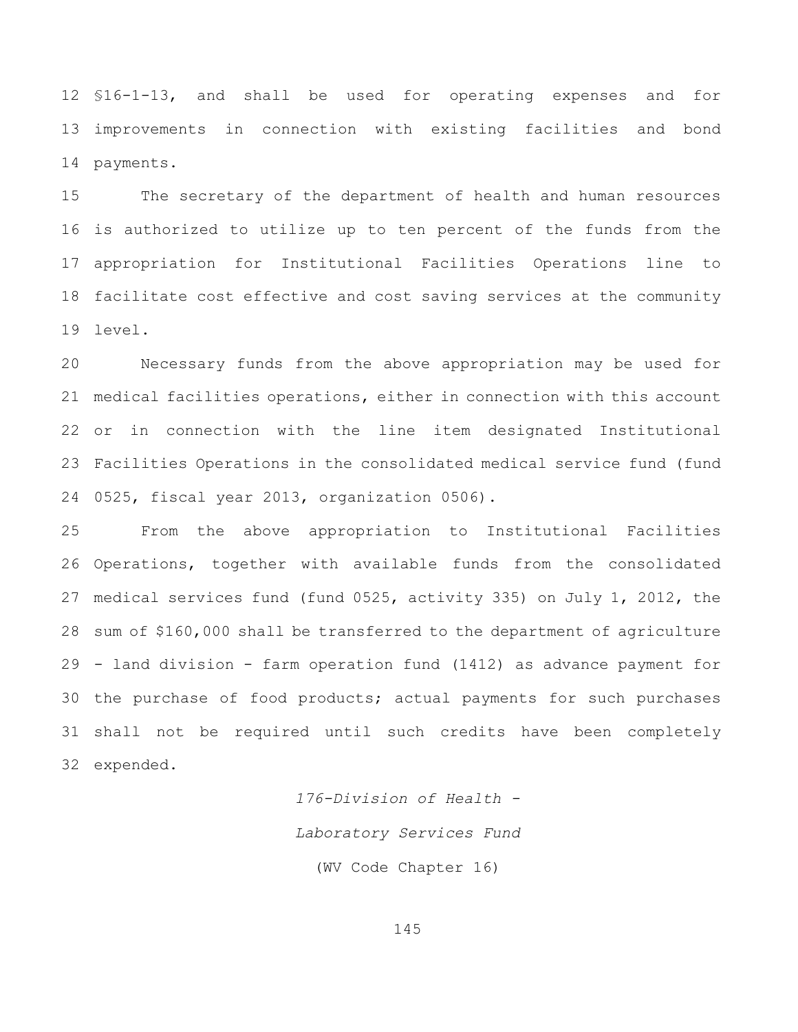12 §16-1-13, and shall be used for operating expenses and for
13 improvements in connection with existing facilities and bond
14 payments.

15 The secretary of the department of health and human resources
16 is authorized to utilize up to ten percent of the funds from the
17 appropriation for Institutional Facilities Operations line to
18 facilitate cost effective and cost saving services at the community
19 level.

20 Necessary funds from the above appropriation may be used for
21 medical facilities operations, either in connection with this account
22 or in connection with the line item designated Institutional
23 Facilities Operations in the consolidated medical service fund (fund
24 0525, fiscal year 2013, organization 0506).

25 From the above appropriation to Institutional Facilities
26 Operations, together with available funds from the consolidated
27 medical services fund (fund 0525, activity 335) on July 1, 2012, the
28 sum of $160,000 shall be transferred to the department of agriculture
29 - land division - farm operation fund (1412) as advance payment for
30 the purchase of food products; actual payments for such purchases
31 shall not be required until such credits have been completely
32 expended.

*176-Division of Health -*

*Laboratory Services Fund*

(WV Code Chapter 16)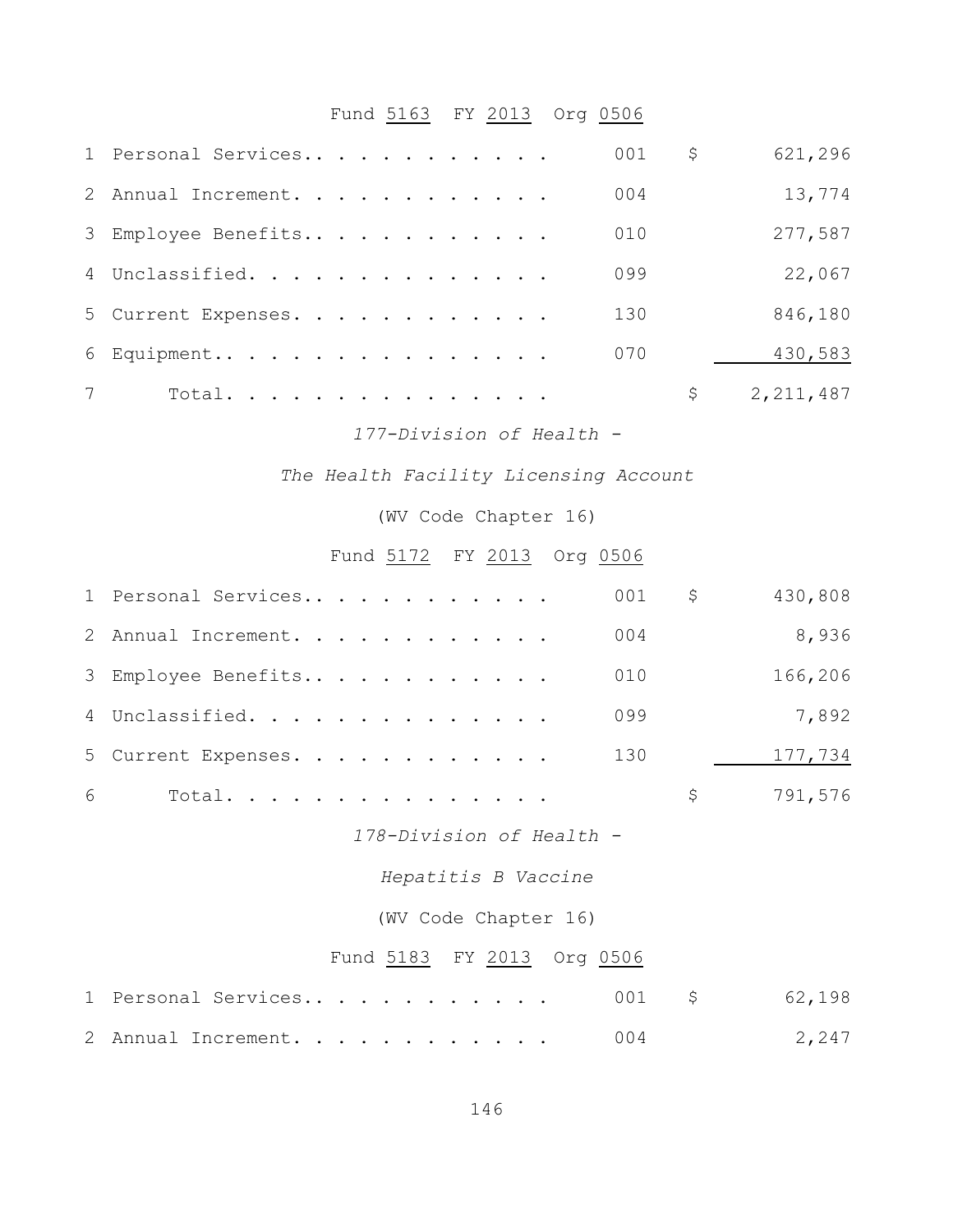Fund 5163 FY 2013 Org 0506

| | | | | |
|---|---|---|---|---|
| 1 | Personal Services. . . . . . . . . . . . | 001 | $ | 621,296 |
| 2 | Annual Increment. . . . . . . . . . . . | 004 | | 13,774 |
| 3 | Employee Benefits. . . . . . . . . . . . | 010 | | 277,587 |
| 4 | Unclassified. . . . . . . . . . . . . . | 099 | | 22,067 |
| 5 | Current Expenses. . . . . . . . . . . . | 130 | | 846,180 |
| 6 | Equipment. . . . . . . . . . . . . . . | 070 | | 430,583 |
| 7 | Total. . . . . . . . . . . . . . . | | $ | 2,211,487 |

*177-Division of Health -*

*The Health Facility Licensing Account*

(WV Code Chapter 16)

Fund 5172 FY 2013 Org 0506

| | | | | |
|---|---|---|---|---|
| 1 | Personal Services. . . . . . . . . . . . | 001 | $ | 430,808 |
| 2 | Annual Increment. . . . . . . . . . . . | 004 | | 8,936 |
| 3 | Employee Benefits. . . . . . . . . . . . | 010 | | 166,206 |
| 4 | Unclassified. . . . . . . . . . . . . . | 099 | | 7,892 |
| 5 | Current Expenses. . . . . . . . . . . . | 130 | | 177,734 |
| 6 | Total. . . . . . . . . . . . . . . | | $ | 791,576 |

*178-Division of Health -*

*Hepatitis B Vaccine*

(WV Code Chapter 16)

Fund 5183 FY 2013 Org 0506

| | | | | |
|---|---|---|---|---|
| 1 | Personal Services. . . . . . . . . . . . | 001 | $ | 62,198 |
| 2 | Annual Increment. . . . . . . . . . . . | 004 | | 2,247 |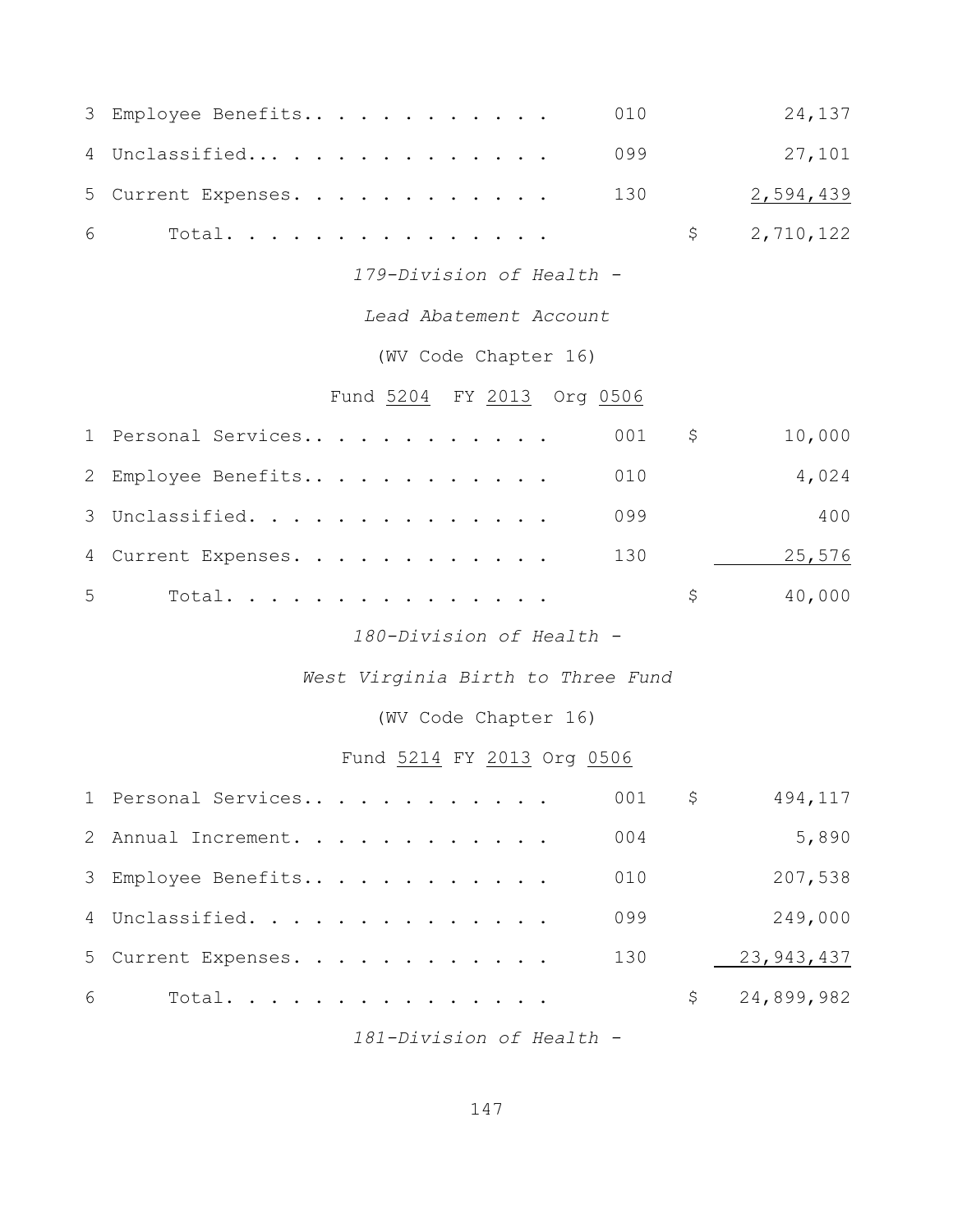| | | | | |
|---|---|---|---|---|
| 3 | Employee Benefits.. . . . . . . . . . . . | 010 | | 24,137 |
| 4 | Unclassified... . . . . . . . . . . . . . | 099 | | 27,101 |
| 5 | Current Expenses. . . . . . . . . . . . . | 130 | | 2,594,439 |
| 6 | Total. . . . . . . . . . . . . . . . | | $ | 2,710,122 |

*179-Division of Health -*

*Lead Abatement Account*

(WV Code Chapter 16)

Fund 5204 FY 2013 Org 0506

| | | | | |
|---|---|---|---|---|
| 1 | Personal Services.. . . . . . . . . . . . | 001 | $ | 10,000 |
| 2 | Employee Benefits.. . . . . . . . . . . . | 010 | | 4,024 |
| 3 | Unclassified. . . . . . . . . . . . . . . | 099 | | 400 |
| 4 | Current Expenses. . . . . . . . . . . . . | 130 | | 25,576 |
| 5 | Total. . . . . . . . . . . . . . . . | | $ | 40,000 |

*180-Division of Health -*

*West Virginia Birth to Three Fund*

(WV Code Chapter 16)

Fund 5214 FY 2013 Org 0506

| | | | | |
|---|---|---|---|---|
| 1 | Personal Services.. . . . . . . . . . . . | 001 | $ | 494,117 |
| 2 | Annual Increment. . . . . . . . . . . . . | 004 | | 5,890 |
| 3 | Employee Benefits.. . . . . . . . . . . . | 010 | | 207,538 |
| 4 | Unclassified. . . . . . . . . . . . . . . | 099 | | 249,000 |
| 5 | Current Expenses. . . . . . . . . . . . . | 130 | | 23,943,437 |
| 6 | Total. . . . . . . . . . . . . . . . | | $ | 24,899,982 |

*181-Division of Health -*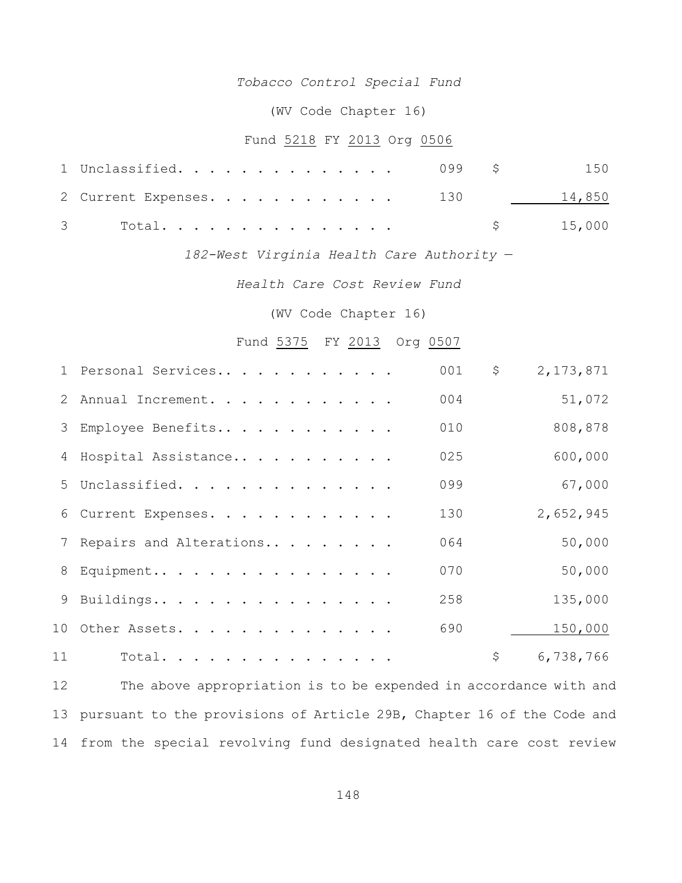*Tobacco Control Special Fund*

(WV Code Chapter 16)

Fund 5218 FY 2013 Org 0506

| | | | | |
|---|---|---|---|---|
| 1 | Unclassified. . . . . . . . . . . . . . . | 099 | $ | 150 |
| 2 | Current Expenses. . . . . . . . . . . . | 130 | | 14,850 |
| 3 | Total. . . . . . . . . . . . . . . . | | $ | 15,000 |

*182-West Virginia Health Care Authority —*

*Health Care Cost Review Fund*

(WV Code Chapter 16)

Fund 5375 FY 2013 Org 0507

| | | | | |
|---|---|---|---|---|
| 1 | Personal Services.. . . . . . . . . . . . | 001 | $ | 2,173,871 |
| 2 | Annual Increment. . . . . . . . . . . . | 004 | | 51,072 |
| 3 | Employee Benefits.. . . . . . . . . . . | 010 | | 808,878 |
| 4 | Hospital Assistance.. . . . . . . . . . | 025 | | 600,000 |
| 5 | Unclassified. . . . . . . . . . . . . . . | 099 | | 67,000 |
| 6 | Current Expenses. . . . . . . . . . . . | 130 | | 2,652,945 |
| 7 | Repairs and Alterations.. . . . . . . . | 064 | | 50,000 |
| 8 | Equipment.. . . . . . . . . . . . . . . . | 070 | | 50,000 |
| 9 | Buildings.. . . . . . . . . . . . . . . . | 258 | | 135,000 |
| 10 | Other Assets. . . . . . . . . . . . . . . | 690 | | 150,000 |
| 11 | Total. . . . . . . . . . . . . . . . | | $ | 6,738,766 |

12 The above appropriation is to be expended in accordance with and
13 pursuant to the provisions of Article 29B, Chapter 16 of the Code and
14 from the special revolving fund designated health care cost review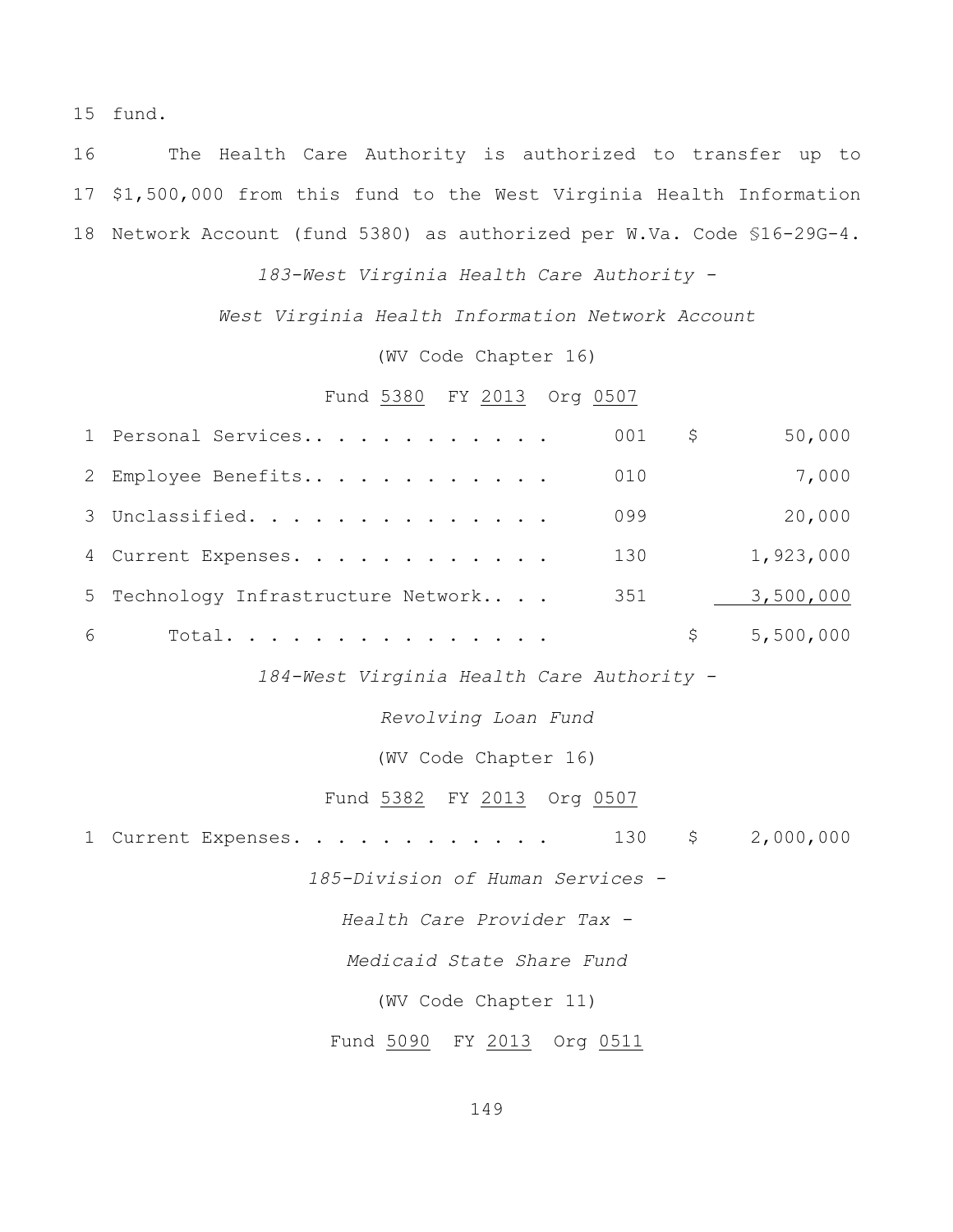15 fund.

16 The Health Care Authority is authorized to transfer up to 17 $1,500,000 from this fund to the West Virginia Health Information 18 Network Account (fund 5380) as authorized per W.Va. Code §16-29G-4.

*183-West Virginia Health Care Authority -*

*West Virginia Health Information Network Account*

(WV Code Chapter 16)

Fund 5380 FY 2013 Org 0507

| | | | |
|---|---|---|---|
| 1 Personal Services | 001 | $ | 50,000 |
| 2 Employee Benefits | 010 | | 7,000 |
| 3 Unclassified | 099 | | 20,000 |
| 4 Current Expenses | 130 | | 1,923,000 |
| 5 Technology Infrastructure Network | 351 | | 3,500,000 |
| 6 Total | | $ | 5,500,000 |

*184-West Virginia Health Care Authority -*

*Revolving Loan Fund*

(WV Code Chapter 16)

Fund 5382 FY 2013 Org 0507

| | | | |
|---|---|---|---|
| 1 Current Expenses | 130 | $ | 2,000,000 |

*185-Division of Human Services -*

*Health Care Provider Tax -*

*Medicaid State Share Fund*

(WV Code Chapter 11)

Fund 5090 FY 2013 Org 0511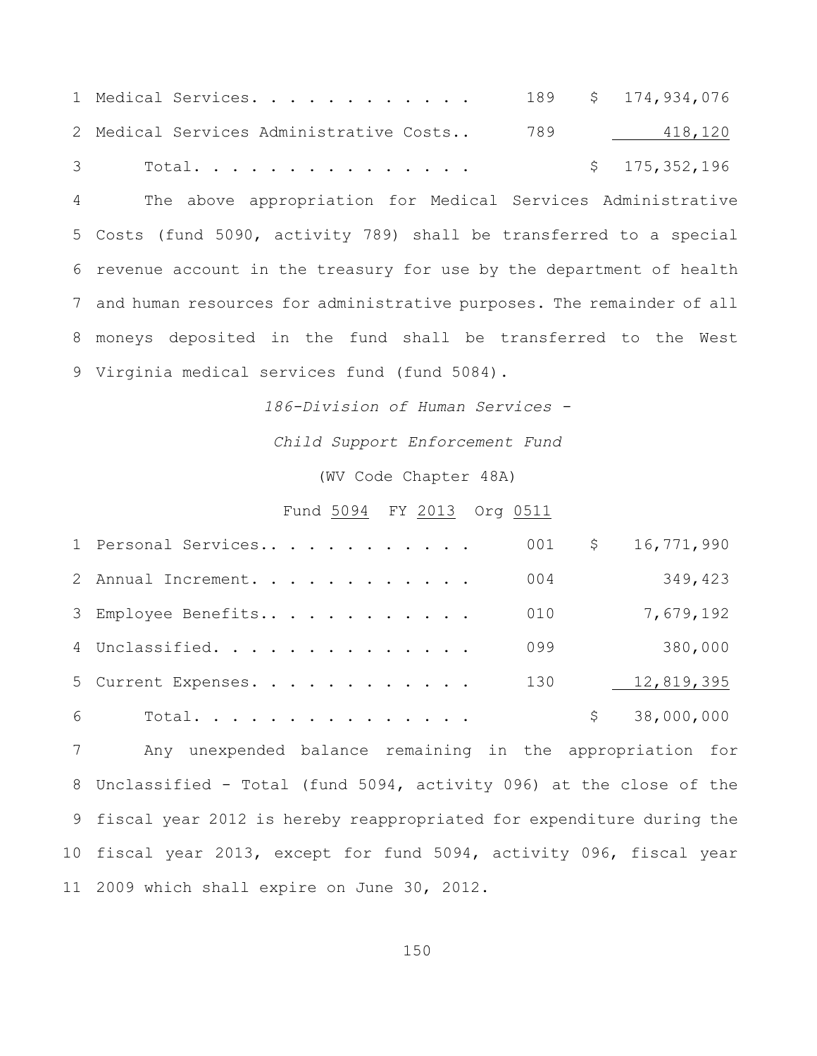| | | | |
|---|---|---|---|
| 1 | Medical Services. . . . . . . . . . . . | 189 | $ 174,934,076 |
| 2 | Medical Services Administrative Costs.. | 789 | 418,120 |
| 3 | Total. . . . . . . . . . . . . . . | | $ 175,352,196 |

4 The above appropriation for Medical Services Administrative
5 Costs (fund 5090, activity 789) shall be transferred to a special
6 revenue account in the treasury for use by the department of health
7 and human resources for administrative purposes. The remainder of all
8 moneys deposited in the fund shall be transferred to the West
9 Virginia medical services fund (fund 5084).

*186-Division of Human Services -*

*Child Support Enforcement Fund*

(WV Code Chapter 48A)

Fund 5094 FY 2013 Org 0511

| | | | |
|---|---|---|---|
| 1 | Personal Services.. . . . . . . . . . . | 001 | $ 16,771,990 |
| 2 | Annual Increment. . . . . . . . . . . . | 004 | 349,423 |
| 3 | Employee Benefits.. . . . . . . . . . . | 010 | 7,679,192 |
| 4 | Unclassified. . . . . . . . . . . . . . | 099 | 380,000 |
| 5 | Current Expenses. . . . . . . . . . . . | 130 | 12,819,395 |
| 6 | Total. . . . . . . . . . . . . . . | | $ 38,000,000 |

7 Any unexpended balance remaining in the appropriation for
8 Unclassified - Total (fund 5094, activity 096) at the close of the
9 fiscal year 2012 is hereby reappropriated for expenditure during the
10 fiscal year 2013, except for fund 5094, activity 096, fiscal year
11 2009 which shall expire on June 30, 2012.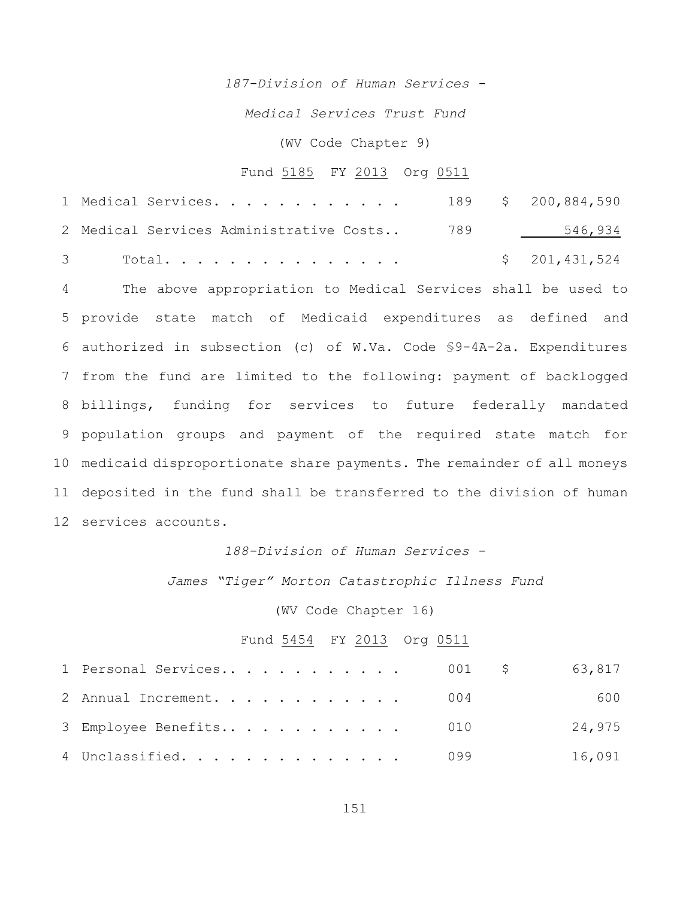*187-Division of Human Services -*

*Medical Services Trust Fund*

(WV Code Chapter 9)

Fund 5185 FY 2013 Org 0511

| | | | |
|---|---|---|---|
| 1 | Medical Services. . . . . . . . . . . . | 189 | $ 200,884,590 |
| 2 | Medical Services Administrative Costs.. | 789 | 546,934 |
| 3 | Total. . . . . . . . . . . . . . . | | $ 201,431,524 |

4 The above appropriation to Medical Services shall be used to 5 provide state match of Medicaid expenditures as defined and 6 authorized in subsection (c) of W.Va. Code §9-4A-2a. Expenditures 7 from the fund are limited to the following: payment of backlogged 8 billings, funding for services to future federally mandated 9 population groups and payment of the required state match for 10 medicaid disproportionate share payments. The remainder of all moneys 11 deposited in the fund shall be transferred to the division of human 12 services accounts.

*188-Division of Human Services -*

*James "Tiger" Morton Catastrophic Illness Fund*

(WV Code Chapter 16)

Fund 5454 FY 2013 Org 0511

| | | | |
|---|---|---|---|
| 1 | Personal Services.. . . . . . . . . . . | 001 | $ 63,817 |
| 2 | Annual Increment. . . . . . . . . . . . | 004 | 600 |
| 3 | Employee Benefits.. . . . . . . . . . . | 010 | 24,975 |
| 4 | Unclassified. . . . . . . . . . . . . . | 099 | 16,091 |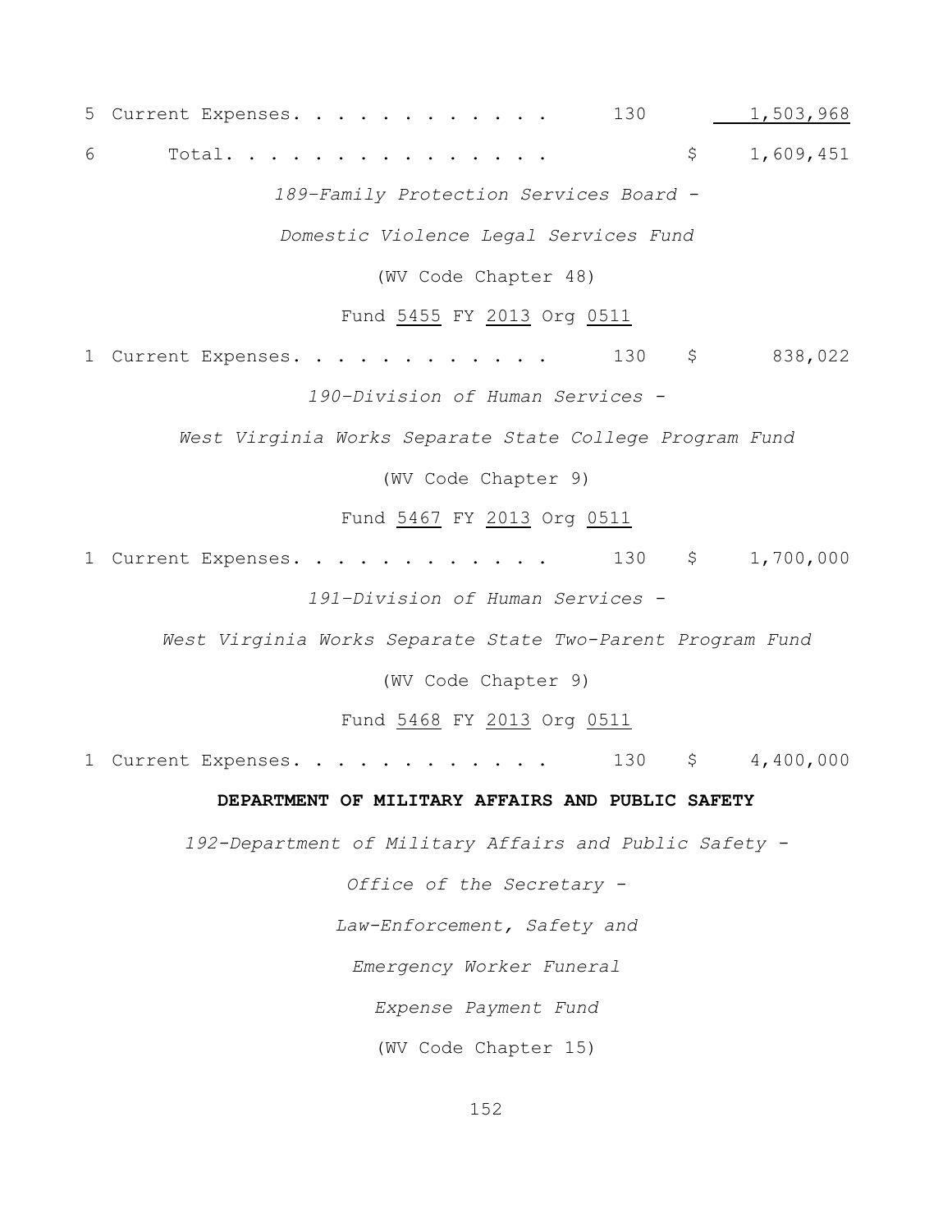5 Current Expenses. . . . . . . . . . . . 130 1,503,968

6 Total. . . . . . . . . . . . . . . . $ 1,609,451

*189-Family Protection Services Board -*

*Domestic Violence Legal Services Fund*

(WV Code Chapter 48)

Fund 5455 FY 2013 Org 0511

1 Current Expenses. . . . . . . . . . . . 130 $ 838,022

*190-Division of Human Services -*

*West Virginia Works Separate State College Program Fund*

(WV Code Chapter 9)

Fund 5467 FY 2013 Org 0511

1 Current Expenses. . . . . . . . . . . . 130 $ 1,700,000

*191-Division of Human Services -*

*West Virginia Works Separate State Two-Parent Program Fund*

(WV Code Chapter 9)

Fund 5468 FY 2013 Org 0511

1 Current Expenses. . . . . . . . . . . . 130 $ 4,400,000

**DEPARTMENT OF MILITARY AFFAIRS AND PUBLIC SAFETY**

*192-Department of Military Affairs and Public Safety -*

*Office of the Secretary -*

*Law-Enforcement, Safety and*

*Emergency Worker Funeral*

*Expense Payment Fund*

(WV Code Chapter 15)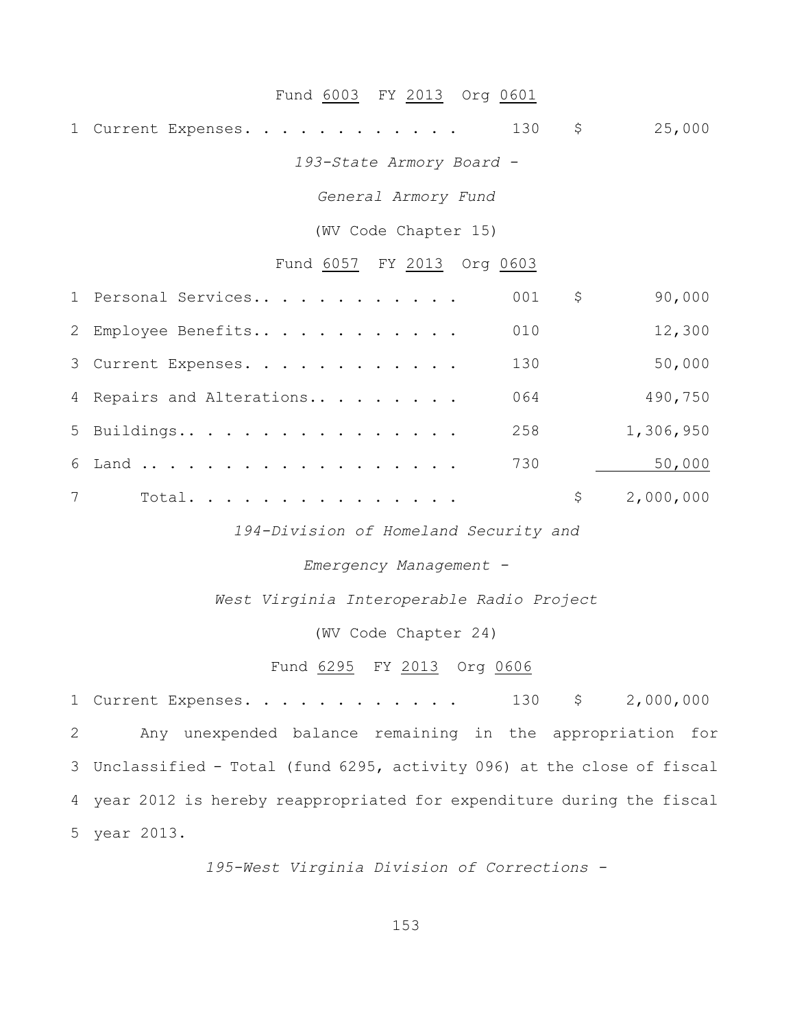Fund 6003 FY 2013 Org 0601

| | | | |
|---|---|---|---|
| 1 | Current Expenses. . . . . . . . . . . . . | 130 | $ 25,000 |

*193-State Armory Board -*

*General Armory Fund*

(WV Code Chapter 15)

Fund 6057 FY 2013 Org 0603

| | | | |
|---|---|---|---|
| 1 | Personal Services.. . . . . . . . . . . . | 001 | $ 90,000 |
| 2 | Employee Benefits.. . . . . . . . . . . . | 010 | 12,300 |
| 3 | Current Expenses. . . . . . . . . . . . . | 130 | 50,000 |
| 4 | Repairs and Alterations.. . . . . . . . . | 064 | 490,750 |
| 5 | Buildings.. . . . . . . . . . . . . . . . | 258 | 1,306,950 |
| 6 | Land .. . . . . . . . . . . . . . . . . . | 730 | 50,000 |
| 7 | Total. . . . . . . . . . . . . . . . | | $ 2,000,000 |

*194-Division of Homeland Security and*

*Emergency Management -*

*West Virginia Interoperable Radio Project*

(WV Code Chapter 24)

Fund 6295 FY 2013 Org 0606

| | | | |
|---|---|---|---|
| 1 | Current Expenses. . . . . . . . . . . . . | 130 | $ 2,000,000 |

2 Any unexpended balance remaining in the appropriation for
3 Unclassified - Total (fund 6295, activity 096) at the close of fiscal
4 year 2012 is hereby reappropriated for expenditure during the fiscal
5 year 2013.

*195-West Virginia Division of Corrections -*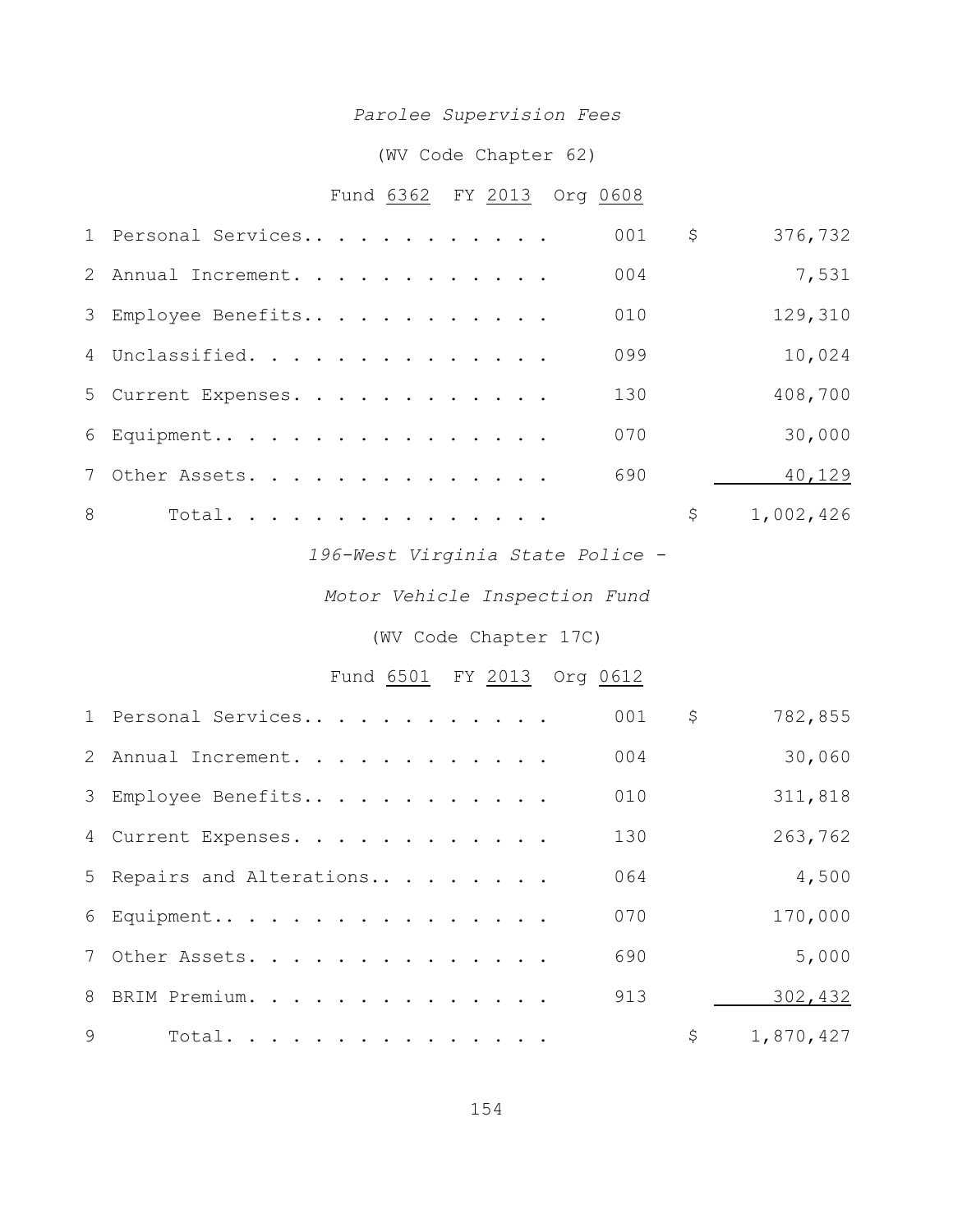*Parolee Supervision Fees*

(WV Code Chapter 62)

Fund 6362 FY 2013 Org 0608

| | | | |
|---|---|---|---|
| 1 | Personal Services.. . . . . . . . . . . . | 001 | $ 376,732 |
| 2 | Annual Increment. . . . . . . . . . . . | 004 | 7,531 |
| 3 | Employee Benefits.. . . . . . . . . . . | 010 | 129,310 |
| 4 | Unclassified. . . . . . . . . . . . . . | 099 | 10,024 |
| 5 | Current Expenses. . . . . . . . . . . . | 130 | 408,700 |
| 6 | Equipment.. . . . . . . . . . . . . . . | 070 | 30,000 |
| 7 | Other Assets. . . . . . . . . . . . . . | 690 | 40,129 |
| 8 | Total. . . . . . . . . . . . . . . . | | $ 1,002,426 |

*196-West Virginia State Police -*

*Motor Vehicle Inspection Fund*

(WV Code Chapter 17C)

Fund 6501 FY 2013 Org 0612

| | | | |
|---|---|---|---|
| 1 | Personal Services.. . . . . . . . . . . . | 001 | $ 782,855 |
| 2 | Annual Increment. . . . . . . . . . . . | 004 | 30,060 |
| 3 | Employee Benefits.. . . . . . . . . . . | 010 | 311,818 |
| 4 | Current Expenses. . . . . . . . . . . . | 130 | 263,762 |
| 5 | Repairs and Alterations.. . . . . . . . | 064 | 4,500 |
| 6 | Equipment.. . . . . . . . . . . . . . . | 070 | 170,000 |
| 7 | Other Assets. . . . . . . . . . . . . . | 690 | 5,000 |
| 8 | BRIM Premium. . . . . . . . . . . . . . | 913 | 302,432 |
| 9 | Total. . . . . . . . . . . . . . . . | | $ 1,870,427 |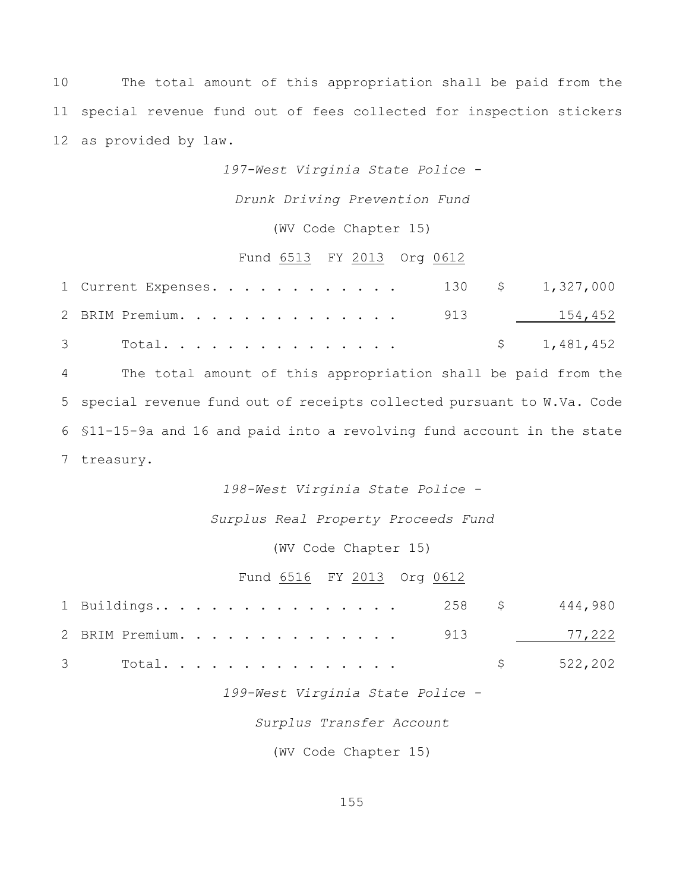10 The total amount of this appropriation shall be paid from the
11 special revenue fund out of fees collected for inspection stickers
12 as provided by law.

*197-West Virginia State Police -*

*Drunk Driving Prevention Fund*

(WV Code Chapter 15)

Fund 6513 FY 2013 Org 0612

| | | | | |
|---|---|---|---|---|
| 1 | Current Expenses. . . . . . . . . . . . | 130 | $ | 1,327,000 |
| 2 | BRIM Premium. . . . . . . . . . . . . . | 913 | | 154,452 |
| 3 | Total. . . . . . . . . . . . . . . | | $ | 1,481,452 |

4 The total amount of this appropriation shall be paid from the
5 special revenue fund out of receipts collected pursuant to W.Va. Code
6 §11-15-9a and 16 and paid into a revolving fund account in the state
7 treasury.

*198-West Virginia State Police -*

*Surplus Real Property Proceeds Fund*

(WV Code Chapter 15)

Fund 6516 FY 2013 Org 0612

| | | | | |
|---|---|---|---|---|
| 1 | Buildings.. . . . . . . . . . . . . . . | 258 | $ | 444,980 |
| 2 | BRIM Premium. . . . . . . . . . . . . . | 913 | | 77,222 |
| 3 | Total. . . . . . . . . . . . . . . | | $ | 522,202 |

*199-West Virginia State Police -*

*Surplus Transfer Account*

(WV Code Chapter 15)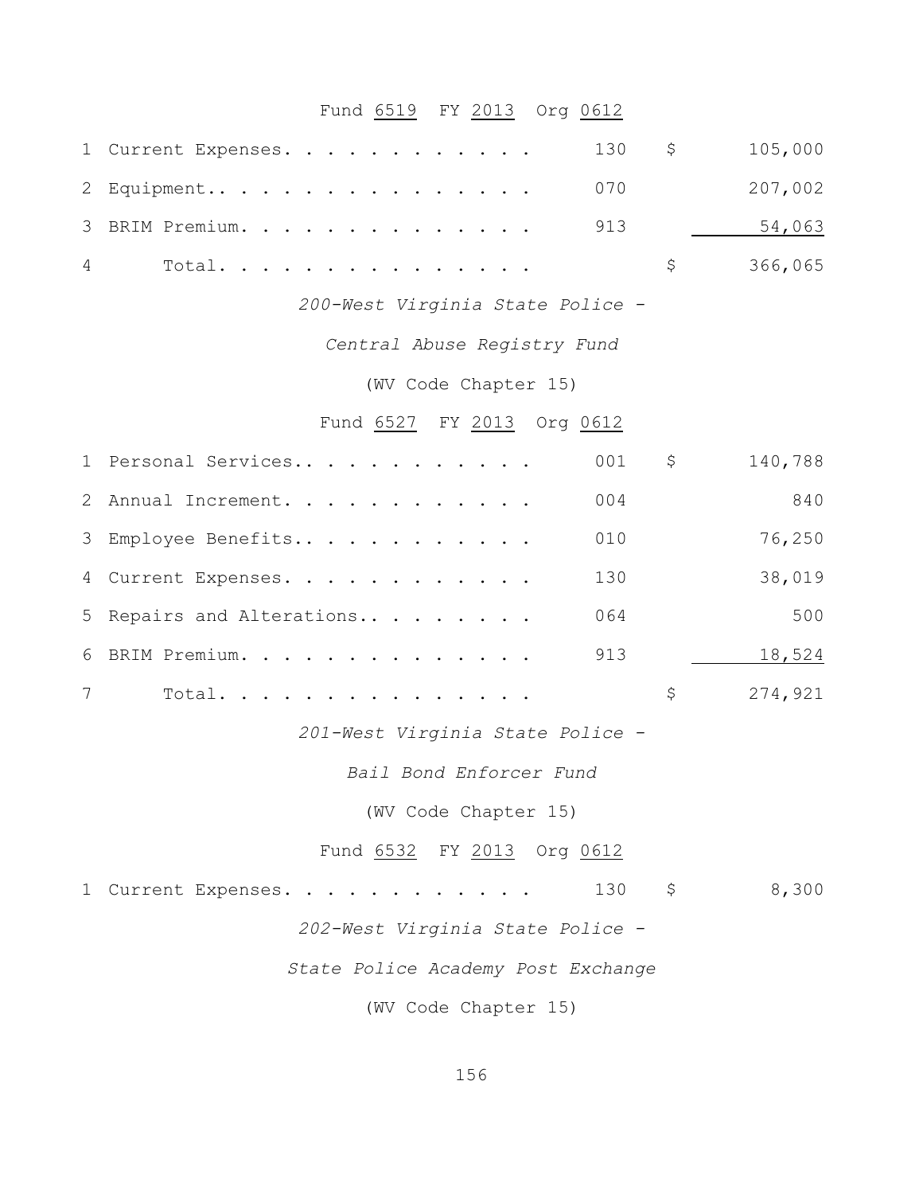Fund 6519 FY 2013 Org 0612

| | | | | |
|---|---|---|---|---|
| 1 | Current Expenses. . . . . . . . . . . . | 130 | $ | 105,000 |
| 2 | Equipment.. . . . . . . . . . . . . . . | 070 | | 207,002 |
| 3 | BRIM Premium. . . . . . . . . . . . . . | 913 | | 54,063 |
| 4 | Total. . . . . . . . . . . . . . . | | $ | 366,065 |

*200-West Virginia State Police -*

*Central Abuse Registry Fund*

(WV Code Chapter 15)

Fund 6527 FY 2013 Org 0612

| | | | | |
|---|---|---|---|---|
| 1 | Personal Services.. . . . . . . . . . . | 001 | $ | 140,788 |
| 2 | Annual Increment. . . . . . . . . . . . | 004 | | 840 |
| 3 | Employee Benefits.. . . . . . . . . . . | 010 | | 76,250 |
| 4 | Current Expenses. . . . . . . . . . . . | 130 | | 38,019 |
| 5 | Repairs and Alterations.. . . . . . . . | 064 | | 500 |
| 6 | BRIM Premium. . . . . . . . . . . . . . | 913 | | 18,524 |
| 7 | Total. . . . . . . . . . . . . . . | | $ | 274,921 |

*201-West Virginia State Police -*

*Bail Bond Enforcer Fund*

(WV Code Chapter 15)

Fund 6532 FY 2013 Org 0612

| | | | | |
|---|---|---|---|---|
| 1 | Current Expenses. . . . . . . . . . . . | 130 | $ | 8,300 |

*202-West Virginia State Police -*

*State Police Academy Post Exchange*

(WV Code Chapter 15)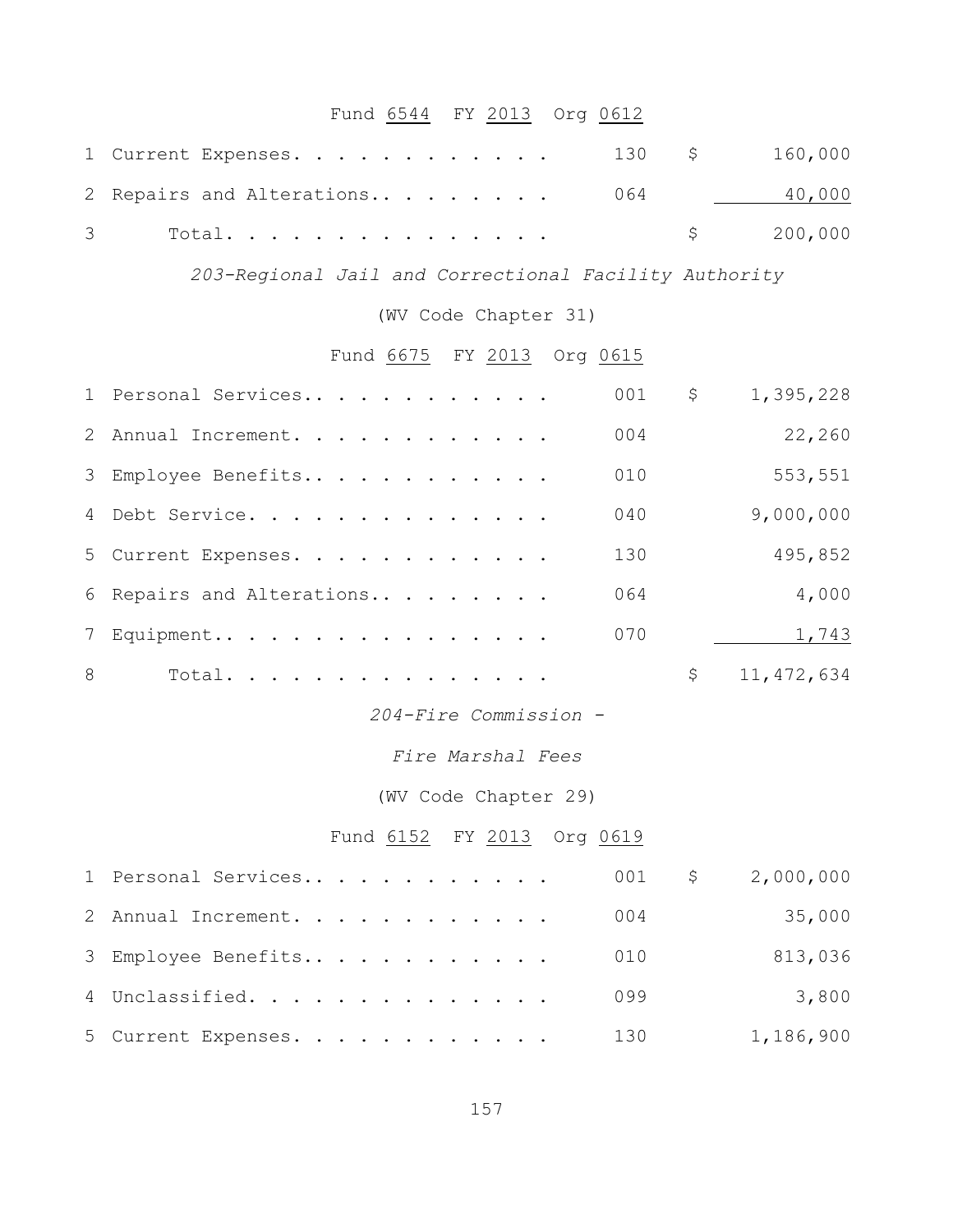Fund 6544 FY 2013 Org 0612

| | | | | |
|---|---|---|---|---|
| 1 | Current Expenses. . . . . . . . . . . . | 130 | $ | 160,000 |
| 2 | Repairs and Alterations.. . . . . . . . | 064 | | 40,000 |
| 3 | Total. . . . . . . . . . . . . . . | | $ | 200,000 |

*203-Regional Jail and Correctional Facility Authority*

(WV Code Chapter 31)

Fund 6675 FY 2013 Org 0615

| | | | | |
|---|---|---|---|---|
| 1 | Personal Services.. . . . . . . . . . . | 001 | $ | 1,395,228 |
| 2 | Annual Increment. . . . . . . . . . . . | 004 | | 22,260 |
| 3 | Employee Benefits.. . . . . . . . . . . | 010 | | 553,551 |
| 4 | Debt Service. . . . . . . . . . . . . . | 040 | | 9,000,000 |
| 5 | Current Expenses. . . . . . . . . . . . | 130 | | 495,852 |
| 6 | Repairs and Alterations.. . . . . . . . | 064 | | 4,000 |
| 7 | Equipment.. . . . . . . . . . . . . . . | 070 | | 1,743 |
| 8 | Total. . . . . . . . . . . . . . . | | $ | 11,472,634 |

*204-Fire Commission -*

*Fire Marshal Fees*

(WV Code Chapter 29)

Fund 6152 FY 2013 Org 0619

| | | | | |
|---|---|---|---|---|
| 1 | Personal Services.. . . . . . . . . . . | 001 | $ | 2,000,000 |
| 2 | Annual Increment. . . . . . . . . . . . | 004 | | 35,000 |
| 3 | Employee Benefits.. . . . . . . . . . . | 010 | | 813,036 |
| 4 | Unclassified. . . . . . . . . . . . . . | 099 | | 3,800 |
| 5 | Current Expenses. . . . . . . . . . . . | 130 | | 1,186,900 |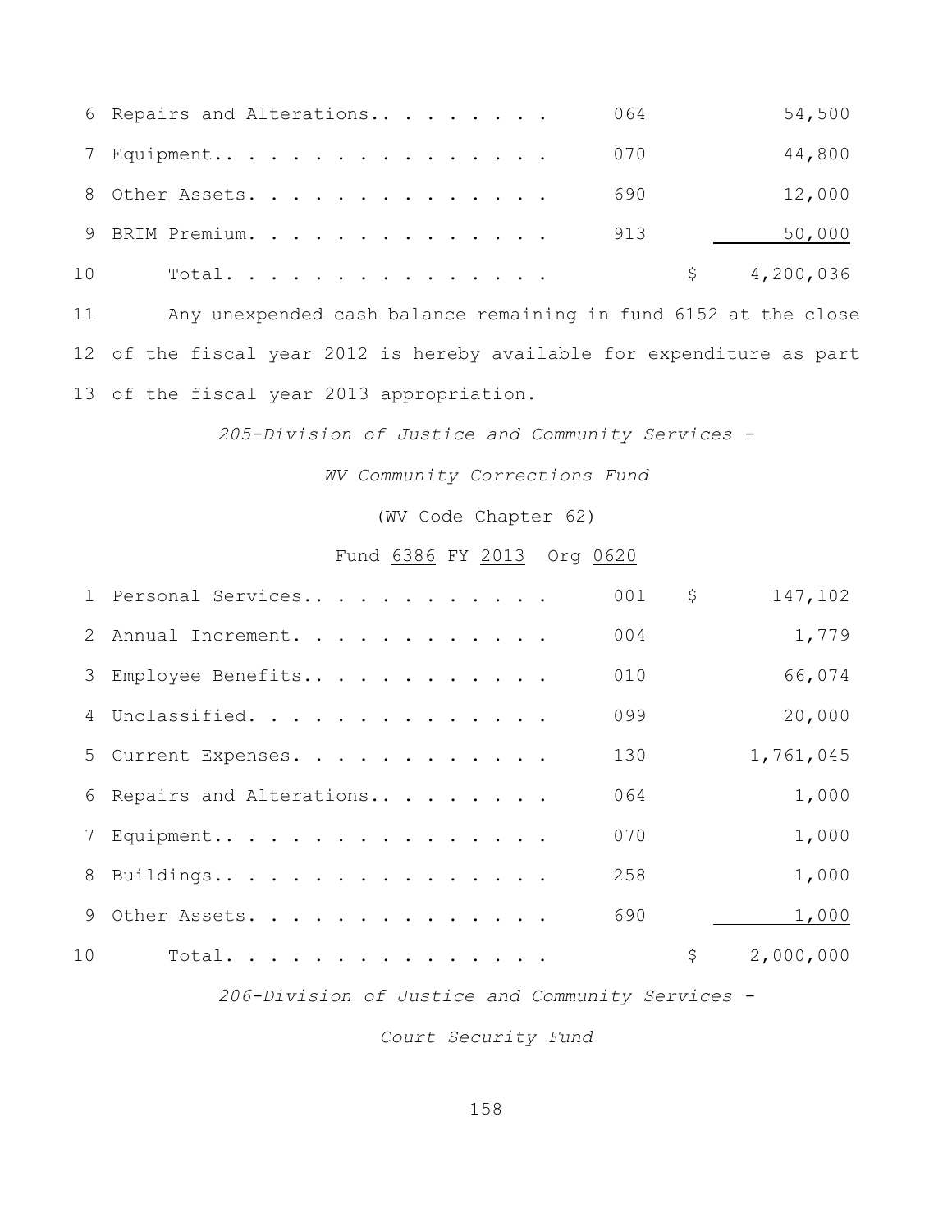| | | | | |
|---|---|---|---|---|
| 6 | Repairs and Alterations. . . . . . . . . | 064 | | 54,500 |
| 7 | Equipment. . . . . . . . . . . . . . . . | 070 | | 44,800 |
| 8 | Other Assets. . . . . . . . . . . . . . | 690 | | 12,000 |
| 9 | BRIM Premium. . . . . . . . . . . . . . | 913 | | 50,000 |
| 10 | Total. . . . . . . . . . . . . . . . | | $ | 4,200,036 |

11 Any unexpended cash balance remaining in fund 6152 at the close 12 of the fiscal year 2012 is hereby available for expenditure as part 13 of the fiscal year 2013 appropriation.

*205-Division of Justice and Community Services -*

*WV Community Corrections Fund*

(WV Code Chapter 62)

Fund 6386 FY 2013 Org 0620

| | | | | |
|---|---|---|---|---|
| 1 | Personal Services. . . . . . . . . . . . | 001 | $ | 147,102 |
| 2 | Annual Increment. . . . . . . . . . . . | 004 | | 1,779 |
| 3 | Employee Benefits. . . . . . . . . . . . | 010 | | 66,074 |
| 4 | Unclassified. . . . . . . . . . . . . . | 099 | | 20,000 |
| 5 | Current Expenses. . . . . . . . . . . . | 130 | | 1,761,045 |
| 6 | Repairs and Alterations. . . . . . . . . | 064 | | 1,000 |
| 7 | Equipment. . . . . . . . . . . . . . . . | 070 | | 1,000 |
| 8 | Buildings. . . . . . . . . . . . . . . . | 258 | | 1,000 |
| 9 | Other Assets. . . . . . . . . . . . . . | 690 | | 1,000 |
| 10 | Total. . . . . . . . . . . . . . . . | | $ | 2,000,000 |

*206-Division of Justice and Community Services -*

*Court Security Fund*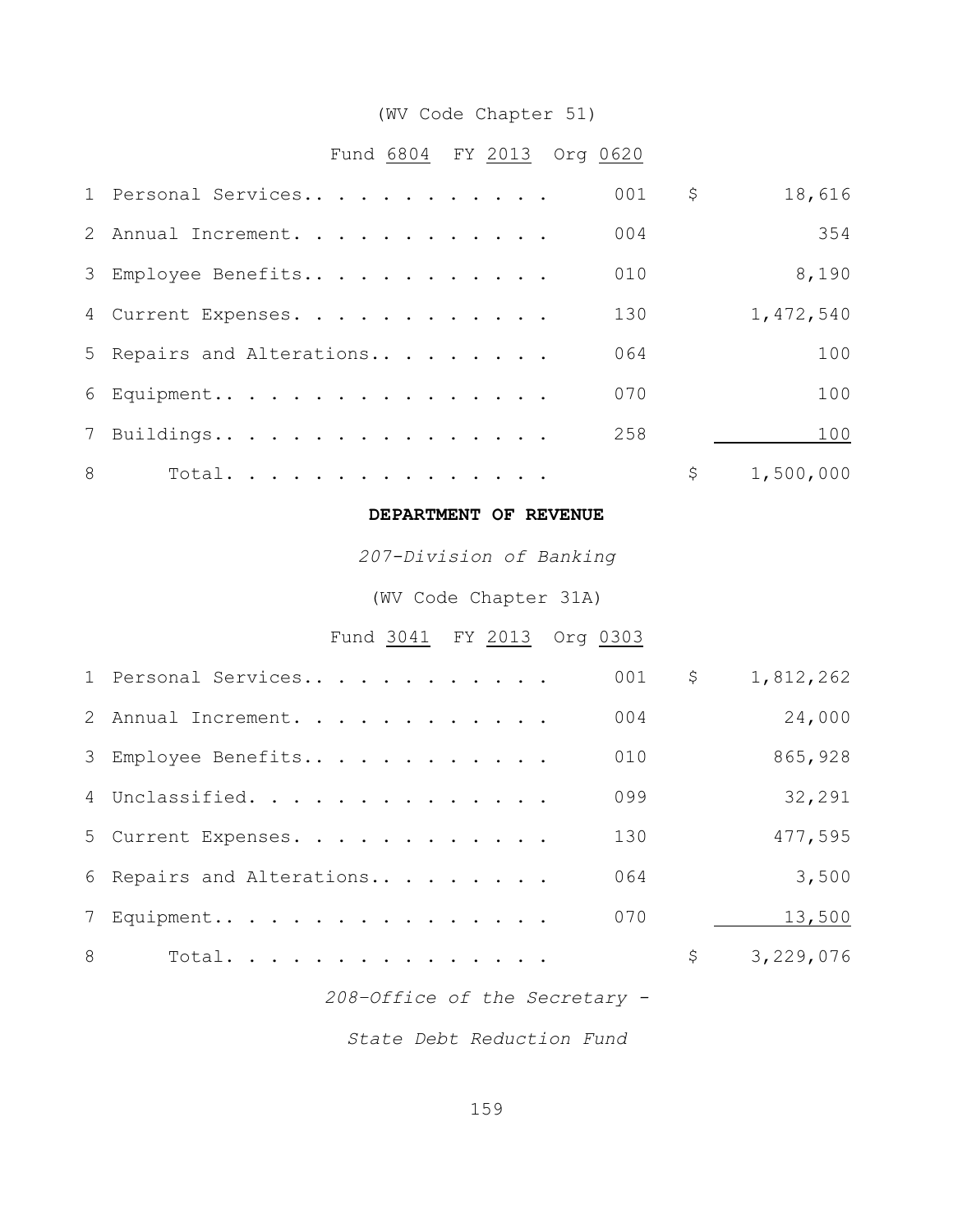(WV Code Chapter 51)

Fund 6804 FY 2013 Org 0620

| | | | |
|---|---|---|---|
| 1 | Personal Services. . . . . . . . . . . . | 001 | $ 18,616 |
| 2 | Annual Increment. . . . . . . . . . . . | 004 | 354 |
| 3 | Employee Benefits. . . . . . . . . . . . | 010 | 8,190 |
| 4 | Current Expenses. . . . . . . . . . . . | 130 | 1,472,540 |
| 5 | Repairs and Alterations. . . . . . . . . | 064 | 100 |
| 6 | Equipment. . . . . . . . . . . . . . . . | 070 | 100 |
| 7 | Buildings. . . . . . . . . . . . . . . . | 258 | 100 |
| 8 | Total. . . . . . . . . . . . . . . . | | $ 1,500,000 |

**DEPARTMENT OF REVENUE**

*207-Division of Banking*

(WV Code Chapter 31A)

Fund 3041 FY 2013 Org 0303

| | | | |
|---|---|---|---|
| 1 | Personal Services. . . . . . . . . . . . | 001 | $ 1,812,262 |
| 2 | Annual Increment. . . . . . . . . . . . | 004 | 24,000 |
| 3 | Employee Benefits. . . . . . . . . . . . | 010 | 865,928 |
| 4 | Unclassified. . . . . . . . . . . . . . | 099 | 32,291 |
| 5 | Current Expenses. . . . . . . . . . . . | 130 | 477,595 |
| 6 | Repairs and Alterations. . . . . . . . . | 064 | 3,500 |
| 7 | Equipment. . . . . . . . . . . . . . . . | 070 | 13,500 |
| 8 | Total. . . . . . . . . . . . . . . . | | $ 3,229,076 |

*208-Office of the Secretary -*

*State Debt Reduction Fund*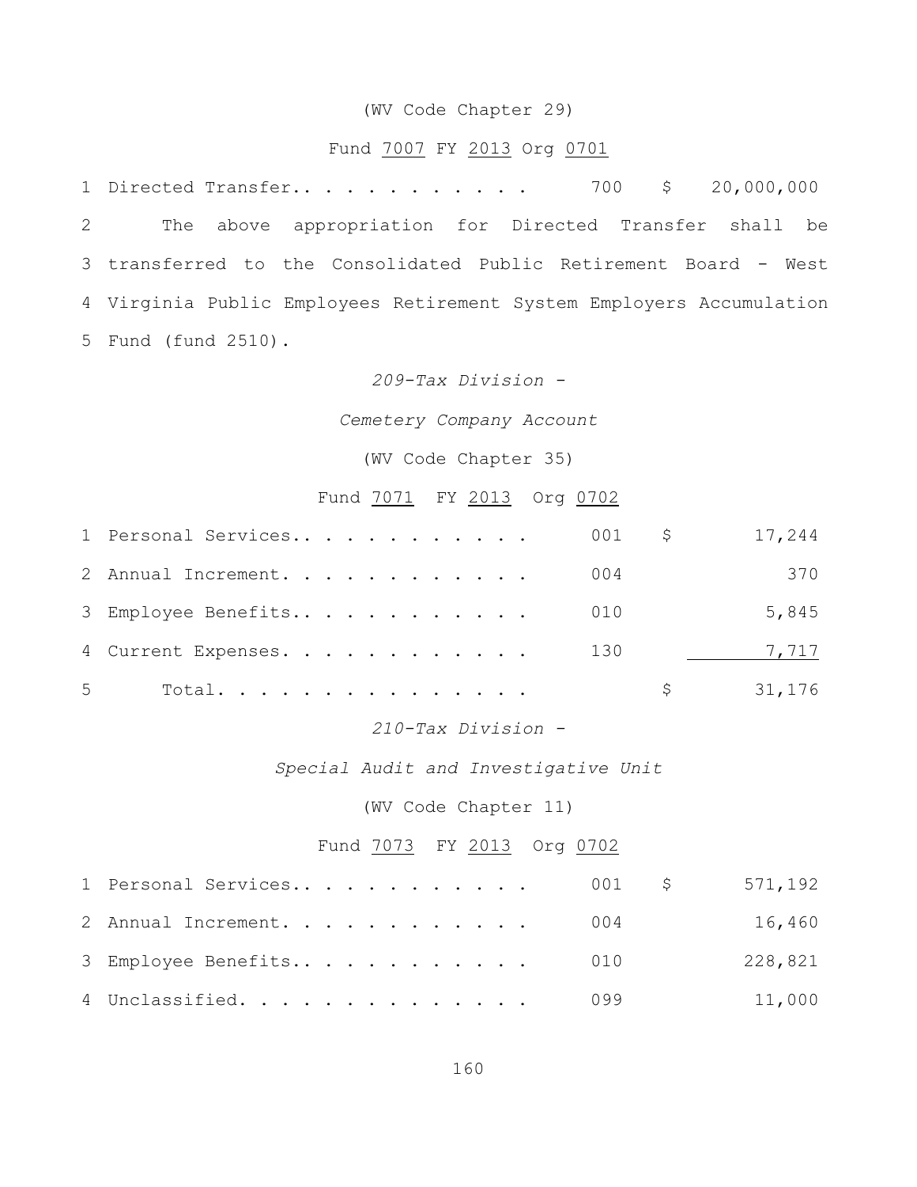(WV Code Chapter 29)

Fund 7007 FY 2013 Org 0701

| | | | |
|---|---|---|---|
| 1 | Directed Transfer. . . . . . . . . . . . | 700 | $ 20,000,000 |

2 The above appropriation for Directed Transfer shall be
3 transferred to the Consolidated Public Retirement Board - West
4 Virginia Public Employees Retirement System Employers Accumulation
5 Fund (fund 2510).

*209-Tax Division -*

*Cemetery Company Account*

(WV Code Chapter 35)

Fund 7071 FY 2013 Org 0702

| | | | |
|---|---|---|---|
| 1 | Personal Services. . . . . . . . . . . . | 001 | $ 17,244 |
| 2 | Annual Increment. . . . . . . . . . . . | 004 | 370 |
| 3 | Employee Benefits. . . . . . . . . . . . | 010 | 5,845 |
| 4 | Current Expenses. . . . . . . . . . . . | 130 | 7,717 |
| 5 | Total. . . . . . . . . . . . . . . . | | $ 31,176 |

*210-Tax Division -*

*Special Audit and Investigative Unit*

(WV Code Chapter 11)

Fund 7073 FY 2013 Org 0702

| | | | |
|---|---|---|---|
| 1 | Personal Services. . . . . . . . . . . . | 001 | $ 571,192 |
| 2 | Annual Increment. . . . . . . . . . . . | 004 | 16,460 |
| 3 | Employee Benefits. . . . . . . . . . . . | 010 | 228,821 |
| 4 | Unclassified. . . . . . . . . . . . . . | 099 | 11,000 |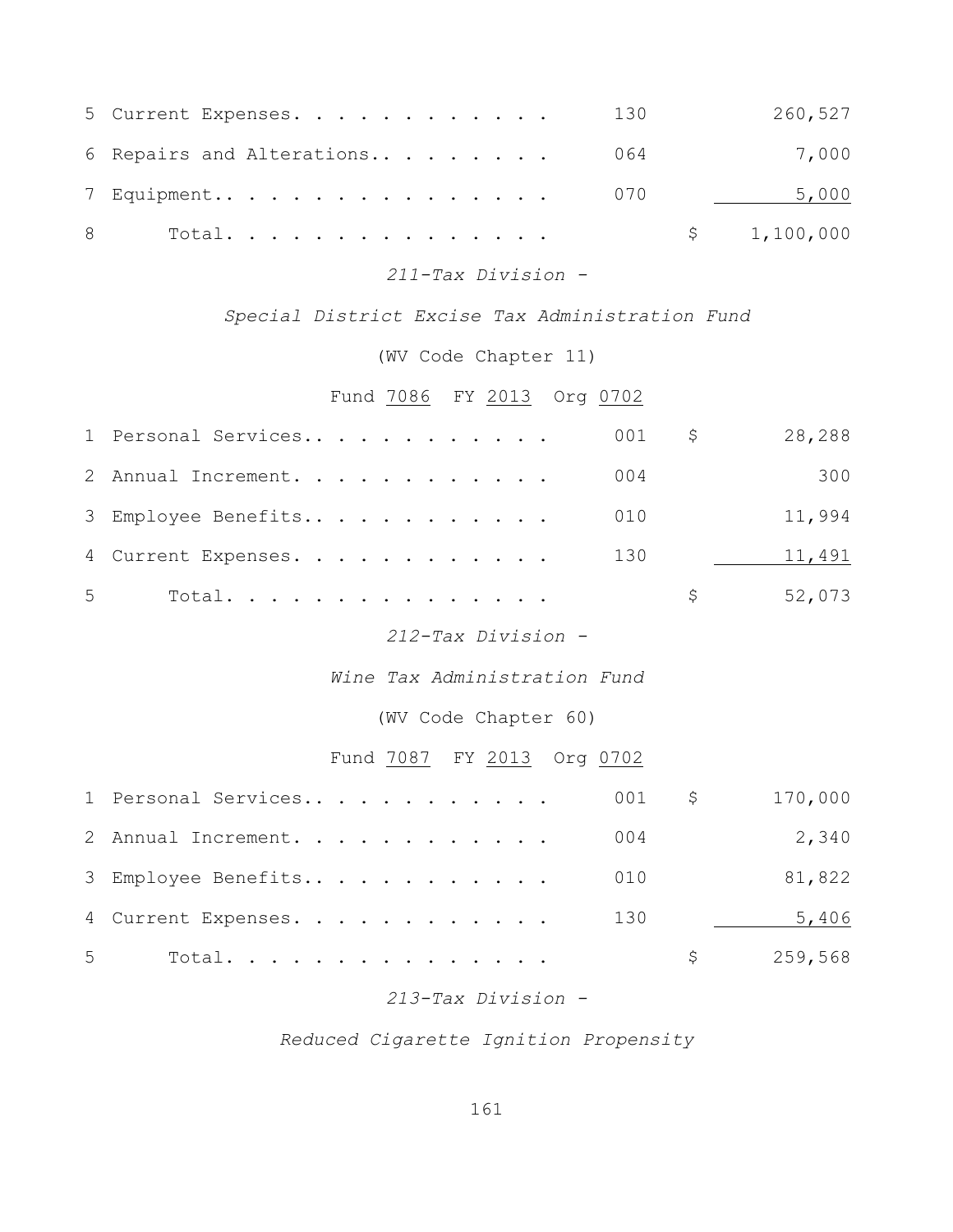| | | | | |
|---|---|---|---|---|
| 5 | Current Expenses. . . . . . . . . . . . | 130 | | 260,527 |
| 6 | Repairs and Alterations.. . . . . . . . | 064 | | 7,000 |
| 7 | Equipment.. . . . . . . . . . . . . . . | 070 | | 5,000 |
| 8 | Total. . . . . . . . . . . . . . . . | | $ | 1,100,000 |

*211-Tax Division -*

*Special District Excise Tax Administration Fund*

(WV Code Chapter 11)

Fund 7086 FY 2013 Org 0702

| | | | | |
|---|---|---|---|---|
| 1 | Personal Services.. . . . . . . . . . . | 001 | $ | 28,288 |
| 2 | Annual Increment. . . . . . . . . . . . | 004 | | 300 |
| 3 | Employee Benefits.. . . . . . . . . . . | 010 | | 11,994 |
| 4 | Current Expenses. . . . . . . . . . . . | 130 | | 11,491 |
| 5 | Total. . . . . . . . . . . . . . . . | | $ | 52,073 |

*212-Tax Division -*

*Wine Tax Administration Fund*

(WV Code Chapter 60)

Fund 7087 FY 2013 Org 0702

| | | | | |
|---|---|---|---|---|
| 1 | Personal Services.. . . . . . . . . . . | 001 | $ | 170,000 |
| 2 | Annual Increment. . . . . . . . . . . . | 004 | | 2,340 |
| 3 | Employee Benefits.. . . . . . . . . . . | 010 | | 81,822 |
| 4 | Current Expenses. . . . . . . . . . . . | 130 | | 5,406 |
| 5 | Total. . . . . . . . . . . . . . . . | | $ | 259,568 |

*213-Tax Division -*

*Reduced Cigarette Ignition Propensity*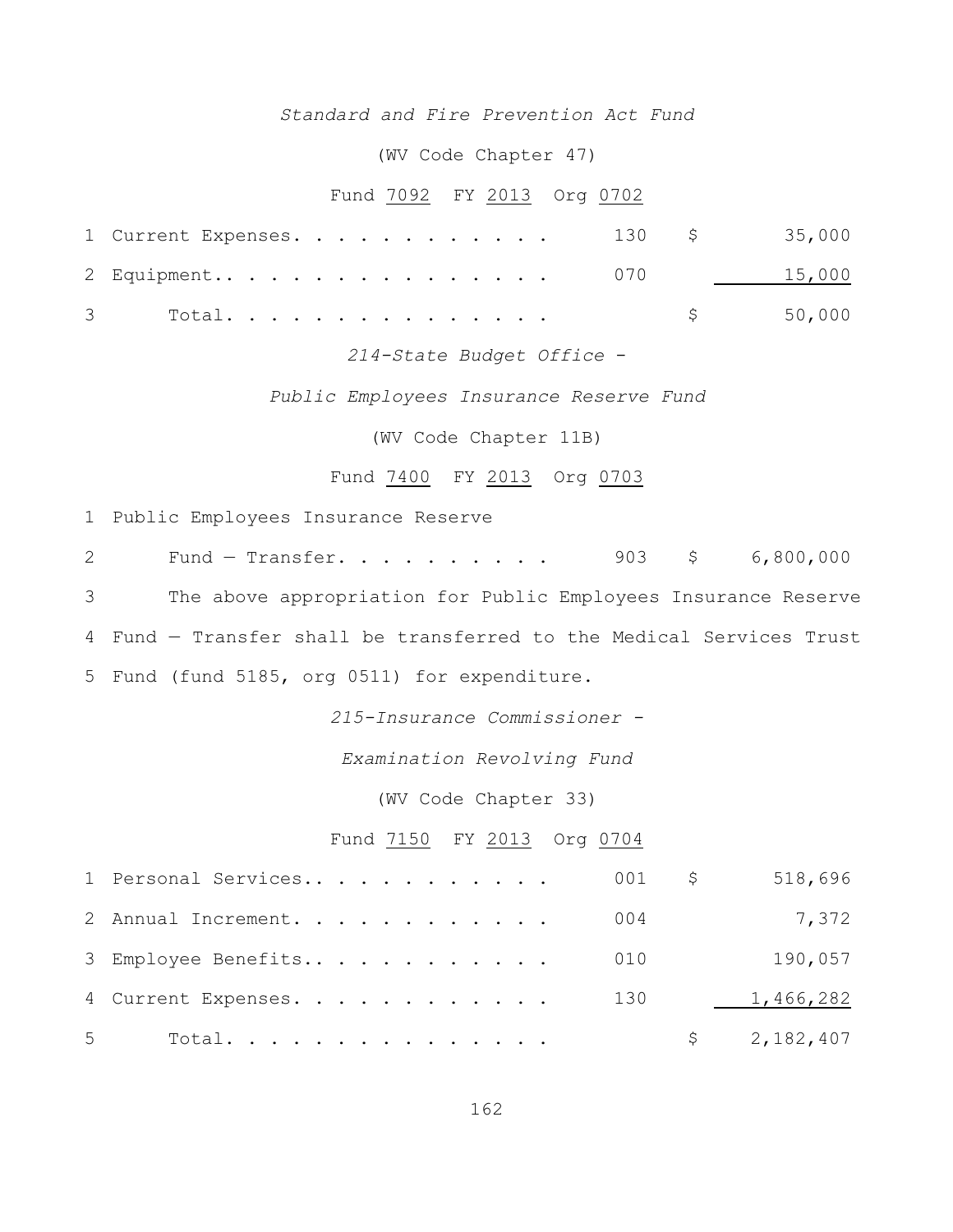*Standard and Fire Prevention Act Fund*

(WV Code Chapter 47)

Fund 7092 FY 2013 Org 0702

| | | | | |
|---|---|---|---|---|
| 1 | Current Expenses. . . . . . . . . . . . | 130 | $ | 35,000 |
| 2 | Equipment.. . . . . . . . . . . . . . . | 070 | | 15,000 |
| 3 | Total. . . . . . . . . . . . . . . | | $ | 50,000 |

*214-State Budget Office -*

*Public Employees Insurance Reserve Fund*

(WV Code Chapter 11B)

Fund 7400 FY 2013 Org 0703

| | | | | |
|---|---|---|---|---|
| 1 | Public Employees Insurance Reserve | | | |
| 2 | Fund — Transfer. . . . . . . . . . | 903 | $ | 6,800,000 |

3 The above appropriation for Public Employees Insurance Reserve
4 Fund — Transfer shall be transferred to the Medical Services Trust
5 Fund (fund 5185, org 0511) for expenditure.

*215-Insurance Commissioner -*

*Examination Revolving Fund*

(WV Code Chapter 33)

Fund 7150 FY 2013 Org 0704

| | | | | |
|---|---|---|---|---|
| 1 | Personal Services.. . . . . . . . . . . | 001 | $ | 518,696 |
| 2 | Annual Increment. . . . . . . . . . . . | 004 | | 7,372 |
| 3 | Employee Benefits.. . . . . . . . . . . | 010 | | 190,057 |
| 4 | Current Expenses. . . . . . . . . . . . | 130 | | 1,466,282 |
| 5 | Total. . . . . . . . . . . . . . . | | $ | 2,182,407 |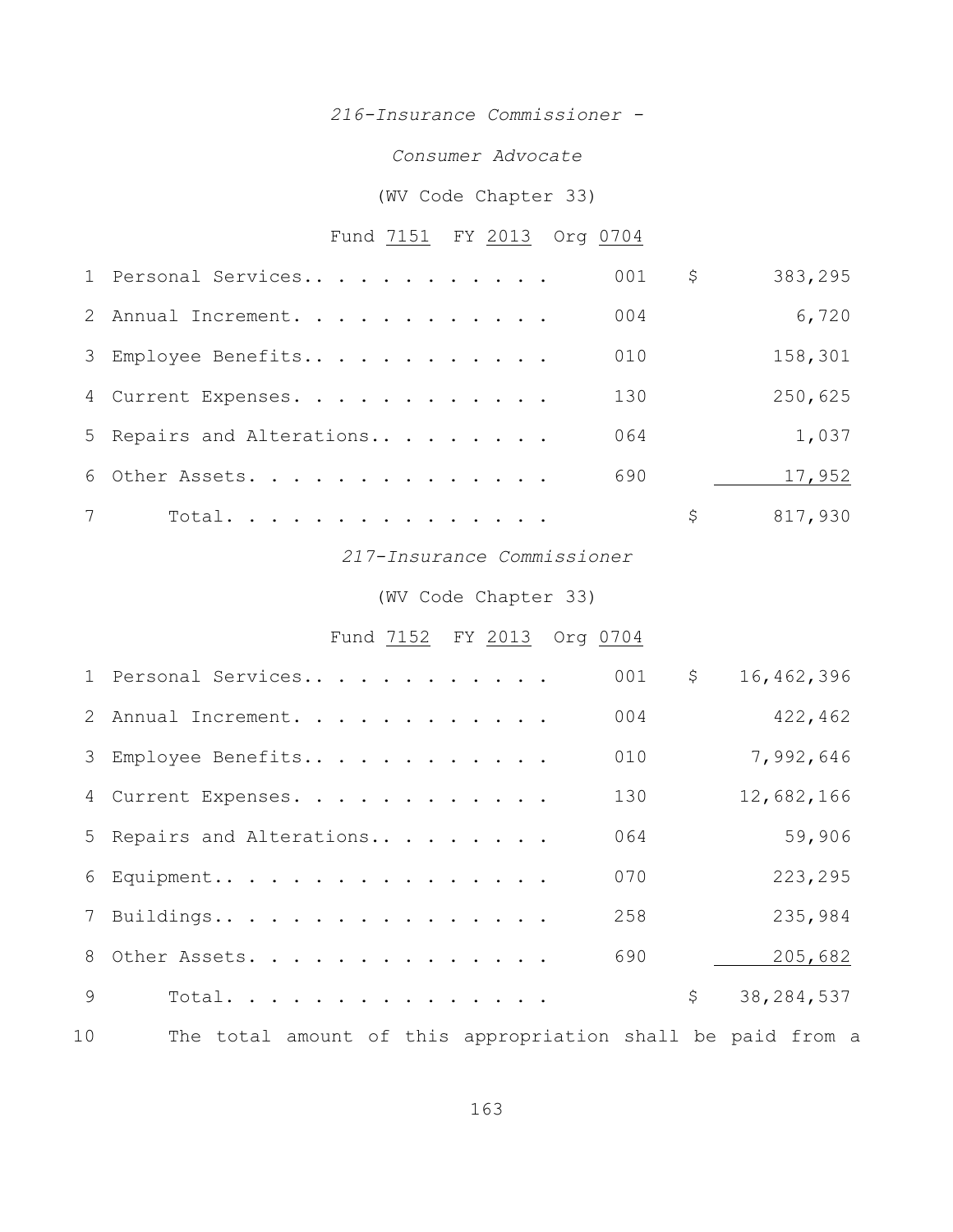*216-Insurance Commissioner -*

*Consumer Advocate*

(WV Code Chapter 33)

Fund 7151 FY 2013 Org 0704

| | | | | |
|---|---|---|---|---|
| 1 | Personal Services. . . . . . . . . . . . | 001 | $ | 383,295 |
| 2 | Annual Increment. . . . . . . . . . . . | 004 | | 6,720 |
| 3 | Employee Benefits. . . . . . . . . . . . | 010 | | 158,301 |
| 4 | Current Expenses. . . . . . . . . . . . | 130 | | 250,625 |
| 5 | Repairs and Alterations. . . . . . . . . | 064 | | 1,037 |
| 6 | Other Assets. . . . . . . . . . . . . . | 690 | | 17,952 |
| 7 | Total. . . . . . . . . . . . . . . | | $ | 817,930 |

*217-Insurance Commissioner*

(WV Code Chapter 33)

Fund 7152 FY 2013 Org 0704

| | | | | |
|---|---|---|---|---|
| 1 | Personal Services. . . . . . . . . . . . | 001 | $ | 16,462,396 |
| 2 | Annual Increment. . . . . . . . . . . . | 004 | | 422,462 |
| 3 | Employee Benefits. . . . . . . . . . . . | 010 | | 7,992,646 |
| 4 | Current Expenses. . . . . . . . . . . . | 130 | | 12,682,166 |
| 5 | Repairs and Alterations. . . . . . . . . | 064 | | 59,906 |
| 6 | Equipment. . . . . . . . . . . . . . . . | 070 | | 223,295 |
| 7 | Buildings. . . . . . . . . . . . . . . . | 258 | | 235,984 |
| 8 | Other Assets. . . . . . . . . . . . . . | 690 | | 205,682 |
| 9 | Total. . . . . . . . . . . . . . . | | $ | 38,284,537 |

10 The total amount of this appropriation shall be paid from a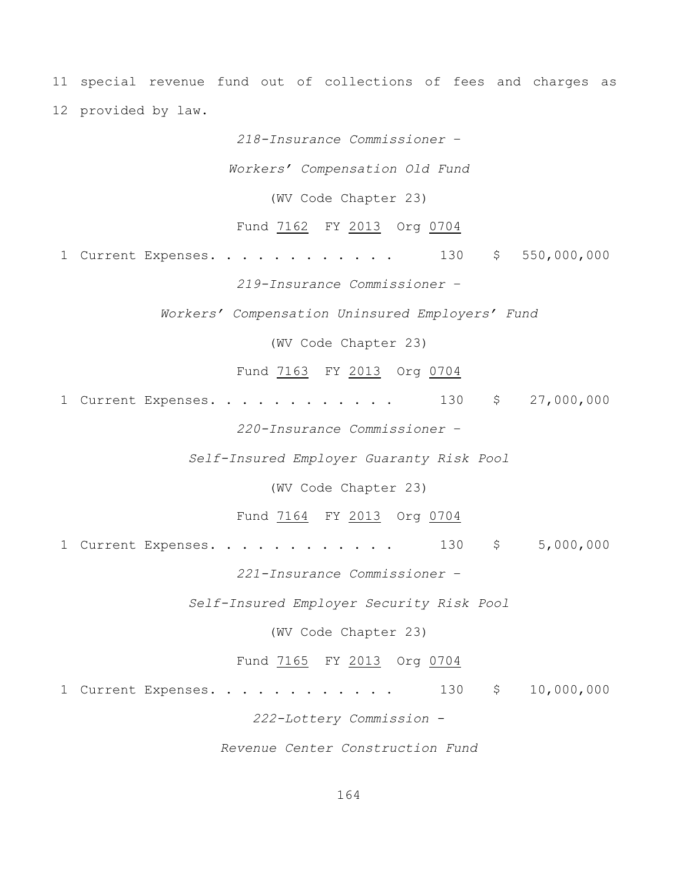11 special revenue fund out of collections of fees and charges as
12 provided by law.

*218-Insurance Commissioner –*

*Workers' Compensation Old Fund*

(WV Code Chapter 23)

Fund 7162 FY 2013 Org 0704

1 Current Expenses. . . . . . . . . . . . 130 $ 550,000,000

*219-Insurance Commissioner –*

*Workers' Compensation Uninsured Employers' Fund*

(WV Code Chapter 23)

Fund 7163 FY 2013 Org 0704

1 Current Expenses. . . . . . . . . . . . 130 $ 27,000,000

*220-Insurance Commissioner –*

*Self-Insured Employer Guaranty Risk Pool*

(WV Code Chapter 23)

Fund 7164 FY 2013 Org 0704

1 Current Expenses. . . . . . . . . . . . 130 $ 5,000,000

*221-Insurance Commissioner –*

*Self-Insured Employer Security Risk Pool*

(WV Code Chapter 23)

Fund 7165 FY 2013 Org 0704

1 Current Expenses. . . . . . . . . . . . 130 $ 10,000,000

*222-Lottery Commission -*

*Revenue Center Construction Fund*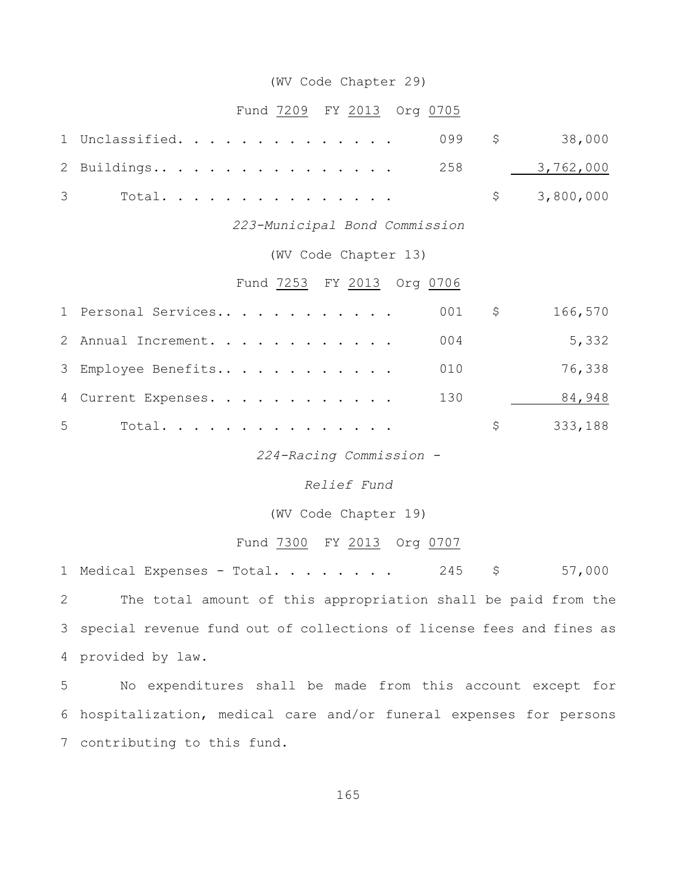(WV Code Chapter 29)

Fund 7209 FY 2013 Org 0705

| | | | | |
|---|---|---|---|---|
| 1 | Unclassified. . . . . . . . . . . . . . . | 099 | $ | 38,000 |
| 2 | Buildings.. . . . . . . . . . . . . . . . | 258 | | 3,762,000 |
| 3 | Total. . . . . . . . . . . . . . . . | | $ | 3,800,000 |

*223-Municipal Bond Commission*

(WV Code Chapter 13)

Fund 7253 FY 2013 Org 0706

| | | | | |
|---|---|---|---|---|
| 1 | Personal Services.. . . . . . . . . . . . | 001 | $ | 166,570 |
| 2 | Annual Increment. . . . . . . . . . . . . | 004 | | 5,332 |
| 3 | Employee Benefits.. . . . . . . . . . . . | 010 | | 76,338 |
| 4 | Current Expenses. . . . . . . . . . . . . | 130 | | 84,948 |
| 5 | Total. . . . . . . . . . . . . . . . | | $ | 333,188 |

*224-Racing Commission -*

*Relief Fund*

(WV Code Chapter 19)

Fund 7300 FY 2013 Org 0707

| | | | | |
|---|---|---|---|---|
| 1 | Medical Expenses - Total. . . . . . . . . | 245 | $ | 57,000 |

2 The total amount of this appropriation shall be paid from the
3 special revenue fund out of collections of license fees and fines as
4 provided by law.

5 No expenditures shall be made from this account except for
6 hospitalization, medical care and/or funeral expenses for persons
7 contributing to this fund.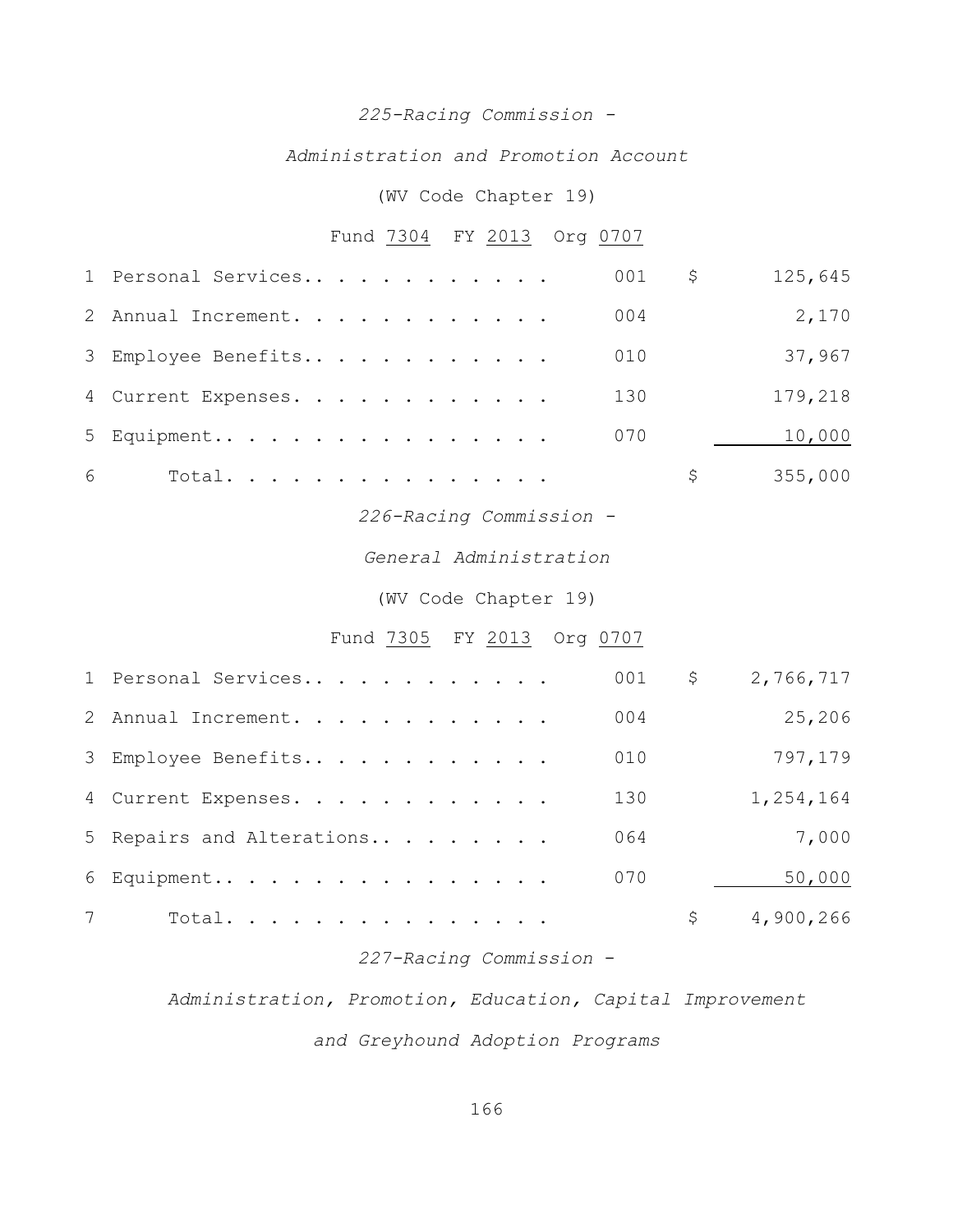*225-Racing Commission -*

*Administration and Promotion Account*

(WV Code Chapter 19)

Fund 7304 FY 2013 Org 0707

| | | | | |
|---|---|---|---|---|
| 1 | Personal Services.. . . . . . . . . . . . | 001 | $ | 125,645 |
| 2 | Annual Increment. . . . . . . . . . . . . | 004 | | 2,170 |
| 3 | Employee Benefits.. . . . . . . . . . . . | 010 | | 37,967 |
| 4 | Current Expenses. . . . . . . . . . . . . | 130 | | 179,218 |
| 5 | Equipment.. . . . . . . . . . . . . . . . | 070 | | 10,000 |
| 6 | Total. . . . . . . . . . . . . . . . | | $ | 355,000 |

*226-Racing Commission -*

*General Administration*

(WV Code Chapter 19)

Fund 7305 FY 2013 Org 0707

| | | | | |
|---|---|---|---|---|
| 1 | Personal Services.. . . . . . . . . . . . | 001 | $ | 2,766,717 |
| 2 | Annual Increment. . . . . . . . . . . . . | 004 | | 25,206 |
| 3 | Employee Benefits.. . . . . . . . . . . . | 010 | | 797,179 |
| 4 | Current Expenses. . . . . . . . . . . . . | 130 | | 1,254,164 |
| 5 | Repairs and Alterations.. . . . . . . . . | 064 | | 7,000 |
| 6 | Equipment.. . . . . . . . . . . . . . . . | 070 | | 50,000 |
| 7 | Total. . . . . . . . . . . . . . . . | | $ | 4,900,266 |

*227-Racing Commission -*

*Administration, Promotion, Education, Capital Improvement*

*and Greyhound Adoption Programs*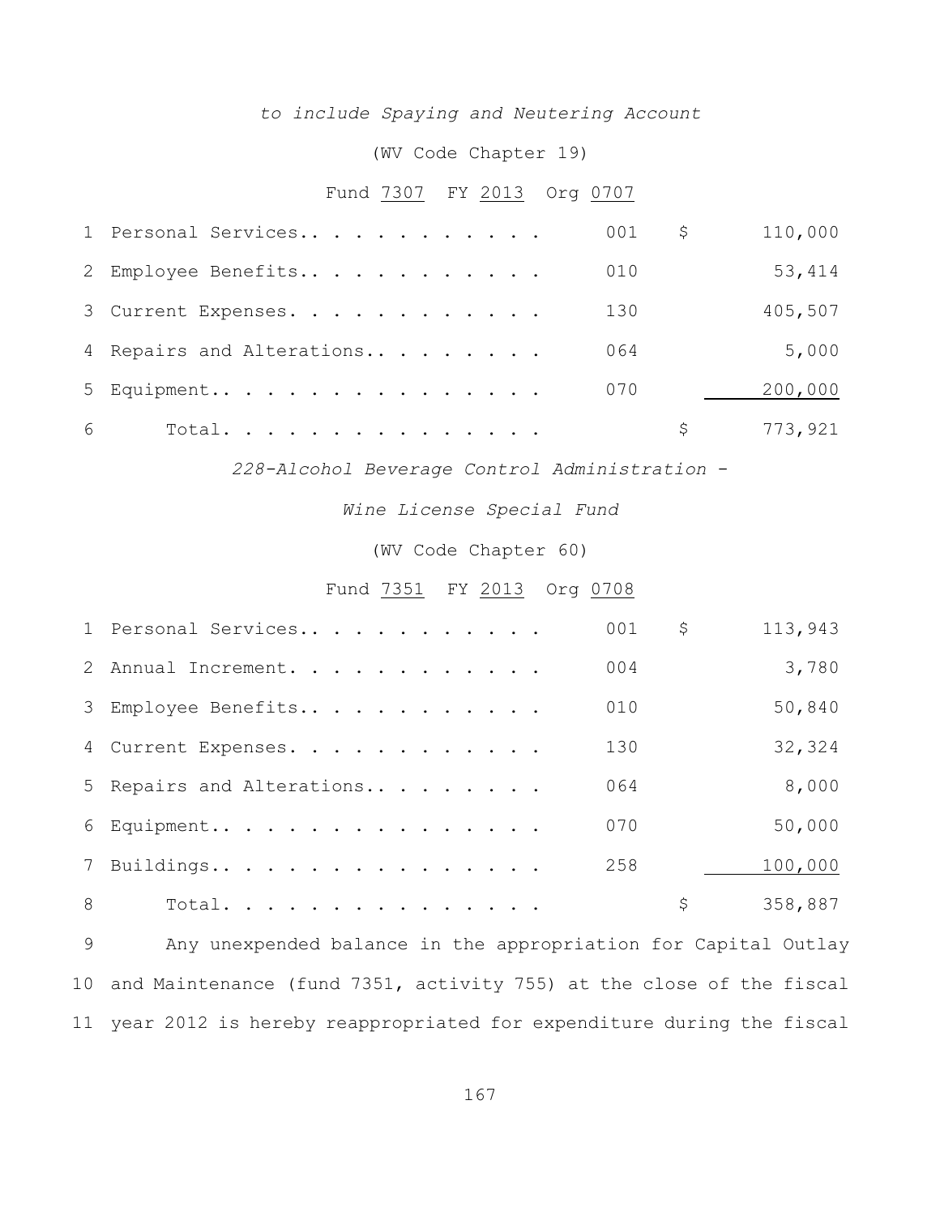*to include Spaying and Neutering Account*

(WV Code Chapter 19)

Fund 7307 FY 2013 Org 0707

| | | | | |
|---|---|---|---|---|
| 1 | Personal Services.. . . . . . . . . . . | 001 | $ | 110,000 |
| 2 | Employee Benefits.. . . . . . . . . . . | 010 | | 53,414 |
| 3 | Current Expenses. . . . . . . . . . . . | 130 | | 405,507 |
| 4 | Repairs and Alterations.. . . . . . . . | 064 | | 5,000 |
| 5 | Equipment.. . . . . . . . . . . . . . . | 070 | | 200,000 |
| 6 | Total. . . . . . . . . . . . . . . | | $ | 773,921 |

*228-Alcohol Beverage Control Administration -*

*Wine License Special Fund*

(WV Code Chapter 60)

Fund 7351 FY 2013 Org 0708

| | | | | |
|---|---|---|---|---|
| 1 | Personal Services.. . . . . . . . . . . | 001 | $ | 113,943 |
| 2 | Annual Increment. . . . . . . . . . . . | 004 | | 3,780 |
| 3 | Employee Benefits.. . . . . . . . . . . | 010 | | 50,840 |
| 4 | Current Expenses. . . . . . . . . . . . | 130 | | 32,324 |
| 5 | Repairs and Alterations.. . . . . . . . | 064 | | 8,000 |
| 6 | Equipment.. . . . . . . . . . . . . . . | 070 | | 50,000 |
| 7 | Buildings.. . . . . . . . . . . . . . . | 258 | | 100,000 |
| 8 | Total. . . . . . . . . . . . . . . | | $ | 358,887 |

9 Any unexpended balance in the appropriation for Capital Outlay
10 and Maintenance (fund 7351, activity 755) at the close of the fiscal
11 year 2012 is hereby reappropriated for expenditure during the fiscal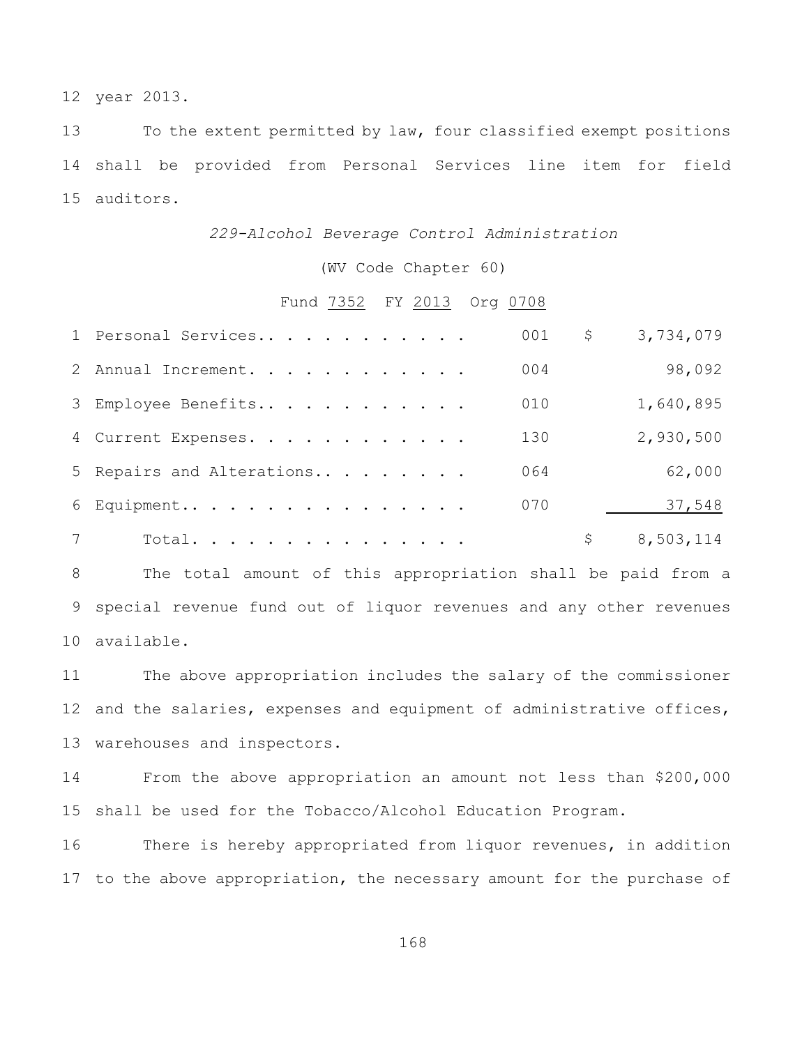year 2013.

To the extent permitted by law, four classified exempt positions shall be provided from Personal Services line item for field auditors.

*229-Alcohol Beverage Control Administration*

(WV Code Chapter 60)

Fund 7352 FY 2013 Org 0708

| | | | |
|---|---|---|---|
| Personal Services | 001 | $ | 3,734,079 |
| Annual Increment | 004 | | 98,092 |
| Employee Benefits | 010 | | 1,640,895 |
| Current Expenses | 130 | | 2,930,500 |
| Repairs and Alterations | 064 | | 62,000 |
| Equipment | 070 | | 37,548 |
| Total | | $ | 8,503,114 |

The total amount of this appropriation shall be paid from a special revenue fund out of liquor revenues and any other revenues available.

The above appropriation includes the salary of the commissioner and the salaries, expenses and equipment of administrative offices, warehouses and inspectors.

From the above appropriation an amount not less than $200,000 shall be used for the Tobacco/Alcohol Education Program.

There is hereby appropriated from liquor revenues, in addition to the above appropriation, the necessary amount for the purchase of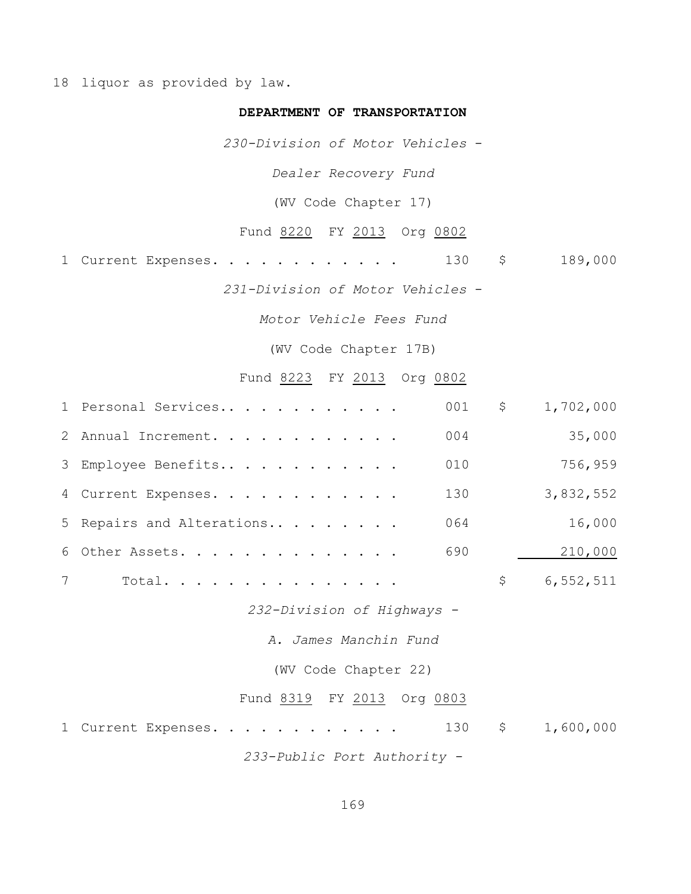18 liquor as provided by law.

**DEPARTMENT OF TRANSPORTATION**

*230-Division of Motor Vehicles -*

*Dealer Recovery Fund*

(WV Code Chapter 17)

Fund 8220 FY 2013 Org 0802

| | | | |
|---|---|---|---|
| 1 Current Expenses. . . . . . . . . . . . | 130 | $ | 189,000 |

*231-Division of Motor Vehicles -*

*Motor Vehicle Fees Fund*

(WV Code Chapter 17B)

Fund 8223 FY 2013 Org 0802

| | | | |
|---|---|---|---|
| 1 Personal Services.. . . . . . . . . . . | 001 | $ | 1,702,000 |
| 2 Annual Increment. . . . . . . . . . . . | 004 | | 35,000 |
| 3 Employee Benefits.. . . . . . . . . . . | 010 | | 756,959 |
| 4 Current Expenses. . . . . . . . . . . . | 130 | | 3,832,552 |
| 5 Repairs and Alterations.. . . . . . . . | 064 | | 16,000 |
| 6 Other Assets. . . . . . . . . . . . . . | 690 | | 210,000 |
| 7 Total. . . . . . . . . . . . . . . | | $ | 6,552,511 |

*232-Division of Highways -*

*A. James Manchin Fund*

(WV Code Chapter 22)

Fund 8319 FY 2013 Org 0803

| | | | |
|---|---|---|---|
| 1 Current Expenses. . . . . . . . . . . . | 130 | $ | 1,600,000 |

*233-Public Port Authority -*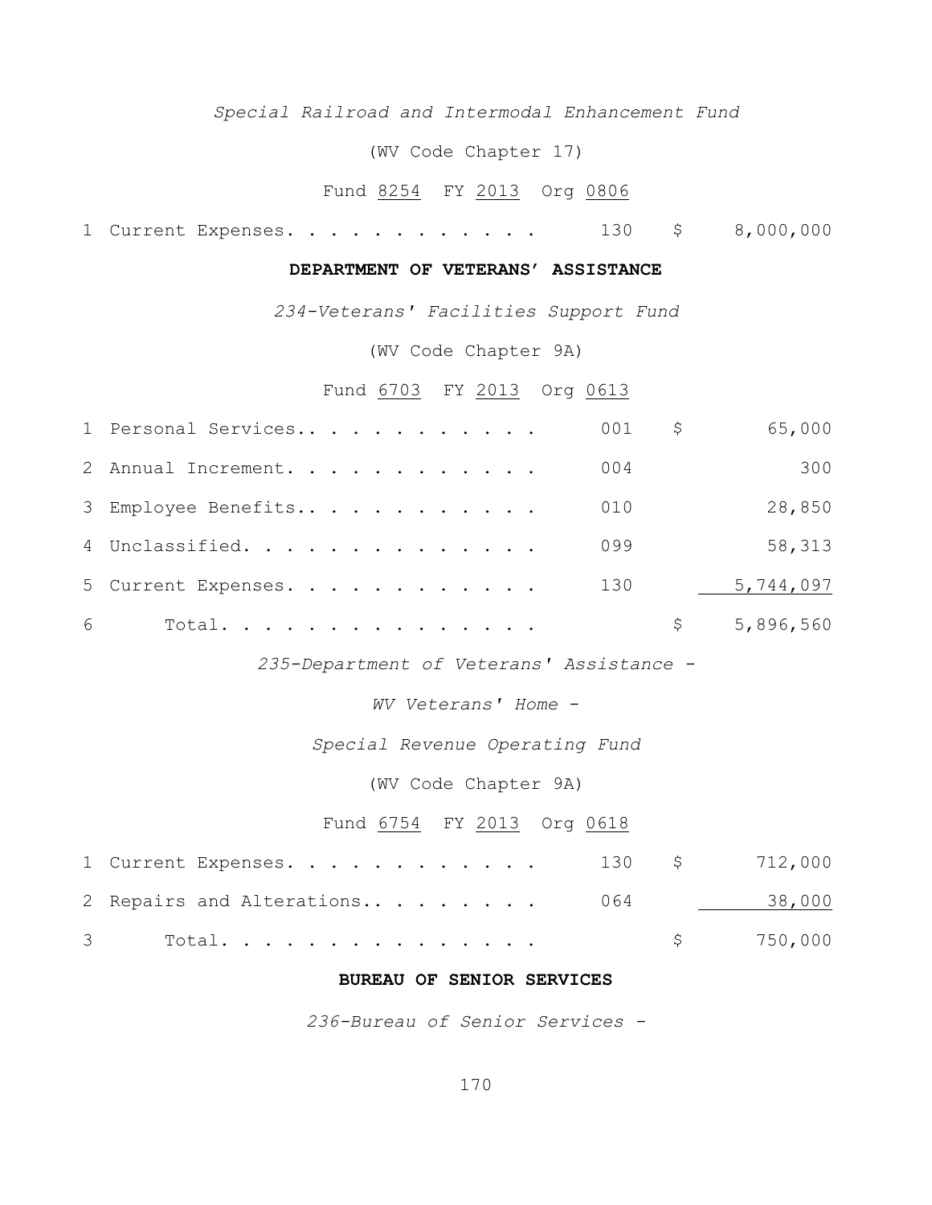*Special Railroad and Intermodal Enhancement Fund*

(WV Code Chapter 17)

Fund 8254 FY 2013 Org 0806

| | | | | |
|---|---|---|---|---|
| 1 | Current Expenses. . . . . . . . . . . . | 130 | $ | 8,000,000 |

**DEPARTMENT OF VETERANS' ASSISTANCE**

*234-Veterans' Facilities Support Fund*

(WV Code Chapter 9A)

Fund 6703 FY 2013 Org 0613

| | | | | |
|---|---|---|---|---|
| 1 | Personal Services.. . . . . . . . . . . | 001 | $ | 65,000 |
| 2 | Annual Increment. . . . . . . . . . . . | 004 | | 300 |
| 3 | Employee Benefits.. . . . . . . . . . . | 010 | | 28,850 |
| 4 | Unclassified. . . . . . . . . . . . . . | 099 | | 58,313 |
| 5 | Current Expenses. . . . . . . . . . . . | 130 | | 5,744,097 |
| 6 | Total. . . . . . . . . . . . . . . . | | $ | 5,896,560 |

*235-Department of Veterans' Assistance -*

*WV Veterans' Home -*

*Special Revenue Operating Fund*

(WV Code Chapter 9A)

Fund 6754 FY 2013 Org 0618

| | | | | |
|---|---|---|---|---|
| 1 | Current Expenses. . . . . . . . . . . . | 130 | $ | 712,000 |
| 2 | Repairs and Alterations.. . . . . . . . | 064 | | 38,000 |
| 3 | Total. . . . . . . . . . . . . . . . | | $ | 750,000 |

**BUREAU OF SENIOR SERVICES**

*236-Bureau of Senior Services -*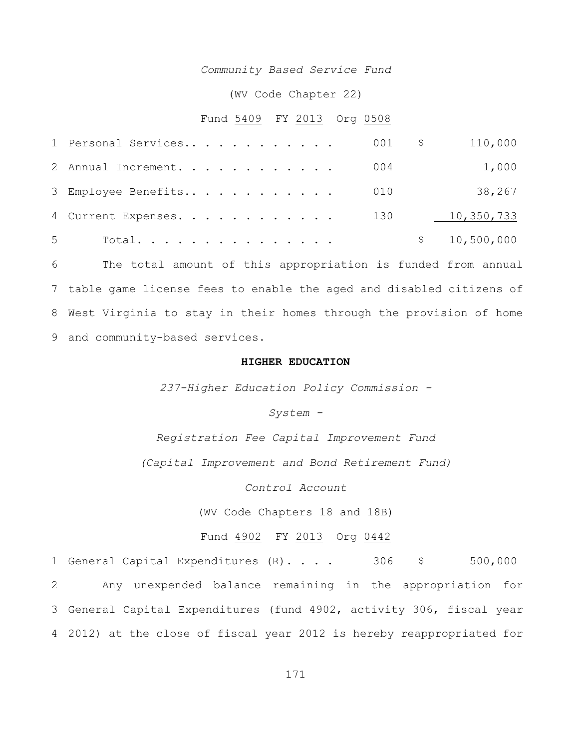*Community Based Service Fund*

(WV Code Chapter 22)

Fund 5409 FY 2013 Org 0508

| | | | |
|---|---|---|---|
| 1 Personal Services. . . . . . . . . . . . | 001 | $ | 110,000 |
| 2 Annual Increment. . . . . . . . . . . . | 004 | | 1,000 |
| 3 Employee Benefits. . . . . . . . . . . . | 010 | | 38,267 |
| 4 Current Expenses. . . . . . . . . . . . | 130 | | 10,350,733 |
| 5 Total. . . . . . . . . . . . . . . | | $ | 10,500,000 |

6 The total amount of this appropriation is funded from annual
7 table game license fees to enable the aged and disabled citizens of
8 West Virginia to stay in their homes through the provision of home
9 and community-based services.

**HIGHER EDUCATION**

*237-Higher Education Policy Commission -*

*System -*

*Registration Fee Capital Improvement Fund*

*(Capital Improvement and Bond Retirement Fund)*

*Control Account*

(WV Code Chapters 18 and 18B)

Fund 4902 FY 2013 Org 0442

| | | | |
|---|---|---|---|
| 1 General Capital Expenditures (R). . . . | 306 | $ | 500,000 |

2 Any unexpended balance remaining in the appropriation for
3 General Capital Expenditures (fund 4902, activity 306, fiscal year
4 2012) at the close of fiscal year 2012 is hereby reappropriated for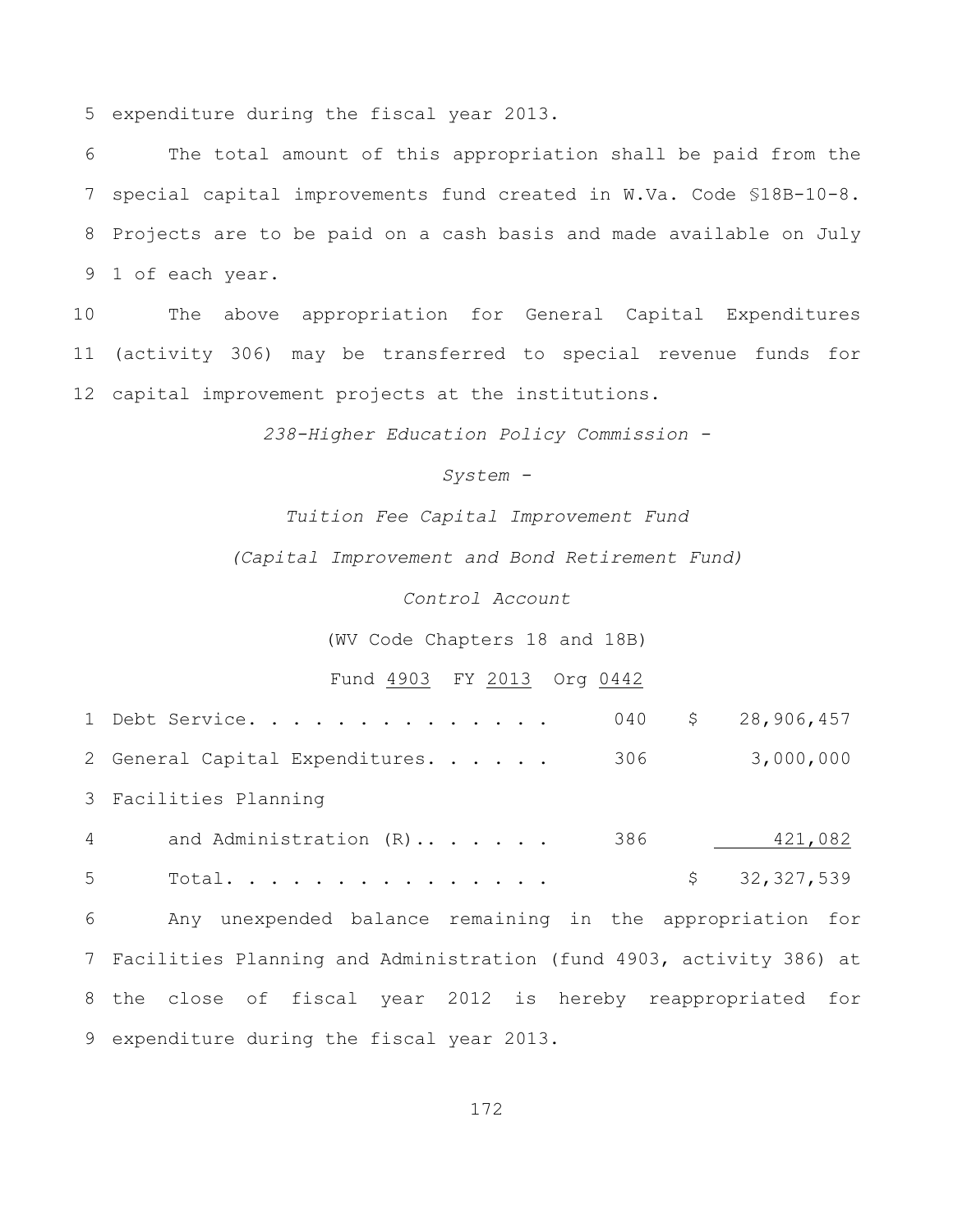5 expenditure during the fiscal year 2013.

6 The total amount of this appropriation shall be paid from the 7 special capital improvements fund created in W.Va. Code §18B-10-8. 8 Projects are to be paid on a cash basis and made available on July 9 1 of each year.

10 The above appropriation for General Capital Expenditures 11 (activity 306) may be transferred to special revenue funds for 12 capital improvement projects at the institutions.

*238-Higher Education Policy Commission -*

*System -*

*Tuition Fee Capital Improvement Fund*

*(Capital Improvement and Bond Retirement Fund)*

*Control Account*

(WV Code Chapters 18 and 18B)

Fund 4903 FY 2013 Org 0442

| | | | |
|---|---|---|---|
| 1 | Debt Service. . . . . . . . . . . . . . | 040 | $ 28,906,457 |
| 2 | General Capital Expenditures. . . . . . | 306 | 3,000,000 |
| 3 | Facilities Planning | | |
| 4 | and Administration (R).. . . . . . . | 386 | 421,082 |
| 5 | Total. . . . . . . . . . . . . . . . | | $ 32,327,539 |

6 Any unexpended balance remaining in the appropriation for 7 Facilities Planning and Administration (fund 4903, activity 386) at 8 the close of fiscal year 2012 is hereby reappropriated for 9 expenditure during the fiscal year 2013.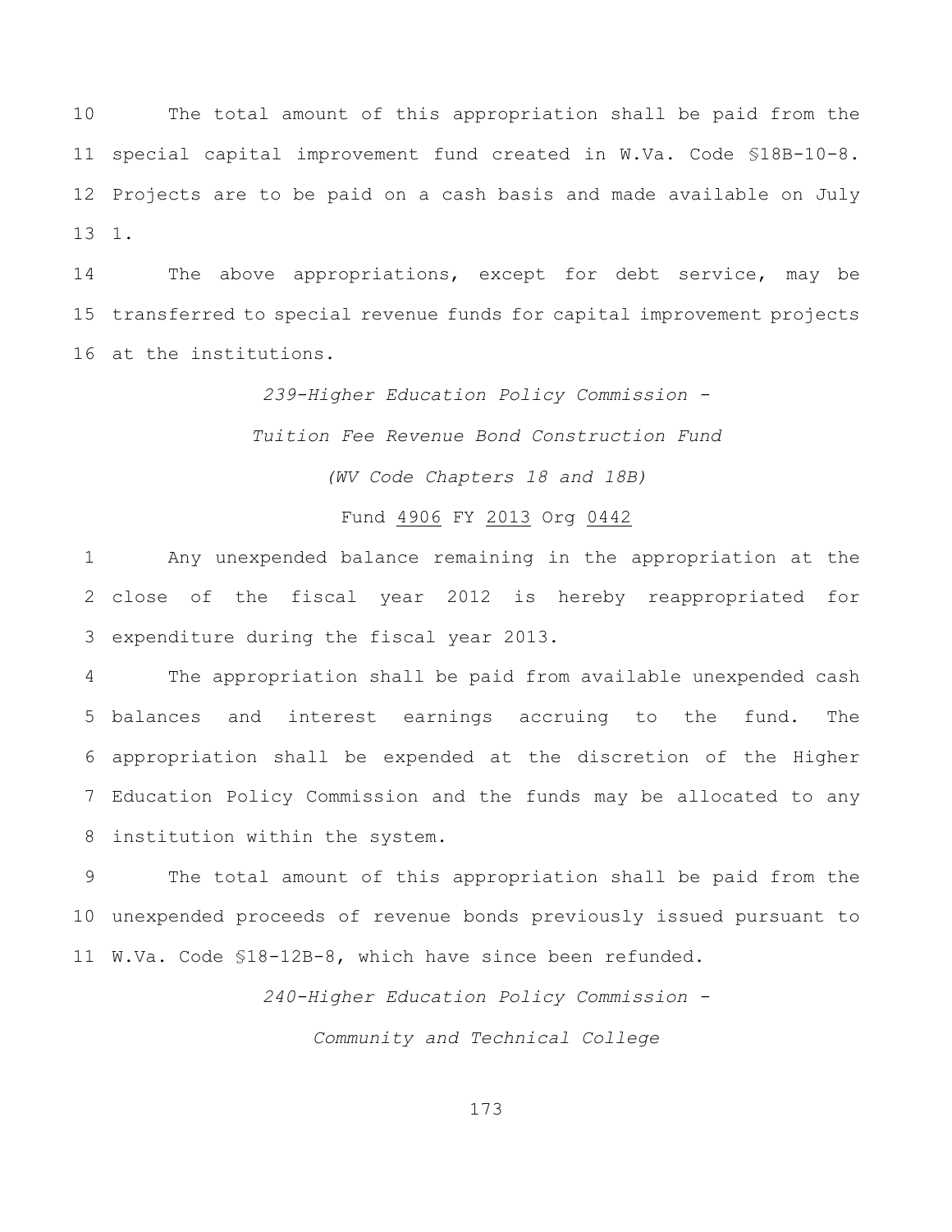10 The total amount of this appropriation shall be paid from the
11 special capital improvement fund created in W.Va. Code §18B-10-8.
12 Projects are to be paid on a cash basis and made available on July
13 1.

14 The above appropriations, except for debt service, may be
15 transferred to special revenue funds for capital improvement projects
16 at the institutions.

*239-Higher Education Policy Commission -*

*Tuition Fee Revenue Bond Construction Fund*

*(WV Code Chapters 18 and 18B)*

Fund 4906 FY 2013 Org 0442

1 Any unexpended balance remaining in the appropriation at the
2 close of the fiscal year 2012 is hereby reappropriated for
3 expenditure during the fiscal year 2013.

4 The appropriation shall be paid from available unexpended cash
5 balances and interest earnings accruing to the fund. The
6 appropriation shall be expended at the discretion of the Higher
7 Education Policy Commission and the funds may be allocated to any
8 institution within the system.

9 The total amount of this appropriation shall be paid from the
10 unexpended proceeds of revenue bonds previously issued pursuant to
11 W.Va. Code §18-12B-8, which have since been refunded.

*240-Higher Education Policy Commission -*

*Community and Technical College*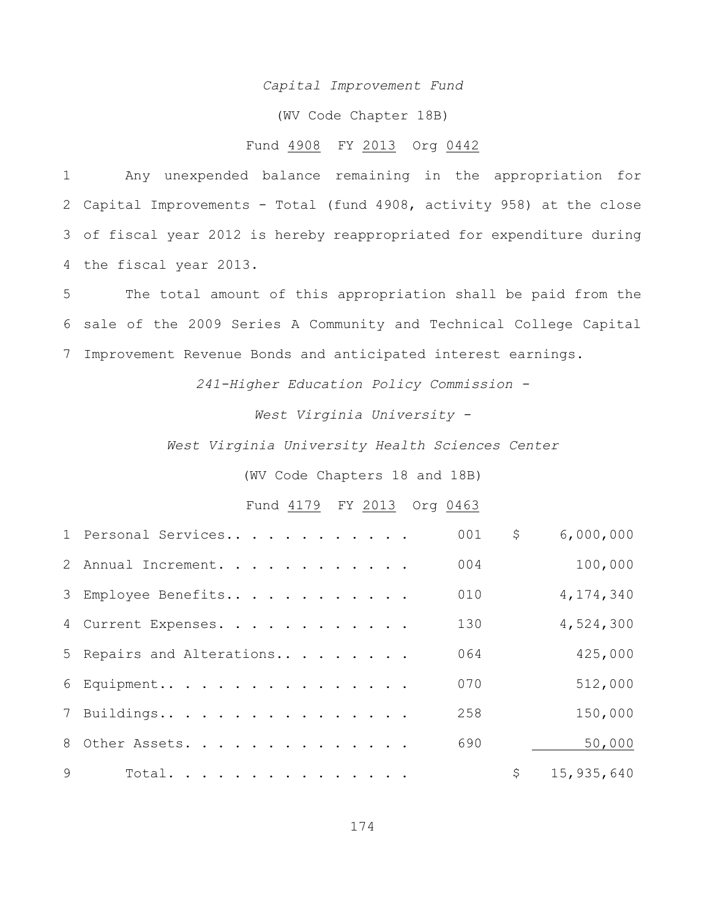*Capital Improvement Fund*

(WV Code Chapter 18B)

Fund 4908 FY 2013 Org 0442

1 Any unexpended balance remaining in the appropriation for
2 Capital Improvements - Total (fund 4908, activity 958) at the close
3 of fiscal year 2012 is hereby reappropriated for expenditure during
4 the fiscal year 2013.

5 The total amount of this appropriation shall be paid from the
6 sale of the 2009 Series A Community and Technical College Capital
7 Improvement Revenue Bonds and anticipated interest earnings.

*241-Higher Education Policy Commission -*

*West Virginia University -*

*West Virginia University Health Sciences Center*

(WV Code Chapters 18 and 18B)

Fund 4179 FY 2013 Org 0463

| | | | |
|---|---|---|---|
| 1 | Personal Services.. . . . . . . . . . . . | 001 | $ 6,000,000 |
| 2 | Annual Increment. . . . . . . . . . . . | 004 | 100,000 |
| 3 | Employee Benefits.. . . . . . . . . . . . | 010 | 4,174,340 |
| 4 | Current Expenses. . . . . . . . . . . . | 130 | 4,524,300 |
| 5 | Repairs and Alterations.. . . . . . . . . | 064 | 425,000 |
| 6 | Equipment.. . . . . . . . . . . . . . . | 070 | 512,000 |
| 7 | Buildings.. . . . . . . . . . . . . . . . | 258 | 150,000 |
| 8 | Other Assets. . . . . . . . . . . . . . | 690 | 50,000 |
| 9 | Total. . . . . . . . . . . . . . . . | | $ 15,935,640 |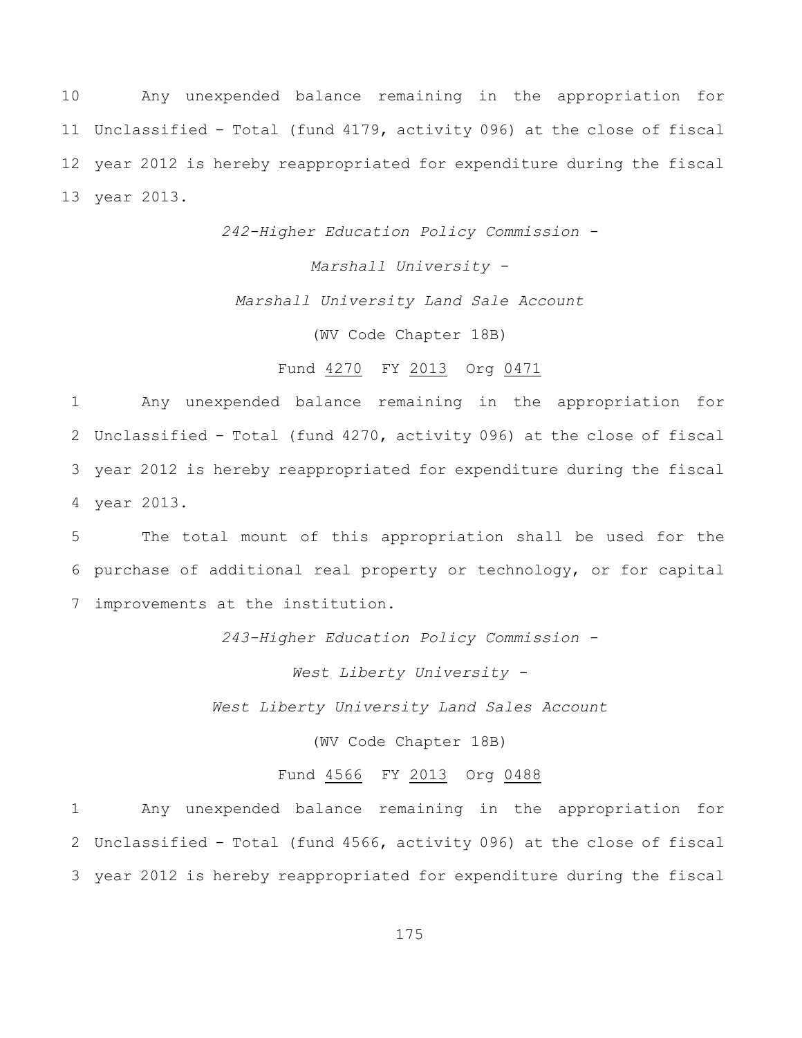10 Any unexpended balance remaining in the appropriation for
11 Unclassified - Total (fund 4179, activity 096) at the close of fiscal
12 year 2012 is hereby reappropriated for expenditure during the fiscal
13 year 2013.

*242-Higher Education Policy Commission -*

*Marshall University -*

*Marshall University Land Sale Account*

(WV Code Chapter 18B)

Fund 4270 FY 2013 Org 0471

1 Any unexpended balance remaining in the appropriation for
2 Unclassified - Total (fund 4270, activity 096) at the close of fiscal
3 year 2012 is hereby reappropriated for expenditure during the fiscal
4 year 2013.

5 The total mount of this appropriation shall be used for the
6 purchase of additional real property or technology, or for capital
7 improvements at the institution.

*243-Higher Education Policy Commission -*

*West Liberty University -*

*West Liberty University Land Sales Account*

(WV Code Chapter 18B)

Fund 4566 FY 2013 Org 0488

1 Any unexpended balance remaining in the appropriation for
2 Unclassified - Total (fund 4566, activity 096) at the close of fiscal
3 year 2012 is hereby reappropriated for expenditure during the fiscal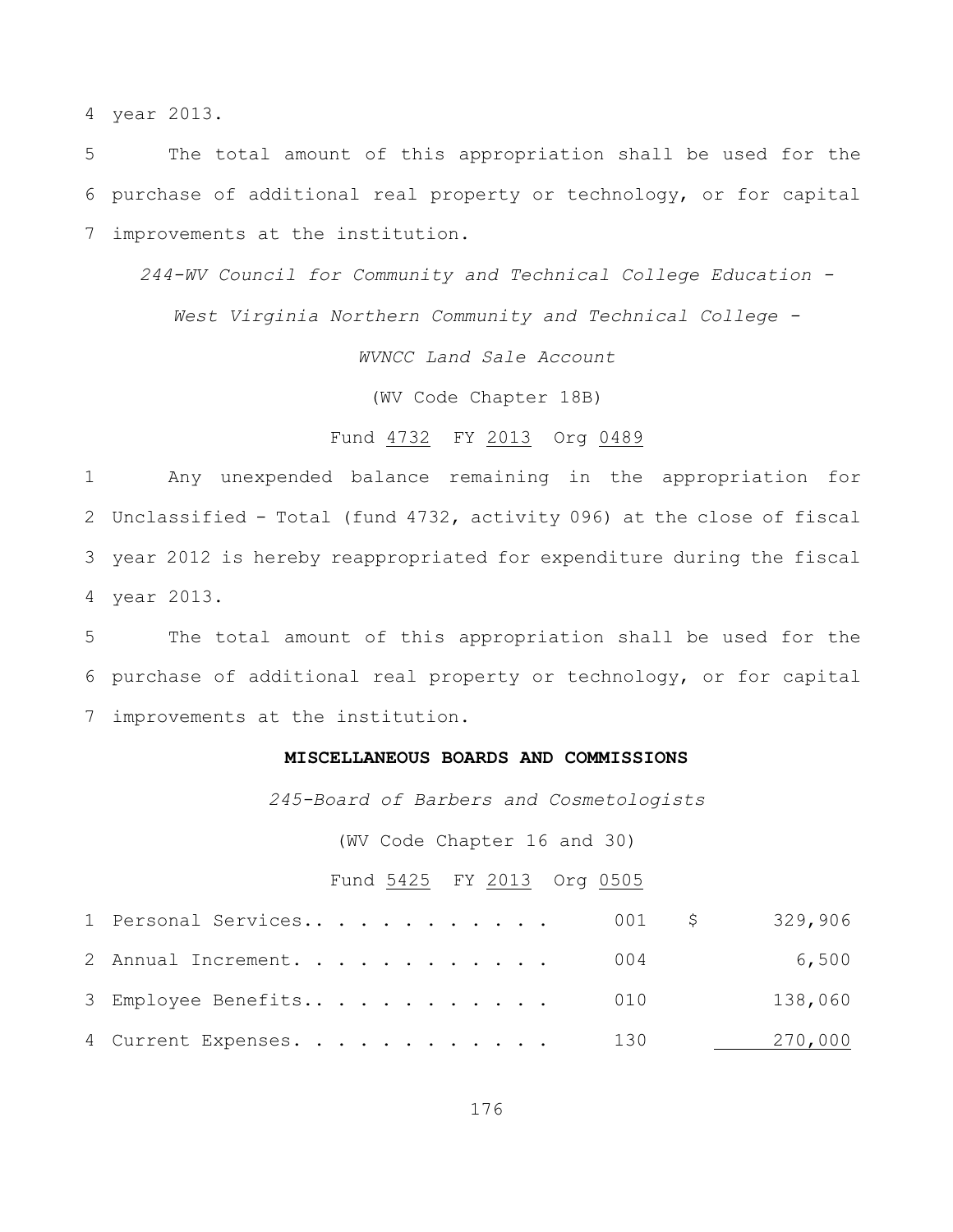4 year 2013.

5 The total amount of this appropriation shall be used for the 6 purchase of additional real property or technology, or for capital 7 improvements at the institution.

*244-WV Council for Community and Technical College Education -*

*West Virginia Northern Community and Technical College -*

*WVNCC Land Sale Account*

(WV Code Chapter 18B)

Fund 4732 FY 2013 Org 0489

1 Any unexpended balance remaining in the appropriation for 2 Unclassified - Total (fund 4732, activity 096) at the close of fiscal 3 year 2012 is hereby reappropriated for expenditure during the fiscal 4 year 2013.

5 The total amount of this appropriation shall be used for the 6 purchase of additional real property or technology, or for capital 7 improvements at the institution.

**MISCELLANEOUS BOARDS AND COMMISSIONS**

*245-Board of Barbers and Cosmetologists*

(WV Code Chapter 16 and 30)

Fund 5425 FY 2013 Org 0505

| | | | |
|---|---|---|---|
| 1 Personal Services. . . . . . . . . . . . | 001 | $ | 329,906 |
| 2 Annual Increment. . . . . . . . . . . . | 004 | | 6,500 |
| 3 Employee Benefits. . . . . . . . . . . . | 010 | | 138,060 |
| 4 Current Expenses. . . . . . . . . . . . | 130 | | 270,000 |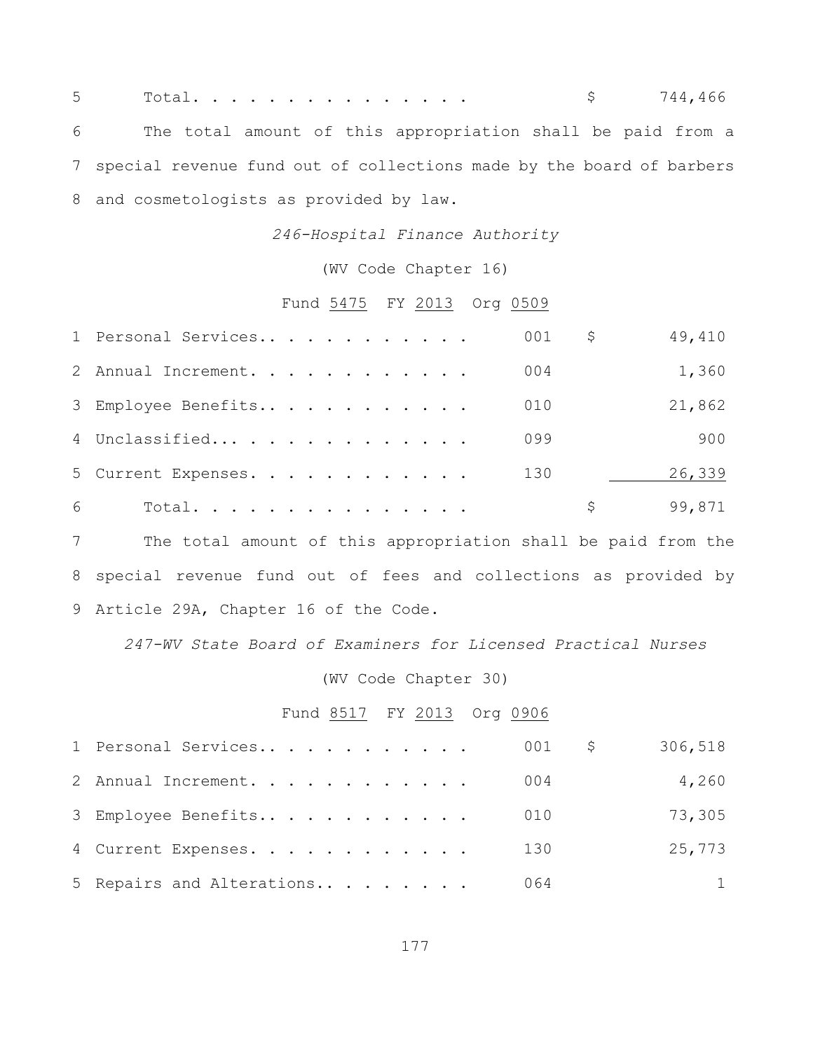| | | | |
|---|---|---|---|
| 5 | Total. . . . . . . . . . . . . . . | | $ 744,466 |

6 The total amount of this appropriation shall be paid from a 7 special revenue fund out of collections made by the board of barbers 8 and cosmetologists as provided by law.

*246-Hospital Finance Authority*

(WV Code Chapter 16)

Fund 5475 FY 2013 Org 0509

| | | | |
|---|---|---|---|
| 1 | Personal Services.. . . . . . . . . . . | 001 | $ 49,410 |
| 2 | Annual Increment. . . . . . . . . . . . | 004 | 1,360 |
| 3 | Employee Benefits.. . . . . . . . . . . | 010 | 21,862 |
| 4 | Unclassified... . . . . . . . . . . . . | 099 | 900 |
| 5 | Current Expenses. . . . . . . . . . . . | 130 | 26,339 |
| 6 | Total. . . . . . . . . . . . . . . | | $ 99,871 |

7 The total amount of this appropriation shall be paid from the 8 special revenue fund out of fees and collections as provided by 9 Article 29A, Chapter 16 of the Code.

*247-WV State Board of Examiners for Licensed Practical Nurses*

(WV Code Chapter 30)

Fund 8517 FY 2013 Org 0906

| | | | |
|---|---|---|---|
| 1 | Personal Services.. . . . . . . . . . . | 001 | $ 306,518 |
| 2 | Annual Increment. . . . . . . . . . . . | 004 | 4,260 |
| 3 | Employee Benefits.. . . . . . . . . . . | 010 | 73,305 |
| 4 | Current Expenses. . . . . . . . . . . . | 130 | 25,773 |
| 5 | Repairs and Alterations.. . . . . . . . | 064 | 1 |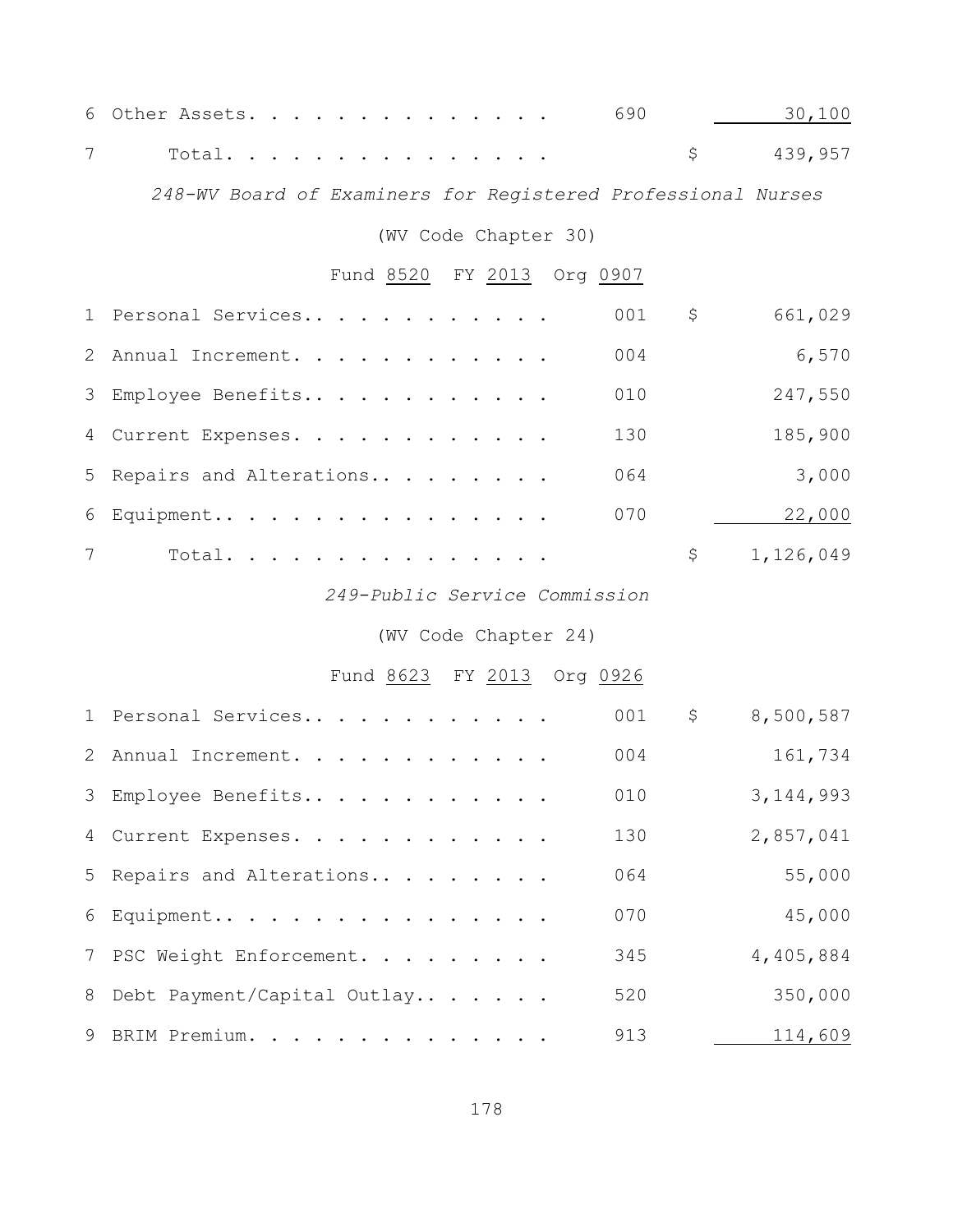| | | | | |
|---|---|---|---|---|
| 6 | Other Assets. . . . . . . . . . . . . . | 690 | | 30,100 |
| 7 | Total. . . . . . . . . . . . . . . . | | $ | 439,957 |

*248-WV Board of Examiners for Registered Professional Nurses*

(WV Code Chapter 30)

Fund 8520 FY 2013 Org 0907

| | | | | |
|---|---|---|---|---|
| 1 | Personal Services.. . . . . . . . . . . | 001 | $ | 661,029 |
| 2 | Annual Increment. . . . . . . . . . . . | 004 | | 6,570 |
| 3 | Employee Benefits.. . . . . . . . . . . | 010 | | 247,550 |
| 4 | Current Expenses. . . . . . . . . . . . | 130 | | 185,900 |
| 5 | Repairs and Alterations.. . . . . . . . | 064 | | 3,000 |
| 6 | Equipment.. . . . . . . . . . . . . . . | 070 | | 22,000 |
| 7 | Total. . . . . . . . . . . . . . . . | | $ | 1,126,049 |

*249-Public Service Commission*

(WV Code Chapter 24)

Fund 8623 FY 2013 Org 0926

| | | | | |
|---|---|---|---|---|
| 1 | Personal Services.. . . . . . . . . . . | 001 | $ | 8,500,587 |
| 2 | Annual Increment. . . . . . . . . . . . | 004 | | 161,734 |
| 3 | Employee Benefits.. . . . . . . . . . . | 010 | | 3,144,993 |
| 4 | Current Expenses. . . . . . . . . . . . | 130 | | 2,857,041 |
| 5 | Repairs and Alterations.. . . . . . . . | 064 | | 55,000 |
| 6 | Equipment.. . . . . . . . . . . . . . . | 070 | | 45,000 |
| 7 | PSC Weight Enforcement. . . . . . . . . | 345 | | 4,405,884 |
| 8 | Debt Payment/Capital Outlay.. . . . . . | 520 | | 350,000 |
| 9 | BRIM Premium. . . . . . . . . . . . . . | 913 | | 114,609 |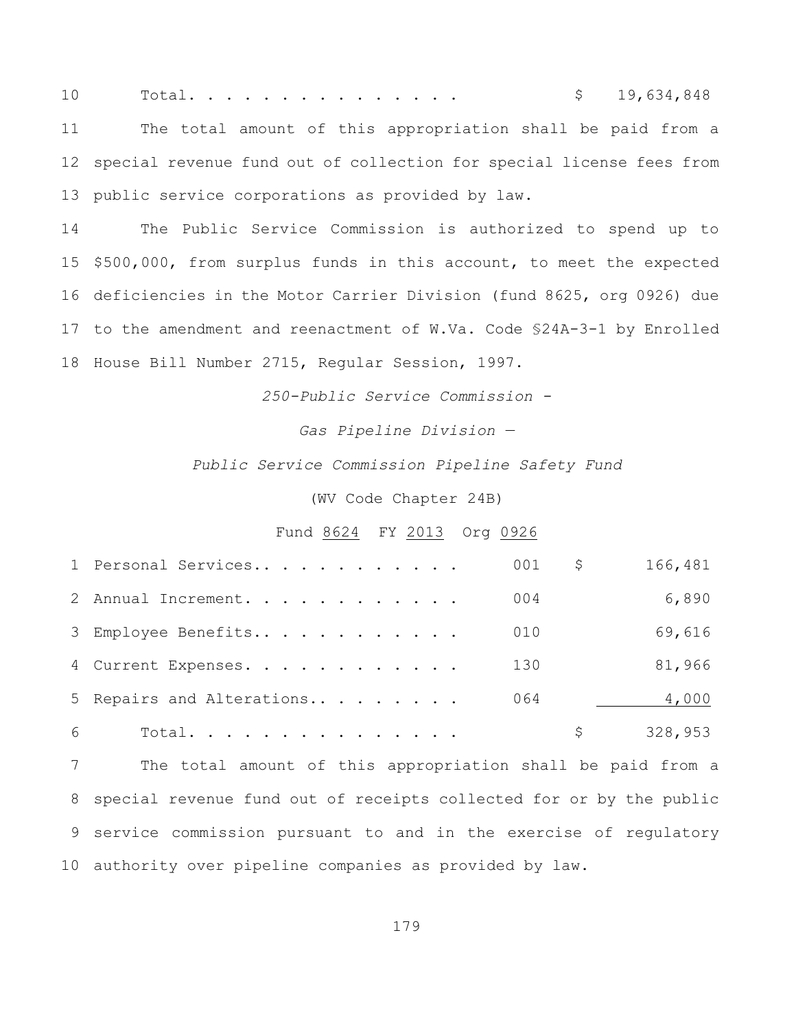10 Total. . . . . . . . . . . . . . . $ 19,634,848

11 The total amount of this appropriation shall be paid from a 12 special revenue fund out of collection for special license fees from 13 public service corporations as provided by law.

14 The Public Service Commission is authorized to spend up to 15 $500,000, from surplus funds in this account, to meet the expected 16 deficiencies in the Motor Carrier Division (fund 8625, org 0926) due 17 to the amendment and reenactment of W.Va. Code §24A-3-1 by Enrolled 18 House Bill Number 2715, Regular Session, 1997.

*250-Public Service Commission -*

*Gas Pipeline Division —*

*Public Service Commission Pipeline Safety Fund*

(WV Code Chapter 24B)

Fund 8624 FY 2013 Org 0926

| | | | | |
|---|---|---|---|---|
| 1 | Personal Services.. . . . . . . . . . . | 001 | $ | 166,481 |
| 2 | Annual Increment. . . . . . . . . . . . | 004 | | 6,890 |
| 3 | Employee Benefits.. . . . . . . . . . . | 010 | | 69,616 |
| 4 | Current Expenses. . . . . . . . . . . . | 130 | | 81,966 |
| 5 | Repairs and Alterations.. . . . . . . . | 064 | | 4,000 |
| 6 | Total. . . . . . . . . . . . . . . | | $ | 328,953 |

7 The total amount of this appropriation shall be paid from a 8 special revenue fund out of receipts collected for or by the public 9 service commission pursuant to and in the exercise of regulatory 10 authority over pipeline companies as provided by law.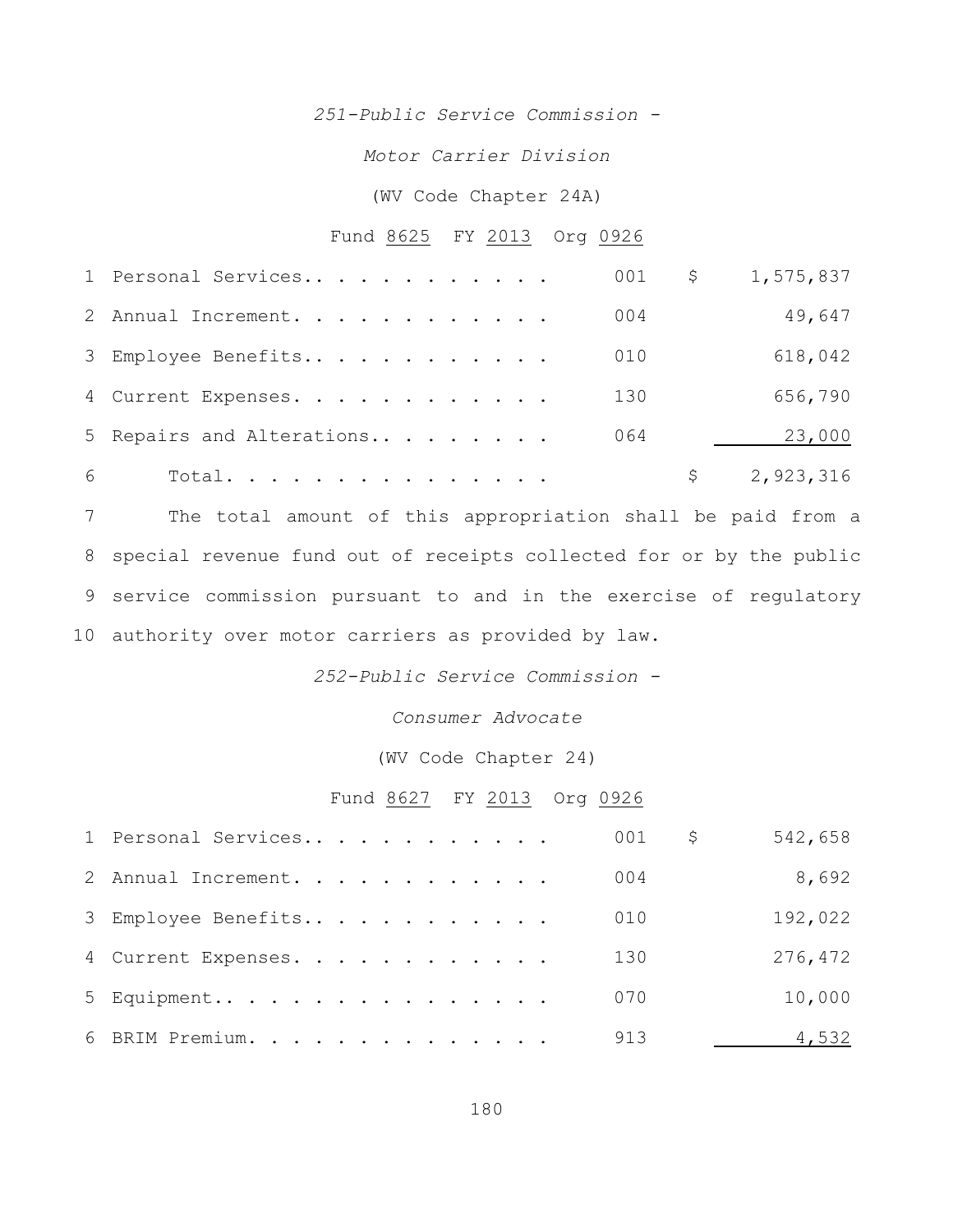*251-Public Service Commission -*

*Motor Carrier Division*

(WV Code Chapter 24A)

Fund 8625 FY 2013 Org 0926

| | | | |
|---|---|---|---|
| 1 | Personal Services. . . . . . . . . . . . | 001 | $ 1,575,837 |
| 2 | Annual Increment. . . . . . . . . . . . | 004 | 49,647 |
| 3 | Employee Benefits. . . . . . . . . . . . | 010 | 618,042 |
| 4 | Current Expenses. . . . . . . . . . . . | 130 | 656,790 |
| 5 | Repairs and Alterations. . . . . . . . . | 064 | 23,000 |
| 6 | Total. . . . . . . . . . . . . . . . | | $ 2,923,316 |

7 The total amount of this appropriation shall be paid from a 8 special revenue fund out of receipts collected for or by the public 9 service commission pursuant to and in the exercise of regulatory 10 authority over motor carriers as provided by law.

*252-Public Service Commission -*

*Consumer Advocate*

(WV Code Chapter 24)

Fund 8627 FY 2013 Org 0926

| | | | |
|---|---|---|---|
| 1 | Personal Services. . . . . . . . . . . . | 001 | $ 542,658 |
| 2 | Annual Increment. . . . . . . . . . . . | 004 | 8,692 |
| 3 | Employee Benefits. . . . . . . . . . . . | 010 | 192,022 |
| 4 | Current Expenses. . . . . . . . . . . . | 130 | 276,472 |
| 5 | Equipment. . . . . . . . . . . . . . . . | 070 | 10,000 |
| 6 | BRIM Premium. . . . . . . . . . . . . . | 913 | 4,532 |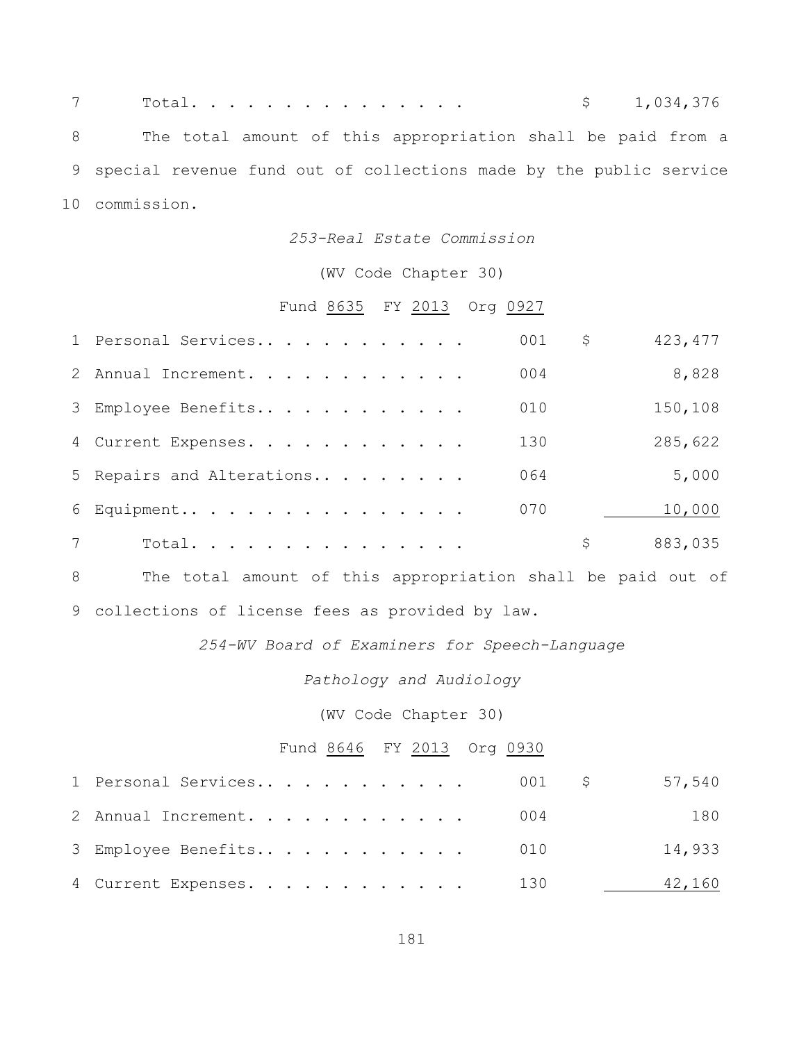| | | | | |
|---|---|---|---|---|
| 7 | Total. . . . . . . . . . . . . . . | | $ | 1,034,376 |

8 The total amount of this appropriation shall be paid from a 9 special revenue fund out of collections made by the public service 10 commission.

*253-Real Estate Commission*

(WV Code Chapter 30)

Fund 8635 FY 2013 Org 0927

| | | | | |
|---|---|---|---|---|
| 1 | Personal Services.. . . . . . . . . . . | 001 | $ | 423,477 |
| 2 | Annual Increment. . . . . . . . . . . . | 004 | | 8,828 |
| 3 | Employee Benefits.. . . . . . . . . . . | 010 | | 150,108 |
| 4 | Current Expenses. . . . . . . . . . . . | 130 | | 285,622 |
| 5 | Repairs and Alterations.. . . . . . . . | 064 | | 5,000 |
| 6 | Equipment.. . . . . . . . . . . . . . . | 070 | | 10,000 |
| 7 | Total. . . . . . . . . . . . . . . | | $ | 883,035 |

8 The total amount of this appropriation shall be paid out of 9 collections of license fees as provided by law.

*254-WV Board of Examiners for Speech-Language*

*Pathology and Audiology*

(WV Code Chapter 30)

Fund 8646 FY 2013 Org 0930

| | | | | |
|---|---|---|---|---|
| 1 | Personal Services.. . . . . . . . . . . | 001 | $ | 57,540 |
| 2 | Annual Increment. . . . . . . . . . . . | 004 | | 180 |
| 3 | Employee Benefits.. . . . . . . . . . . | 010 | | 14,933 |
| 4 | Current Expenses. . . . . . . . . . . . | 130 | | 42,160 |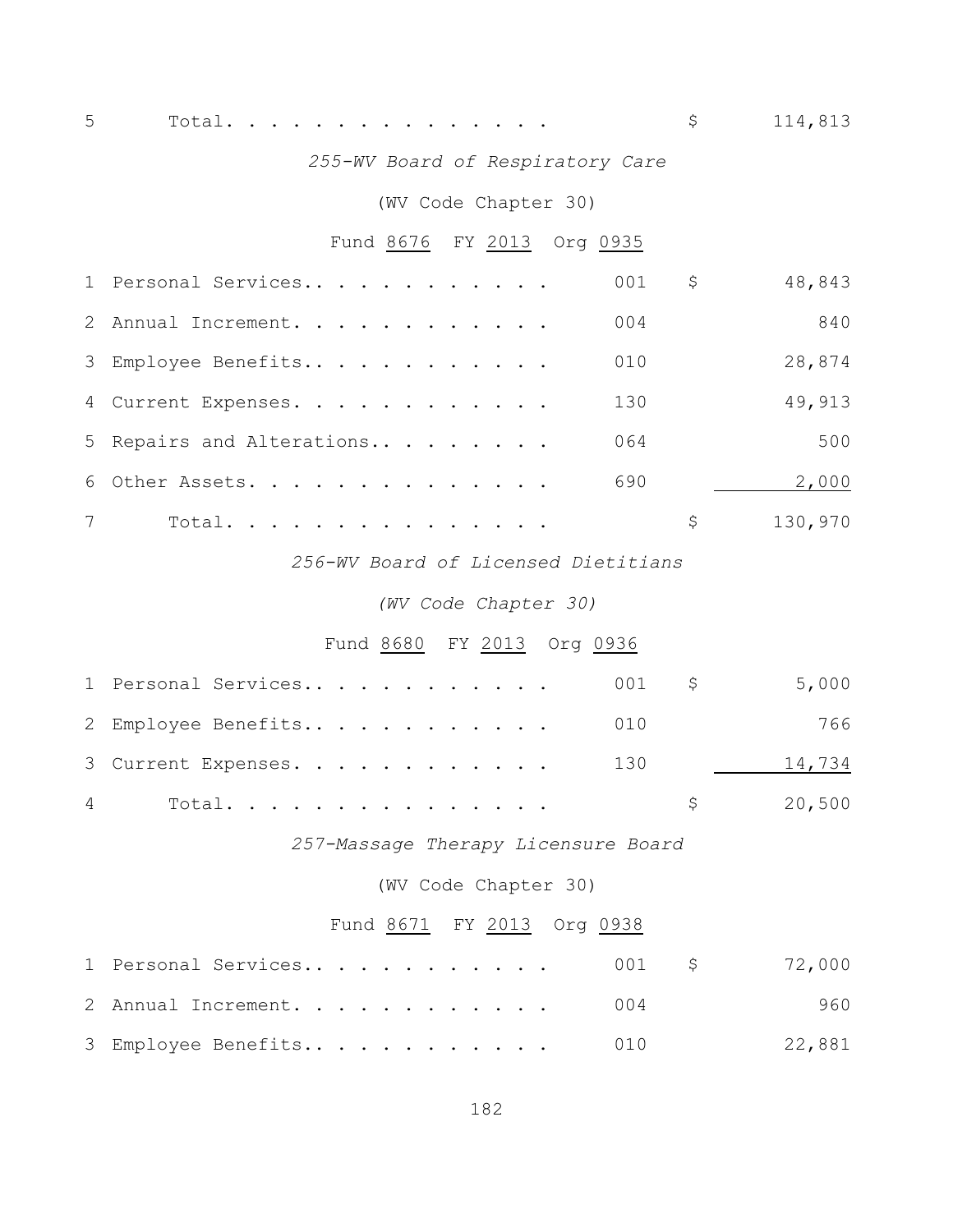| | | | | |
|---|---|---|---|---|
| 5 | Total. . . . . . . . . . . . . . . | | $ | 114,813 |

*255-WV Board of Respiratory Care*

(WV Code Chapter 30)

Fund 8676 FY 2013 Org 0935

| | | | | |
|---|---|---|---|---|
| 1 | Personal Services.. . . . . . . . . . . | 001 | $ | 48,843 |
| 2 | Annual Increment. . . . . . . . . . . . | 004 | | 840 |
| 3 | Employee Benefits.. . . . . . . . . . . | 010 | | 28,874 |
| 4 | Current Expenses. . . . . . . . . . . . | 130 | | 49,913 |
| 5 | Repairs and Alterations.. . . . . . . . | 064 | | 500 |
| 6 | Other Assets. . . . . . . . . . . . . . | 690 | | 2,000 |
| 7 | Total. . . . . . . . . . . . . . . | | $ | 130,970 |

*256-WV Board of Licensed Dietitians*

*(WV Code Chapter 30)*

Fund 8680 FY 2013 Org 0936

| | | | | |
|---|---|---|---|---|
| 1 | Personal Services.. . . . . . . . . . . | 001 | $ | 5,000 |
| 2 | Employee Benefits.. . . . . . . . . . . | 010 | | 766 |
| 3 | Current Expenses. . . . . . . . . . . . | 130 | | 14,734 |
| 4 | Total. . . . . . . . . . . . . . . | | $ | 20,500 |

*257-Massage Therapy Licensure Board*

(WV Code Chapter 30)

Fund 8671 FY 2013 Org 0938

| | | | | |
|---|---|---|---|---|
| 1 | Personal Services.. . . . . . . . . . . | 001 | $ | 72,000 |
| 2 | Annual Increment. . . . . . . . . . . . | 004 | | 960 |
| 3 | Employee Benefits.. . . . . . . . . . . | 010 | | 22,881 |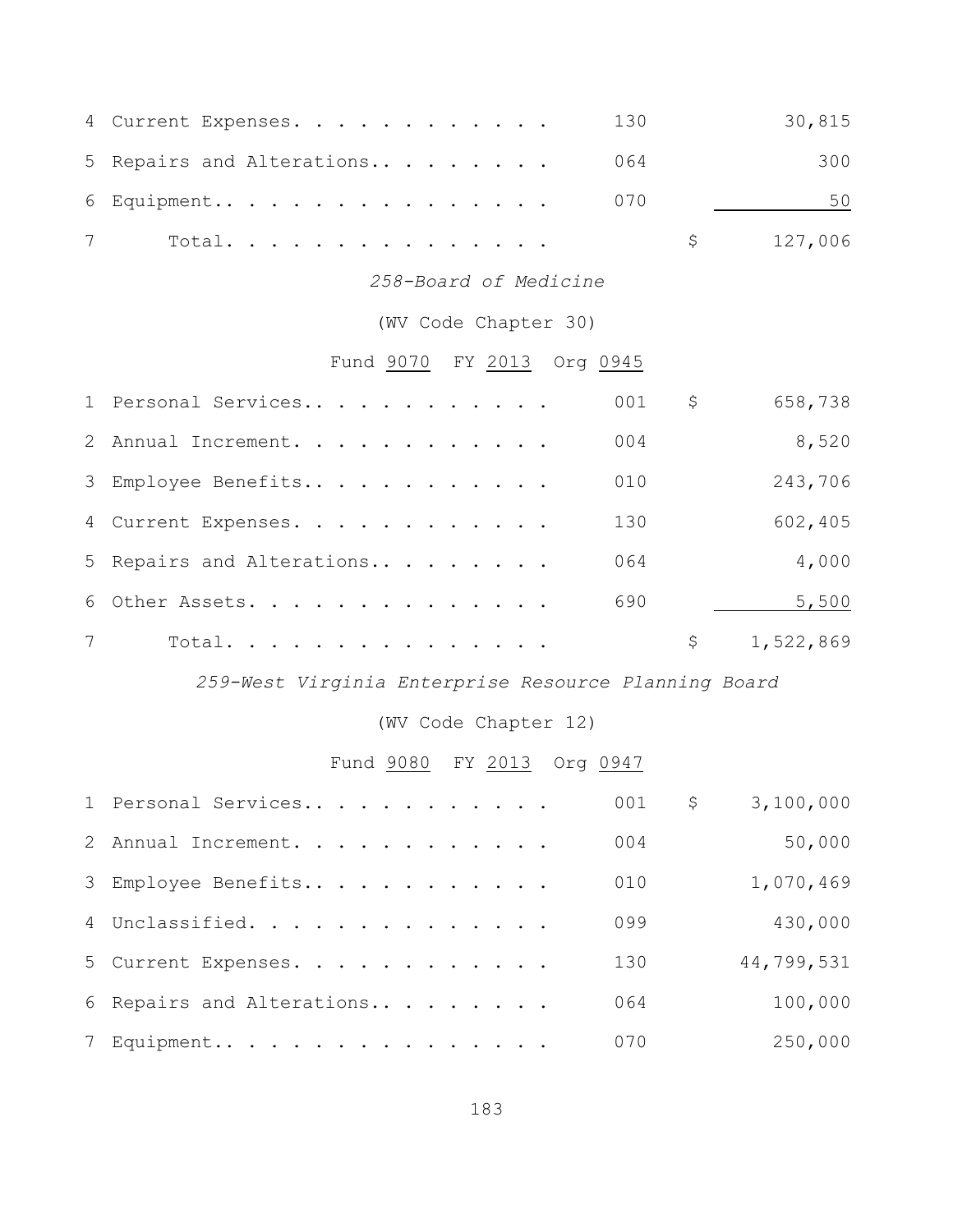| | | | | |
|---|---|---|---|---|
| 4 | Current Expenses. . . . . . . . . . . . | 130 | | 30,815 |
| 5 | Repairs and Alterations.. . . . . . . . | 064 | | 300 |
| 6 | Equipment.. . . . . . . . . . . . . . . | 070 | | 50 |
| 7 | Total. . . . . . . . . . . . . . . | | $ | 127,006 |

*258-Board of Medicine*

(WV Code Chapter 30)

Fund 9070 FY 2013 Org 0945

| | | | | |
|---|---|---|---|---|
| 1 | Personal Services.. . . . . . . . . . . | 001 | $ | 658,738 |
| 2 | Annual Increment. . . . . . . . . . . . | 004 | | 8,520 |
| 3 | Employee Benefits.. . . . . . . . . . . | 010 | | 243,706 |
| 4 | Current Expenses. . . . . . . . . . . . | 130 | | 602,405 |
| 5 | Repairs and Alterations.. . . . . . . . | 064 | | 4,000 |
| 6 | Other Assets. . . . . . . . . . . . . . | 690 | | 5,500 |
| 7 | Total. . . . . . . . . . . . . . . | | $ | 1,522,869 |

*259-West Virginia Enterprise Resource Planning Board*

(WV Code Chapter 12)

Fund 9080 FY 2013 Org 0947

| | | | | |
|---|---|---|---|---|
| 1 | Personal Services.. . . . . . . . . . . | 001 | $ | 3,100,000 |
| 2 | Annual Increment. . . . . . . . . . . . | 004 | | 50,000 |
| 3 | Employee Benefits.. . . . . . . . . . . | 010 | | 1,070,469 |
| 4 | Unclassified. . . . . . . . . . . . . . | 099 | | 430,000 |
| 5 | Current Expenses. . . . . . . . . . . . | 130 | | 44,799,531 |
| 6 | Repairs and Alterations.. . . . . . . . | 064 | | 100,000 |
| 7 | Equipment.. . . . . . . . . . . . . . . | 070 | | 250,000 |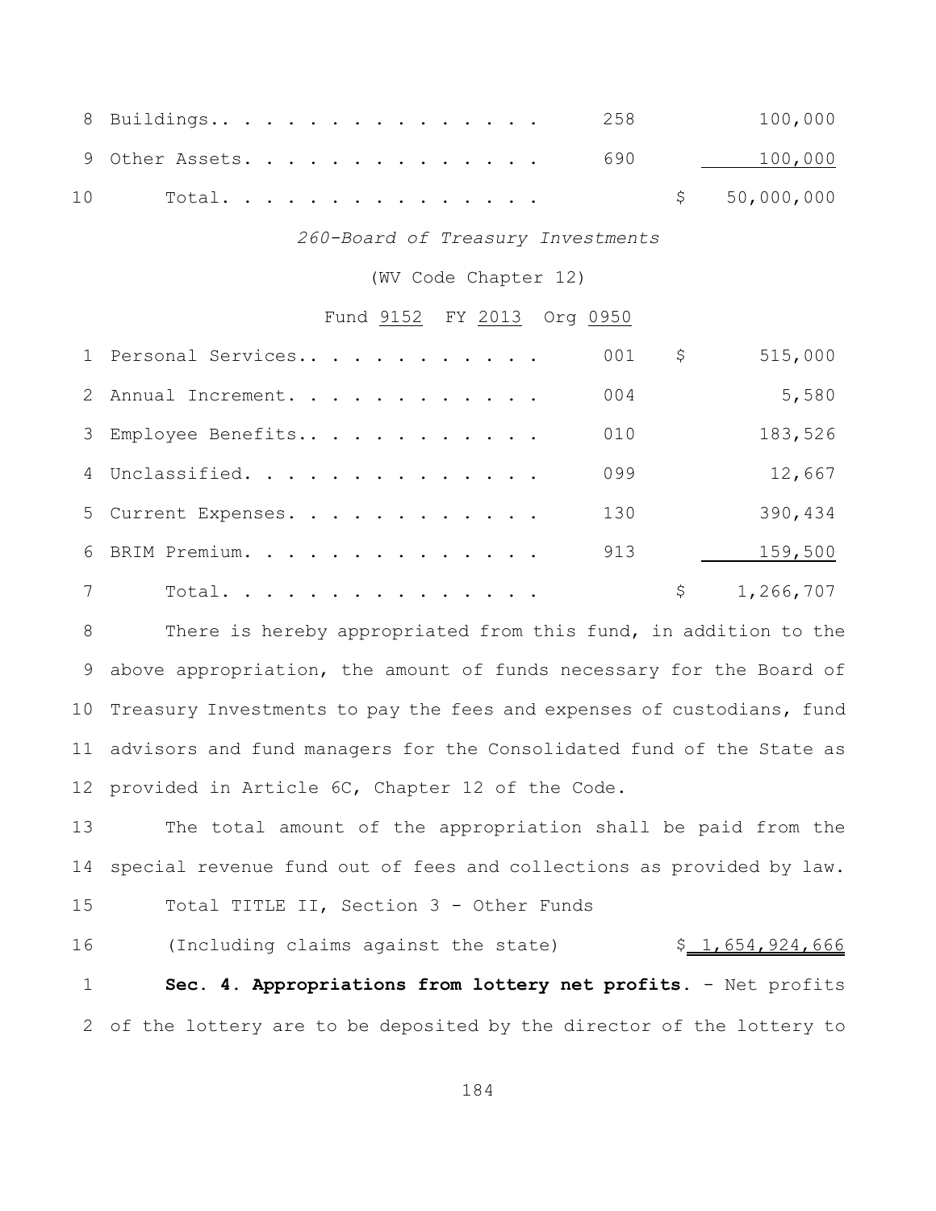| | | | |
|---|---|---|---|
| 8 | Buildings.. . . . . . . . . . . . . . . . | 258 | 100,000 |
| 9 | Other Assets. . . . . . . . . . . . . . . | 690 | 100,000 |
| 10 | Total. . . . . . . . . . . . . . . . | | $ 50,000,000 |

*260-Board of Treasury Investments*

(WV Code Chapter 12)

Fund 9152 FY 2013 Org 0950

| | | | |
|---|---|---|---|
| 1 | Personal Services.. . . . . . . . . . . . | 001 | $ 515,000 |
| 2 | Annual Increment. . . . . . . . . . . . . | 004 | 5,580 |
| 3 | Employee Benefits.. . . . . . . . . . . . | 010 | 183,526 |
| 4 | Unclassified. . . . . . . . . . . . . . . | 099 | 12,667 |
| 5 | Current Expenses. . . . . . . . . . . . . | 130 | 390,434 |
| 6 | BRIM Premium. . . . . . . . . . . . . . . | 913 | 159,500 |
| 7 | Total. . . . . . . . . . . . . . . . | | $ 1,266,707 |

8 There is hereby appropriated from this fund, in addition to the
9 above appropriation, the amount of funds necessary for the Board of
10 Treasury Investments to pay the fees and expenses of custodians, fund
11 advisors and fund managers for the Consolidated fund of the State as
12 provided in Article 6C, Chapter 12 of the Code.

13 The total amount of the appropriation shall be paid from the
14 special revenue fund out of fees and collections as provided by law.

15 Total TITLE II, Section 3 - Other Funds

16 (Including claims against the state) $ 1,654,924,666

1 **Sec. 4. Appropriations from lottery net profits.** - Net profits
2 of the lottery are to be deposited by the director of the lottery to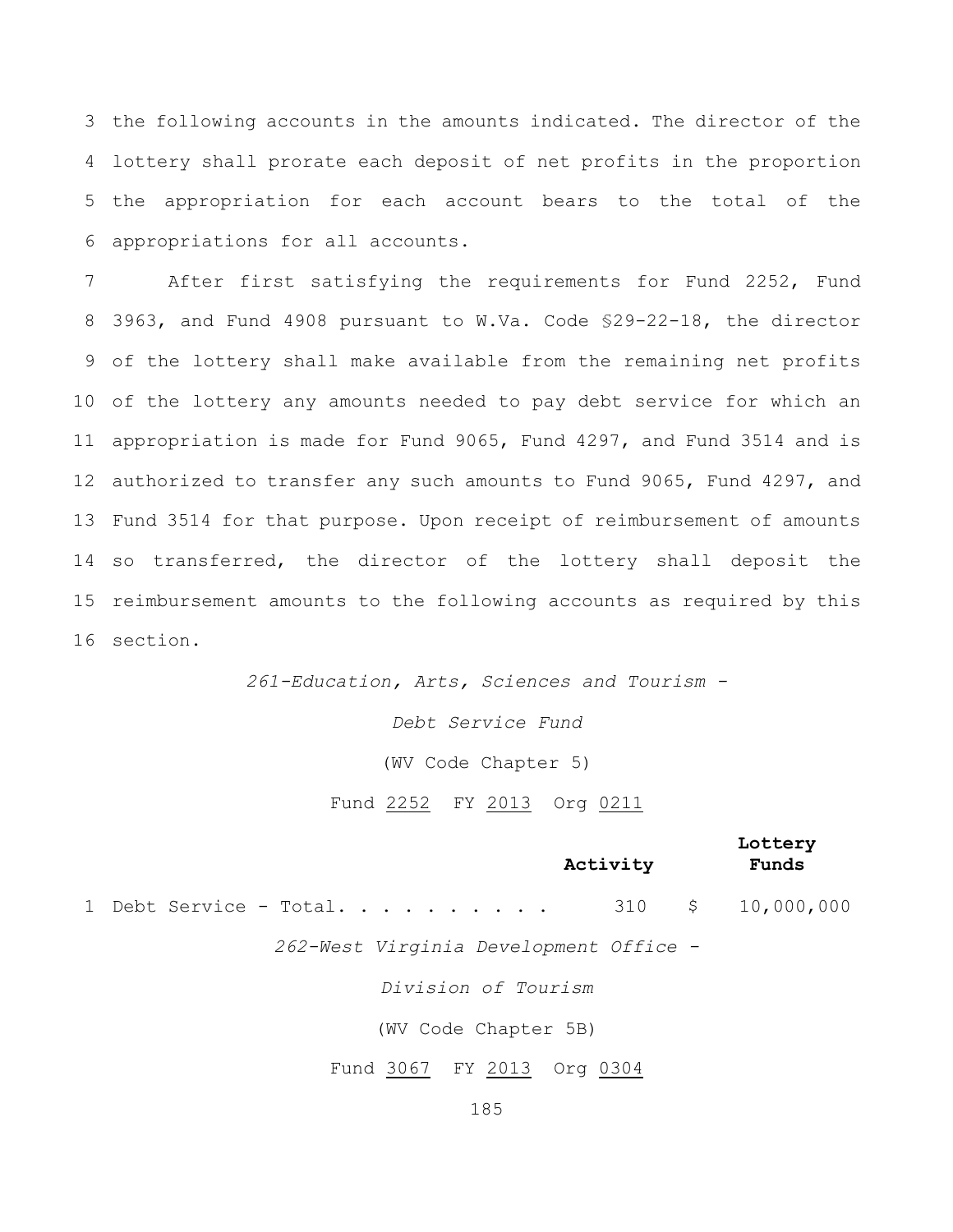3 the following accounts in the amounts indicated. The director of the
4 lottery shall prorate each deposit of net profits in the proportion
5 the appropriation for each account bears to the total of the
6 appropriations for all accounts.

7 After first satisfying the requirements for Fund 2252, Fund
8 3963, and Fund 4908 pursuant to W.Va. Code §29-22-18, the director
9 of the lottery shall make available from the remaining net profits
10 of the lottery any amounts needed to pay debt service for which an
11 appropriation is made for Fund 9065, Fund 4297, and Fund 3514 and is
12 authorized to transfer any such amounts to Fund 9065, Fund 4297, and
13 Fund 3514 for that purpose. Upon receipt of reimbursement of amounts
14 so transferred, the director of the lottery shall deposit the
15 reimbursement amounts to the following accounts as required by this
16 section.

*261-Education, Arts, Sciences and Tourism -*

*Debt Service Fund*

(WV Code Chapter 5)

Fund 2252 FY 2013 Org 0211

| | | Activity | Lottery Funds |
|---|---|---|---|
| 1 | Debt Service - Total. . . . . . . . . . | 310 | $ 10,000,000 |

*262-West Virginia Development Office -*

*Division of Tourism*

(WV Code Chapter 5B)

Fund 3067 FY 2013 Org 0304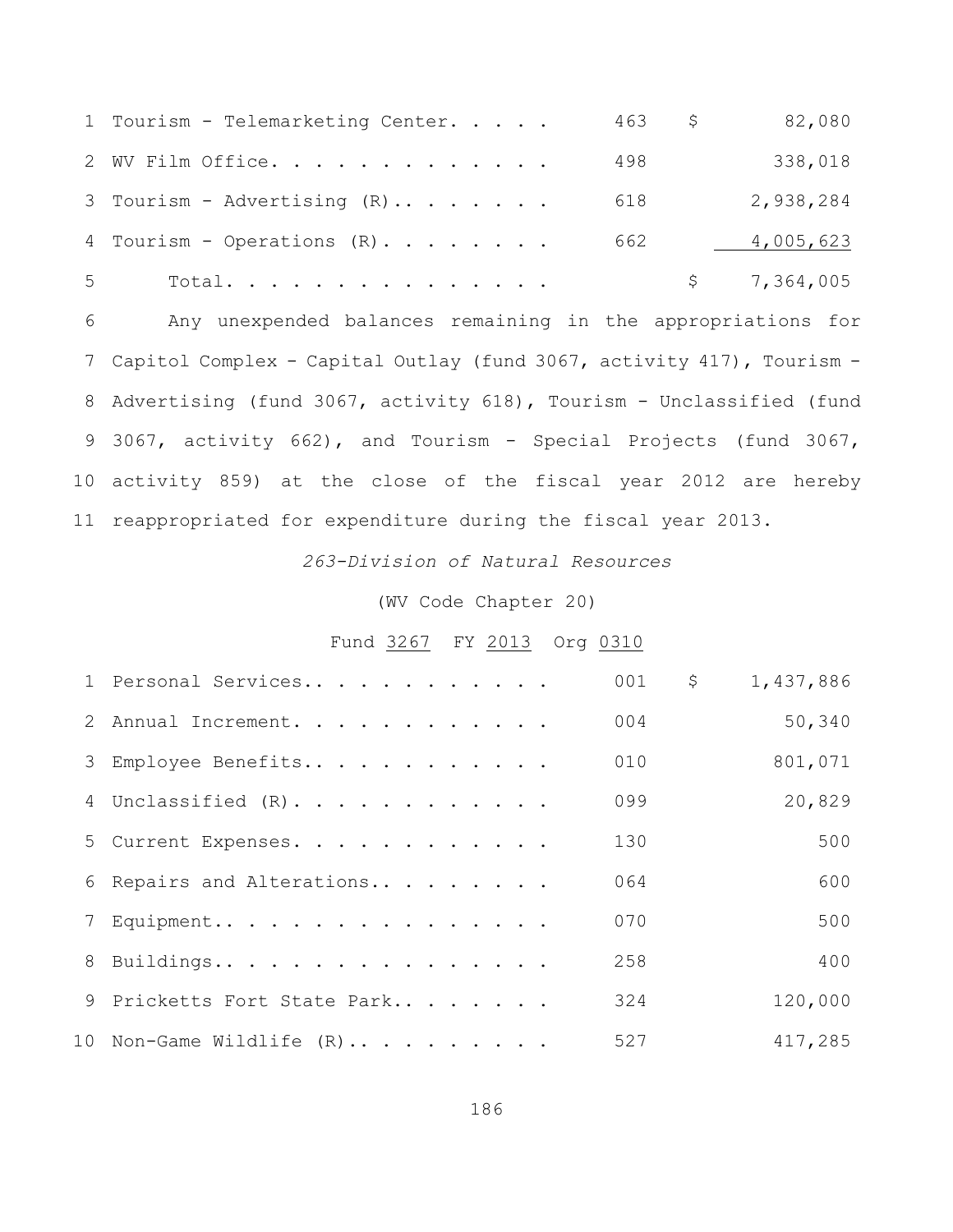| | | | |
|---|---|---|---|
| 1 | Tourism - Telemarketing Center. . . . . | 463 | $ 82,080 |
| 2 | WV Film Office. . . . . . . . . . . . . | 498 | 338,018 |
| 3 | Tourism - Advertising (R).. . . . . . . | 618 | 2,938,284 |
| 4 | Tourism - Operations (R). . . . . . . . | 662 | 4,005,623 |
| 5 | Total. . . . . . . . . . . . . . . | | $ 7,364,005 |

6 Any unexpended balances remaining in the appropriations for
7 Capitol Complex - Capital Outlay (fund 3067, activity 417), Tourism -
8 Advertising (fund 3067, activity 618), Tourism - Unclassified (fund
9 3067, activity 662), and Tourism - Special Projects (fund 3067,
10 activity 859) at the close of the fiscal year 2012 are hereby
11 reappropriated for expenditure during the fiscal year 2013.

*263-Division of Natural Resources*

(WV Code Chapter 20)

Fund 3267 FY 2013 Org 0310

| | | | |
|---|---|---|---|
| 1 | Personal Services.. . . . . . . . . . . | 001 | $ 1,437,886 |
| 2 | Annual Increment. . . . . . . . . . . . | 004 | 50,340 |
| 3 | Employee Benefits.. . . . . . . . . . . | 010 | 801,071 |
| 4 | Unclassified (R). . . . . . . . . . . . | 099 | 20,829 |
| 5 | Current Expenses. . . . . . . . . . . . | 130 | 500 |
| 6 | Repairs and Alterations.. . . . . . . . | 064 | 600 |
| 7 | Equipment.. . . . . . . . . . . . . . . | 070 | 500 |
| 8 | Buildings.. . . . . . . . . . . . . . . | 258 | 400 |
| 9 | Pricketts Fort State Park.. . . . . . . | 324 | 120,000 |
| 10 | Non-Game Wildlife (R).. . . . . . . . . | 527 | 417,285 |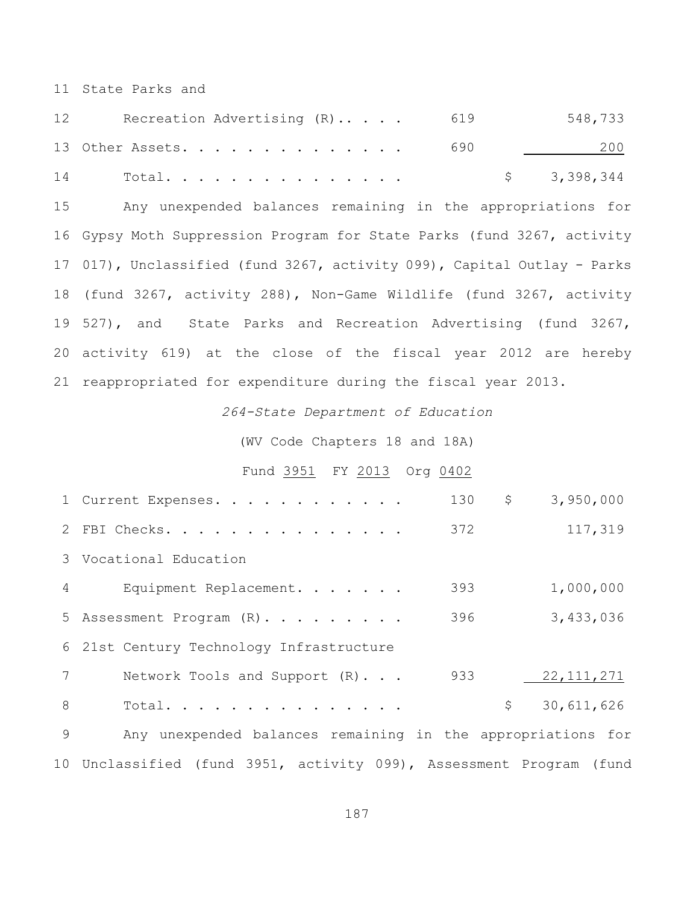| | | |
|---|---|---|
| State Parks and Recreation Advertising (R). . . . . | 619 | 548,733 |
| Other Assets. . . . . . . . . . . . . . . | 690 | 200 |
| Total. . . . . . . . . . . . . . . | | $ 3,398,344 |

Any unexpended balances remaining in the appropriations for Gypsy Moth Suppression Program for State Parks (fund 3267, activity 017), Unclassified (fund 3267, activity 099), Capital Outlay - Parks (fund 3267, activity 288), Non-Game Wildlife (fund 3267, activity 527), and State Parks and Recreation Advertising (fund 3267, activity 619) at the close of the fiscal year 2012 are hereby reappropriated for expenditure during the fiscal year 2013.

*264-State Department of Education*

(WV Code Chapters 18 and 18A)

Fund 3951 FY 2013 Org 0402

| | | |
|---|---|---|
| Current Expenses. . . . . . . . . . . . | 130 | $ 3,950,000 |
| FBI Checks. . . . . . . . . . . . . . . | 372 | 117,319 |
| Vocational Education Equipment Replacement. . . . . . . | 393 | 1,000,000 |
| Assessment Program (R). . . . . . . . . | 396 | 3,433,036 |
| 21st Century Technology Infrastructure Network Tools and Support (R). . . | 933 | 22,111,271 |
| Total. . . . . . . . . . . . . . . | | $ 30,611,626 |

Any unexpended balances remaining in the appropriations for Unclassified (fund 3951, activity 099), Assessment Program (fund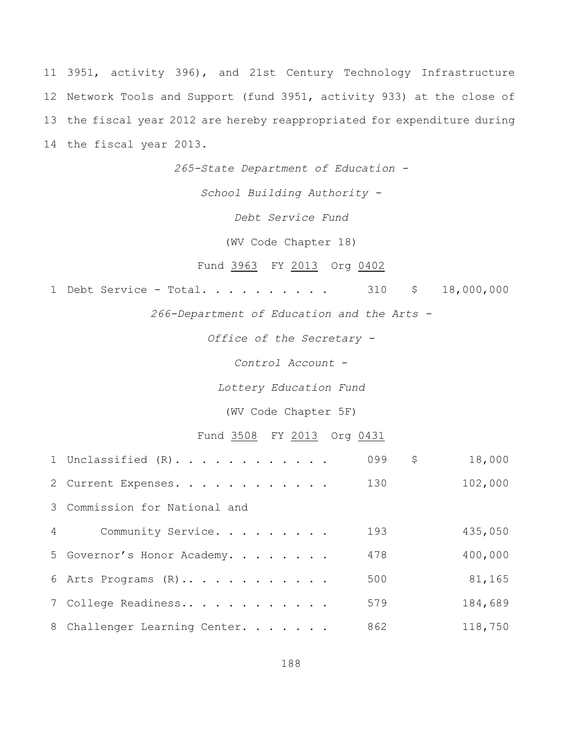11 3951, activity 396), and 21st Century Technology Infrastructure
12 Network Tools and Support (fund 3951, activity 933) at the close of
13 the fiscal year 2012 are hereby reappropriated for expenditure during
14 the fiscal year 2013.

*265-State Department of Education -*

*School Building Authority -*

*Debt Service Fund*

(WV Code Chapter 18)

Fund 3963 FY 2013 Org 0402

| | | | | |
|---|---|---|---|---|
| 1 | Debt Service - Total. . . . . . . . . . | 310 | $ | 18,000,000 |

*266-Department of Education and the Arts -*

*Office of the Secretary -*

*Control Account -*

*Lottery Education Fund*

(WV Code Chapter 5F)

Fund 3508 FY 2013 Org 0431

| | | | | |
|---|---|---|---|---|
| 1 | Unclassified (R). . . . . . . . . . . . | 099 | $ | 18,000 |
| 2 | Current Expenses. . . . . . . . . . . . | 130 | | 102,000 |
| 3 | Commission for National and | | | |
| 4 | Community Service. . . . . . . . . | 193 | | 435,050 |
| 5 | Governor's Honor Academy. . . . . . . . | 478 | | 400,000 |
| 6 | Arts Programs (R).. . . . . . . . . . . | 500 | | 81,165 |
| 7 | College Readiness.. . . . . . . . . . . | 579 | | 184,689 |
| 8 | Challenger Learning Center. . . . . . . | 862 | | 118,750 |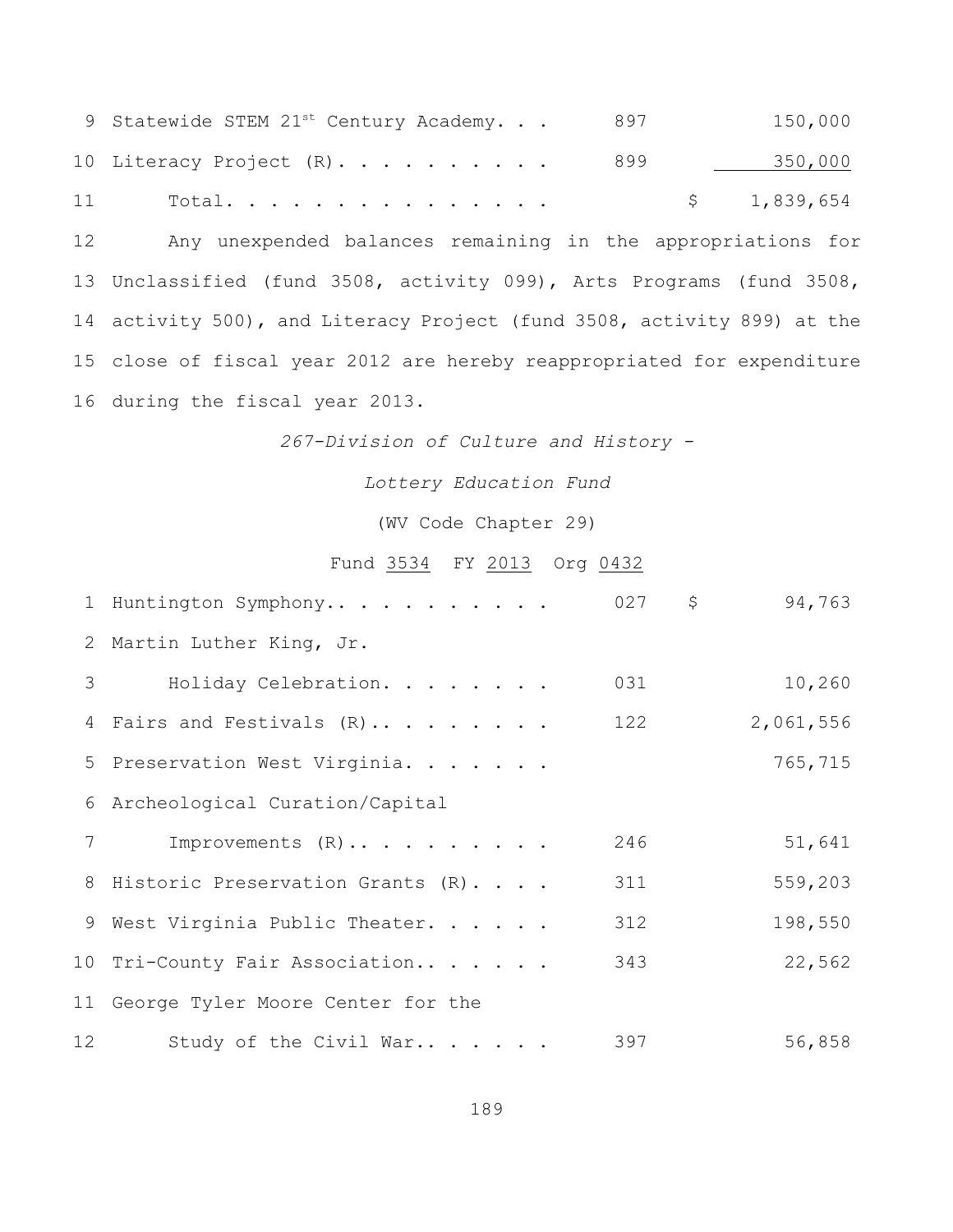| | | | |
|---|---|---|---|
| 9 Statewide STEM 21st Century Academy. . . | 897 | | 150,000 |
| 10 Literacy Project (R). . . . . . . . . . | 899 | | 350,000 |
| 11 Total. . . . . . . . . . . . . . . | | $ | 1,839,654 |

12 Any unexpended balances remaining in the appropriations for 13 Unclassified (fund 3508, activity 099), Arts Programs (fund 3508, 14 activity 500), and Literacy Project (fund 3508, activity 899) at the 15 close of fiscal year 2012 are hereby reappropriated for expenditure 16 during the fiscal year 2013.

*267-Division of Culture and History -*

*Lottery Education Fund*

(WV Code Chapter 29)

Fund 3534 FY 2013 Org 0432

| | | | |
|---|---|---|---|
| 1 Huntington Symphony.. . . . . . . . . . | 027 | $ | 94,763 |
| 2 Martin Luther King, Jr. | | | |
| 3 Holiday Celebration. . . . . . . . | 031 | | 10,260 |
| 4 Fairs and Festivals (R).. . . . . . . . | 122 | | 2,061,556 |
| 5 Preservation West Virginia. . . . . . . | | | 765,715 |
| 6 Archeological Curation/Capital | | | |
| 7 Improvements (R).. . . . . . . . . | 246 | | 51,641 |
| 8 Historic Preservation Grants (R). . . . | 311 | | 559,203 |
| 9 West Virginia Public Theater. . . . . . | 312 | | 198,550 |
| 10 Tri-County Fair Association.. . . . . . | 343 | | 22,562 |
| 11 George Tyler Moore Center for the | | | |
| 12 Study of the Civil War.. . . . . . | 397 | | 56,858 |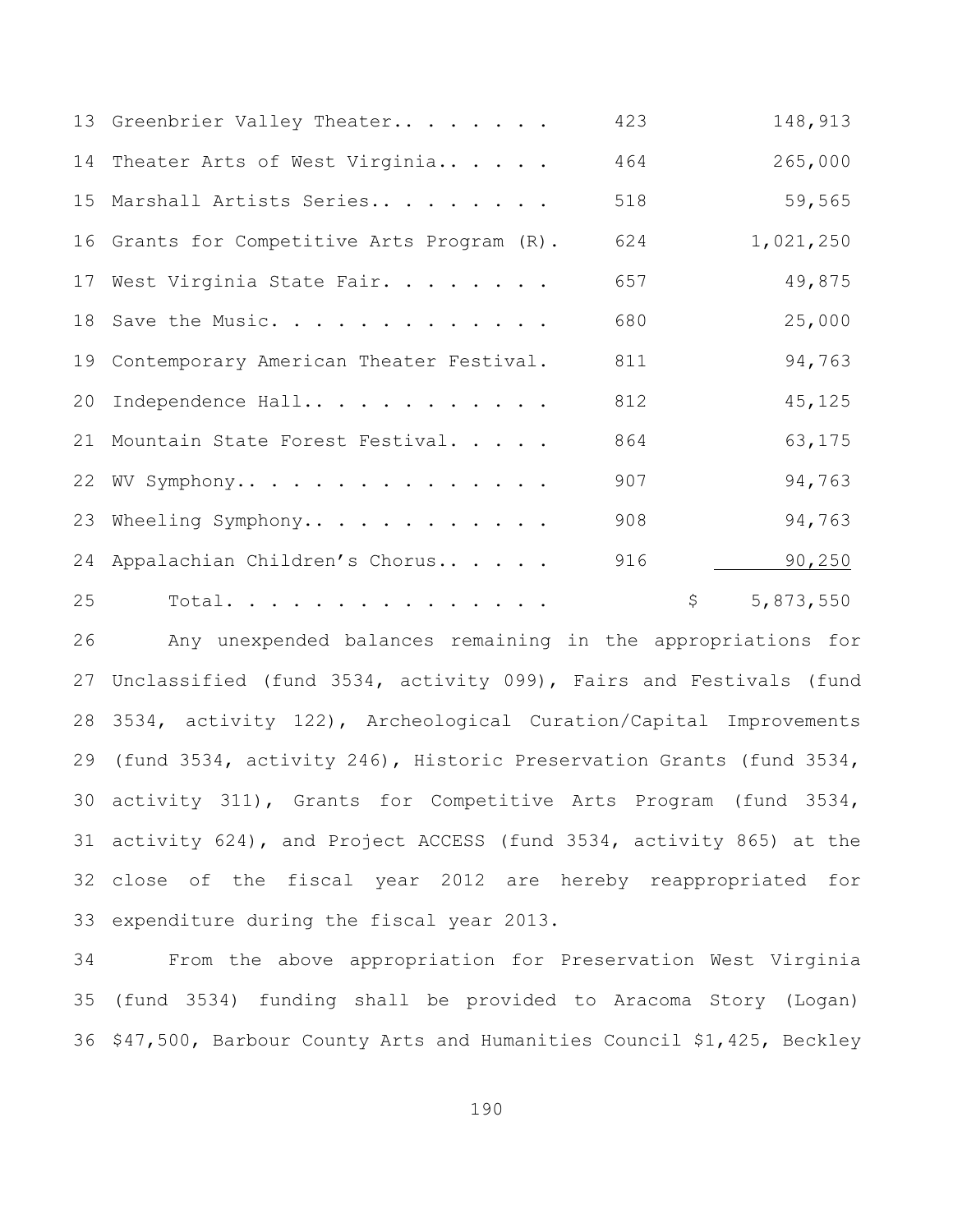| Line | Item | Activity | Amount |
|---|---|---|---|
| 13 | Greenbrier Valley Theater.. . . . . . . | 423 | 148,913 |
| 14 | Theater Arts of West Virginia.. . . . . | 464 | 265,000 |
| 15 | Marshall Artists Series.. . . . . . . . | 518 | 59,565 |
| 16 | Grants for Competitive Arts Program (R). | 624 | 1,021,250 |
| 17 | West Virginia State Fair. . . . . . . . | 657 | 49,875 |
| 18 | Save the Music. . . . . . . . . . . . . | 680 | 25,000 |
| 19 | Contemporary American Theater Festival. | 811 | 94,763 |
| 20 | Independence Hall.. . . . . . . . . . . | 812 | 45,125 |
| 21 | Mountain State Forest Festival. . . . . | 864 | 63,175 |
| 22 | WV Symphony.. . . . . . . . . . . . . . | 907 | 94,763 |
| 23 | Wheeling Symphony.. . . . . . . . . . . | 908 | 94,763 |
| 24 | Appalachian Children's Chorus.. . . . . | 916 | 90,250 |
| 25 | Total. . . . . . . . . . . . . . . | | $ 5,873,550 |

26 Any unexpended balances remaining in the appropriations for 27 Unclassified (fund 3534, activity 099), Fairs and Festivals (fund 28 3534, activity 122), Archeological Curation/Capital Improvements 29 (fund 3534, activity 246), Historic Preservation Grants (fund 3534, 30 activity 311), Grants for Competitive Arts Program (fund 3534, 31 activity 624), and Project ACCESS (fund 3534, activity 865) at the 32 close of the fiscal year 2012 are hereby reappropriated for 33 expenditure during the fiscal year 2013.

34 From the above appropriation for Preservation West Virginia 35 (fund 3534) funding shall be provided to Aracoma Story (Logan) 36 $47,500, Barbour County Arts and Humanities Council $1,425, Beckley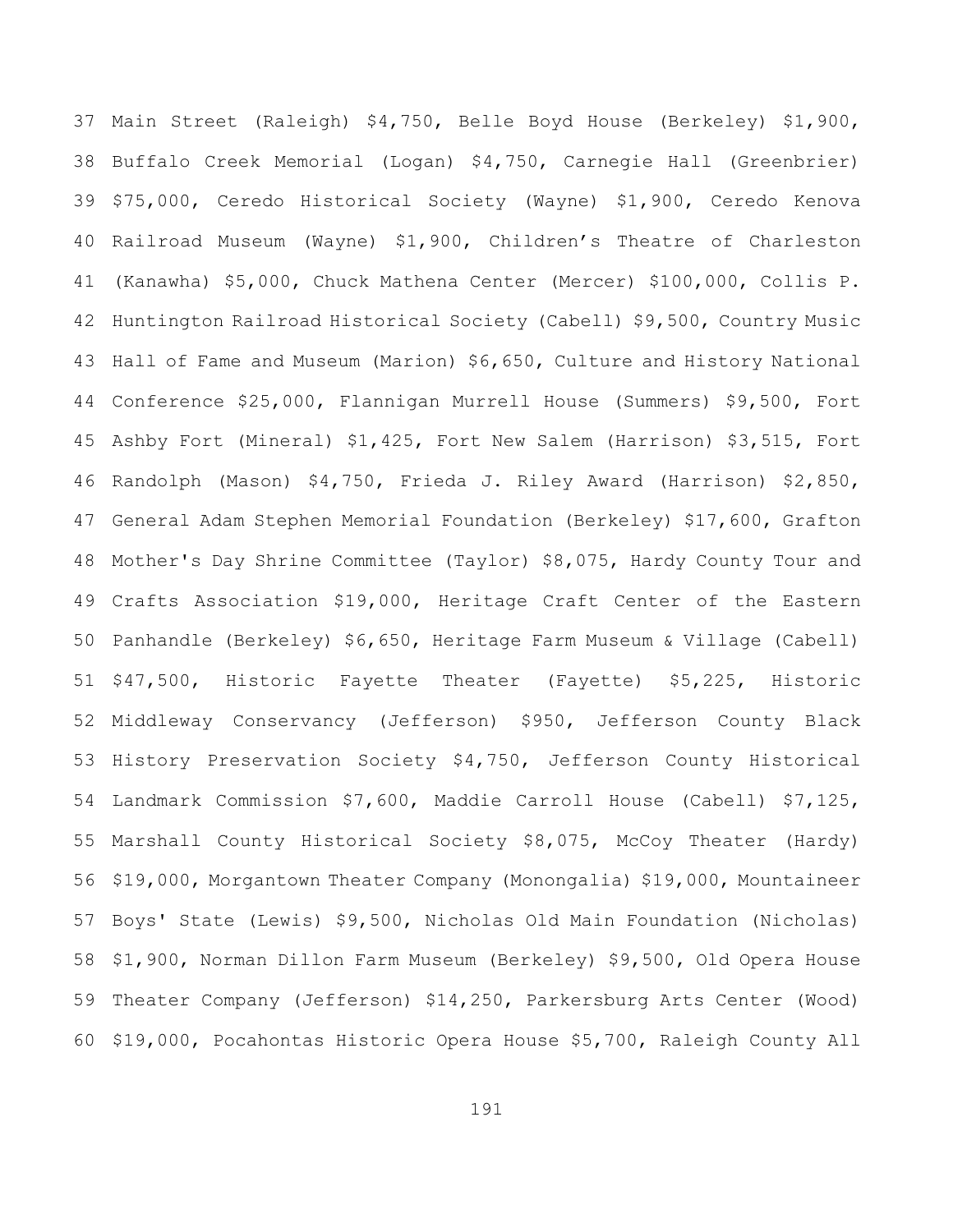37 Main Street (Raleigh) $4,750, Belle Boyd House (Berkeley) $1,900,
38 Buffalo Creek Memorial (Logan) $4,750, Carnegie Hall (Greenbrier)
39 $75,000, Ceredo Historical Society (Wayne) $1,900, Ceredo Kenova
40 Railroad Museum (Wayne) $1,900, Children's Theatre of Charleston
41 (Kanawha) $5,000, Chuck Mathena Center (Mercer) $100,000, Collis P.
42 Huntington Railroad Historical Society (Cabell) $9,500, Country Music
43 Hall of Fame and Museum (Marion) $6,650, Culture and History National
44 Conference $25,000, Flannigan Murrell House (Summers) $9,500, Fort
45 Ashby Fort (Mineral) $1,425, Fort New Salem (Harrison) $3,515, Fort
46 Randolph (Mason) $4,750, Frieda J. Riley Award (Harrison) $2,850,
47 General Adam Stephen Memorial Foundation (Berkeley) $17,600, Grafton
48 Mother's Day Shrine Committee (Taylor) $8,075, Hardy County Tour and
49 Crafts Association $19,000, Heritage Craft Center of the Eastern
50 Panhandle (Berkeley) $6,650, Heritage Farm Museum & Village (Cabell)
51 $47,500, Historic Fayette Theater (Fayette) $5,225, Historic
52 Middleway Conservancy (Jefferson) $950, Jefferson County Black
53 History Preservation Society $4,750, Jefferson County Historical
54 Landmark Commission $7,600, Maddie Carroll House (Cabell) $7,125,
55 Marshall County Historical Society $8,075, McCoy Theater (Hardy)
56 $19,000, Morgantown Theater Company (Monongalia) $19,000, Mountaineer
57 Boys' State (Lewis) $9,500, Nicholas Old Main Foundation (Nicholas)
58 $1,900, Norman Dillon Farm Museum (Berkeley) $9,500, Old Opera House
59 Theater Company (Jefferson) $14,250, Parkersburg Arts Center (Wood)
60 $19,000, Pocahontas Historic Opera House $5,700, Raleigh County All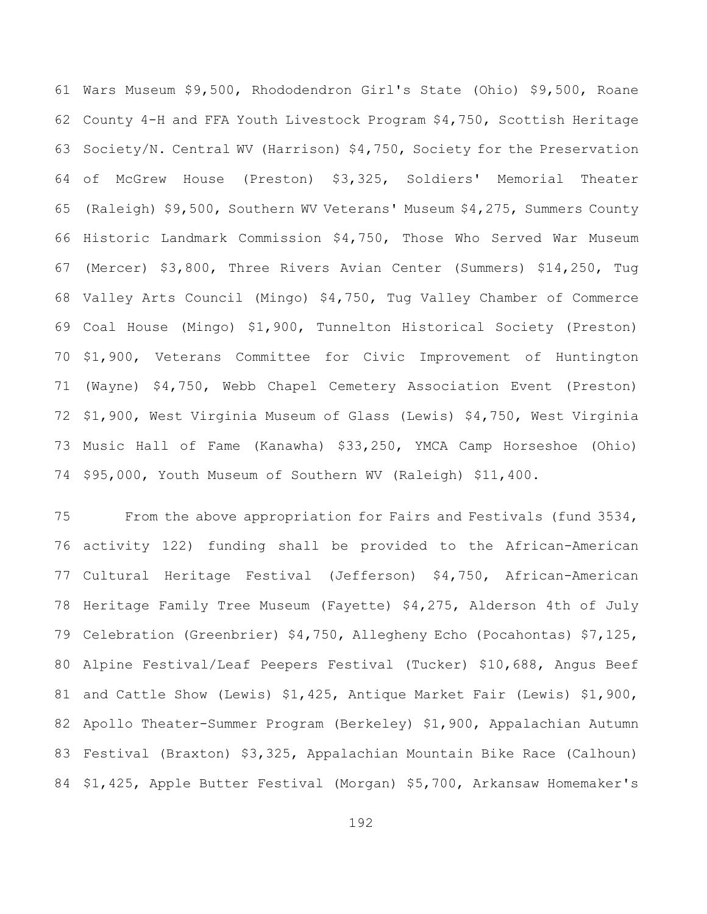61 Wars Museum $9,500, Rhododendron Girl's State (Ohio) $9,500, Roane
62 County 4-H and FFA Youth Livestock Program $4,750, Scottish Heritage
63 Society/N. Central WV (Harrison) $4,750, Society for the Preservation
64 of McGrew House (Preston) $3,325, Soldiers' Memorial Theater
65 (Raleigh) $9,500, Southern WV Veterans' Museum $4,275, Summers County
66 Historic Landmark Commission $4,750, Those Who Served War Museum
67 (Mercer) $3,800, Three Rivers Avian Center (Summers) $14,250, Tug
68 Valley Arts Council (Mingo) $4,750, Tug Valley Chamber of Commerce
69 Coal House (Mingo) $1,900, Tunnelton Historical Society (Preston)
70 $1,900, Veterans Committee for Civic Improvement of Huntington
71 (Wayne) $4,750, Webb Chapel Cemetery Association Event (Preston)
72 $1,900, West Virginia Museum of Glass (Lewis) $4,750, West Virginia
73 Music Hall of Fame (Kanawha) $33,250, YMCA Camp Horseshoe (Ohio)
74 $95,000, Youth Museum of Southern WV (Raleigh) $11,400.

75 From the above appropriation for Fairs and Festivals (fund 3534,
76 activity 122) funding shall be provided to the African-American
77 Cultural Heritage Festival (Jefferson) $4,750, African-American
78 Heritage Family Tree Museum (Fayette) $4,275, Alderson 4th of July
79 Celebration (Greenbrier) $4,750, Allegheny Echo (Pocahontas) $7,125,
80 Alpine Festival/Leaf Peepers Festival (Tucker) $10,688, Angus Beef
81 and Cattle Show (Lewis) $1,425, Antique Market Fair (Lewis) $1,900,
82 Apollo Theater-Summer Program (Berkeley) $1,900, Appalachian Autumn
83 Festival (Braxton) $3,325, Appalachian Mountain Bike Race (Calhoun)
84 $1,425, Apple Butter Festival (Morgan) $5,700, Arkansaw Homemaker's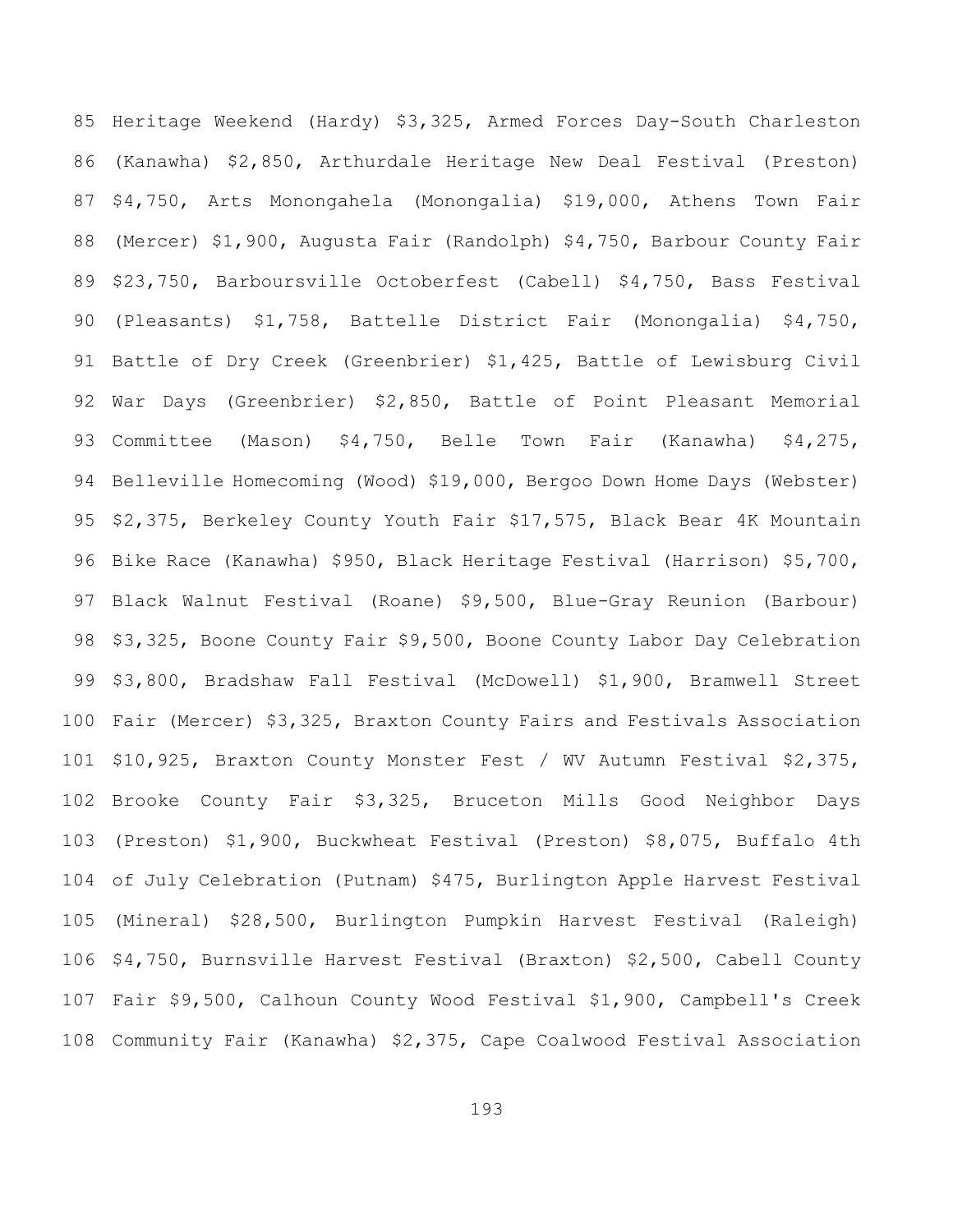85 Heritage Weekend (Hardy) $3,325, Armed Forces Day-South Charleston
86 (Kanawha) $2,850, Arthurdale Heritage New Deal Festival (Preston)
87 $4,750, Arts Monongahela (Monongalia) $19,000, Athens Town Fair
88 (Mercer) $1,900, Augusta Fair (Randolph) $4,750, Barbour County Fair
89 $23,750, Barboursville Octoberfest (Cabell) $4,750, Bass Festival
90 (Pleasants) $1,758, Battelle District Fair (Monongalia) $4,750,
91 Battle of Dry Creek (Greenbrier) $1,425, Battle of Lewisburg Civil
92 War Days (Greenbrier) $2,850, Battle of Point Pleasant Memorial
93 Committee (Mason) $4,750, Belle Town Fair (Kanawha) $4,275,
94 Belleville Homecoming (Wood) $19,000, Bergoo Down Home Days (Webster)
95 $2,375, Berkeley County Youth Fair $17,575, Black Bear 4K Mountain
96 Bike Race (Kanawha) $950, Black Heritage Festival (Harrison) $5,700,
97 Black Walnut Festival (Roane) $9,500, Blue-Gray Reunion (Barbour)
98 $3,325, Boone County Fair $9,500, Boone County Labor Day Celebration
99 $3,800, Bradshaw Fall Festival (McDowell) $1,900, Bramwell Street
100 Fair (Mercer) $3,325, Braxton County Fairs and Festivals Association
101 $10,925, Braxton County Monster Fest / WV Autumn Festival $2,375,
102 Brooke County Fair $3,325, Bruceton Mills Good Neighbor Days
103 (Preston) $1,900, Buckwheat Festival (Preston) $8,075, Buffalo 4th
104 of July Celebration (Putnam) $475, Burlington Apple Harvest Festival
105 (Mineral) $28,500, Burlington Pumpkin Harvest Festival (Raleigh)
106 $4,750, Burnsville Harvest Festival (Braxton) $2,500, Cabell County
107 Fair $9,500, Calhoun County Wood Festival $1,900, Campbell's Creek
108 Community Fair (Kanawha) $2,375, Cape Coalwood Festival Association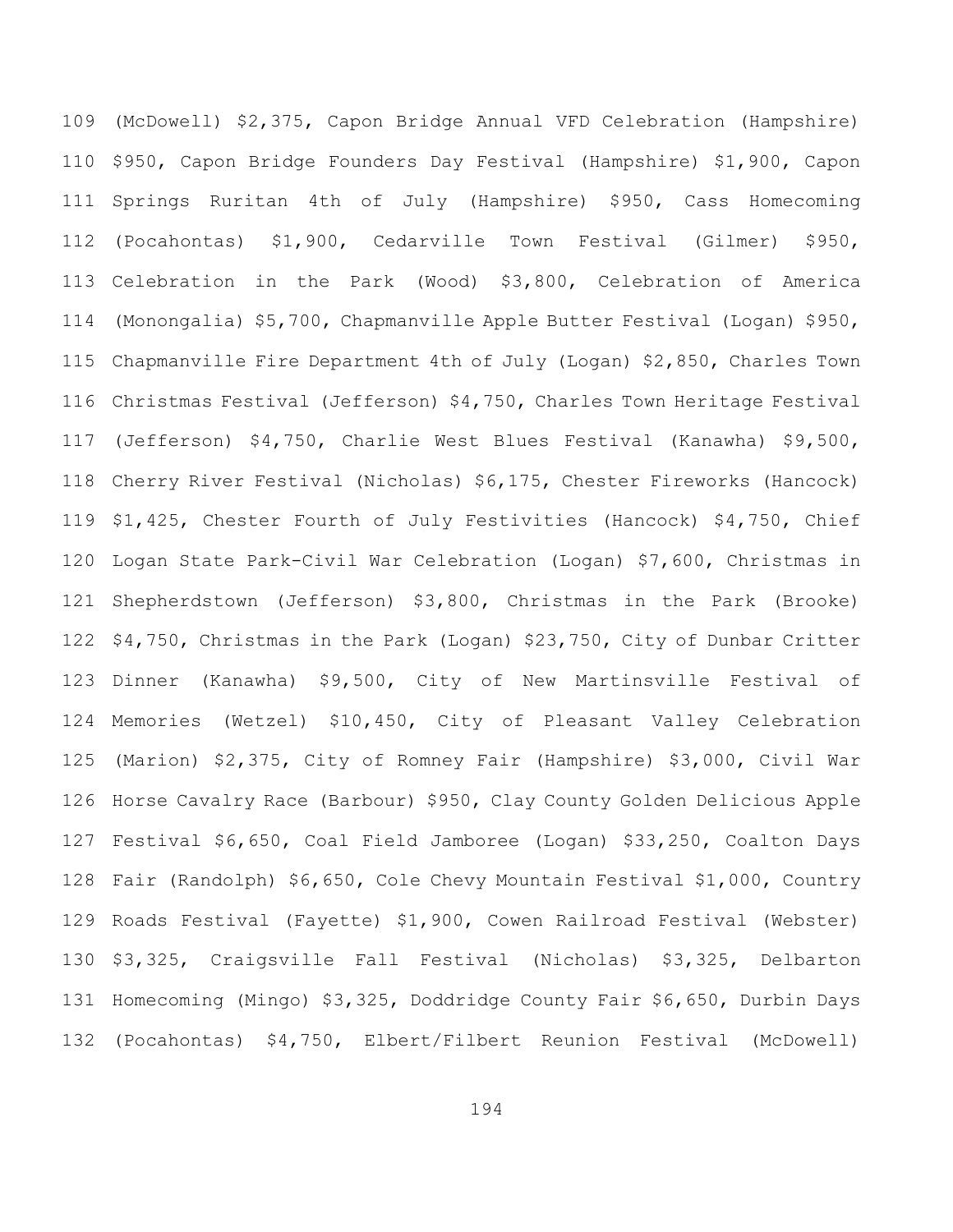109 (McDowell) $2,375, Capon Bridge Annual VFD Celebration (Hampshire)
110 $950, Capon Bridge Founders Day Festival (Hampshire) $1,900, Capon
111 Springs Ruritan 4th of July (Hampshire) $950, Cass Homecoming
112 (Pocahontas) $1,900, Cedarville Town Festival (Gilmer) $950,
113 Celebration in the Park (Wood) $3,800, Celebration of America
114 (Monongalia) $5,700, Chapmanville Apple Butter Festival (Logan) $950,
115 Chapmanville Fire Department 4th of July (Logan) $2,850, Charles Town
116 Christmas Festival (Jefferson) $4,750, Charles Town Heritage Festival
117 (Jefferson) $4,750, Charlie West Blues Festival (Kanawha) $9,500,
118 Cherry River Festival (Nicholas) $6,175, Chester Fireworks (Hancock)
119 $1,425, Chester Fourth of July Festivities (Hancock) $4,750, Chief
120 Logan State Park-Civil War Celebration (Logan) $7,600, Christmas in
121 Shepherdstown (Jefferson) $3,800, Christmas in the Park (Brooke)
122 $4,750, Christmas in the Park (Logan) $23,750, City of Dunbar Critter
123 Dinner (Kanawha) $9,500, City of New Martinsville Festival of
124 Memories (Wetzel) $10,450, City of Pleasant Valley Celebration
125 (Marion) $2,375, City of Romney Fair (Hampshire) $3,000, Civil War
126 Horse Cavalry Race (Barbour) $950, Clay County Golden Delicious Apple
127 Festival $6,650, Coal Field Jamboree (Logan) $33,250, Coalton Days
128 Fair (Randolph) $6,650, Cole Chevy Mountain Festival $1,000, Country
129 Roads Festival (Fayette) $1,900, Cowen Railroad Festival (Webster)
130 $3,325, Craigsville Fall Festival (Nicholas) $3,325, Delbarton
131 Homecoming (Mingo) $3,325, Doddridge County Fair $6,650, Durbin Days
132 (Pocahontas) $4,750, Elbert/Filbert Reunion Festival (McDowell)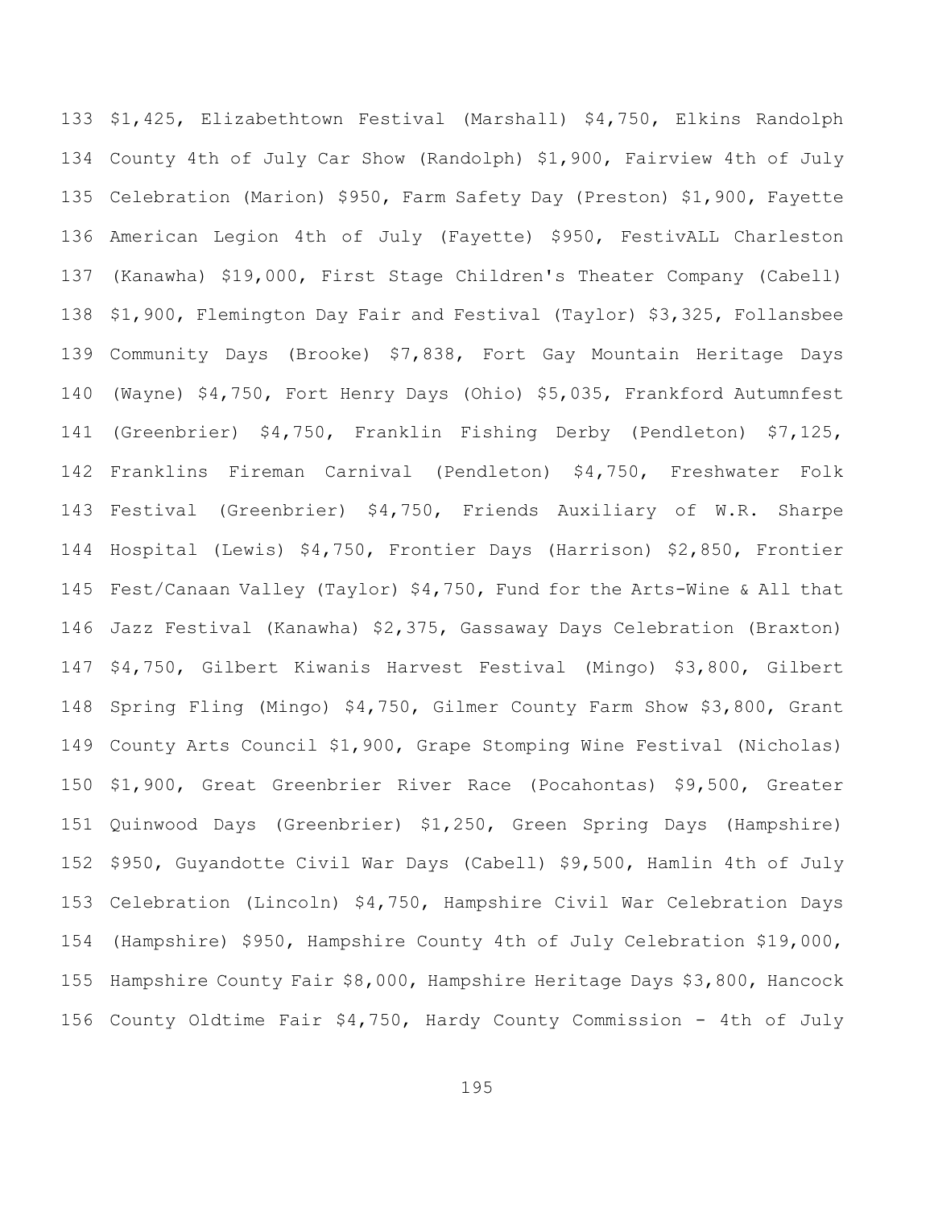133 $1,425, Elizabethtown Festival (Marshall) $4,750, Elkins Randolph
134 County 4th of July Car Show (Randolph) $1,900, Fairview 4th of July
135 Celebration (Marion) $950, Farm Safety Day (Preston) $1,900, Fayette
136 American Legion 4th of July (Fayette) $950, FestivALL Charleston
137 (Kanawha) $19,000, First Stage Children's Theater Company (Cabell)
138 $1,900, Flemington Day Fair and Festival (Taylor) $3,325, Follansbee
139 Community Days (Brooke) $7,838, Fort Gay Mountain Heritage Days
140 (Wayne) $4,750, Fort Henry Days (Ohio) $5,035, Frankford Autumnfest
141 (Greenbrier) $4,750, Franklin Fishing Derby (Pendleton) $7,125,
142 Franklins Fireman Carnival (Pendleton) $4,750, Freshwater Folk
143 Festival (Greenbrier) $4,750, Friends Auxiliary of W.R. Sharpe
144 Hospital (Lewis) $4,750, Frontier Days (Harrison) $2,850, Frontier
145 Fest/Canaan Valley (Taylor) $4,750, Fund for the Arts-Wine & All that
146 Jazz Festival (Kanawha) $2,375, Gassaway Days Celebration (Braxton)
147 $4,750, Gilbert Kiwanis Harvest Festival (Mingo) $3,800, Gilbert
148 Spring Fling (Mingo) $4,750, Gilmer County Farm Show $3,800, Grant
149 County Arts Council $1,900, Grape Stomping Wine Festival (Nicholas)
150 $1,900, Great Greenbrier River Race (Pocahontas) $9,500, Greater
151 Quinwood Days (Greenbrier) $1,250, Green Spring Days (Hampshire)
152 $950, Guyandotte Civil War Days (Cabell) $9,500, Hamlin 4th of July
153 Celebration (Lincoln) $4,750, Hampshire Civil War Celebration Days
154 (Hampshire) $950, Hampshire County 4th of July Celebration $19,000,
155 Hampshire County Fair $8,000, Hampshire Heritage Days $3,800, Hancock
156 County Oldtime Fair $4,750, Hardy County Commission - 4th of July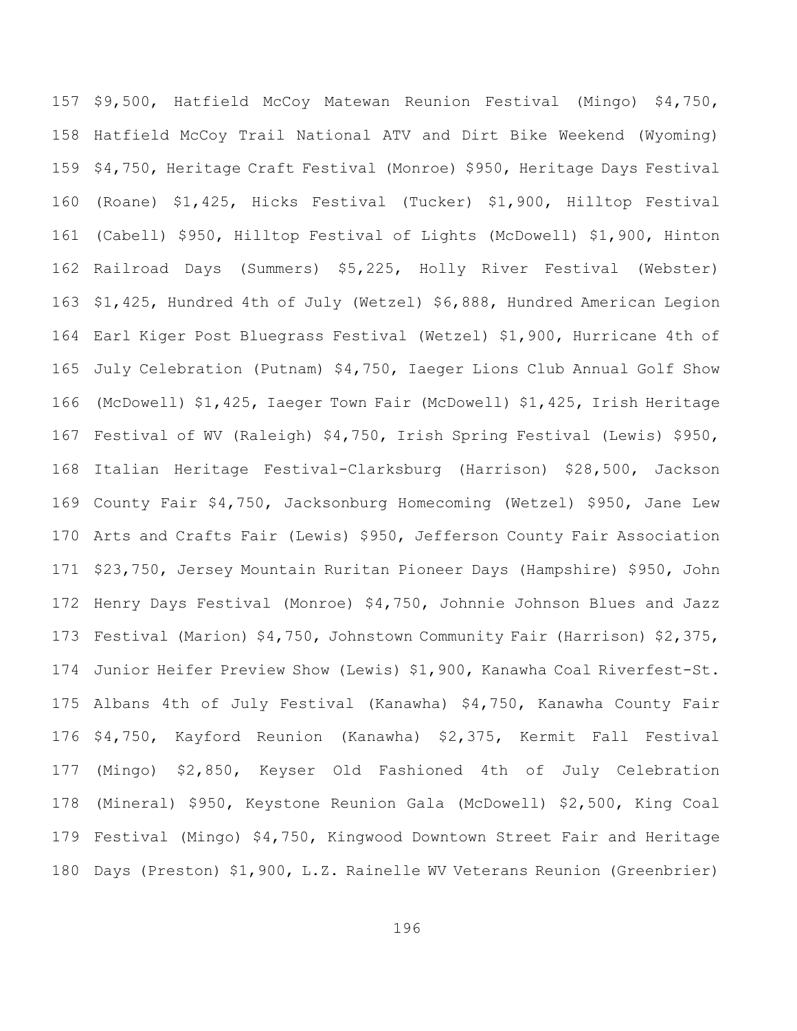157 $9,500, Hatfield McCoy Matewan Reunion Festival (Mingo) $4,750,
158 Hatfield McCoy Trail National ATV and Dirt Bike Weekend (Wyoming)
159 $4,750, Heritage Craft Festival (Monroe) $950, Heritage Days Festival
160 (Roane) $1,425, Hicks Festival (Tucker) $1,900, Hilltop Festival
161 (Cabell) $950, Hilltop Festival of Lights (McDowell) $1,900, Hinton
162 Railroad Days (Summers) $5,225, Holly River Festival (Webster)
163 $1,425, Hundred 4th of July (Wetzel) $6,888, Hundred American Legion
164 Earl Kiger Post Bluegrass Festival (Wetzel) $1,900, Hurricane 4th of
165 July Celebration (Putnam) $4,750, Iaeger Lions Club Annual Golf Show
166 (McDowell) $1,425, Iaeger Town Fair (McDowell) $1,425, Irish Heritage
167 Festival of WV (Raleigh) $4,750, Irish Spring Festival (Lewis) $950,
168 Italian Heritage Festival-Clarksburg (Harrison) $28,500, Jackson
169 County Fair $4,750, Jacksonburg Homecoming (Wetzel) $950, Jane Lew
170 Arts and Crafts Fair (Lewis) $950, Jefferson County Fair Association
171 $23,750, Jersey Mountain Ruritan Pioneer Days (Hampshire) $950, John
172 Henry Days Festival (Monroe) $4,750, Johnnie Johnson Blues and Jazz
173 Festival (Marion) $4,750, Johnstown Community Fair (Harrison) $2,375,
174 Junior Heifer Preview Show (Lewis) $1,900, Kanawha Coal Riverfest-St.
175 Albans 4th of July Festival (Kanawha) $4,750, Kanawha County Fair
176 $4,750, Kayford Reunion (Kanawha) $2,375, Kermit Fall Festival
177 (Mingo) $2,850, Keyser Old Fashioned 4th of July Celebration
178 (Mineral) $950, Keystone Reunion Gala (McDowell) $2,500, King Coal
179 Festival (Mingo) $4,750, Kingwood Downtown Street Fair and Heritage
180 Days (Preston) $1,900, L.Z. Rainelle WV Veterans Reunion (Greenbrier)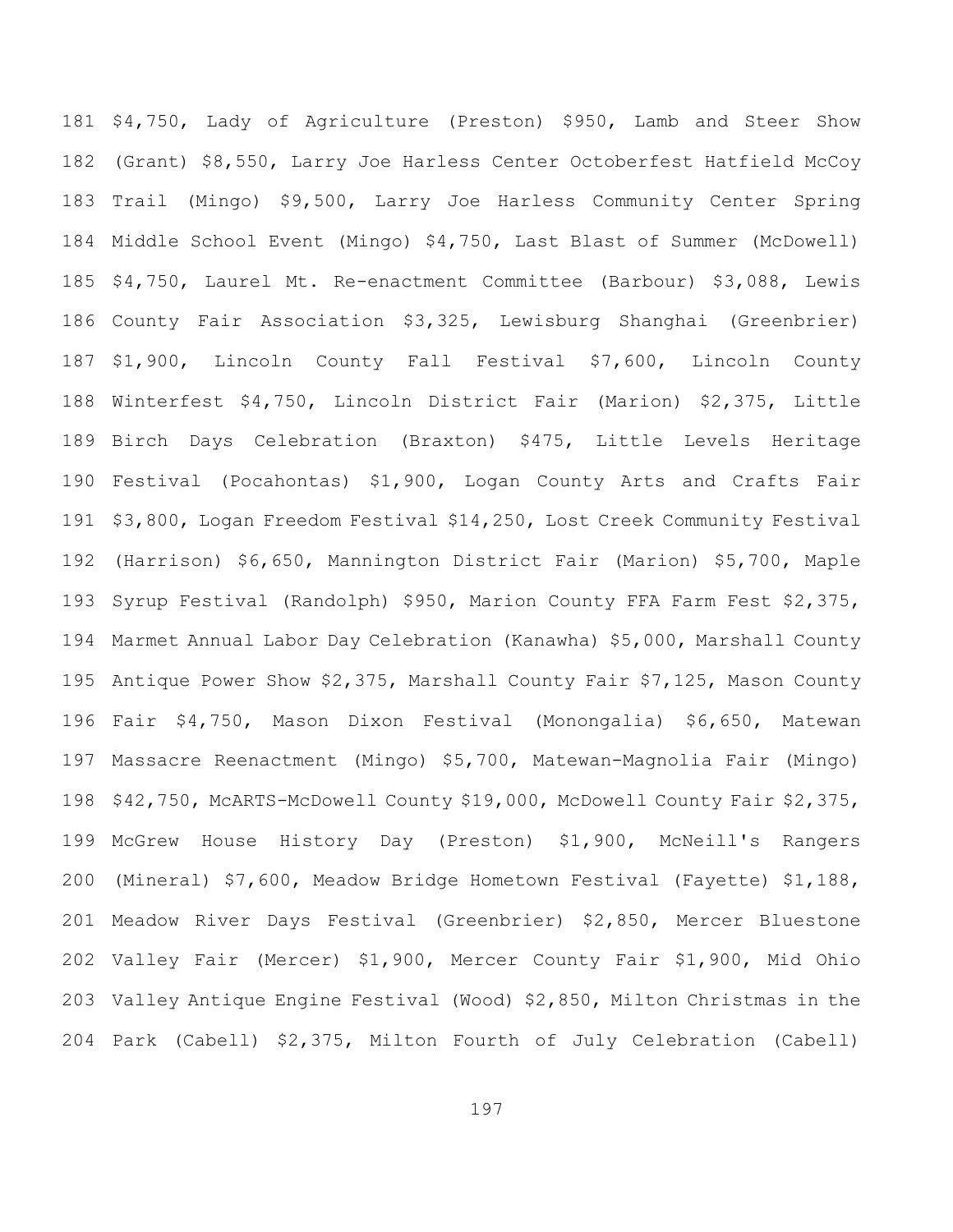181 $4,750, Lady of Agriculture (Preston) $950, Lamb and Steer Show
182 (Grant) $8,550, Larry Joe Harless Center Octoberfest Hatfield McCoy
183 Trail (Mingo) $9,500, Larry Joe Harless Community Center Spring
184 Middle School Event (Mingo) $4,750, Last Blast of Summer (McDowell)
185 $4,750, Laurel Mt. Re-enactment Committee (Barbour) $3,088, Lewis
186 County Fair Association $3,325, Lewisburg Shanghai (Greenbrier)
187 $1,900, Lincoln County Fall Festival $7,600, Lincoln County
188 Winterfest $4,750, Lincoln District Fair (Marion) $2,375, Little
189 Birch Days Celebration (Braxton) $475, Little Levels Heritage
190 Festival (Pocahontas) $1,900, Logan County Arts and Crafts Fair
191 $3,800, Logan Freedom Festival $14,250, Lost Creek Community Festival
192 (Harrison) $6,650, Mannington District Fair (Marion) $5,700, Maple
193 Syrup Festival (Randolph) $950, Marion County FFA Farm Fest $2,375,
194 Marmet Annual Labor Day Celebration (Kanawha) $5,000, Marshall County
195 Antique Power Show $2,375, Marshall County Fair $7,125, Mason County
196 Fair $4,750, Mason Dixon Festival (Monongalia) $6,650, Matewan
197 Massacre Reenactment (Mingo) $5,700, Matewan-Magnolia Fair (Mingo)
198 $42,750, McARTS-McDowell County $19,000, McDowell County Fair $2,375,
199 McGrew House History Day (Preston) $1,900, McNeill's Rangers
200 (Mineral) $7,600, Meadow Bridge Hometown Festival (Fayette) $1,188,
201 Meadow River Days Festival (Greenbrier) $2,850, Mercer Bluestone
202 Valley Fair (Mercer) $1,900, Mercer County Fair $1,900, Mid Ohio
203 Valley Antique Engine Festival (Wood) $2,850, Milton Christmas in the
204 Park (Cabell) $2,375, Milton Fourth of July Celebration (Cabell)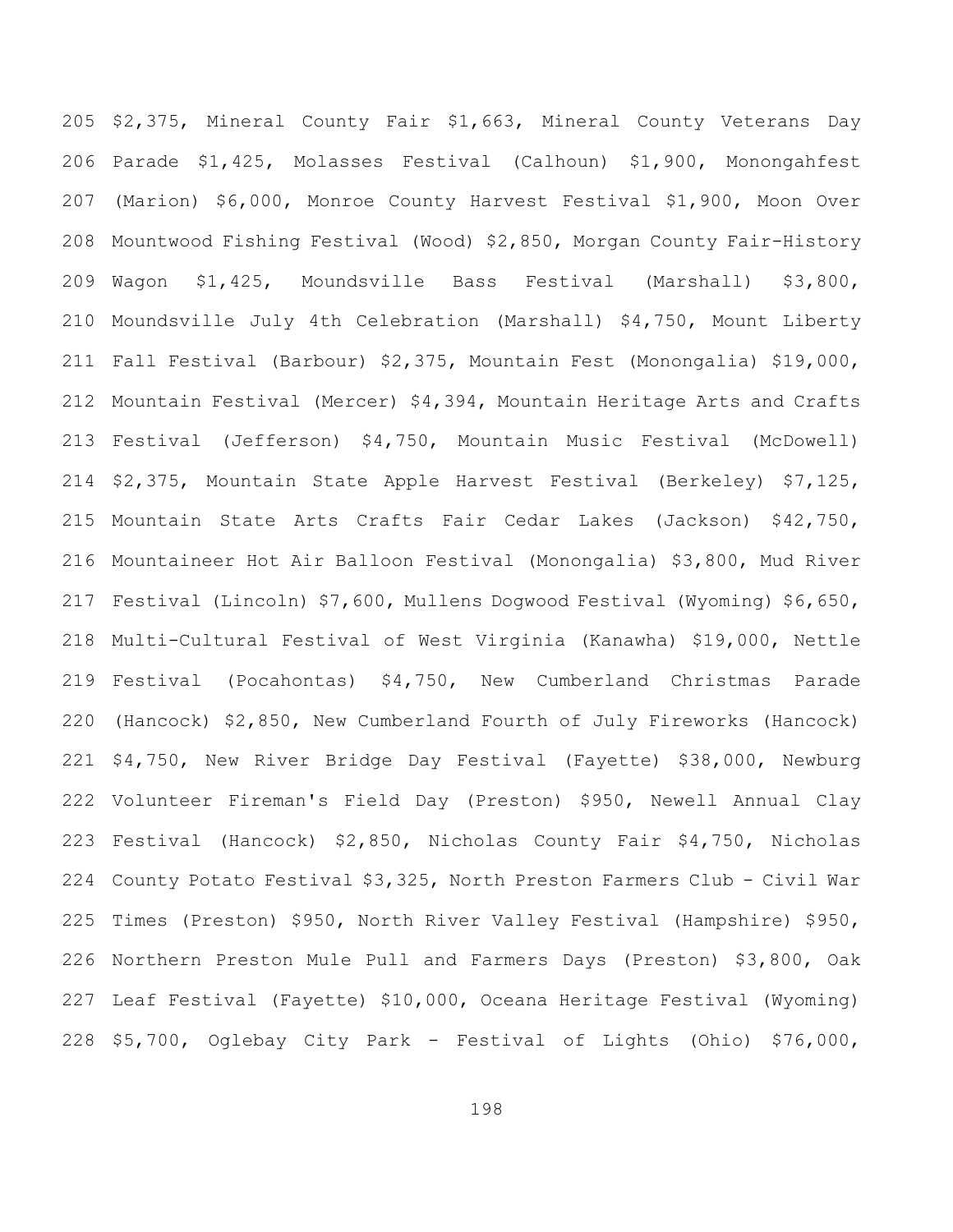205 $2,375, Mineral County Fair $1,663, Mineral County Veterans Day
206 Parade $1,425, Molasses Festival (Calhoun) $1,900, Monongahfest
207 (Marion) $6,000, Monroe County Harvest Festival $1,900, Moon Over
208 Mountwood Fishing Festival (Wood) $2,850, Morgan County Fair-History
209 Wagon $1,425, Moundsville Bass Festival (Marshall) $3,800,
210 Moundsville July 4th Celebration (Marshall) $4,750, Mount Liberty
211 Fall Festival (Barbour) $2,375, Mountain Fest (Monongalia) $19,000,
212 Mountain Festival (Mercer) $4,394, Mountain Heritage Arts and Crafts
213 Festival (Jefferson) $4,750, Mountain Music Festival (McDowell)
214 $2,375, Mountain State Apple Harvest Festival (Berkeley) $7,125,
215 Mountain State Arts Crafts Fair Cedar Lakes (Jackson) $42,750,
216 Mountaineer Hot Air Balloon Festival (Monongalia) $3,800, Mud River
217 Festival (Lincoln) $7,600, Mullens Dogwood Festival (Wyoming) $6,650,
218 Multi-Cultural Festival of West Virginia (Kanawha) $19,000, Nettle
219 Festival (Pocahontas) $4,750, New Cumberland Christmas Parade
220 (Hancock) $2,850, New Cumberland Fourth of July Fireworks (Hancock)
221 $4,750, New River Bridge Day Festival (Fayette) $38,000, Newburg
222 Volunteer Fireman's Field Day (Preston) $950, Newell Annual Clay
223 Festival (Hancock) $2,850, Nicholas County Fair $4,750, Nicholas
224 County Potato Festival $3,325, North Preston Farmers Club - Civil War
225 Times (Preston) $950, North River Valley Festival (Hampshire) $950,
226 Northern Preston Mule Pull and Farmers Days (Preston) $3,800, Oak
227 Leaf Festival (Fayette) $10,000, Oceana Heritage Festival (Wyoming)
228 $5,700, Oglebay City Park - Festival of Lights (Ohio) $76,000,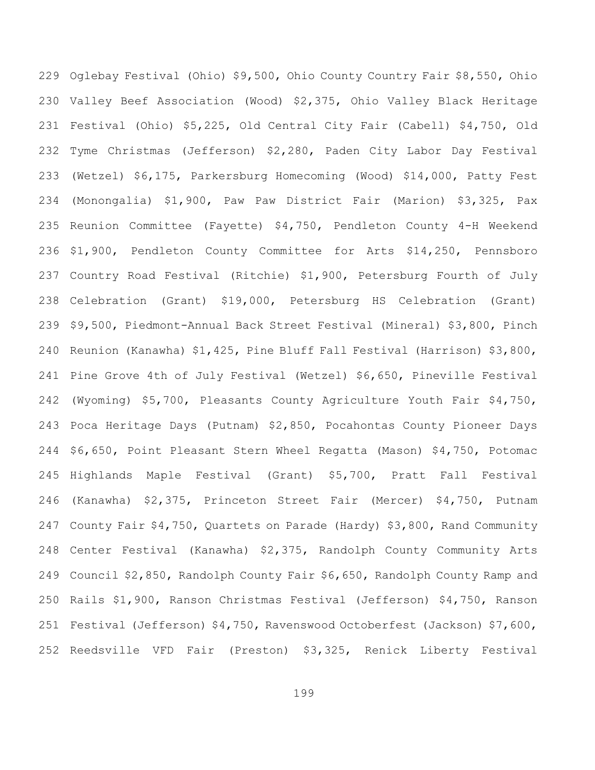229 Oglebay Festival (Ohio) $9,500, Ohio County Country Fair $8,550, Ohio
230 Valley Beef Association (Wood) $2,375, Ohio Valley Black Heritage
231 Festival (Ohio) $5,225, Old Central City Fair (Cabell) $4,750, Old
232 Tyme Christmas (Jefferson) $2,280, Paden City Labor Day Festival
233 (Wetzel) $6,175, Parkersburg Homecoming (Wood) $14,000, Patty Fest
234 (Monongalia) $1,900, Paw Paw District Fair (Marion) $3,325, Pax
235 Reunion Committee (Fayette) $4,750, Pendleton County 4-H Weekend
236 $1,900, Pendleton County Committee for Arts $14,250, Pennsboro
237 Country Road Festival (Ritchie) $1,900, Petersburg Fourth of July
238 Celebration (Grant) $19,000, Petersburg HS Celebration (Grant)
239 $9,500, Piedmont-Annual Back Street Festival (Mineral) $3,800, Pinch
240 Reunion (Kanawha) $1,425, Pine Bluff Fall Festival (Harrison) $3,800,
241 Pine Grove 4th of July Festival (Wetzel) $6,650, Pineville Festival
242 (Wyoming) $5,700, Pleasants County Agriculture Youth Fair $4,750,
243 Poca Heritage Days (Putnam) $2,850, Pocahontas County Pioneer Days
244 $6,650, Point Pleasant Stern Wheel Regatta (Mason) $4,750, Potomac
245 Highlands Maple Festival (Grant) $5,700, Pratt Fall Festival
246 (Kanawha) $2,375, Princeton Street Fair (Mercer) $4,750, Putnam
247 County Fair $4,750, Quartets on Parade (Hardy) $3,800, Rand Community
248 Center Festival (Kanawha) $2,375, Randolph County Community Arts
249 Council $2,850, Randolph County Fair $6,650, Randolph County Ramp and
250 Rails $1,900, Ranson Christmas Festival (Jefferson) $4,750, Ranson
251 Festival (Jefferson) $4,750, Ravenswood Octoberfest (Jackson) $7,600,
252 Reedsville VFD Fair (Preston) $3,325, Renick Liberty Festival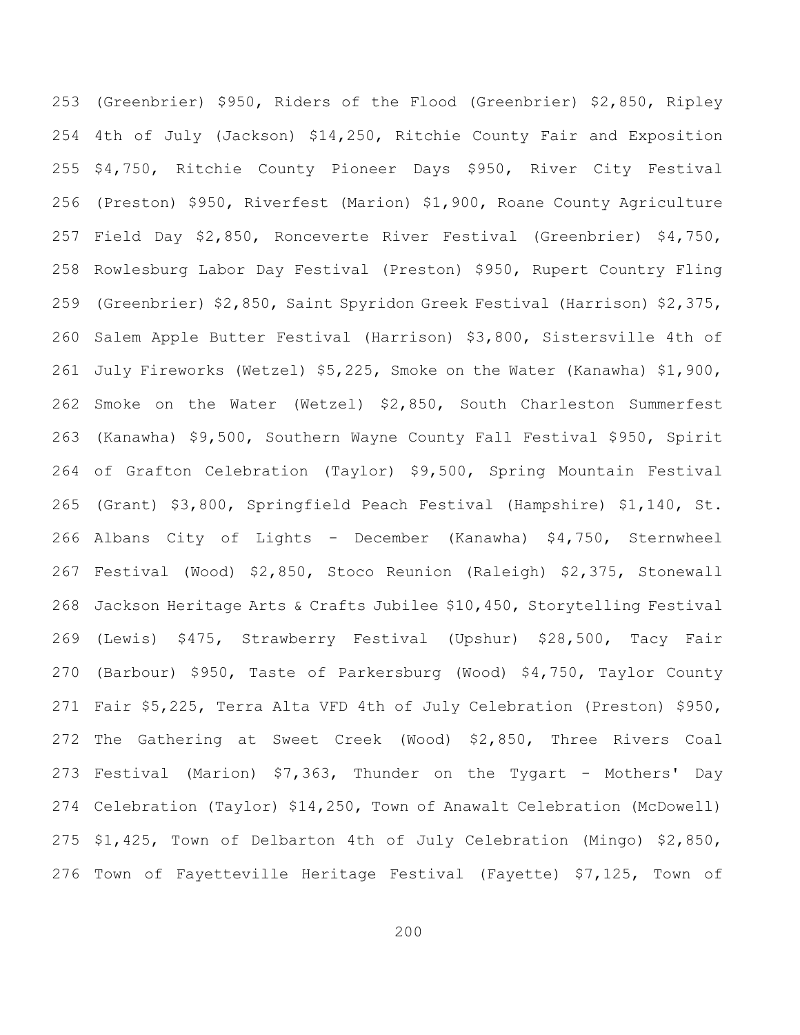253 (Greenbrier) $950, Riders of the Flood (Greenbrier) $2,850, Ripley
254 4th of July (Jackson) $14,250, Ritchie County Fair and Exposition
255 $4,750, Ritchie County Pioneer Days $950, River City Festival
256 (Preston) $950, Riverfest (Marion) $1,900, Roane County Agriculture
257 Field Day $2,850, Ronceverte River Festival (Greenbrier) $4,750,
258 Rowlesburg Labor Day Festival (Preston) $950, Rupert Country Fling
259 (Greenbrier) $2,850, Saint Spyridon Greek Festival (Harrison) $2,375,
260 Salem Apple Butter Festival (Harrison) $3,800, Sistersville 4th of
261 July Fireworks (Wetzel) $5,225, Smoke on the Water (Kanawha) $1,900,
262 Smoke on the Water (Wetzel) $2,850, South Charleston Summerfest
263 (Kanawha) $9,500, Southern Wayne County Fall Festival $950, Spirit
264 of Grafton Celebration (Taylor) $9,500, Spring Mountain Festival
265 (Grant) $3,800, Springfield Peach Festival (Hampshire) $1,140, St.
266 Albans City of Lights - December (Kanawha) $4,750, Sternwheel
267 Festival (Wood) $2,850, Stoco Reunion (Raleigh) $2,375, Stonewall
268 Jackson Heritage Arts & Crafts Jubilee $10,450, Storytelling Festival
269 (Lewis) $475, Strawberry Festival (Upshur) $28,500, Tacy Fair
270 (Barbour) $950, Taste of Parkersburg (Wood) $4,750, Taylor County
271 Fair $5,225, Terra Alta VFD 4th of July Celebration (Preston) $950,
272 The Gathering at Sweet Creek (Wood) $2,850, Three Rivers Coal
273 Festival (Marion) $7,363, Thunder on the Tygart - Mothers' Day
274 Celebration (Taylor) $14,250, Town of Anawalt Celebration (McDowell)
275 $1,425, Town of Delbarton 4th of July Celebration (Mingo) $2,850,
276 Town of Fayetteville Heritage Festival (Fayette) $7,125, Town of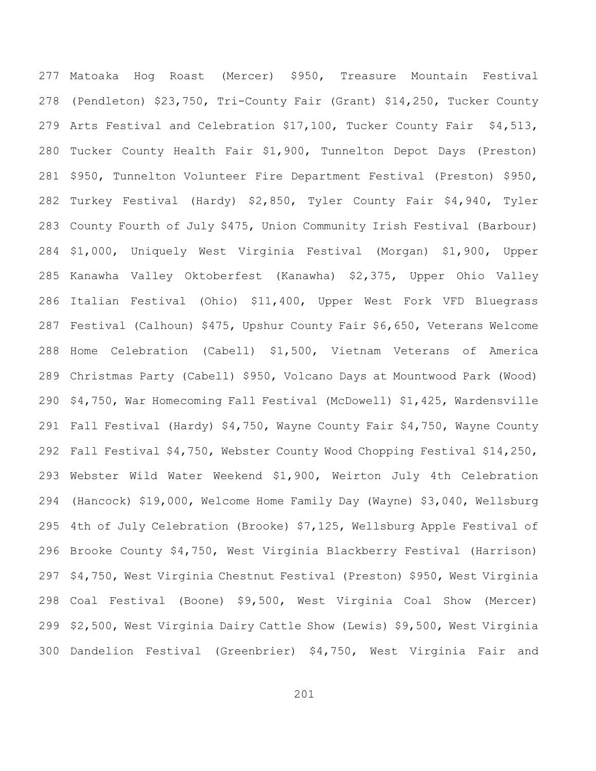277 Matoaka Hog Roast (Mercer) $950, Treasure Mountain Festival
278 (Pendleton) $23,750, Tri-County Fair (Grant) $14,250, Tucker County
279 Arts Festival and Celebration $17,100, Tucker County Fair $4,513,
280 Tucker County Health Fair $1,900, Tunnelton Depot Days (Preston)
281 $950, Tunnelton Volunteer Fire Department Festival (Preston) $950,
282 Turkey Festival (Hardy) $2,850, Tyler County Fair $4,940, Tyler
283 County Fourth of July $475, Union Community Irish Festival (Barbour)
284 $1,000, Uniquely West Virginia Festival (Morgan) $1,900, Upper
285 Kanawha Valley Oktoberfest (Kanawha) $2,375, Upper Ohio Valley
286 Italian Festival (Ohio) $11,400, Upper West Fork VFD Bluegrass
287 Festival (Calhoun) $475, Upshur County Fair $6,650, Veterans Welcome
288 Home Celebration (Cabell) $1,500, Vietnam Veterans of America
289 Christmas Party (Cabell) $950, Volcano Days at Mountwood Park (Wood)
290 $4,750, War Homecoming Fall Festival (McDowell) $1,425, Wardensville
291 Fall Festival (Hardy) $4,750, Wayne County Fair $4,750, Wayne County
292 Fall Festival $4,750, Webster County Wood Chopping Festival $14,250,
293 Webster Wild Water Weekend $1,900, Weirton July 4th Celebration
294 (Hancock) $19,000, Welcome Home Family Day (Wayne) $3,040, Wellsburg
295 4th of July Celebration (Brooke) $7,125, Wellsburg Apple Festival of
296 Brooke County $4,750, West Virginia Blackberry Festival (Harrison)
297 $4,750, West Virginia Chestnut Festival (Preston) $950, West Virginia
298 Coal Festival (Boone) $9,500, West Virginia Coal Show (Mercer)
299 $2,500, West Virginia Dairy Cattle Show (Lewis) $9,500, West Virginia
300 Dandelion Festival (Greenbrier) $4,750, West Virginia Fair and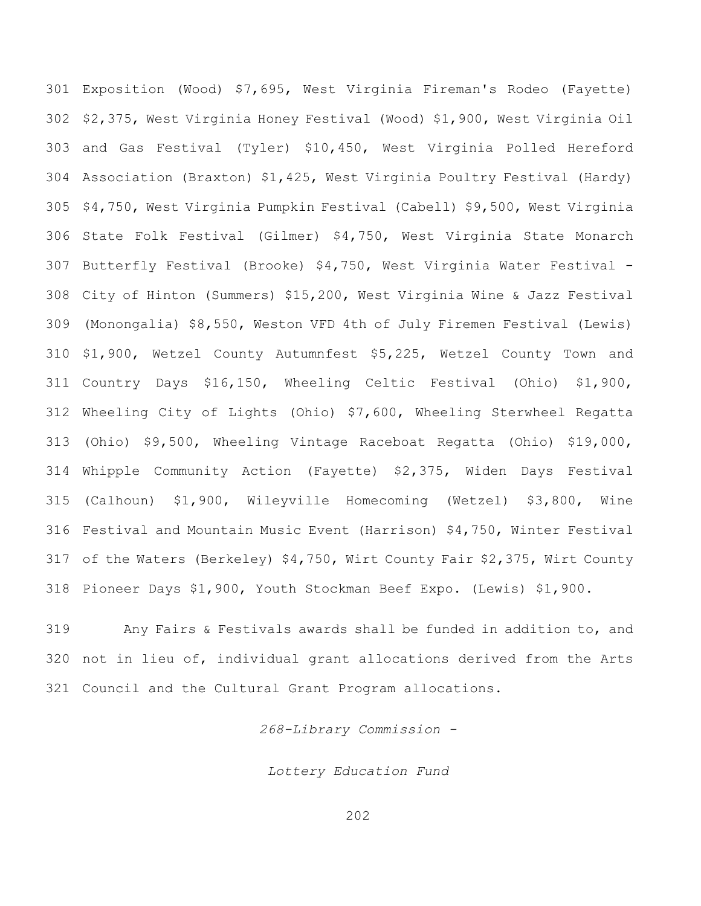Exposition (Wood) $7,695, West Virginia Fireman's Rodeo (Fayette) $2,375, West Virginia Honey Festival (Wood) $1,900, West Virginia Oil and Gas Festival (Tyler) $10,450, West Virginia Polled Hereford Association (Braxton) $1,425, West Virginia Poultry Festival (Hardy) $4,750, West Virginia Pumpkin Festival (Cabell) $9,500, West Virginia State Folk Festival (Gilmer) $4,750, West Virginia State Monarch Butterfly Festival (Brooke) $4,750, West Virginia Water Festival - City of Hinton (Summers) $15,200, West Virginia Wine & Jazz Festival (Monongalia) $8,550, Weston VFD 4th of July Firemen Festival (Lewis) $1,900, Wetzel County Autumnfest $5,225, Wetzel County Town and Country Days $16,150, Wheeling Celtic Festival (Ohio) $1,900, Wheeling City of Lights (Ohio) $7,600, Wheeling Sterwheel Regatta (Ohio) $9,500, Wheeling Vintage Raceboat Regatta (Ohio) $19,000, Whipple Community Action (Fayette) $2,375, Widen Days Festival (Calhoun) $1,900, Wileyville Homecoming (Wetzel) $3,800, Wine Festival and Mountain Music Event (Harrison) $4,750, Winter Festival of the Waters (Berkeley) $4,750, Wirt County Fair $2,375, Wirt County Pioneer Days $1,900, Youth Stockman Beef Expo. (Lewis) $1,900.

Any Fairs & Festivals awards shall be funded in addition to, and not in lieu of, individual grant allocations derived from the Arts Council and the Cultural Grant Program allocations.

*268-Library Commission -*

*Lottery Education Fund*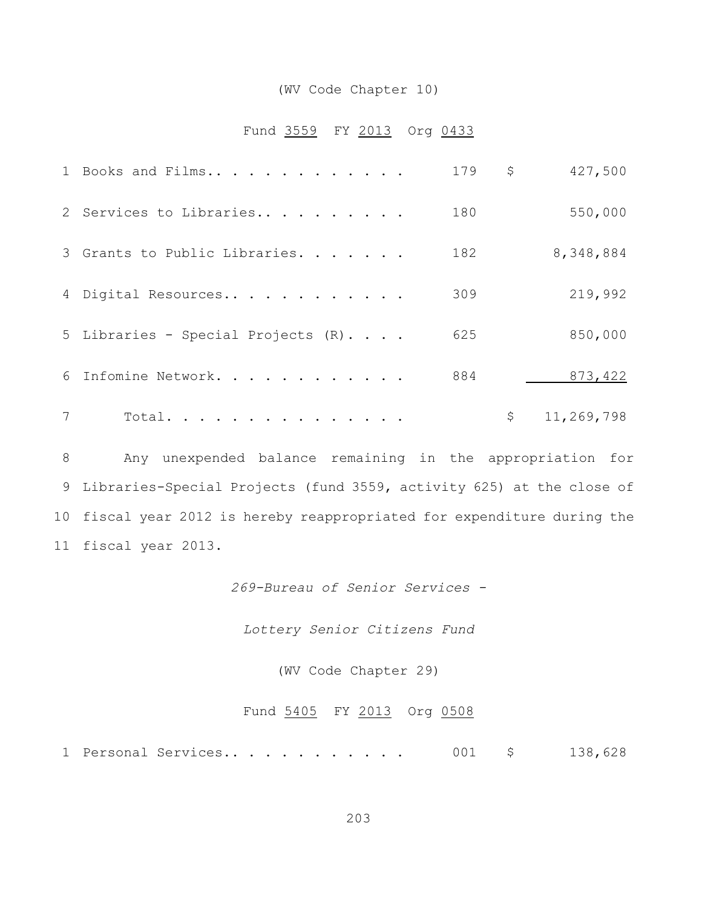(WV Code Chapter 10)

Fund 3559 FY 2013 Org 0433

| | | | |
|---|---|---|---|
| 1 | Books and Films.. . . . . . . . . . . . | 179 | $ 427,500 |
| 2 | Services to Libraries.. . . . . . . . . | 180 | 550,000 |
| 3 | Grants to Public Libraries. . . . . . . | 182 | 8,348,884 |
| 4 | Digital Resources.. . . . . . . . . . . | 309 | 219,992 |
| 5 | Libraries - Special Projects (R). . . . | 625 | 850,000 |
| 6 | Infomine Network. . . . . . . . . . . . | 884 | 873,422 |
| 7 | Total. . . . . . . . . . . . . . . | | $ 11,269,798 |

8 Any unexpended balance remaining in the appropriation for
9 Libraries-Special Projects (fund 3559, activity 625) at the close of
10 fiscal year 2012 is hereby reappropriated for expenditure during the
11 fiscal year 2013.

*269-Bureau of Senior Services -*

*Lottery Senior Citizens Fund*

(WV Code Chapter 29)

Fund 5405 FY 2013 Org 0508

| | | | |
|---|---|---|---|
| 1 | Personal Services.. . . . . . . . . . . | 001 | $ 138,628 |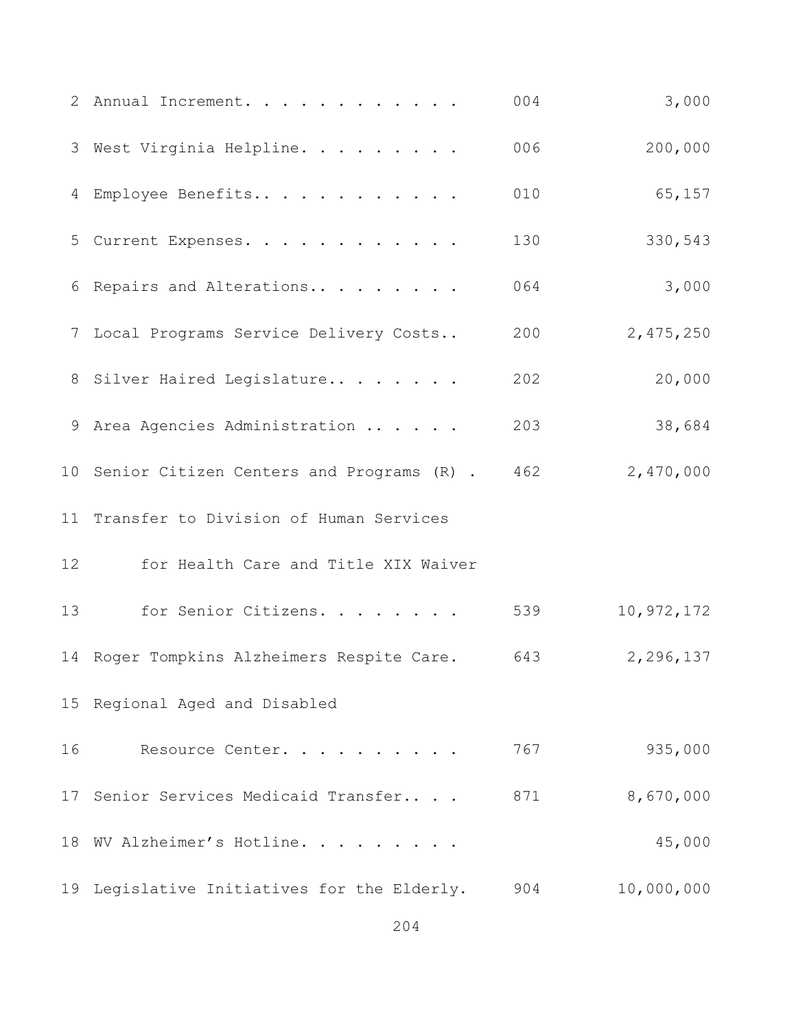| | | | |
|---|---|---|---|
| 2 | Annual Increment. . . . . . . . . . . . | 004 | 3,000 |
| 3 | West Virginia Helpline. . . . . . . . . | 006 | 200,000 |
| 4 | Employee Benefits.. . . . . . . . . . . | 010 | 65,157 |
| 5 | Current Expenses. . . . . . . . . . . . | 130 | 330,543 |
| 6 | Repairs and Alterations.. . . . . . . . | 064 | 3,000 |
| 7 | Local Programs Service Delivery Costs.. | 200 | 2,475,250 |
| 8 | Silver Haired Legislature.. . . . . . . | 202 | 20,000 |
| 9 | Area Agencies Administration .. . . . . | 203 | 38,684 |
| 10 | Senior Citizen Centers and Programs (R) . | 462 | 2,470,000 |
| 11 | Transfer to Division of Human Services | | |
| 12 | for Health Care and Title XIX Waiver | | |
| 13 | for Senior Citizens. . . . . . . . | 539 | 10,972,172 |
| 14 | Roger Tompkins Alzheimers Respite Care. | 643 | 2,296,137 |
| 15 | Regional Aged and Disabled | | |
| 16 | Resource Center. . . . . . . . . . | 767 | 935,000 |
| 17 | Senior Services Medicaid Transfer.. . . | 871 | 8,670,000 |
| 18 | WV Alzheimer's Hotline. . . . . . . . . | | 45,000 |
| 19 | Legislative Initiatives for the Elderly. | 904 | 10,000,000 |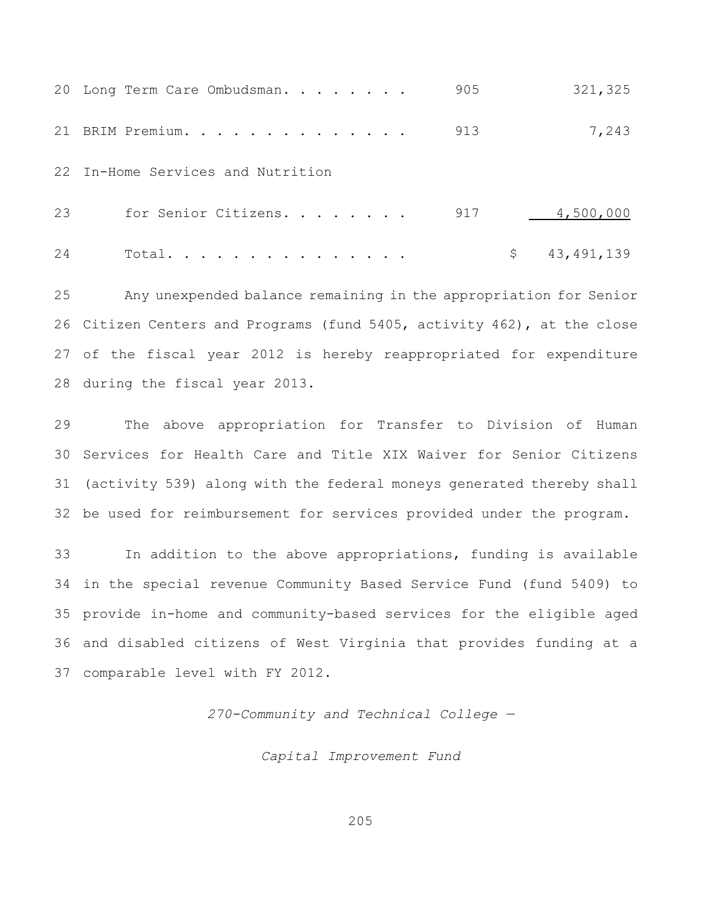| | | | |
|---|---|---|---|
| 20 | Long Term Care Ombudsman. . . . . . . . | 905 | 321,325 |
| 21 | BRIM Premium. . . . . . . . . . . . . . | 913 | 7,243 |
| 22 | In-Home Services and Nutrition | | |
| 23 | for Senior Citizens. . . . . . . . | 917 | 4,500,000 |
| 24 | Total. . . . . . . . . . . . . . . | | $ 43,491,139 |

25 Any unexpended balance remaining in the appropriation for Senior 26 Citizen Centers and Programs (fund 5405, activity 462), at the close 27 of the fiscal year 2012 is hereby reappropriated for expenditure 28 during the fiscal year 2013.

29 The above appropriation for Transfer to Division of Human 30 Services for Health Care and Title XIX Waiver for Senior Citizens 31 (activity 539) along with the federal moneys generated thereby shall 32 be used for reimbursement for services provided under the program.

33 In addition to the above appropriations, funding is available 34 in the special revenue Community Based Service Fund (fund 5409) to 35 provide in-home and community-based services for the eligible aged 36 and disabled citizens of West Virginia that provides funding at a 37 comparable level with FY 2012.

*270-Community and Technical College —*

*Capital Improvement Fund*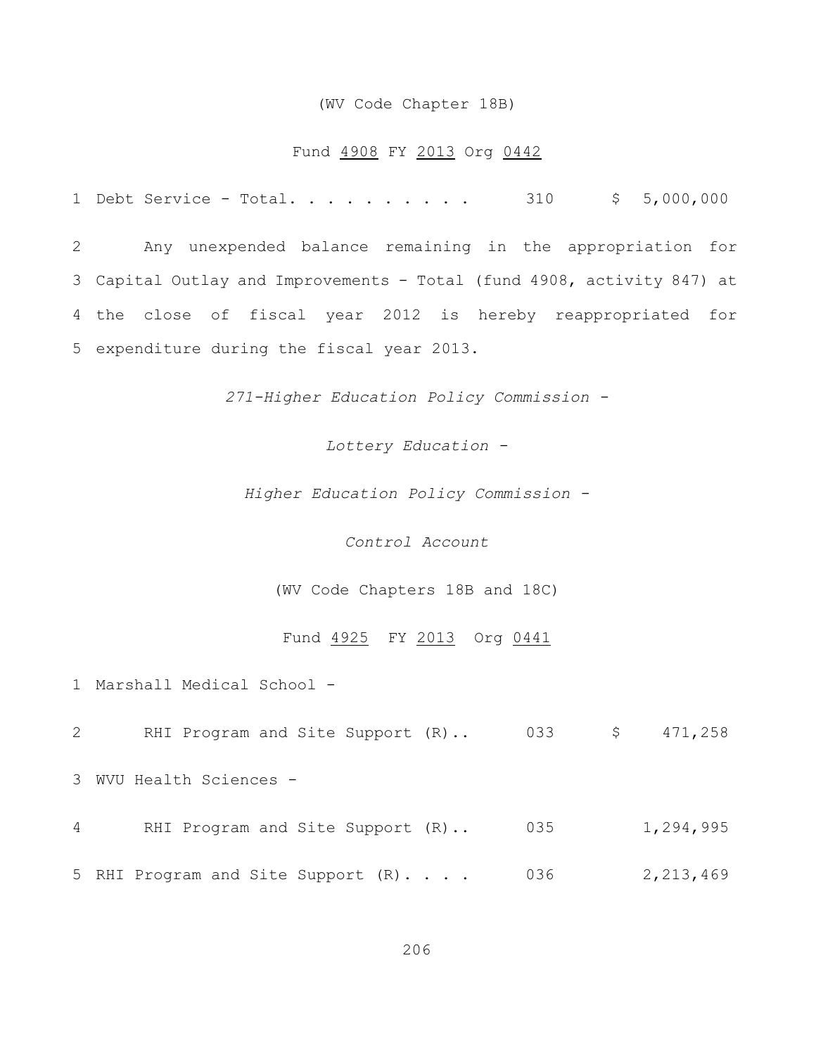(WV Code Chapter 18B)

Fund <u>4908</u> FY <u>2013</u> Org <u>0442</u>

| | | | |
|---|---|---|---|
| 1 | Debt Service - Total. . . . . . . . . . | 310 | $ 5,000,000 |

2 Any unexpended balance remaining in the appropriation for
3 Capital Outlay and Improvements - Total (fund 4908, activity 847) at
4 the close of fiscal year 2012 is hereby reappropriated for
5 expenditure during the fiscal year 2013.

*271-Higher Education Policy Commission -*

*Lottery Education -*

*Higher Education Policy Commission -*

*Control Account*

(WV Code Chapters 18B and 18C)

Fund <u>4925</u> FY <u>2013</u> Org <u>0441</u>

| | | | |
|---|---|---|---|
| 1 | Marshall Medical School - | | |
| 2 | RHI Program and Site Support (R).. | 033 | $ 471,258 |
| 3 | WVU Health Sciences - | | |
| 4 | RHI Program and Site Support (R).. | 035 | 1,294,995 |
| 5 | RHI Program and Site Support (R). . . . | 036 | 2,213,469 |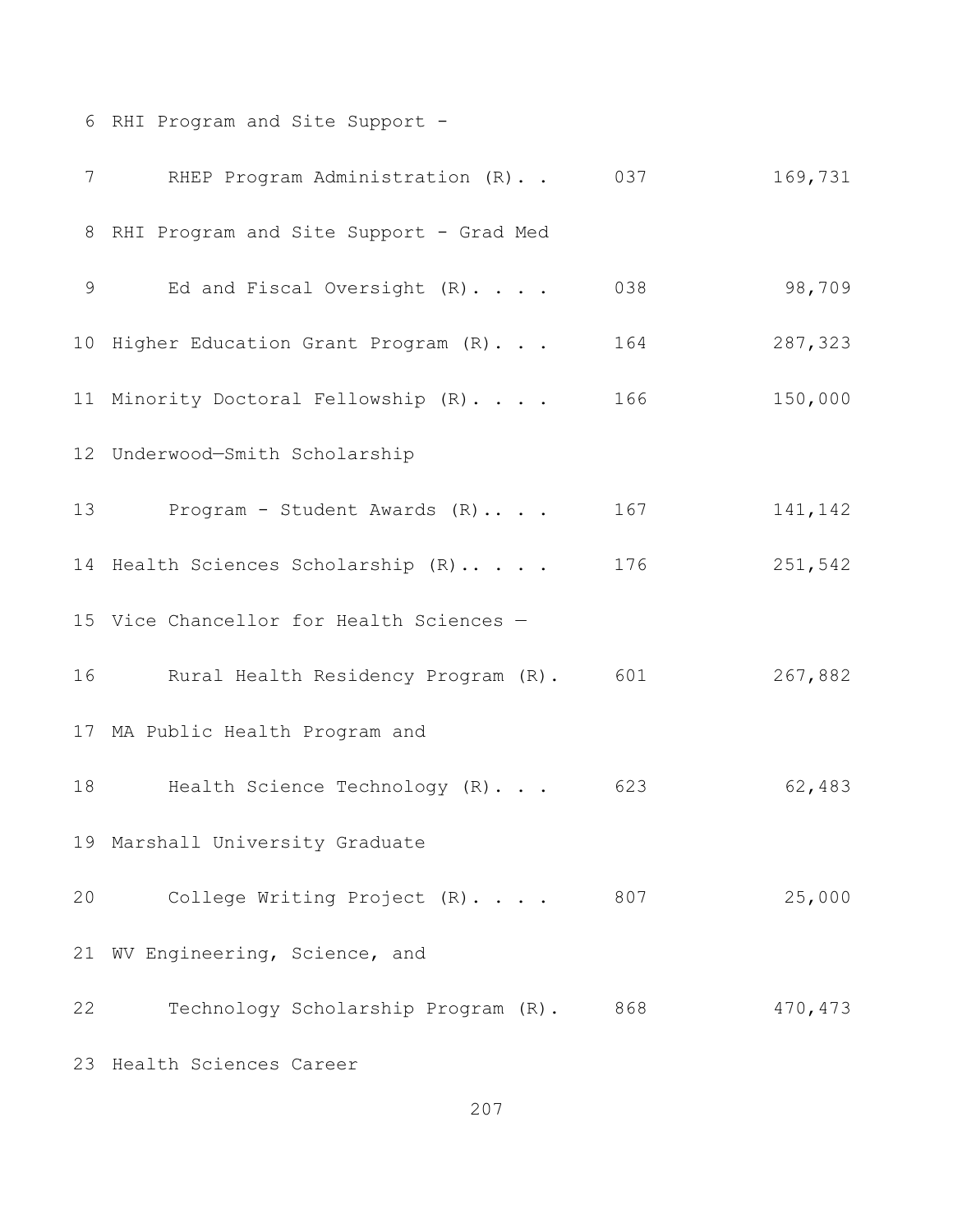| Line | Item | Code | Amount |
|---|---|---|---|
| 6 | RHI Program and Site Support - | | |
| 7 | RHEP Program Administration (R). . | 037 | 169,731 |
| 8 | RHI Program and Site Support - Grad Med | | |
| 9 | Ed and Fiscal Oversight (R). . . . | 038 | 98,709 |
| 10 | Higher Education Grant Program (R). . . | 164 | 287,323 |
| 11 | Minority Doctoral Fellowship (R). . . . | 166 | 150,000 |
| 12 | Underwood—Smith Scholarship | | |
| 13 | Program - Student Awards (R).. . . | 167 | 141,142 |
| 14 | Health Sciences Scholarship (R).. . . . | 176 | 251,542 |
| 15 | Vice Chancellor for Health Sciences — | | |
| 16 | Rural Health Residency Program (R). | 601 | 267,882 |
| 17 | MA Public Health Program and | | |
| 18 | Health Science Technology (R). . . | 623 | 62,483 |
| 19 | Marshall University Graduate | | |
| 20 | College Writing Project (R). . . . | 807 | 25,000 |
| 21 | WV Engineering, Science, and | | |
| 22 | Technology Scholarship Program (R). | 868 | 470,473 |
| 23 | Health Sciences Career | | |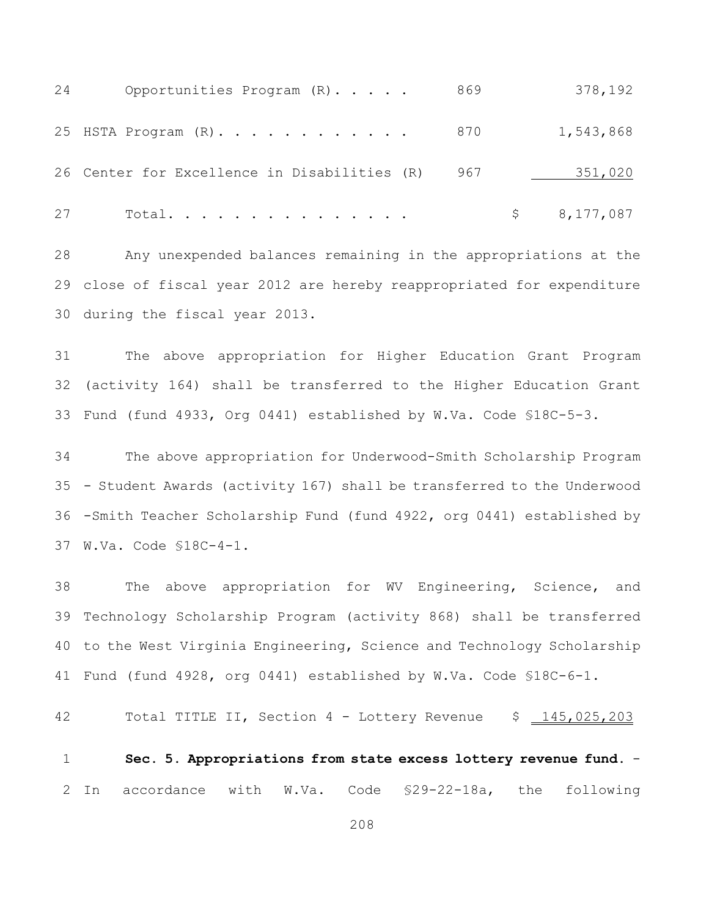| | | |
|---|---|---|
| Opportunities Program (R). . . . . | 869 | 378,192 |
| HSTA Program (R). . . . . . . . . . . . | 870 | 1,543,868 |
| Center for Excellence in Disabilities (R) | 967 | 351,020 |
| Total. . . . . . . . . . . . . . . | | $ 8,177,087 |

Any unexpended balances remaining in the appropriations at the close of fiscal year 2012 are hereby reappropriated for expenditure during the fiscal year 2013.

The above appropriation for Higher Education Grant Program (activity 164) shall be transferred to the Higher Education Grant Fund (fund 4933, Org 0441) established by W.Va. Code §18C-5-3.

The above appropriation for Underwood-Smith Scholarship Program - Student Awards (activity 167) shall be transferred to the Underwood -Smith Teacher Scholarship Fund (fund 4922, org 0441) established by W.Va. Code §18C-4-1.

The above appropriation for WV Engineering, Science, and Technology Scholarship Program (activity 868) shall be transferred to the West Virginia Engineering, Science and Technology Scholarship Fund (fund 4928, org 0441) established by W.Va. Code §18C-6-1.

Total TITLE II, Section 4 - Lottery Revenue $ 145,025,203

**Sec. 5. Appropriations from state excess lottery revenue fund.** - In accordance with W.Va. Code §29-22-18a, the following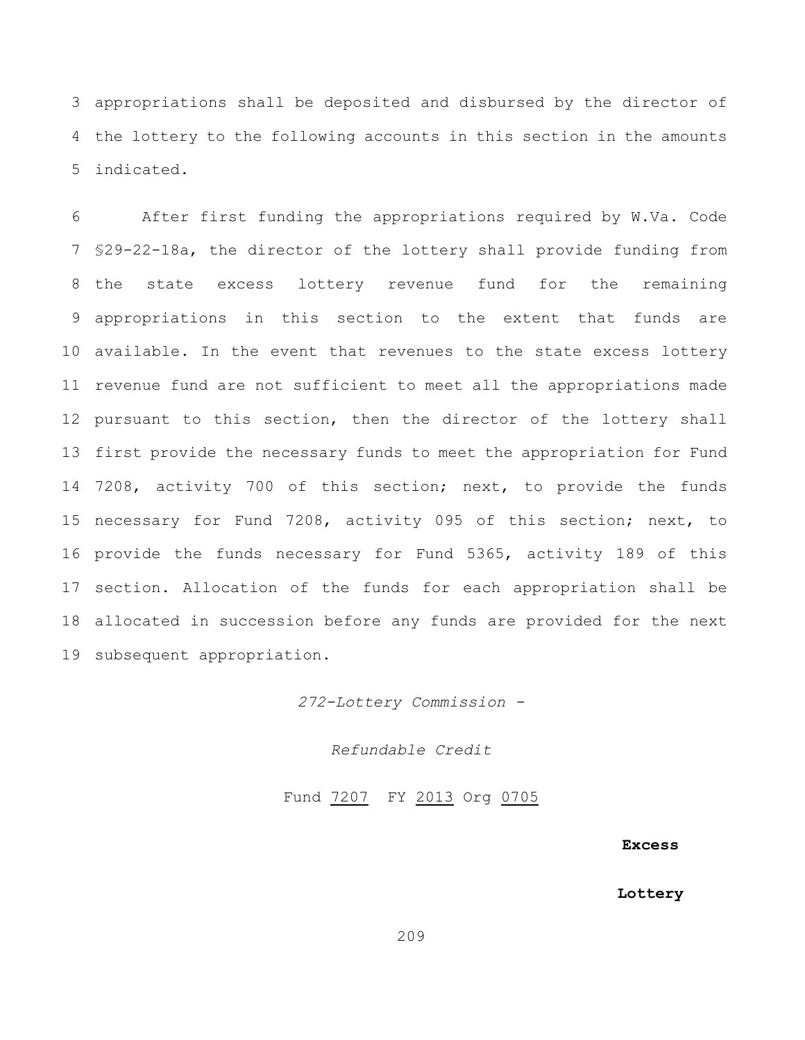3 appropriations shall be deposited and disbursed by the director of
4 the lottery to the following accounts in this section in the amounts
5 indicated.

6 After first funding the appropriations required by W.Va. Code
7 §29-22-18a, the director of the lottery shall provide funding from
8 the state excess lottery revenue fund for the remaining
9 appropriations in this section to the extent that funds are
10 available. In the event that revenues to the state excess lottery
11 revenue fund are not sufficient to meet all the appropriations made
12 pursuant to this section, then the director of the lottery shall
13 first provide the necessary funds to meet the appropriation for Fund
14 7208, activity 700 of this section; next, to provide the funds
15 necessary for Fund 7208, activity 095 of this section; next, to
16 provide the funds necessary for Fund 5365, activity 189 of this
17 section. Allocation of the funds for each appropriation shall be
18 allocated in succession before any funds are provided for the next
19 subsequent appropriation.

*272-Lottery Commission -*

*Refundable Credit*

Fund 7207 FY 2013 Org 0705

**Excess**

**Lottery**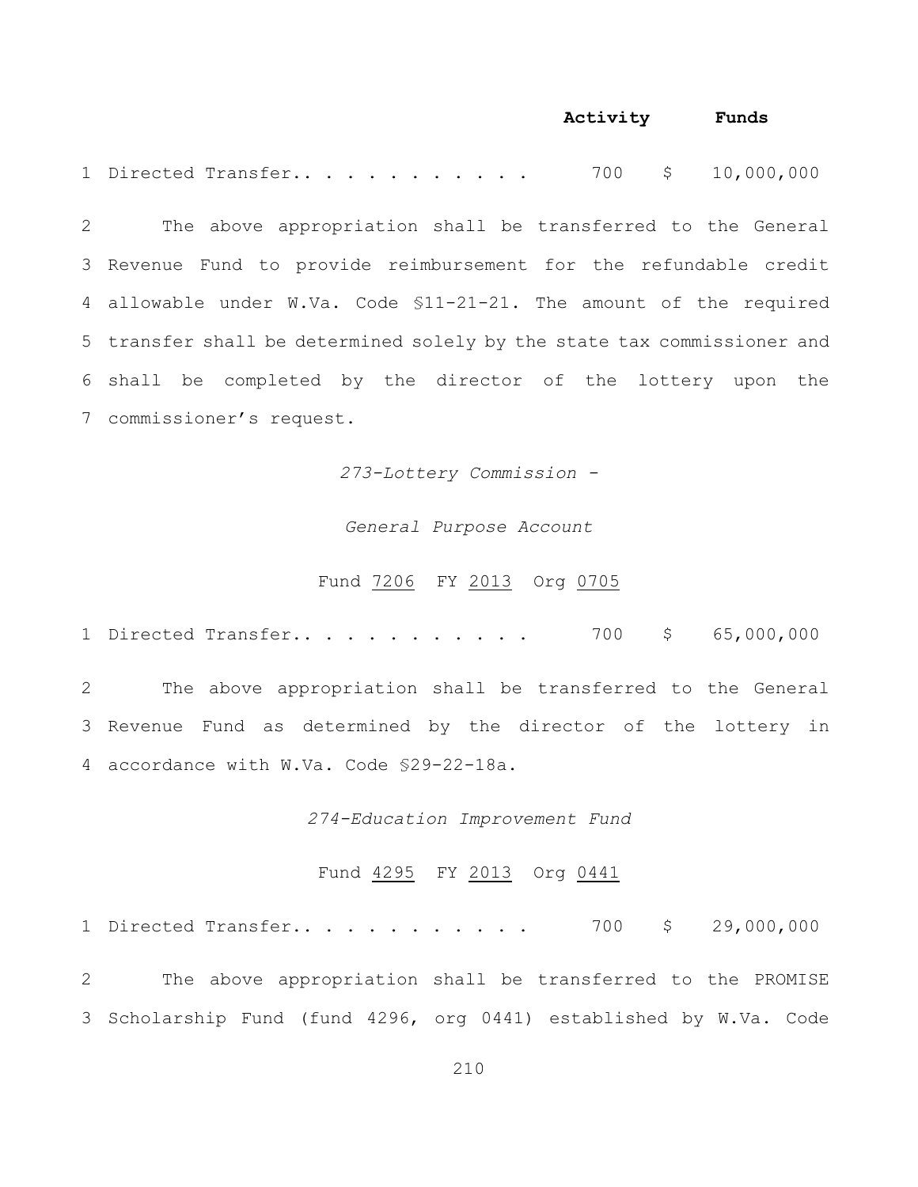| | Activity | Funds |
|---|---|---|
| 1 Directed Transfer.. . . . . . . . . . . | 700 | $ 10,000,000 |

2 The above appropriation shall be transferred to the General
3 Revenue Fund to provide reimbursement for the refundable credit
4 allowable under W.Va. Code §11-21-21. The amount of the required
5 transfer shall be determined solely by the state tax commissioner and
6 shall be completed by the director of the lottery upon the
7 commissioner's request.

*273-Lottery Commission -*

*General Purpose Account*

Fund 7206 FY 2013 Org 0705

| | | |
|---|---|---|
| 1 Directed Transfer.. . . . . . . . . . . | 700 | $ 65,000,000 |

2 The above appropriation shall be transferred to the General
3 Revenue Fund as determined by the director of the lottery in
4 accordance with W.Va. Code §29-22-18a.

*274-Education Improvement Fund*

Fund 4295 FY 2013 Org 0441

| | | |
|---|---|---|
| 1 Directed Transfer.. . . . . . . . . . . | 700 | $ 29,000,000 |

2 The above appropriation shall be transferred to the PROMISE
3 Scholarship Fund (fund 4296, org 0441) established by W.Va. Code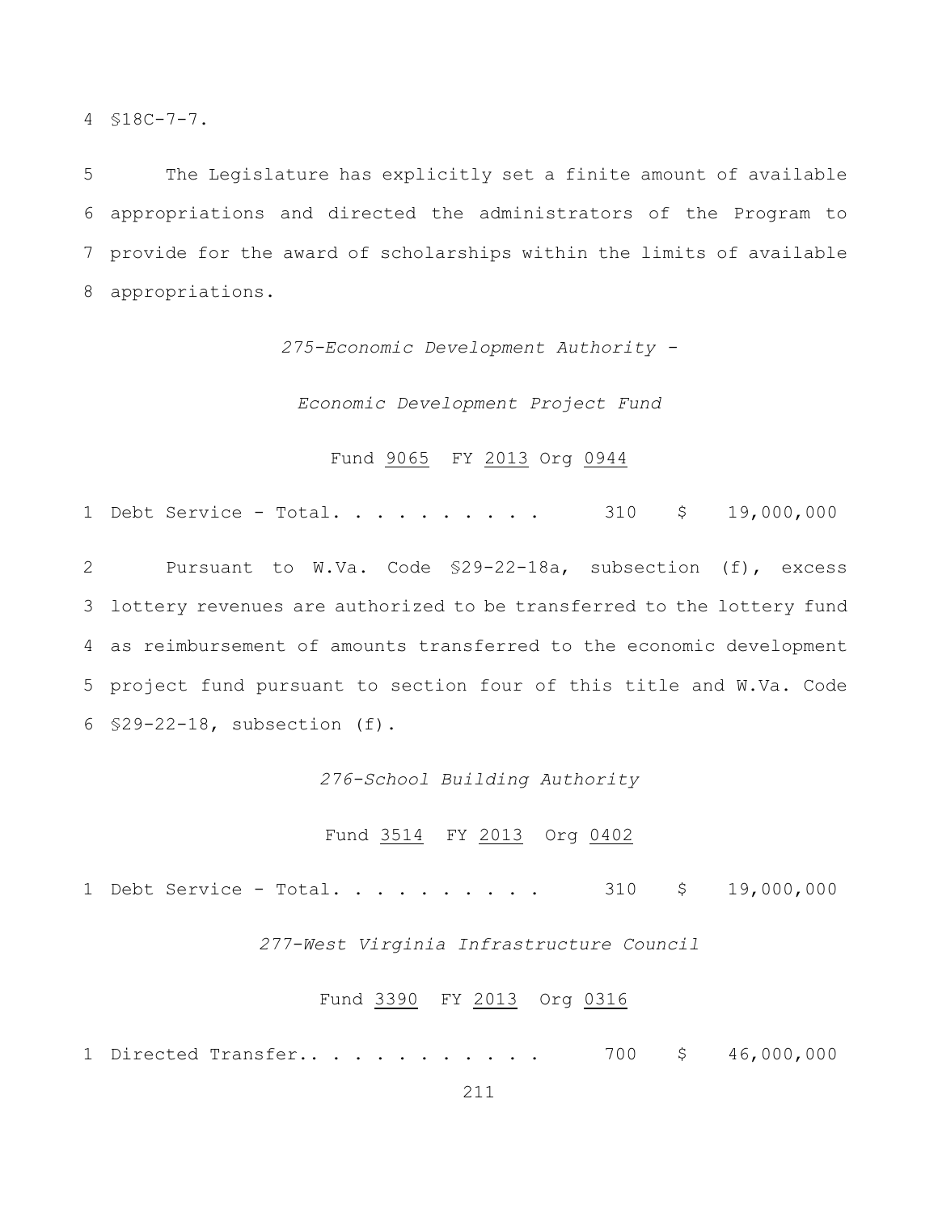4 §18C-7-7.

5 The Legislature has explicitly set a finite amount of available 6 appropriations and directed the administrators of the Program to 7 provide for the award of scholarships within the limits of available 8 appropriations.

*275-Economic Development Authority -*

*Economic Development Project Fund*

Fund 9065 FY 2013 Org 0944

| | | | |
|---|---|---|---|
| 1 Debt Service - Total. . . . . . . . . . | 310 | $ | 19,000,000 |

2 Pursuant to W.Va. Code §29-22-18a, subsection (f), excess 3 lottery revenues are authorized to be transferred to the lottery fund 4 as reimbursement of amounts transferred to the economic development 5 project fund pursuant to section four of this title and W.Va. Code 6 §29-22-18, subsection (f).

*276-School Building Authority*

Fund 3514 FY 2013 Org 0402

| | | | |
|---|---|---|---|
| 1 Debt Service - Total. . . . . . . . . . | 310 | $ | 19,000,000 |

*277-West Virginia Infrastructure Council*

Fund 3390 FY 2013 Org 0316

| | | | |
|---|---|---|---|
| 1 Directed Transfer.. . . . . . . . . . . | 700 | $ | 46,000,000 |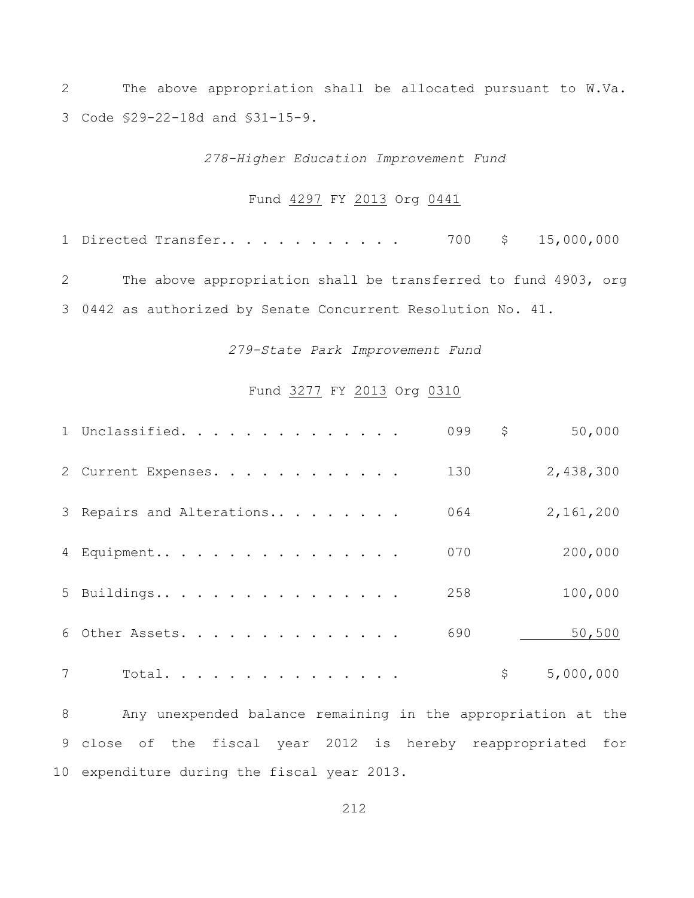2 The above appropriation shall be allocated pursuant to W.Va.
3 Code §29-22-18d and §31-15-9.

*278-Higher Education Improvement Fund*

Fund 4297 FY 2013 Org 0441

| | | | |
|---|---|---|---|
| 1 Directed Transfer. . . . . . . . . . . . | 700 | $ | 15,000,000 |

2 The above appropriation shall be transferred to fund 4903, org
3 0442 as authorized by Senate Concurrent Resolution No. 41.

*279-State Park Improvement Fund*

Fund 3277 FY 2013 Org 0310

| | | | |
|---|---|---|---|
| 1 Unclassified. . . . . . . . . . . . . . . | 099 | $ | 50,000 |
| 2 Current Expenses. . . . . . . . . . . . | 130 | | 2,438,300 |
| 3 Repairs and Alterations.. . . . . . . . | 064 | | 2,161,200 |
| 4 Equipment.. . . . . . . . . . . . . . . | 070 | | 200,000 |
| 5 Buildings.. . . . . . . . . . . . . . . | 258 | | 100,000 |
| 6 Other Assets. . . . . . . . . . . . . . | 690 | | 50,500 |
| 7 Total. . . . . . . . . . . . . . . | | $ | 5,000,000 |

8 Any unexpended balance remaining in the appropriation at the
9 close of the fiscal year 2012 is hereby reappropriated for
10 expenditure during the fiscal year 2013.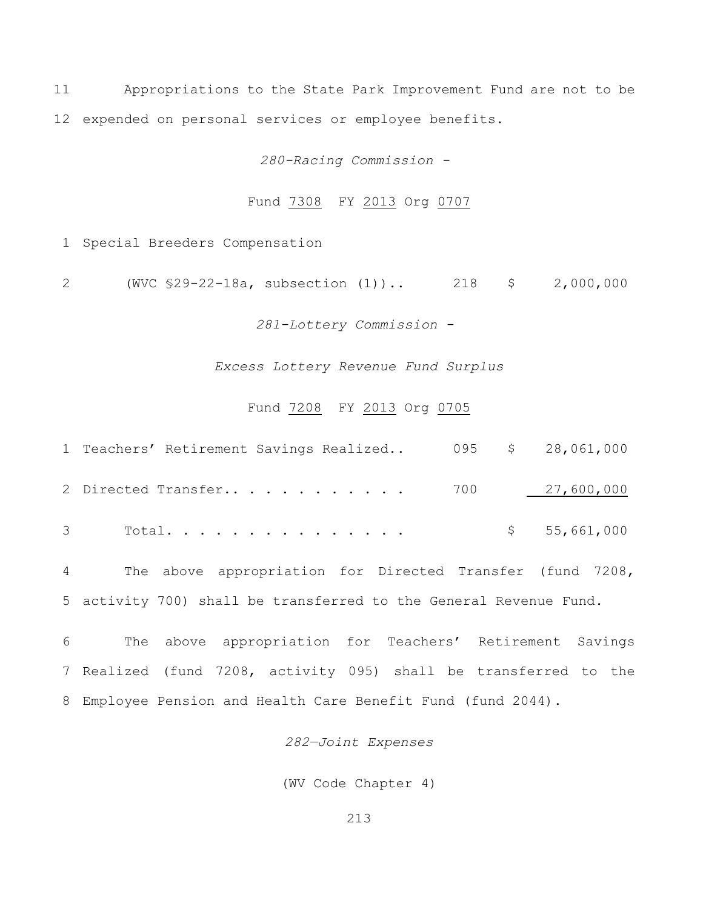11 Appropriations to the State Park Improvement Fund are not to be
12 expended on personal services or employee benefits.

*280-Racing Commission -*

Fund 7308 FY 2013 Org 0707

| | | | |
|---|---|---|---|
| 1 | Special Breeders Compensation | | |
| 2 | (WVC §29-22-18a, subsection (1)).. | 218 | $ 2,000,000 |

*281-Lottery Commission -*

*Excess Lottery Revenue Fund Surplus*

Fund 7208 FY 2013 Org 0705

| | | | |
|---|---|---|---|
| 1 | Teachers' Retirement Savings Realized.. | 095 | $ 28,061,000 |
| 2 | Directed Transfer.. . . . . . . . . . . | 700 | 27,600,000 |
| 3 | Total. . . . . . . . . . . . . . . | | $ 55,661,000 |

4 The above appropriation for Directed Transfer (fund 7208,
5 activity 700) shall be transferred to the General Revenue Fund.

6 The above appropriation for Teachers' Retirement Savings
7 Realized (fund 7208, activity 095) shall be transferred to the
8 Employee Pension and Health Care Benefit Fund (fund 2044).

*282—Joint Expenses*

(WV Code Chapter 4)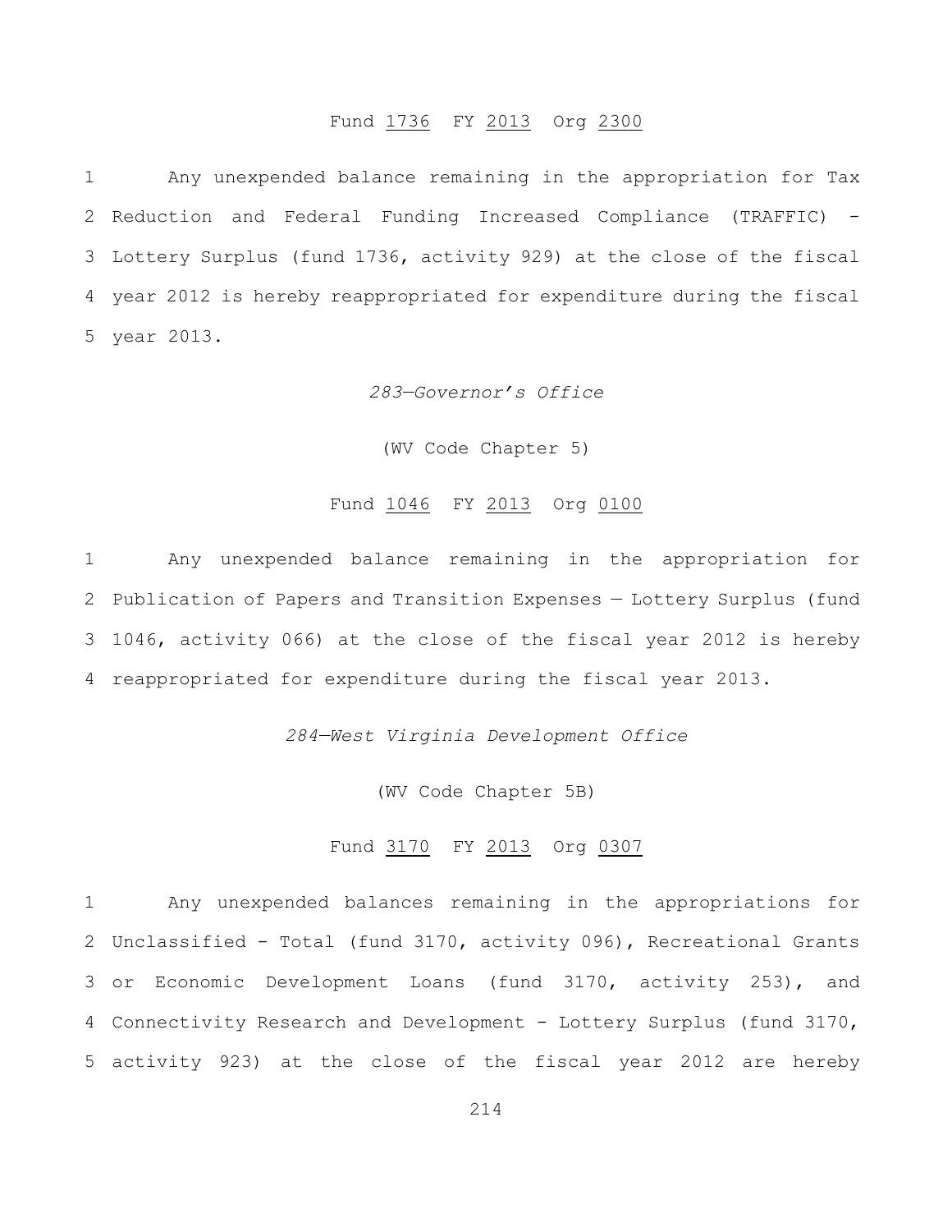Fund 1736 FY 2013 Org 2300

1 Any unexpended balance remaining in the appropriation for Tax
2 Reduction and Federal Funding Increased Compliance (TRAFFIC) -
3 Lottery Surplus (fund 1736, activity 929) at the close of the fiscal
4 year 2012 is hereby reappropriated for expenditure during the fiscal
5 year 2013.

*283—Governor's Office*

(WV Code Chapter 5)

Fund 1046 FY 2013 Org 0100

1 Any unexpended balance remaining in the appropriation for
2 Publication of Papers and Transition Expenses — Lottery Surplus (fund
3 1046, activity 066) at the close of the fiscal year 2012 is hereby
4 reappropriated for expenditure during the fiscal year 2013.

*284—West Virginia Development Office*

(WV Code Chapter 5B)

Fund 3170 FY 2013 Org 0307

1 Any unexpended balances remaining in the appropriations for
2 Unclassified - Total (fund 3170, activity 096), Recreational Grants
3 or Economic Development Loans (fund 3170, activity 253), and
4 Connectivity Research and Development - Lottery Surplus (fund 3170,
5 activity 923) at the close of the fiscal year 2012 are hereby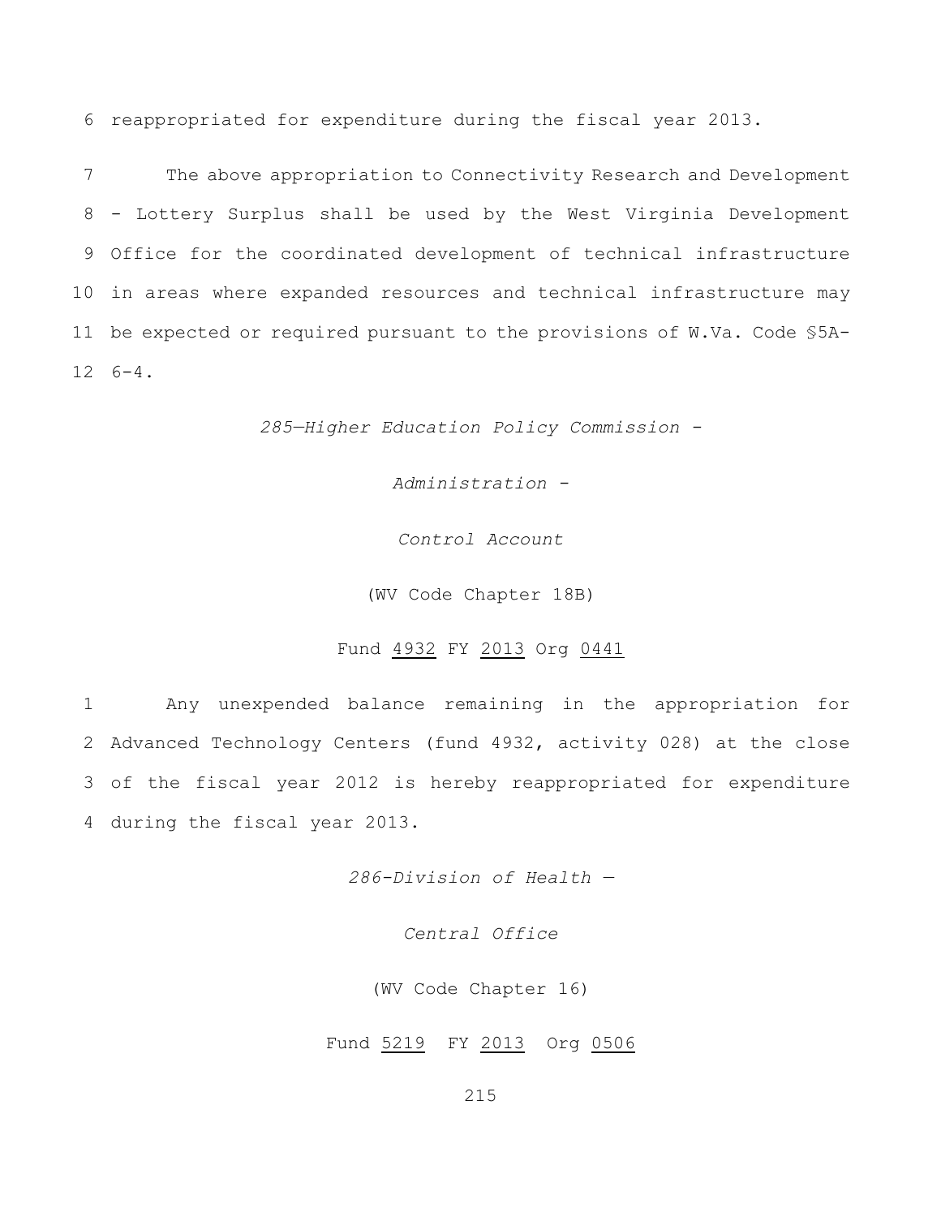6 reappropriated for expenditure during the fiscal year 2013.

7 The above appropriation to Connectivity Research and Development
8 - Lottery Surplus shall be used by the West Virginia Development
9 Office for the coordinated development of technical infrastructure
10 in areas where expanded resources and technical infrastructure may
11 be expected or required pursuant to the provisions of W.Va. Code §5A-
12 6-4.

*285—Higher Education Policy Commission -*

*Administration -*

*Control Account*

(WV Code Chapter 18B)

Fund 4932 FY 2013 Org 0441

1 Any unexpended balance remaining in the appropriation for
2 Advanced Technology Centers (fund 4932, activity 028) at the close
3 of the fiscal year 2012 is hereby reappropriated for expenditure
4 during the fiscal year 2013.

*286-Division of Health —*

*Central Office*

(WV Code Chapter 16)

Fund 5219 FY 2013 Org 0506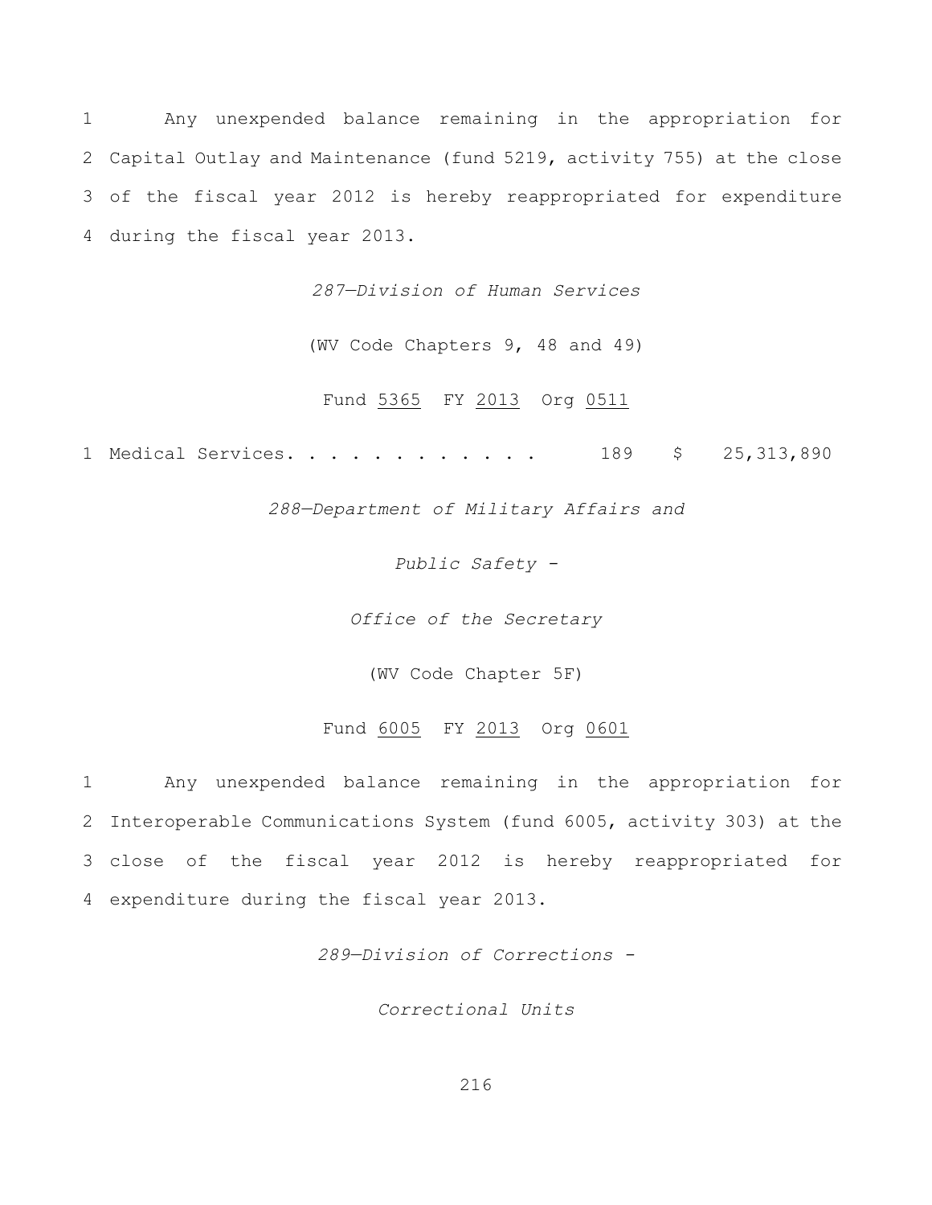1 Any unexpended balance remaining in the appropriation for 2 Capital Outlay and Maintenance (fund 5219, activity 755) at the close 3 of the fiscal year 2012 is hereby reappropriated for expenditure 4 during the fiscal year 2013.

*287—Division of Human Services*

(WV Code Chapters 9, 48 and 49)

Fund 5365 FY 2013 Org 0511

1 Medical Services. . . . . . . . . . . . 189 $ 25,313,890

*288—Department of Military Affairs and*

*Public Safety -*

*Office of the Secretary*

(WV Code Chapter 5F)

Fund 6005 FY 2013 Org 0601

1 Any unexpended balance remaining in the appropriation for 2 Interoperable Communications System (fund 6005, activity 303) at the 3 close of the fiscal year 2012 is hereby reappropriated for 4 expenditure during the fiscal year 2013.

*289—Division of Corrections -*

*Correctional Units*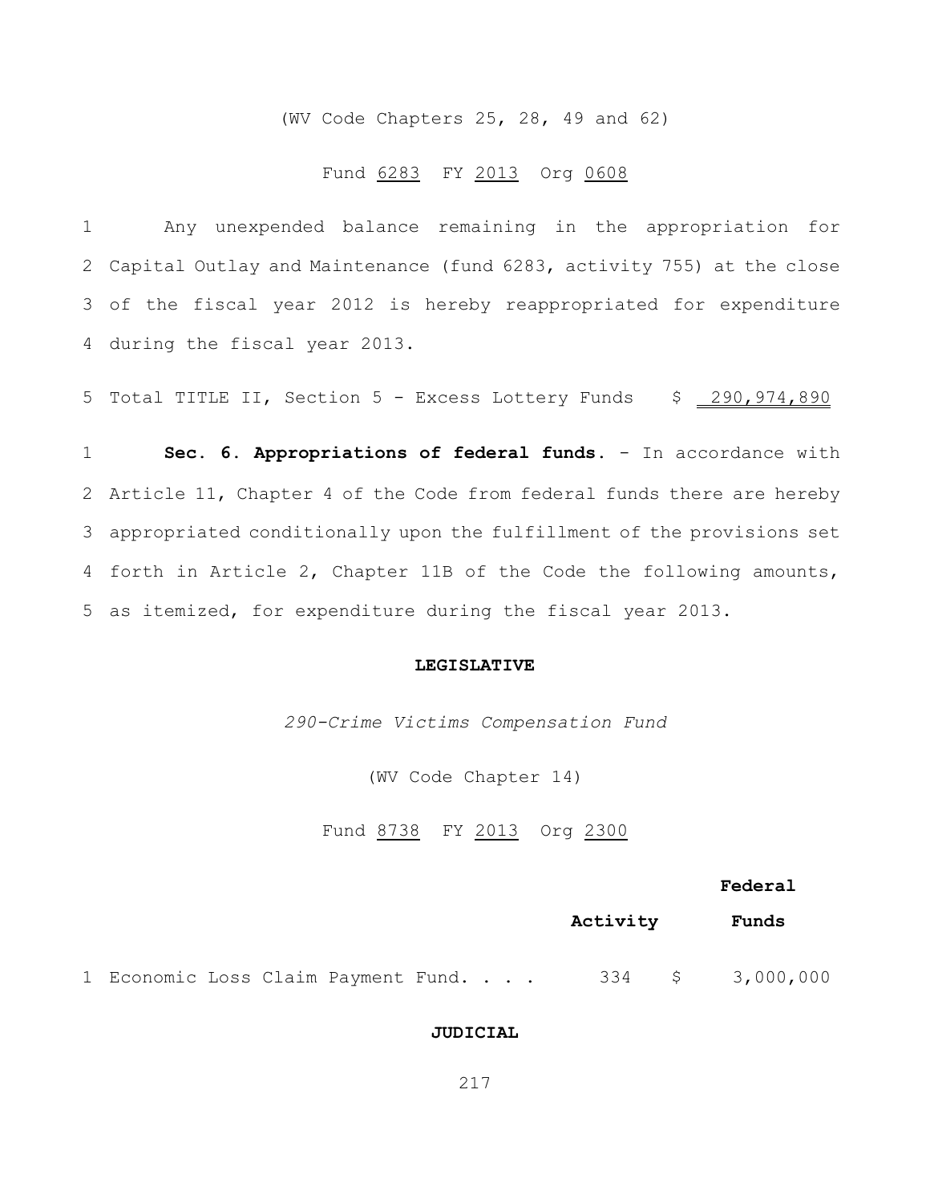(WV Code Chapters 25, 28, 49 and 62)

Fund 6283 FY 2013 Org 0608

1 Any unexpended balance remaining in the appropriation for 2 Capital Outlay and Maintenance (fund 6283, activity 755) at the close 3 of the fiscal year 2012 is hereby reappropriated for expenditure 4 during the fiscal year 2013.

5 Total TITLE II, Section 5 - Excess Lottery Funds $ 290,974,890

1 **Sec. 6. Appropriations of federal funds.** - In accordance with 2 Article 11, Chapter 4 of the Code from federal funds there are hereby 3 appropriated conditionally upon the fulfillment of the provisions set 4 forth in Article 2, Chapter 11B of the Code the following amounts, 5 as itemized, for expenditure during the fiscal year 2013.

**LEGISLATIVE**

*290-Crime Victims Compensation Fund*

(WV Code Chapter 14)

Fund 8738 FY 2013 Org 2300

| | Activity | Federal Funds |
|---|---|---|
| 1 Economic Loss Claim Payment Fund. . . . | 334 | $ 3,000,000 |

**JUDICIAL**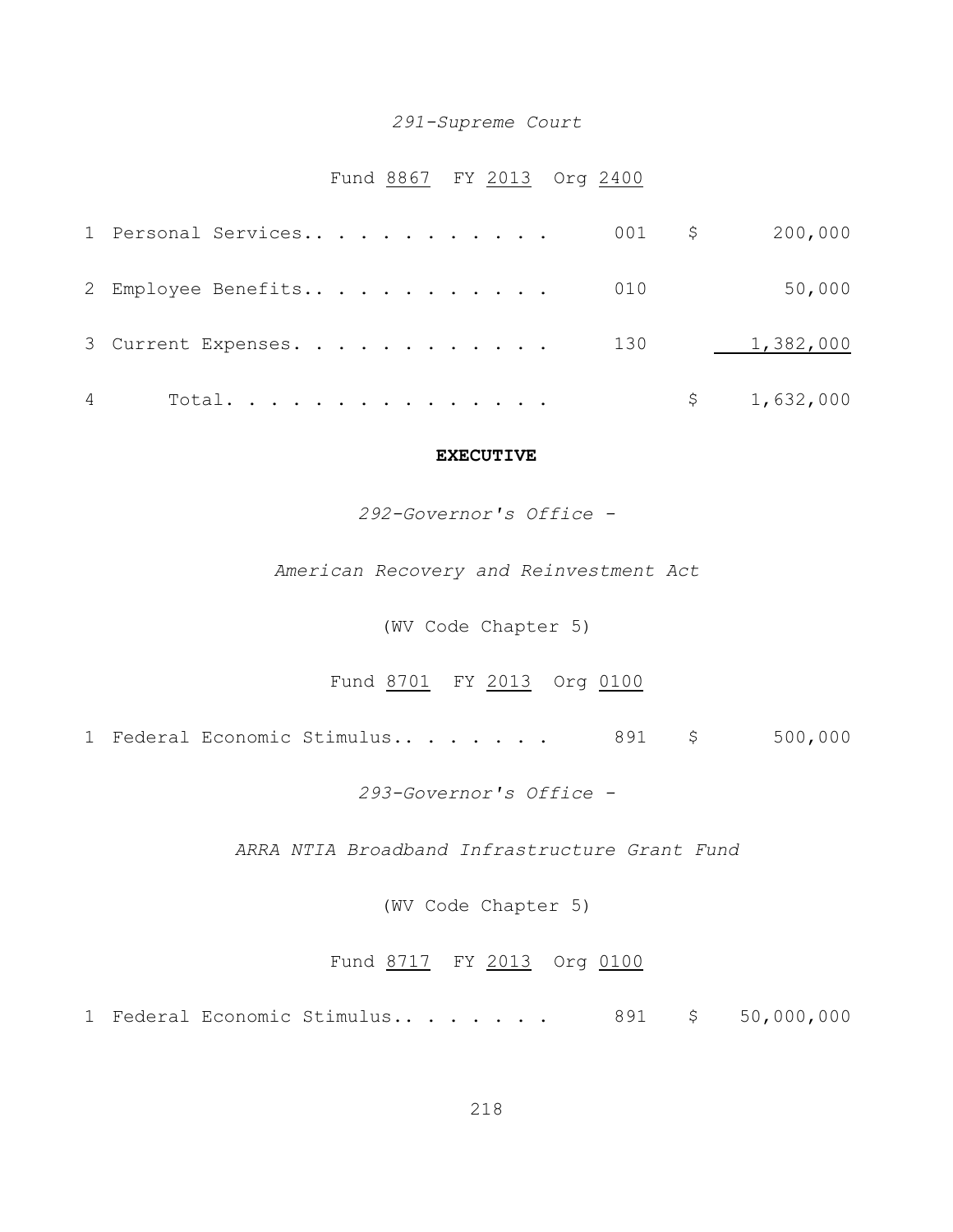*291-Supreme Court*

Fund <u>8867</u> FY <u>2013</u> Org <u>2400</u>

| | | | | |
|---|---|---|---|---|
| 1 | Personal Services. . . . . . . . . . . . | 001 | $ | 200,000 |
| 2 | Employee Benefits. . . . . . . . . . . . | 010 | | 50,000 |
| 3 | Current Expenses. . . . . . . . . . . . | 130 | | 1,382,000 |
| 4 | Total. . . . . . . . . . . . . . . | | $ | 1,632,000 |

**EXECUTIVE**

*292-Governor's Office -*

*American Recovery and Reinvestment Act*

(WV Code Chapter 5)

Fund <u>8701</u> FY <u>2013</u> Org <u>0100</u>

| | | | | |
|---|---|---|---|---|
| 1 | Federal Economic Stimulus. . . . . . . . | 891 | $ | 500,000 |

*293-Governor's Office -*

*ARRA NTIA Broadband Infrastructure Grant Fund*

(WV Code Chapter 5)

Fund <u>8717</u> FY <u>2013</u> Org <u>0100</u>

| | | | | |
|---|---|---|---|---|
| 1 | Federal Economic Stimulus. . . . . . . . | 891 | $ | 50,000,000 |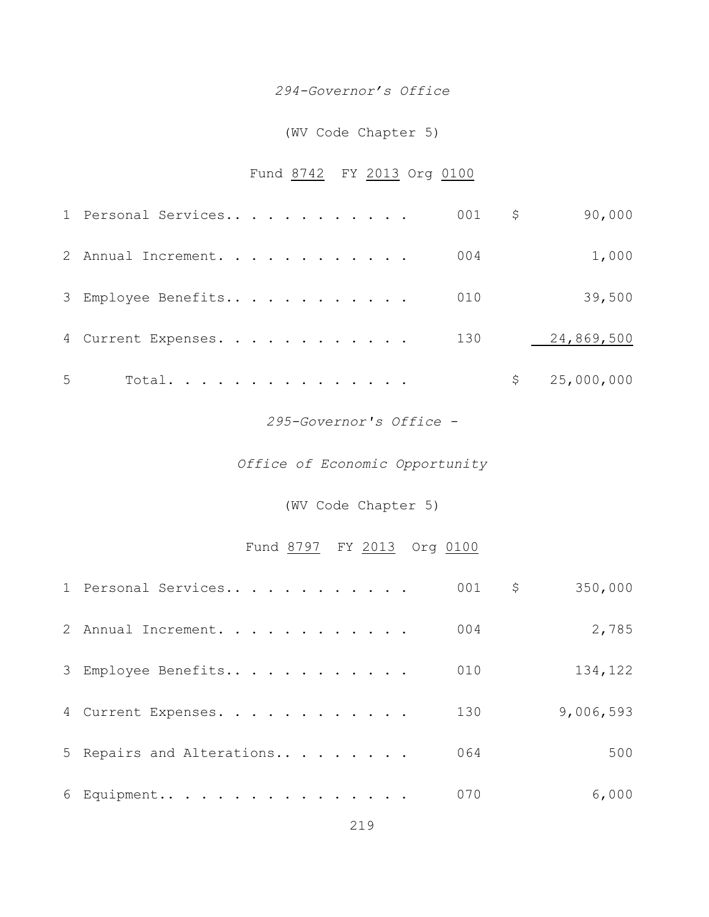*294-Governor's Office*

(WV Code Chapter 5)

Fund 8742 FY 2013 Org 0100

| | | | |
|---|---|---|---|
| 1 | Personal Services.. . . . . . . . . . . . | 001 | $ 90,000 |
| 2 | Annual Increment. . . . . . . . . . . . . | 004 | 1,000 |
| 3 | Employee Benefits.. . . . . . . . . . . . | 010 | 39,500 |
| 4 | Current Expenses. . . . . . . . . . . . . | 130 | 24,869,500 |
| 5 | Total. . . . . . . . . . . . . . . . | | $ 25,000,000 |

*295-Governor's Office -*

*Office of Economic Opportunity*

(WV Code Chapter 5)

Fund 8797 FY 2013 Org 0100

| | | | |
|---|---|---|---|
| 1 | Personal Services.. . . . . . . . . . . . | 001 | $ 350,000 |
| 2 | Annual Increment. . . . . . . . . . . . . | 004 | 2,785 |
| 3 | Employee Benefits.. . . . . . . . . . . | 010 | 134,122 |
| 4 | Current Expenses. . . . . . . . . . . . . | 130 | 9,006,593 |
| 5 | Repairs and Alterations.. . . . . . . . . | 064 | 500 |
| 6 | Equipment.. . . . . . . . . . . . . . . . | 070 | 6,000 |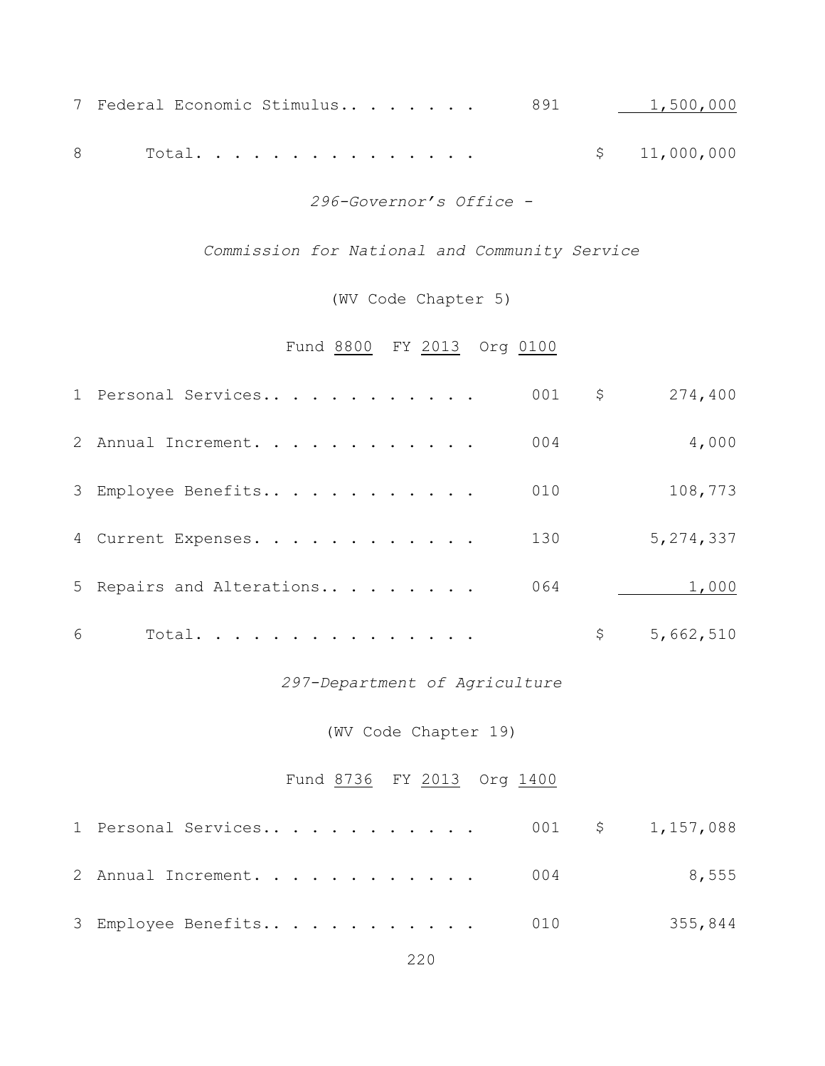| | | | |
|---|---|---|---|
| 7 | Federal Economic Stimulus. . . . . . . . | 891 | 1,500,000 |
| 8 | Total. . . . . . . . . . . . . . . . | | $ 11,000,000 |

*296-Governor's Office -*

*Commission for National and Community Service*

(WV Code Chapter 5)

Fund 8800 FY 2013 Org 0100

| | | | |
|---|---|---|---|
| 1 | Personal Services. . . . . . . . . . . . | 001 | $ 274,400 |
| 2 | Annual Increment. . . . . . . . . . . . | 004 | 4,000 |
| 3 | Employee Benefits. . . . . . . . . . . . | 010 | 108,773 |
| 4 | Current Expenses. . . . . . . . . . . . | 130 | 5,274,337 |
| 5 | Repairs and Alterations. . . . . . . . . | 064 | 1,000 |
| 6 | Total. . . . . . . . . . . . . . . . | | $ 5,662,510 |

*297-Department of Agriculture*

(WV Code Chapter 19)

Fund 8736 FY 2013 Org 1400

| | | | |
|---|---|---|---|
| 1 | Personal Services. . . . . . . . . . . . | 001 | $ 1,157,088 |
| 2 | Annual Increment. . . . . . . . . . . . | 004 | 8,555 |
| 3 | Employee Benefits. . . . . . . . . . . . | 010 | 355,844 |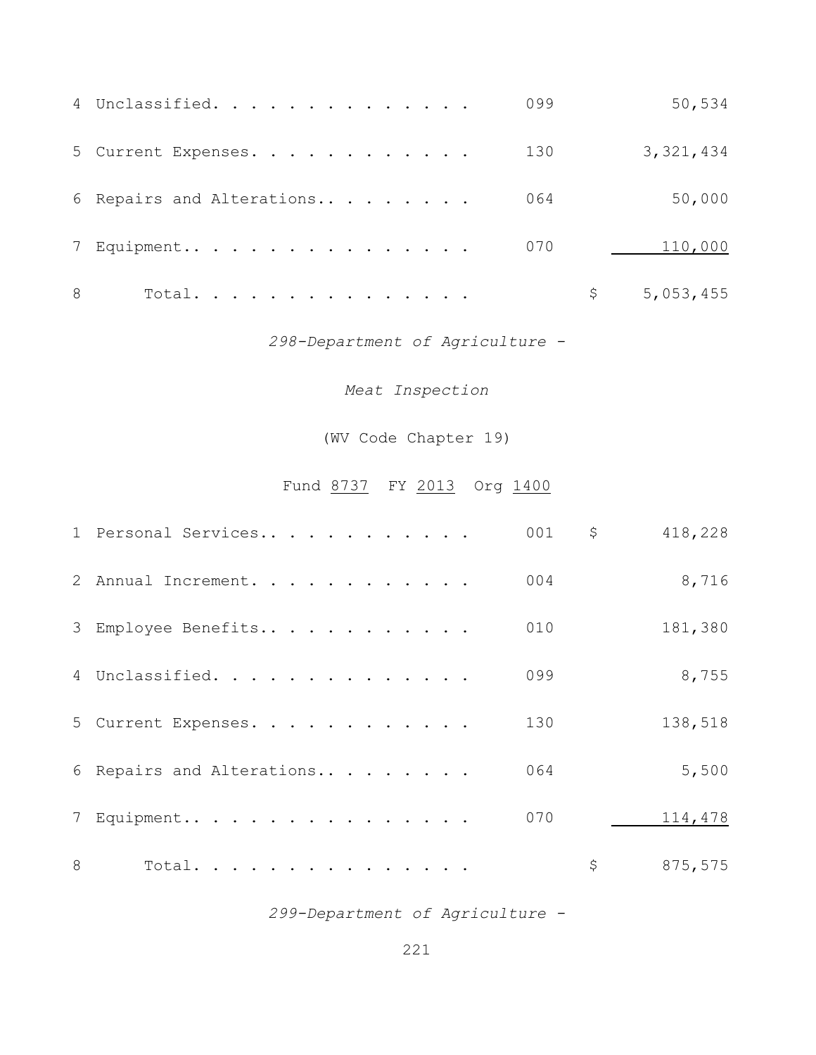| | | | | |
|---|---|---|---|---|
| 4 | Unclassified. . . . . . . . . . . . . . | 099 | | 50,534 |
| 5 | Current Expenses. . . . . . . . . . . . | 130 | | 3,321,434 |
| 6 | Repairs and Alterations.. . . . . . . . | 064 | | 50,000 |
| 7 | Equipment.. . . . . . . . . . . . . . . | 070 | | 110,000 |
| 8 | Total. . . . . . . . . . . . . . . | | $ | 5,053,455 |

*298-Department of Agriculture -*

*Meat Inspection*

(WV Code Chapter 19)

Fund 8737 FY 2013 Org 1400

| | | | | |
|---|---|---|---|---|
| 1 | Personal Services.. . . . . . . . . . . | 001 | $ | 418,228 |
| 2 | Annual Increment. . . . . . . . . . . . | 004 | | 8,716 |
| 3 | Employee Benefits.. . . . . . . . . . . | 010 | | 181,380 |
| 4 | Unclassified. . . . . . . . . . . . . . | 099 | | 8,755 |
| 5 | Current Expenses. . . . . . . . . . . . | 130 | | 138,518 |
| 6 | Repairs and Alterations.. . . . . . . . | 064 | | 5,500 |
| 7 | Equipment.. . . . . . . . . . . . . . . | 070 | | 114,478 |
| 8 | Total. . . . . . . . . . . . . . . | | $ | 875,575 |

*299-Department of Agriculture -*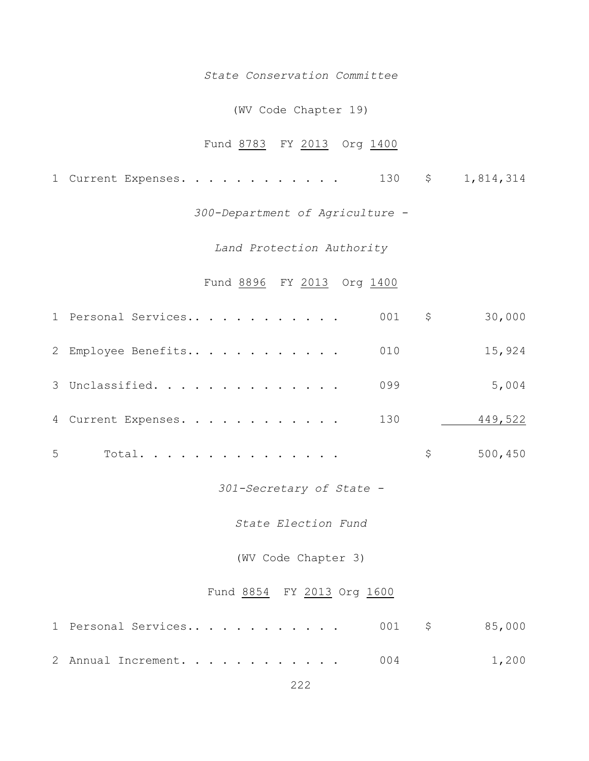*State Conservation Committee*

(WV Code Chapter 19)

Fund 8783 FY 2013 Org 1400

| | | | | |
|---|---|---|---|---|
| 1 | Current Expenses. . . . . . . . . . . . | 130 | $ | 1,814,314 |

*300-Department of Agriculture -*

*Land Protection Authority*

Fund 8896 FY 2013 Org 1400

| | | | | |
|---|---|---|---|---|
| 1 | Personal Services.. . . . . . . . . . . | 001 | $ | 30,000 |
| 2 | Employee Benefits.. . . . . . . . . . . | 010 | | 15,924 |
| 3 | Unclassified. . . . . . . . . . . . . . | 099 | | 5,004 |
| 4 | Current Expenses. . . . . . . . . . . . | 130 | | 449,522 |
| 5 | Total. . . . . . . . . . . . . . . | | $ | 500,450 |

*301-Secretary of State -*

*State Election Fund*

(WV Code Chapter 3)

Fund 8854 FY 2013 Org 1600

| | | | | |
|---|---|---|---|---|
| 1 | Personal Services.. . . . . . . . . . . | 001 | $ | 85,000 |
| 2 | Annual Increment. . . . . . . . . . . . | 004 | | 1,200 |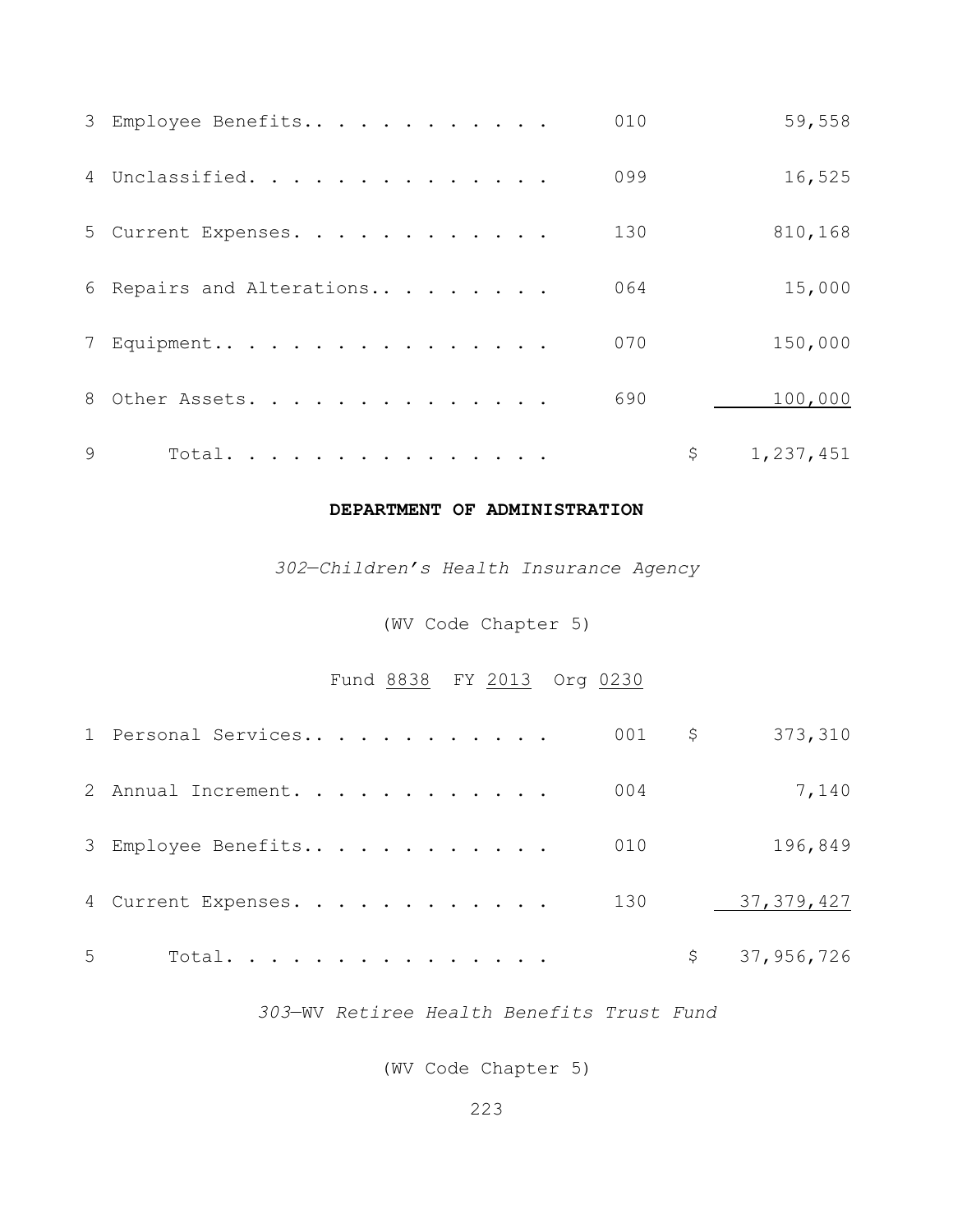| | | | |
|---|---|---|---|
| 3 | Employee Benefits.. . . . . . . . . . . | 010 | 59,558 |
| 4 | Unclassified. . . . . . . . . . . . . . | 099 | 16,525 |
| 5 | Current Expenses. . . . . . . . . . . . | 130 | 810,168 |
| 6 | Repairs and Alterations.. . . . . . . . | 064 | 15,000 |
| 7 | Equipment.. . . . . . . . . . . . . . . | 070 | 150,000 |
| 8 | Other Assets. . . . . . . . . . . . . . | 690 | 100,000 |
| 9 | Total. . . . . . . . . . . . . . . . | | $ 1,237,451 |

**DEPARTMENT OF ADMINISTRATION**

*302—Children's Health Insurance Agency*

(WV Code Chapter 5)

Fund 8838 FY 2013 Org 0230

| | | | |
|---|---|---|---|
| 1 | Personal Services.. . . . . . . . . . . | 001 | $ 373,310 |
| 2 | Annual Increment. . . . . . . . . . . . | 004 | 7,140 |
| 3 | Employee Benefits.. . . . . . . . . . . | 010 | 196,849 |
| 4 | Current Expenses. . . . . . . . . . . . | 130 | 37,379,427 |
| 5 | Total. . . . . . . . . . . . . . . . | | $ 37,956,726 |

*303—WV Retiree Health Benefits Trust Fund*

(WV Code Chapter 5)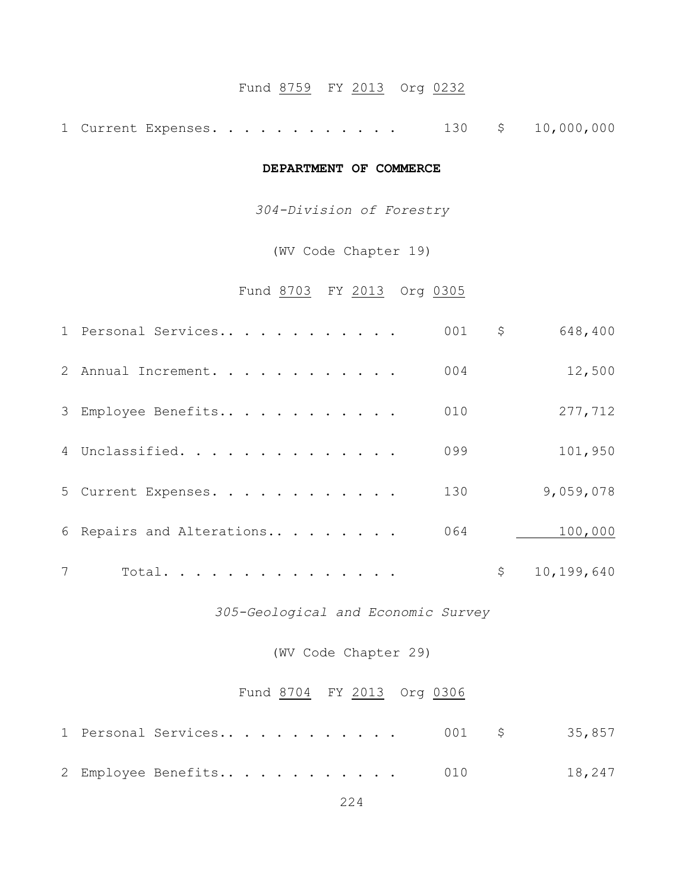Fund 8759 FY 2013 Org 0232

| | | | |
|---|---|---|---|
| 1 | Current Expenses. . . . . . . . . . . . | 130 | $ 10,000,000 |

**DEPARTMENT OF COMMERCE**

*304-Division of Forestry*

(WV Code Chapter 19)

Fund 8703 FY 2013 Org 0305

| | | | |
|---|---|---|---|
| 1 | Personal Services.. . . . . . . . . . . | 001 | $ 648,400 |
| 2 | Annual Increment. . . . . . . . . . . . | 004 | 12,500 |
| 3 | Employee Benefits.. . . . . . . . . . . | 010 | 277,712 |
| 4 | Unclassified. . . . . . . . . . . . . . | 099 | 101,950 |
| 5 | Current Expenses. . . . . . . . . . . . | 130 | 9,059,078 |
| 6 | Repairs and Alterations.. . . . . . . . | 064 | 100,000 |
| 7 | Total. . . . . . . . . . . . . . . . | | $ 10,199,640 |

*305-Geological and Economic Survey*

(WV Code Chapter 29)

Fund 8704 FY 2013 Org 0306

| | | | |
|---|---|---|---|
| 1 | Personal Services.. . . . . . . . . . . | 001 | $ 35,857 |
| 2 | Employee Benefits.. . . . . . . . . . . | 010 | 18,247 |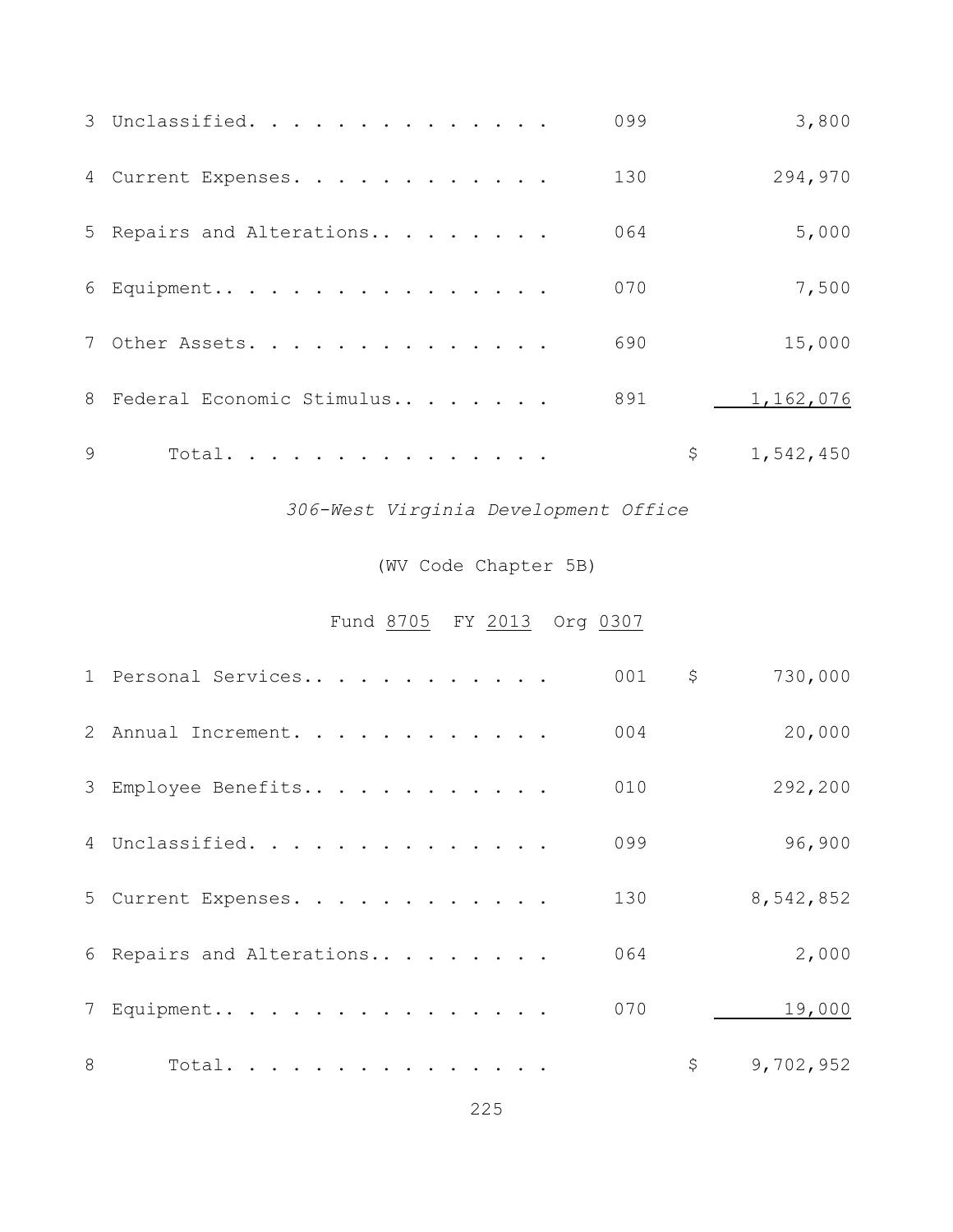| | | | |
|---|---|---|---|
| 3 | Unclassified. . . . . . . . . . . . . . | 099 | 3,800 |
| 4 | Current Expenses. . . . . . . . . . . . | 130 | 294,970 |
| 5 | Repairs and Alterations.. . . . . . . . | 064 | 5,000 |
| 6 | Equipment.. . . . . . . . . . . . . . . | 070 | 7,500 |
| 7 | Other Assets. . . . . . . . . . . . . . | 690 | 15,000 |
| 8 | Federal Economic Stimulus.. . . . . . . | 891 | 1,162,076 |
| 9 | Total. . . . . . . . . . . . . . . | | $ 1,542,450 |

*306-West Virginia Development Office*

(WV Code Chapter 5B)

Fund 8705 FY 2013 Org 0307

| | | | |
|---|---|---|---|
| 1 | Personal Services.. . . . . . . . . . . | 001 | $ 730,000 |
| 2 | Annual Increment. . . . . . . . . . . . | 004 | 20,000 |
| 3 | Employee Benefits.. . . . . . . . . . . | 010 | 292,200 |
| 4 | Unclassified. . . . . . . . . . . . . . | 099 | 96,900 |
| 5 | Current Expenses. . . . . . . . . . . . | 130 | 8,542,852 |
| 6 | Repairs and Alterations.. . . . . . . . | 064 | 2,000 |
| 7 | Equipment.. . . . . . . . . . . . . . . | 070 | 19,000 |
| 8 | Total. . . . . . . . . . . . . . . | | $ 9,702,952 |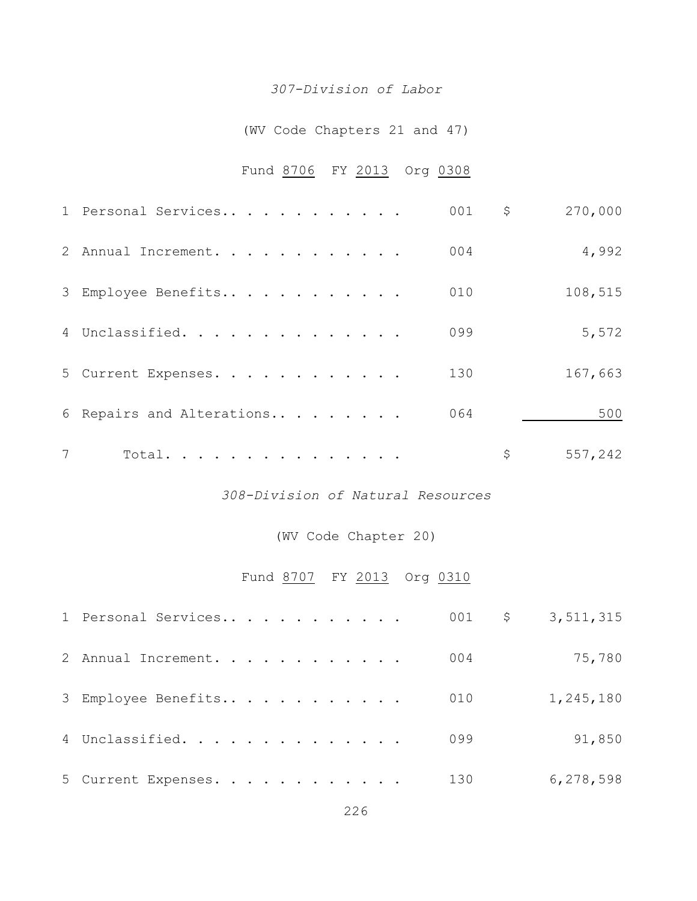*307-Division of Labor*

(WV Code Chapters 21 and 47)

Fund 8706 FY 2013 Org 0308

| | | | | |
|---|---|---|---|---|
| 1 | Personal Services. . . . . . . . . . . . . | 001 | $ | 270,000 |
| 2 | Annual Increment. . . . . . . . . . . . . | 004 | | 4,992 |
| 3 | Employee Benefits. . . . . . . . . . . . . | 010 | | 108,515 |
| 4 | Unclassified. . . . . . . . . . . . . . . | 099 | | 5,572 |
| 5 | Current Expenses. . . . . . . . . . . . . | 130 | | 167,663 |
| 6 | Repairs and Alterations. . . . . . . . . | 064 | | 500 |
| 7 | Total. . . . . . . . . . . . . . . . | | $ | 557,242 |

*308-Division of Natural Resources*

(WV Code Chapter 20)

Fund 8707 FY 2013 Org 0310

| | | | | |
|---|---|---|---|---|
| 1 | Personal Services. . . . . . . . . . . . . | 001 | $ | 3,511,315 |
| 2 | Annual Increment. . . . . . . . . . . . . | 004 | | 75,780 |
| 3 | Employee Benefits. . . . . . . . . . . . . | 010 | | 1,245,180 |
| 4 | Unclassified. . . . . . . . . . . . . . . | 099 | | 91,850 |
| 5 | Current Expenses. . . . . . . . . . . . . | 130 | | 6,278,598 |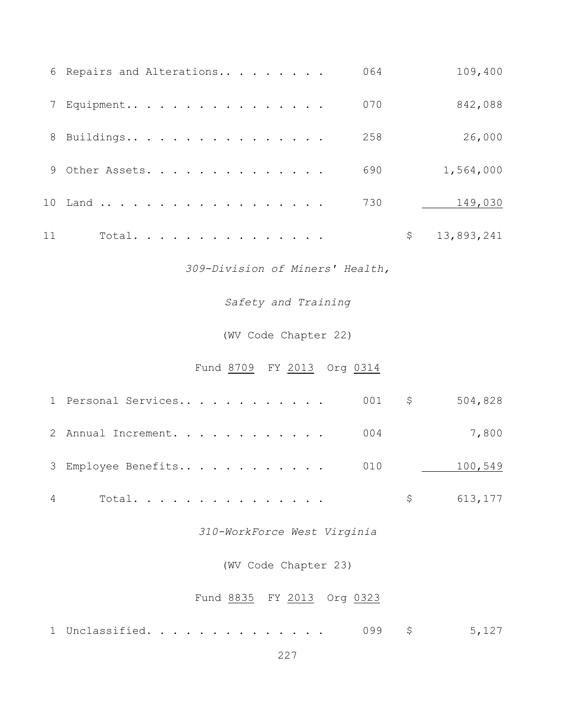| | | | | |
|---|---|---|---|---|
| 6 | Repairs and Alterations.. . . . . . . . | 064 | | 109,400 |
| 7 | Equipment.. . . . . . . . . . . . . . . . | 070 | | 842,088 |
| 8 | Buildings.. . . . . . . . . . . . . . . . | 258 | | 26,000 |
| 9 | Other Assets. . . . . . . . . . . . . . . | 690 | | 1,564,000 |
| 10 | Land .. . . . . . . . . . . . . . . . . . | 730 | | 149,030 |
| 11 | Total. . . . . . . . . . . . . . . . | | $ | 13,893,241 |

*309-Division of Miners' Health,*

*Safety and Training*

(WV Code Chapter 22)

Fund 8709 FY 2013 Org 0314

| | | | | |
|---|---|---|---|---|
| 1 | Personal Services.. . . . . . . . . . . . | 001 | $ | 504,828 |
| 2 | Annual Increment. . . . . . . . . . . . . | 004 | | 7,800 |
| 3 | Employee Benefits.. . . . . . . . . . . . | 010 | | 100,549 |
| 4 | Total. . . . . . . . . . . . . . . . | | $ | 613,177 |

*310-WorkForce West Virginia*

(WV Code Chapter 23)

Fund 8835 FY 2013 Org 0323

| | | | | |
|---|---|---|---|---|
| 1 | Unclassified. . . . . . . . . . . . . . . | 099 | $ | 5,127 |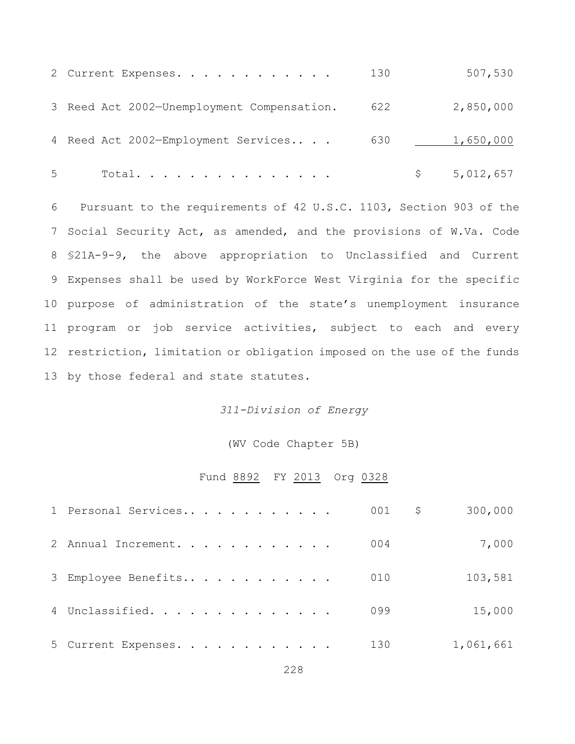| | | | |
|---|---|---|---|
| 2 Current Expenses. . . . . . . . . . . . | 130 | | 507,530 |
| 3 Reed Act 2002—Unemployment Compensation. | 622 | | 2,850,000 |
| 4 Reed Act 2002—Employment Services.. . . | 630 | | 1,650,000 |
| 5 Total. . . . . . . . . . . . . . . | | $ | 5,012,657 |

6 Pursuant to the requirements of 42 U.S.C. 1103, Section 903 of the
7 Social Security Act, as amended, and the provisions of W.Va. Code
8 §21A-9-9, the above appropriation to Unclassified and Current
9 Expenses shall be used by WorkForce West Virginia for the specific
10 purpose of administration of the state's unemployment insurance
11 program or job service activities, subject to each and every
12 restriction, limitation or obligation imposed on the use of the funds
13 by those federal and state statutes.

*311-Division of Energy*

(WV Code Chapter 5B)

Fund 8892 FY 2013 Org 0328

| | | | |
|---|---|---|---|
| 1 Personal Services.. . . . . . . . . . . . | 001 | $ | 300,000 |
| 2 Annual Increment. . . . . . . . . . . . | 004 | | 7,000 |
| 3 Employee Benefits.. . . . . . . . . . . | 010 | | 103,581 |
| 4 Unclassified. . . . . . . . . . . . . . | 099 | | 15,000 |
| 5 Current Expenses. . . . . . . . . . . . | 130 | | 1,061,661 |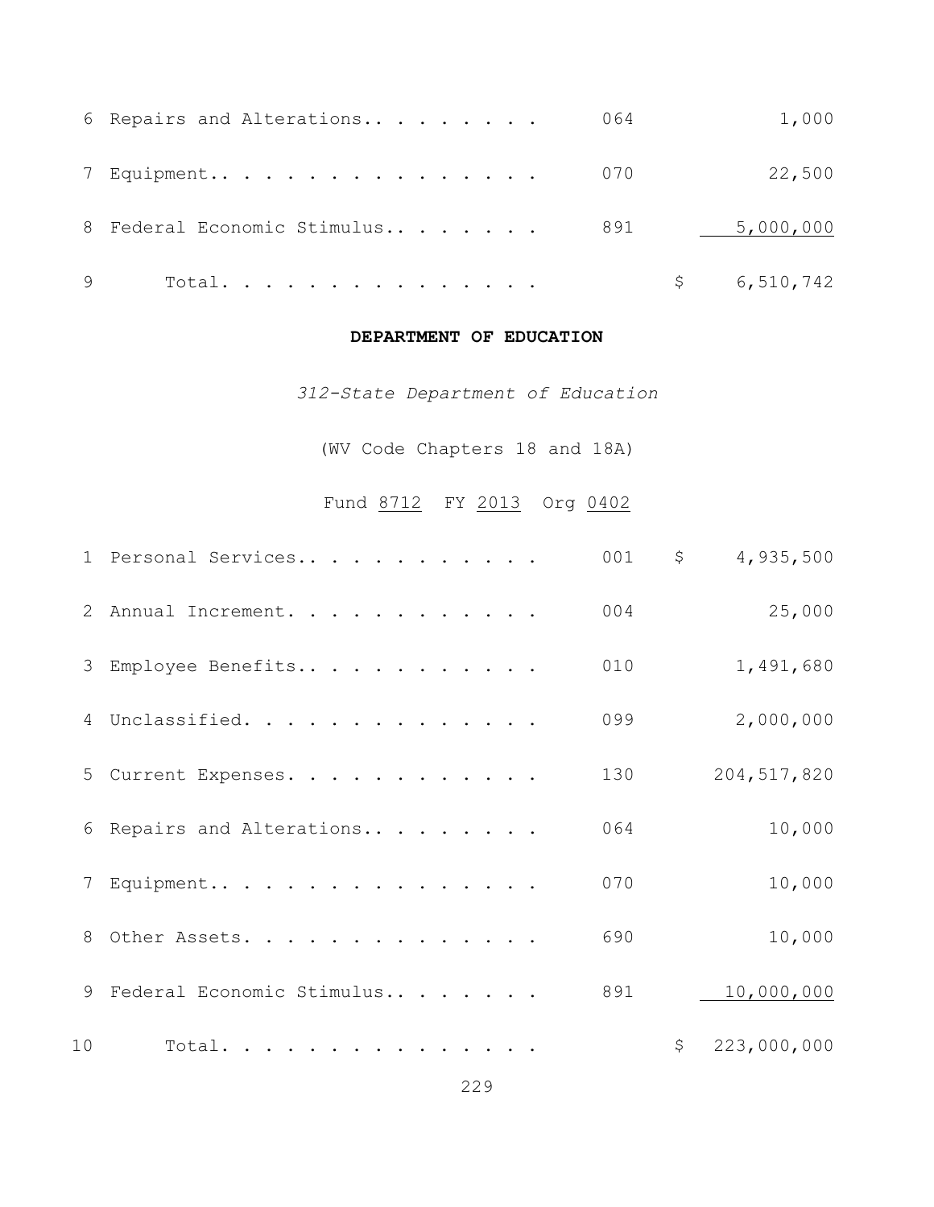| | | | |
|---|---|---|---|
| 6 | Repairs and Alterations. . . . . . . . . | 064 | 1,000 |
| 7 | Equipment. . . . . . . . . . . . . . . . | 070 | 22,500 |
| 8 | Federal Economic Stimulus. . . . . . . . | 891 | 5,000,000 |
| 9 | Total. . . . . . . . . . . . . . . | | $ 6,510,742 |

**DEPARTMENT OF EDUCATION**

*312-State Department of Education*

(WV Code Chapters 18 and 18A)

Fund 8712 FY 2013 Org 0402

| | | | |
|---|---|---|---|
| 1 | Personal Services. . . . . . . . . . . . | 001 | $ 4,935,500 |
| 2 | Annual Increment. . . . . . . . . . . . | 004 | 25,000 |
| 3 | Employee Benefits. . . . . . . . . . . . | 010 | 1,491,680 |
| 4 | Unclassified. . . . . . . . . . . . . . | 099 | 2,000,000 |
| 5 | Current Expenses. . . . . . . . . . . . | 130 | 204,517,820 |
| 6 | Repairs and Alterations. . . . . . . . . | 064 | 10,000 |
| 7 | Equipment. . . . . . . . . . . . . . . . | 070 | 10,000 |
| 8 | Other Assets. . . . . . . . . . . . . . | 690 | 10,000 |
| 9 | Federal Economic Stimulus. . . . . . . . | 891 | 10,000,000 |
| 10 | Total. . . . . . . . . . . . . . . | | $ 223,000,000 |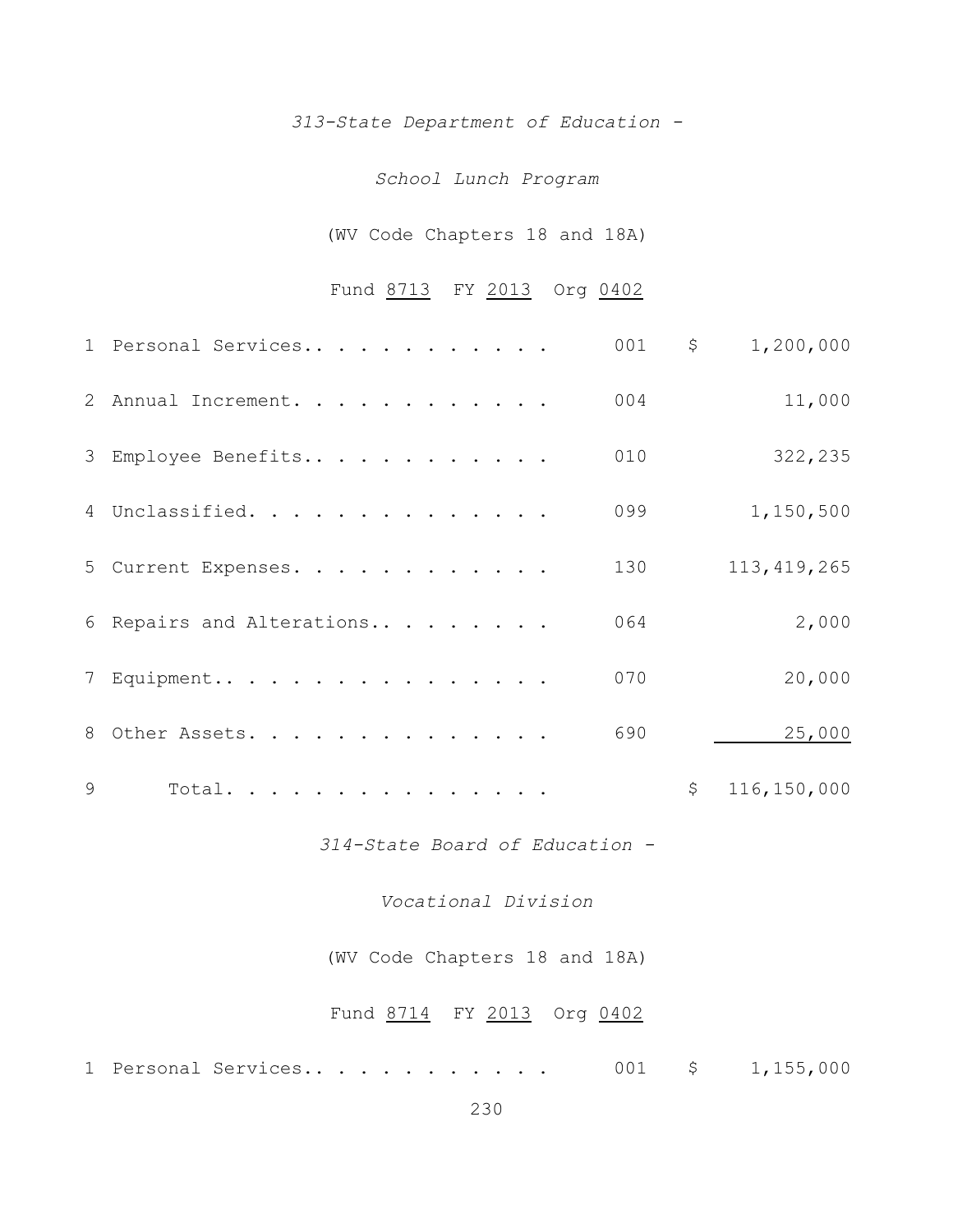*313-State Department of Education -*

*School Lunch Program*

(WV Code Chapters 18 and 18A)

Fund 8713 FY 2013 Org 0402

| | | | |
|---|---|---|---|
| 1 | Personal Services. . . . . . . . . . . . | 001 | $ 1,200,000 |
| 2 | Annual Increment. . . . . . . . . . . . | 004 | 11,000 |
| 3 | Employee Benefits.. . . . . . . . . . . | 010 | 322,235 |
| 4 | Unclassified. . . . . . . . . . . . . . | 099 | 1,150,500 |
| 5 | Current Expenses. . . . . . . . . . . . | 130 | 113,419,265 |
| 6 | Repairs and Alterations.. . . . . . . . | 064 | 2,000 |
| 7 | Equipment.. . . . . . . . . . . . . . . | 070 | 20,000 |
| 8 | Other Assets. . . . . . . . . . . . . . | 690 | 25,000 |
| 9 | Total. . . . . . . . . . . . . . . . | | $ 116,150,000 |

*314-State Board of Education -*

*Vocational Division*

(WV Code Chapters 18 and 18A)

Fund 8714 FY 2013 Org 0402

| | | | |
|---|---|---|---|
| 1 | Personal Services.. . . . . . . . . . . | 001 | $ 1,155,000 |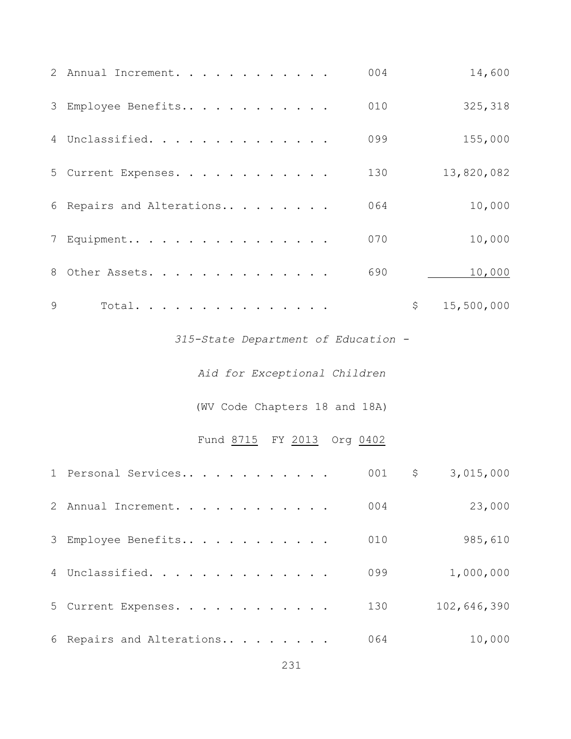| | | | |
|---|---|---|---|
| 2 | Annual Increment. . . . . . . . . . . . | 004 | 14,600 |
| 3 | Employee Benefits.. . . . . . . . . . . | 010 | 325,318 |
| 4 | Unclassified. . . . . . . . . . . . . . | 099 | 155,000 |
| 5 | Current Expenses. . . . . . . . . . . . | 130 | 13,820,082 |
| 6 | Repairs and Alterations.. . . . . . . . | 064 | 10,000 |
| 7 | Equipment.. . . . . . . . . . . . . . . | 070 | 10,000 |
| 8 | Other Assets. . . . . . . . . . . . . . | 690 | 10,000 |
| 9 | Total. . . . . . . . . . . . . . . | | $ 15,500,000 |

*315-State Department of Education -*

*Aid for Exceptional Children*

(WV Code Chapters 18 and 18A)

Fund 8715 FY 2013 Org 0402

| | | | |
|---|---|---|---|
| 1 | Personal Services.. . . . . . . . . . . | 001 | $ 3,015,000 |
| 2 | Annual Increment. . . . . . . . . . . . | 004 | 23,000 |
| 3 | Employee Benefits.. . . . . . . . . . . | 010 | 985,610 |
| 4 | Unclassified. . . . . . . . . . . . . . | 099 | 1,000,000 |
| 5 | Current Expenses. . . . . . . . . . . . | 130 | 102,646,390 |
| 6 | Repairs and Alterations.. . . . . . . . | 064 | 10,000 |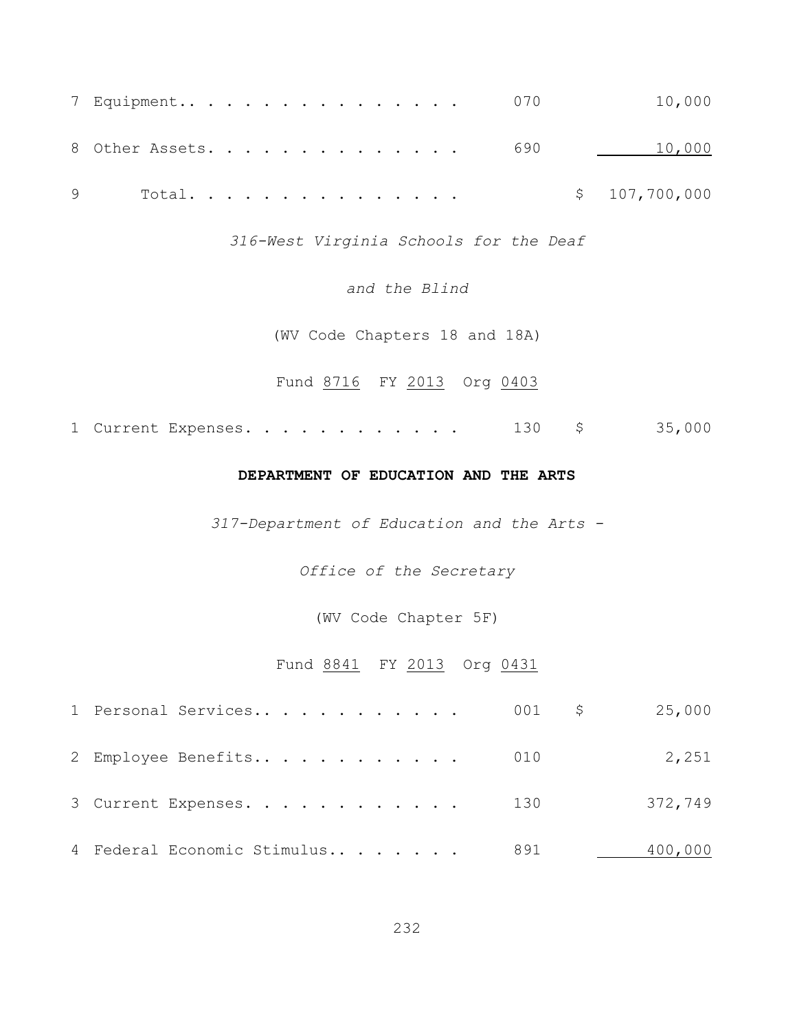| | | | | |
|---|---|---|---|---|
| 7 | Equipment.. . . . . . . . . . . . . . . . | 070 | | 10,000 |
| 8 | Other Assets. . . . . . . . . . . . . . . | 690 | | 10,000 |
| 9 | Total. . . . . . . . . . . . . . . | | $ | 107,700,000 |

*316-West Virginia Schools for the Deaf*

*and the Blind*

(WV Code Chapters 18 and 18A)

Fund 8716 FY 2013 Org 0403

| | | | | |
|---|---|---|---|---|
| 1 | Current Expenses. . . . . . . . . . . . | 130 | $ | 35,000 |

**DEPARTMENT OF EDUCATION AND THE ARTS**

*317-Department of Education and the Arts -*

*Office of the Secretary*

(WV Code Chapter 5F)

Fund 8841 FY 2013 Org 0431

| | | | | |
|---|---|---|---|---|
| 1 | Personal Services.. . . . . . . . . . . | 001 | $ | 25,000 |
| 2 | Employee Benefits.. . . . . . . . . . . | 010 | | 2,251 |
| 3 | Current Expenses. . . . . . . . . . . . | 130 | | 372,749 |
| 4 | Federal Economic Stimulus.. . . . . . . | 891 | | 400,000 |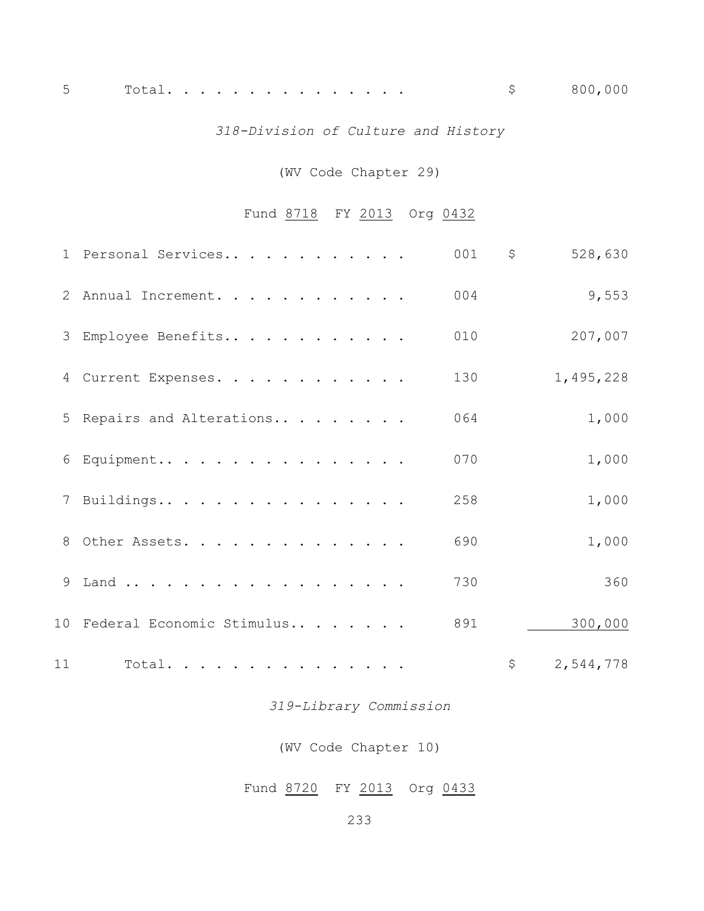| | | | |
|---|---|---|---|
| 5 | Total. . . . . . . . . . . . . . . | | $ 800,000 |

*318-Division of Culture and History*

(WV Code Chapter 29)

Fund 8718 FY 2013 Org 0432

| Line | Item | Code | Amount |
|---|---|---|---|
| 1 | Personal Services.. . . . . . . . . . . | 001 | $ 528,630 |
| 2 | Annual Increment. . . . . . . . . . . . | 004 | 9,553 |
| 3 | Employee Benefits.. . . . . . . . . . . | 010 | 207,007 |
| 4 | Current Expenses. . . . . . . . . . . . | 130 | 1,495,228 |
| 5 | Repairs and Alterations.. . . . . . . . | 064 | 1,000 |
| 6 | Equipment.. . . . . . . . . . . . . . . | 070 | 1,000 |
| 7 | Buildings.. . . . . . . . . . . . . . . | 258 | 1,000 |
| 8 | Other Assets. . . . . . . . . . . . . . | 690 | 1,000 |
| 9 | Land .. . . . . . . . . . . . . . . . . | 730 | 360 |
| 10 | Federal Economic Stimulus.. . . . . . . | 891 | 300,000 |
| 11 | Total. . . . . . . . . . . . . . . | | $ 2,544,778 |

*319-Library Commission*

(WV Code Chapter 10)

Fund 8720 FY 2013 Org 0433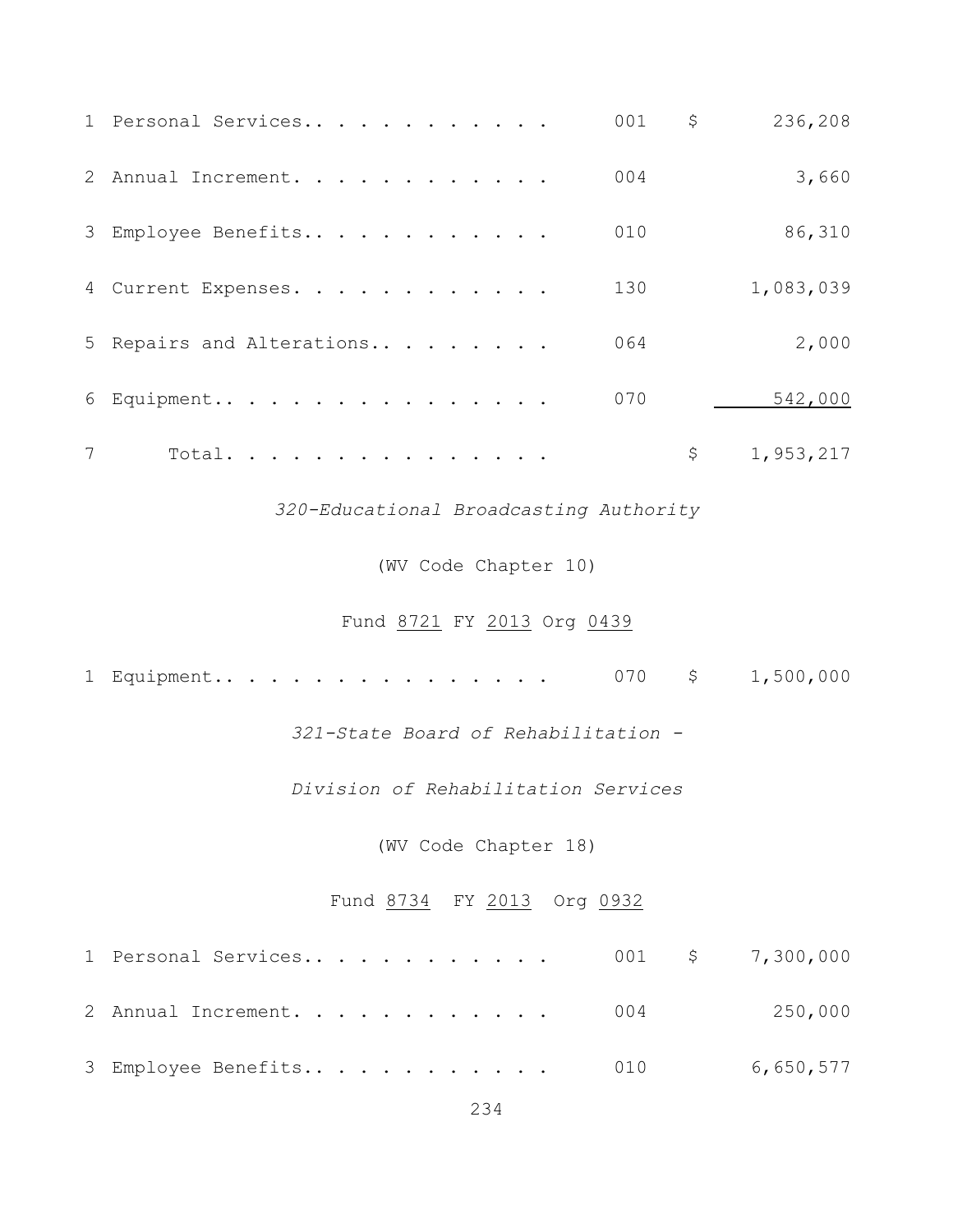| | | | | |
|---|---|---|---|---|
| 1 | Personal Services. . . . . . . . . . . . | 001 | $ | 236,208 |
| 2 | Annual Increment. . . . . . . . . . . . | 004 | | 3,660 |
| 3 | Employee Benefits. . . . . . . . . . . . | 010 | | 86,310 |
| 4 | Current Expenses. . . . . . . . . . . . | 130 | | 1,083,039 |
| 5 | Repairs and Alterations. . . . . . . . . | 064 | | 2,000 |
| 6 | Equipment. . . . . . . . . . . . . . . . | 070 | | 542,000 |
| 7 | Total. . . . . . . . . . . . . . . . | | $ | 1,953,217 |

*320-Educational Broadcasting Authority*

(WV Code Chapter 10)

Fund 8721 FY 2013 Org 0439

| | | | | |
|---|---|---|---|---|
| 1 | Equipment. . . . . . . . . . . . . . . . | 070 | $ | 1,500,000 |

*321-State Board of Rehabilitation -*

*Division of Rehabilitation Services*

(WV Code Chapter 18)

Fund 8734 FY 2013 Org 0932

| | | | | |
|---|---|---|---|---|
| 1 | Personal Services. . . . . . . . . . . . | 001 | $ | 7,300,000 |
| 2 | Annual Increment. . . . . . . . . . . . | 004 | | 250,000 |
| 3 | Employee Benefits. . . . . . . . . . . . | 010 | | 6,650,577 |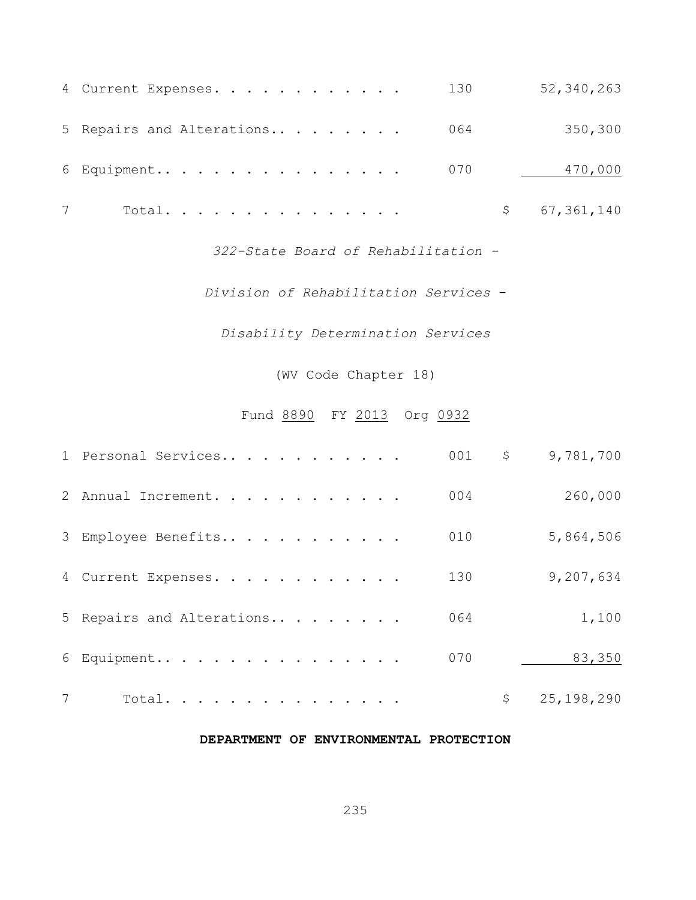| | | | |
|---|---|---|---|
| 4 | Current Expenses. . . . . . . . . . . . | 130 | 52,340,263 |
| 5 | Repairs and Alterations.. . . . . . . . | 064 | 350,300 |
| 6 | Equipment.. . . . . . . . . . . . . . . | 070 | 470,000 |
| 7 | Total. . . . . . . . . . . . . . . | | $ 67,361,140 |

*322-State Board of Rehabilitation -*

*Division of Rehabilitation Services -*

*Disability Determination Services*

(WV Code Chapter 18)

Fund 8890 FY 2013 Org 0932

| | | | |
|---|---|---|---|
| 1 | Personal Services.. . . . . . . . . . . | 001 | $ 9,781,700 |
| 2 | Annual Increment. . . . . . . . . . . . | 004 | 260,000 |
| 3 | Employee Benefits.. . . . . . . . . . . | 010 | 5,864,506 |
| 4 | Current Expenses. . . . . . . . . . . . | 130 | 9,207,634 |
| 5 | Repairs and Alterations.. . . . . . . . | 064 | 1,100 |
| 6 | Equipment.. . . . . . . . . . . . . . . | 070 | 83,350 |
| 7 | Total. . . . . . . . . . . . . . . | | $ 25,198,290 |

**DEPARTMENT OF ENVIRONMENTAL PROTECTION**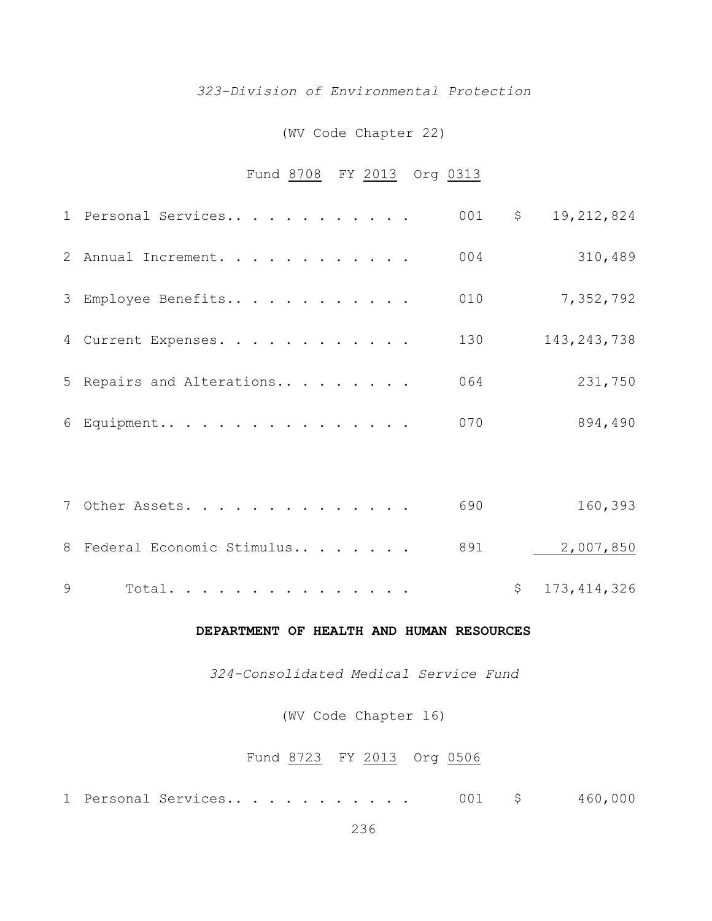*323-Division of Environmental Protection*

(WV Code Chapter 22)

Fund 8708 FY 2013 Org 0313

| | | | |
|---|---|---|---|
| 1 | Personal Services.. . . . . . . . . . . | 001 | $ 19,212,824 |
| 2 | Annual Increment. . . . . . . . . . . . | 004 | 310,489 |
| 3 | Employee Benefits.. . . . . . . . . . . | 010 | 7,352,792 |
| 4 | Current Expenses. . . . . . . . . . . . | 130 | 143,243,738 |
| 5 | Repairs and Alterations.. . . . . . . . | 064 | 231,750 |
| 6 | Equipment.. . . . . . . . . . . . . . . | 070 | 894,490 |
| 7 | Other Assets. . . . . . . . . . . . . . | 690 | 160,393 |
| 8 | Federal Economic Stimulus.. . . . . . . | 891 | 2,007,850 |
| 9 | Total. . . . . . . . . . . . . . . . | | $ 173,414,326 |

**DEPARTMENT OF HEALTH AND HUMAN RESOURCES**

*324-Consolidated Medical Service Fund*

(WV Code Chapter 16)

Fund 8723 FY 2013 Org 0506

| | | | |
|---|---|---|---|
| 1 | Personal Services.. . . . . . . . . . . | 001 | $ 460,000 |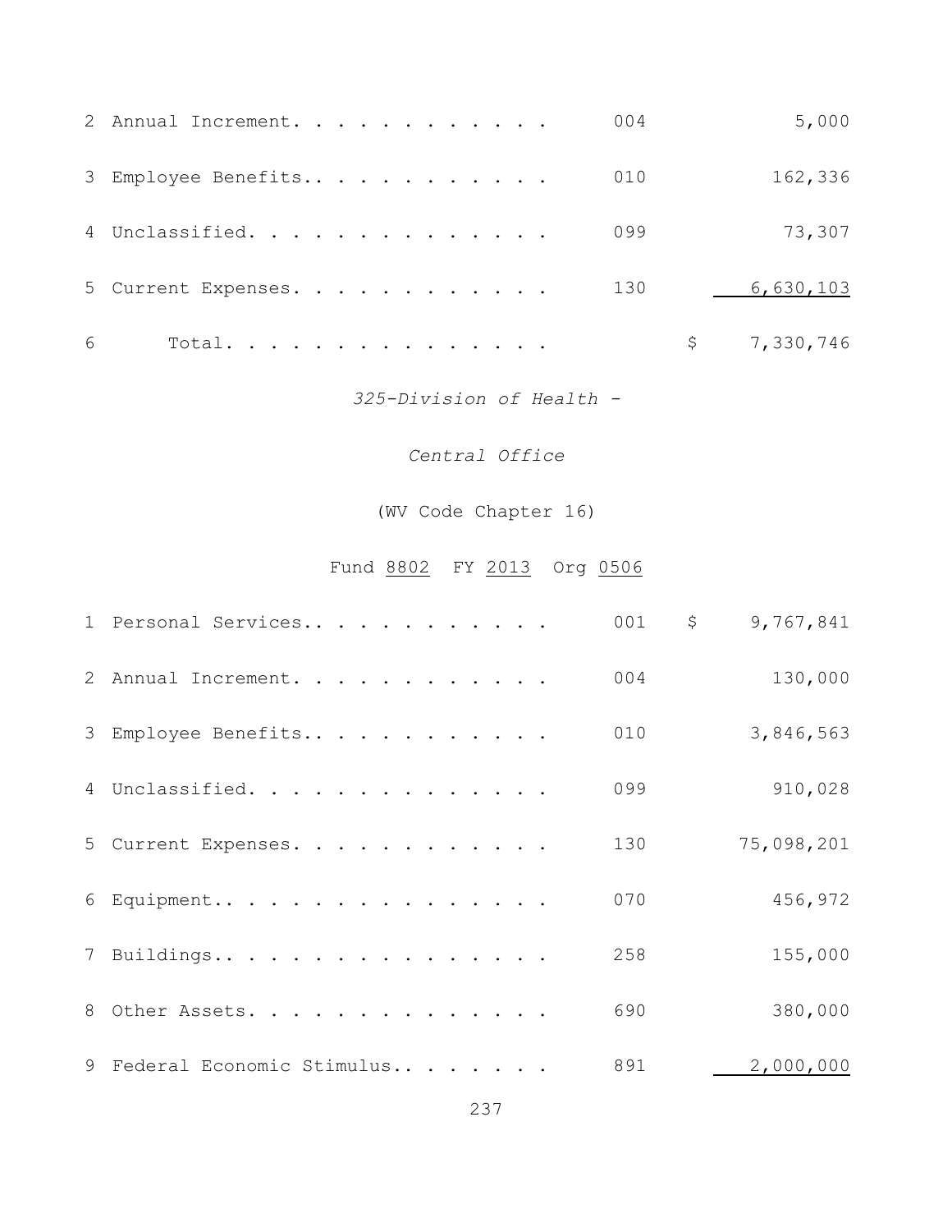| | | | |
|---|---|---|---|
| 2 | Annual Increment. . . . . . . . . . . . | 004 | 5,000 |
| 3 | Employee Benefits.. . . . . . . . . . . | 010 | 162,336 |
| 4 | Unclassified. . . . . . . . . . . . . . | 099 | 73,307 |
| 5 | Current Expenses. . . . . . . . . . . . | 130 | 6,630,103 |
| 6 | Total. . . . . . . . . . . . . . . | | $ 7,330,746 |

*325-Division of Health -*

*Central Office*

(WV Code Chapter 16)

Fund 8802 FY 2013 Org 0506

| | | | |
|---|---|---|---|
| 1 | Personal Services.. . . . . . . . . . . | 001 | $ 9,767,841 |
| 2 | Annual Increment. . . . . . . . . . . . | 004 | 130,000 |
| 3 | Employee Benefits.. . . . . . . . . . . | 010 | 3,846,563 |
| 4 | Unclassified. . . . . . . . . . . . . . | 099 | 910,028 |
| 5 | Current Expenses. . . . . . . . . . . . | 130 | 75,098,201 |
| 6 | Equipment.. . . . . . . . . . . . . . . | 070 | 456,972 |
| 7 | Buildings.. . . . . . . . . . . . . . . | 258 | 155,000 |
| 8 | Other Assets. . . . . . . . . . . . . . | 690 | 380,000 |
| 9 | Federal Economic Stimulus.. . . . . . . | 891 | 2,000,000 |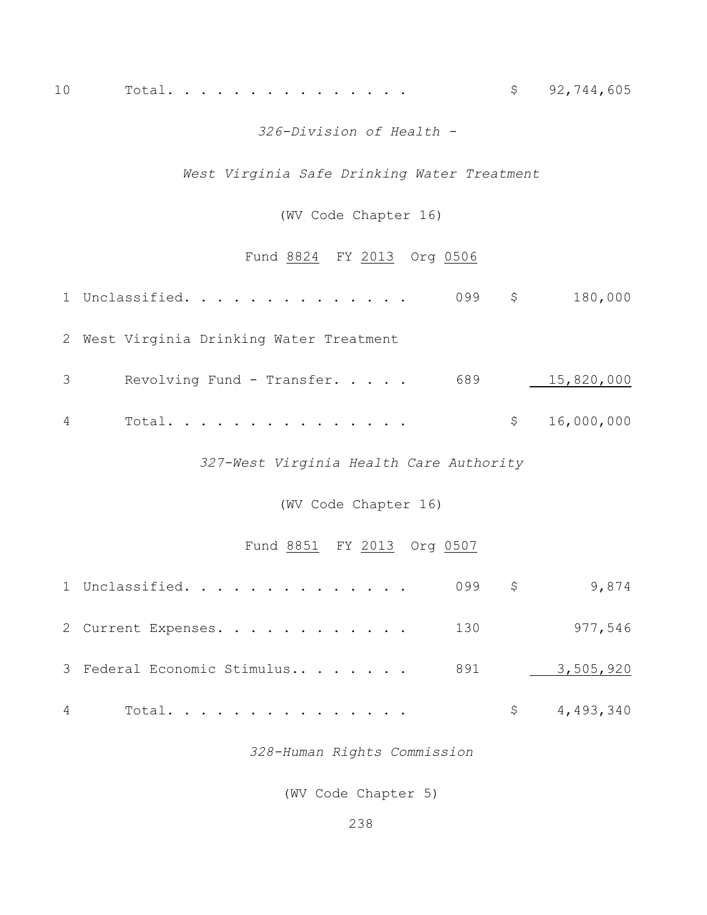| | | | |
|---|---|---|---|
| 10 | Total. . . . . . . . . . . . . . . | | $ 92,744,605 |

*326-Division of Health -*

*West Virginia Safe Drinking Water Treatment*

(WV Code Chapter 16)

Fund 8824 FY 2013 Org 0506

| | | | |
|---|---|---|---|
| 1 | Unclassified. . . . . . . . . . . . . . | 099 | $ 180,000 |
| 2 | West Virginia Drinking Water Treatment | | |
| 3 | Revolving Fund - Transfer. . . . . | 689 | 15,820,000 |
| 4 | Total. . . . . . . . . . . . . . . | | $ 16,000,000 |

*327-West Virginia Health Care Authority*

(WV Code Chapter 16)

Fund 8851 FY 2013 Org 0507

| | | | |
|---|---|---|---|
| 1 | Unclassified. . . . . . . . . . . . . . | 099 | $ 9,874 |
| 2 | Current Expenses. . . . . . . . . . . . | 130 | 977,546 |
| 3 | Federal Economic Stimulus.. . . . . . . | 891 | 3,505,920 |
| 4 | Total. . . . . . . . . . . . . . . | | $ 4,493,340 |

*328-Human Rights Commission*

(WV Code Chapter 5)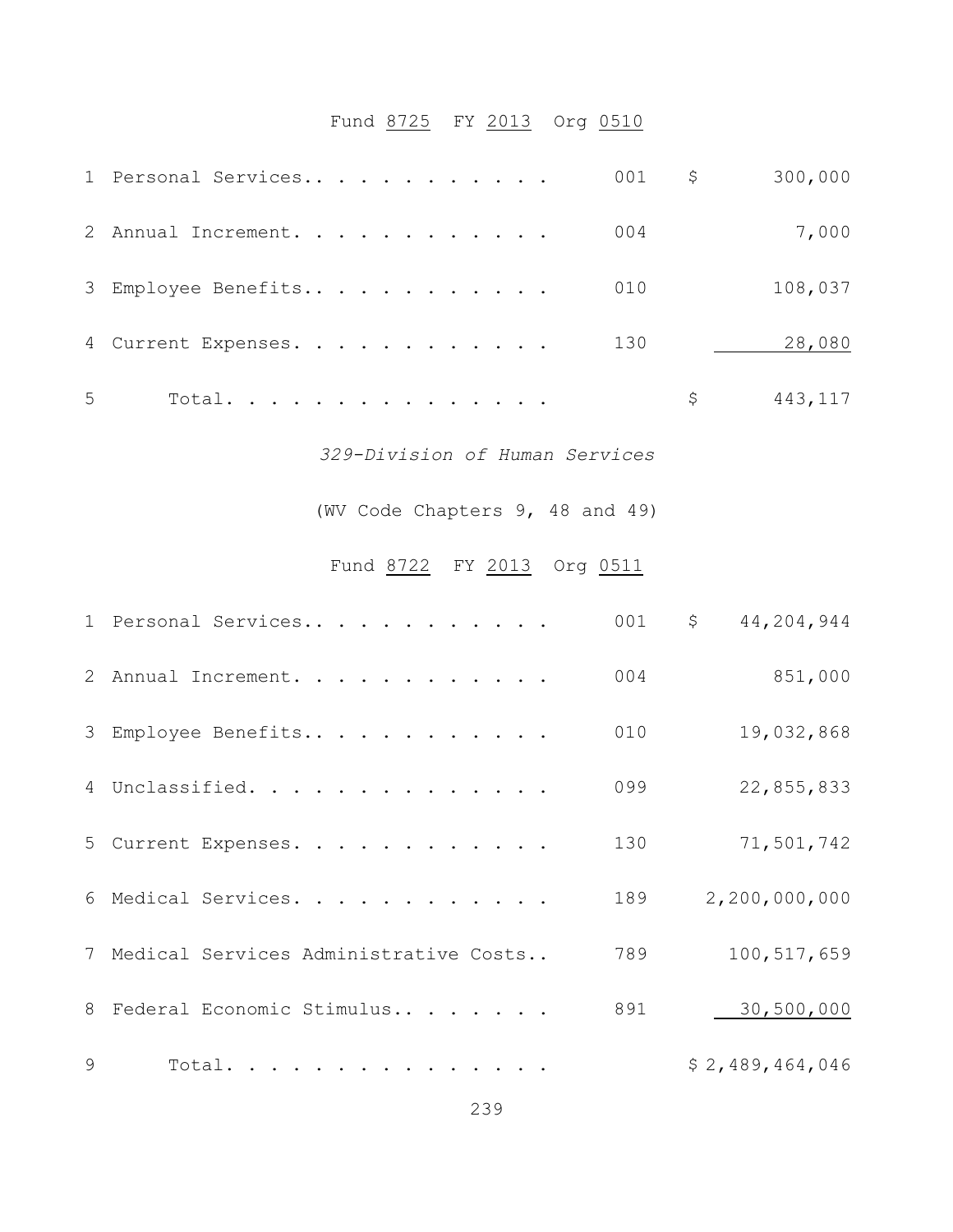Fund 8725 FY 2013 Org 0510

| | | | |
|---|---|---|---|
| 1 | Personal Services. . . . . . . . . . . . | 001 | $ 300,000 |
| 2 | Annual Increment. . . . . . . . . . . . | 004 | 7,000 |
| 3 | Employee Benefits. . . . . . . . . . . . | 010 | 108,037 |
| 4 | Current Expenses. . . . . . . . . . . . | 130 | 28,080 |
| 5 | Total. . . . . . . . . . . . . . . | | $ 443,117 |

*329-Division of Human Services*

(WV Code Chapters 9, 48 and 49)

Fund 8722 FY 2013 Org 0511

| | | | |
|---|---|---|---|
| 1 | Personal Services. . . . . . . . . . . . | 001 | $ 44,204,944 |
| 2 | Annual Increment. . . . . . . . . . . . | 004 | 851,000 |
| 3 | Employee Benefits. . . . . . . . . . . . | 010 | 19,032,868 |
| 4 | Unclassified. . . . . . . . . . . . . . | 099 | 22,855,833 |
| 5 | Current Expenses. . . . . . . . . . . . | 130 | 71,501,742 |
| 6 | Medical Services. . . . . . . . . . . . | 189 | 2,200,000,000 |
| 7 | Medical Services Administrative Costs.. | 789 | 100,517,659 |
| 8 | Federal Economic Stimulus. . . . . . . . | 891 | 30,500,000 |
| 9 | Total. . . . . . . . . . . . . . . | | $ 2,489,464,046 |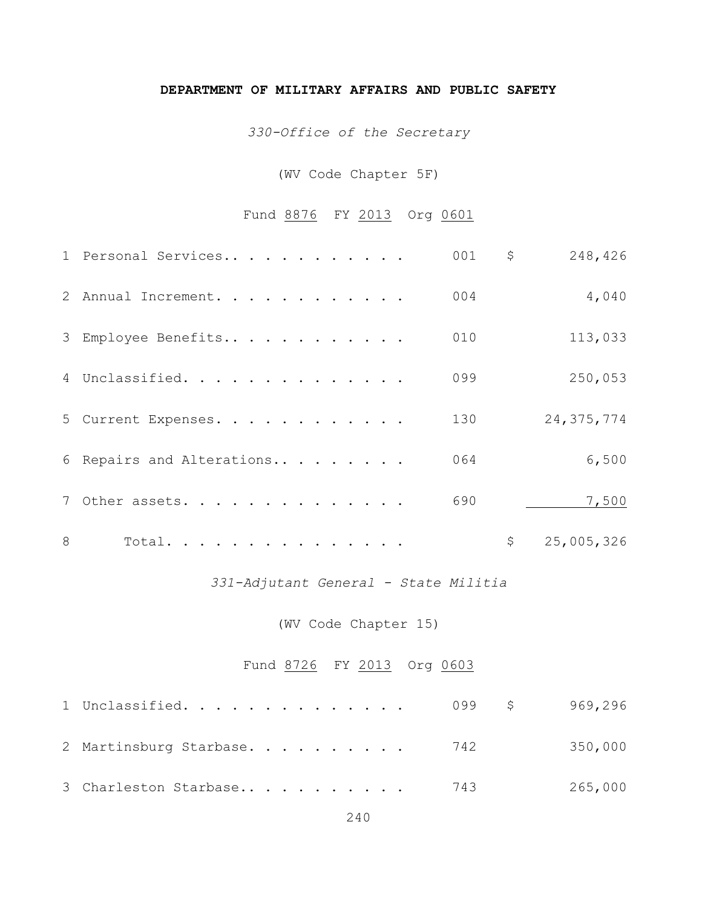**DEPARTMENT OF MILITARY AFFAIRS AND PUBLIC SAFETY**

*330-Office of the Secretary*

(WV Code Chapter 5F)

Fund 8876 FY 2013 Org 0601

| | | | |
|---|---|---|---|
| 1 | Personal Services.. . . . . . . . . . . . | 001 | $ 248,426 |
| 2 | Annual Increment. . . . . . . . . . . . | 004 | 4,040 |
| 3 | Employee Benefits.. . . . . . . . . . . | 010 | 113,033 |
| 4 | Unclassified. . . . . . . . . . . . . . | 099 | 250,053 |
| 5 | Current Expenses. . . . . . . . . . . . | 130 | 24,375,774 |
| 6 | Repairs and Alterations.. . . . . . . . | 064 | 6,500 |
| 7 | Other assets. . . . . . . . . . . . . . | 690 | 7,500 |
| 8 | Total. . . . . . . . . . . . . . . . | | $ 25,005,326 |

*331-Adjutant General - State Militia*

(WV Code Chapter 15)

Fund 8726 FY 2013 Org 0603

| | | | |
|---|---|---|---|
| 1 | Unclassified. . . . . . . . . . . . . . | 099 | $ 969,296 |
| 2 | Martinsburg Starbase. . . . . . . . . . | 742 | 350,000 |
| 3 | Charleston Starbase.. . . . . . . . . . | 743 | 265,000 |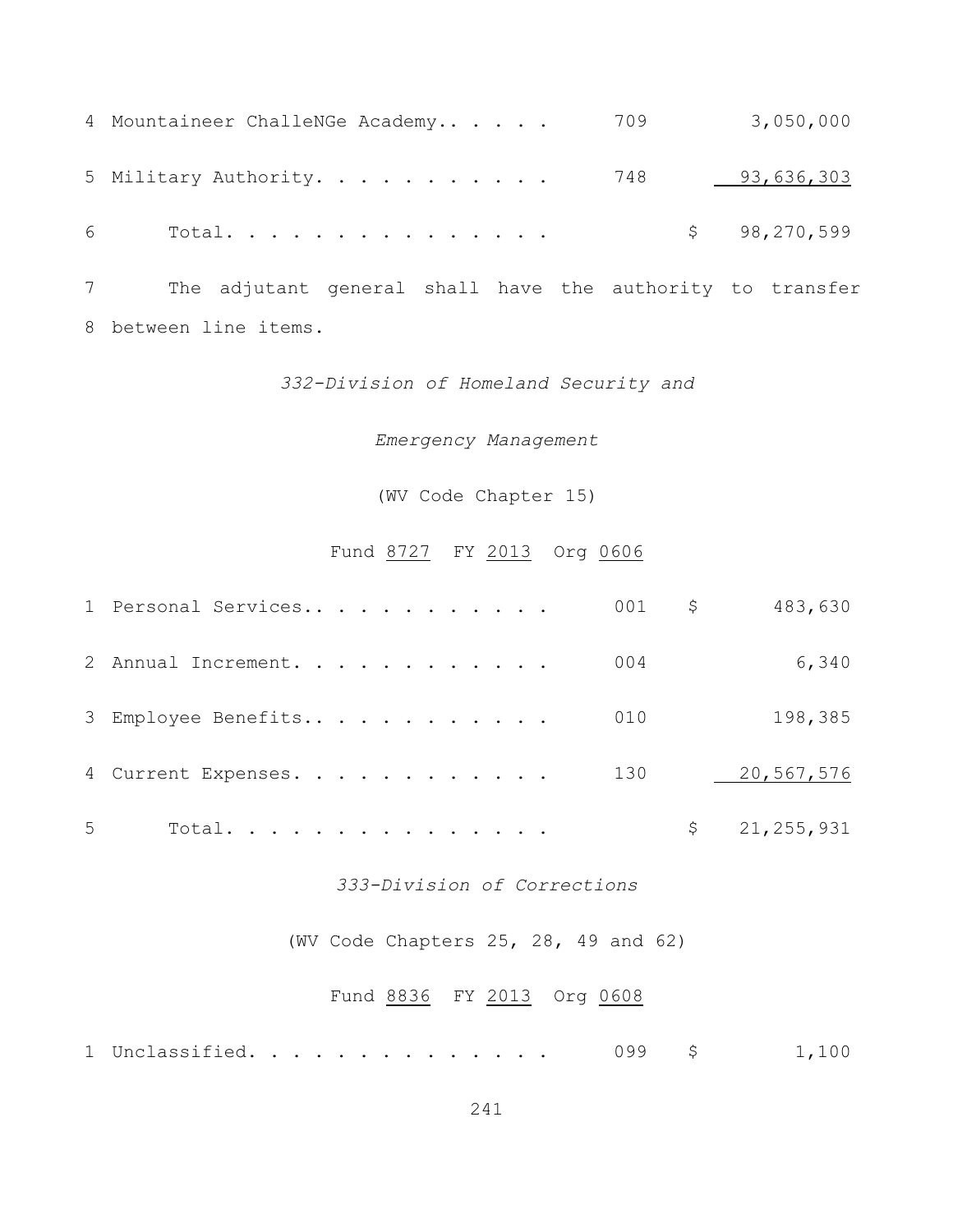| | | | |
|---|---|---|---|
| 4 | Mountaineer ChalleNGe Academy.. . . . . | 709 | 3,050,000 |
| 5 | Military Authority. . . . . . . . . . . | 748 | 93,636,303 |
| 6 | Total. . . . . . . . . . . . . . . | | $ 98,270,599 |

7 The adjutant general shall have the authority to transfer
8 between line items.

*332-Division of Homeland Security and*

*Emergency Management*

(WV Code Chapter 15)

Fund 8727 FY 2013 Org 0606

| | | | |
|---|---|---|---|
| 1 | Personal Services.. . . . . . . . . . . | 001 | $ 483,630 |
| 2 | Annual Increment. . . . . . . . . . . . | 004 | 6,340 |
| 3 | Employee Benefits.. . . . . . . . . . . | 010 | 198,385 |
| 4 | Current Expenses. . . . . . . . . . . . | 130 | 20,567,576 |
| 5 | Total. . . . . . . . . . . . . . . | | $ 21,255,931 |

*333-Division of Corrections*

(WV Code Chapters 25, 28, 49 and 62)

Fund 8836 FY 2013 Org 0608

| | | | |
|---|---|---|---|
| 1 | Unclassified. . . . . . . . . . . . . . | 099 | $ 1,100 |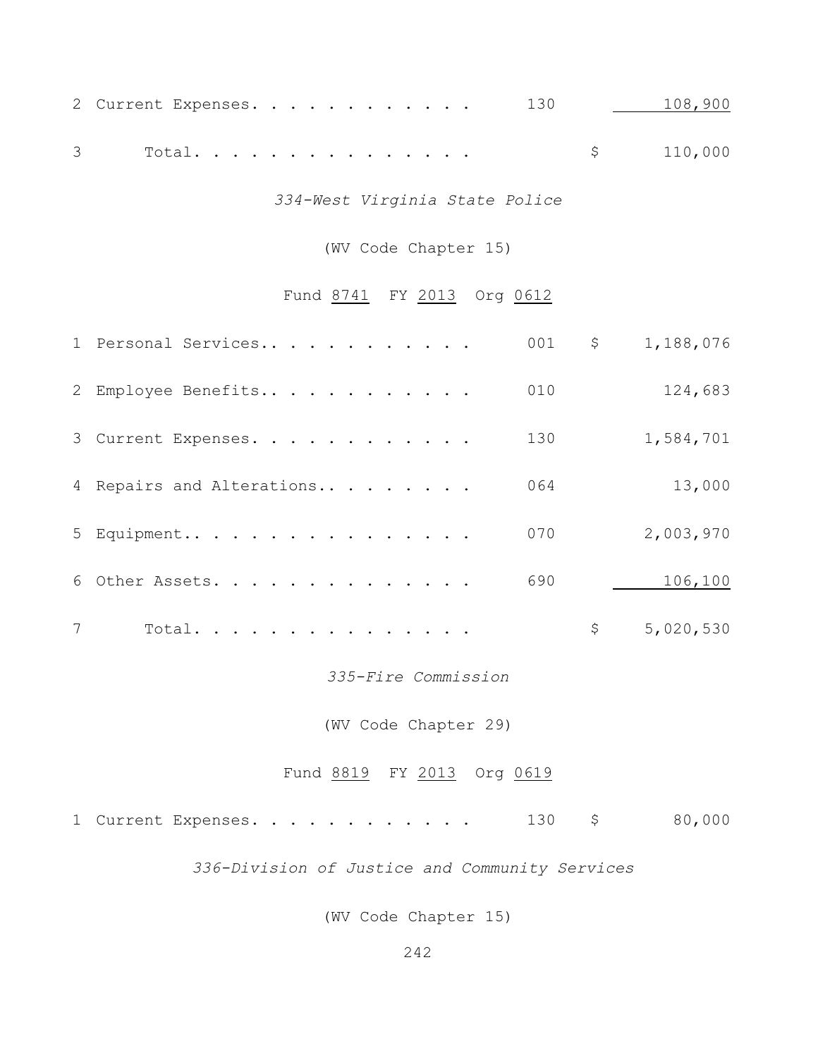| | | | | |
|---|---|---|---|---|
| 2 | Current Expenses. . . . . . . . . . . . | 130 | | 108,900 |
| 3 | Total. . . . . . . . . . . . . . . | | $ | 110,000 |

*334-West Virginia State Police*

(WV Code Chapter 15)

Fund 8741 FY 2013 Org 0612

| | | | | |
|---|---|---|---|---|
| 1 | Personal Services.. . . . . . . . . . . | 001 | $ | 1,188,076 |
| 2 | Employee Benefits.. . . . . . . . . . . | 010 | | 124,683 |
| 3 | Current Expenses. . . . . . . . . . . . | 130 | | 1,584,701 |
| 4 | Repairs and Alterations.. . . . . . . . | 064 | | 13,000 |
| 5 | Equipment.. . . . . . . . . . . . . . . | 070 | | 2,003,970 |
| 6 | Other Assets. . . . . . . . . . . . . . | 690 | | 106,100 |
| 7 | Total. . . . . . . . . . . . . . . | | $ | 5,020,530 |

*335-Fire Commission*

(WV Code Chapter 29)

Fund 8819 FY 2013 Org 0619

| | | | | |
|---|---|---|---|---|
| 1 | Current Expenses. . . . . . . . . . . . | 130 | $ | 80,000 |

*336-Division of Justice and Community Services*

(WV Code Chapter 15)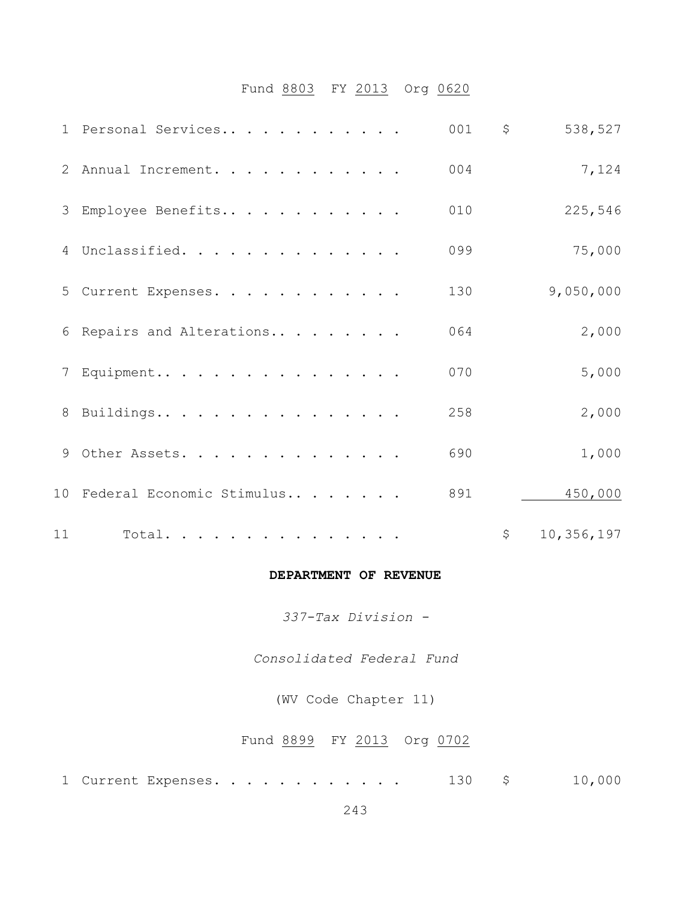Fund 8803 FY 2013 Org 0620

| | | | |
|---|---|---|---|
| 1 | Personal Services.. . . . . . . . . . . . | 001 | $ 538,527 |
| 2 | Annual Increment. . . . . . . . . . . . . | 004 | 7,124 |
| 3 | Employee Benefits.. . . . . . . . . . . . | 010 | 225,546 |
| 4 | Unclassified. . . . . . . . . . . . . . . | 099 | 75,000 |
| 5 | Current Expenses. . . . . . . . . . . . . | 130 | 9,050,000 |
| 6 | Repairs and Alterations.. . . . . . . . . | 064 | 2,000 |
| 7 | Equipment.. . . . . . . . . . . . . . . . | 070 | 5,000 |
| 8 | Buildings.. . . . . . . . . . . . . . . . | 258 | 2,000 |
| 9 | Other Assets. . . . . . . . . . . . . . . | 690 | 1,000 |
| 10 | Federal Economic Stimulus.. . . . . . . . | 891 | 450,000 |
| 11 | Total. . . . . . . . . . . . . . . . | | $ 10,356,197 |

**DEPARTMENT OF REVENUE**

*337-Tax Division -*

*Consolidated Federal Fund*

(WV Code Chapter 11)

Fund 8899 FY 2013 Org 0702

| | | | |
|---|---|---|---|
| 1 | Current Expenses. . . . . . . . . . . . . | 130 | $ 10,000 |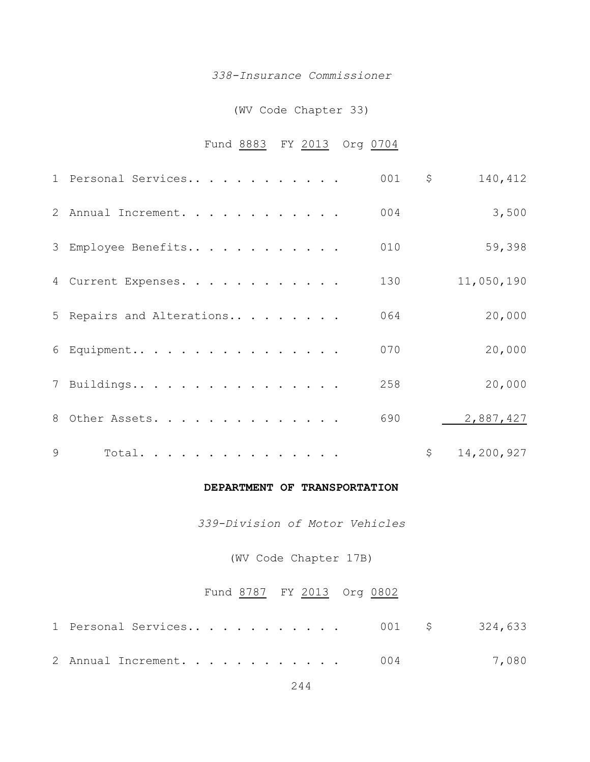*338-Insurance Commissioner*

(WV Code Chapter 33)

Fund 8883 FY 2013 Org 0704

| | | | | |
|---|---|---|---|---|
| 1 | Personal Services.. . . . . . . . . . . . | 001 | $ | 140,412 |
| 2 | Annual Increment. . . . . . . . . . . . | 004 | | 3,500 |
| 3 | Employee Benefits.. . . . . . . . . . . | 010 | | 59,398 |
| 4 | Current Expenses. . . . . . . . . . . . | 130 | | 11,050,190 |
| 5 | Repairs and Alterations.. . . . . . . . | 064 | | 20,000 |
| 6 | Equipment.. . . . . . . . . . . . . . . | 070 | | 20,000 |
| 7 | Buildings.. . . . . . . . . . . . . . . | 258 | | 20,000 |
| 8 | Other Assets. . . . . . . . . . . . . . | 690 | | 2,887,427 |
| 9 | Total. . . . . . . . . . . . . . . | | $ | 14,200,927 |

**DEPARTMENT OF TRANSPORTATION**

*339-Division of Motor Vehicles*

(WV Code Chapter 17B)

Fund 8787 FY 2013 Org 0802

| | | | | |
|---|---|---|---|---|
| 1 | Personal Services.. . . . . . . . . . . . | 001 | $ | 324,633 |
| 2 | Annual Increment. . . . . . . . . . . . | 004 | | 7,080 |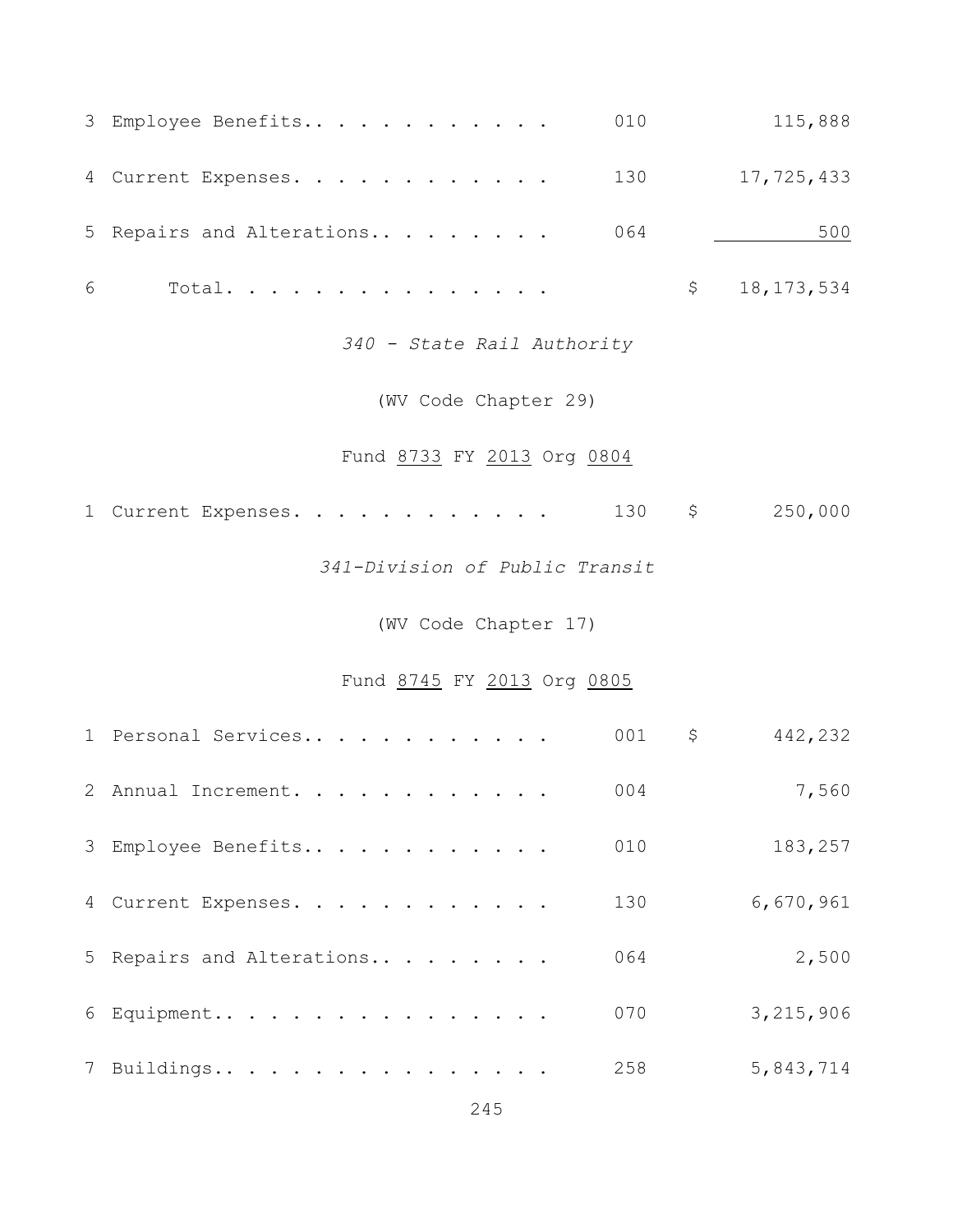| | | | | |
|---|---|---|---|---|
| 3 | Employee Benefits.. . . . . . . . . . . | 010 | | 115,888 |
| 4 | Current Expenses. . . . . . . . . . . . | 130 | | 17,725,433 |
| 5 | Repairs and Alterations.. . . . . . . . | 064 | | 500 |
| 6 | Total. . . . . . . . . . . . . . . | | $ | 18,173,534 |

*340 - State Rail Authority*

(WV Code Chapter 29)

Fund 8733 FY 2013 Org 0804

| | | | | |
|---|---|---|---|---|
| 1 | Current Expenses. . . . . . . . . . . . | 130 | $ | 250,000 |

*341-Division of Public Transit*

(WV Code Chapter 17)

Fund 8745 FY 2013 Org 0805

| | | | | |
|---|---|---|---|---|
| 1 | Personal Services.. . . . . . . . . . . | 001 | $ | 442,232 |
| 2 | Annual Increment. . . . . . . . . . . . | 004 | | 7,560 |
| 3 | Employee Benefits.. . . . . . . . . . . | 010 | | 183,257 |
| 4 | Current Expenses. . . . . . . . . . . . | 130 | | 6,670,961 |
| 5 | Repairs and Alterations.. . . . . . . . | 064 | | 2,500 |
| 6 | Equipment.. . . . . . . . . . . . . . . | 070 | | 3,215,906 |
| 7 | Buildings.. . . . . . . . . . . . . . . | 258 | | 5,843,714 |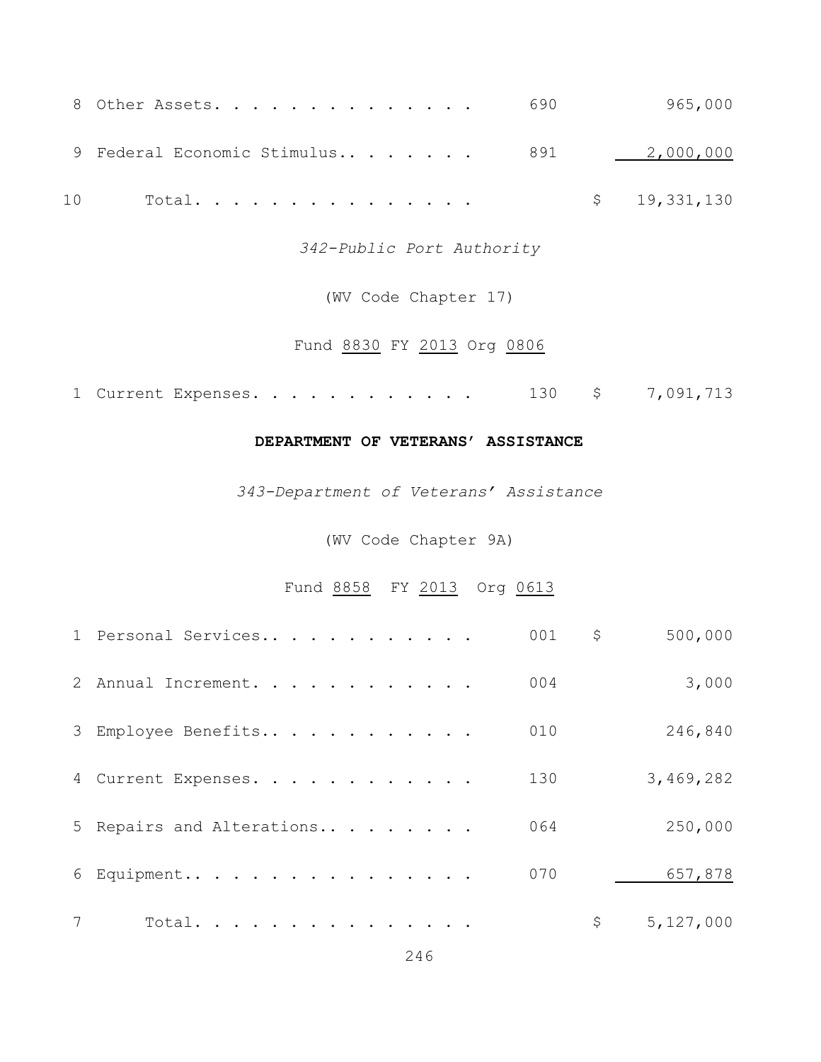| | | | | |
|---|---|---|---|---|
| 8 | Other Assets. . . . . . . . . . . . . . | 690 | | 965,000 |
| 9 | Federal Economic Stimulus.. . . . . . . | 891 | | 2,000,000 |
| 10 | Total. . . . . . . . . . . . . . . . | | $ | 19,331,130 |

*342-Public Port Authority*

(WV Code Chapter 17)

Fund 8830 FY 2013 Org 0806

| | | | | |
|---|---|---|---|---|
| 1 | Current Expenses. . . . . . . . . . . . | 130 | $ | 7,091,713 |

**DEPARTMENT OF VETERANS' ASSISTANCE**

*343-Department of Veterans' Assistance*

(WV Code Chapter 9A)

Fund 8858 FY 2013 Org 0613

| | | | | |
|---|---|---|---|---|
| 1 | Personal Services.. . . . . . . . . . . | 001 | $ | 500,000 |
| 2 | Annual Increment. . . . . . . . . . . . | 004 | | 3,000 |
| 3 | Employee Benefits.. . . . . . . . . . . | 010 | | 246,840 |
| 4 | Current Expenses. . . . . . . . . . . . | 130 | | 3,469,282 |
| 5 | Repairs and Alterations.. . . . . . . . | 064 | | 250,000 |
| 6 | Equipment.. . . . . . . . . . . . . . . | 070 | | 657,878 |
| 7 | Total. . . . . . . . . . . . . . . . | | $ | 5,127,000 |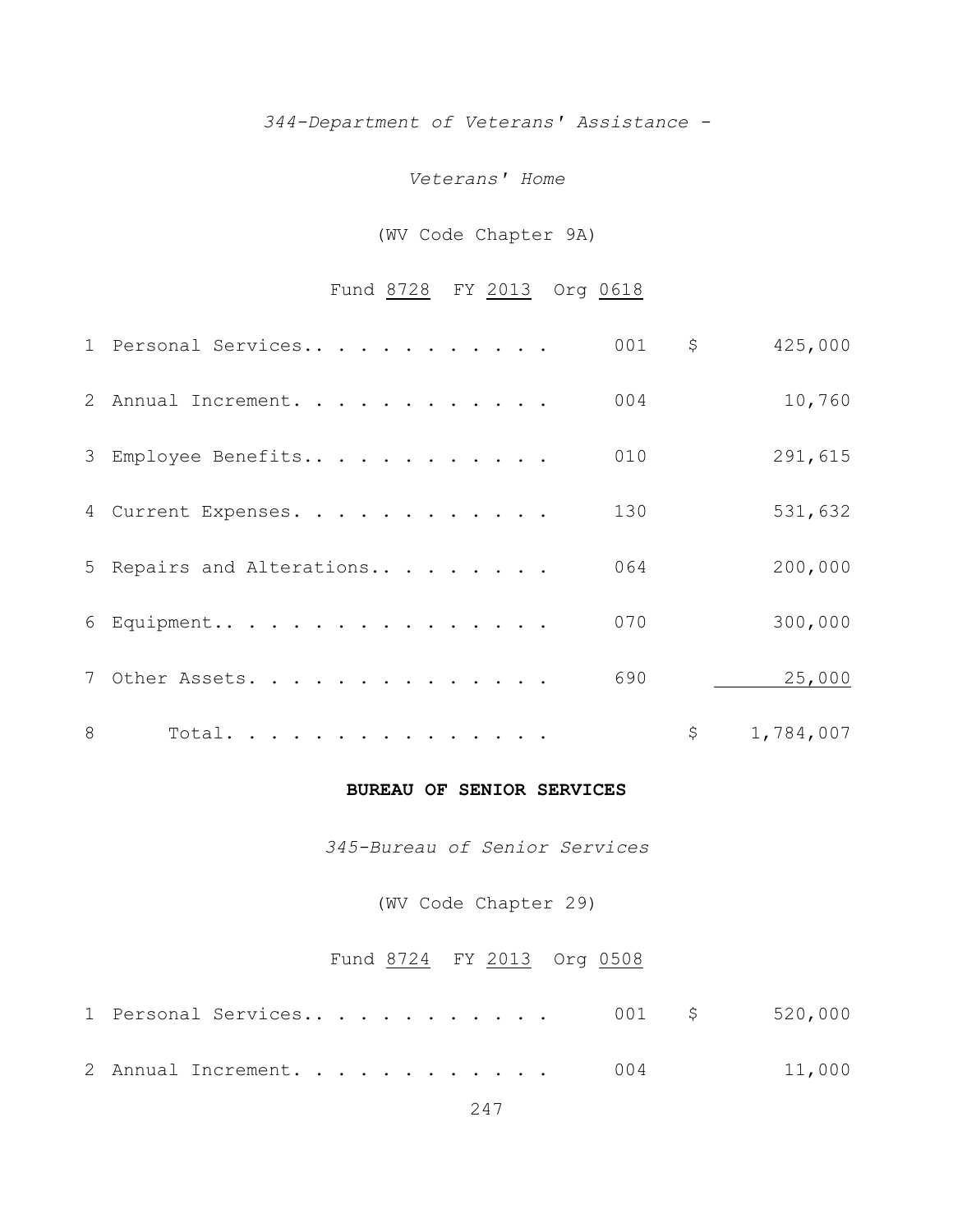*344-Department of Veterans' Assistance -*

*Veterans' Home*

(WV Code Chapter 9A)

Fund 8728 FY 2013 Org 0618

| | | | | |
|---|---|---|---|---|
| 1 | Personal Services.. . . . . . . . . . . | 001 | $ | 425,000 |
| 2 | Annual Increment. . . . . . . . . . . . | 004 | | 10,760 |
| 3 | Employee Benefits.. . . . . . . . . . . | 010 | | 291,615 |
| 4 | Current Expenses. . . . . . . . . . . . | 130 | | 531,632 |
| 5 | Repairs and Alterations.. . . . . . . . | 064 | | 200,000 |
| 6 | Equipment.. . . . . . . . . . . . . . . | 070 | | 300,000 |
| 7 | Other Assets. . . . . . . . . . . . . . | 690 | | 25,000 |
| 8 | Total. . . . . . . . . . . . . . . | | $ | 1,784,007 |

**BUREAU OF SENIOR SERVICES**

*345-Bureau of Senior Services*

(WV Code Chapter 29)

Fund 8724 FY 2013 Org 0508

| | | | | |
|---|---|---|---|---|
| 1 | Personal Services.. . . . . . . . . . . | 001 | $ | 520,000 |
| 2 | Annual Increment. . . . . . . . . . . . | 004 | | 11,000 |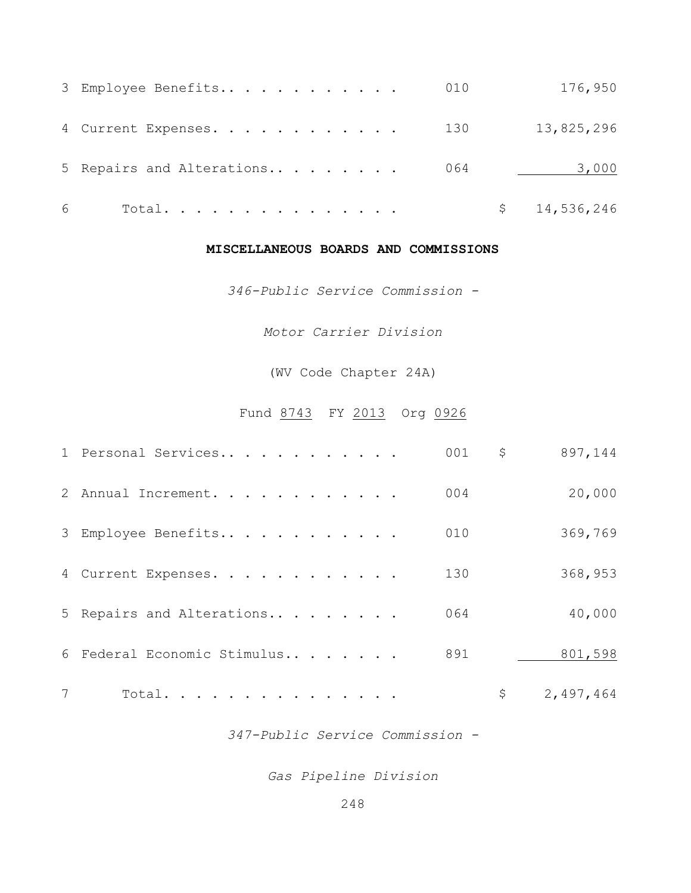| | | | | |
|---|---|---|---|---|
| 3 | Employee Benefits.. . . . . . . . . . . | 010 | | 176,950 |
| 4 | Current Expenses. . . . . . . . . . . . | 130 | | 13,825,296 |
| 5 | Repairs and Alterations.. . . . . . . . | 064 | | 3,000 |
| 6 | Total. . . . . . . . . . . . . . . | | $ | 14,536,246 |

**MISCELLANEOUS BOARDS AND COMMISSIONS**

*346-Public Service Commission -*

*Motor Carrier Division*

(WV Code Chapter 24A)

Fund 8743 FY 2013 Org 0926

| | | | | |
|---|---|---|---|---|
| 1 | Personal Services.. . . . . . . . . . . | 001 | $ | 897,144 |
| 2 | Annual Increment. . . . . . . . . . . . | 004 | | 20,000 |
| 3 | Employee Benefits.. . . . . . . . . . . | 010 | | 369,769 |
| 4 | Current Expenses. . . . . . . . . . . . | 130 | | 368,953 |
| 5 | Repairs and Alterations.. . . . . . . . | 064 | | 40,000 |
| 6 | Federal Economic Stimulus.. . . . . . . | 891 | | 801,598 |
| 7 | Total. . . . . . . . . . . . . . . | | $ | 2,497,464 |

*347-Public Service Commission -*

*Gas Pipeline Division*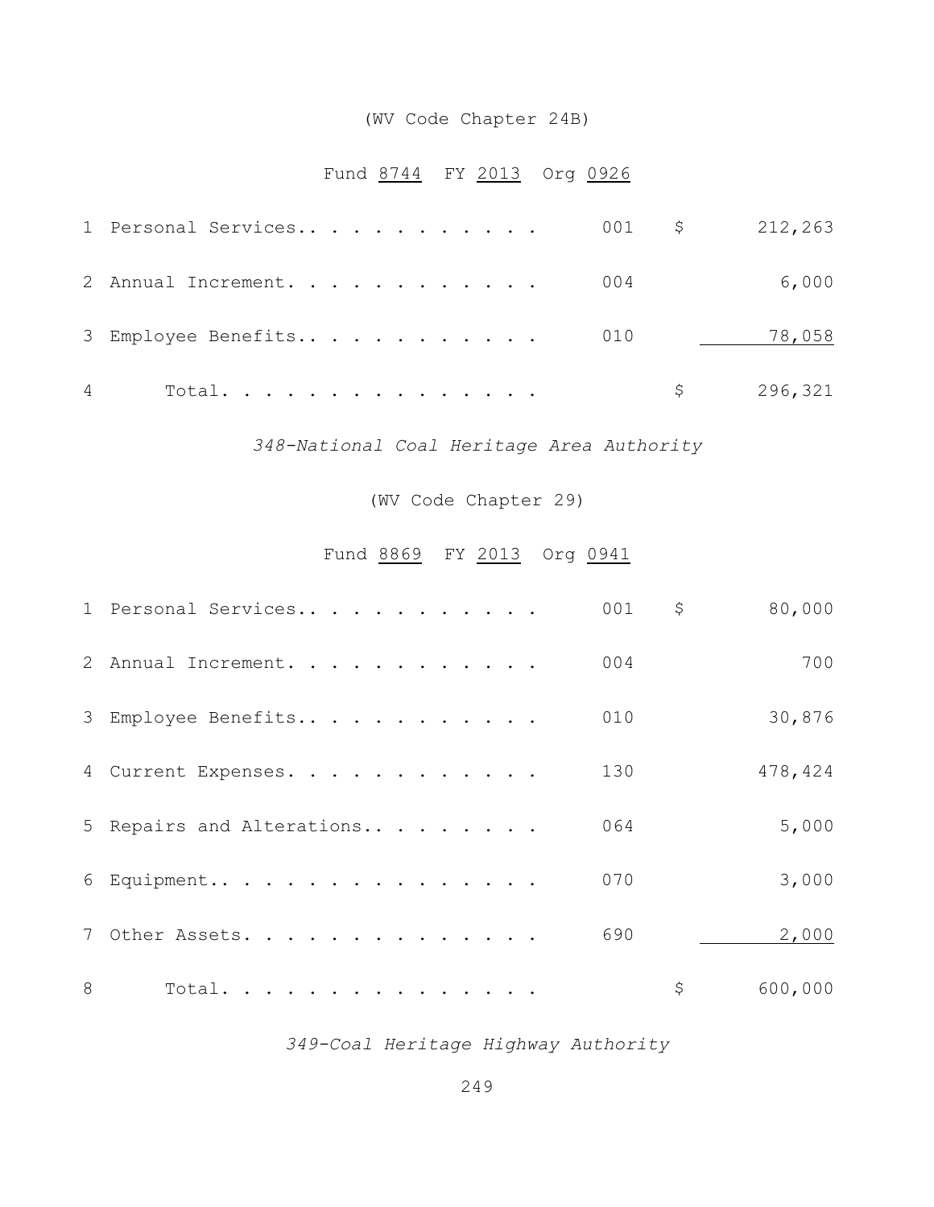(WV Code Chapter 24B)

Fund 8744 FY 2013 Org 0926

| | | | | |
|---|---|---|---|---|
| 1 | Personal Services.. . . . . . . . . . . . | 001 | $ | 212,263 |
| 2 | Annual Increment. . . . . . . . . . . . | 004 | | 6,000 |
| 3 | Employee Benefits.. . . . . . . . . . . | 010 | | 78,058 |
| 4 | Total. . . . . . . . . . . . . . . | | $ | 296,321 |

*348-National Coal Heritage Area Authority*

(WV Code Chapter 29)

Fund 8869 FY 2013 Org 0941

| | | | | |
|---|---|---|---|---|
| 1 | Personal Services.. . . . . . . . . . . . | 001 | $ | 80,000 |
| 2 | Annual Increment. . . . . . . . . . . . | 004 | | 700 |
| 3 | Employee Benefits.. . . . . . . . . . . | 010 | | 30,876 |
| 4 | Current Expenses. . . . . . . . . . . . | 130 | | 478,424 |
| 5 | Repairs and Alterations.. . . . . . . . | 064 | | 5,000 |
| 6 | Equipment.. . . . . . . . . . . . . . . | 070 | | 3,000 |
| 7 | Other Assets. . . . . . . . . . . . . . | 690 | | 2,000 |
| 8 | Total. . . . . . . . . . . . . . . | | $ | 600,000 |

*349-Coal Heritage Highway Authority*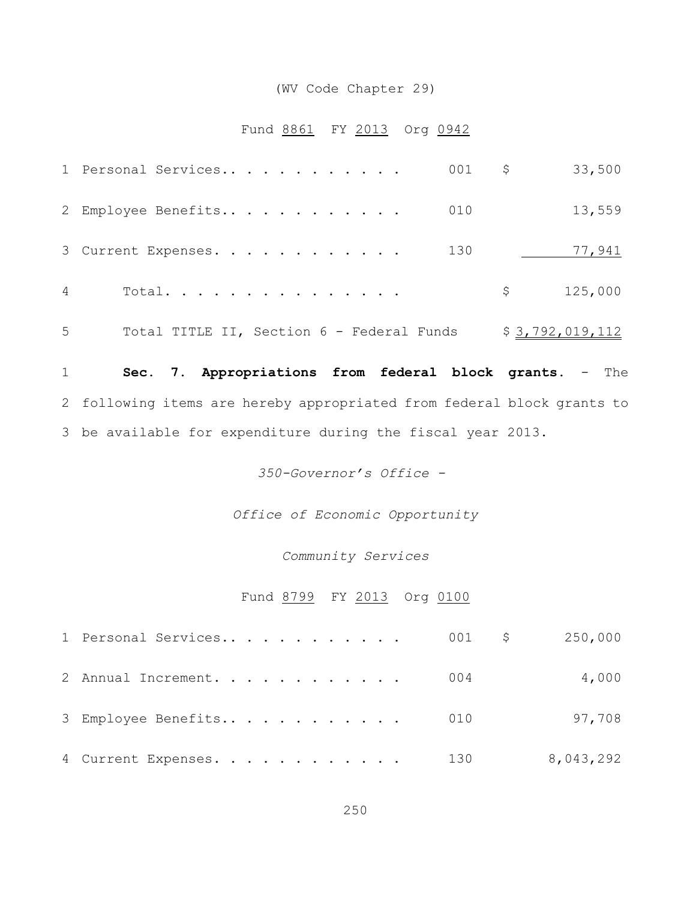(WV Code Chapter 29)

Fund 8861 FY 2013 Org 0942

| | | | |
|---|---|---|---|
| 1 | Personal Services. . . . . . . . . . . . | 001 | $ 33,500 |
| 2 | Employee Benefits. . . . . . . . . . . . | 010 | 13,559 |
| 3 | Current Expenses. . . . . . . . . . . . | 130 | 77,941 |
| 4 | Total. . . . . . . . . . . . . . . | | $ 125,000 |
| 5 | Total TITLE II, Section 6 - Federal Funds | | $ 3,792,019,112 |

1 **Sec. 7. Appropriations from federal block grants.** - The
2 following items are hereby appropriated from federal block grants to
3 be available for expenditure during the fiscal year 2013.

*350-Governor's Office -*

*Office of Economic Opportunity*

*Community Services*

Fund 8799 FY 2013 Org 0100

| | | | |
|---|---|---|---|
| 1 | Personal Services. . . . . . . . . . . . | 001 | $ 250,000 |
| 2 | Annual Increment. . . . . . . . . . . . | 004 | 4,000 |
| 3 | Employee Benefits. . . . . . . . . . . . | 010 | 97,708 |
| 4 | Current Expenses. . . . . . . . . . . . | 130 | 8,043,292 |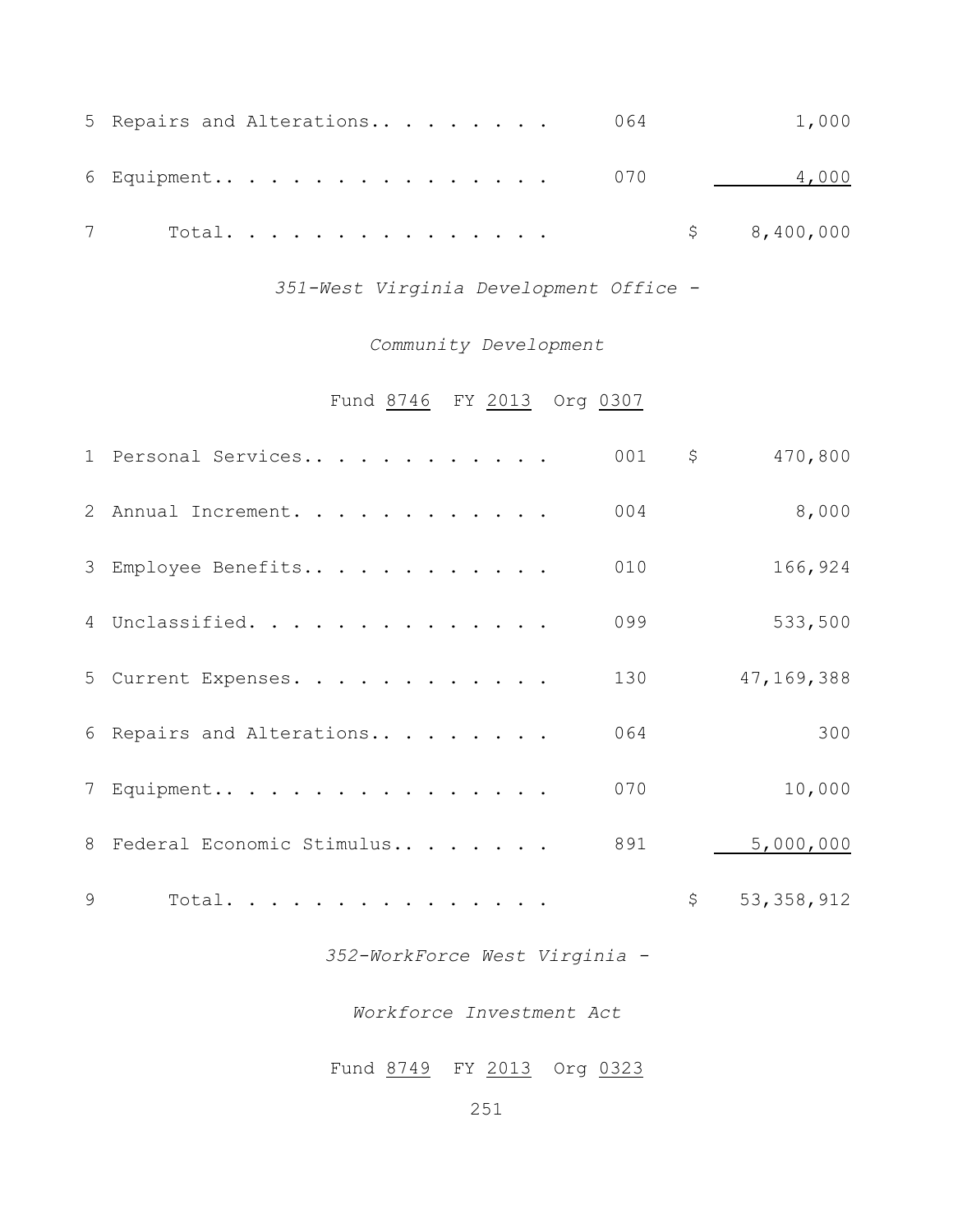| | | | | |
|---|---|---|---|---|
| 5 | Repairs and Alterations. . . . . . . . . | 064 | | 1,000 |
| 6 | Equipment. . . . . . . . . . . . . . . . | 070 | | 4,000 |
| 7 | Total. . . . . . . . . . . . . . . . | | $ | 8,400,000 |

*351-West Virginia Development Office -*

*Community Development*

Fund 8746 FY 2013 Org 0307

| | | | | |
|---|---|---|---|---|
| 1 | Personal Services. . . . . . . . . . . . | 001 | $ | 470,800 |
| 2 | Annual Increment. . . . . . . . . . . . | 004 | | 8,000 |
| 3 | Employee Benefits. . . . . . . . . . . . | 010 | | 166,924 |
| 4 | Unclassified. . . . . . . . . . . . . . | 099 | | 533,500 |
| 5 | Current Expenses. . . . . . . . . . . . | 130 | | 47,169,388 |
| 6 | Repairs and Alterations. . . . . . . . . | 064 | | 300 |
| 7 | Equipment. . . . . . . . . . . . . . . . | 070 | | 10,000 |
| 8 | Federal Economic Stimulus. . . . . . . . | 891 | | 5,000,000 |
| 9 | Total. . . . . . . . . . . . . . . . | | $ | 53,358,912 |

*352-WorkForce West Virginia -*

*Workforce Investment Act*

Fund 8749 FY 2013 Org 0323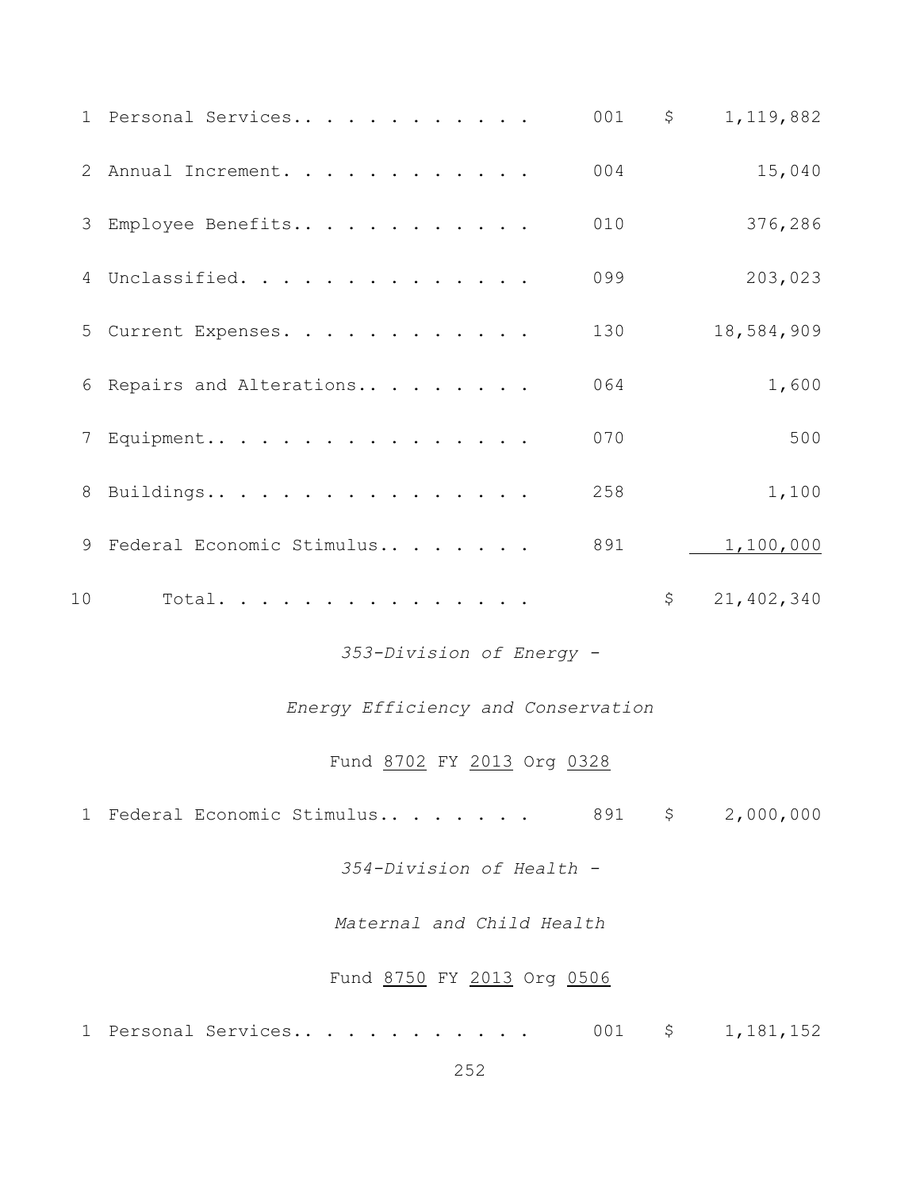| | | | | |
|---|---|---|---|---|
| 1 | Personal Services.. . . . . . . . . . . | 001 | $ | 1,119,882 |
| 2 | Annual Increment. . . . . . . . . . . . | 004 | | 15,040 |
| 3 | Employee Benefits.. . . . . . . . . . . | 010 | | 376,286 |
| 4 | Unclassified. . . . . . . . . . . . . . | 099 | | 203,023 |
| 5 | Current Expenses. . . . . . . . . . . . | 130 | | 18,584,909 |
| 6 | Repairs and Alterations.. . . . . . . . | 064 | | 1,600 |
| 7 | Equipment.. . . . . . . . . . . . . . . | 070 | | 500 |
| 8 | Buildings.. . . . . . . . . . . . . . . | 258 | | 1,100 |
| 9 | Federal Economic Stimulus.. . . . . . . | 891 | | 1,100,000 |
| 10 | Total. . . . . . . . . . . . . . . | | $ | 21,402,340 |

*353-Division of Energy -*

*Energy Efficiency and Conservation*

Fund 8702 FY 2013 Org 0328

| | | | | |
|---|---|---|---|---|
| 1 | Federal Economic Stimulus.. . . . . . . | 891 | $ | 2,000,000 |

*354-Division of Health -*

*Maternal and Child Health*

Fund 8750 FY 2013 Org 0506

| | | | | |
|---|---|---|---|---|
| 1 | Personal Services.. . . . . . . . . . . | 001 | $ | 1,181,152 |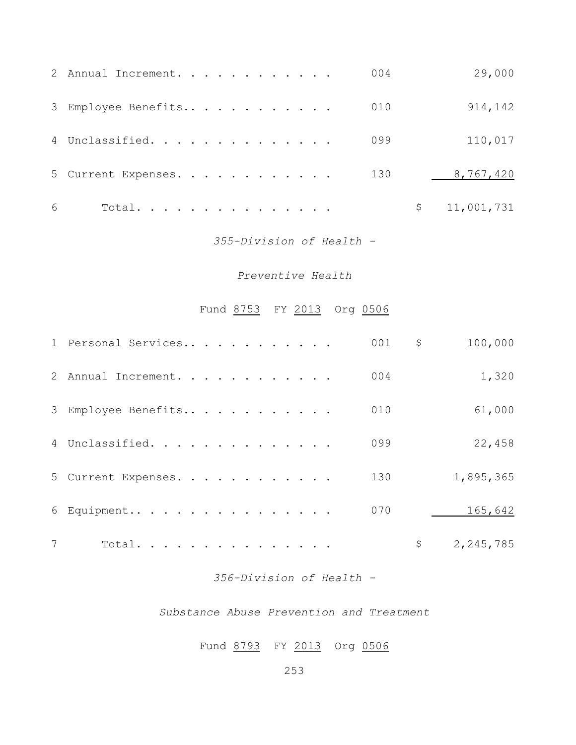| | | | |
|---|---|---|---|
| 2 | Annual Increment. . . . . . . . . . . . | 004 | 29,000 |
| 3 | Employee Benefits.. . . . . . . . . . . | 010 | 914,142 |
| 4 | Unclassified. . . . . . . . . . . . . . | 099 | 110,017 |
| 5 | Current Expenses. . . . . . . . . . . . | 130 | 8,767,420 |
| 6 | Total. . . . . . . . . . . . . . . | | $ 11,001,731 |

*355-Division of Health -*

*Preventive Health*

Fund 8753 FY 2013 Org 0506

| | | | |
|---|---|---|---|
| 1 | Personal Services.. . . . . . . . . . . | 001 | $ 100,000 |
| 2 | Annual Increment. . . . . . . . . . . . | 004 | 1,320 |
| 3 | Employee Benefits.. . . . . . . . . . . | 010 | 61,000 |
| 4 | Unclassified. . . . . . . . . . . . . . | 099 | 22,458 |
| 5 | Current Expenses. . . . . . . . . . . . | 130 | 1,895,365 |
| 6 | Equipment.. . . . . . . . . . . . . . . | 070 | 165,642 |
| 7 | Total. . . . . . . . . . . . . . . | | $ 2,245,785 |

*356-Division of Health -*

*Substance Abuse Prevention and Treatment*

Fund 8793 FY 2013 Org 0506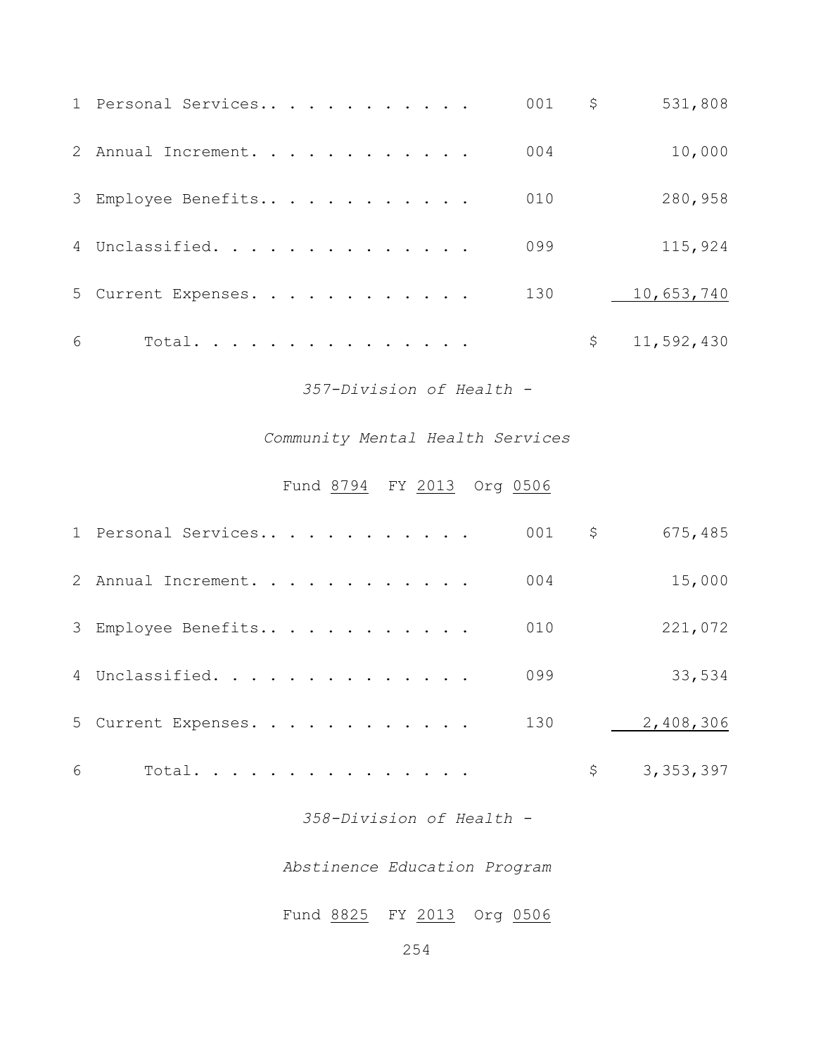| | | | | |
|---|---|---|---|---|
| 1 | Personal Services.. . . . . . . . . . . | 001 | $ | 531,808 |
| 2 | Annual Increment. . . . . . . . . . . . | 004 | | 10,000 |
| 3 | Employee Benefits.. . . . . . . . . . . | 010 | | 280,958 |
| 4 | Unclassified. . . . . . . . . . . . . . | 099 | | 115,924 |
| 5 | Current Expenses. . . . . . . . . . . . | 130 | | 10,653,740 |
| 6 | Total. . . . . . . . . . . . . . . | | $ | 11,592,430 |

*357-Division of Health -*

*Community Mental Health Services*

Fund 8794 FY 2013 Org 0506

| | | | | |
|---|---|---|---|---|
| 1 | Personal Services.. . . . . . . . . . . | 001 | $ | 675,485 |
| 2 | Annual Increment. . . . . . . . . . . . | 004 | | 15,000 |
| 3 | Employee Benefits.. . . . . . . . . . . | 010 | | 221,072 |
| 4 | Unclassified. . . . . . . . . . . . . . | 099 | | 33,534 |
| 5 | Current Expenses. . . . . . . . . . . . | 130 | | 2,408,306 |
| 6 | Total. . . . . . . . . . . . . . . | | $ | 3,353,397 |

*358-Division of Health -*

*Abstinence Education Program*

Fund 8825 FY 2013 Org 0506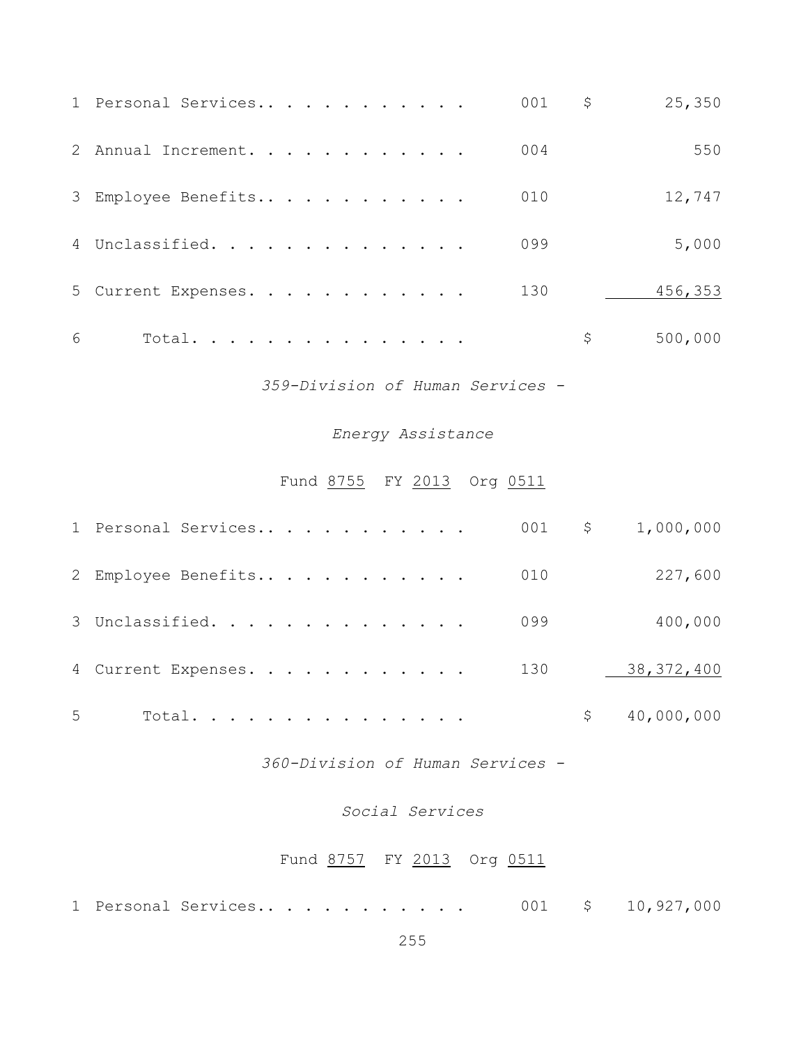| | | | | |
|---|---|---|---|---|
| 1 | Personal Services.. . . . . . . . . . . | 001 | $ | 25,350 |
| 2 | Annual Increment. . . . . . . . . . . . | 004 | | 550 |
| 3 | Employee Benefits.. . . . . . . . . . . | 010 | | 12,747 |
| 4 | Unclassified. . . . . . . . . . . . . . | 099 | | 5,000 |
| 5 | Current Expenses. . . . . . . . . . . . | 130 | | 456,353 |
| 6 | Total. . . . . . . . . . . . . . . | | $ | 500,000 |

*359-Division of Human Services -*

*Energy Assistance*

Fund 8755 FY 2013 Org 0511

| | | | | |
|---|---|---|---|---|
| 1 | Personal Services.. . . . . . . . . . . | 001 | $ | 1,000,000 |
| 2 | Employee Benefits.. . . . . . . . . . . | 010 | | 227,600 |
| 3 | Unclassified. . . . . . . . . . . . . . | 099 | | 400,000 |
| 4 | Current Expenses. . . . . . . . . . . . | 130 | | 38,372,400 |
| 5 | Total. . . . . . . . . . . . . . . | | $ | 40,000,000 |

*360-Division of Human Services -*

*Social Services*

Fund 8757 FY 2013 Org 0511

| | | | | |
|---|---|---|---|---|
| 1 | Personal Services.. . . . . . . . . . . | 001 | $ | 10,927,000 |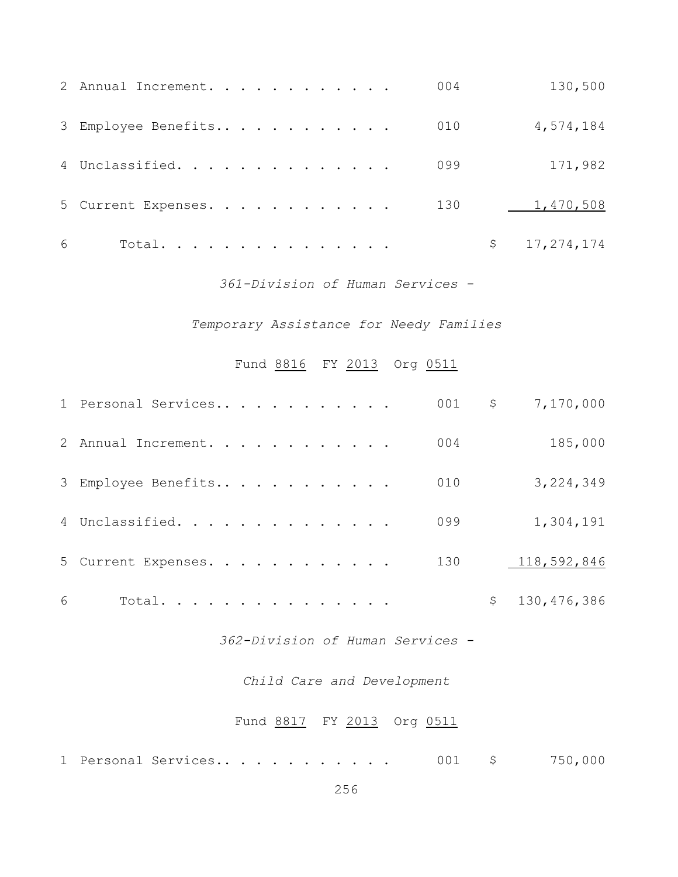| | | | |
|---|---|---|---|
| 2 Annual Increment. . . . . . . . . . . . | 004 | | 130,500 |
| 3 Employee Benefits.. . . . . . . . . . . | 010 | | 4,574,184 |
| 4 Unclassified. . . . . . . . . . . . . . | 099 | | 171,982 |
| 5 Current Expenses. . . . . . . . . . . . | 130 | | 1,470,508 |
| 6 Total. . . . . . . . . . . . . . . | | $ | 17,274,174 |

*361-Division of Human Services -*

*Temporary Assistance for Needy Families*

Fund 8816 FY 2013 Org 0511

| | | | |
|---|---|---|---|
| 1 Personal Services.. . . . . . . . . . . | 001 | $ | 7,170,000 |
| 2 Annual Increment. . . . . . . . . . . . | 004 | | 185,000 |
| 3 Employee Benefits.. . . . . . . . . . . | 010 | | 3,224,349 |
| 4 Unclassified. . . . . . . . . . . . . . | 099 | | 1,304,191 |
| 5 Current Expenses. . . . . . . . . . . . | 130 | | 118,592,846 |
| 6 Total. . . . . . . . . . . . . . . | | $ | 130,476,386 |

*362-Division of Human Services -*

*Child Care and Development*

Fund 8817 FY 2013 Org 0511

| | | | |
|---|---|---|---|
| 1 Personal Services.. . . . . . . . . . . | 001 | $ | 750,000 |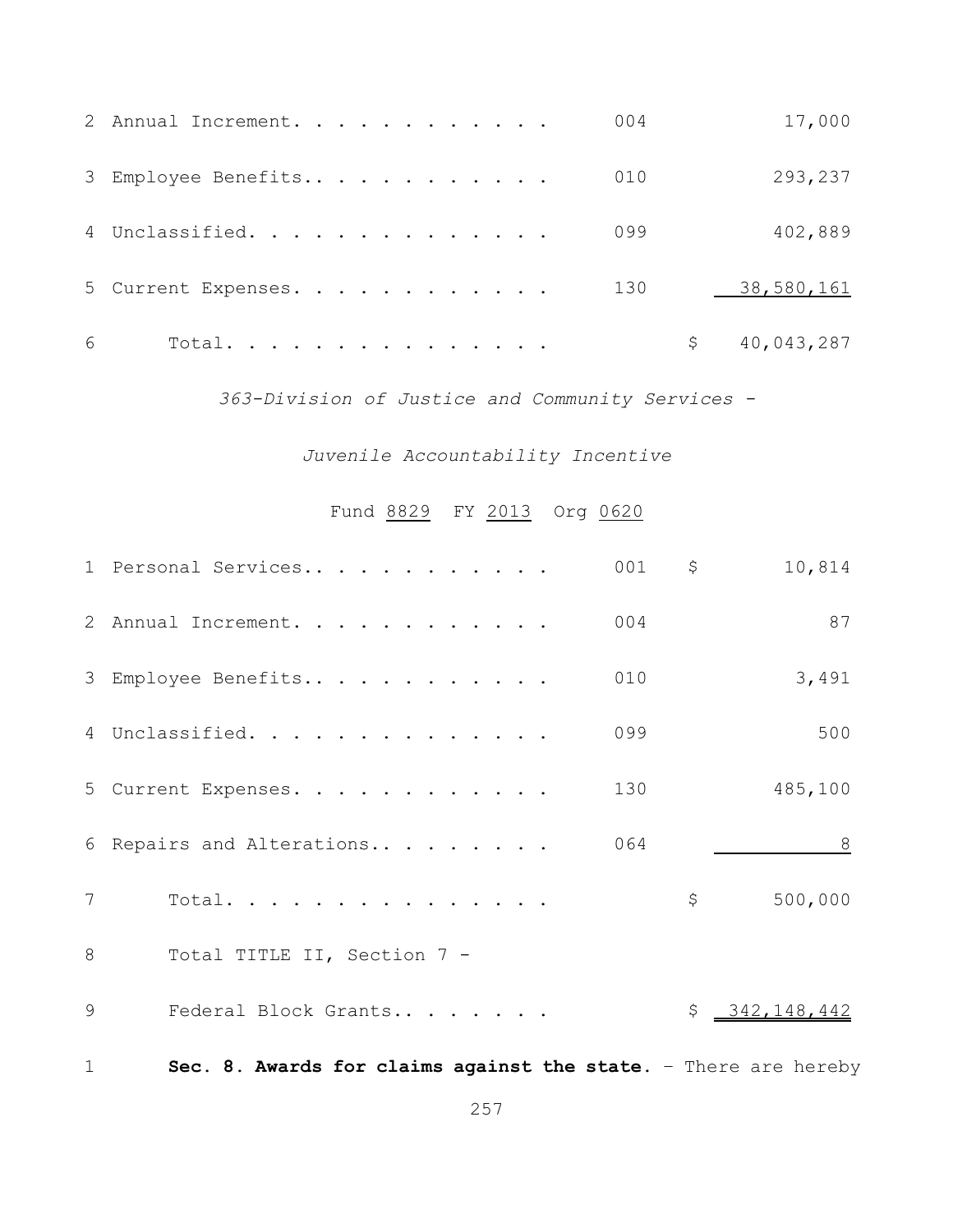| | | | |
|---|---|---|---|
| 2 Annual Increment. . . . . . . . . . . . | 004 | | 17,000 |
| 3 Employee Benefits.. . . . . . . . . . . | 010 | | 293,237 |
| 4 Unclassified. . . . . . . . . . . . . . | 099 | | 402,889 |
| 5 Current Expenses. . . . . . . . . . . . | 130 | | 38,580,161 |
| 6 Total. . . . . . . . . . . . . . . | | $ | 40,043,287 |

*363-Division of Justice and Community Services -*

*Juvenile Accountability Incentive*

Fund 8829 FY 2013 Org 0620

| | | | |
|---|---|---|---|
| 1 Personal Services.. . . . . . . . . . . | 001 | $ | 10,814 |
| 2 Annual Increment. . . . . . . . . . . . | 004 | | 87 |
| 3 Employee Benefits.. . . . . . . . . . . | 010 | | 3,491 |
| 4 Unclassified. . . . . . . . . . . . . . | 099 | | 500 |
| 5 Current Expenses. . . . . . . . . . . . | 130 | | 485,100 |
| 6 Repairs and Alterations.. . . . . . . . | 064 | | 8 |
| 7 Total. . . . . . . . . . . . . . . | | $ | 500,000 |
| 8 Total TITLE II, Section 7 - | | | |
| 9 Federal Block Grants.. . . . . . . | | $ | 342,148,442 |

1 **Sec. 8. Awards for claims against the state.** – There are hereby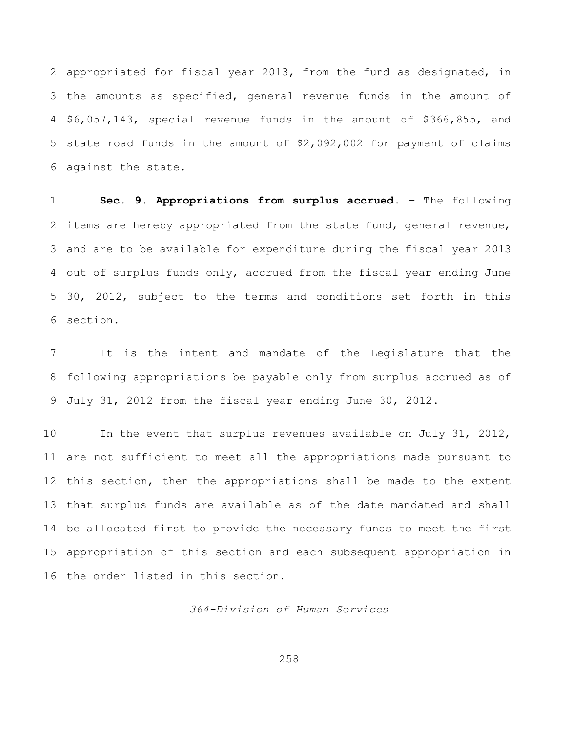appropriated for fiscal year 2013, from the fund as designated, in the amounts as specified, general revenue funds in the amount of $6,057,143, special revenue funds in the amount of $366,855, and state road funds in the amount of $2,092,002 for payment of claims against the state.

**Sec. 9. Appropriations from surplus accrued.** – The following items are hereby appropriated from the state fund, general revenue, and are to be available for expenditure during the fiscal year 2013 out of surplus funds only, accrued from the fiscal year ending June 30, 2012, subject to the terms and conditions set forth in this section.

It is the intent and mandate of the Legislature that the following appropriations be payable only from surplus accrued as of July 31, 2012 from the fiscal year ending June 30, 2012.

In the event that surplus revenues available on July 31, 2012, are not sufficient to meet all the appropriations made pursuant to this section, then the appropriations shall be made to the extent that surplus funds are available as of the date mandated and shall be allocated first to provide the necessary funds to meet the first appropriation of this section and each subsequent appropriation in the order listed in this section.

*364-Division of Human Services*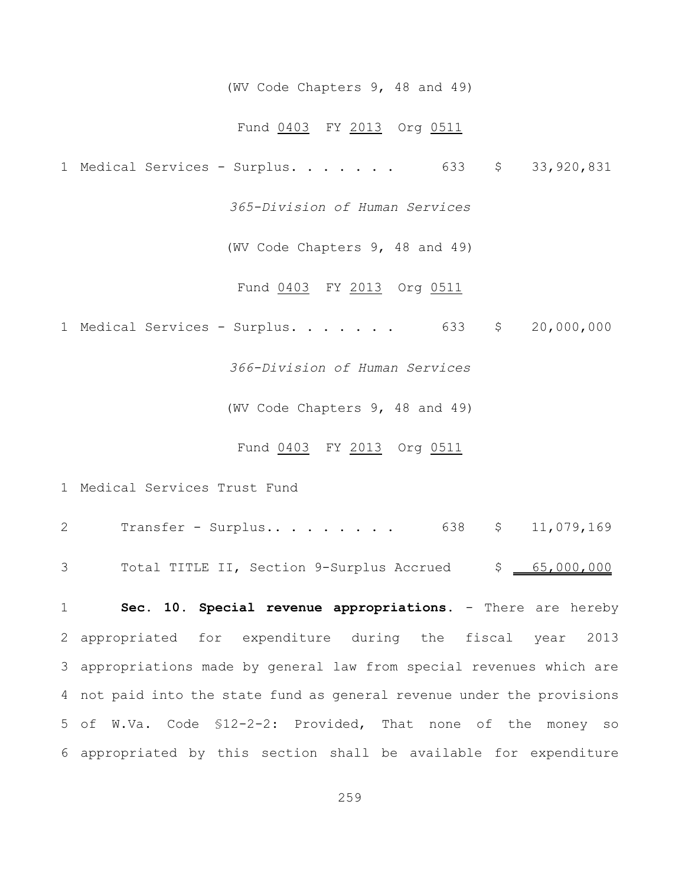(WV Code Chapters 9, 48 and 49)

Fund 0403 FY 2013 Org 0511

1 Medical Services - Surplus. . . . . . . 633 $ 33,920,831

*365-Division of Human Services*

(WV Code Chapters 9, 48 and 49)

Fund 0403 FY 2013 Org 0511

1 Medical Services - Surplus. . . . . . . 633 $ 20,000,000

*366-Division of Human Services*

(WV Code Chapters 9, 48 and 49)

Fund 0403 FY 2013 Org 0511

1 Medical Services Trust Fund

2 Transfer - Surplus.. . . . . . . . 638 $ 11,079,169

3 Total TITLE II, Section 9-Surplus Accrued $ 65,000,000

1 **Sec. 10. Special revenue appropriations.** - There are hereby
2 appropriated for expenditure during the fiscal year 2013
3 appropriations made by general law from special revenues which are
4 not paid into the state fund as general revenue under the provisions
5 of W.Va. Code §12-2-2: Provided, That none of the money so
6 appropriated by this section shall be available for expenditure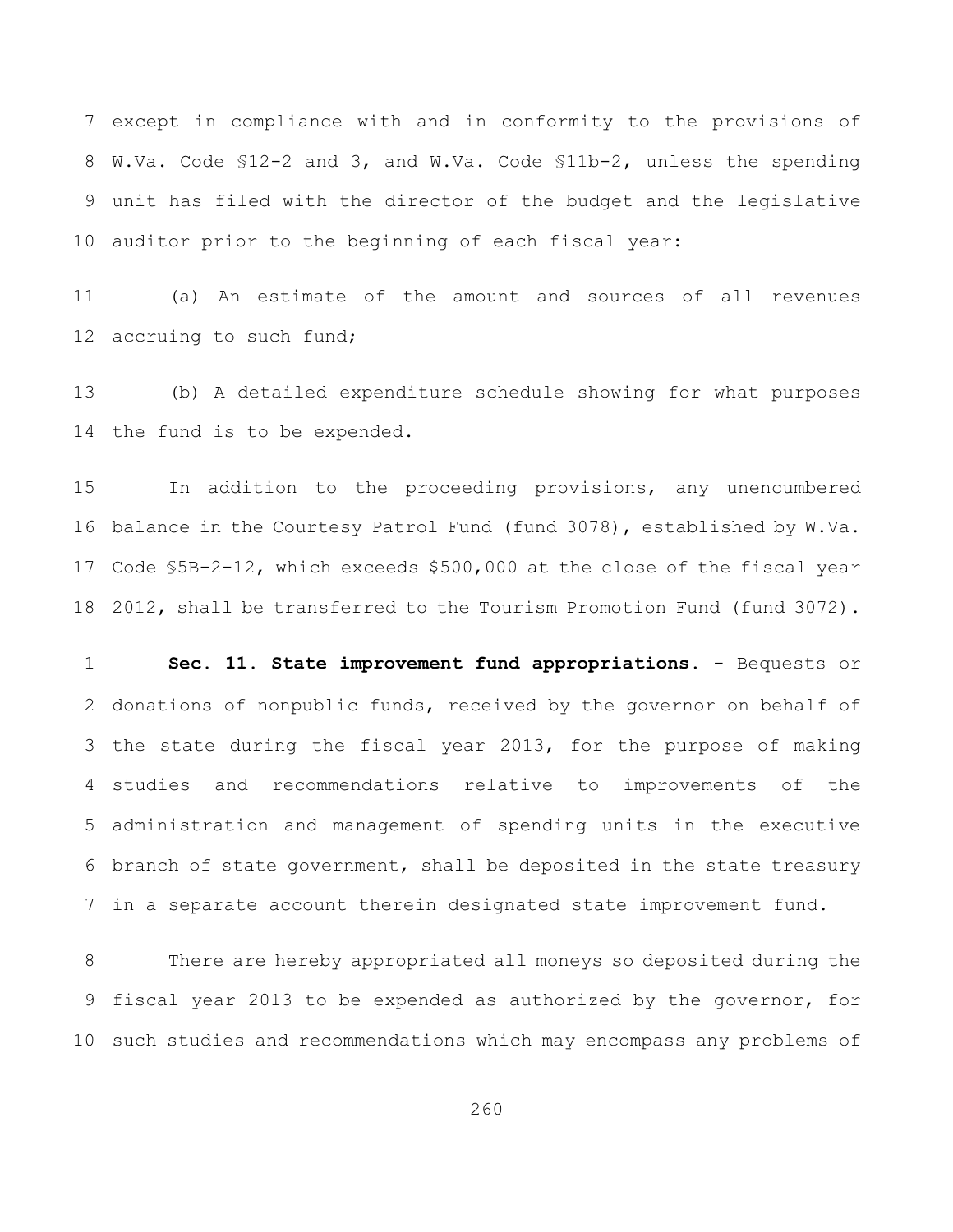except in compliance with and in conformity to the provisions of W.Va. Code §12-2 and 3, and W.Va. Code §11b-2, unless the spending unit has filed with the director of the budget and the legislative auditor prior to the beginning of each fiscal year:

(a) An estimate of the amount and sources of all revenues accruing to such fund;

(b) A detailed expenditure schedule showing for what purposes the fund is to be expended.

In addition to the proceeding provisions, any unencumbered balance in the Courtesy Patrol Fund (fund 3078), established by W.Va. Code §5B-2-12, which exceeds $500,000 at the close of the fiscal year 2012, shall be transferred to the Tourism Promotion Fund (fund 3072).

**Sec. 11. State improvement fund appropriations.** - Bequests or donations of nonpublic funds, received by the governor on behalf of the state during the fiscal year 2013, for the purpose of making studies and recommendations relative to improvements of the administration and management of spending units in the executive branch of state government, shall be deposited in the state treasury in a separate account therein designated state improvement fund.

There are hereby appropriated all moneys so deposited during the fiscal year 2013 to be expended as authorized by the governor, for such studies and recommendations which may encompass any problems of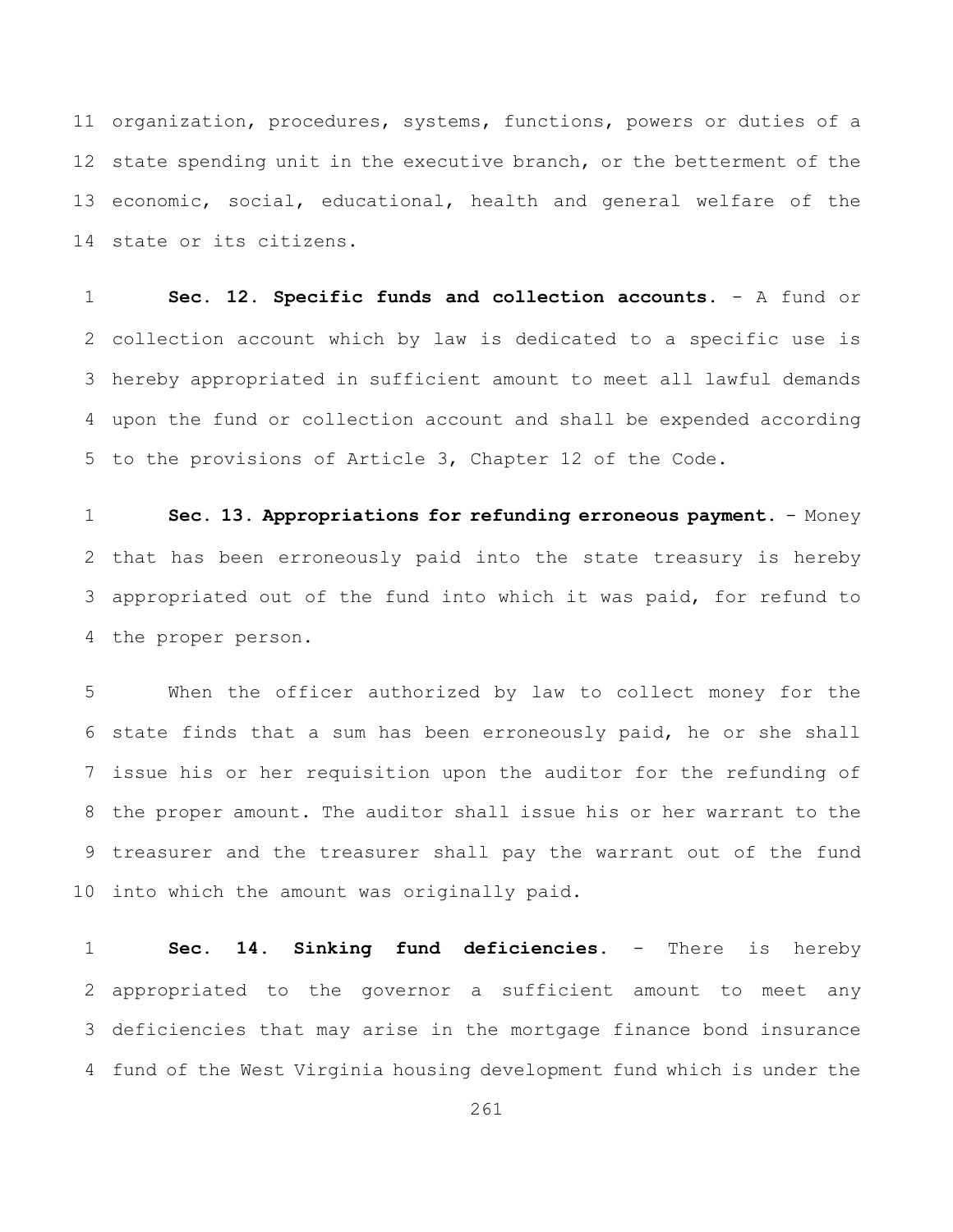organization, procedures, systems, functions, powers or duties of a state spending unit in the executive branch, or the betterment of the economic, social, educational, health and general welfare of the state or its citizens.

**Sec. 12. Specific funds and collection accounts.** - A fund or collection account which by law is dedicated to a specific use is hereby appropriated in sufficient amount to meet all lawful demands upon the fund or collection account and shall be expended according to the provisions of Article 3, Chapter 12 of the Code.

**Sec. 13. Appropriations for refunding erroneous payment.** - Money that has been erroneously paid into the state treasury is hereby appropriated out of the fund into which it was paid, for refund to the proper person.

When the officer authorized by law to collect money for the state finds that a sum has been erroneously paid, he or she shall issue his or her requisition upon the auditor for the refunding of the proper amount. The auditor shall issue his or her warrant to the treasurer and the treasurer shall pay the warrant out of the fund into which the amount was originally paid.

**Sec. 14. Sinking fund deficiencies.** - There is hereby appropriated to the governor a sufficient amount to meet any deficiencies that may arise in the mortgage finance bond insurance fund of the West Virginia housing development fund which is under the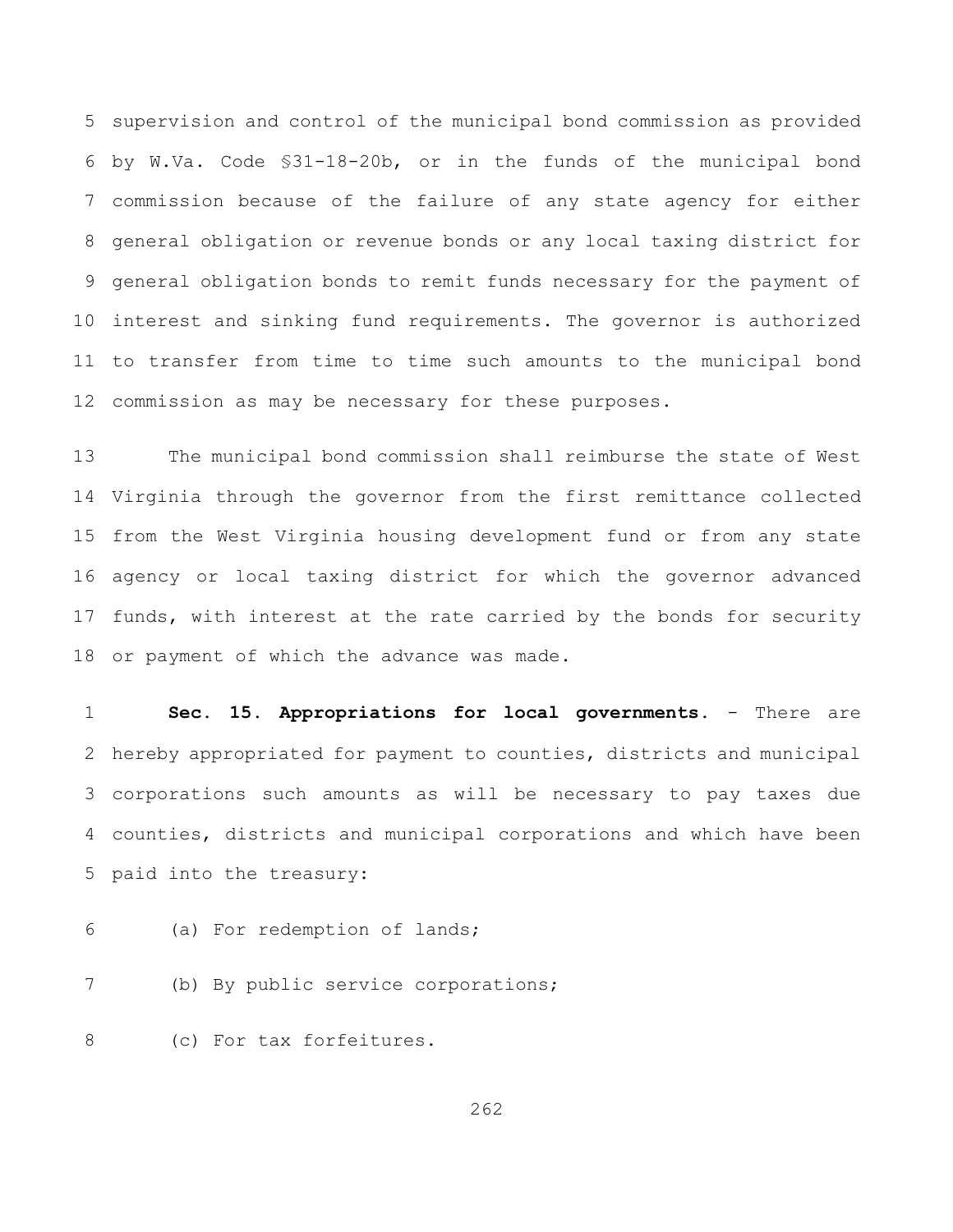supervision and control of the municipal bond commission as provided by W.Va. Code §31-18-20b, or in the funds of the municipal bond commission because of the failure of any state agency for either general obligation or revenue bonds or any local taxing district for general obligation bonds to remit funds necessary for the payment of interest and sinking fund requirements. The governor is authorized to transfer from time to time such amounts to the municipal bond commission as may be necessary for these purposes.

The municipal bond commission shall reimburse the state of West Virginia through the governor from the first remittance collected from the West Virginia housing development fund or from any state agency or local taxing district for which the governor advanced funds, with interest at the rate carried by the bonds for security or payment of which the advance was made.

**Sec. 15. Appropriations for local governments.** - There are hereby appropriated for payment to counties, districts and municipal corporations such amounts as will be necessary to pay taxes due counties, districts and municipal corporations and which have been paid into the treasury:

(a) For redemption of lands;

(b) By public service corporations;

(c) For tax forfeitures.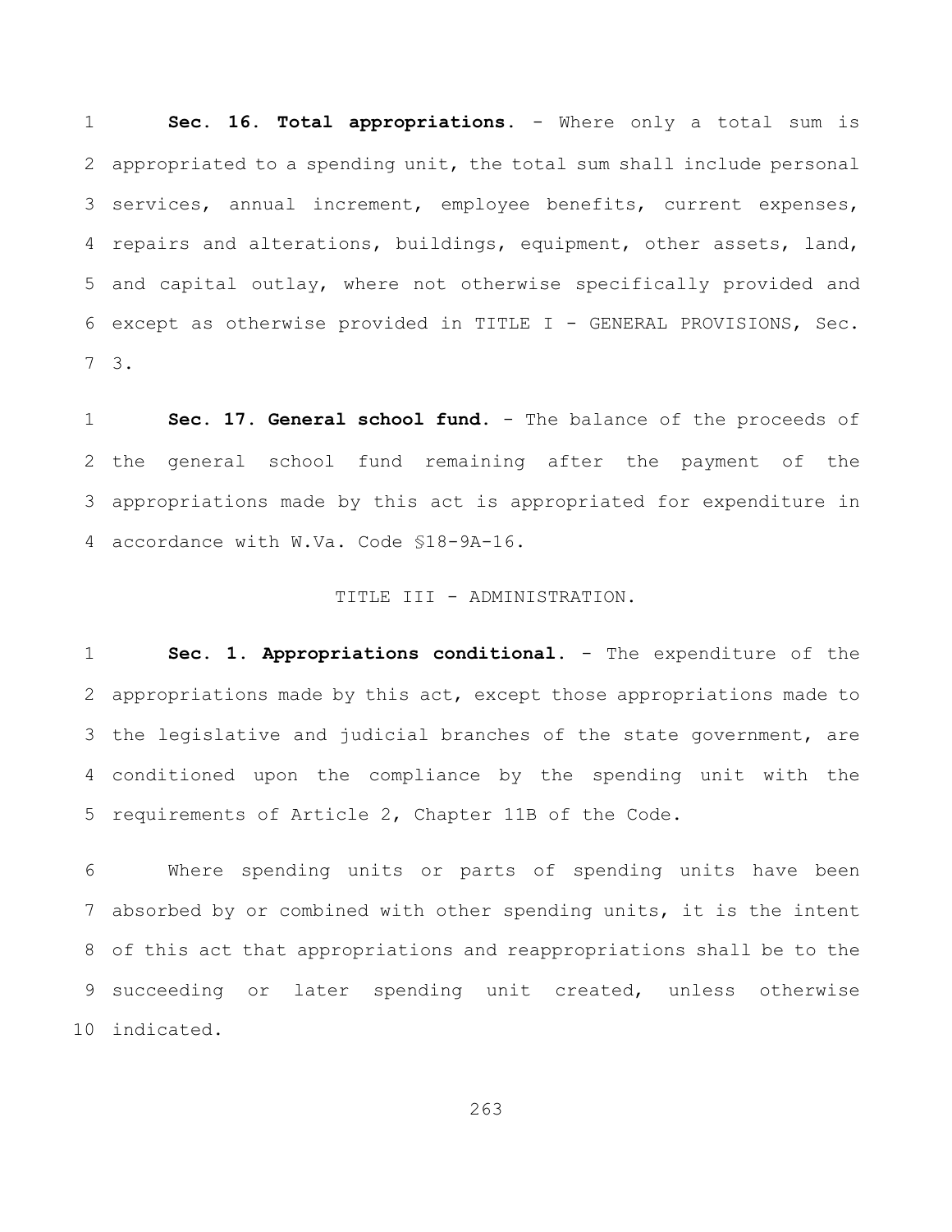**Sec. 16. Total appropriations.** - Where only a total sum is appropriated to a spending unit, the total sum shall include personal services, annual increment, employee benefits, current expenses, repairs and alterations, buildings, equipment, other assets, land, and capital outlay, where not otherwise specifically provided and except as otherwise provided in TITLE I - GENERAL PROVISIONS, Sec. 3.

**Sec. 17. General school fund.** - The balance of the proceeds of the general school fund remaining after the payment of the appropriations made by this act is appropriated for expenditure in accordance with W.Va. Code §18-9A-16.

## TITLE III - ADMINISTRATION.

**Sec. 1. Appropriations conditional.** - The expenditure of the appropriations made by this act, except those appropriations made to the legislative and judicial branches of the state government, are conditioned upon the compliance by the spending unit with the requirements of Article 2, Chapter 11B of the Code.

Where spending units or parts of spending units have been absorbed by or combined with other spending units, it is the intent of this act that appropriations and reappropriations shall be to the succeeding or later spending unit created, unless otherwise indicated.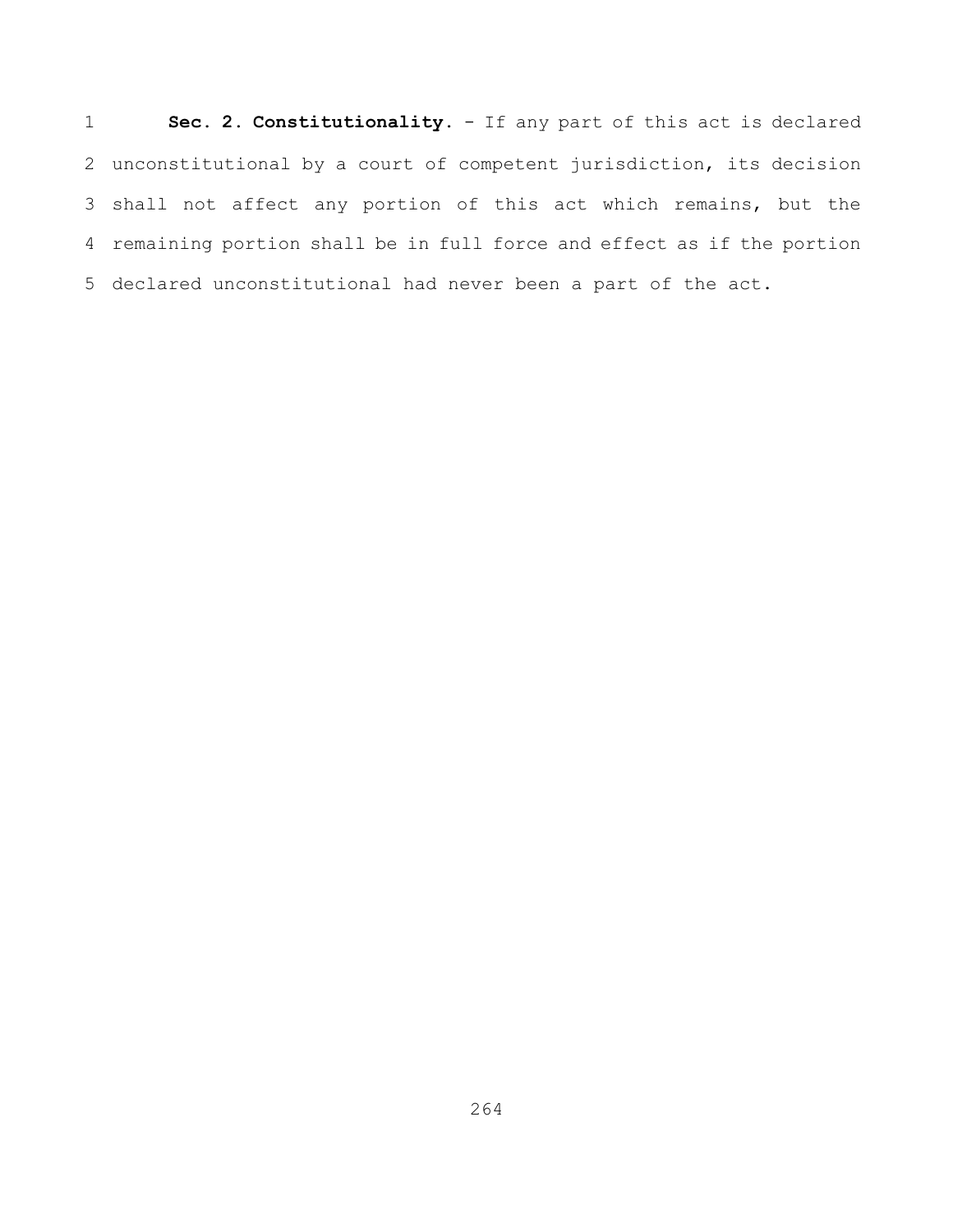**Sec. 2. Constitutionality.** - If any part of this act is declared unconstitutional by a court of competent jurisdiction, its decision shall not affect any portion of this act which remains, but the remaining portion shall be in full force and effect as if the portion declared unconstitutional had never been a part of the act.